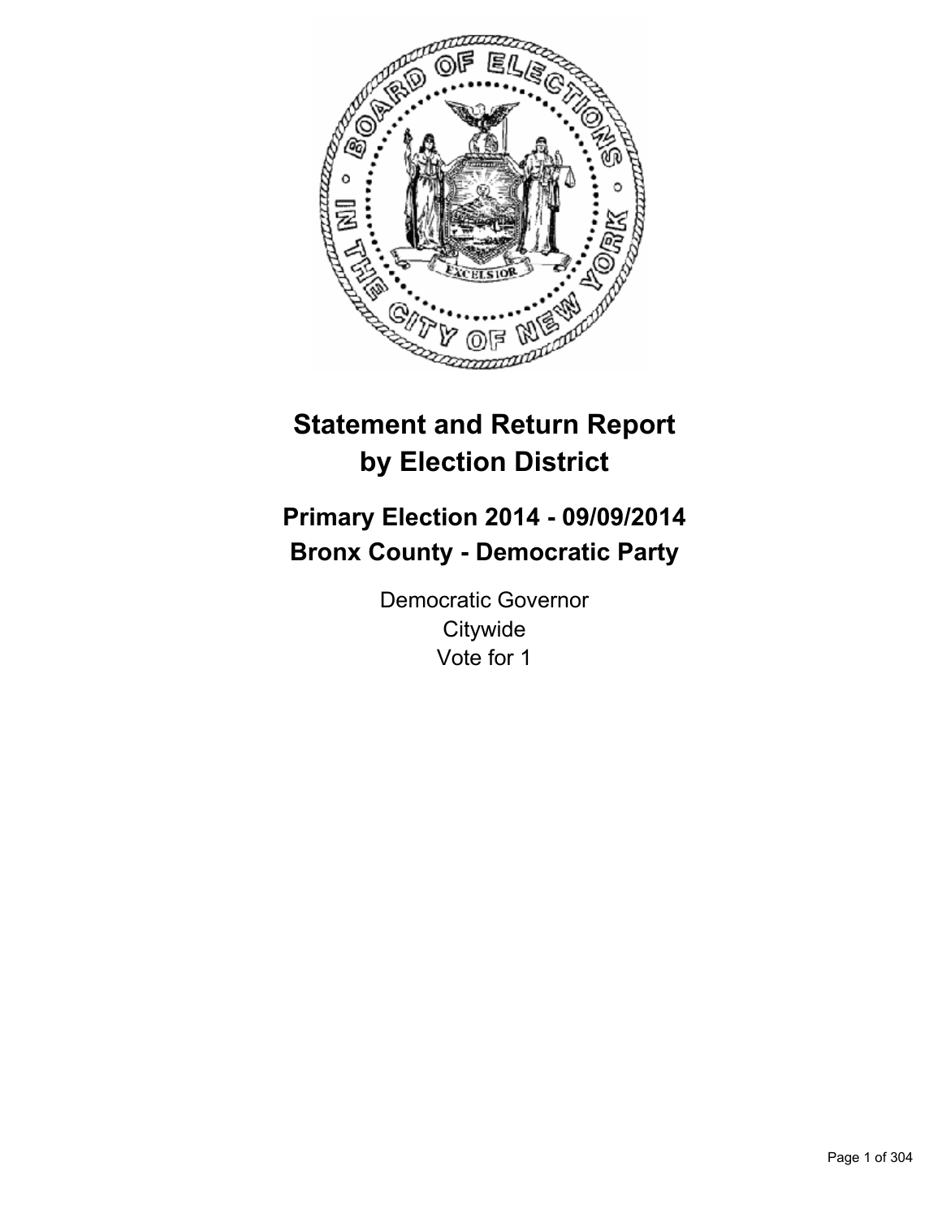# Statement and Return Report by Election District

## Primary Election 2014 - 09/09/2014
## Bronx County - Democratic Party

Democratic Governor
Citywide
Vote for 1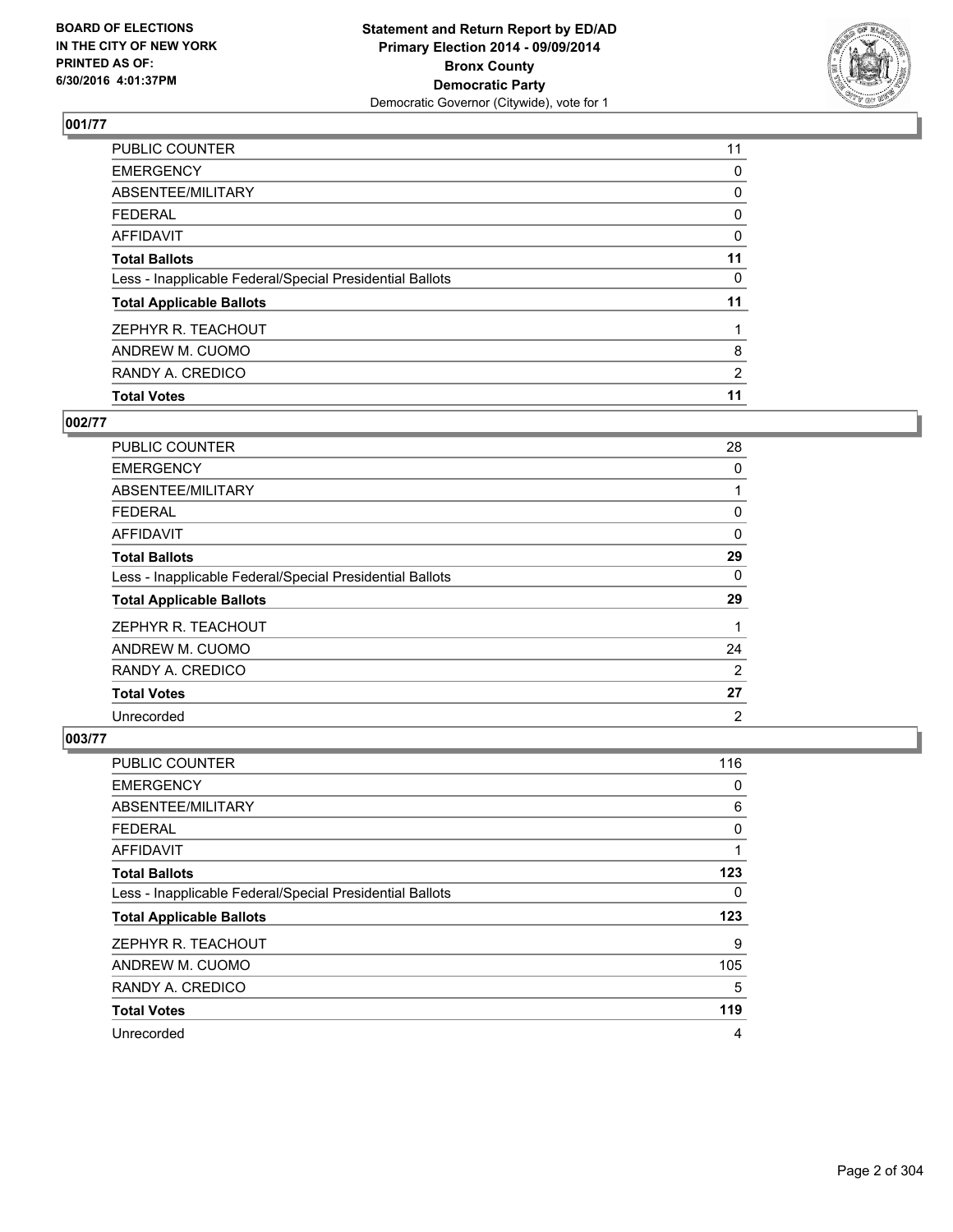BOARD OF ELECTIONS
IN THE CITY OF NEW YORK
PRINTED AS OF:
6/30/2016 4:01:37PM

**Statement and Return Report by ED/AD**
**Primary Election 2014 - 09/09/2014**
**Bronx County**
**Democratic Party**
Democratic Governor (Citywide), vote for 1

### 001/77

| | |
|---|---|
| PUBLIC COUNTER | 11 |
| EMERGENCY | 0 |
| ABSENTEE/MILITARY | 0 |
| FEDERAL | 0 |
| AFFIDAVIT | 0 |
| **Total Ballots** | **11** |
| Less - Inapplicable Federal/Special Presidential Ballots | 0 |
| **Total Applicable Ballots** | **11** |
| ZEPHYR R. TEACHOUT | 1 |
| ANDREW M. CUOMO | 8 |
| RANDY A. CREDICO | 2 |
| **Total Votes** | **11** |

### 002/77

| | |
|---|---|
| PUBLIC COUNTER | 28 |
| EMERGENCY | 0 |
| ABSENTEE/MILITARY | 1 |
| FEDERAL | 0 |
| AFFIDAVIT | 0 |
| **Total Ballots** | **29** |
| Less - Inapplicable Federal/Special Presidential Ballots | 0 |
| **Total Applicable Ballots** | **29** |
| ZEPHYR R. TEACHOUT | 1 |
| ANDREW M. CUOMO | 24 |
| RANDY A. CREDICO | 2 |
| **Total Votes** | **27** |
| Unrecorded | 2 |

### 003/77

| | |
|---|---|
| PUBLIC COUNTER | 116 |
| EMERGENCY | 0 |
| ABSENTEE/MILITARY | 6 |
| FEDERAL | 0 |
| AFFIDAVIT | 1 |
| **Total Ballots** | **123** |
| Less - Inapplicable Federal/Special Presidential Ballots | 0 |
| **Total Applicable Ballots** | **123** |
| ZEPHYR R. TEACHOUT | 9 |
| ANDREW M. CUOMO | 105 |
| RANDY A. CREDICO | 5 |
| **Total Votes** | **119** |
| Unrecorded | 4 |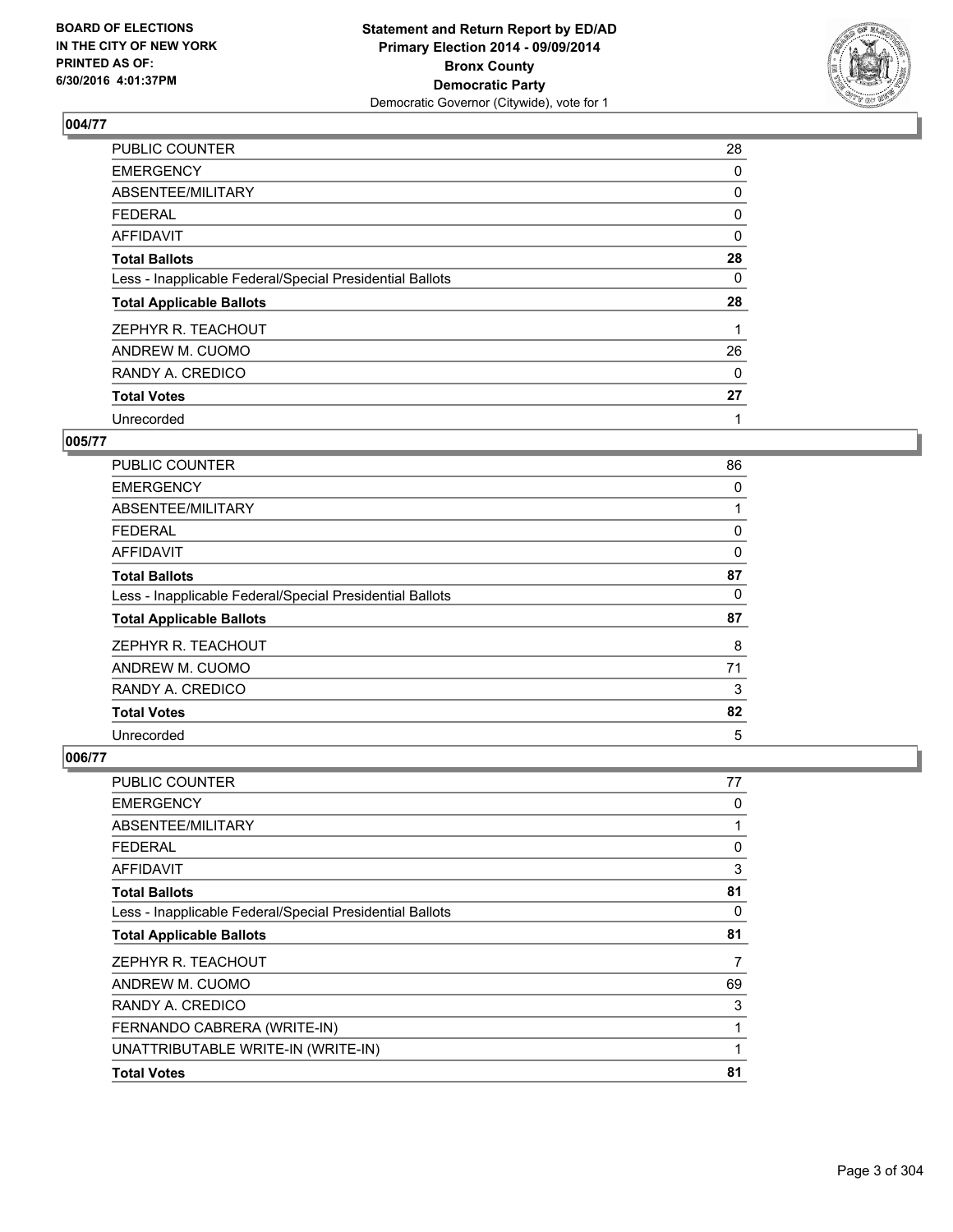**BOARD OF ELECTIONS IN THE CITY OF NEW YORK PRINTED AS OF: 6/30/2016 4:01:37PM**

**Statement and Return Report by ED/AD Primary Election 2014 - 09/09/2014 Bronx County Democratic Party**

Democratic Governor (Citywide), vote for 1

## 004/77

| | |
|---|---|
| PUBLIC COUNTER | 28 |
| EMERGENCY | 0 |
| ABSENTEE/MILITARY | 0 |
| FEDERAL | 0 |
| AFFIDAVIT | 0 |
| **Total Ballots** | **28** |
| Less - Inapplicable Federal/Special Presidential Ballots | 0 |
| **Total Applicable Ballots** | **28** |
| ZEPHYR R. TEACHOUT | 1 |
| ANDREW M. CUOMO | 26 |
| RANDY A. CREDICO | 0 |
| **Total Votes** | **27** |
| Unrecorded | 1 |

## 005/77

| | |
|---|---|
| PUBLIC COUNTER | 86 |
| EMERGENCY | 0 |
| ABSENTEE/MILITARY | 1 |
| FEDERAL | 0 |
| AFFIDAVIT | 0 |
| **Total Ballots** | **87** |
| Less - Inapplicable Federal/Special Presidential Ballots | 0 |
| **Total Applicable Ballots** | **87** |
| ZEPHYR R. TEACHOUT | 8 |
| ANDREW M. CUOMO | 71 |
| RANDY A. CREDICO | 3 |
| **Total Votes** | **82** |
| Unrecorded | 5 |

## 006/77

| | |
|---|---|
| PUBLIC COUNTER | 77 |
| EMERGENCY | 0 |
| ABSENTEE/MILITARY | 1 |
| FEDERAL | 0 |
| AFFIDAVIT | 3 |
| **Total Ballots** | **81** |
| Less - Inapplicable Federal/Special Presidential Ballots | 0 |
| **Total Applicable Ballots** | **81** |
| ZEPHYR R. TEACHOUT | 7 |
| ANDREW M. CUOMO | 69 |
| RANDY A. CREDICO | 3 |
| FERNANDO CABRERA (WRITE-IN) | 1 |
| UNATTRIBUTABLE WRITE-IN (WRITE-IN) | 1 |
| **Total Votes** | **81** |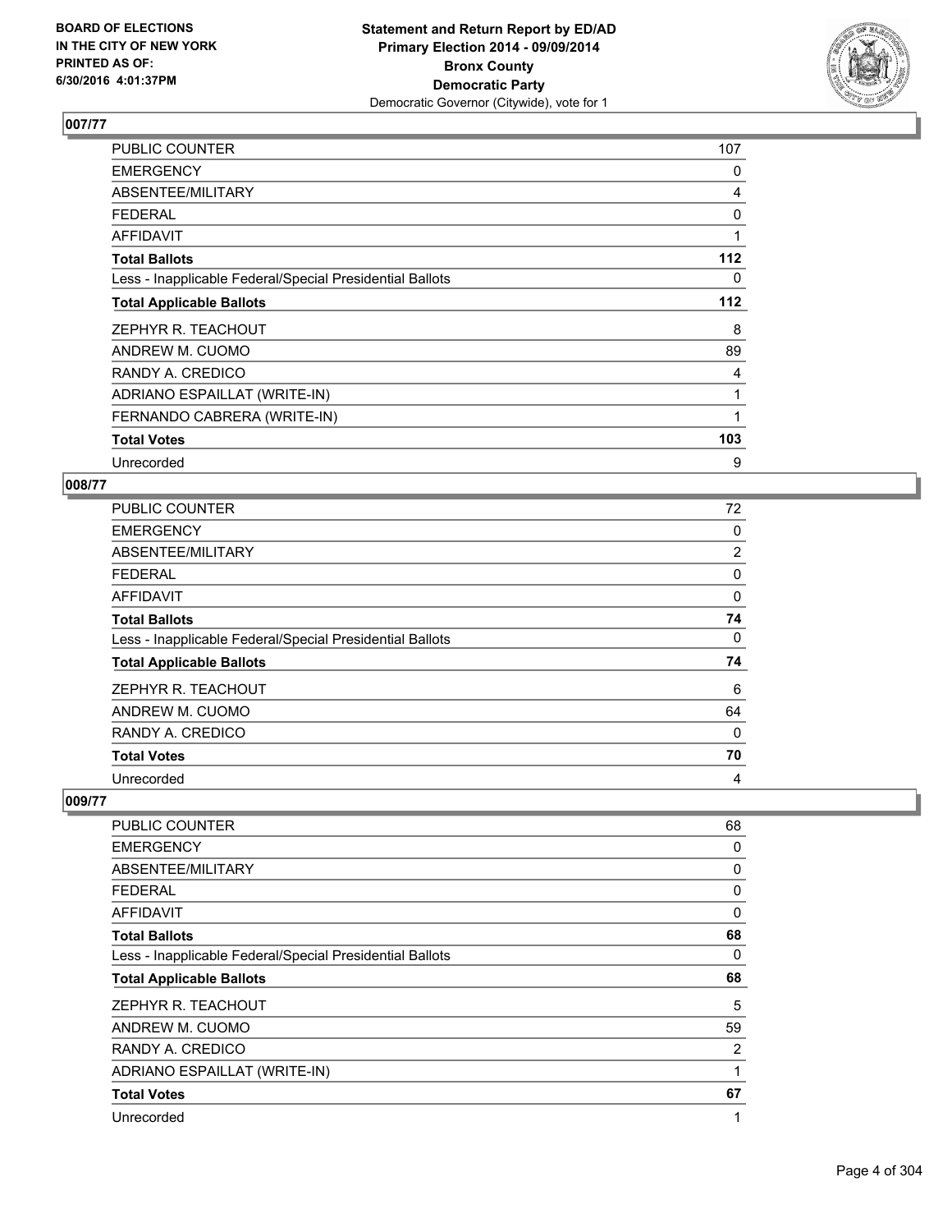## 007/77

| | |
|---|---|
| PUBLIC COUNTER | 107 |
| EMERGENCY | 0 |
| ABSENTEE/MILITARY | 4 |
| FEDERAL | 0 |
| AFFIDAVIT | 1 |
| **Total Ballots** | **112** |
| Less - Inapplicable Federal/Special Presidential Ballots | 0 |
| **Total Applicable Ballots** | **112** |
| ZEPHYR R. TEACHOUT | 8 |
| ANDREW M. CUOMO | 89 |
| RANDY A. CREDICO | 4 |
| ADRIANO ESPAILLAT (WRITE-IN) | 1 |
| FERNANDO CABRERA (WRITE-IN) | 1 |
| **Total Votes** | **103** |
| Unrecorded | 9 |

## 008/77

| | |
|---|---|
| PUBLIC COUNTER | 72 |
| EMERGENCY | 0 |
| ABSENTEE/MILITARY | 2 |
| FEDERAL | 0 |
| AFFIDAVIT | 0 |
| **Total Ballots** | **74** |
| Less - Inapplicable Federal/Special Presidential Ballots | 0 |
| **Total Applicable Ballots** | **74** |
| ZEPHYR R. TEACHOUT | 6 |
| ANDREW M. CUOMO | 64 |
| RANDY A. CREDICO | 0 |
| **Total Votes** | **70** |
| Unrecorded | 4 |

## 009/77

| | |
|---|---|
| PUBLIC COUNTER | 68 |
| EMERGENCY | 0 |
| ABSENTEE/MILITARY | 0 |
| FEDERAL | 0 |
| AFFIDAVIT | 0 |
| **Total Ballots** | **68** |
| Less - Inapplicable Federal/Special Presidential Ballots | 0 |
| **Total Applicable Ballots** | **68** |
| ZEPHYR R. TEACHOUT | 5 |
| ANDREW M. CUOMO | 59 |
| RANDY A. CREDICO | 2 |
| ADRIANO ESPAILLAT (WRITE-IN) | 1 |
| **Total Votes** | **67** |
| Unrecorded | 1 |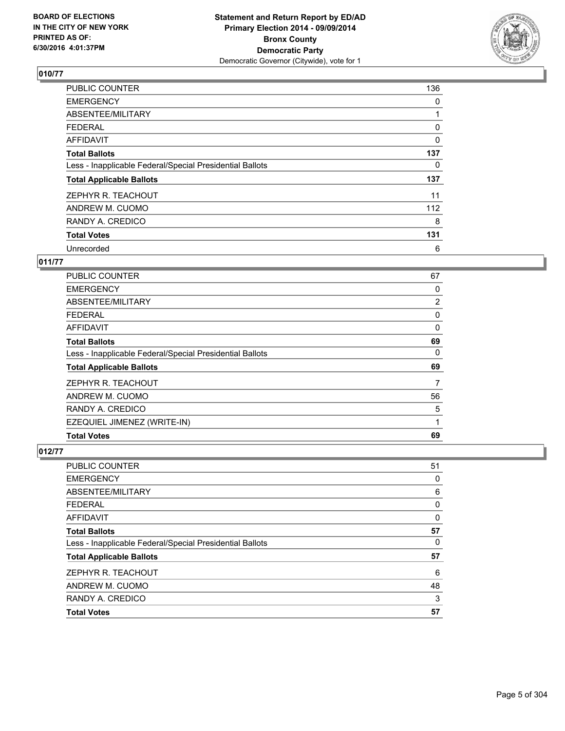**Statement and Return Report by ED/AD**
**Primary Election 2014 - 09/09/2014**
**Bronx County**
**Democratic Party**
Democratic Governor (Citywide), vote for 1

BOARD OF ELECTIONS
IN THE CITY OF NEW YORK
PRINTED AS OF:
6/30/2016 4:01:37PM

## 010/77

| | |
|---|---|
| PUBLIC COUNTER | 136 |
| EMERGENCY | 0 |
| ABSENTEE/MILITARY | 1 |
| FEDERAL | 0 |
| AFFIDAVIT | 0 |
| **Total Ballots** | **137** |
| Less - Inapplicable Federal/Special Presidential Ballots | 0 |
| **Total Applicable Ballots** | **137** |
| ZEPHYR R. TEACHOUT | 11 |
| ANDREW M. CUOMO | 112 |
| RANDY A. CREDICO | 8 |
| **Total Votes** | **131** |
| Unrecorded | 6 |

## 011/77

| | |
|---|---|
| PUBLIC COUNTER | 67 |
| EMERGENCY | 0 |
| ABSENTEE/MILITARY | 2 |
| FEDERAL | 0 |
| AFFIDAVIT | 0 |
| **Total Ballots** | **69** |
| Less - Inapplicable Federal/Special Presidential Ballots | 0 |
| **Total Applicable Ballots** | **69** |
| ZEPHYR R. TEACHOUT | 7 |
| ANDREW M. CUOMO | 56 |
| RANDY A. CREDICO | 5 |
| EZEQUIEL JIMENEZ (WRITE-IN) | 1 |
| **Total Votes** | **69** |

## 012/77

| | |
|---|---|
| PUBLIC COUNTER | 51 |
| EMERGENCY | 0 |
| ABSENTEE/MILITARY | 6 |
| FEDERAL | 0 |
| AFFIDAVIT | 0 |
| **Total Ballots** | **57** |
| Less - Inapplicable Federal/Special Presidential Ballots | 0 |
| **Total Applicable Ballots** | **57** |
| ZEPHYR R. TEACHOUT | 6 |
| ANDREW M. CUOMO | 48 |
| RANDY A. CREDICO | 3 |
| **Total Votes** | **57** |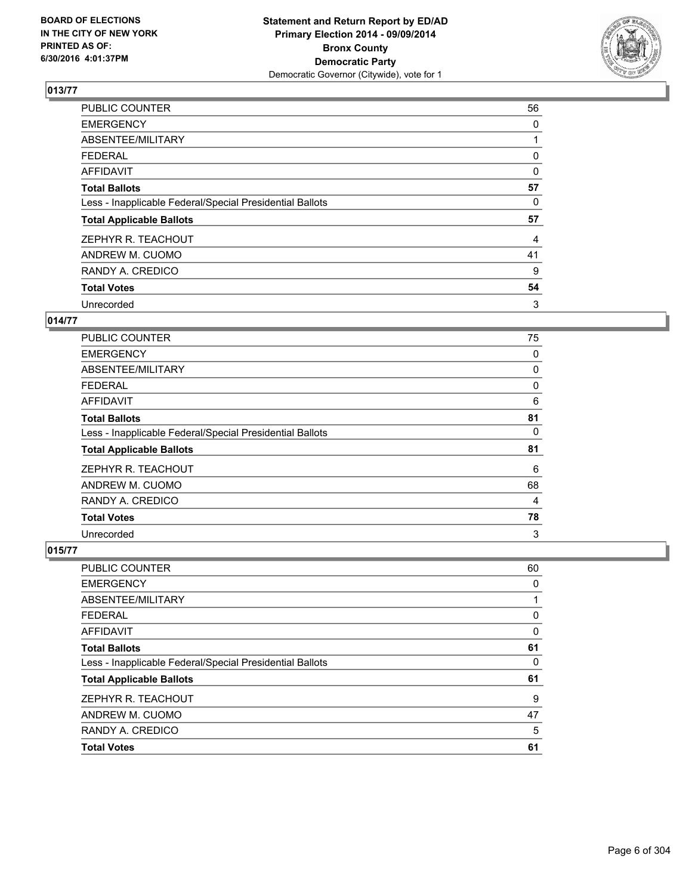**BOARD OF ELECTIONS IN THE CITY OF NEW YORK PRINTED AS OF: 6/30/2016 4:01:37PM**

**Statement and Return Report by ED/AD Primary Election 2014 - 09/09/2014 Bronx County Democratic Party**
Democratic Governor (Citywide), vote for 1

## 013/77

| | |
|---|---|
| PUBLIC COUNTER | 56 |
| EMERGENCY | 0 |
| ABSENTEE/MILITARY | 1 |
| FEDERAL | 0 |
| AFFIDAVIT | 0 |
| **Total Ballots** | **57** |
| Less - Inapplicable Federal/Special Presidential Ballots | 0 |
| **Total Applicable Ballots** | **57** |
| ZEPHYR R. TEACHOUT | 4 |
| ANDREW M. CUOMO | 41 |
| RANDY A. CREDICO | 9 |
| **Total Votes** | **54** |
| Unrecorded | 3 |

## 014/77

| | |
|---|---|
| PUBLIC COUNTER | 75 |
| EMERGENCY | 0 |
| ABSENTEE/MILITARY | 0 |
| FEDERAL | 0 |
| AFFIDAVIT | 6 |
| **Total Ballots** | **81** |
| Less - Inapplicable Federal/Special Presidential Ballots | 0 |
| **Total Applicable Ballots** | **81** |
| ZEPHYR R. TEACHOUT | 6 |
| ANDREW M. CUOMO | 68 |
| RANDY A. CREDICO | 4 |
| **Total Votes** | **78** |
| Unrecorded | 3 |

## 015/77

| | |
|---|---|
| PUBLIC COUNTER | 60 |
| EMERGENCY | 0 |
| ABSENTEE/MILITARY | 1 |
| FEDERAL | 0 |
| AFFIDAVIT | 0 |
| **Total Ballots** | **61** |
| Less - Inapplicable Federal/Special Presidential Ballots | 0 |
| **Total Applicable Ballots** | **61** |
| ZEPHYR R. TEACHOUT | 9 |
| ANDREW M. CUOMO | 47 |
| RANDY A. CREDICO | 5 |
| **Total Votes** | **61** |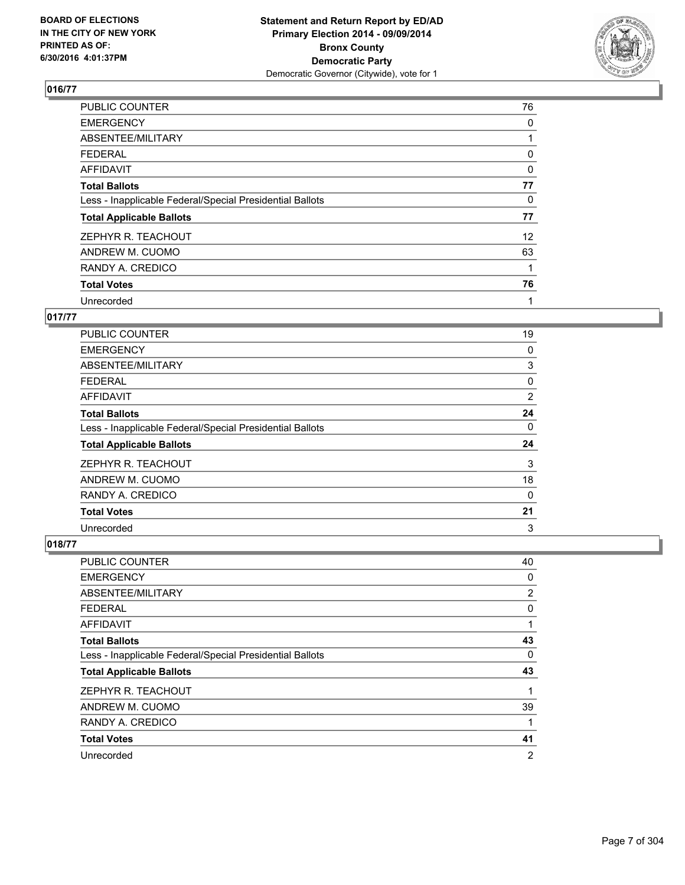**BOARD OF ELECTIONS IN THE CITY OF NEW YORK PRINTED AS OF: 6/30/2016 4:01:37PM**

**Statement and Return Report by ED/AD Primary Election 2014 - 09/09/2014 Bronx County Democratic Party**
Democratic Governor (Citywide), vote for 1

### 016/77

| | |
|---|---|
| PUBLIC COUNTER | 76 |
| EMERGENCY | 0 |
| ABSENTEE/MILITARY | 1 |
| FEDERAL | 0 |
| AFFIDAVIT | 0 |
| **Total Ballots** | **77** |
| Less - Inapplicable Federal/Special Presidential Ballots | 0 |
| **Total Applicable Ballots** | **77** |
| ZEPHYR R. TEACHOUT | 12 |
| ANDREW M. CUOMO | 63 |
| RANDY A. CREDICO | 1 |
| **Total Votes** | **76** |
| Unrecorded | 1 |

### 017/77

| | |
|---|---|
| PUBLIC COUNTER | 19 |
| EMERGENCY | 0 |
| ABSENTEE/MILITARY | 3 |
| FEDERAL | 0 |
| AFFIDAVIT | 2 |
| **Total Ballots** | **24** |
| Less - Inapplicable Federal/Special Presidential Ballots | 0 |
| **Total Applicable Ballots** | **24** |
| ZEPHYR R. TEACHOUT | 3 |
| ANDREW M. CUOMO | 18 |
| RANDY A. CREDICO | 0 |
| **Total Votes** | **21** |
| Unrecorded | 3 |

### 018/77

| | |
|---|---|
| PUBLIC COUNTER | 40 |
| EMERGENCY | 0 |
| ABSENTEE/MILITARY | 2 |
| FEDERAL | 0 |
| AFFIDAVIT | 1 |
| **Total Ballots** | **43** |
| Less - Inapplicable Federal/Special Presidential Ballots | 0 |
| **Total Applicable Ballots** | **43** |
| ZEPHYR R. TEACHOUT | 1 |
| ANDREW M. CUOMO | 39 |
| RANDY A. CREDICO | 1 |
| **Total Votes** | **41** |
| Unrecorded | 2 |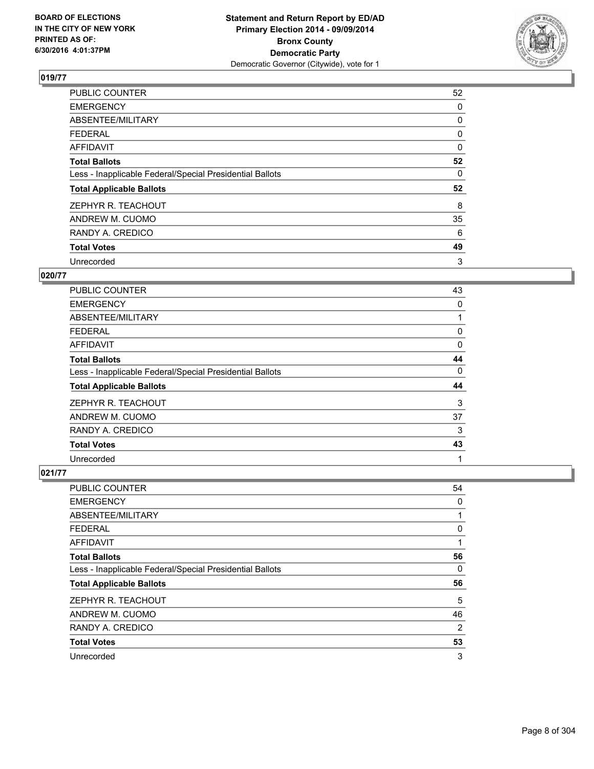**BOARD OF ELECTIONS IN THE CITY OF NEW YORK PRINTED AS OF: 6/30/2016 4:01:37PM**

**Statement and Return Report by ED/AD**
**Primary Election 2014 - 09/09/2014**
**Bronx County**
**Democratic Party**
Democratic Governor (Citywide), vote for 1

### 019/77

| | |
|---|---|
| PUBLIC COUNTER | 52 |
| EMERGENCY | 0 |
| ABSENTEE/MILITARY | 0 |
| FEDERAL | 0 |
| AFFIDAVIT | 0 |
| **Total Ballots** | **52** |
| Less - Inapplicable Federal/Special Presidential Ballots | 0 |
| **Total Applicable Ballots** | **52** |
| ZEPHYR R. TEACHOUT | 8 |
| ANDREW M. CUOMO | 35 |
| RANDY A. CREDICO | 6 |
| **Total Votes** | **49** |
| Unrecorded | 3 |

### 020/77

| | |
|---|---|
| PUBLIC COUNTER | 43 |
| EMERGENCY | 0 |
| ABSENTEE/MILITARY | 1 |
| FEDERAL | 0 |
| AFFIDAVIT | 0 |
| **Total Ballots** | **44** |
| Less - Inapplicable Federal/Special Presidential Ballots | 0 |
| **Total Applicable Ballots** | **44** |
| ZEPHYR R. TEACHOUT | 3 |
| ANDREW M. CUOMO | 37 |
| RANDY A. CREDICO | 3 |
| **Total Votes** | **43** |
| Unrecorded | 1 |

### 021/77

| | |
|---|---|
| PUBLIC COUNTER | 54 |
| EMERGENCY | 0 |
| ABSENTEE/MILITARY | 1 |
| FEDERAL | 0 |
| AFFIDAVIT | 1 |
| **Total Ballots** | **56** |
| Less - Inapplicable Federal/Special Presidential Ballots | 0 |
| **Total Applicable Ballots** | **56** |
| ZEPHYR R. TEACHOUT | 5 |
| ANDREW M. CUOMO | 46 |
| RANDY A. CREDICO | 2 |
| **Total Votes** | **53** |
| Unrecorded | 3 |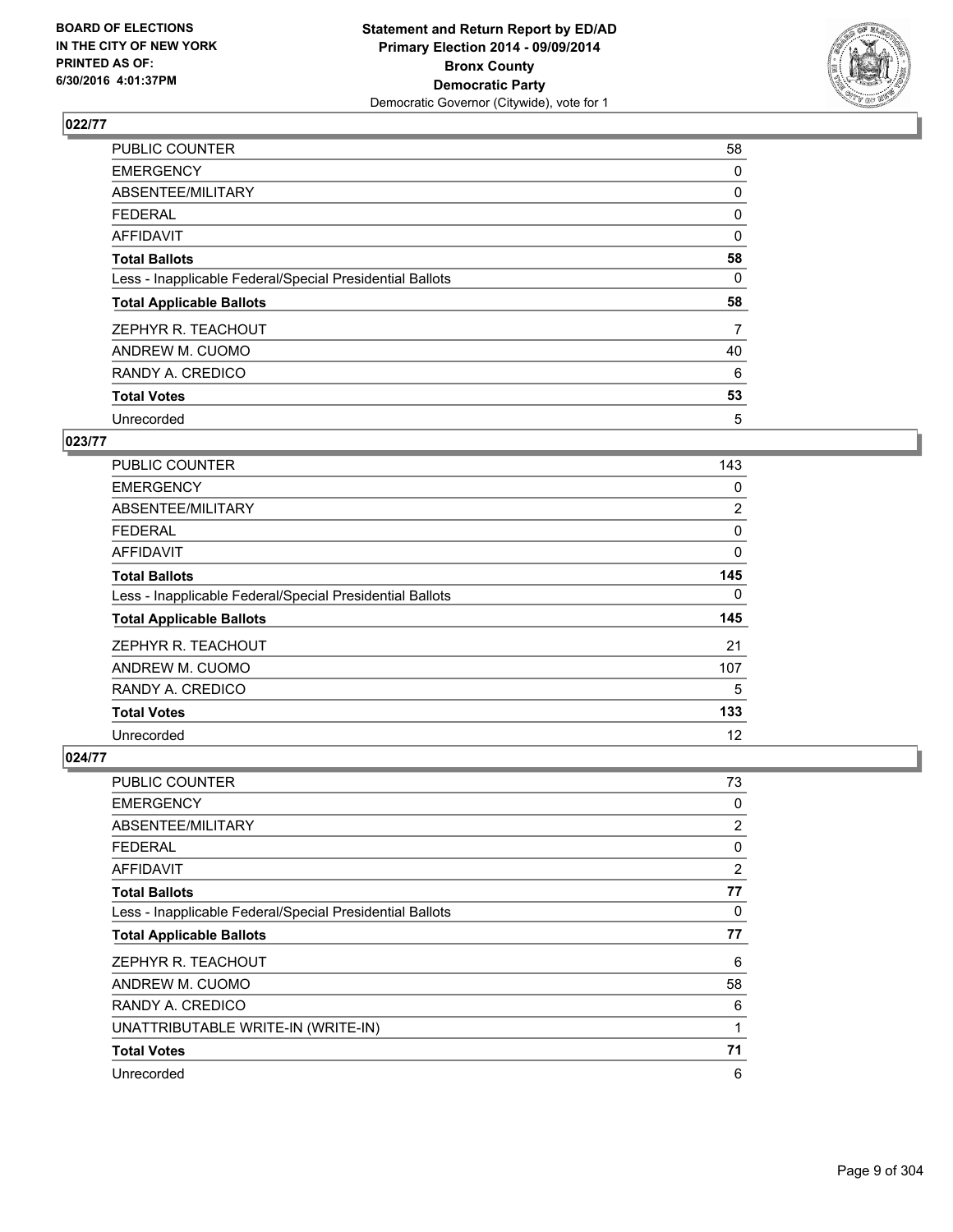BOARD OF ELECTIONS
IN THE CITY OF NEW YORK
PRINTED AS OF:
6/30/2016 4:01:37PM

**Statement and Return Report by ED/AD**
**Primary Election 2014 - 09/09/2014**
**Bronx County**
**Democratic Party**
Democratic Governor (Citywide), vote for 1

## 022/77

| | |
|---|---|
| PUBLIC COUNTER | 58 |
| EMERGENCY | 0 |
| ABSENTEE/MILITARY | 0 |
| FEDERAL | 0 |
| AFFIDAVIT | 0 |
| **Total Ballots** | **58** |
| Less - Inapplicable Federal/Special Presidential Ballots | 0 |
| **Total Applicable Ballots** | **58** |
| ZEPHYR R. TEACHOUT | 7 |
| ANDREW M. CUOMO | 40 |
| RANDY A. CREDICO | 6 |
| **Total Votes** | **53** |
| Unrecorded | 5 |

## 023/77

| | |
|---|---|
| PUBLIC COUNTER | 143 |
| EMERGENCY | 0 |
| ABSENTEE/MILITARY | 2 |
| FEDERAL | 0 |
| AFFIDAVIT | 0 |
| **Total Ballots** | **145** |
| Less - Inapplicable Federal/Special Presidential Ballots | 0 |
| **Total Applicable Ballots** | **145** |
| ZEPHYR R. TEACHOUT | 21 |
| ANDREW M. CUOMO | 107 |
| RANDY A. CREDICO | 5 |
| **Total Votes** | **133** |
| Unrecorded | 12 |

## 024/77

| | |
|---|---|
| PUBLIC COUNTER | 73 |
| EMERGENCY | 0 |
| ABSENTEE/MILITARY | 2 |
| FEDERAL | 0 |
| AFFIDAVIT | 2 |
| **Total Ballots** | **77** |
| Less - Inapplicable Federal/Special Presidential Ballots | 0 |
| **Total Applicable Ballots** | **77** |
| ZEPHYR R. TEACHOUT | 6 |
| ANDREW M. CUOMO | 58 |
| RANDY A. CREDICO | 6 |
| UNATTRIBUTABLE WRITE-IN (WRITE-IN) | 1 |
| **Total Votes** | **71** |
| Unrecorded | 6 |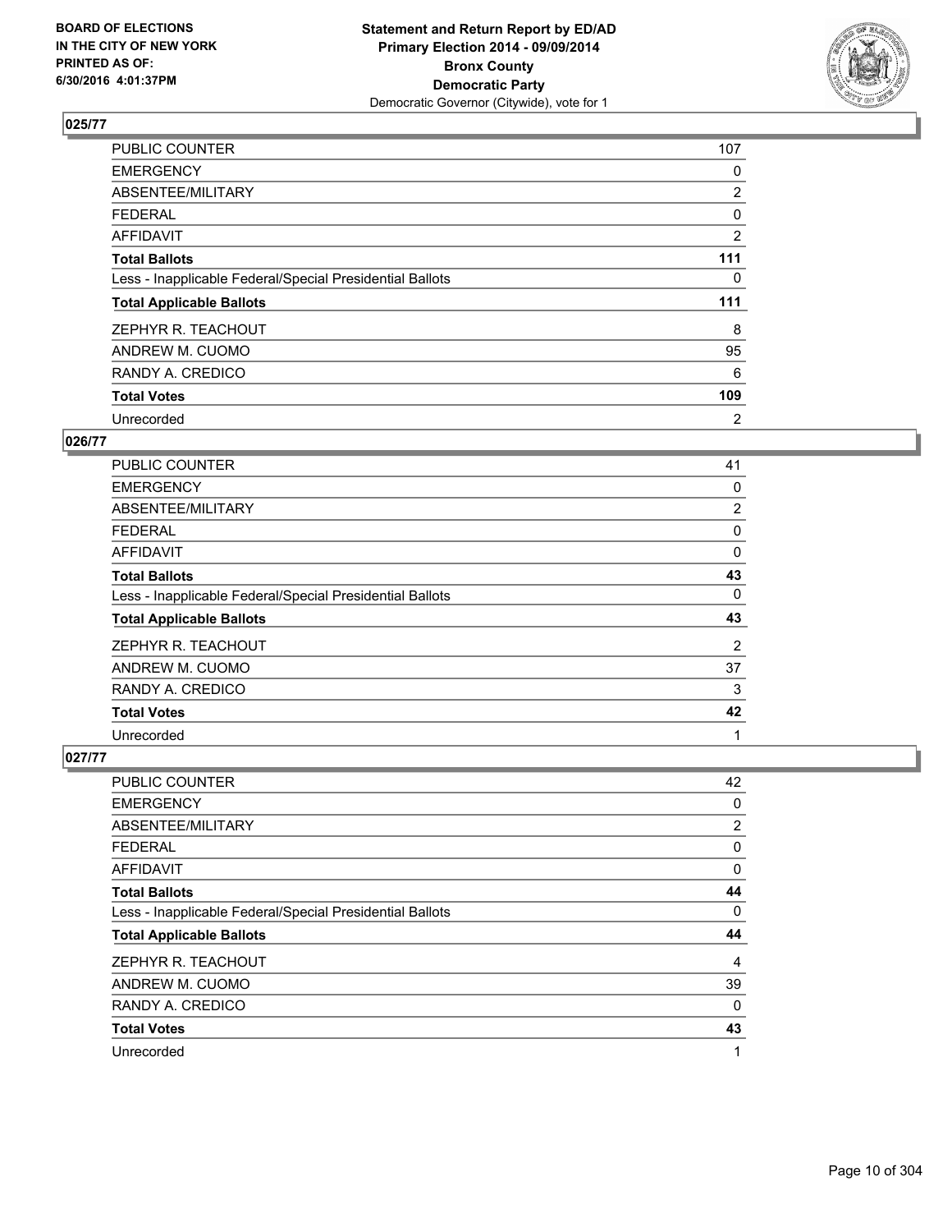## 025/77

| | |
|---|---|
| PUBLIC COUNTER | 107 |
| EMERGENCY | 0 |
| ABSENTEE/MILITARY | 2 |
| FEDERAL | 0 |
| AFFIDAVIT | 2 |
| **Total Ballots** | **111** |
| Less - Inapplicable Federal/Special Presidential Ballots | 0 |
| **Total Applicable Ballots** | **111** |
| ZEPHYR R. TEACHOUT | 8 |
| ANDREW M. CUOMO | 95 |
| RANDY A. CREDICO | 6 |
| **Total Votes** | **109** |
| Unrecorded | 2 |

## 026/77

| | |
|---|---|
| PUBLIC COUNTER | 41 |
| EMERGENCY | 0 |
| ABSENTEE/MILITARY | 2 |
| FEDERAL | 0 |
| AFFIDAVIT | 0 |
| **Total Ballots** | **43** |
| Less - Inapplicable Federal/Special Presidential Ballots | 0 |
| **Total Applicable Ballots** | **43** |
| ZEPHYR R. TEACHOUT | 2 |
| ANDREW M. CUOMO | 37 |
| RANDY A. CREDICO | 3 |
| **Total Votes** | **42** |
| Unrecorded | 1 |

## 027/77

| | |
|---|---|
| PUBLIC COUNTER | 42 |
| EMERGENCY | 0 |
| ABSENTEE/MILITARY | 2 |
| FEDERAL | 0 |
| AFFIDAVIT | 0 |
| **Total Ballots** | **44** |
| Less - Inapplicable Federal/Special Presidential Ballots | 0 |
| **Total Applicable Ballots** | **44** |
| ZEPHYR R. TEACHOUT | 4 |
| ANDREW M. CUOMO | 39 |
| RANDY A. CREDICO | 0 |
| **Total Votes** | **43** |
| Unrecorded | 1 |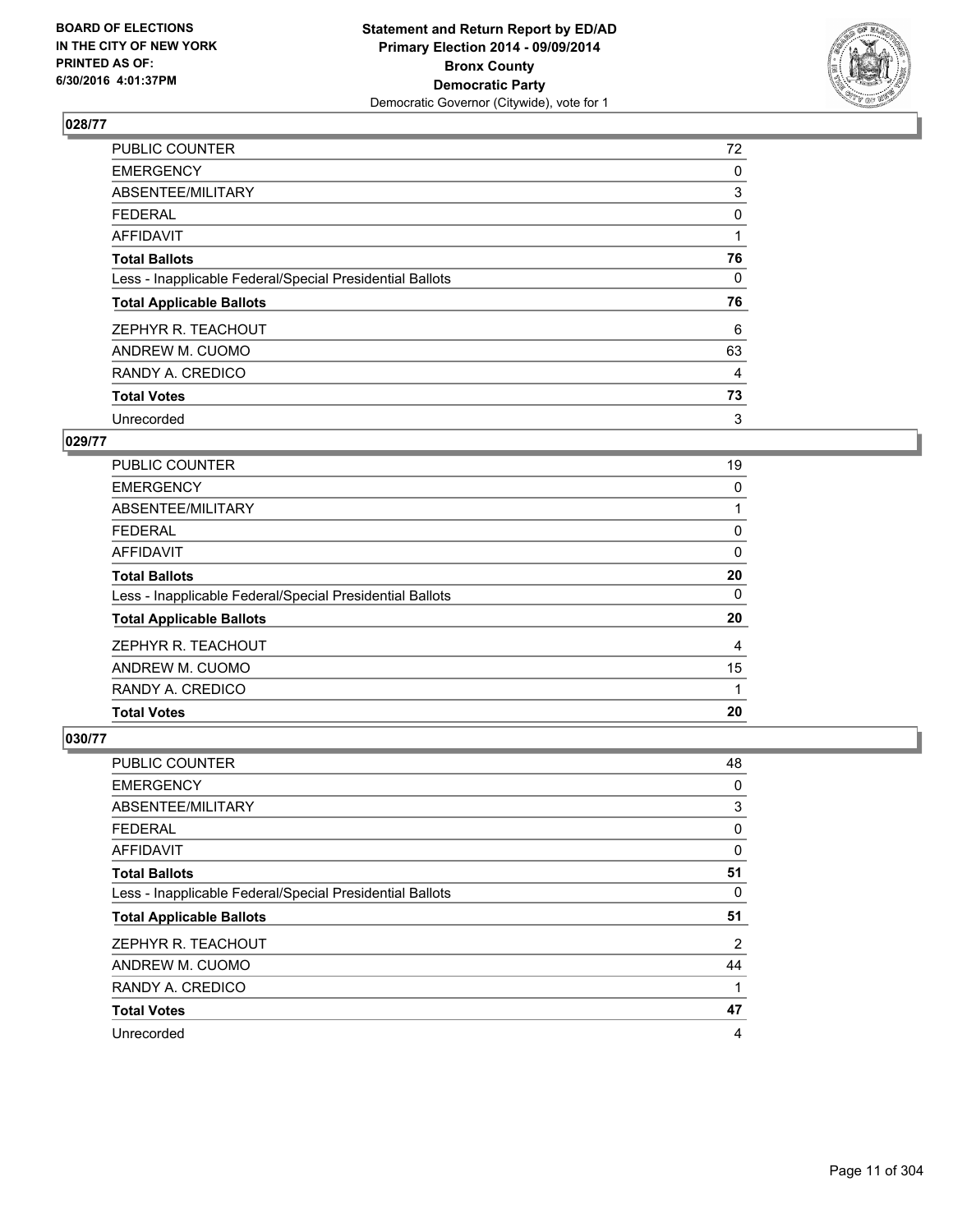**Statement and Return Report by ED/AD**
**Primary Election 2014 - 09/09/2014**
**Bronx County**
**Democratic Party**
Democratic Governor (Citywide), vote for 1

BOARD OF ELECTIONS
IN THE CITY OF NEW YORK
PRINTED AS OF:
6/30/2016 4:01:37PM

### 028/77

| | |
|---|---|
| PUBLIC COUNTER | 72 |
| EMERGENCY | 0 |
| ABSENTEE/MILITARY | 3 |
| FEDERAL | 0 |
| AFFIDAVIT | 1 |
| **Total Ballots** | **76** |
| Less - Inapplicable Federal/Special Presidential Ballots | 0 |
| **Total Applicable Ballots** | **76** |
| ZEPHYR R. TEACHOUT | 6 |
| ANDREW M. CUOMO | 63 |
| RANDY A. CREDICO | 4 |
| **Total Votes** | **73** |
| Unrecorded | 3 |

### 029/77

| | |
|---|---|
| PUBLIC COUNTER | 19 |
| EMERGENCY | 0 |
| ABSENTEE/MILITARY | 1 |
| FEDERAL | 0 |
| AFFIDAVIT | 0 |
| **Total Ballots** | **20** |
| Less - Inapplicable Federal/Special Presidential Ballots | 0 |
| **Total Applicable Ballots** | **20** |
| ZEPHYR R. TEACHOUT | 4 |
| ANDREW M. CUOMO | 15 |
| RANDY A. CREDICO | 1 |
| **Total Votes** | **20** |

### 030/77

| | |
|---|---|
| PUBLIC COUNTER | 48 |
| EMERGENCY | 0 |
| ABSENTEE/MILITARY | 3 |
| FEDERAL | 0 |
| AFFIDAVIT | 0 |
| **Total Ballots** | **51** |
| Less - Inapplicable Federal/Special Presidential Ballots | 0 |
| **Total Applicable Ballots** | **51** |
| ZEPHYR R. TEACHOUT | 2 |
| ANDREW M. CUOMO | 44 |
| RANDY A. CREDICO | 1 |
| **Total Votes** | **47** |
| Unrecorded | 4 |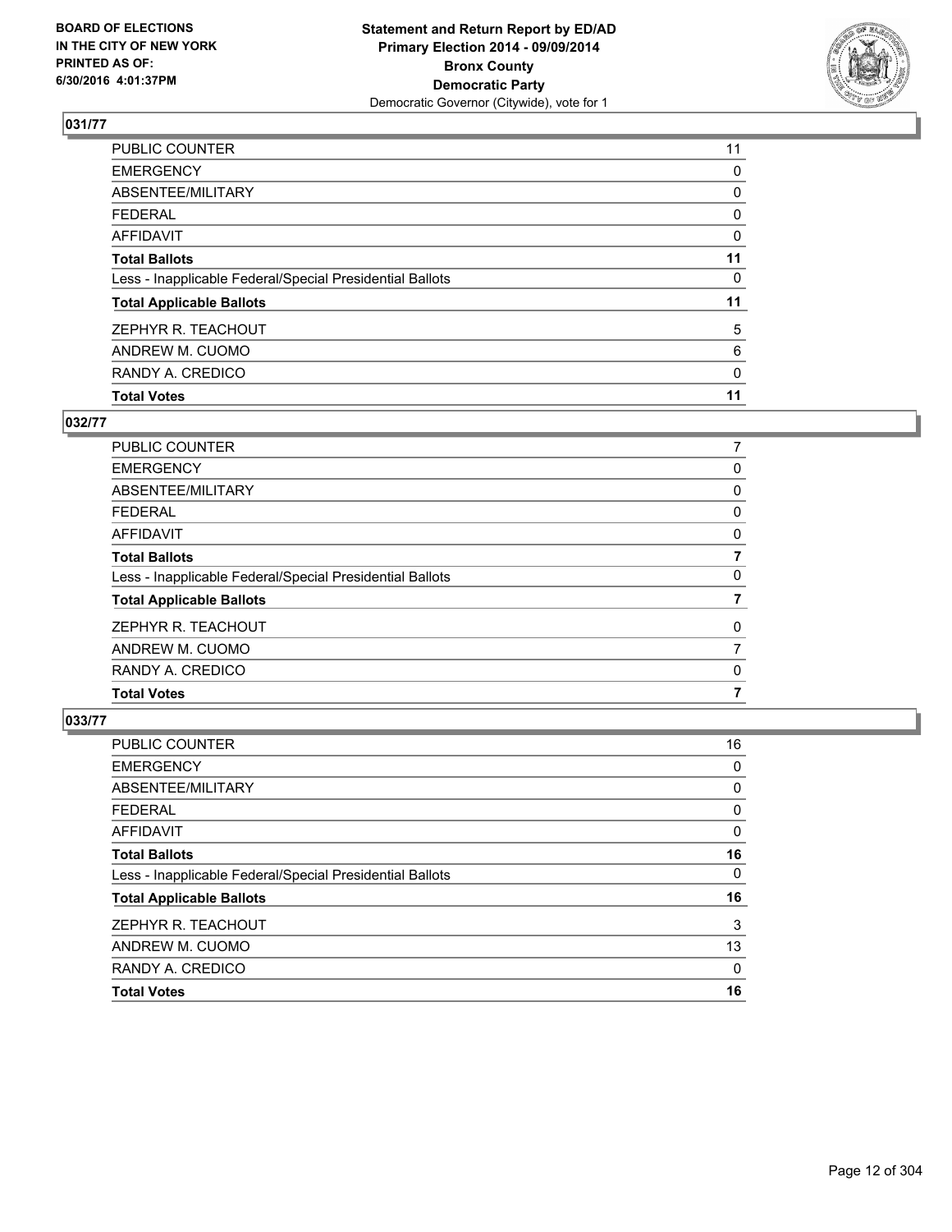BOARD OF ELECTIONS
IN THE CITY OF NEW YORK
PRINTED AS OF:
6/30/2016 4:01:37PM

**Statement and Return Report by ED/AD**
**Primary Election 2014 - 09/09/2014**
**Bronx County**
**Democratic Party**
Democratic Governor (Citywide), vote for 1

## 031/77

| | |
|---|---|
| PUBLIC COUNTER | 11 |
| EMERGENCY | 0 |
| ABSENTEE/MILITARY | 0 |
| FEDERAL | 0 |
| AFFIDAVIT | 0 |
| **Total Ballots** | **11** |
| Less - Inapplicable Federal/Special Presidential Ballots | 0 |
| **Total Applicable Ballots** | **11** |
| ZEPHYR R. TEACHOUT | 5 |
| ANDREW M. CUOMO | 6 |
| RANDY A. CREDICO | 0 |
| **Total Votes** | **11** |

## 032/77

| | |
|---|---|
| PUBLIC COUNTER | 7 |
| EMERGENCY | 0 |
| ABSENTEE/MILITARY | 0 |
| FEDERAL | 0 |
| AFFIDAVIT | 0 |
| **Total Ballots** | **7** |
| Less - Inapplicable Federal/Special Presidential Ballots | 0 |
| **Total Applicable Ballots** | **7** |
| ZEPHYR R. TEACHOUT | 0 |
| ANDREW M. CUOMO | 7 |
| RANDY A. CREDICO | 0 |
| **Total Votes** | **7** |

## 033/77

| | |
|---|---|
| PUBLIC COUNTER | 16 |
| EMERGENCY | 0 |
| ABSENTEE/MILITARY | 0 |
| FEDERAL | 0 |
| AFFIDAVIT | 0 |
| **Total Ballots** | **16** |
| Less - Inapplicable Federal/Special Presidential Ballots | 0 |
| **Total Applicable Ballots** | **16** |
| ZEPHYR R. TEACHOUT | 3 |
| ANDREW M. CUOMO | 13 |
| RANDY A. CREDICO | 0 |
| **Total Votes** | **16** |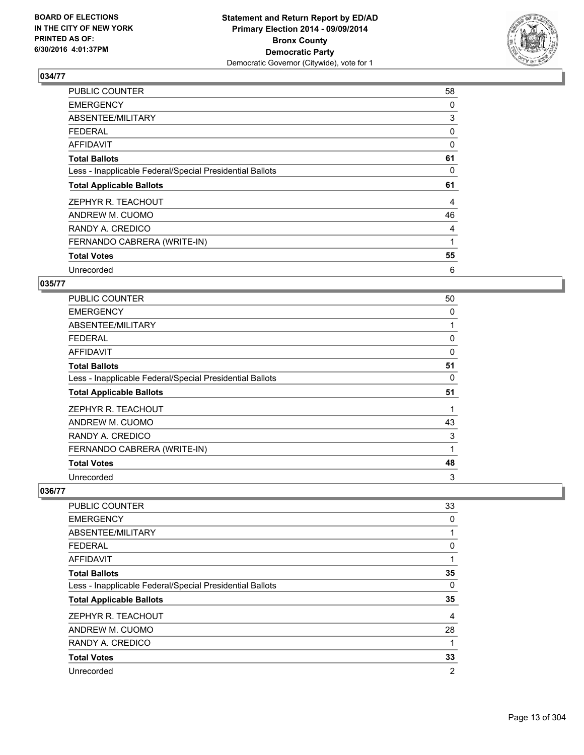**Statement and Return Report by ED/AD**
**Primary Election 2014 - 09/09/2014**
**Bronx County**
**Democratic Party**
Democratic Governor (Citywide), vote for 1

BOARD OF ELECTIONS
IN THE CITY OF NEW YORK
PRINTED AS OF:
6/30/2016 4:01:37PM

## 034/77

| | |
|---|---|
| PUBLIC COUNTER | 58 |
| EMERGENCY | 0 |
| ABSENTEE/MILITARY | 3 |
| FEDERAL | 0 |
| AFFIDAVIT | 0 |
| **Total Ballots** | **61** |
| Less - Inapplicable Federal/Special Presidential Ballots | 0 |
| **Total Applicable Ballots** | **61** |
| ZEPHYR R. TEACHOUT | 4 |
| ANDREW M. CUOMO | 46 |
| RANDY A. CREDICO | 4 |
| FERNANDO CABRERA (WRITE-IN) | 1 |
| **Total Votes** | **55** |
| Unrecorded | 6 |

## 035/77

| | |
|---|---|
| PUBLIC COUNTER | 50 |
| EMERGENCY | 0 |
| ABSENTEE/MILITARY | 1 |
| FEDERAL | 0 |
| AFFIDAVIT | 0 |
| **Total Ballots** | **51** |
| Less - Inapplicable Federal/Special Presidential Ballots | 0 |
| **Total Applicable Ballots** | **51** |
| ZEPHYR R. TEACHOUT | 1 |
| ANDREW M. CUOMO | 43 |
| RANDY A. CREDICO | 3 |
| FERNANDO CABRERA (WRITE-IN) | 1 |
| **Total Votes** | **48** |
| Unrecorded | 3 |

## 036/77

| | |
|---|---|
| PUBLIC COUNTER | 33 |
| EMERGENCY | 0 |
| ABSENTEE/MILITARY | 1 |
| FEDERAL | 0 |
| AFFIDAVIT | 1 |
| **Total Ballots** | **35** |
| Less - Inapplicable Federal/Special Presidential Ballots | 0 |
| **Total Applicable Ballots** | **35** |
| ZEPHYR R. TEACHOUT | 4 |
| ANDREW M. CUOMO | 28 |
| RANDY A. CREDICO | 1 |
| **Total Votes** | **33** |
| Unrecorded | 2 |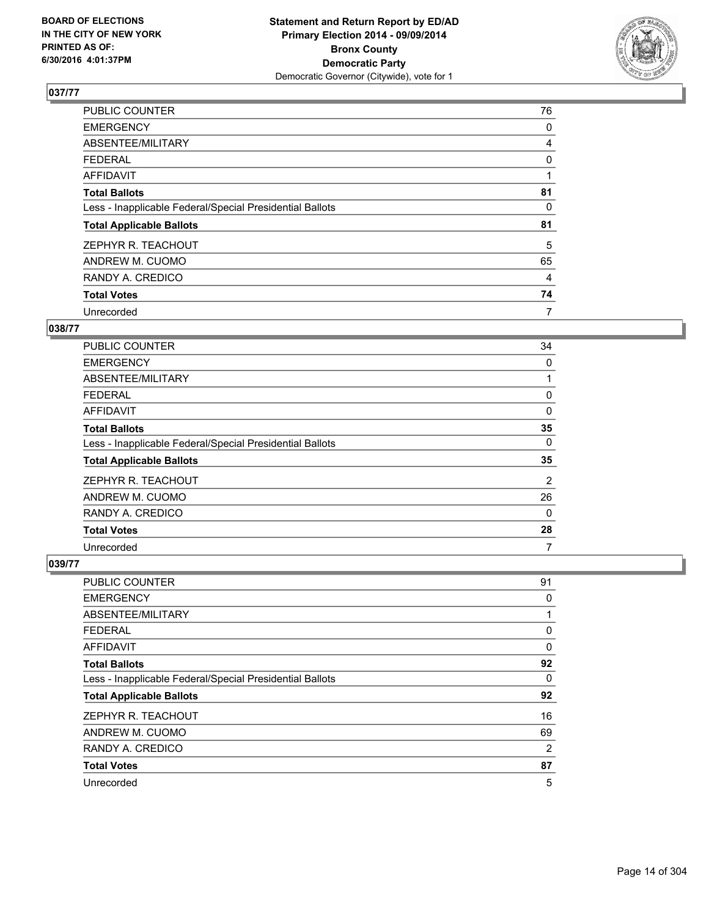**Statement and Return Report by ED/AD**
**Primary Election 2014 - 09/09/2014**
**Bronx County**
**Democratic Party**
Democratic Governor (Citywide), vote for 1

BOARD OF ELECTIONS
IN THE CITY OF NEW YORK
PRINTED AS OF:
6/30/2016 4:01:37PM

### 037/77

| | |
|---|---|
| PUBLIC COUNTER | 76 |
| EMERGENCY | 0 |
| ABSENTEE/MILITARY | 4 |
| FEDERAL | 0 |
| AFFIDAVIT | 1 |
| **Total Ballots** | **81** |
| Less - Inapplicable Federal/Special Presidential Ballots | 0 |
| **Total Applicable Ballots** | **81** |
| ZEPHYR R. TEACHOUT | 5 |
| ANDREW M. CUOMO | 65 |
| RANDY A. CREDICO | 4 |
| **Total Votes** | **74** |
| Unrecorded | 7 |

### 038/77

| | |
|---|---|
| PUBLIC COUNTER | 34 |
| EMERGENCY | 0 |
| ABSENTEE/MILITARY | 1 |
| FEDERAL | 0 |
| AFFIDAVIT | 0 |
| **Total Ballots** | **35** |
| Less - Inapplicable Federal/Special Presidential Ballots | 0 |
| **Total Applicable Ballots** | **35** |
| ZEPHYR R. TEACHOUT | 2 |
| ANDREW M. CUOMO | 26 |
| RANDY A. CREDICO | 0 |
| **Total Votes** | **28** |
| Unrecorded | 7 |

### 039/77

| | |
|---|---|
| PUBLIC COUNTER | 91 |
| EMERGENCY | 0 |
| ABSENTEE/MILITARY | 1 |
| FEDERAL | 0 |
| AFFIDAVIT | 0 |
| **Total Ballots** | **92** |
| Less - Inapplicable Federal/Special Presidential Ballots | 0 |
| **Total Applicable Ballots** | **92** |
| ZEPHYR R. TEACHOUT | 16 |
| ANDREW M. CUOMO | 69 |
| RANDY A. CREDICO | 2 |
| **Total Votes** | **87** |
| Unrecorded | 5 |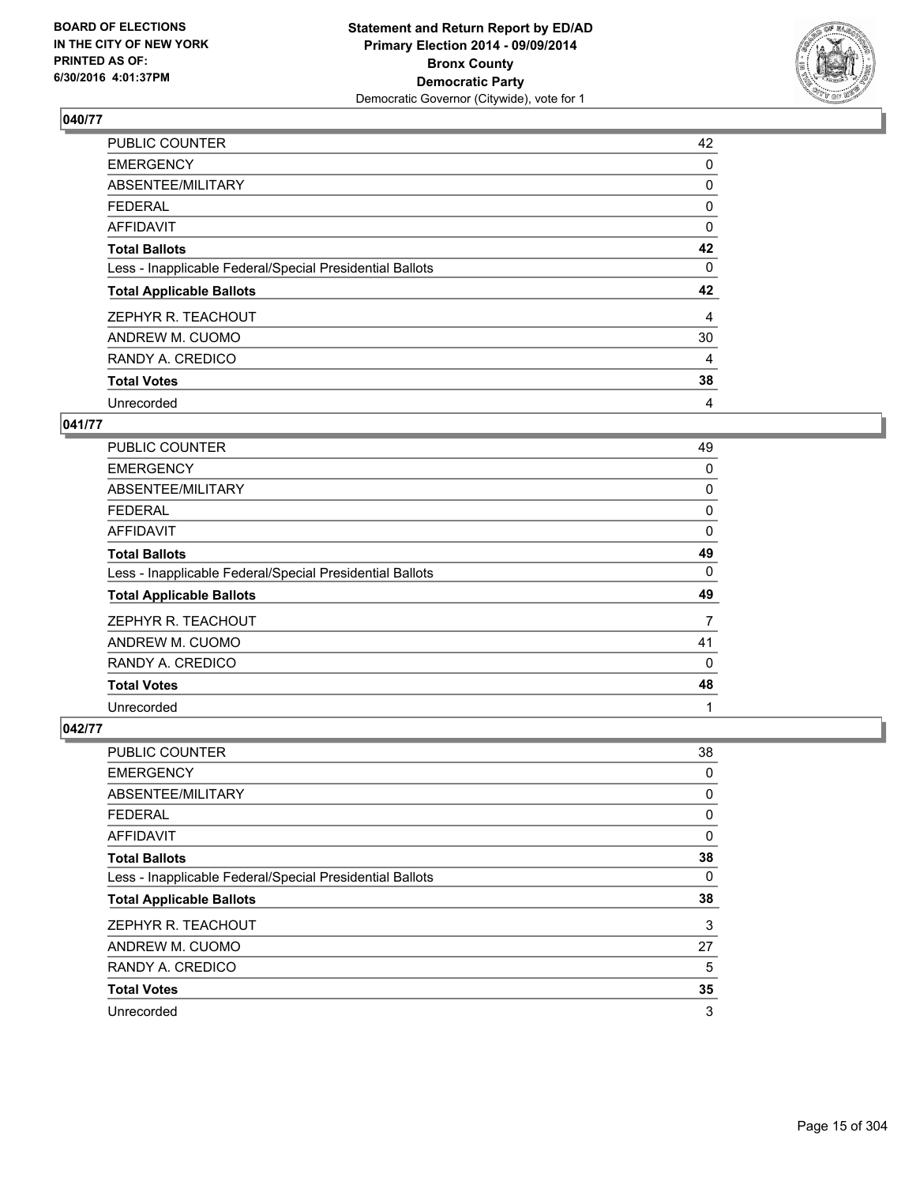## 040/77

| | |
|---|---|
| PUBLIC COUNTER | 42 |
| EMERGENCY | 0 |
| ABSENTEE/MILITARY | 0 |
| FEDERAL | 0 |
| AFFIDAVIT | 0 |
| **Total Ballots** | **42** |
| Less - Inapplicable Federal/Special Presidential Ballots | 0 |
| **Total Applicable Ballots** | **42** |
| ZEPHYR R. TEACHOUT | 4 |
| ANDREW M. CUOMO | 30 |
| RANDY A. CREDICO | 4 |
| **Total Votes** | **38** |
| Unrecorded | 4 |

## 041/77

| | |
|---|---|
| PUBLIC COUNTER | 49 |
| EMERGENCY | 0 |
| ABSENTEE/MILITARY | 0 |
| FEDERAL | 0 |
| AFFIDAVIT | 0 |
| **Total Ballots** | **49** |
| Less - Inapplicable Federal/Special Presidential Ballots | 0 |
| **Total Applicable Ballots** | **49** |
| ZEPHYR R. TEACHOUT | 7 |
| ANDREW M. CUOMO | 41 |
| RANDY A. CREDICO | 0 |
| **Total Votes** | **48** |
| Unrecorded | 1 |

## 042/77

| | |
|---|---|
| PUBLIC COUNTER | 38 |
| EMERGENCY | 0 |
| ABSENTEE/MILITARY | 0 |
| FEDERAL | 0 |
| AFFIDAVIT | 0 |
| **Total Ballots** | **38** |
| Less - Inapplicable Federal/Special Presidential Ballots | 0 |
| **Total Applicable Ballots** | **38** |
| ZEPHYR R. TEACHOUT | 3 |
| ANDREW M. CUOMO | 27 |
| RANDY A. CREDICO | 5 |
| **Total Votes** | **35** |
| Unrecorded | 3 |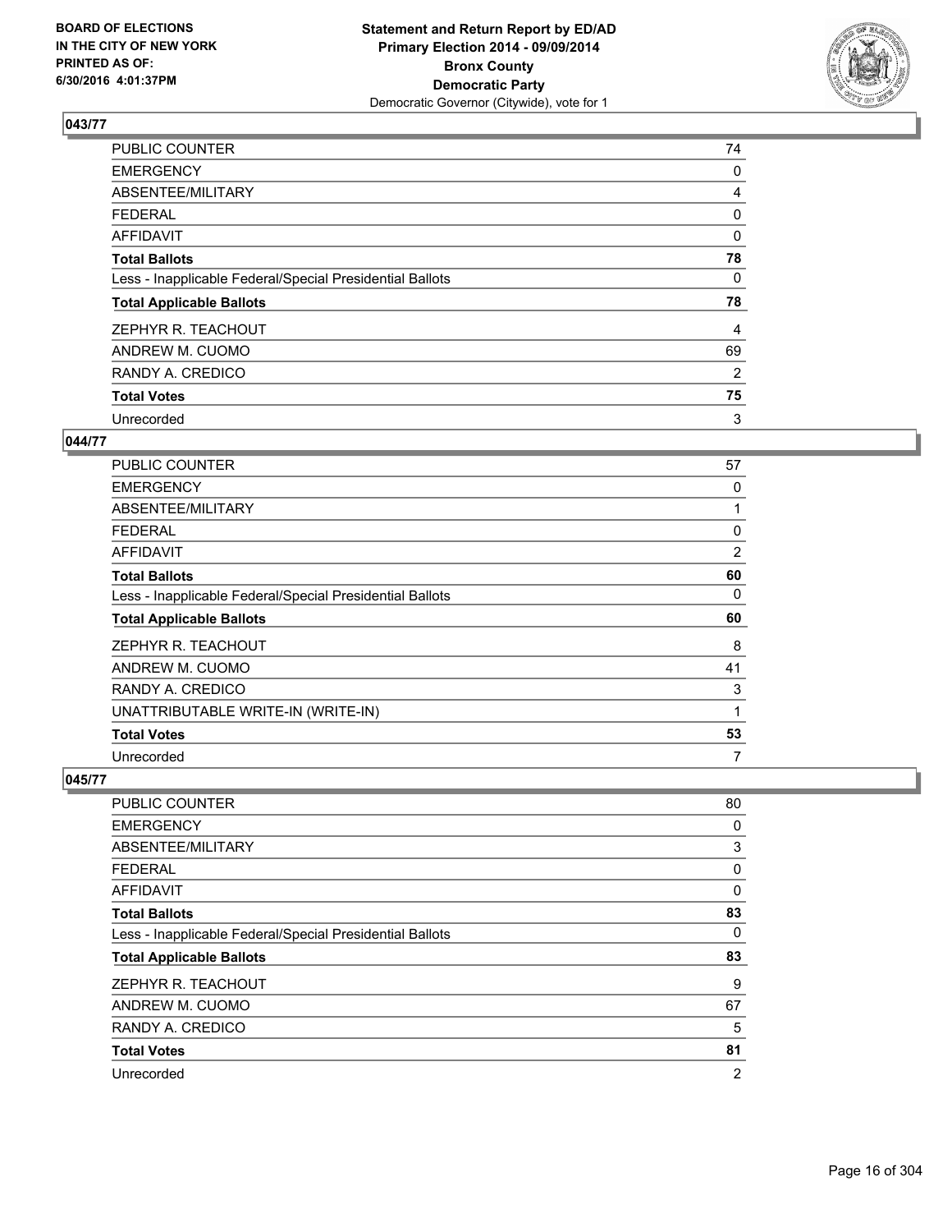## 043/77

| | |
|---|---|
| PUBLIC COUNTER | 74 |
| EMERGENCY | 0 |
| ABSENTEE/MILITARY | 4 |
| FEDERAL | 0 |
| AFFIDAVIT | 0 |
| **Total Ballots** | **78** |
| Less - Inapplicable Federal/Special Presidential Ballots | 0 |
| **Total Applicable Ballots** | **78** |
| ZEPHYR R. TEACHOUT | 4 |
| ANDREW M. CUOMO | 69 |
| RANDY A. CREDICO | 2 |
| **Total Votes** | **75** |
| Unrecorded | 3 |

## 044/77

| | |
|---|---|
| PUBLIC COUNTER | 57 |
| EMERGENCY | 0 |
| ABSENTEE/MILITARY | 1 |
| FEDERAL | 0 |
| AFFIDAVIT | 2 |
| **Total Ballots** | **60** |
| Less - Inapplicable Federal/Special Presidential Ballots | 0 |
| **Total Applicable Ballots** | **60** |
| ZEPHYR R. TEACHOUT | 8 |
| ANDREW M. CUOMO | 41 |
| RANDY A. CREDICO | 3 |
| UNATTRIBUTABLE WRITE-IN (WRITE-IN) | 1 |
| **Total Votes** | **53** |
| Unrecorded | 7 |

## 045/77

| | |
|---|---|
| PUBLIC COUNTER | 80 |
| EMERGENCY | 0 |
| ABSENTEE/MILITARY | 3 |
| FEDERAL | 0 |
| AFFIDAVIT | 0 |
| **Total Ballots** | **83** |
| Less - Inapplicable Federal/Special Presidential Ballots | 0 |
| **Total Applicable Ballots** | **83** |
| ZEPHYR R. TEACHOUT | 9 |
| ANDREW M. CUOMO | 67 |
| RANDY A. CREDICO | 5 |
| **Total Votes** | **81** |
| Unrecorded | 2 |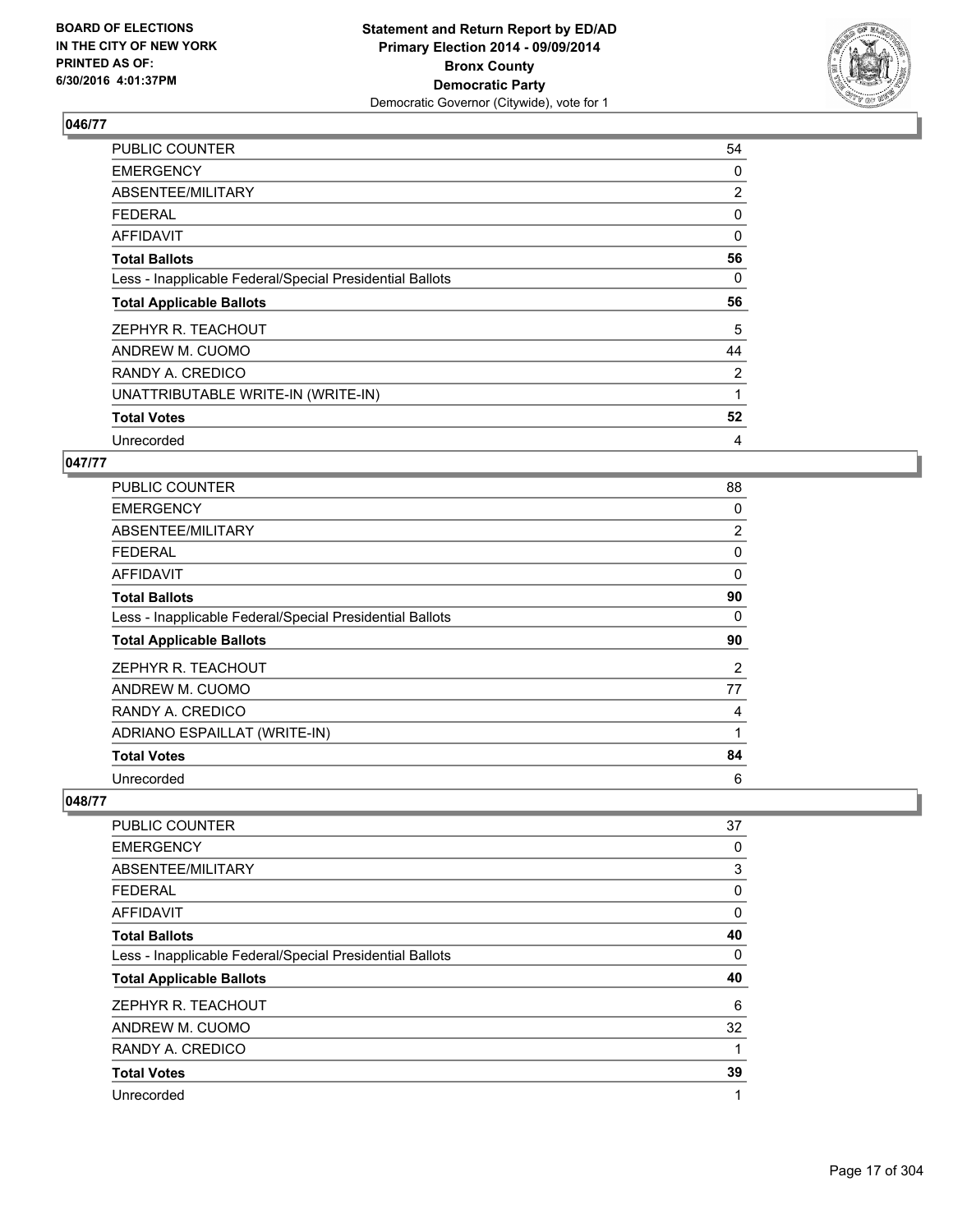**BOARD OF ELECTIONS IN THE CITY OF NEW YORK PRINTED AS OF: 6/30/2016 4:01:37PM**

**Statement and Return Report by ED/AD Primary Election 2014 - 09/09/2014 Bronx County Democratic Party**
Democratic Governor (Citywide), vote for 1

### 046/77

| | |
|---|---|
| PUBLIC COUNTER | 54 |
| EMERGENCY | 0 |
| ABSENTEE/MILITARY | 2 |
| FEDERAL | 0 |
| AFFIDAVIT | 0 |
| **Total Ballots** | **56** |
| Less - Inapplicable Federal/Special Presidential Ballots | 0 |
| **Total Applicable Ballots** | **56** |
| ZEPHYR R. TEACHOUT | 5 |
| ANDREW M. CUOMO | 44 |
| RANDY A. CREDICO | 2 |
| UNATTRIBUTABLE WRITE-IN (WRITE-IN) | 1 |
| **Total Votes** | **52** |
| Unrecorded | 4 |

### 047/77

| | |
|---|---|
| PUBLIC COUNTER | 88 |
| EMERGENCY | 0 |
| ABSENTEE/MILITARY | 2 |
| FEDERAL | 0 |
| AFFIDAVIT | 0 |
| **Total Ballots** | **90** |
| Less - Inapplicable Federal/Special Presidential Ballots | 0 |
| **Total Applicable Ballots** | **90** |
| ZEPHYR R. TEACHOUT | 2 |
| ANDREW M. CUOMO | 77 |
| RANDY A. CREDICO | 4 |
| ADRIANO ESPAILLAT (WRITE-IN) | 1 |
| **Total Votes** | **84** |
| Unrecorded | 6 |

### 048/77

| | |
|---|---|
| PUBLIC COUNTER | 37 |
| EMERGENCY | 0 |
| ABSENTEE/MILITARY | 3 |
| FEDERAL | 0 |
| AFFIDAVIT | 0 |
| **Total Ballots** | **40** |
| Less - Inapplicable Federal/Special Presidential Ballots | 0 |
| **Total Applicable Ballots** | **40** |
| ZEPHYR R. TEACHOUT | 6 |
| ANDREW M. CUOMO | 32 |
| RANDY A. CREDICO | 1 |
| **Total Votes** | **39** |
| Unrecorded | 1 |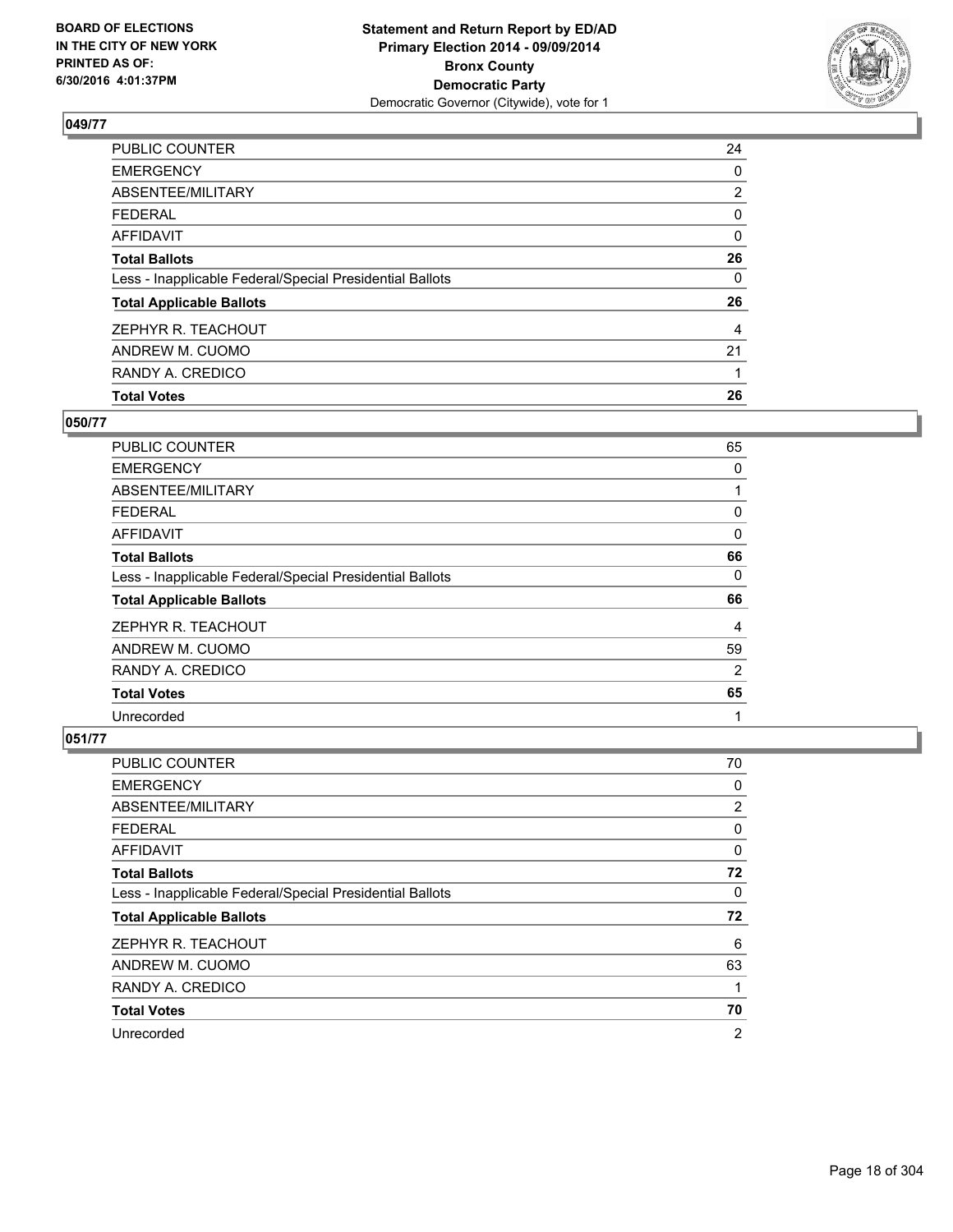**BOARD OF ELECTIONS IN THE CITY OF NEW YORK PRINTED AS OF: 6/30/2016 4:01:37PM**

**Statement and Return Report by ED/AD**
**Primary Election 2014 - 09/09/2014**
**Bronx County**
**Democratic Party**
Democratic Governor (Citywide), vote for 1

### 049/77

| | |
|---|---|
| PUBLIC COUNTER | 24 |
| EMERGENCY | 0 |
| ABSENTEE/MILITARY | 2 |
| FEDERAL | 0 |
| AFFIDAVIT | 0 |
| **Total Ballots** | **26** |
| Less - Inapplicable Federal/Special Presidential Ballots | 0 |
| **Total Applicable Ballots** | **26** |
| ZEPHYR R. TEACHOUT | 4 |
| ANDREW M. CUOMO | 21 |
| RANDY A. CREDICO | 1 |
| **Total Votes** | **26** |

### 050/77

| | |
|---|---|
| PUBLIC COUNTER | 65 |
| EMERGENCY | 0 |
| ABSENTEE/MILITARY | 1 |
| FEDERAL | 0 |
| AFFIDAVIT | 0 |
| **Total Ballots** | **66** |
| Less - Inapplicable Federal/Special Presidential Ballots | 0 |
| **Total Applicable Ballots** | **66** |
| ZEPHYR R. TEACHOUT | 4 |
| ANDREW M. CUOMO | 59 |
| RANDY A. CREDICO | 2 |
| **Total Votes** | **65** |
| Unrecorded | 1 |

### 051/77

| | |
|---|---|
| PUBLIC COUNTER | 70 |
| EMERGENCY | 0 |
| ABSENTEE/MILITARY | 2 |
| FEDERAL | 0 |
| AFFIDAVIT | 0 |
| **Total Ballots** | **72** |
| Less - Inapplicable Federal/Special Presidential Ballots | 0 |
| **Total Applicable Ballots** | **72** |
| ZEPHYR R. TEACHOUT | 6 |
| ANDREW M. CUOMO | 63 |
| RANDY A. CREDICO | 1 |
| **Total Votes** | **70** |
| Unrecorded | 2 |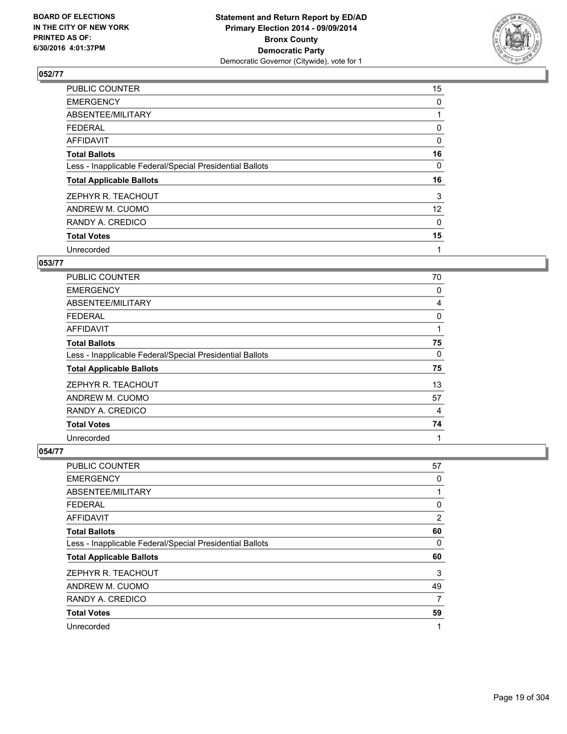**BOARD OF ELECTIONS IN THE CITY OF NEW YORK PRINTED AS OF: 6/30/2016 4:01:37PM**

**Statement and Return Report by ED/AD Primary Election 2014 - 09/09/2014 Bronx County Democratic Party**
Democratic Governor (Citywide), vote for 1

### 052/77

| | |
|---|---|
| PUBLIC COUNTER | 15 |
| EMERGENCY | 0 |
| ABSENTEE/MILITARY | 1 |
| FEDERAL | 0 |
| AFFIDAVIT | 0 |
| **Total Ballots** | **16** |
| Less - Inapplicable Federal/Special Presidential Ballots | 0 |
| **Total Applicable Ballots** | **16** |
| ZEPHYR R. TEACHOUT | 3 |
| ANDREW M. CUOMO | 12 |
| RANDY A. CREDICO | 0 |
| **Total Votes** | **15** |
| Unrecorded | 1 |

### 053/77

| | |
|---|---|
| PUBLIC COUNTER | 70 |
| EMERGENCY | 0 |
| ABSENTEE/MILITARY | 4 |
| FEDERAL | 0 |
| AFFIDAVIT | 1 |
| **Total Ballots** | **75** |
| Less - Inapplicable Federal/Special Presidential Ballots | 0 |
| **Total Applicable Ballots** | **75** |
| ZEPHYR R. TEACHOUT | 13 |
| ANDREW M. CUOMO | 57 |
| RANDY A. CREDICO | 4 |
| **Total Votes** | **74** |
| Unrecorded | 1 |

### 054/77

| | |
|---|---|
| PUBLIC COUNTER | 57 |
| EMERGENCY | 0 |
| ABSENTEE/MILITARY | 1 |
| FEDERAL | 0 |
| AFFIDAVIT | 2 |
| **Total Ballots** | **60** |
| Less - Inapplicable Federal/Special Presidential Ballots | 0 |
| **Total Applicable Ballots** | **60** |
| ZEPHYR R. TEACHOUT | 3 |
| ANDREW M. CUOMO | 49 |
| RANDY A. CREDICO | 7 |
| **Total Votes** | **59** |
| Unrecorded | 1 |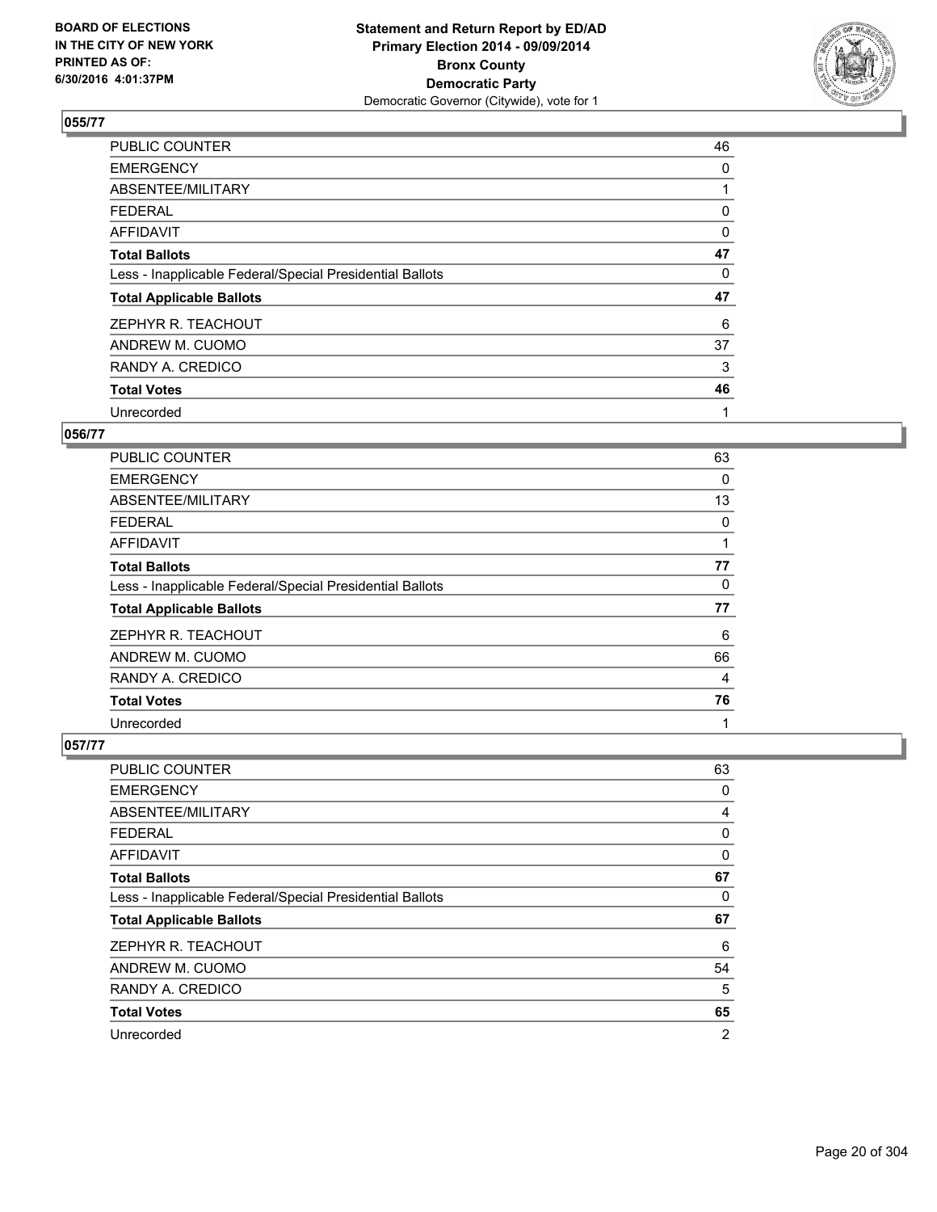## 055/77

| | |
|---|---|
| PUBLIC COUNTER | 46 |
| EMERGENCY | 0 |
| ABSENTEE/MILITARY | 1 |
| FEDERAL | 0 |
| AFFIDAVIT | 0 |
| **Total Ballots** | **47** |
| Less - Inapplicable Federal/Special Presidential Ballots | 0 |
| **Total Applicable Ballots** | **47** |
| ZEPHYR R. TEACHOUT | 6 |
| ANDREW M. CUOMO | 37 |
| RANDY A. CREDICO | 3 |
| **Total Votes** | **46** |
| Unrecorded | 1 |

## 056/77

| | |
|---|---|
| PUBLIC COUNTER | 63 |
| EMERGENCY | 0 |
| ABSENTEE/MILITARY | 13 |
| FEDERAL | 0 |
| AFFIDAVIT | 1 |
| **Total Ballots** | **77** |
| Less - Inapplicable Federal/Special Presidential Ballots | 0 |
| **Total Applicable Ballots** | **77** |
| ZEPHYR R. TEACHOUT | 6 |
| ANDREW M. CUOMO | 66 |
| RANDY A. CREDICO | 4 |
| **Total Votes** | **76** |
| Unrecorded | 1 |

## 057/77

| | |
|---|---|
| PUBLIC COUNTER | 63 |
| EMERGENCY | 0 |
| ABSENTEE/MILITARY | 4 |
| FEDERAL | 0 |
| AFFIDAVIT | 0 |
| **Total Ballots** | **67** |
| Less - Inapplicable Federal/Special Presidential Ballots | 0 |
| **Total Applicable Ballots** | **67** |
| ZEPHYR R. TEACHOUT | 6 |
| ANDREW M. CUOMO | 54 |
| RANDY A. CREDICO | 5 |
| **Total Votes** | **65** |
| Unrecorded | 2 |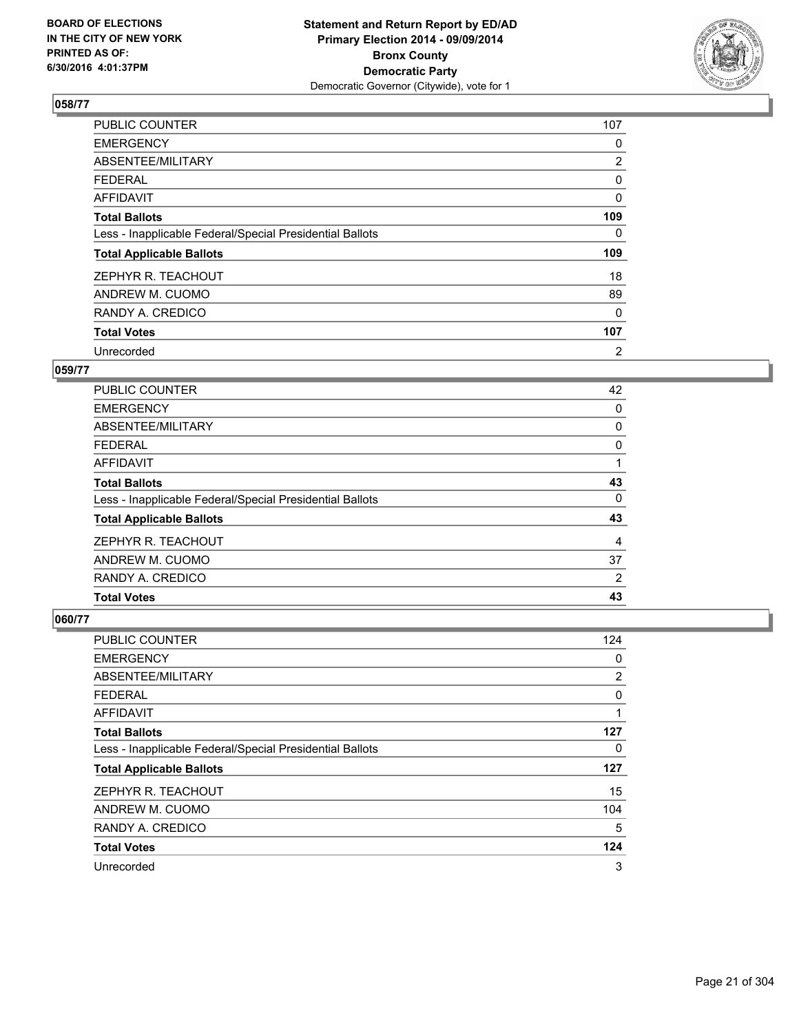**Statement and Return Report by ED/AD**
**Primary Election 2014 - 09/09/2014**
**Bronx County**
**Democratic Party**
Democratic Governor (Citywide), vote for 1

BOARD OF ELECTIONS
IN THE CITY OF NEW YORK
PRINTED AS OF:
6/30/2016 4:01:37PM

## 058/77

| | |
|---|---|
| PUBLIC COUNTER | 107 |
| EMERGENCY | 0 |
| ABSENTEE/MILITARY | 2 |
| FEDERAL | 0 |
| AFFIDAVIT | 0 |
| **Total Ballots** | **109** |
| Less - Inapplicable Federal/Special Presidential Ballots | 0 |
| **Total Applicable Ballots** | **109** |
| ZEPHYR R. TEACHOUT | 18 |
| ANDREW M. CUOMO | 89 |
| RANDY A. CREDICO | 0 |
| **Total Votes** | **107** |
| Unrecorded | 2 |

## 059/77

| | |
|---|---|
| PUBLIC COUNTER | 42 |
| EMERGENCY | 0 |
| ABSENTEE/MILITARY | 0 |
| FEDERAL | 0 |
| AFFIDAVIT | 1 |
| **Total Ballots** | **43** |
| Less - Inapplicable Federal/Special Presidential Ballots | 0 |
| **Total Applicable Ballots** | **43** |
| ZEPHYR R. TEACHOUT | 4 |
| ANDREW M. CUOMO | 37 |
| RANDY A. CREDICO | 2 |
| **Total Votes** | **43** |

## 060/77

| | |
|---|---|
| PUBLIC COUNTER | 124 |
| EMERGENCY | 0 |
| ABSENTEE/MILITARY | 2 |
| FEDERAL | 0 |
| AFFIDAVIT | 1 |
| **Total Ballots** | **127** |
| Less - Inapplicable Federal/Special Presidential Ballots | 0 |
| **Total Applicable Ballots** | **127** |
| ZEPHYR R. TEACHOUT | 15 |
| ANDREW M. CUOMO | 104 |
| RANDY A. CREDICO | 5 |
| **Total Votes** | **124** |
| Unrecorded | 3 |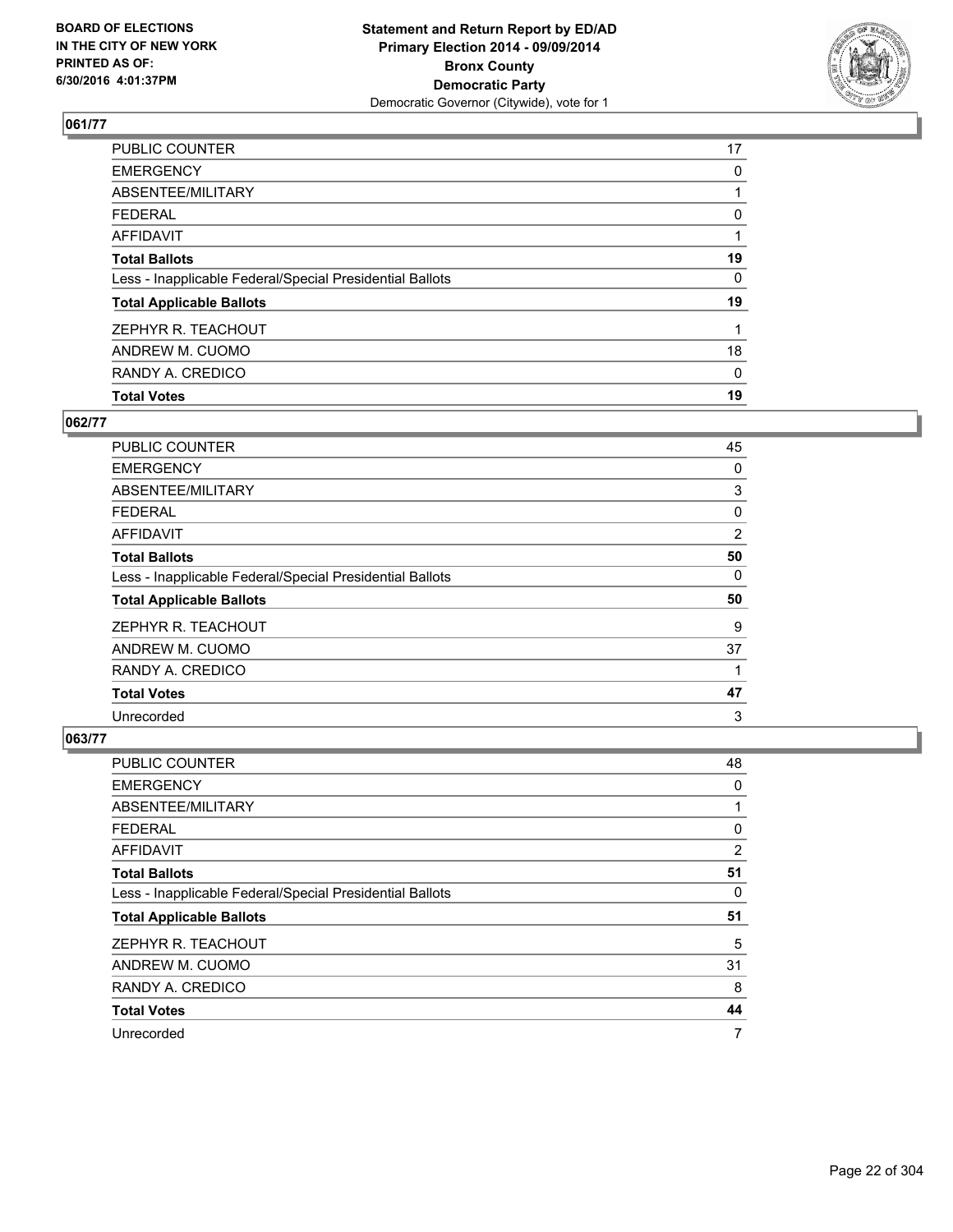## 061/77

| | |
|---|---|
| PUBLIC COUNTER | 17 |
| EMERGENCY | 0 |
| ABSENTEE/MILITARY | 1 |
| FEDERAL | 0 |
| AFFIDAVIT | 1 |
| **Total Ballots** | **19** |
| Less - Inapplicable Federal/Special Presidential Ballots | 0 |
| **Total Applicable Ballots** | **19** |
| ZEPHYR R. TEACHOUT | 1 |
| ANDREW M. CUOMO | 18 |
| RANDY A. CREDICO | 0 |
| **Total Votes** | **19** |

## 062/77

| | |
|---|---|
| PUBLIC COUNTER | 45 |
| EMERGENCY | 0 |
| ABSENTEE/MILITARY | 3 |
| FEDERAL | 0 |
| AFFIDAVIT | 2 |
| **Total Ballots** | **50** |
| Less - Inapplicable Federal/Special Presidential Ballots | 0 |
| **Total Applicable Ballots** | **50** |
| ZEPHYR R. TEACHOUT | 9 |
| ANDREW M. CUOMO | 37 |
| RANDY A. CREDICO | 1 |
| **Total Votes** | **47** |
| Unrecorded | 3 |

## 063/77

| | |
|---|---|
| PUBLIC COUNTER | 48 |
| EMERGENCY | 0 |
| ABSENTEE/MILITARY | 1 |
| FEDERAL | 0 |
| AFFIDAVIT | 2 |
| **Total Ballots** | **51** |
| Less - Inapplicable Federal/Special Presidential Ballots | 0 |
| **Total Applicable Ballots** | **51** |
| ZEPHYR R. TEACHOUT | 5 |
| ANDREW M. CUOMO | 31 |
| RANDY A. CREDICO | 8 |
| **Total Votes** | **44** |
| Unrecorded | 7 |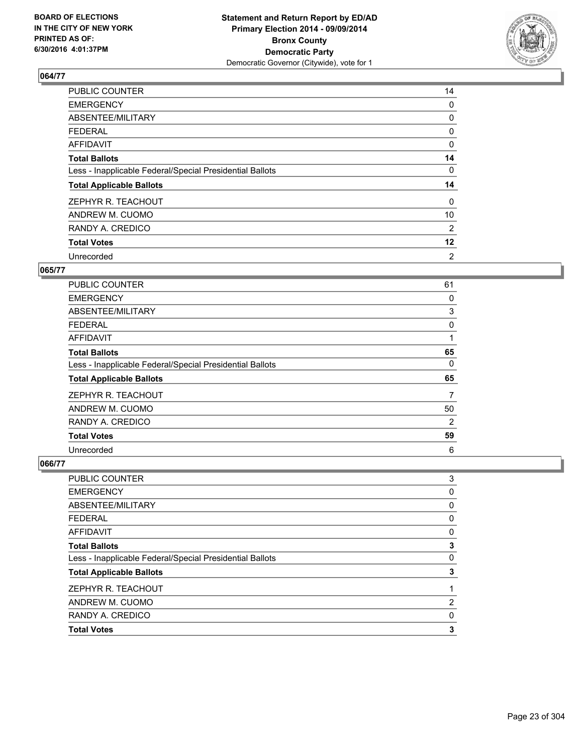**BOARD OF ELECTIONS IN THE CITY OF NEW YORK PRINTED AS OF: 6/30/2016 4:01:37PM**

**Statement and Return Report by ED/AD Primary Election 2014 - 09/09/2014 Bronx County Democratic Party**
Democratic Governor (Citywide), vote for 1

## 064/77

| | |
|---|---|
| PUBLIC COUNTER | 14 |
| EMERGENCY | 0 |
| ABSENTEE/MILITARY | 0 |
| FEDERAL | 0 |
| AFFIDAVIT | 0 |
| **Total Ballots** | **14** |
| Less - Inapplicable Federal/Special Presidential Ballots | 0 |
| **Total Applicable Ballots** | **14** |
| ZEPHYR R. TEACHOUT | 0 |
| ANDREW M. CUOMO | 10 |
| RANDY A. CREDICO | 2 |
| **Total Votes** | **12** |
| Unrecorded | 2 |

## 065/77

| | |
|---|---|
| PUBLIC COUNTER | 61 |
| EMERGENCY | 0 |
| ABSENTEE/MILITARY | 3 |
| FEDERAL | 0 |
| AFFIDAVIT | 1 |
| **Total Ballots** | **65** |
| Less - Inapplicable Federal/Special Presidential Ballots | 0 |
| **Total Applicable Ballots** | **65** |
| ZEPHYR R. TEACHOUT | 7 |
| ANDREW M. CUOMO | 50 |
| RANDY A. CREDICO | 2 |
| **Total Votes** | **59** |
| Unrecorded | 6 |

## 066/77

| | |
|---|---|
| PUBLIC COUNTER | 3 |
| EMERGENCY | 0 |
| ABSENTEE/MILITARY | 0 |
| FEDERAL | 0 |
| AFFIDAVIT | 0 |
| **Total Ballots** | **3** |
| Less - Inapplicable Federal/Special Presidential Ballots | 0 |
| **Total Applicable Ballots** | **3** |
| ZEPHYR R. TEACHOUT | 1 |
| ANDREW M. CUOMO | 2 |
| RANDY A. CREDICO | 0 |
| **Total Votes** | **3** |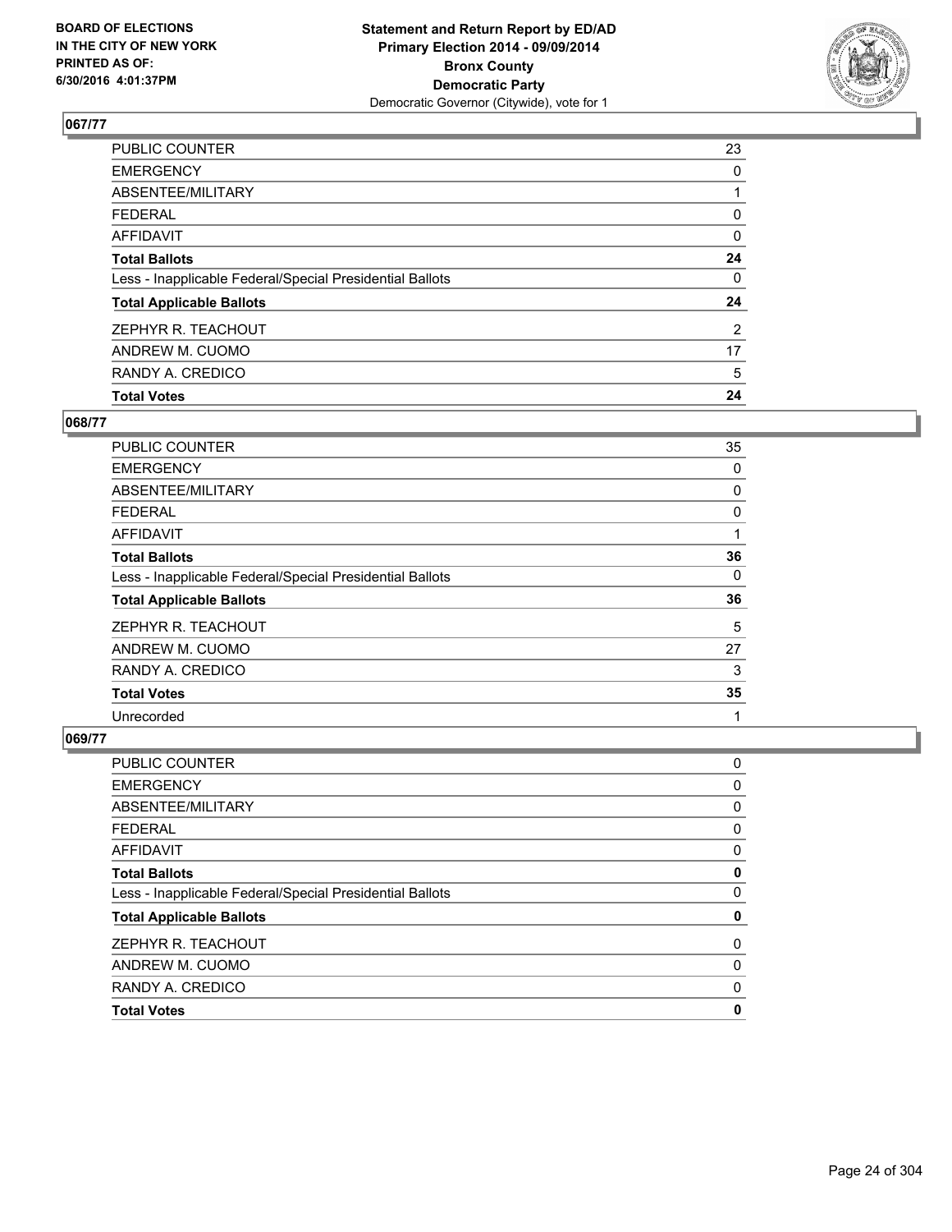**BOARD OF ELECTIONS IN THE CITY OF NEW YORK PRINTED AS OF: 6/30/2016 4:01:37PM**

**Statement and Return Report by ED/AD Primary Election 2014 - 09/09/2014 Bronx County Democratic Party**
Democratic Governor (Citywide), vote for 1

## 067/77

| | |
|---|---|
| PUBLIC COUNTER | 23 |
| EMERGENCY | 0 |
| ABSENTEE/MILITARY | 1 |
| FEDERAL | 0 |
| AFFIDAVIT | 0 |
| **Total Ballots** | **24** |
| Less - Inapplicable Federal/Special Presidential Ballots | 0 |
| **Total Applicable Ballots** | **24** |
| ZEPHYR R. TEACHOUT | 2 |
| ANDREW M. CUOMO | 17 |
| RANDY A. CREDICO | 5 |
| **Total Votes** | **24** |

## 068/77

| | |
|---|---|
| PUBLIC COUNTER | 35 |
| EMERGENCY | 0 |
| ABSENTEE/MILITARY | 0 |
| FEDERAL | 0 |
| AFFIDAVIT | 1 |
| **Total Ballots** | **36** |
| Less - Inapplicable Federal/Special Presidential Ballots | 0 |
| **Total Applicable Ballots** | **36** |
| ZEPHYR R. TEACHOUT | 5 |
| ANDREW M. CUOMO | 27 |
| RANDY A. CREDICO | 3 |
| **Total Votes** | **35** |
| Unrecorded | 1 |

## 069/77

| | |
|---|---|
| PUBLIC COUNTER | 0 |
| EMERGENCY | 0 |
| ABSENTEE/MILITARY | 0 |
| FEDERAL | 0 |
| AFFIDAVIT | 0 |
| **Total Ballots** | **0** |
| Less - Inapplicable Federal/Special Presidential Ballots | 0 |
| **Total Applicable Ballots** | **0** |
| ZEPHYR R. TEACHOUT | 0 |
| ANDREW M. CUOMO | 0 |
| RANDY A. CREDICO | 0 |
| **Total Votes** | **0** |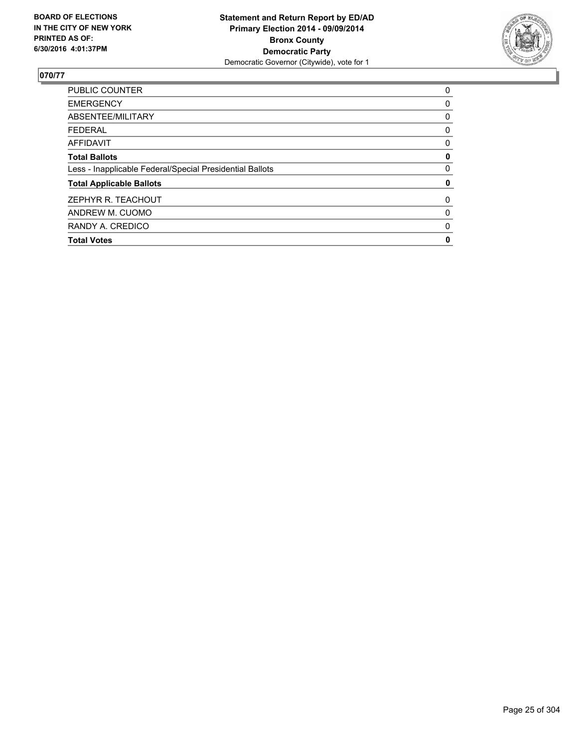**BOARD OF ELECTIONS IN THE CITY OF NEW YORK PRINTED AS OF: 6/30/2016 4:01:37PM**

**Statement and Return Report by ED/AD**
**Primary Election 2014 - 09/09/2014**
**Bronx County**
**Democratic Party**
Democratic Governor (Citywide), vote for 1

## 070/77

| | |
|---|---|
| PUBLIC COUNTER | 0 |
| EMERGENCY | 0 |
| ABSENTEE/MILITARY | 0 |
| FEDERAL | 0 |
| AFFIDAVIT | 0 |
| **Total Ballots** | **0** |
| Less - Inapplicable Federal/Special Presidential Ballots | 0 |
| **Total Applicable Ballots** | **0** |
| ZEPHYR R. TEACHOUT | 0 |
| ANDREW M. CUOMO | 0 |
| RANDY A. CREDICO | 0 |
| **Total Votes** | **0** |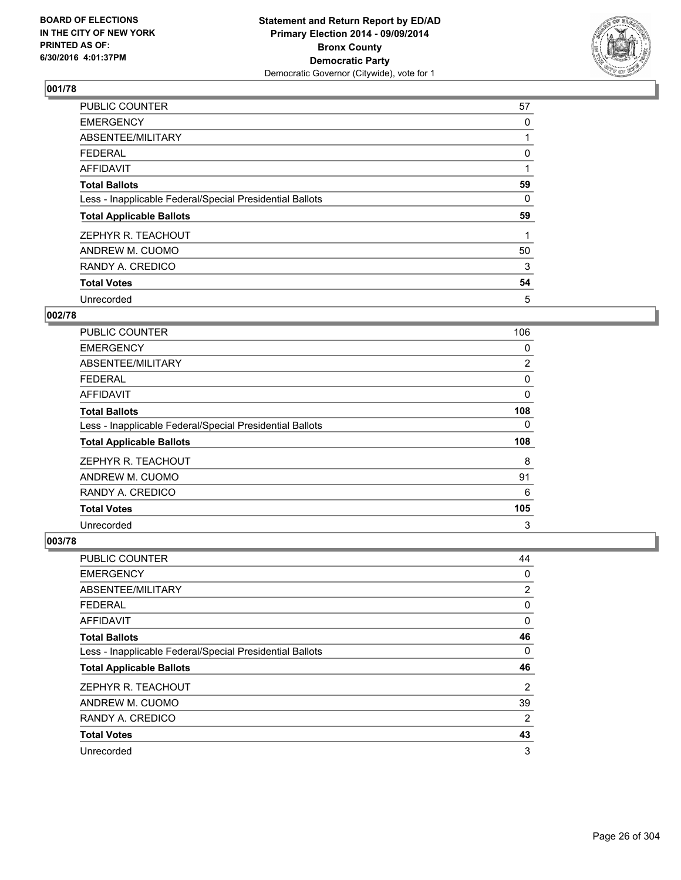BOARD OF ELECTIONS
IN THE CITY OF NEW YORK
PRINTED AS OF:
6/30/2016 4:01:37PM

**Statement and Return Report by ED/AD**
**Primary Election 2014 - 09/09/2014**
**Bronx County**
**Democratic Party**
Democratic Governor (Citywide), vote for 1

## 001/78

| | |
|---|---|
| PUBLIC COUNTER | 57 |
| EMERGENCY | 0 |
| ABSENTEE/MILITARY | 1 |
| FEDERAL | 0 |
| AFFIDAVIT | 1 |
| **Total Ballots** | **59** |
| Less - Inapplicable Federal/Special Presidential Ballots | 0 |
| **Total Applicable Ballots** | **59** |
| ZEPHYR R. TEACHOUT | 1 |
| ANDREW M. CUOMO | 50 |
| RANDY A. CREDICO | 3 |
| **Total Votes** | **54** |
| Unrecorded | 5 |

## 002/78

| | |
|---|---|
| PUBLIC COUNTER | 106 |
| EMERGENCY | 0 |
| ABSENTEE/MILITARY | 2 |
| FEDERAL | 0 |
| AFFIDAVIT | 0 |
| **Total Ballots** | **108** |
| Less - Inapplicable Federal/Special Presidential Ballots | 0 |
| **Total Applicable Ballots** | **108** |
| ZEPHYR R. TEACHOUT | 8 |
| ANDREW M. CUOMO | 91 |
| RANDY A. CREDICO | 6 |
| **Total Votes** | **105** |
| Unrecorded | 3 |

## 003/78

| | |
|---|---|
| PUBLIC COUNTER | 44 |
| EMERGENCY | 0 |
| ABSENTEE/MILITARY | 2 |
| FEDERAL | 0 |
| AFFIDAVIT | 0 |
| **Total Ballots** | **46** |
| Less - Inapplicable Federal/Special Presidential Ballots | 0 |
| **Total Applicable Ballots** | **46** |
| ZEPHYR R. TEACHOUT | 2 |
| ANDREW M. CUOMO | 39 |
| RANDY A. CREDICO | 2 |
| **Total Votes** | **43** |
| Unrecorded | 3 |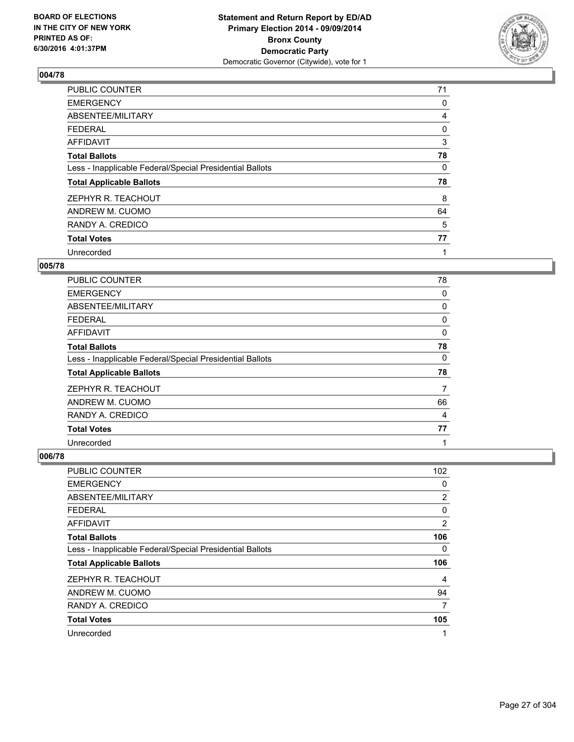**Statement and Return Report by ED/AD**
**Primary Election 2014 - 09/09/2014**
**Bronx County**
**Democratic Party**
Democratic Governor (Citywide), vote for 1

BOARD OF ELECTIONS
IN THE CITY OF NEW YORK
PRINTED AS OF:
6/30/2016 4:01:37PM

## 004/78

| | |
|---|---|
| PUBLIC COUNTER | 71 |
| EMERGENCY | 0 |
| ABSENTEE/MILITARY | 4 |
| FEDERAL | 0 |
| AFFIDAVIT | 3 |
| **Total Ballots** | **78** |
| Less - Inapplicable Federal/Special Presidential Ballots | 0 |
| **Total Applicable Ballots** | **78** |
| ZEPHYR R. TEACHOUT | 8 |
| ANDREW M. CUOMO | 64 |
| RANDY A. CREDICO | 5 |
| **Total Votes** | **77** |
| Unrecorded | 1 |

## 005/78

| | |
|---|---|
| PUBLIC COUNTER | 78 |
| EMERGENCY | 0 |
| ABSENTEE/MILITARY | 0 |
| FEDERAL | 0 |
| AFFIDAVIT | 0 |
| **Total Ballots** | **78** |
| Less - Inapplicable Federal/Special Presidential Ballots | 0 |
| **Total Applicable Ballots** | **78** |
| ZEPHYR R. TEACHOUT | 7 |
| ANDREW M. CUOMO | 66 |
| RANDY A. CREDICO | 4 |
| **Total Votes** | **77** |
| Unrecorded | 1 |

## 006/78

| | |
|---|---|
| PUBLIC COUNTER | 102 |
| EMERGENCY | 0 |
| ABSENTEE/MILITARY | 2 |
| FEDERAL | 0 |
| AFFIDAVIT | 2 |
| **Total Ballots** | **106** |
| Less - Inapplicable Federal/Special Presidential Ballots | 0 |
| **Total Applicable Ballots** | **106** |
| ZEPHYR R. TEACHOUT | 4 |
| ANDREW M. CUOMO | 94 |
| RANDY A. CREDICO | 7 |
| **Total Votes** | **105** |
| Unrecorded | 1 |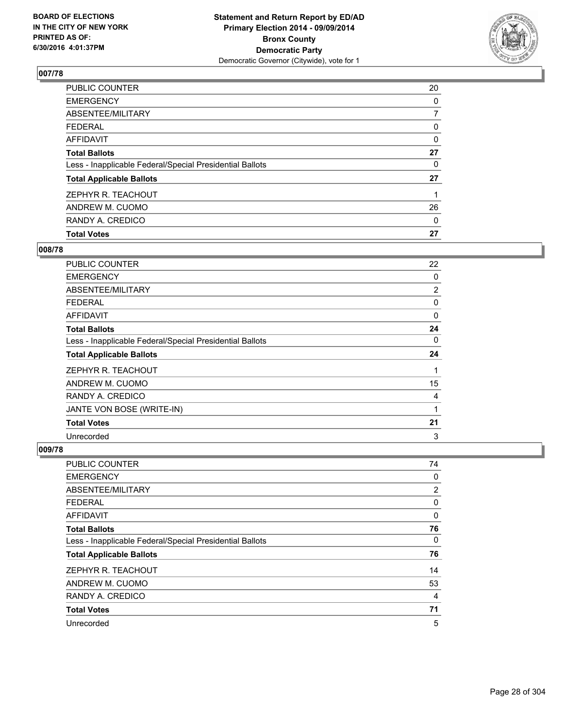### 007/78

| | |
|---|---|
| PUBLIC COUNTER | 20 |
| EMERGENCY | 0 |
| ABSENTEE/MILITARY | 7 |
| FEDERAL | 0 |
| AFFIDAVIT | 0 |
| **Total Ballots** | **27** |
| Less - Inapplicable Federal/Special Presidential Ballots | 0 |
| **Total Applicable Ballots** | **27** |
| ZEPHYR R. TEACHOUT | 1 |
| ANDREW M. CUOMO | 26 |
| RANDY A. CREDICO | 0 |
| **Total Votes** | **27** |

### 008/78

| | |
|---|---|
| PUBLIC COUNTER | 22 |
| EMERGENCY | 0 |
| ABSENTEE/MILITARY | 2 |
| FEDERAL | 0 |
| AFFIDAVIT | 0 |
| **Total Ballots** | **24** |
| Less - Inapplicable Federal/Special Presidential Ballots | 0 |
| **Total Applicable Ballots** | **24** |
| ZEPHYR R. TEACHOUT | 1 |
| ANDREW M. CUOMO | 15 |
| RANDY A. CREDICO | 4 |
| JANTE VON BOSE (WRITE-IN) | 1 |
| **Total Votes** | **21** |
| Unrecorded | 3 |

### 009/78

| | |
|---|---|
| PUBLIC COUNTER | 74 |
| EMERGENCY | 0 |
| ABSENTEE/MILITARY | 2 |
| FEDERAL | 0 |
| AFFIDAVIT | 0 |
| **Total Ballots** | **76** |
| Less - Inapplicable Federal/Special Presidential Ballots | 0 |
| **Total Applicable Ballots** | **76** |
| ZEPHYR R. TEACHOUT | 14 |
| ANDREW M. CUOMO | 53 |
| RANDY A. CREDICO | 4 |
| **Total Votes** | **71** |
| Unrecorded | 5 |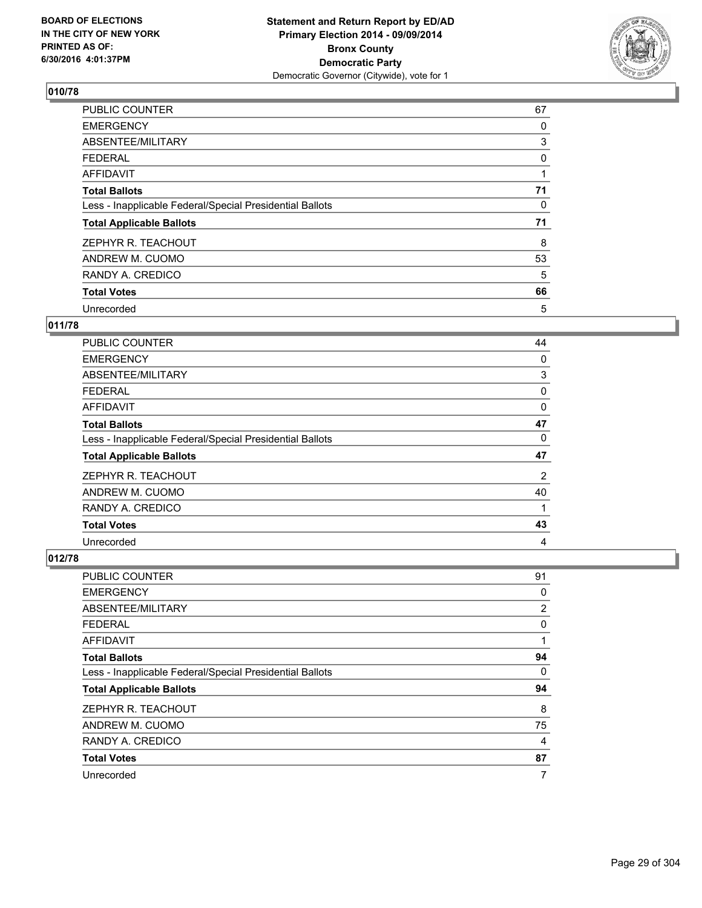BOARD OF ELECTIONS
IN THE CITY OF NEW YORK
PRINTED AS OF:
6/30/2016 4:01:37PM

**Statement and Return Report by ED/AD**
**Primary Election 2014 - 09/09/2014**
**Bronx County**
**Democratic Party**
Democratic Governor (Citywide), vote for 1

### 010/78

| | |
|---|---|
| PUBLIC COUNTER | 67 |
| EMERGENCY | 0 |
| ABSENTEE/MILITARY | 3 |
| FEDERAL | 0 |
| AFFIDAVIT | 1 |
| **Total Ballots** | **71** |
| Less - Inapplicable Federal/Special Presidential Ballots | 0 |
| **Total Applicable Ballots** | **71** |
| ZEPHYR R. TEACHOUT | 8 |
| ANDREW M. CUOMO | 53 |
| RANDY A. CREDICO | 5 |
| **Total Votes** | **66** |
| Unrecorded | 5 |

### 011/78

| | |
|---|---|
| PUBLIC COUNTER | 44 |
| EMERGENCY | 0 |
| ABSENTEE/MILITARY | 3 |
| FEDERAL | 0 |
| AFFIDAVIT | 0 |
| **Total Ballots** | **47** |
| Less - Inapplicable Federal/Special Presidential Ballots | 0 |
| **Total Applicable Ballots** | **47** |
| ZEPHYR R. TEACHOUT | 2 |
| ANDREW M. CUOMO | 40 |
| RANDY A. CREDICO | 1 |
| **Total Votes** | **43** |
| Unrecorded | 4 |

### 012/78

| | |
|---|---|
| PUBLIC COUNTER | 91 |
| EMERGENCY | 0 |
| ABSENTEE/MILITARY | 2 |
| FEDERAL | 0 |
| AFFIDAVIT | 1 |
| **Total Ballots** | **94** |
| Less - Inapplicable Federal/Special Presidential Ballots | 0 |
| **Total Applicable Ballots** | **94** |
| ZEPHYR R. TEACHOUT | 8 |
| ANDREW M. CUOMO | 75 |
| RANDY A. CREDICO | 4 |
| **Total Votes** | **87** |
| Unrecorded | 7 |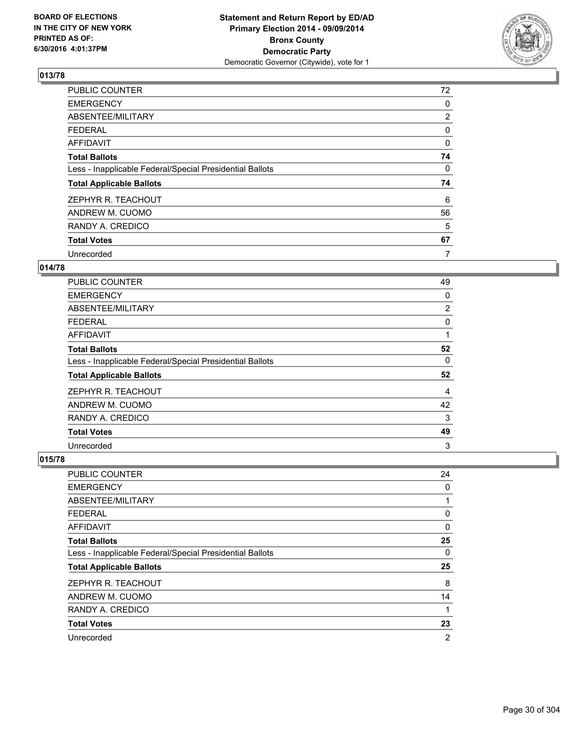BOARD OF ELECTIONS
IN THE CITY OF NEW YORK
PRINTED AS OF:
6/30/2016 4:01:37PM

**Statement and Return Report by ED/AD**
**Primary Election 2014 - 09/09/2014**
**Bronx County**
**Democratic Party**
Democratic Governor (Citywide), vote for 1

## 013/78

| | |
|---|---|
| PUBLIC COUNTER | 72 |
| EMERGENCY | 0 |
| ABSENTEE/MILITARY | 2 |
| FEDERAL | 0 |
| AFFIDAVIT | 0 |
| **Total Ballots** | **74** |
| Less - Inapplicable Federal/Special Presidential Ballots | 0 |
| **Total Applicable Ballots** | **74** |
| ZEPHYR R. TEACHOUT | 6 |
| ANDREW M. CUOMO | 56 |
| RANDY A. CREDICO | 5 |
| **Total Votes** | **67** |
| Unrecorded | 7 |

## 014/78

| | |
|---|---|
| PUBLIC COUNTER | 49 |
| EMERGENCY | 0 |
| ABSENTEE/MILITARY | 2 |
| FEDERAL | 0 |
| AFFIDAVIT | 1 |
| **Total Ballots** | **52** |
| Less - Inapplicable Federal/Special Presidential Ballots | 0 |
| **Total Applicable Ballots** | **52** |
| ZEPHYR R. TEACHOUT | 4 |
| ANDREW M. CUOMO | 42 |
| RANDY A. CREDICO | 3 |
| **Total Votes** | **49** |
| Unrecorded | 3 |

## 015/78

| | |
|---|---|
| PUBLIC COUNTER | 24 |
| EMERGENCY | 0 |
| ABSENTEE/MILITARY | 1 |
| FEDERAL | 0 |
| AFFIDAVIT | 0 |
| **Total Ballots** | **25** |
| Less - Inapplicable Federal/Special Presidential Ballots | 0 |
| **Total Applicable Ballots** | **25** |
| ZEPHYR R. TEACHOUT | 8 |
| ANDREW M. CUOMO | 14 |
| RANDY A. CREDICO | 1 |
| **Total Votes** | **23** |
| Unrecorded | 2 |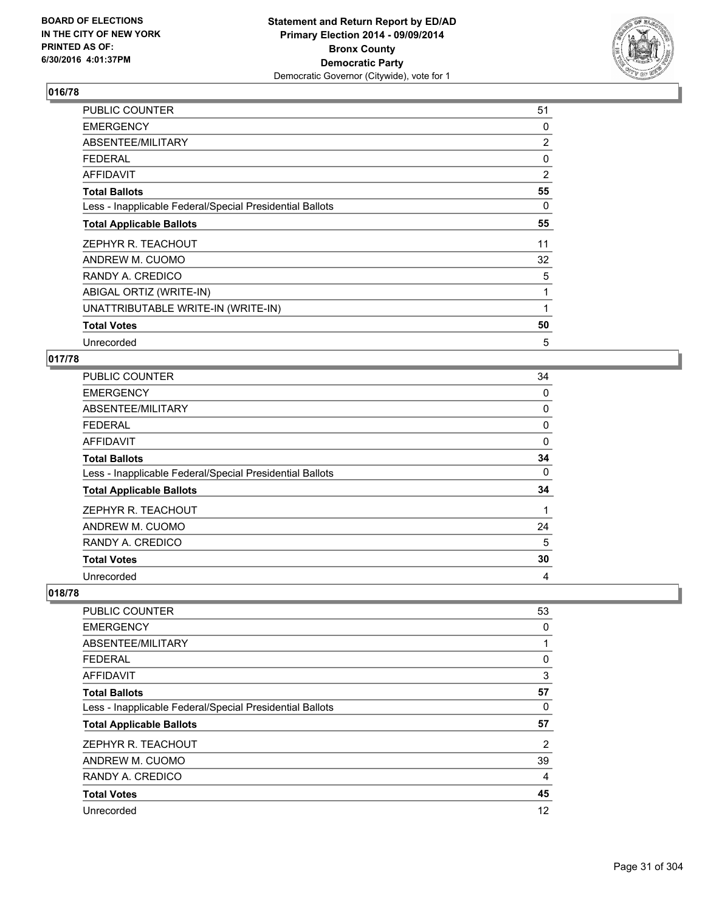**Statement and Return Report by ED/AD**
**Primary Election 2014 - 09/09/2014**
**Bronx County**
**Democratic Party**
Democratic Governor (Citywide), vote for 1

BOARD OF ELECTIONS
IN THE CITY OF NEW YORK
PRINTED AS OF:
6/30/2016 4:01:37PM

## 016/78

| | |
|---|---|
| PUBLIC COUNTER | 51 |
| EMERGENCY | 0 |
| ABSENTEE/MILITARY | 2 |
| FEDERAL | 0 |
| AFFIDAVIT | 2 |
| **Total Ballots** | **55** |
| Less - Inapplicable Federal/Special Presidential Ballots | 0 |
| **Total Applicable Ballots** | **55** |
| ZEPHYR R. TEACHOUT | 11 |
| ANDREW M. CUOMO | 32 |
| RANDY A. CREDICO | 5 |
| ABIGAL ORTIZ (WRITE-IN) | 1 |
| UNATTRIBUTABLE WRITE-IN (WRITE-IN) | 1 |
| **Total Votes** | **50** |
| Unrecorded | 5 |

## 017/78

| | |
|---|---|
| PUBLIC COUNTER | 34 |
| EMERGENCY | 0 |
| ABSENTEE/MILITARY | 0 |
| FEDERAL | 0 |
| AFFIDAVIT | 0 |
| **Total Ballots** | **34** |
| Less - Inapplicable Federal/Special Presidential Ballots | 0 |
| **Total Applicable Ballots** | **34** |
| ZEPHYR R. TEACHOUT | 1 |
| ANDREW M. CUOMO | 24 |
| RANDY A. CREDICO | 5 |
| **Total Votes** | **30** |
| Unrecorded | 4 |

## 018/78

| | |
|---|---|
| PUBLIC COUNTER | 53 |
| EMERGENCY | 0 |
| ABSENTEE/MILITARY | 1 |
| FEDERAL | 0 |
| AFFIDAVIT | 3 |
| **Total Ballots** | **57** |
| Less - Inapplicable Federal/Special Presidential Ballots | 0 |
| **Total Applicable Ballots** | **57** |
| ZEPHYR R. TEACHOUT | 2 |
| ANDREW M. CUOMO | 39 |
| RANDY A. CREDICO | 4 |
| **Total Votes** | **45** |
| Unrecorded | 12 |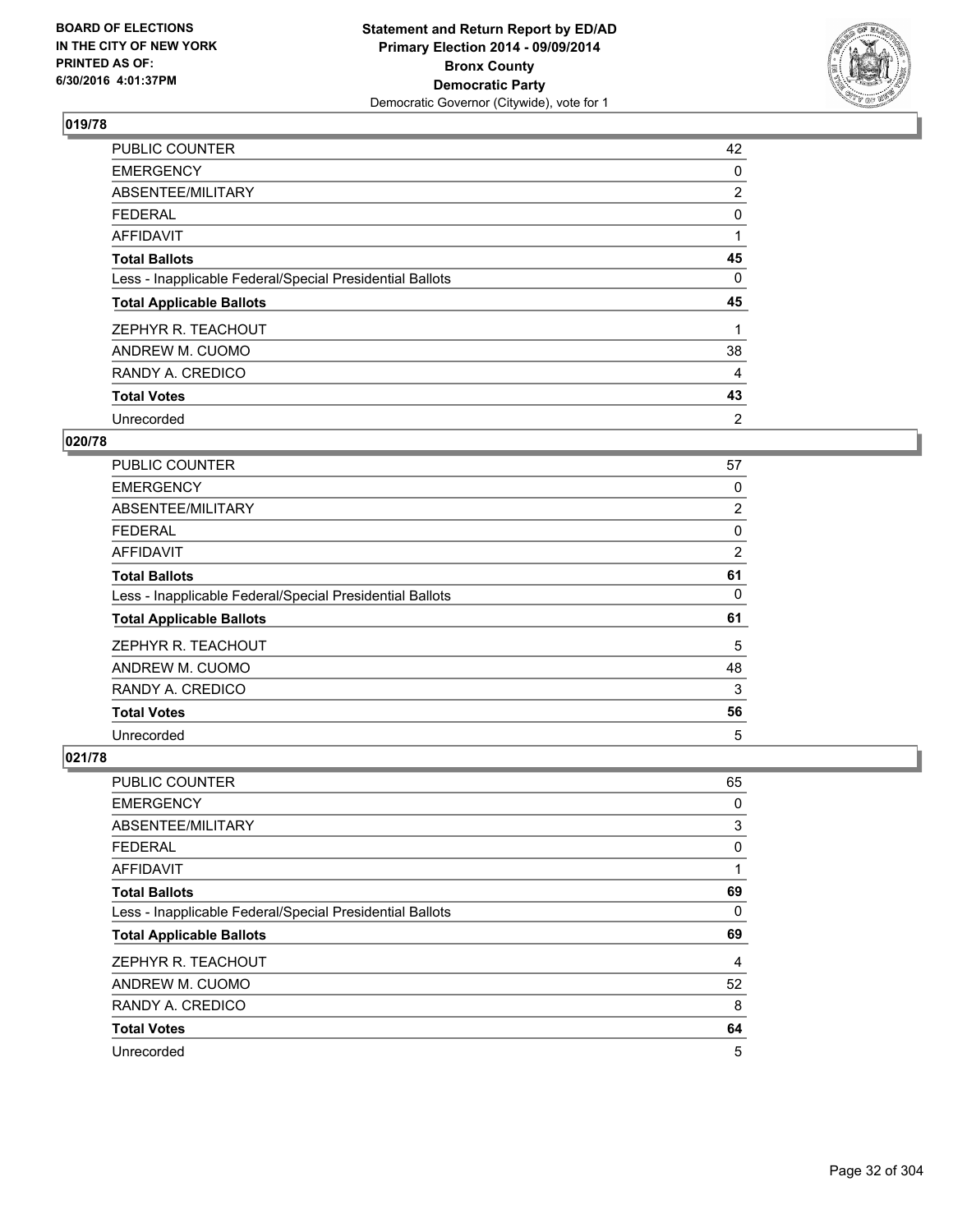BOARD OF ELECTIONS
IN THE CITY OF NEW YORK
PRINTED AS OF:
6/30/2016 4:01:37PM

**Statement and Return Report by ED/AD**
**Primary Election 2014 - 09/09/2014**
**Bronx County**
**Democratic Party**
Democratic Governor (Citywide), vote for 1

### 019/78

| | |
|---|---|
| PUBLIC COUNTER | 42 |
| EMERGENCY | 0 |
| ABSENTEE/MILITARY | 2 |
| FEDERAL | 0 |
| AFFIDAVIT | 1 |
| **Total Ballots** | **45** |
| Less - Inapplicable Federal/Special Presidential Ballots | 0 |
| **Total Applicable Ballots** | **45** |
| ZEPHYR R. TEACHOUT | 1 |
| ANDREW M. CUOMO | 38 |
| RANDY A. CREDICO | 4 |
| **Total Votes** | **43** |
| Unrecorded | 2 |

### 020/78

| | |
|---|---|
| PUBLIC COUNTER | 57 |
| EMERGENCY | 0 |
| ABSENTEE/MILITARY | 2 |
| FEDERAL | 0 |
| AFFIDAVIT | 2 |
| **Total Ballots** | **61** |
| Less - Inapplicable Federal/Special Presidential Ballots | 0 |
| **Total Applicable Ballots** | **61** |
| ZEPHYR R. TEACHOUT | 5 |
| ANDREW M. CUOMO | 48 |
| RANDY A. CREDICO | 3 |
| **Total Votes** | **56** |
| Unrecorded | 5 |

### 021/78

| | |
|---|---|
| PUBLIC COUNTER | 65 |
| EMERGENCY | 0 |
| ABSENTEE/MILITARY | 3 |
| FEDERAL | 0 |
| AFFIDAVIT | 1 |
| **Total Ballots** | **69** |
| Less - Inapplicable Federal/Special Presidential Ballots | 0 |
| **Total Applicable Ballots** | **69** |
| ZEPHYR R. TEACHOUT | 4 |
| ANDREW M. CUOMO | 52 |
| RANDY A. CREDICO | 8 |
| **Total Votes** | **64** |
| Unrecorded | 5 |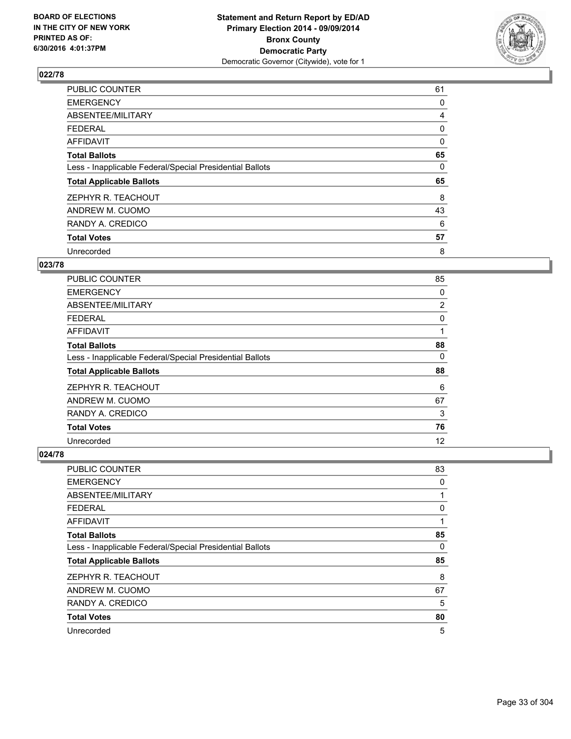**BOARD OF ELECTIONS IN THE CITY OF NEW YORK PRINTED AS OF: 6/30/2016 4:01:37PM**

**Statement and Return Report by ED/AD Primary Election 2014 - 09/09/2014 Bronx County Democratic Party**
Democratic Governor (Citywide), vote for 1

## 022/78

| | |
|---|---|
| PUBLIC COUNTER | 61 |
| EMERGENCY | 0 |
| ABSENTEE/MILITARY | 4 |
| FEDERAL | 0 |
| AFFIDAVIT | 0 |
| **Total Ballots** | **65** |
| Less - Inapplicable Federal/Special Presidential Ballots | 0 |
| **Total Applicable Ballots** | **65** |
| ZEPHYR R. TEACHOUT | 8 |
| ANDREW M. CUOMO | 43 |
| RANDY A. CREDICO | 6 |
| **Total Votes** | **57** |
| Unrecorded | 8 |

## 023/78

| | |
|---|---|
| PUBLIC COUNTER | 85 |
| EMERGENCY | 0 |
| ABSENTEE/MILITARY | 2 |
| FEDERAL | 0 |
| AFFIDAVIT | 1 |
| **Total Ballots** | **88** |
| Less - Inapplicable Federal/Special Presidential Ballots | 0 |
| **Total Applicable Ballots** | **88** |
| ZEPHYR R. TEACHOUT | 6 |
| ANDREW M. CUOMO | 67 |
| RANDY A. CREDICO | 3 |
| **Total Votes** | **76** |
| Unrecorded | 12 |

## 024/78

| | |
|---|---|
| PUBLIC COUNTER | 83 |
| EMERGENCY | 0 |
| ABSENTEE/MILITARY | 1 |
| FEDERAL | 0 |
| AFFIDAVIT | 1 |
| **Total Ballots** | **85** |
| Less - Inapplicable Federal/Special Presidential Ballots | 0 |
| **Total Applicable Ballots** | **85** |
| ZEPHYR R. TEACHOUT | 8 |
| ANDREW M. CUOMO | 67 |
| RANDY A. CREDICO | 5 |
| **Total Votes** | **80** |
| Unrecorded | 5 |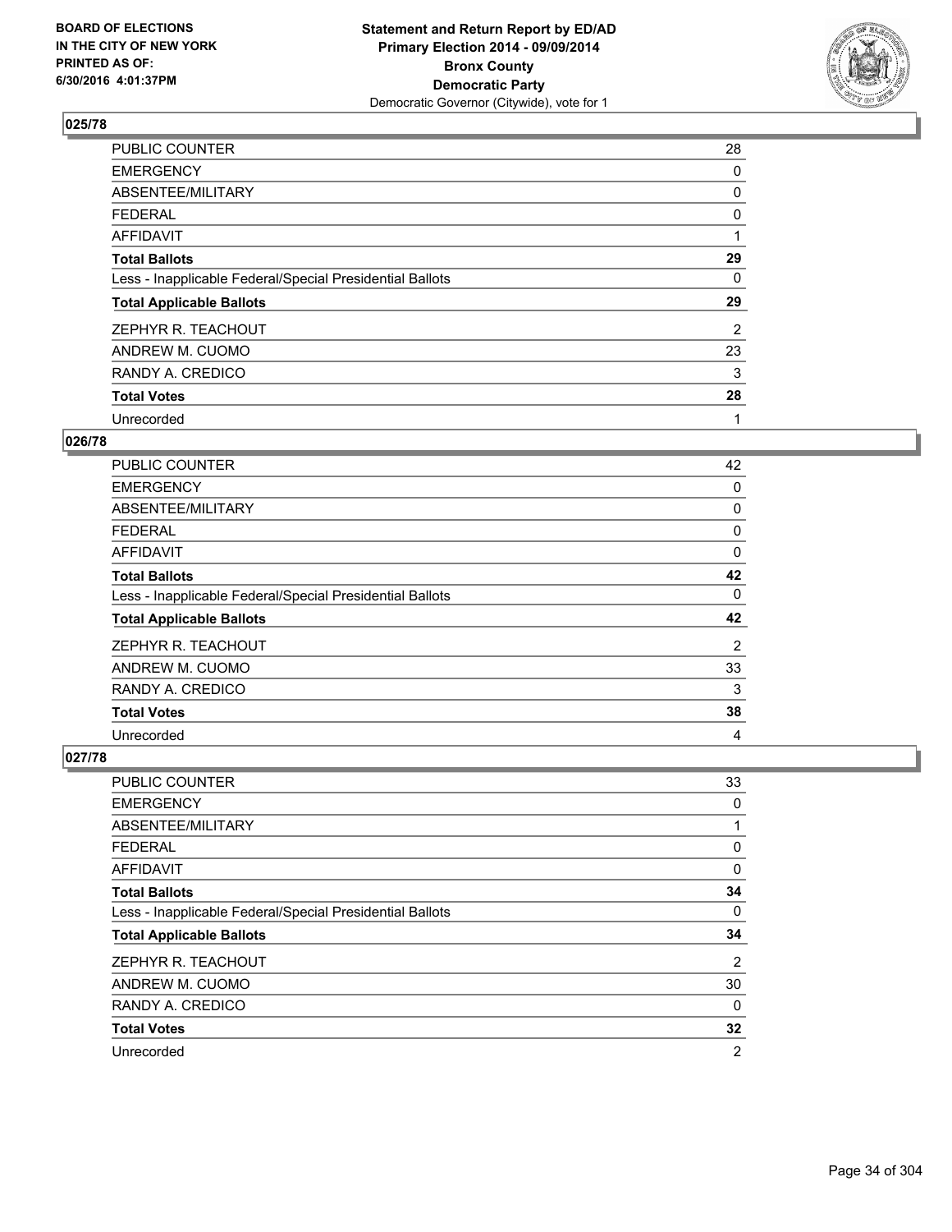## 025/78

| | |
|---|---|
| PUBLIC COUNTER | 28 |
| EMERGENCY | 0 |
| ABSENTEE/MILITARY | 0 |
| FEDERAL | 0 |
| AFFIDAVIT | 1 |
| **Total Ballots** | **29** |
| Less - Inapplicable Federal/Special Presidential Ballots | 0 |
| **Total Applicable Ballots** | **29** |
| ZEPHYR R. TEACHOUT | 2 |
| ANDREW M. CUOMO | 23 |
| RANDY A. CREDICO | 3 |
| **Total Votes** | **28** |
| Unrecorded | 1 |

## 026/78

| | |
|---|---|
| PUBLIC COUNTER | 42 |
| EMERGENCY | 0 |
| ABSENTEE/MILITARY | 0 |
| FEDERAL | 0 |
| AFFIDAVIT | 0 |
| **Total Ballots** | **42** |
| Less - Inapplicable Federal/Special Presidential Ballots | 0 |
| **Total Applicable Ballots** | **42** |
| ZEPHYR R. TEACHOUT | 2 |
| ANDREW M. CUOMO | 33 |
| RANDY A. CREDICO | 3 |
| **Total Votes** | **38** |
| Unrecorded | 4 |

## 027/78

| | |
|---|---|
| PUBLIC COUNTER | 33 |
| EMERGENCY | 0 |
| ABSENTEE/MILITARY | 1 |
| FEDERAL | 0 |
| AFFIDAVIT | 0 |
| **Total Ballots** | **34** |
| Less - Inapplicable Federal/Special Presidential Ballots | 0 |
| **Total Applicable Ballots** | **34** |
| ZEPHYR R. TEACHOUT | 2 |
| ANDREW M. CUOMO | 30 |
| RANDY A. CREDICO | 0 |
| **Total Votes** | **32** |
| Unrecorded | 2 |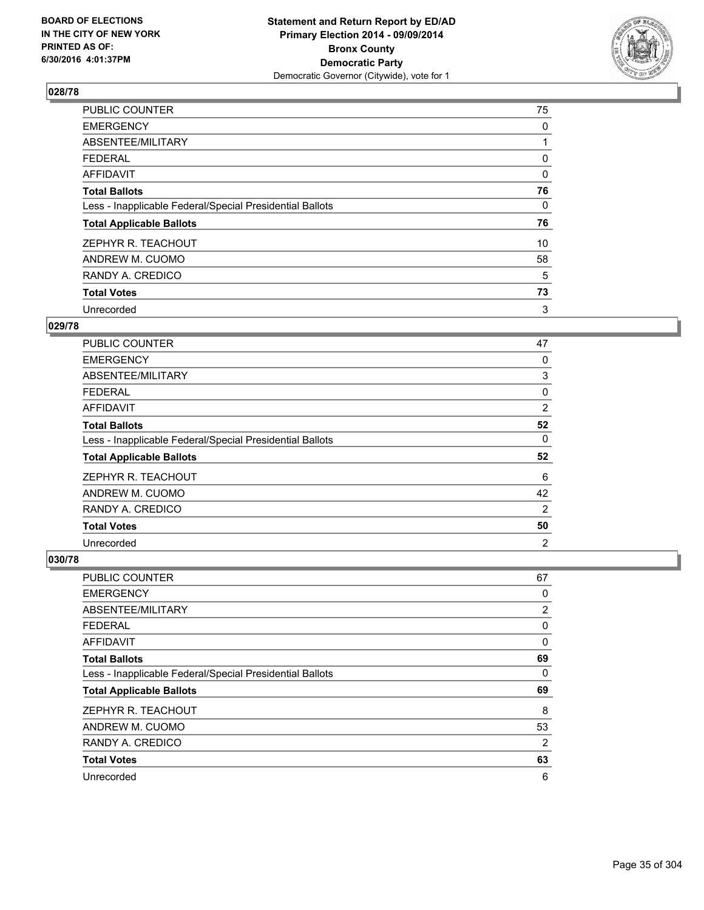BOARD OF ELECTIONS
IN THE CITY OF NEW YORK
PRINTED AS OF:
6/30/2016 4:01:37PM

**Statement and Return Report by ED/AD**
**Primary Election 2014 - 09/09/2014**
**Bronx County**
**Democratic Party**
Democratic Governor (Citywide), vote for 1

### 028/78

| | |
|---|---|
| PUBLIC COUNTER | 75 |
| EMERGENCY | 0 |
| ABSENTEE/MILITARY | 1 |
| FEDERAL | 0 |
| AFFIDAVIT | 0 |
| **Total Ballots** | **76** |
| Less - Inapplicable Federal/Special Presidential Ballots | 0 |
| **Total Applicable Ballots** | **76** |
| ZEPHYR R. TEACHOUT | 10 |
| ANDREW M. CUOMO | 58 |
| RANDY A. CREDICO | 5 |
| **Total Votes** | **73** |
| Unrecorded | 3 |

### 029/78

| | |
|---|---|
| PUBLIC COUNTER | 47 |
| EMERGENCY | 0 |
| ABSENTEE/MILITARY | 3 |
| FEDERAL | 0 |
| AFFIDAVIT | 2 |
| **Total Ballots** | **52** |
| Less - Inapplicable Federal/Special Presidential Ballots | 0 |
| **Total Applicable Ballots** | **52** |
| ZEPHYR R. TEACHOUT | 6 |
| ANDREW M. CUOMO | 42 |
| RANDY A. CREDICO | 2 |
| **Total Votes** | **50** |
| Unrecorded | 2 |

### 030/78

| | |
|---|---|
| PUBLIC COUNTER | 67 |
| EMERGENCY | 0 |
| ABSENTEE/MILITARY | 2 |
| FEDERAL | 0 |
| AFFIDAVIT | 0 |
| **Total Ballots** | **69** |
| Less - Inapplicable Federal/Special Presidential Ballots | 0 |
| **Total Applicable Ballots** | **69** |
| ZEPHYR R. TEACHOUT | 8 |
| ANDREW M. CUOMO | 53 |
| RANDY A. CREDICO | 2 |
| **Total Votes** | **63** |
| Unrecorded | 6 |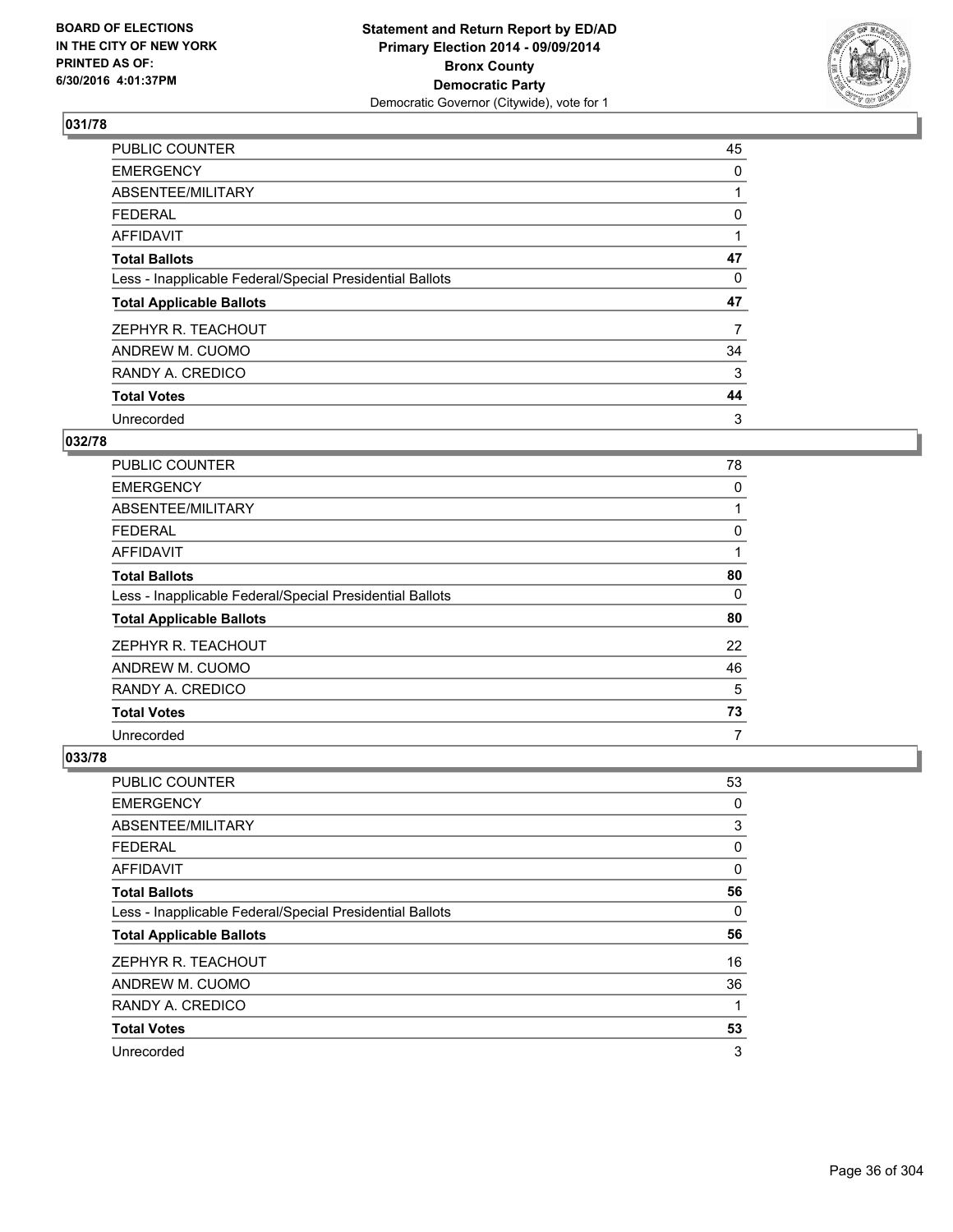BOARD OF ELECTIONS
IN THE CITY OF NEW YORK
PRINTED AS OF:
6/30/2016 4:01:37PM

**Statement and Return Report by ED/AD**
**Primary Election 2014 - 09/09/2014**
**Bronx County**
**Democratic Party**
Democratic Governor (Citywide), vote for 1

## 031/78

| | |
|---|---|
| PUBLIC COUNTER | 45 |
| EMERGENCY | 0 |
| ABSENTEE/MILITARY | 1 |
| FEDERAL | 0 |
| AFFIDAVIT | 1 |
| **Total Ballots** | **47** |
| Less - Inapplicable Federal/Special Presidential Ballots | 0 |
| **Total Applicable Ballots** | **47** |
| ZEPHYR R. TEACHOUT | 7 |
| ANDREW M. CUOMO | 34 |
| RANDY A. CREDICO | 3 |
| **Total Votes** | **44** |
| Unrecorded | 3 |

## 032/78

| | |
|---|---|
| PUBLIC COUNTER | 78 |
| EMERGENCY | 0 |
| ABSENTEE/MILITARY | 1 |
| FEDERAL | 0 |
| AFFIDAVIT | 1 |
| **Total Ballots** | **80** |
| Less - Inapplicable Federal/Special Presidential Ballots | 0 |
| **Total Applicable Ballots** | **80** |
| ZEPHYR R. TEACHOUT | 22 |
| ANDREW M. CUOMO | 46 |
| RANDY A. CREDICO | 5 |
| **Total Votes** | **73** |
| Unrecorded | 7 |

## 033/78

| | |
|---|---|
| PUBLIC COUNTER | 53 |
| EMERGENCY | 0 |
| ABSENTEE/MILITARY | 3 |
| FEDERAL | 0 |
| AFFIDAVIT | 0 |
| **Total Ballots** | **56** |
| Less - Inapplicable Federal/Special Presidential Ballots | 0 |
| **Total Applicable Ballots** | **56** |
| ZEPHYR R. TEACHOUT | 16 |
| ANDREW M. CUOMO | 36 |
| RANDY A. CREDICO | 1 |
| **Total Votes** | **53** |
| Unrecorded | 3 |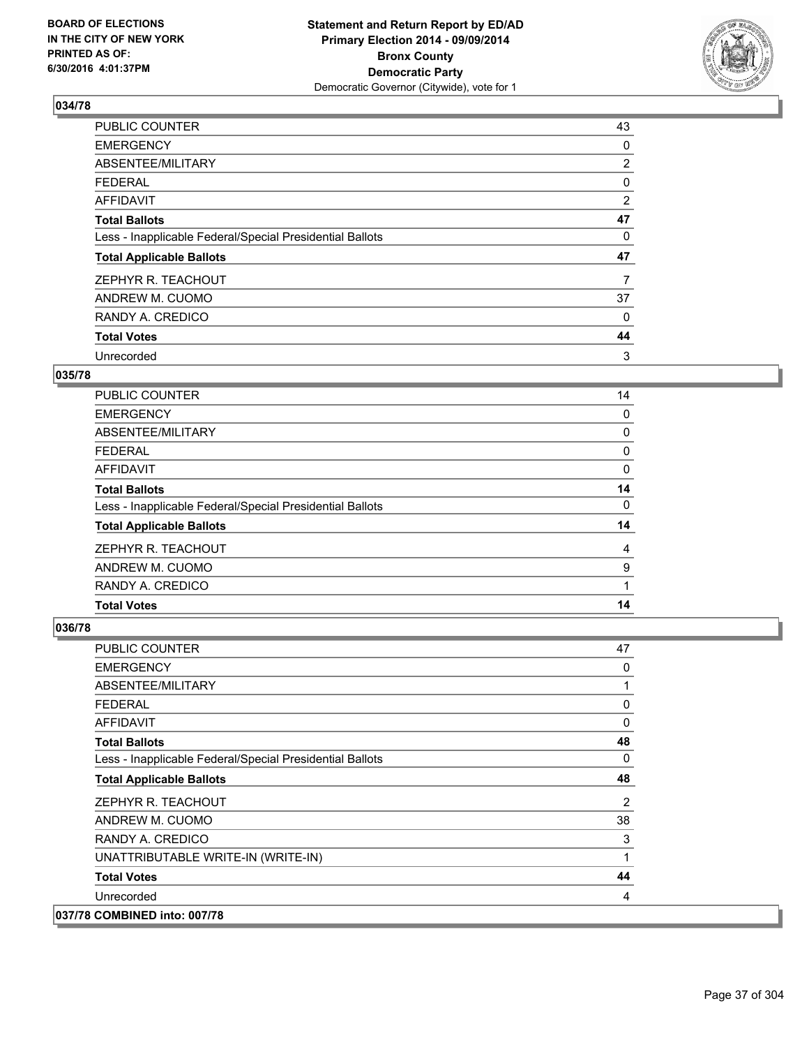**BOARD OF ELECTIONS IN THE CITY OF NEW YORK PRINTED AS OF: 6/30/2016 4:01:37PM**

**Statement and Return Report by ED/AD Primary Election 2014 - 09/09/2014 Bronx County Democratic Party**
Democratic Governor (Citywide), vote for 1

### 034/78

| | |
|---|---|
| PUBLIC COUNTER | 43 |
| EMERGENCY | 0 |
| ABSENTEE/MILITARY | 2 |
| FEDERAL | 0 |
| AFFIDAVIT | 2 |
| **Total Ballots** | **47** |
| Less - Inapplicable Federal/Special Presidential Ballots | 0 |
| **Total Applicable Ballots** | **47** |
| ZEPHYR R. TEACHOUT | 7 |
| ANDREW M. CUOMO | 37 |
| RANDY A. CREDICO | 0 |
| **Total Votes** | **44** |
| Unrecorded | 3 |

### 035/78

| | |
|---|---|
| PUBLIC COUNTER | 14 |
| EMERGENCY | 0 |
| ABSENTEE/MILITARY | 0 |
| FEDERAL | 0 |
| AFFIDAVIT | 0 |
| **Total Ballots** | **14** |
| Less - Inapplicable Federal/Special Presidential Ballots | 0 |
| **Total Applicable Ballots** | **14** |
| ZEPHYR R. TEACHOUT | 4 |
| ANDREW M. CUOMO | 9 |
| RANDY A. CREDICO | 1 |
| **Total Votes** | **14** |

### 036/78

| | |
|---|---|
| PUBLIC COUNTER | 47 |
| EMERGENCY | 0 |
| ABSENTEE/MILITARY | 1 |
| FEDERAL | 0 |
| AFFIDAVIT | 0 |
| **Total Ballots** | **48** |
| Less - Inapplicable Federal/Special Presidential Ballots | 0 |
| **Total Applicable Ballots** | **48** |
| ZEPHYR R. TEACHOUT | 2 |
| ANDREW M. CUOMO | 38 |
| RANDY A. CREDICO | 3 |
| UNATTRIBUTABLE WRITE-IN (WRITE-IN) | 1 |
| **Total Votes** | **44** |
| Unrecorded | 4 |

### 037/78 COMBINED into: 007/78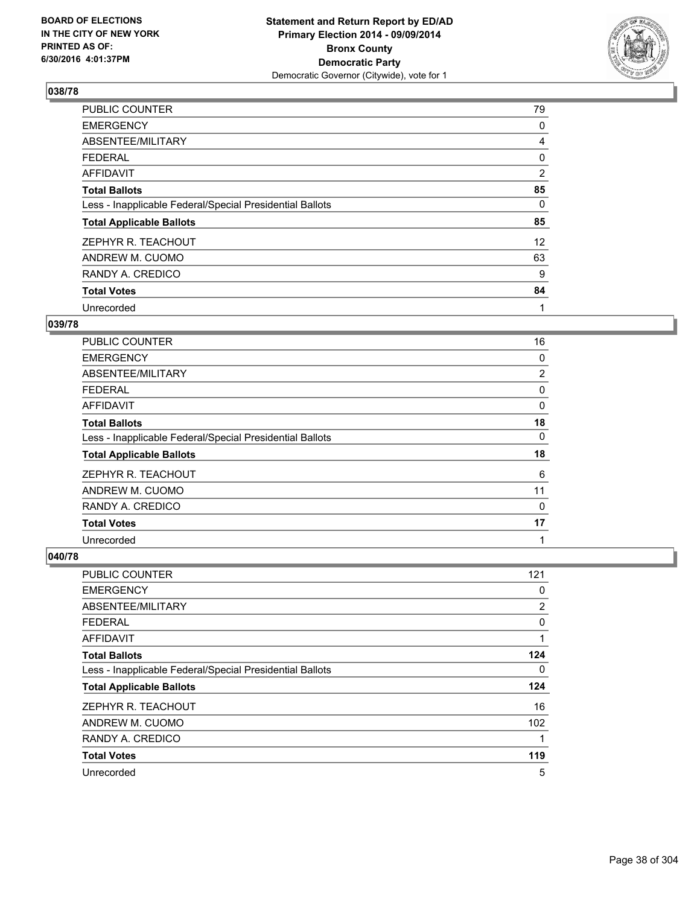**Statement and Return Report by ED/AD**
**Primary Election 2014 - 09/09/2014**
**Bronx County**
**Democratic Party**
Democratic Governor (Citywide), vote for 1

BOARD OF ELECTIONS
IN THE CITY OF NEW YORK
PRINTED AS OF:
6/30/2016 4:01:37PM

## 038/78

| | |
|---|---|
| PUBLIC COUNTER | 79 |
| EMERGENCY | 0 |
| ABSENTEE/MILITARY | 4 |
| FEDERAL | 0 |
| AFFIDAVIT | 2 |
| **Total Ballots** | **85** |
| Less - Inapplicable Federal/Special Presidential Ballots | 0 |
| **Total Applicable Ballots** | **85** |
| ZEPHYR R. TEACHOUT | 12 |
| ANDREW M. CUOMO | 63 |
| RANDY A. CREDICO | 9 |
| **Total Votes** | **84** |
| Unrecorded | 1 |

## 039/78

| | |
|---|---|
| PUBLIC COUNTER | 16 |
| EMERGENCY | 0 |
| ABSENTEE/MILITARY | 2 |
| FEDERAL | 0 |
| AFFIDAVIT | 0 |
| **Total Ballots** | **18** |
| Less - Inapplicable Federal/Special Presidential Ballots | 0 |
| **Total Applicable Ballots** | **18** |
| ZEPHYR R. TEACHOUT | 6 |
| ANDREW M. CUOMO | 11 |
| RANDY A. CREDICO | 0 |
| **Total Votes** | **17** |
| Unrecorded | 1 |

## 040/78

| | |
|---|---|
| PUBLIC COUNTER | 121 |
| EMERGENCY | 0 |
| ABSENTEE/MILITARY | 2 |
| FEDERAL | 0 |
| AFFIDAVIT | 1 |
| **Total Ballots** | **124** |
| Less - Inapplicable Federal/Special Presidential Ballots | 0 |
| **Total Applicable Ballots** | **124** |
| ZEPHYR R. TEACHOUT | 16 |
| ANDREW M. CUOMO | 102 |
| RANDY A. CREDICO | 1 |
| **Total Votes** | **119** |
| Unrecorded | 5 |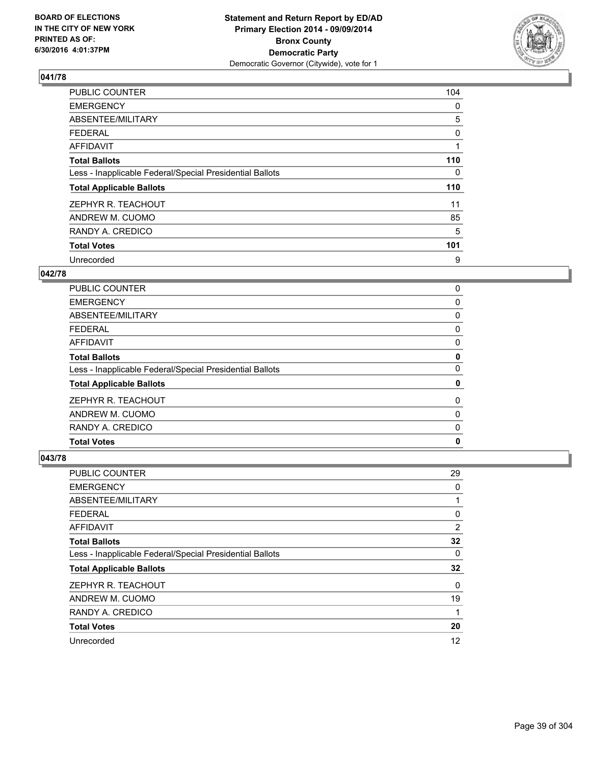**BOARD OF ELECTIONS IN THE CITY OF NEW YORK PRINTED AS OF: 6/30/2016 4:01:37PM**

**Statement and Return Report by ED/AD Primary Election 2014 - 09/09/2014 Bronx County Democratic Party**
Democratic Governor (Citywide), vote for 1

### 041/78

| | |
|---|---|
| PUBLIC COUNTER | 104 |
| EMERGENCY | 0 |
| ABSENTEE/MILITARY | 5 |
| FEDERAL | 0 |
| AFFIDAVIT | 1 |
| **Total Ballots** | **110** |
| Less - Inapplicable Federal/Special Presidential Ballots | 0 |
| **Total Applicable Ballots** | **110** |
| ZEPHYR R. TEACHOUT | 11 |
| ANDREW M. CUOMO | 85 |
| RANDY A. CREDICO | 5 |
| **Total Votes** | **101** |
| Unrecorded | 9 |

### 042/78

| | |
|---|---|
| PUBLIC COUNTER | 0 |
| EMERGENCY | 0 |
| ABSENTEE/MILITARY | 0 |
| FEDERAL | 0 |
| AFFIDAVIT | 0 |
| **Total Ballots** | **0** |
| Less - Inapplicable Federal/Special Presidential Ballots | 0 |
| **Total Applicable Ballots** | **0** |
| ZEPHYR R. TEACHOUT | 0 |
| ANDREW M. CUOMO | 0 |
| RANDY A. CREDICO | 0 |
| **Total Votes** | **0** |

### 043/78

| | |
|---|---|
| PUBLIC COUNTER | 29 |
| EMERGENCY | 0 |
| ABSENTEE/MILITARY | 1 |
| FEDERAL | 0 |
| AFFIDAVIT | 2 |
| **Total Ballots** | **32** |
| Less - Inapplicable Federal/Special Presidential Ballots | 0 |
| **Total Applicable Ballots** | **32** |
| ZEPHYR R. TEACHOUT | 0 |
| ANDREW M. CUOMO | 19 |
| RANDY A. CREDICO | 1 |
| **Total Votes** | **20** |
| Unrecorded | 12 |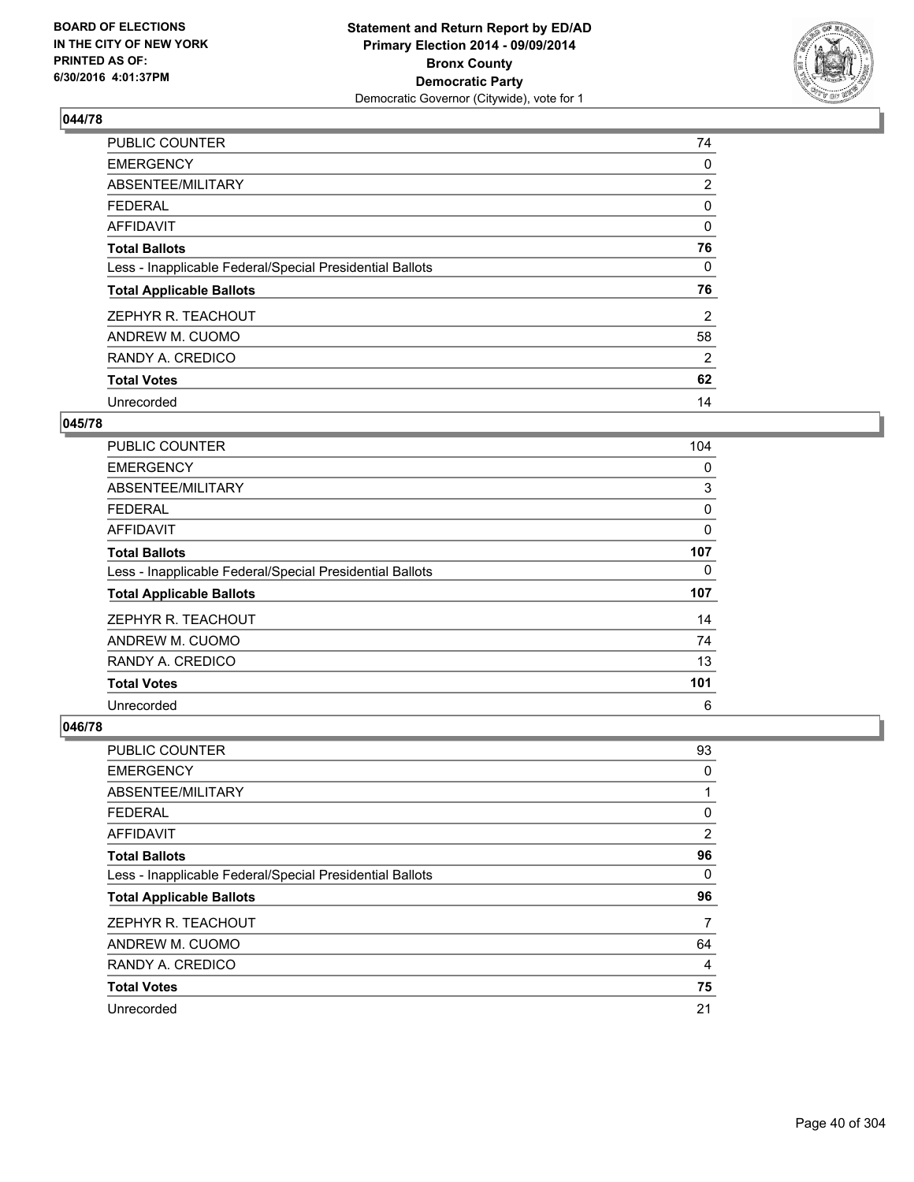**BOARD OF ELECTIONS IN THE CITY OF NEW YORK PRINTED AS OF: 6/30/2016 4:01:37PM**

**Statement and Return Report by ED/AD Primary Election 2014 - 09/09/2014 Bronx County Democratic Party**
Democratic Governor (Citywide), vote for 1

### 044/78

| | |
|---|---|
| PUBLIC COUNTER | 74 |
| EMERGENCY | 0 |
| ABSENTEE/MILITARY | 2 |
| FEDERAL | 0 |
| AFFIDAVIT | 0 |
| **Total Ballots** | **76** |
| Less - Inapplicable Federal/Special Presidential Ballots | 0 |
| **Total Applicable Ballots** | **76** |
| ZEPHYR R. TEACHOUT | 2 |
| ANDREW M. CUOMO | 58 |
| RANDY A. CREDICO | 2 |
| **Total Votes** | **62** |
| Unrecorded | 14 |

### 045/78

| | |
|---|---|
| PUBLIC COUNTER | 104 |
| EMERGENCY | 0 |
| ABSENTEE/MILITARY | 3 |
| FEDERAL | 0 |
| AFFIDAVIT | 0 |
| **Total Ballots** | **107** |
| Less - Inapplicable Federal/Special Presidential Ballots | 0 |
| **Total Applicable Ballots** | **107** |
| ZEPHYR R. TEACHOUT | 14 |
| ANDREW M. CUOMO | 74 |
| RANDY A. CREDICO | 13 |
| **Total Votes** | **101** |
| Unrecorded | 6 |

### 046/78

| | |
|---|---|
| PUBLIC COUNTER | 93 |
| EMERGENCY | 0 |
| ABSENTEE/MILITARY | 1 |
| FEDERAL | 0 |
| AFFIDAVIT | 2 |
| **Total Ballots** | **96** |
| Less - Inapplicable Federal/Special Presidential Ballots | 0 |
| **Total Applicable Ballots** | **96** |
| ZEPHYR R. TEACHOUT | 7 |
| ANDREW M. CUOMO | 64 |
| RANDY A. CREDICO | 4 |
| **Total Votes** | **75** |
| Unrecorded | 21 |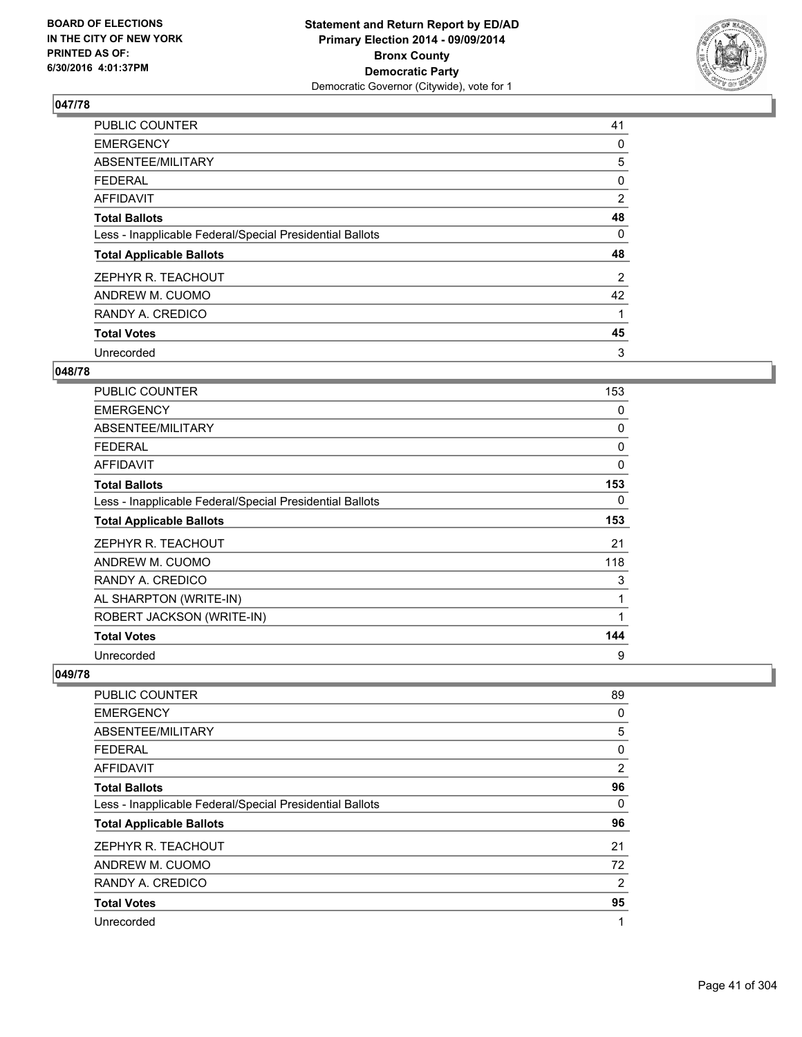**BOARD OF ELECTIONS IN THE CITY OF NEW YORK PRINTED AS OF: 6/30/2016 4:01:37PM**

**Statement and Return Report by ED/AD Primary Election 2014 - 09/09/2014 Bronx County Democratic Party**
Democratic Governor (Citywide), vote for 1

### 047/78

| | |
|---|---|
| PUBLIC COUNTER | 41 |
| EMERGENCY | 0 |
| ABSENTEE/MILITARY | 5 |
| FEDERAL | 0 |
| AFFIDAVIT | 2 |
| **Total Ballots** | **48** |
| Less - Inapplicable Federal/Special Presidential Ballots | 0 |
| **Total Applicable Ballots** | **48** |
| ZEPHYR R. TEACHOUT | 2 |
| ANDREW M. CUOMO | 42 |
| RANDY A. CREDICO | 1 |
| **Total Votes** | **45** |
| Unrecorded | 3 |

### 048/78

| | |
|---|---|
| PUBLIC COUNTER | 153 |
| EMERGENCY | 0 |
| ABSENTEE/MILITARY | 0 |
| FEDERAL | 0 |
| AFFIDAVIT | 0 |
| **Total Ballots** | **153** |
| Less - Inapplicable Federal/Special Presidential Ballots | 0 |
| **Total Applicable Ballots** | **153** |
| ZEPHYR R. TEACHOUT | 21 |
| ANDREW M. CUOMO | 118 |
| RANDY A. CREDICO | 3 |
| AL SHARPTON (WRITE-IN) | 1 |
| ROBERT JACKSON (WRITE-IN) | 1 |
| **Total Votes** | **144** |
| Unrecorded | 9 |

### 049/78

| | |
|---|---|
| PUBLIC COUNTER | 89 |
| EMERGENCY | 0 |
| ABSENTEE/MILITARY | 5 |
| FEDERAL | 0 |
| AFFIDAVIT | 2 |
| **Total Ballots** | **96** |
| Less - Inapplicable Federal/Special Presidential Ballots | 0 |
| **Total Applicable Ballots** | **96** |
| ZEPHYR R. TEACHOUT | 21 |
| ANDREW M. CUOMO | 72 |
| RANDY A. CREDICO | 2 |
| **Total Votes** | **95** |
| Unrecorded | 1 |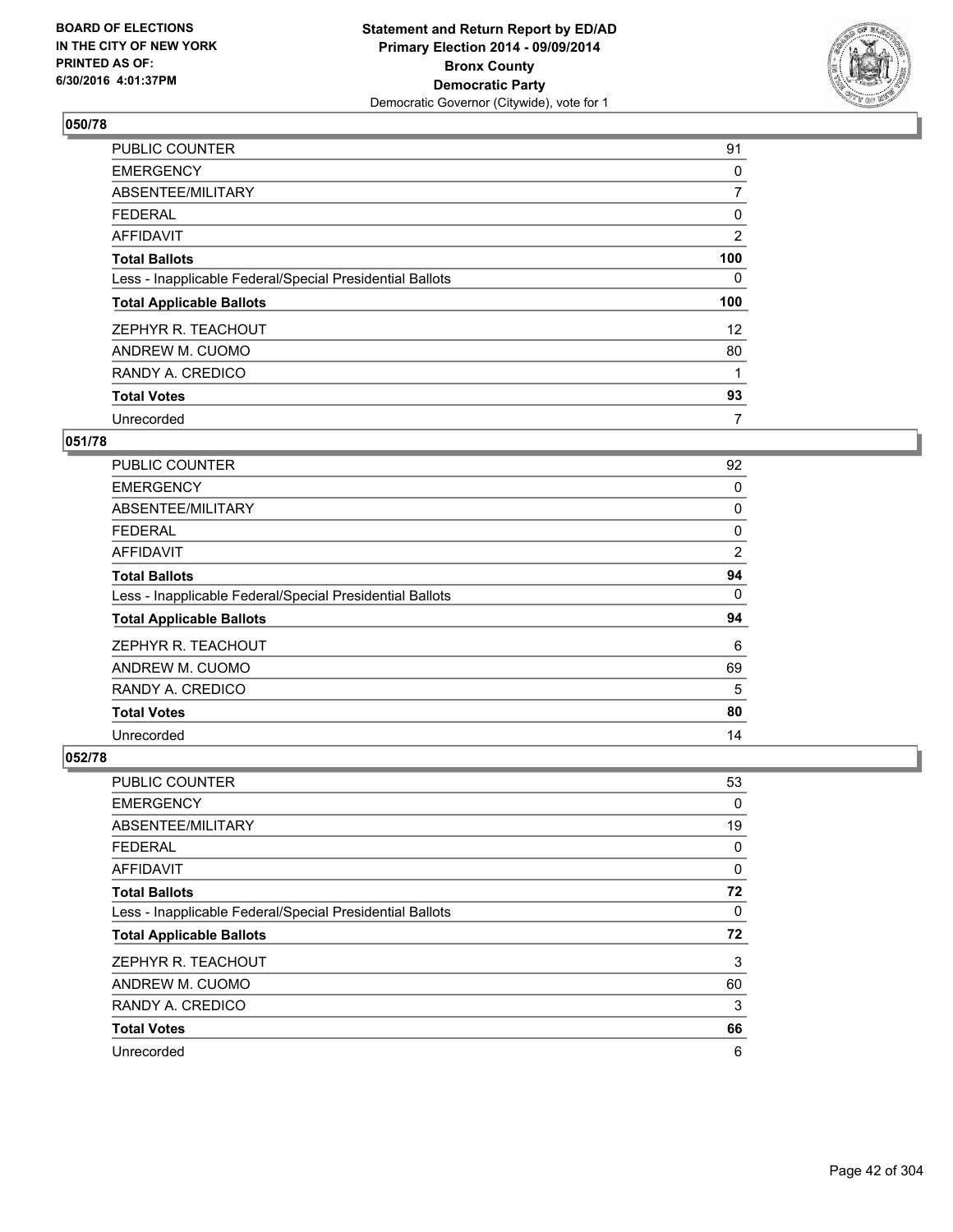**Statement and Return Report by ED/AD**
**Primary Election 2014 - 09/09/2014**
**Bronx County**
**Democratic Party**
Democratic Governor (Citywide), vote for 1

BOARD OF ELECTIONS
IN THE CITY OF NEW YORK
PRINTED AS OF:
6/30/2016 4:01:37PM

### 050/78

| | |
|---|---|
| PUBLIC COUNTER | 91 |
| EMERGENCY | 0 |
| ABSENTEE/MILITARY | 7 |
| FEDERAL | 0 |
| AFFIDAVIT | 2 |
| **Total Ballots** | **100** |
| Less - Inapplicable Federal/Special Presidential Ballots | 0 |
| **Total Applicable Ballots** | **100** |
| ZEPHYR R. TEACHOUT | 12 |
| ANDREW M. CUOMO | 80 |
| RANDY A. CREDICO | 1 |
| **Total Votes** | **93** |
| Unrecorded | 7 |

### 051/78

| | |
|---|---|
| PUBLIC COUNTER | 92 |
| EMERGENCY | 0 |
| ABSENTEE/MILITARY | 0 |
| FEDERAL | 0 |
| AFFIDAVIT | 2 |
| **Total Ballots** | **94** |
| Less - Inapplicable Federal/Special Presidential Ballots | 0 |
| **Total Applicable Ballots** | **94** |
| ZEPHYR R. TEACHOUT | 6 |
| ANDREW M. CUOMO | 69 |
| RANDY A. CREDICO | 5 |
| **Total Votes** | **80** |
| Unrecorded | 14 |

### 052/78

| | |
|---|---|
| PUBLIC COUNTER | 53 |
| EMERGENCY | 0 |
| ABSENTEE/MILITARY | 19 |
| FEDERAL | 0 |
| AFFIDAVIT | 0 |
| **Total Ballots** | **72** |
| Less - Inapplicable Federal/Special Presidential Ballots | 0 |
| **Total Applicable Ballots** | **72** |
| ZEPHYR R. TEACHOUT | 3 |
| ANDREW M. CUOMO | 60 |
| RANDY A. CREDICO | 3 |
| **Total Votes** | **66** |
| Unrecorded | 6 |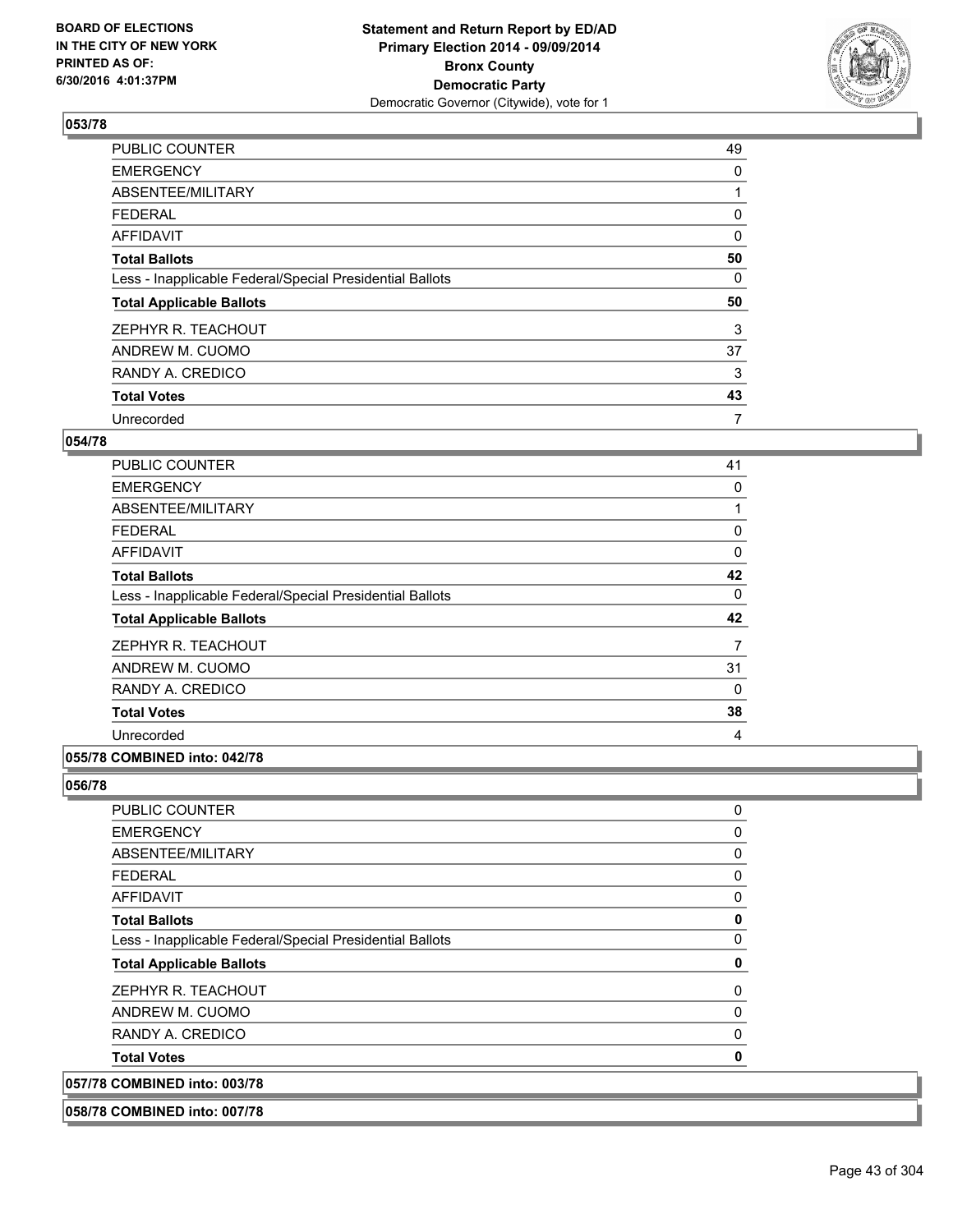**BOARD OF ELECTIONS IN THE CITY OF NEW YORK PRINTED AS OF: 6/30/2016 4:01:37PM**

**Statement and Return Report by ED/AD**
**Primary Election 2014 - 09/09/2014**
**Bronx County**
**Democratic Party**
Democratic Governor (Citywide), vote for 1

**053/78**

| | |
|---|---|
| PUBLIC COUNTER | 49 |
| EMERGENCY | 0 |
| ABSENTEE/MILITARY | 1 |
| FEDERAL | 0 |
| AFFIDAVIT | 0 |
| **Total Ballots** | **50** |
| Less - Inapplicable Federal/Special Presidential Ballots | 0 |
| **Total Applicable Ballots** | **50** |
| ZEPHYR R. TEACHOUT | 3 |
| ANDREW M. CUOMO | 37 |
| RANDY A. CREDICO | 3 |
| **Total Votes** | **43** |
| Unrecorded | 7 |

**054/78**

| | |
|---|---|
| PUBLIC COUNTER | 41 |
| EMERGENCY | 0 |
| ABSENTEE/MILITARY | 1 |
| FEDERAL | 0 |
| AFFIDAVIT | 0 |
| **Total Ballots** | **42** |
| Less - Inapplicable Federal/Special Presidential Ballots | 0 |
| **Total Applicable Ballots** | **42** |
| ZEPHYR R. TEACHOUT | 7 |
| ANDREW M. CUOMO | 31 |
| RANDY A. CREDICO | 0 |
| **Total Votes** | **38** |
| Unrecorded | 4 |

**055/78 COMBINED into: 042/78**

**056/78**

| | |
|---|---|
| PUBLIC COUNTER | 0 |
| EMERGENCY | 0 |
| ABSENTEE/MILITARY | 0 |
| FEDERAL | 0 |
| AFFIDAVIT | 0 |
| **Total Ballots** | **0** |
| Less - Inapplicable Federal/Special Presidential Ballots | 0 |
| **Total Applicable Ballots** | **0** |
| ZEPHYR R. TEACHOUT | 0 |
| ANDREW M. CUOMO | 0 |
| RANDY A. CREDICO | 0 |
| **Total Votes** | **0** |

**057/78 COMBINED into: 003/78**

**058/78 COMBINED into: 007/78**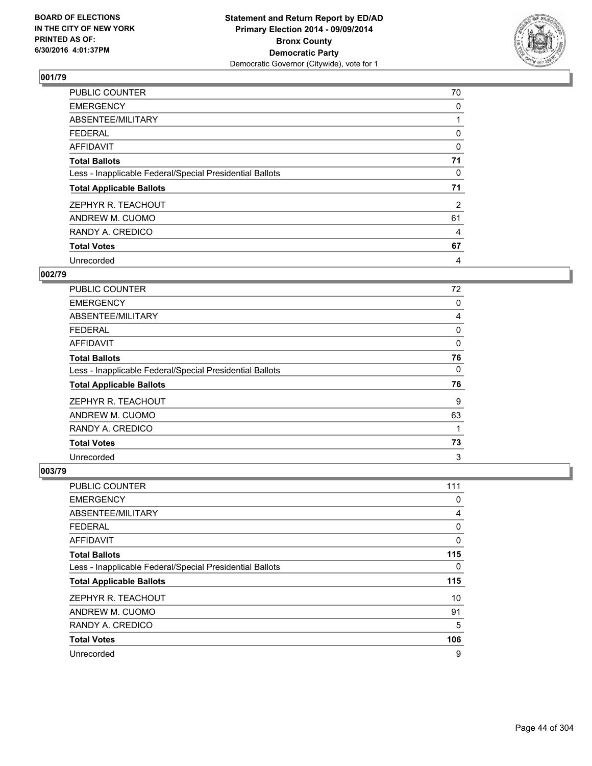BOARD OF ELECTIONS
IN THE CITY OF NEW YORK
PRINTED AS OF:
6/30/2016 4:01:37PM

**Statement and Return Report by ED/AD**
**Primary Election 2014 - 09/09/2014**
**Bronx County**
**Democratic Party**
Democratic Governor (Citywide), vote for 1

### 001/79

| | |
|---|---|
| PUBLIC COUNTER | 70 |
| EMERGENCY | 0 |
| ABSENTEE/MILITARY | 1 |
| FEDERAL | 0 |
| AFFIDAVIT | 0 |
| **Total Ballots** | **71** |
| Less - Inapplicable Federal/Special Presidential Ballots | 0 |
| **Total Applicable Ballots** | **71** |
| ZEPHYR R. TEACHOUT | 2 |
| ANDREW M. CUOMO | 61 |
| RANDY A. CREDICO | 4 |
| **Total Votes** | **67** |
| Unrecorded | 4 |

### 002/79

| | |
|---|---|
| PUBLIC COUNTER | 72 |
| EMERGENCY | 0 |
| ABSENTEE/MILITARY | 4 |
| FEDERAL | 0 |
| AFFIDAVIT | 0 |
| **Total Ballots** | **76** |
| Less - Inapplicable Federal/Special Presidential Ballots | 0 |
| **Total Applicable Ballots** | **76** |
| ZEPHYR R. TEACHOUT | 9 |
| ANDREW M. CUOMO | 63 |
| RANDY A. CREDICO | 1 |
| **Total Votes** | **73** |
| Unrecorded | 3 |

### 003/79

| | |
|---|---|
| PUBLIC COUNTER | 111 |
| EMERGENCY | 0 |
| ABSENTEE/MILITARY | 4 |
| FEDERAL | 0 |
| AFFIDAVIT | 0 |
| **Total Ballots** | **115** |
| Less - Inapplicable Federal/Special Presidential Ballots | 0 |
| **Total Applicable Ballots** | **115** |
| ZEPHYR R. TEACHOUT | 10 |
| ANDREW M. CUOMO | 91 |
| RANDY A. CREDICO | 5 |
| **Total Votes** | **106** |
| Unrecorded | 9 |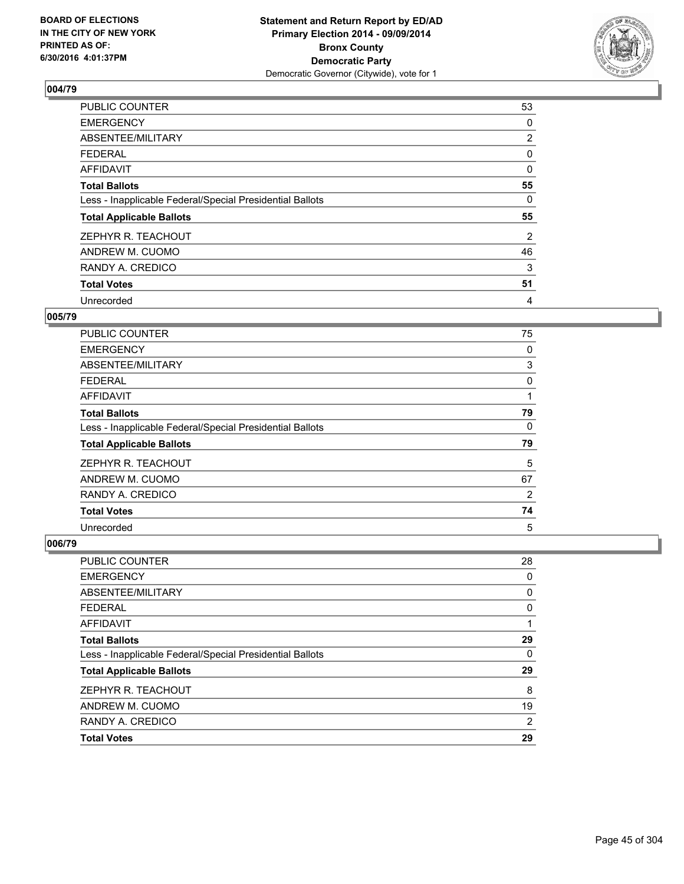**Statement and Return Report by ED/AD**
**Primary Election 2014 - 09/09/2014**
**Bronx County**
**Democratic Party**
Democratic Governor (Citywide), vote for 1

BOARD OF ELECTIONS
IN THE CITY OF NEW YORK
PRINTED AS OF:
6/30/2016 4:01:37PM

### 004/79

| | |
|---|---|
| PUBLIC COUNTER | 53 |
| EMERGENCY | 0 |
| ABSENTEE/MILITARY | 2 |
| FEDERAL | 0 |
| AFFIDAVIT | 0 |
| **Total Ballots** | **55** |
| Less - Inapplicable Federal/Special Presidential Ballots | 0 |
| **Total Applicable Ballots** | **55** |
| ZEPHYR R. TEACHOUT | 2 |
| ANDREW M. CUOMO | 46 |
| RANDY A. CREDICO | 3 |
| **Total Votes** | **51** |
| Unrecorded | 4 |

### 005/79

| | |
|---|---|
| PUBLIC COUNTER | 75 |
| EMERGENCY | 0 |
| ABSENTEE/MILITARY | 3 |
| FEDERAL | 0 |
| AFFIDAVIT | 1 |
| **Total Ballots** | **79** |
| Less - Inapplicable Federal/Special Presidential Ballots | 0 |
| **Total Applicable Ballots** | **79** |
| ZEPHYR R. TEACHOUT | 5 |
| ANDREW M. CUOMO | 67 |
| RANDY A. CREDICO | 2 |
| **Total Votes** | **74** |
| Unrecorded | 5 |

### 006/79

| | |
|---|---|
| PUBLIC COUNTER | 28 |
| EMERGENCY | 0 |
| ABSENTEE/MILITARY | 0 |
| FEDERAL | 0 |
| AFFIDAVIT | 1 |
| **Total Ballots** | **29** |
| Less - Inapplicable Federal/Special Presidential Ballots | 0 |
| **Total Applicable Ballots** | **29** |
| ZEPHYR R. TEACHOUT | 8 |
| ANDREW M. CUOMO | 19 |
| RANDY A. CREDICO | 2 |
| **Total Votes** | **29** |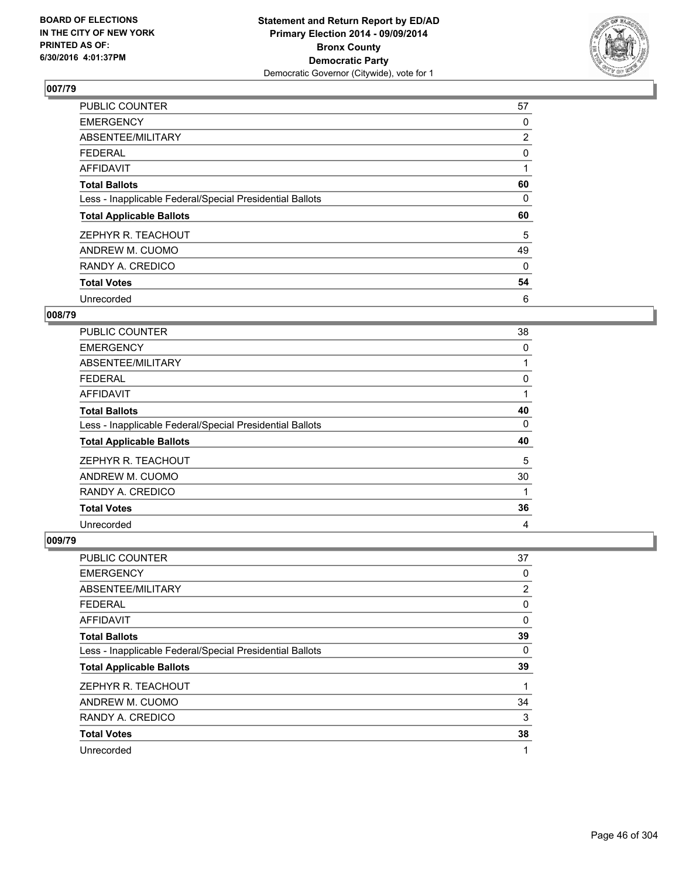BOARD OF ELECTIONS
IN THE CITY OF NEW YORK
PRINTED AS OF:
6/30/2016 4:01:37PM

**Statement and Return Report by ED/AD**
**Primary Election 2014 - 09/09/2014**
**Bronx County**
**Democratic Party**
Democratic Governor (Citywide), vote for 1

## 007/79

| | |
|---|---|
| PUBLIC COUNTER | 57 |
| EMERGENCY | 0 |
| ABSENTEE/MILITARY | 2 |
| FEDERAL | 0 |
| AFFIDAVIT | 1 |
| **Total Ballots** | **60** |
| Less - Inapplicable Federal/Special Presidential Ballots | 0 |
| **Total Applicable Ballots** | **60** |
| ZEPHYR R. TEACHOUT | 5 |
| ANDREW M. CUOMO | 49 |
| RANDY A. CREDICO | 0 |
| **Total Votes** | **54** |
| Unrecorded | 6 |

## 008/79

| | |
|---|---|
| PUBLIC COUNTER | 38 |
| EMERGENCY | 0 |
| ABSENTEE/MILITARY | 1 |
| FEDERAL | 0 |
| AFFIDAVIT | 1 |
| **Total Ballots** | **40** |
| Less - Inapplicable Federal/Special Presidential Ballots | 0 |
| **Total Applicable Ballots** | **40** |
| ZEPHYR R. TEACHOUT | 5 |
| ANDREW M. CUOMO | 30 |
| RANDY A. CREDICO | 1 |
| **Total Votes** | **36** |
| Unrecorded | 4 |

## 009/79

| | |
|---|---|
| PUBLIC COUNTER | 37 |
| EMERGENCY | 0 |
| ABSENTEE/MILITARY | 2 |
| FEDERAL | 0 |
| AFFIDAVIT | 0 |
| **Total Ballots** | **39** |
| Less - Inapplicable Federal/Special Presidential Ballots | 0 |
| **Total Applicable Ballots** | **39** |
| ZEPHYR R. TEACHOUT | 1 |
| ANDREW M. CUOMO | 34 |
| RANDY A. CREDICO | 3 |
| **Total Votes** | **38** |
| Unrecorded | 1 |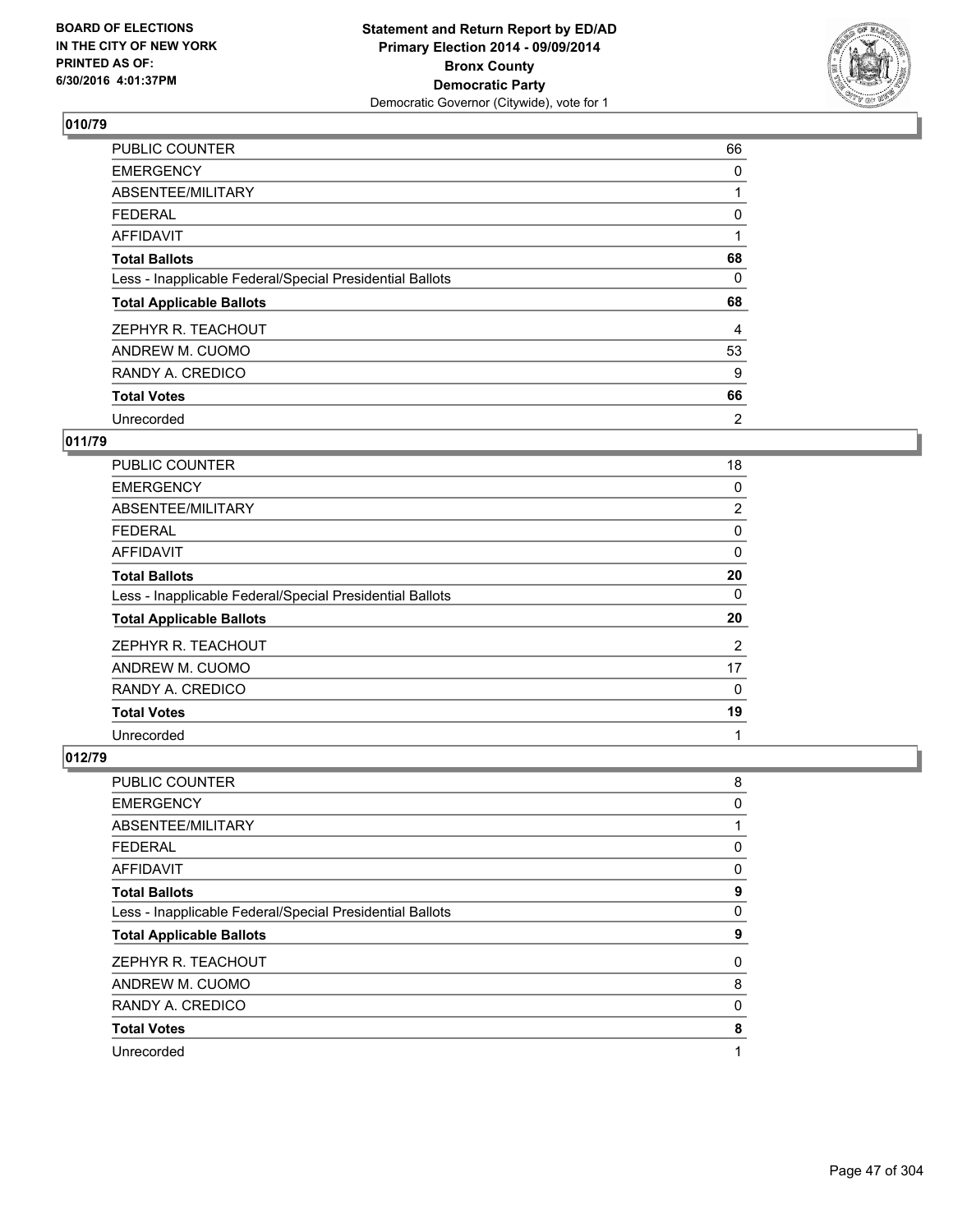BOARD OF ELECTIONS
IN THE CITY OF NEW YORK
PRINTED AS OF:
6/30/2016 4:01:37PM

**Statement and Return Report by ED/AD**
**Primary Election 2014 - 09/09/2014**
**Bronx County**
**Democratic Party**
Democratic Governor (Citywide), vote for 1

## 010/79

| | |
|---|---|
| PUBLIC COUNTER | 66 |
| EMERGENCY | 0 |
| ABSENTEE/MILITARY | 1 |
| FEDERAL | 0 |
| AFFIDAVIT | 1 |
| **Total Ballots** | **68** |
| Less - Inapplicable Federal/Special Presidential Ballots | 0 |
| **Total Applicable Ballots** | **68** |
| ZEPHYR R. TEACHOUT | 4 |
| ANDREW M. CUOMO | 53 |
| RANDY A. CREDICO | 9 |
| **Total Votes** | **66** |
| Unrecorded | 2 |

## 011/79

| | |
|---|---|
| PUBLIC COUNTER | 18 |
| EMERGENCY | 0 |
| ABSENTEE/MILITARY | 2 |
| FEDERAL | 0 |
| AFFIDAVIT | 0 |
| **Total Ballots** | **20** |
| Less - Inapplicable Federal/Special Presidential Ballots | 0 |
| **Total Applicable Ballots** | **20** |
| ZEPHYR R. TEACHOUT | 2 |
| ANDREW M. CUOMO | 17 |
| RANDY A. CREDICO | 0 |
| **Total Votes** | **19** |
| Unrecorded | 1 |

## 012/79

| | |
|---|---|
| PUBLIC COUNTER | 8 |
| EMERGENCY | 0 |
| ABSENTEE/MILITARY | 1 |
| FEDERAL | 0 |
| AFFIDAVIT | 0 |
| **Total Ballots** | **9** |
| Less - Inapplicable Federal/Special Presidential Ballots | 0 |
| **Total Applicable Ballots** | **9** |
| ZEPHYR R. TEACHOUT | 0 |
| ANDREW M. CUOMO | 8 |
| RANDY A. CREDICO | 0 |
| **Total Votes** | **8** |
| Unrecorded | 1 |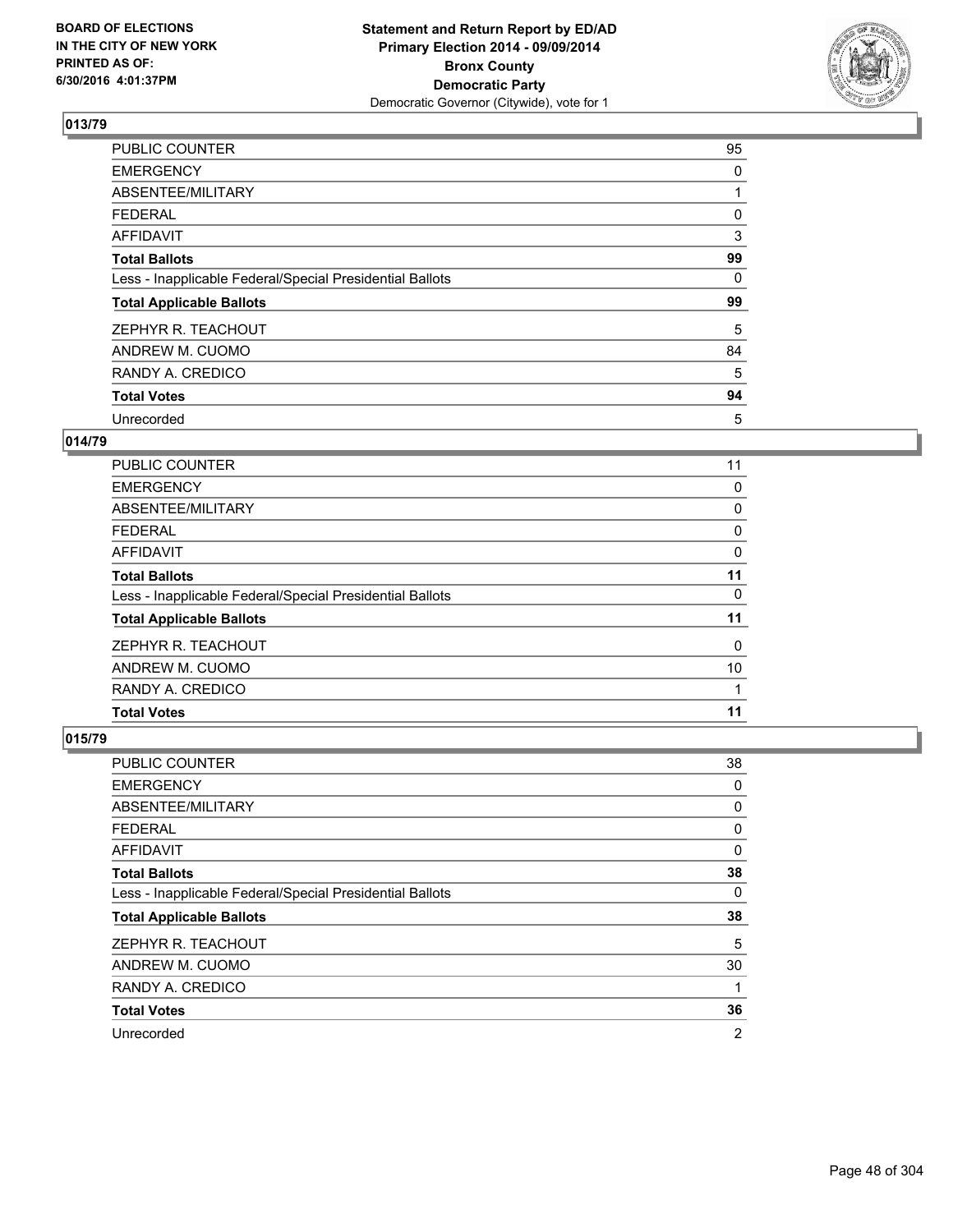**013/79**

| | |
|---|---|
| PUBLIC COUNTER | 95 |
| EMERGENCY | 0 |
| ABSENTEE/MILITARY | 1 |
| FEDERAL | 0 |
| AFFIDAVIT | 3 |
| **Total Ballots** | **99** |
| Less - Inapplicable Federal/Special Presidential Ballots | 0 |
| **Total Applicable Ballots** | **99** |
| ZEPHYR R. TEACHOUT | 5 |
| ANDREW M. CUOMO | 84 |
| RANDY A. CREDICO | 5 |
| **Total Votes** | **94** |
| Unrecorded | 5 |

**014/79**

| | |
|---|---|
| PUBLIC COUNTER | 11 |
| EMERGENCY | 0 |
| ABSENTEE/MILITARY | 0 |
| FEDERAL | 0 |
| AFFIDAVIT | 0 |
| **Total Ballots** | **11** |
| Less - Inapplicable Federal/Special Presidential Ballots | 0 |
| **Total Applicable Ballots** | **11** |
| ZEPHYR R. TEACHOUT | 0 |
| ANDREW M. CUOMO | 10 |
| RANDY A. CREDICO | 1 |
| **Total Votes** | **11** |

**015/79**

| | |
|---|---|
| PUBLIC COUNTER | 38 |
| EMERGENCY | 0 |
| ABSENTEE/MILITARY | 0 |
| FEDERAL | 0 |
| AFFIDAVIT | 0 |
| **Total Ballots** | **38** |
| Less - Inapplicable Federal/Special Presidential Ballots | 0 |
| **Total Applicable Ballots** | **38** |
| ZEPHYR R. TEACHOUT | 5 |
| ANDREW M. CUOMO | 30 |
| RANDY A. CREDICO | 1 |
| **Total Votes** | **36** |
| Unrecorded | 2 |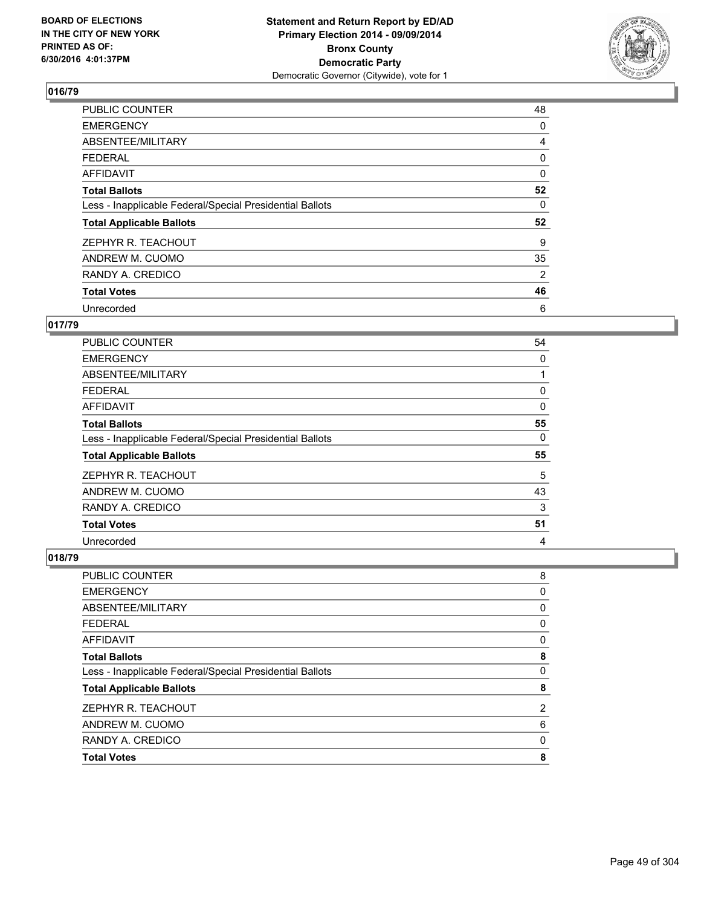**BOARD OF ELECTIONS IN THE CITY OF NEW YORK PRINTED AS OF: 6/30/2016 4:01:37PM**

**Statement and Return Report by ED/AD Primary Election 2014 - 09/09/2014 Bronx County Democratic Party**
Democratic Governor (Citywide), vote for 1

## 016/79

| | |
|---|---|
| PUBLIC COUNTER | 48 |
| EMERGENCY | 0 |
| ABSENTEE/MILITARY | 4 |
| FEDERAL | 0 |
| AFFIDAVIT | 0 |
| **Total Ballots** | **52** |
| Less - Inapplicable Federal/Special Presidential Ballots | 0 |
| **Total Applicable Ballots** | **52** |
| ZEPHYR R. TEACHOUT | 9 |
| ANDREW M. CUOMO | 35 |
| RANDY A. CREDICO | 2 |
| **Total Votes** | **46** |
| Unrecorded | 6 |

## 017/79

| | |
|---|---|
| PUBLIC COUNTER | 54 |
| EMERGENCY | 0 |
| ABSENTEE/MILITARY | 1 |
| FEDERAL | 0 |
| AFFIDAVIT | 0 |
| **Total Ballots** | **55** |
| Less - Inapplicable Federal/Special Presidential Ballots | 0 |
| **Total Applicable Ballots** | **55** |
| ZEPHYR R. TEACHOUT | 5 |
| ANDREW M. CUOMO | 43 |
| RANDY A. CREDICO | 3 |
| **Total Votes** | **51** |
| Unrecorded | 4 |

## 018/79

| | |
|---|---|
| PUBLIC COUNTER | 8 |
| EMERGENCY | 0 |
| ABSENTEE/MILITARY | 0 |
| FEDERAL | 0 |
| AFFIDAVIT | 0 |
| **Total Ballots** | **8** |
| Less - Inapplicable Federal/Special Presidential Ballots | 0 |
| **Total Applicable Ballots** | **8** |
| ZEPHYR R. TEACHOUT | 2 |
| ANDREW M. CUOMO | 6 |
| RANDY A. CREDICO | 0 |
| **Total Votes** | **8** |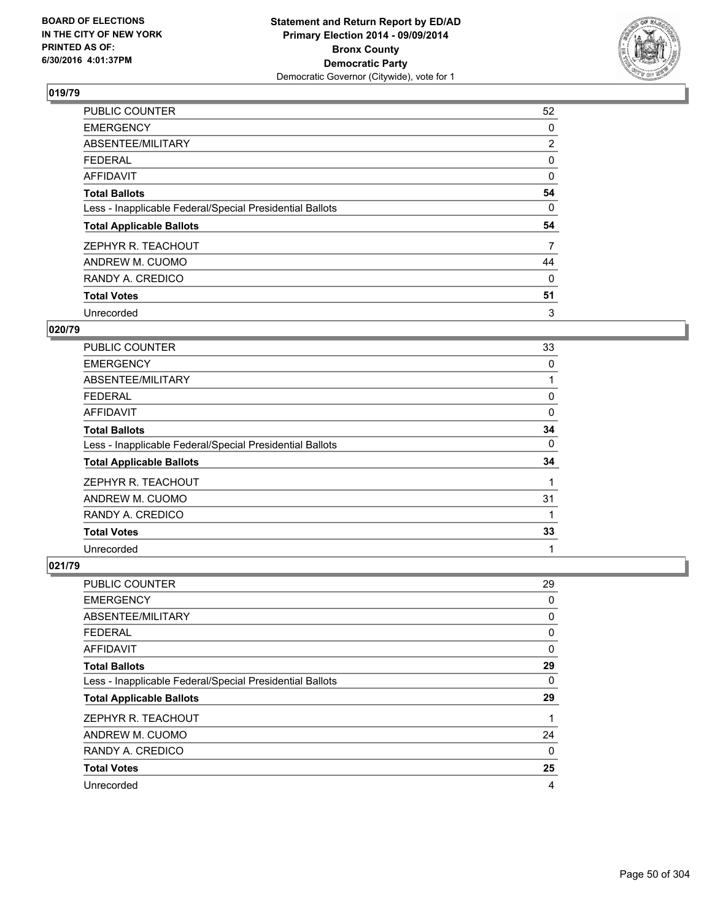BOARD OF ELECTIONS
IN THE CITY OF NEW YORK
PRINTED AS OF:
6/30/2016 4:01:37PM

**Statement and Return Report by ED/AD**
**Primary Election 2014 - 09/09/2014**
**Bronx County**
**Democratic Party**
Democratic Governor (Citywide), vote for 1

### 019/79

| | |
|---|---|
| PUBLIC COUNTER | 52 |
| EMERGENCY | 0 |
| ABSENTEE/MILITARY | 2 |
| FEDERAL | 0 |
| AFFIDAVIT | 0 |
| **Total Ballots** | **54** |
| Less - Inapplicable Federal/Special Presidential Ballots | 0 |
| **Total Applicable Ballots** | **54** |
| ZEPHYR R. TEACHOUT | 7 |
| ANDREW M. CUOMO | 44 |
| RANDY A. CREDICO | 0 |
| **Total Votes** | **51** |
| Unrecorded | 3 |

### 020/79

| | |
|---|---|
| PUBLIC COUNTER | 33 |
| EMERGENCY | 0 |
| ABSENTEE/MILITARY | 1 |
| FEDERAL | 0 |
| AFFIDAVIT | 0 |
| **Total Ballots** | **34** |
| Less - Inapplicable Federal/Special Presidential Ballots | 0 |
| **Total Applicable Ballots** | **34** |
| ZEPHYR R. TEACHOUT | 1 |
| ANDREW M. CUOMO | 31 |
| RANDY A. CREDICO | 1 |
| **Total Votes** | **33** |
| Unrecorded | 1 |

### 021/79

| | |
|---|---|
| PUBLIC COUNTER | 29 |
| EMERGENCY | 0 |
| ABSENTEE/MILITARY | 0 |
| FEDERAL | 0 |
| AFFIDAVIT | 0 |
| **Total Ballots** | **29** |
| Less - Inapplicable Federal/Special Presidential Ballots | 0 |
| **Total Applicable Ballots** | **29** |
| ZEPHYR R. TEACHOUT | 1 |
| ANDREW M. CUOMO | 24 |
| RANDY A. CREDICO | 0 |
| **Total Votes** | **25** |
| Unrecorded | 4 |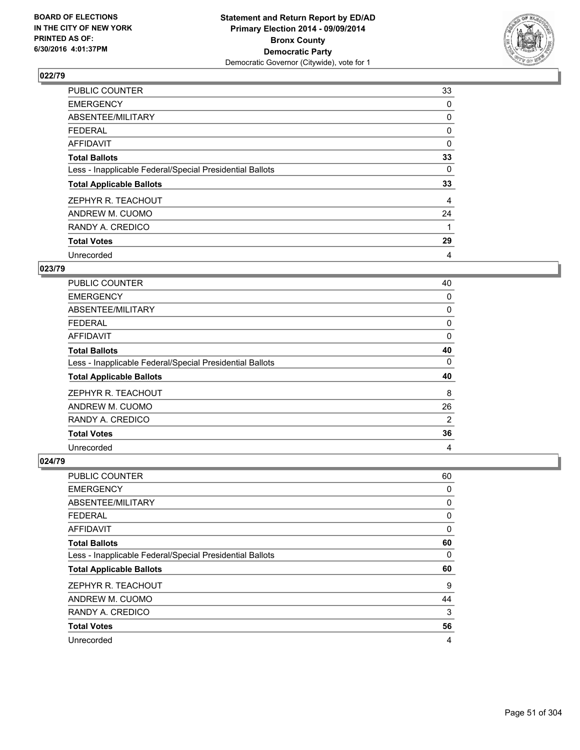## 022/79

| | |
|---|---|
| PUBLIC COUNTER | 33 |
| EMERGENCY | 0 |
| ABSENTEE/MILITARY | 0 |
| FEDERAL | 0 |
| AFFIDAVIT | 0 |
| **Total Ballots** | **33** |
| Less - Inapplicable Federal/Special Presidential Ballots | 0 |
| **Total Applicable Ballots** | **33** |
| ZEPHYR R. TEACHOUT | 4 |
| ANDREW M. CUOMO | 24 |
| RANDY A. CREDICO | 1 |
| **Total Votes** | **29** |
| Unrecorded | 4 |

## 023/79

| | |
|---|---|
| PUBLIC COUNTER | 40 |
| EMERGENCY | 0 |
| ABSENTEE/MILITARY | 0 |
| FEDERAL | 0 |
| AFFIDAVIT | 0 |
| **Total Ballots** | **40** |
| Less - Inapplicable Federal/Special Presidential Ballots | 0 |
| **Total Applicable Ballots** | **40** |
| ZEPHYR R. TEACHOUT | 8 |
| ANDREW M. CUOMO | 26 |
| RANDY A. CREDICO | 2 |
| **Total Votes** | **36** |
| Unrecorded | 4 |

## 024/79

| | |
|---|---|
| PUBLIC COUNTER | 60 |
| EMERGENCY | 0 |
| ABSENTEE/MILITARY | 0 |
| FEDERAL | 0 |
| AFFIDAVIT | 0 |
| **Total Ballots** | **60** |
| Less - Inapplicable Federal/Special Presidential Ballots | 0 |
| **Total Applicable Ballots** | **60** |
| ZEPHYR R. TEACHOUT | 9 |
| ANDREW M. CUOMO | 44 |
| RANDY A. CREDICO | 3 |
| **Total Votes** | **56** |
| Unrecorded | 4 |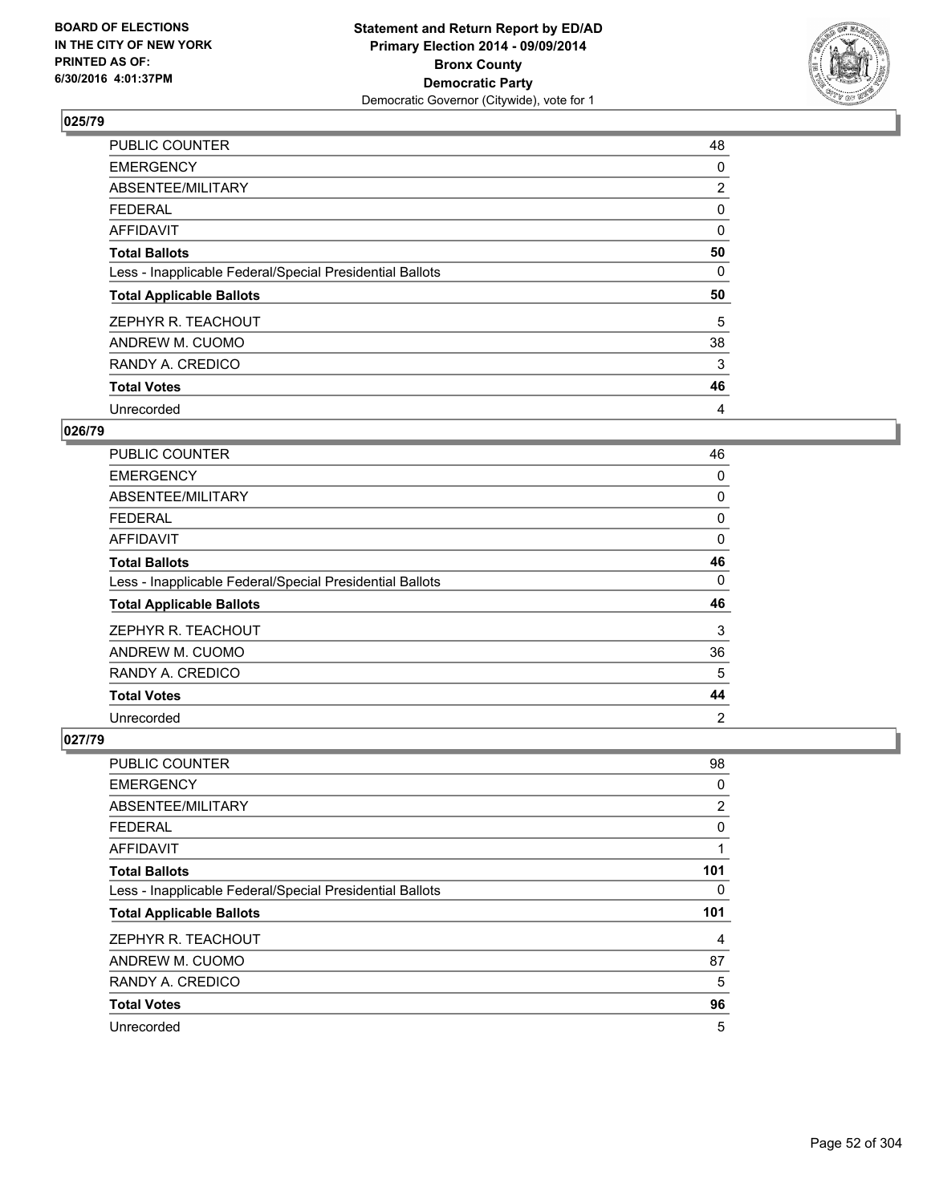**Statement and Return Report by ED/AD**
**Primary Election 2014 - 09/09/2014**
**Bronx County**
**Democratic Party**
Democratic Governor (Citywide), vote for 1

BOARD OF ELECTIONS
IN THE CITY OF NEW YORK
PRINTED AS OF:
6/30/2016 4:01:37PM

## 025/79

| | |
|---|---|
| PUBLIC COUNTER | 48 |
| EMERGENCY | 0 |
| ABSENTEE/MILITARY | 2 |
| FEDERAL | 0 |
| AFFIDAVIT | 0 |
| **Total Ballots** | **50** |
| Less - Inapplicable Federal/Special Presidential Ballots | 0 |
| **Total Applicable Ballots** | **50** |
| ZEPHYR R. TEACHOUT | 5 |
| ANDREW M. CUOMO | 38 |
| RANDY A. CREDICO | 3 |
| **Total Votes** | **46** |
| Unrecorded | 4 |

## 026/79

| | |
|---|---|
| PUBLIC COUNTER | 46 |
| EMERGENCY | 0 |
| ABSENTEE/MILITARY | 0 |
| FEDERAL | 0 |
| AFFIDAVIT | 0 |
| **Total Ballots** | **46** |
| Less - Inapplicable Federal/Special Presidential Ballots | 0 |
| **Total Applicable Ballots** | **46** |
| ZEPHYR R. TEACHOUT | 3 |
| ANDREW M. CUOMO | 36 |
| RANDY A. CREDICO | 5 |
| **Total Votes** | **44** |
| Unrecorded | 2 |

## 027/79

| | |
|---|---|
| PUBLIC COUNTER | 98 |
| EMERGENCY | 0 |
| ABSENTEE/MILITARY | 2 |
| FEDERAL | 0 |
| AFFIDAVIT | 1 |
| **Total Ballots** | **101** |
| Less - Inapplicable Federal/Special Presidential Ballots | 0 |
| **Total Applicable Ballots** | **101** |
| ZEPHYR R. TEACHOUT | 4 |
| ANDREW M. CUOMO | 87 |
| RANDY A. CREDICO | 5 |
| **Total Votes** | **96** |
| Unrecorded | 5 |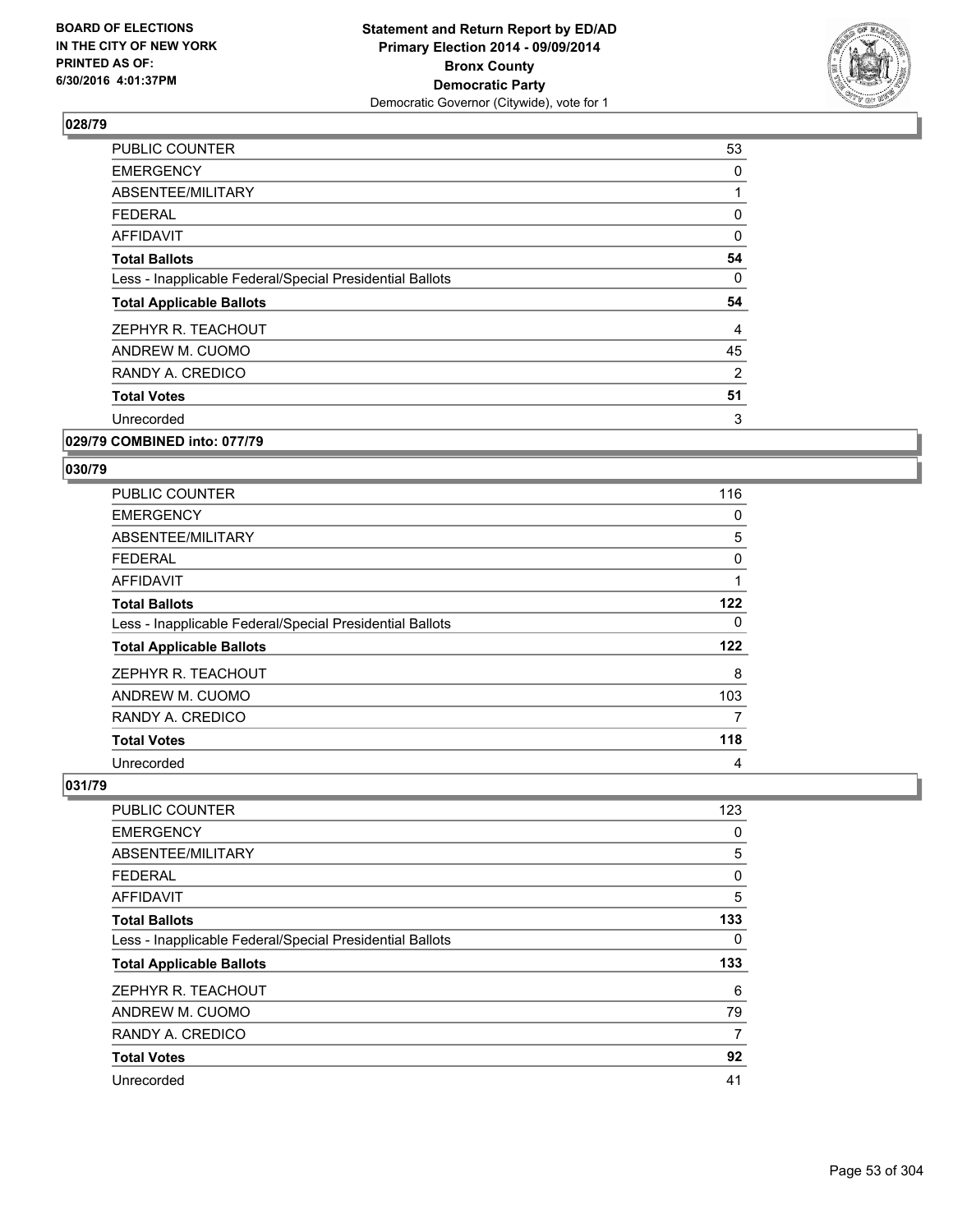BOARD OF ELECTIONS
IN THE CITY OF NEW YORK
PRINTED AS OF:
6/30/2016 4:01:37PM

**Statement and Return Report by ED/AD**
**Primary Election 2014 - 09/09/2014**
**Bronx County**
**Democratic Party**
Democratic Governor (Citywide), vote for 1

### 028/79

| | |
|---|---|
| PUBLIC COUNTER | 53 |
| EMERGENCY | 0 |
| ABSENTEE/MILITARY | 1 |
| FEDERAL | 0 |
| AFFIDAVIT | 0 |
| **Total Ballots** | **54** |
| Less - Inapplicable Federal/Special Presidential Ballots | 0 |
| **Total Applicable Ballots** | **54** |
| ZEPHYR R. TEACHOUT | 4 |
| ANDREW M. CUOMO | 45 |
| RANDY A. CREDICO | 2 |
| **Total Votes** | **51** |
| Unrecorded | 3 |

### 029/79 COMBINED into: 077/79

### 030/79

| | |
|---|---|
| PUBLIC COUNTER | 116 |
| EMERGENCY | 0 |
| ABSENTEE/MILITARY | 5 |
| FEDERAL | 0 |
| AFFIDAVIT | 1 |
| **Total Ballots** | **122** |
| Less - Inapplicable Federal/Special Presidential Ballots | 0 |
| **Total Applicable Ballots** | **122** |
| ZEPHYR R. TEACHOUT | 8 |
| ANDREW M. CUOMO | 103 |
| RANDY A. CREDICO | 7 |
| **Total Votes** | **118** |
| Unrecorded | 4 |

### 031/79

| | |
|---|---|
| PUBLIC COUNTER | 123 |
| EMERGENCY | 0 |
| ABSENTEE/MILITARY | 5 |
| FEDERAL | 0 |
| AFFIDAVIT | 5 |
| **Total Ballots** | **133** |
| Less - Inapplicable Federal/Special Presidential Ballots | 0 |
| **Total Applicable Ballots** | **133** |
| ZEPHYR R. TEACHOUT | 6 |
| ANDREW M. CUOMO | 79 |
| RANDY A. CREDICO | 7 |
| **Total Votes** | **92** |
| Unrecorded | 41 |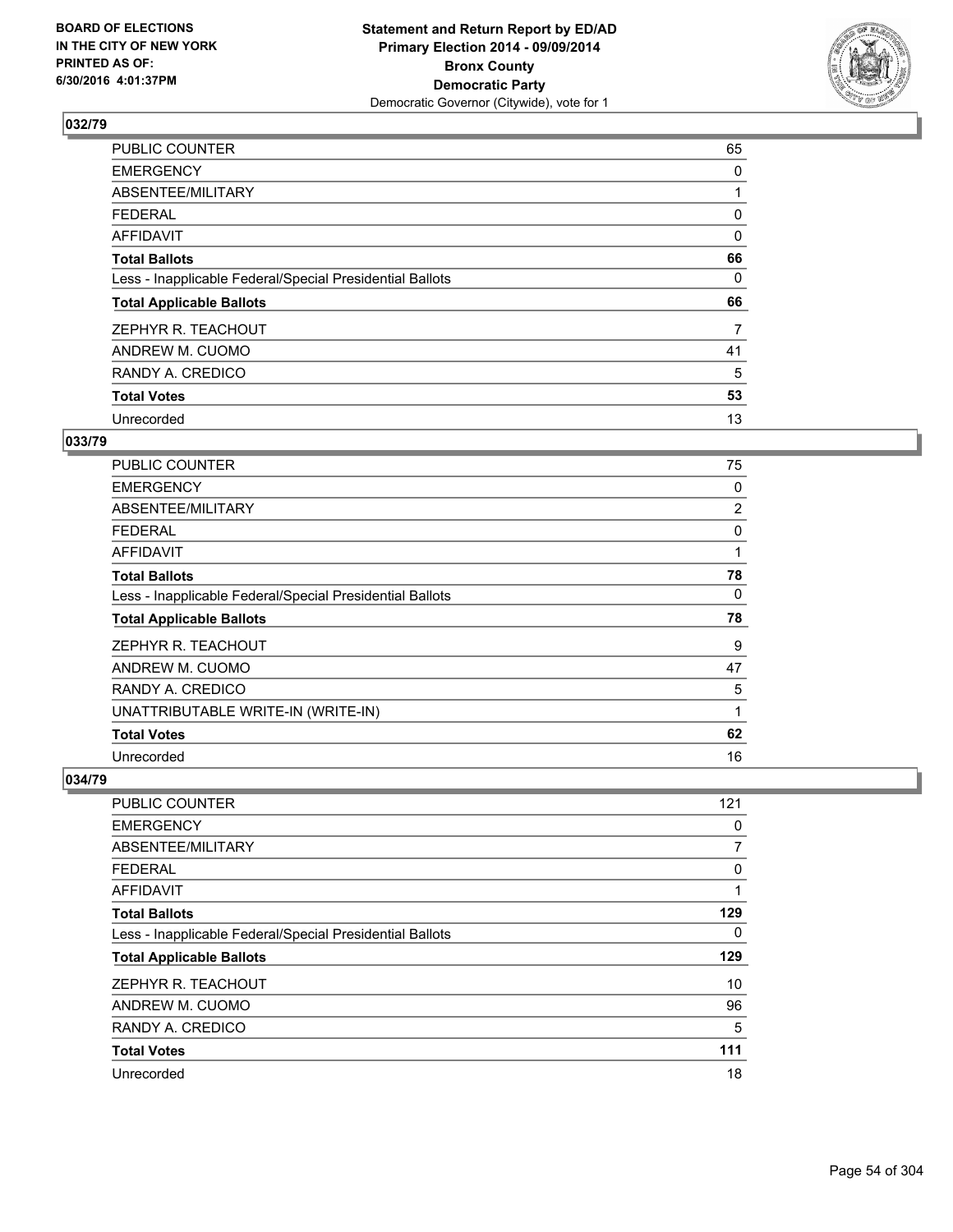**Statement and Return Report by ED/AD**
**Primary Election 2014 - 09/09/2014**
**Bronx County**
**Democratic Party**
Democratic Governor (Citywide), vote for 1

BOARD OF ELECTIONS IN THE CITY OF NEW YORK PRINTED AS OF: 6/30/2016 4:01:37PM

### 032/79

| | |
|---|---|
| PUBLIC COUNTER | 65 |
| EMERGENCY | 0 |
| ABSENTEE/MILITARY | 1 |
| FEDERAL | 0 |
| AFFIDAVIT | 0 |
| **Total Ballots** | **66** |
| Less - Inapplicable Federal/Special Presidential Ballots | 0 |
| **Total Applicable Ballots** | **66** |
| ZEPHYR R. TEACHOUT | 7 |
| ANDREW M. CUOMO | 41 |
| RANDY A. CREDICO | 5 |
| **Total Votes** | **53** |
| Unrecorded | 13 |

### 033/79

| | |
|---|---|
| PUBLIC COUNTER | 75 |
| EMERGENCY | 0 |
| ABSENTEE/MILITARY | 2 |
| FEDERAL | 0 |
| AFFIDAVIT | 1 |
| **Total Ballots** | **78** |
| Less - Inapplicable Federal/Special Presidential Ballots | 0 |
| **Total Applicable Ballots** | **78** |
| ZEPHYR R. TEACHOUT | 9 |
| ANDREW M. CUOMO | 47 |
| RANDY A. CREDICO | 5 |
| UNATTRIBUTABLE WRITE-IN (WRITE-IN) | 1 |
| **Total Votes** | **62** |
| Unrecorded | 16 |

### 034/79

| | |
|---|---|
| PUBLIC COUNTER | 121 |
| EMERGENCY | 0 |
| ABSENTEE/MILITARY | 7 |
| FEDERAL | 0 |
| AFFIDAVIT | 1 |
| **Total Ballots** | **129** |
| Less - Inapplicable Federal/Special Presidential Ballots | 0 |
| **Total Applicable Ballots** | **129** |
| ZEPHYR R. TEACHOUT | 10 |
| ANDREW M. CUOMO | 96 |
| RANDY A. CREDICO | 5 |
| **Total Votes** | **111** |
| Unrecorded | 18 |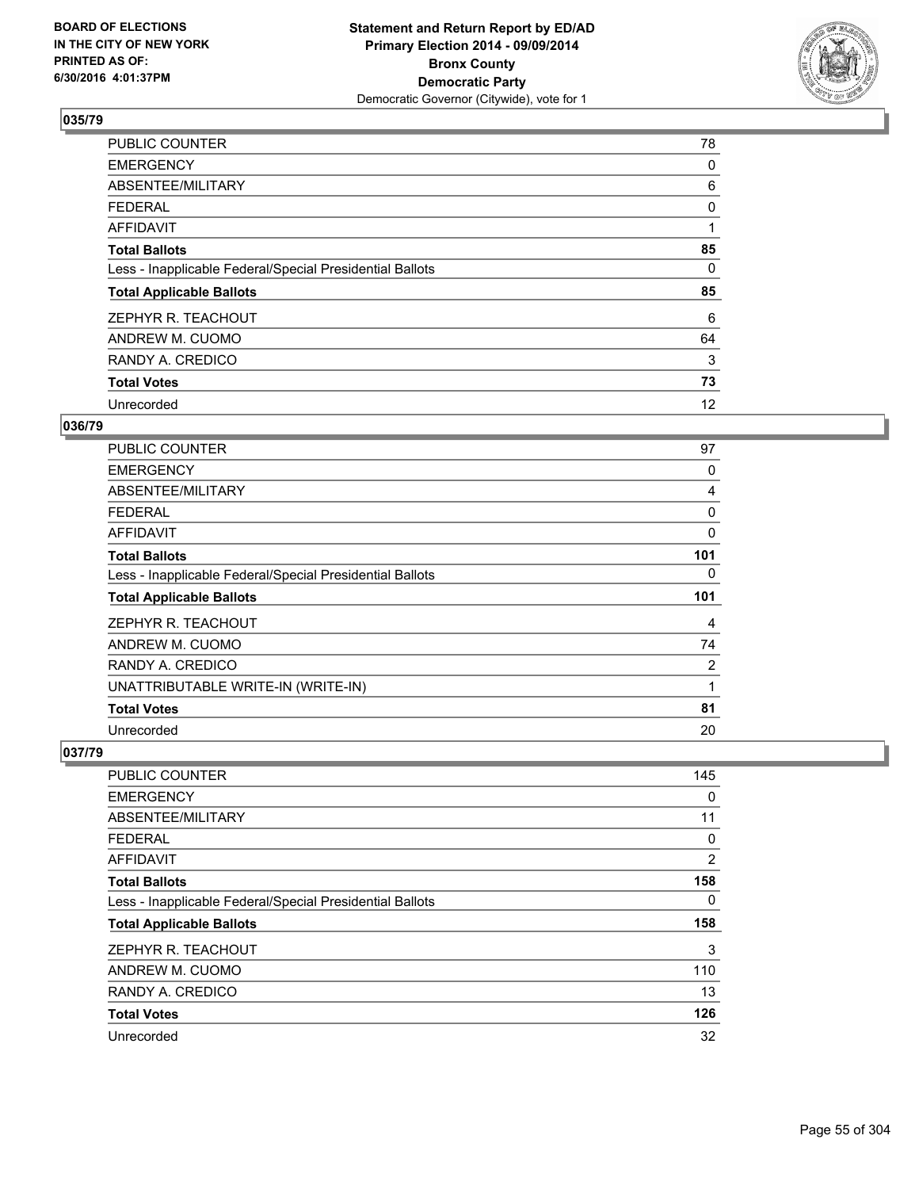**Statement and Return Report by ED/AD**
**Primary Election 2014 - 09/09/2014**
**Bronx County**
**Democratic Party**
Democratic Governor (Citywide), vote for 1

BOARD OF ELECTIONS
IN THE CITY OF NEW YORK
PRINTED AS OF:
6/30/2016 4:01:37PM

## 035/79

| | |
|---|---|
| PUBLIC COUNTER | 78 |
| EMERGENCY | 0 |
| ABSENTEE/MILITARY | 6 |
| FEDERAL | 0 |
| AFFIDAVIT | 1 |
| **Total Ballots** | **85** |
| Less - Inapplicable Federal/Special Presidential Ballots | 0 |
| **Total Applicable Ballots** | **85** |
| ZEPHYR R. TEACHOUT | 6 |
| ANDREW M. CUOMO | 64 |
| RANDY A. CREDICO | 3 |
| **Total Votes** | **73** |
| Unrecorded | 12 |

## 036/79

| | |
|---|---|
| PUBLIC COUNTER | 97 |
| EMERGENCY | 0 |
| ABSENTEE/MILITARY | 4 |
| FEDERAL | 0 |
| AFFIDAVIT | 0 |
| **Total Ballots** | **101** |
| Less - Inapplicable Federal/Special Presidential Ballots | 0 |
| **Total Applicable Ballots** | **101** |
| ZEPHYR R. TEACHOUT | 4 |
| ANDREW M. CUOMO | 74 |
| RANDY A. CREDICO | 2 |
| UNATTRIBUTABLE WRITE-IN (WRITE-IN) | 1 |
| **Total Votes** | **81** |
| Unrecorded | 20 |

## 037/79

| | |
|---|---|
| PUBLIC COUNTER | 145 |
| EMERGENCY | 0 |
| ABSENTEE/MILITARY | 11 |
| FEDERAL | 0 |
| AFFIDAVIT | 2 |
| **Total Ballots** | **158** |
| Less - Inapplicable Federal/Special Presidential Ballots | 0 |
| **Total Applicable Ballots** | **158** |
| ZEPHYR R. TEACHOUT | 3 |
| ANDREW M. CUOMO | 110 |
| RANDY A. CREDICO | 13 |
| **Total Votes** | **126** |
| Unrecorded | 32 |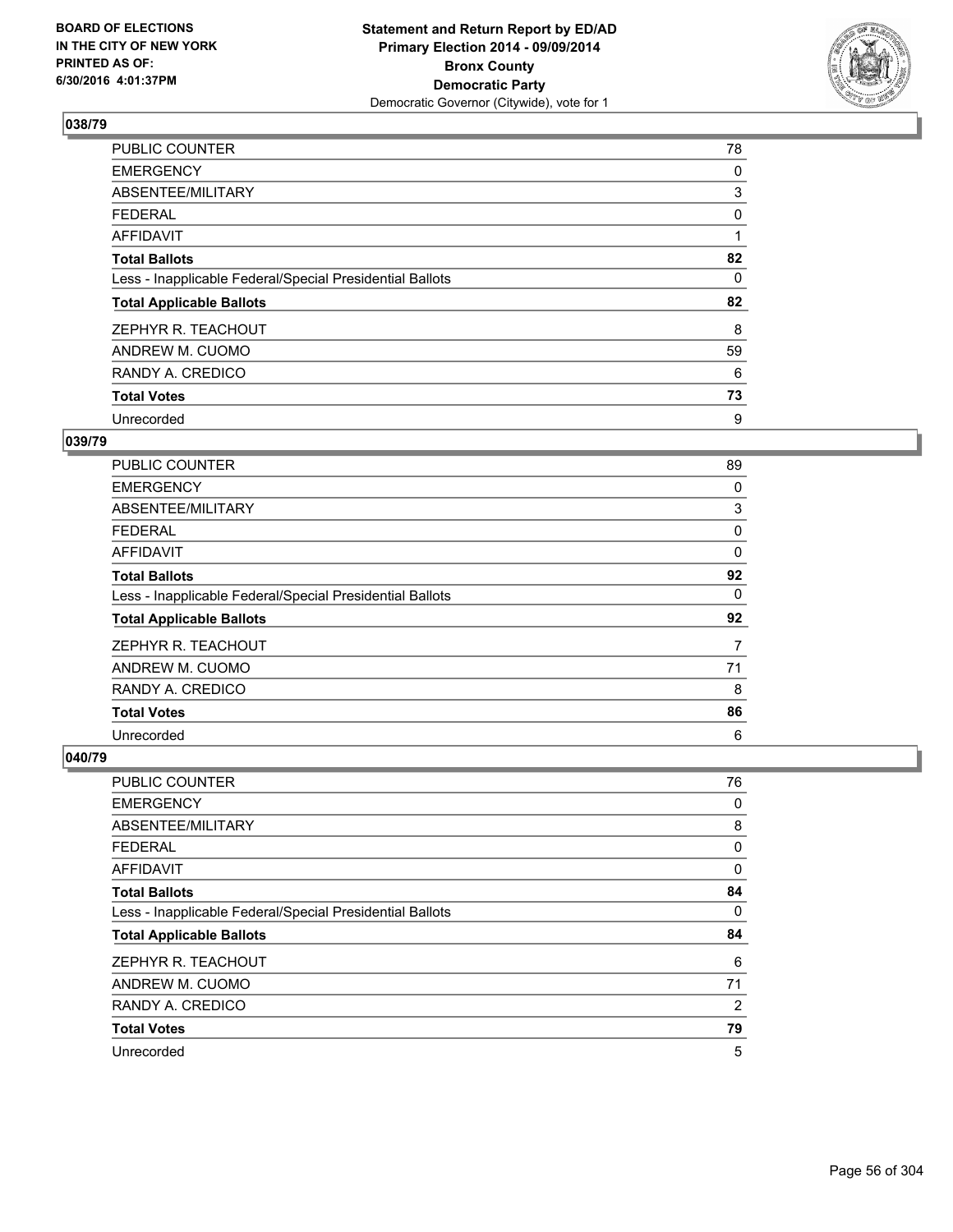**BOARD OF ELECTIONS IN THE CITY OF NEW YORK PRINTED AS OF: 6/30/2016 4:01:37PM**

**Statement and Return Report by ED/AD Primary Election 2014 - 09/09/2014 Bronx County Democratic Party**
Democratic Governor (Citywide), vote for 1

## 038/79

| | |
|---|---|
| PUBLIC COUNTER | 78 |
| EMERGENCY | 0 |
| ABSENTEE/MILITARY | 3 |
| FEDERAL | 0 |
| AFFIDAVIT | 1 |
| **Total Ballots** | **82** |
| Less - Inapplicable Federal/Special Presidential Ballots | 0 |
| **Total Applicable Ballots** | **82** |
| ZEPHYR R. TEACHOUT | 8 |
| ANDREW M. CUOMO | 59 |
| RANDY A. CREDICO | 6 |
| **Total Votes** | **73** |
| Unrecorded | 9 |

## 039/79

| | |
|---|---|
| PUBLIC COUNTER | 89 |
| EMERGENCY | 0 |
| ABSENTEE/MILITARY | 3 |
| FEDERAL | 0 |
| AFFIDAVIT | 0 |
| **Total Ballots** | **92** |
| Less - Inapplicable Federal/Special Presidential Ballots | 0 |
| **Total Applicable Ballots** | **92** |
| ZEPHYR R. TEACHOUT | 7 |
| ANDREW M. CUOMO | 71 |
| RANDY A. CREDICO | 8 |
| **Total Votes** | **86** |
| Unrecorded | 6 |

## 040/79

| | |
|---|---|
| PUBLIC COUNTER | 76 |
| EMERGENCY | 0 |
| ABSENTEE/MILITARY | 8 |
| FEDERAL | 0 |
| AFFIDAVIT | 0 |
| **Total Ballots** | **84** |
| Less - Inapplicable Federal/Special Presidential Ballots | 0 |
| **Total Applicable Ballots** | **84** |
| ZEPHYR R. TEACHOUT | 6 |
| ANDREW M. CUOMO | 71 |
| RANDY A. CREDICO | 2 |
| **Total Votes** | **79** |
| Unrecorded | 5 |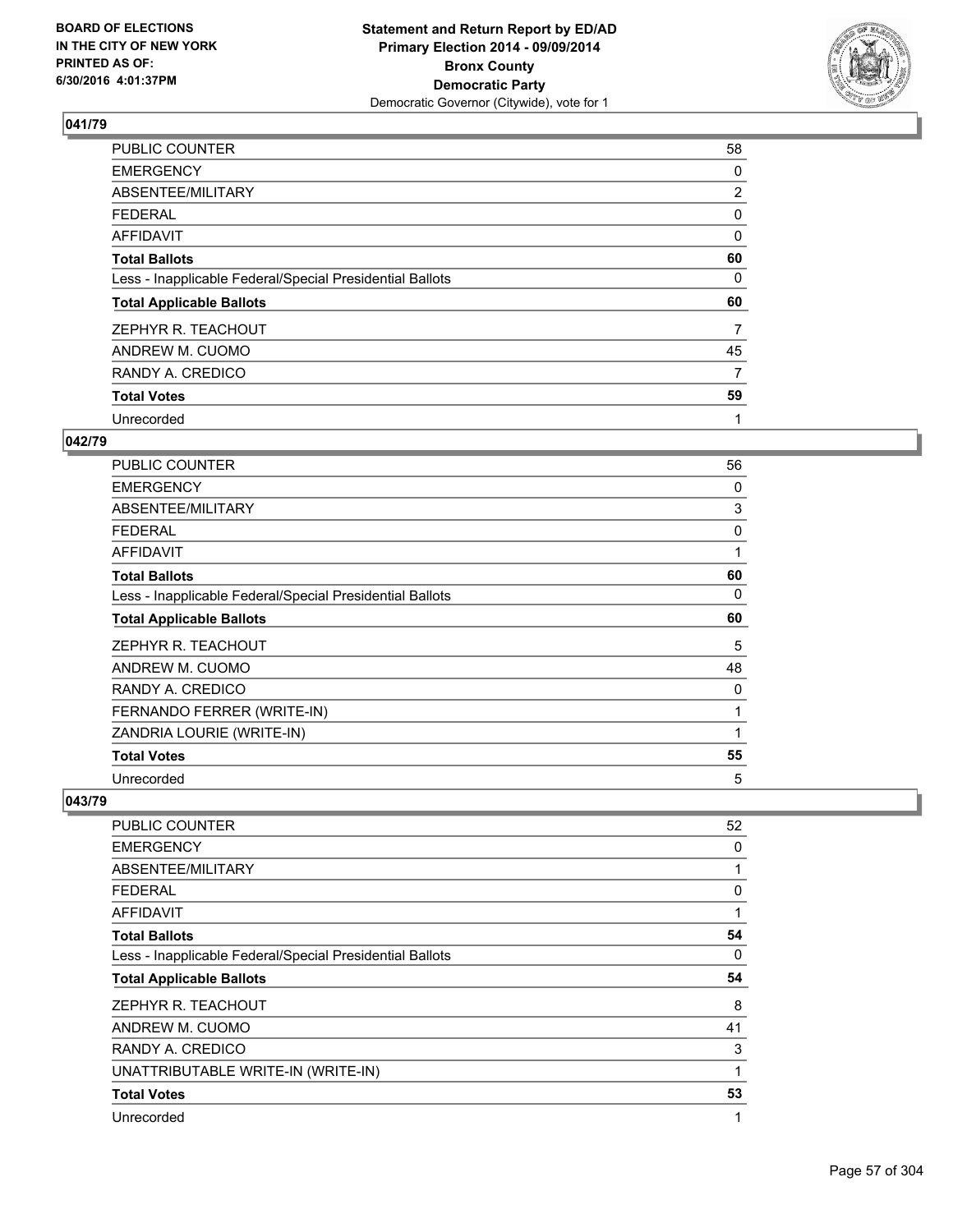# Statement and Return Report by ED/AD
## Primary Election 2014 - 09/09/2014
## Bronx County
## Democratic Party
## Democratic Governor (Citywide), vote for 1

BOARD OF ELECTIONS IN THE CITY OF NEW YORK PRINTED AS OF: 6/30/2016 4:01:37PM

### 041/79

| | |
|---|---|
| PUBLIC COUNTER | 58 |
| EMERGENCY | 0 |
| ABSENTEE/MILITARY | 2 |
| FEDERAL | 0 |
| AFFIDAVIT | 0 |
| **Total Ballots** | **60** |
| Less - Inapplicable Federal/Special Presidential Ballots | 0 |
| **Total Applicable Ballots** | **60** |
| ZEPHYR R. TEACHOUT | 7 |
| ANDREW M. CUOMO | 45 |
| RANDY A. CREDICO | 7 |
| **Total Votes** | **59** |
| Unrecorded | 1 |

### 042/79

| | |
|---|---|
| PUBLIC COUNTER | 56 |
| EMERGENCY | 0 |
| ABSENTEE/MILITARY | 3 |
| FEDERAL | 0 |
| AFFIDAVIT | 1 |
| **Total Ballots** | **60** |
| Less - Inapplicable Federal/Special Presidential Ballots | 0 |
| **Total Applicable Ballots** | **60** |
| ZEPHYR R. TEACHOUT | 5 |
| ANDREW M. CUOMO | 48 |
| RANDY A. CREDICO | 0 |
| FERNANDO FERRER (WRITE-IN) | 1 |
| ZANDRIA LOURIE (WRITE-IN) | 1 |
| **Total Votes** | **55** |
| Unrecorded | 5 |

### 043/79

| | |
|---|---|
| PUBLIC COUNTER | 52 |
| EMERGENCY | 0 |
| ABSENTEE/MILITARY | 1 |
| FEDERAL | 0 |
| AFFIDAVIT | 1 |
| **Total Ballots** | **54** |
| Less - Inapplicable Federal/Special Presidential Ballots | 0 |
| **Total Applicable Ballots** | **54** |
| ZEPHYR R. TEACHOUT | 8 |
| ANDREW M. CUOMO | 41 |
| RANDY A. CREDICO | 3 |
| UNATTRIBUTABLE WRITE-IN (WRITE-IN) | 1 |
| **Total Votes** | **53** |
| Unrecorded | 1 |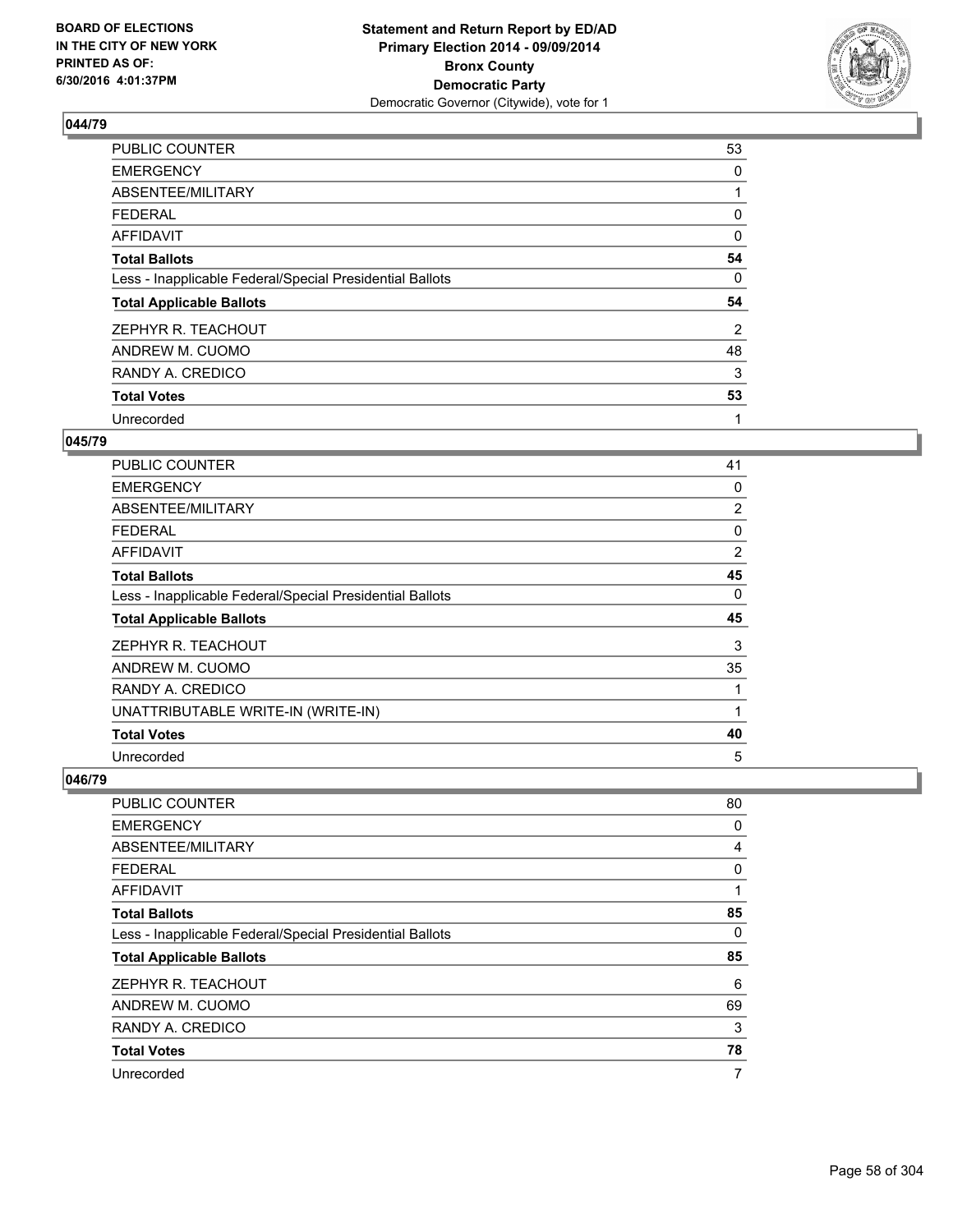BOARD OF ELECTIONS IN THE CITY OF NEW YORK PRINTED AS OF: 6/30/2016 4:01:37PM

**Statement and Return Report by ED/AD**
**Primary Election 2014 - 09/09/2014**
**Bronx County**
**Democratic Party**
Democratic Governor (Citywide), vote for 1

### 044/79

| | |
|---|---|
| PUBLIC COUNTER | 53 |
| EMERGENCY | 0 |
| ABSENTEE/MILITARY | 1 |
| FEDERAL | 0 |
| AFFIDAVIT | 0 |
| **Total Ballots** | **54** |
| Less - Inapplicable Federal/Special Presidential Ballots | 0 |
| **Total Applicable Ballots** | **54** |
| ZEPHYR R. TEACHOUT | 2 |
| ANDREW M. CUOMO | 48 |
| RANDY A. CREDICO | 3 |
| **Total Votes** | **53** |
| Unrecorded | 1 |

### 045/79

| | |
|---|---|
| PUBLIC COUNTER | 41 |
| EMERGENCY | 0 |
| ABSENTEE/MILITARY | 2 |
| FEDERAL | 0 |
| AFFIDAVIT | 2 |
| **Total Ballots** | **45** |
| Less - Inapplicable Federal/Special Presidential Ballots | 0 |
| **Total Applicable Ballots** | **45** |
| ZEPHYR R. TEACHOUT | 3 |
| ANDREW M. CUOMO | 35 |
| RANDY A. CREDICO | 1 |
| UNATTRIBUTABLE WRITE-IN (WRITE-IN) | 1 |
| **Total Votes** | **40** |
| Unrecorded | 5 |

### 046/79

| | |
|---|---|
| PUBLIC COUNTER | 80 |
| EMERGENCY | 0 |
| ABSENTEE/MILITARY | 4 |
| FEDERAL | 0 |
| AFFIDAVIT | 1 |
| **Total Ballots** | **85** |
| Less - Inapplicable Federal/Special Presidential Ballots | 0 |
| **Total Applicable Ballots** | **85** |
| ZEPHYR R. TEACHOUT | 6 |
| ANDREW M. CUOMO | 69 |
| RANDY A. CREDICO | 3 |
| **Total Votes** | **78** |
| Unrecorded | 7 |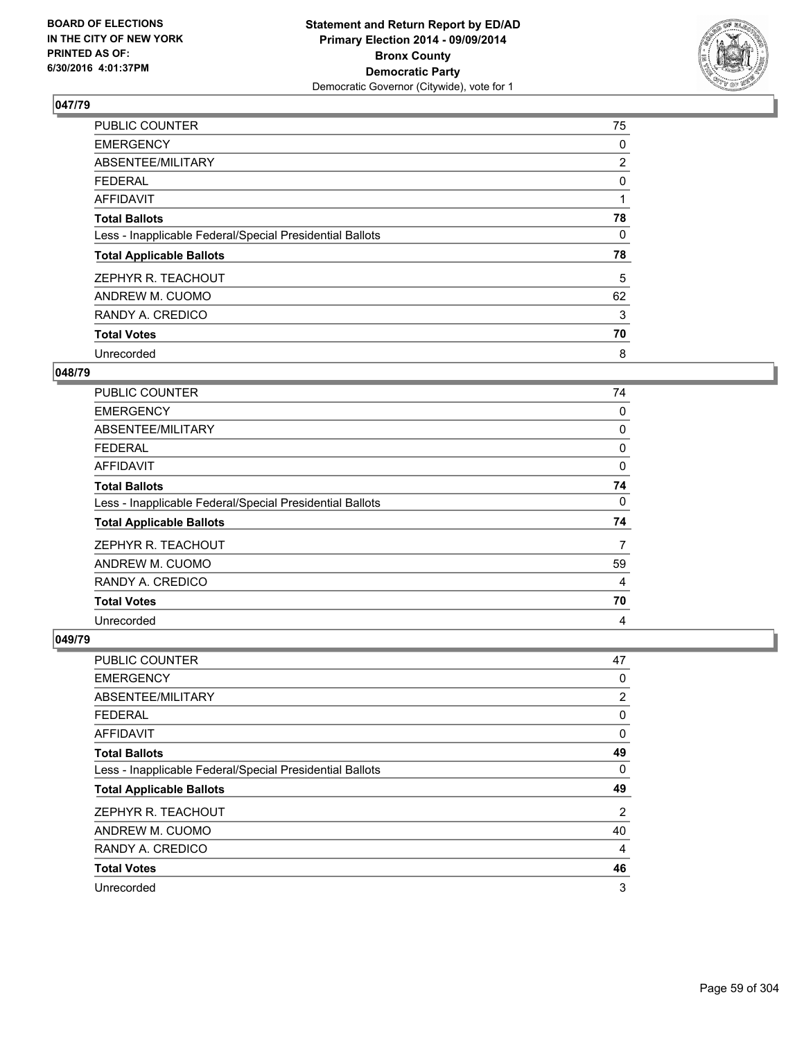**BOARD OF ELECTIONS IN THE CITY OF NEW YORK PRINTED AS OF: 6/30/2016 4:01:37PM**

**Statement and Return Report by ED/AD Primary Election 2014 - 09/09/2014 Bronx County Democratic Party**
Democratic Governor (Citywide), vote for 1

## 047/79

| | |
|---|---|
| PUBLIC COUNTER | 75 |
| EMERGENCY | 0 |
| ABSENTEE/MILITARY | 2 |
| FEDERAL | 0 |
| AFFIDAVIT | 1 |
| **Total Ballots** | **78** |
| Less - Inapplicable Federal/Special Presidential Ballots | 0 |
| **Total Applicable Ballots** | **78** |
| ZEPHYR R. TEACHOUT | 5 |
| ANDREW M. CUOMO | 62 |
| RANDY A. CREDICO | 3 |
| **Total Votes** | **70** |
| Unrecorded | 8 |

## 048/79

| | |
|---|---|
| PUBLIC COUNTER | 74 |
| EMERGENCY | 0 |
| ABSENTEE/MILITARY | 0 |
| FEDERAL | 0 |
| AFFIDAVIT | 0 |
| **Total Ballots** | **74** |
| Less - Inapplicable Federal/Special Presidential Ballots | 0 |
| **Total Applicable Ballots** | **74** |
| ZEPHYR R. TEACHOUT | 7 |
| ANDREW M. CUOMO | 59 |
| RANDY A. CREDICO | 4 |
| **Total Votes** | **70** |
| Unrecorded | 4 |

## 049/79

| | |
|---|---|
| PUBLIC COUNTER | 47 |
| EMERGENCY | 0 |
| ABSENTEE/MILITARY | 2 |
| FEDERAL | 0 |
| AFFIDAVIT | 0 |
| **Total Ballots** | **49** |
| Less - Inapplicable Federal/Special Presidential Ballots | 0 |
| **Total Applicable Ballots** | **49** |
| ZEPHYR R. TEACHOUT | 2 |
| ANDREW M. CUOMO | 40 |
| RANDY A. CREDICO | 4 |
| **Total Votes** | **46** |
| Unrecorded | 3 |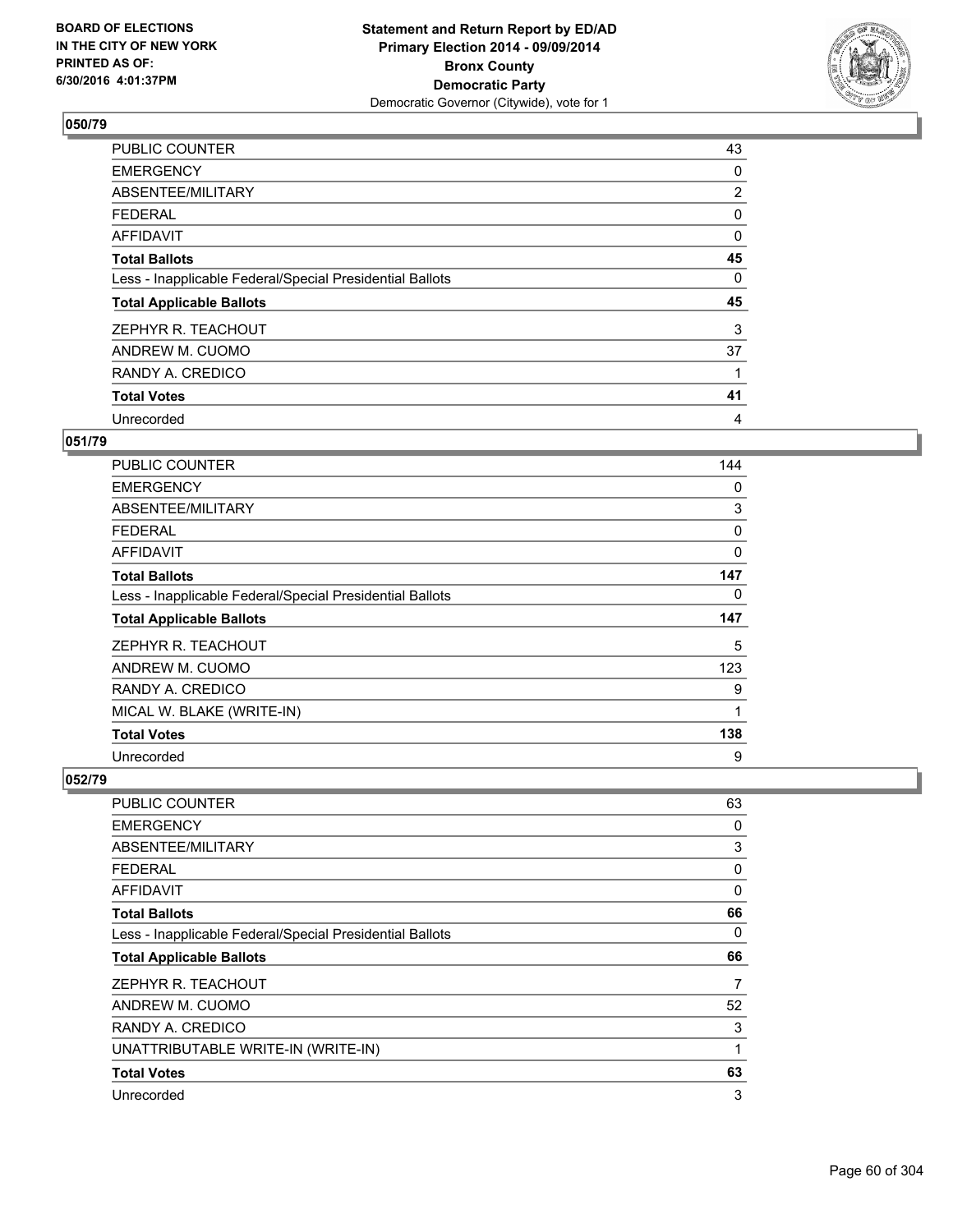BOARD OF ELECTIONS
IN THE CITY OF NEW YORK
PRINTED AS OF:
6/30/2016 4:01:37PM

**Statement and Return Report by ED/AD**
**Primary Election 2014 - 09/09/2014**
**Bronx County**
**Democratic Party**
Democratic Governor (Citywide), vote for 1

## 050/79

| | |
|---|---|
| PUBLIC COUNTER | 43 |
| EMERGENCY | 0 |
| ABSENTEE/MILITARY | 2 |
| FEDERAL | 0 |
| AFFIDAVIT | 0 |
| **Total Ballots** | **45** |
| Less - Inapplicable Federal/Special Presidential Ballots | 0 |
| **Total Applicable Ballots** | **45** |
| ZEPHYR R. TEACHOUT | 3 |
| ANDREW M. CUOMO | 37 |
| RANDY A. CREDICO | 1 |
| **Total Votes** | **41** |
| Unrecorded | 4 |

## 051/79

| | |
|---|---|
| PUBLIC COUNTER | 144 |
| EMERGENCY | 0 |
| ABSENTEE/MILITARY | 3 |
| FEDERAL | 0 |
| AFFIDAVIT | 0 |
| **Total Ballots** | **147** |
| Less - Inapplicable Federal/Special Presidential Ballots | 0 |
| **Total Applicable Ballots** | **147** |
| ZEPHYR R. TEACHOUT | 5 |
| ANDREW M. CUOMO | 123 |
| RANDY A. CREDICO | 9 |
| MICAL W. BLAKE (WRITE-IN) | 1 |
| **Total Votes** | **138** |
| Unrecorded | 9 |

## 052/79

| | |
|---|---|
| PUBLIC COUNTER | 63 |
| EMERGENCY | 0 |
| ABSENTEE/MILITARY | 3 |
| FEDERAL | 0 |
| AFFIDAVIT | 0 |
| **Total Ballots** | **66** |
| Less - Inapplicable Federal/Special Presidential Ballots | 0 |
| **Total Applicable Ballots** | **66** |
| ZEPHYR R. TEACHOUT | 7 |
| ANDREW M. CUOMO | 52 |
| RANDY A. CREDICO | 3 |
| UNATTRIBUTABLE WRITE-IN (WRITE-IN) | 1 |
| **Total Votes** | **63** |
| Unrecorded | 3 |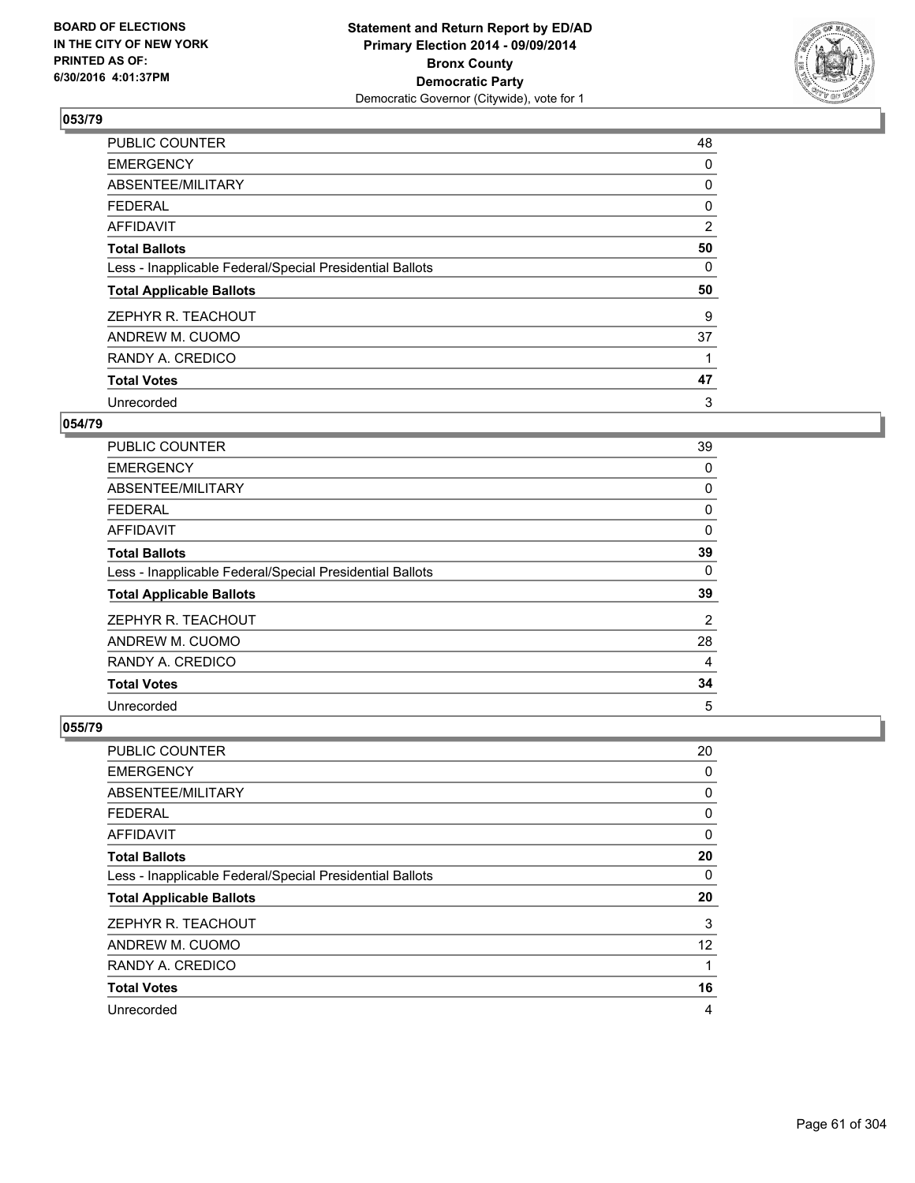**BOARD OF ELECTIONS IN THE CITY OF NEW YORK PRINTED AS OF: 6/30/2016 4:01:37PM**

**Statement and Return Report by ED/AD**
**Primary Election 2014 - 09/09/2014**
**Bronx County**
**Democratic Party**
Democratic Governor (Citywide), vote for 1

### 053/79

| | |
|---|---|
| PUBLIC COUNTER | 48 |
| EMERGENCY | 0 |
| ABSENTEE/MILITARY | 0 |
| FEDERAL | 0 |
| AFFIDAVIT | 2 |
| **Total Ballots** | **50** |
| Less - Inapplicable Federal/Special Presidential Ballots | 0 |
| **Total Applicable Ballots** | **50** |
| ZEPHYR R. TEACHOUT | 9 |
| ANDREW M. CUOMO | 37 |
| RANDY A. CREDICO | 1 |
| **Total Votes** | **47** |
| Unrecorded | 3 |

### 054/79

| | |
|---|---|
| PUBLIC COUNTER | 39 |
| EMERGENCY | 0 |
| ABSENTEE/MILITARY | 0 |
| FEDERAL | 0 |
| AFFIDAVIT | 0 |
| **Total Ballots** | **39** |
| Less - Inapplicable Federal/Special Presidential Ballots | 0 |
| **Total Applicable Ballots** | **39** |
| ZEPHYR R. TEACHOUT | 2 |
| ANDREW M. CUOMO | 28 |
| RANDY A. CREDICO | 4 |
| **Total Votes** | **34** |
| Unrecorded | 5 |

### 055/79

| | |
|---|---|
| PUBLIC COUNTER | 20 |
| EMERGENCY | 0 |
| ABSENTEE/MILITARY | 0 |
| FEDERAL | 0 |
| AFFIDAVIT | 0 |
| **Total Ballots** | **20** |
| Less - Inapplicable Federal/Special Presidential Ballots | 0 |
| **Total Applicable Ballots** | **20** |
| ZEPHYR R. TEACHOUT | 3 |
| ANDREW M. CUOMO | 12 |
| RANDY A. CREDICO | 1 |
| **Total Votes** | **16** |
| Unrecorded | 4 |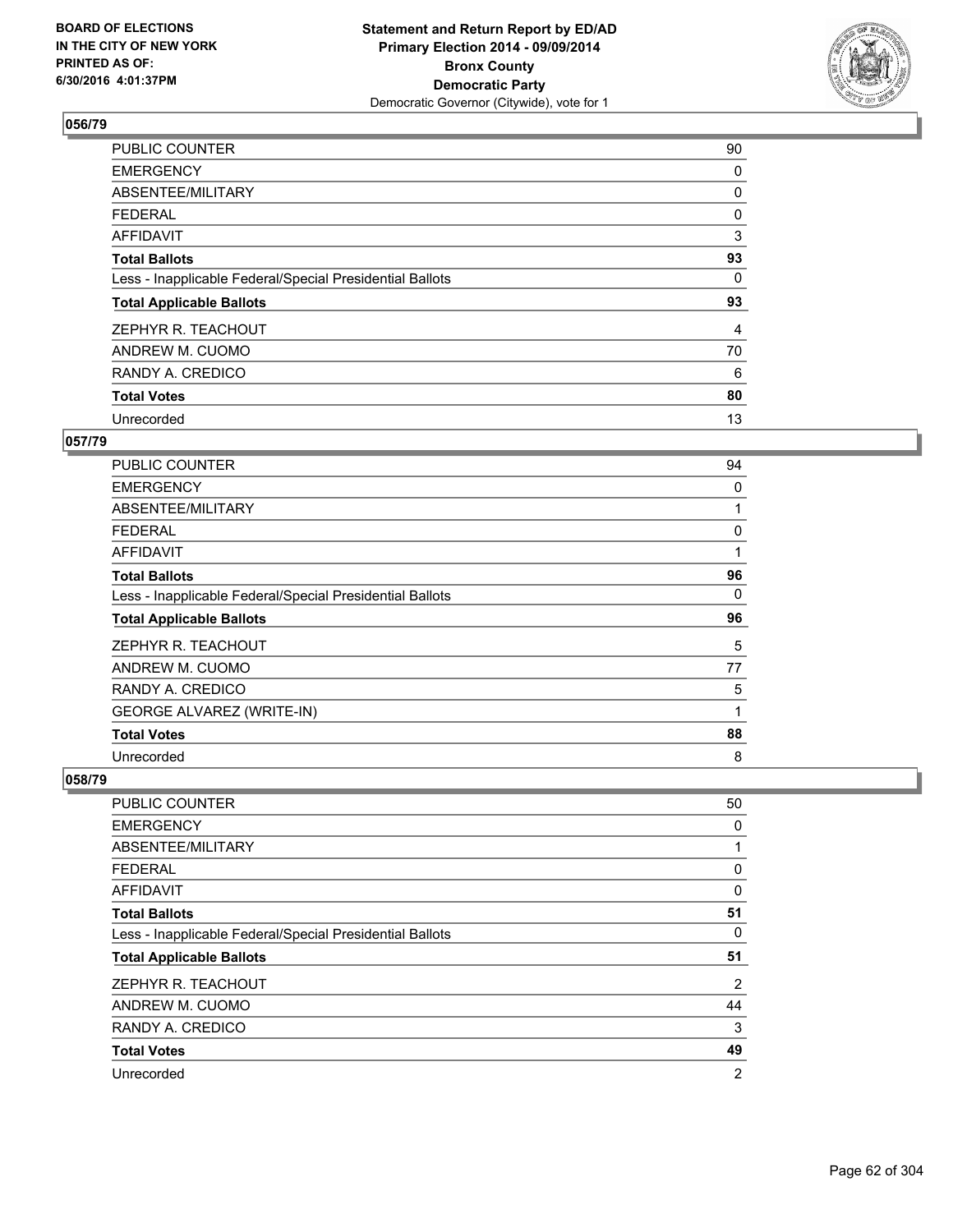BOARD OF ELECTIONS
IN THE CITY OF NEW YORK
PRINTED AS OF:
6/30/2016 4:01:37PM

**Statement and Return Report by ED/AD**
**Primary Election 2014 - 09/09/2014**
**Bronx County**
**Democratic Party**
Democratic Governor (Citywide), vote for 1

### 056/79

| | |
|---|---|
| PUBLIC COUNTER | 90 |
| EMERGENCY | 0 |
| ABSENTEE/MILITARY | 0 |
| FEDERAL | 0 |
| AFFIDAVIT | 3 |
| **Total Ballots** | **93** |
| Less - Inapplicable Federal/Special Presidential Ballots | 0 |
| **Total Applicable Ballots** | **93** |
| ZEPHYR R. TEACHOUT | 4 |
| ANDREW M. CUOMO | 70 |
| RANDY A. CREDICO | 6 |
| **Total Votes** | **80** |
| Unrecorded | 13 |

### 057/79

| | |
|---|---|
| PUBLIC COUNTER | 94 |
| EMERGENCY | 0 |
| ABSENTEE/MILITARY | 1 |
| FEDERAL | 0 |
| AFFIDAVIT | 1 |
| **Total Ballots** | **96** |
| Less - Inapplicable Federal/Special Presidential Ballots | 0 |
| **Total Applicable Ballots** | **96** |
| ZEPHYR R. TEACHOUT | 5 |
| ANDREW M. CUOMO | 77 |
| RANDY A. CREDICO | 5 |
| GEORGE ALVAREZ (WRITE-IN) | 1 |
| **Total Votes** | **88** |
| Unrecorded | 8 |

### 058/79

| | |
|---|---|
| PUBLIC COUNTER | 50 |
| EMERGENCY | 0 |
| ABSENTEE/MILITARY | 1 |
| FEDERAL | 0 |
| AFFIDAVIT | 0 |
| **Total Ballots** | **51** |
| Less - Inapplicable Federal/Special Presidential Ballots | 0 |
| **Total Applicable Ballots** | **51** |
| ZEPHYR R. TEACHOUT | 2 |
| ANDREW M. CUOMO | 44 |
| RANDY A. CREDICO | 3 |
| **Total Votes** | **49** |
| Unrecorded | 2 |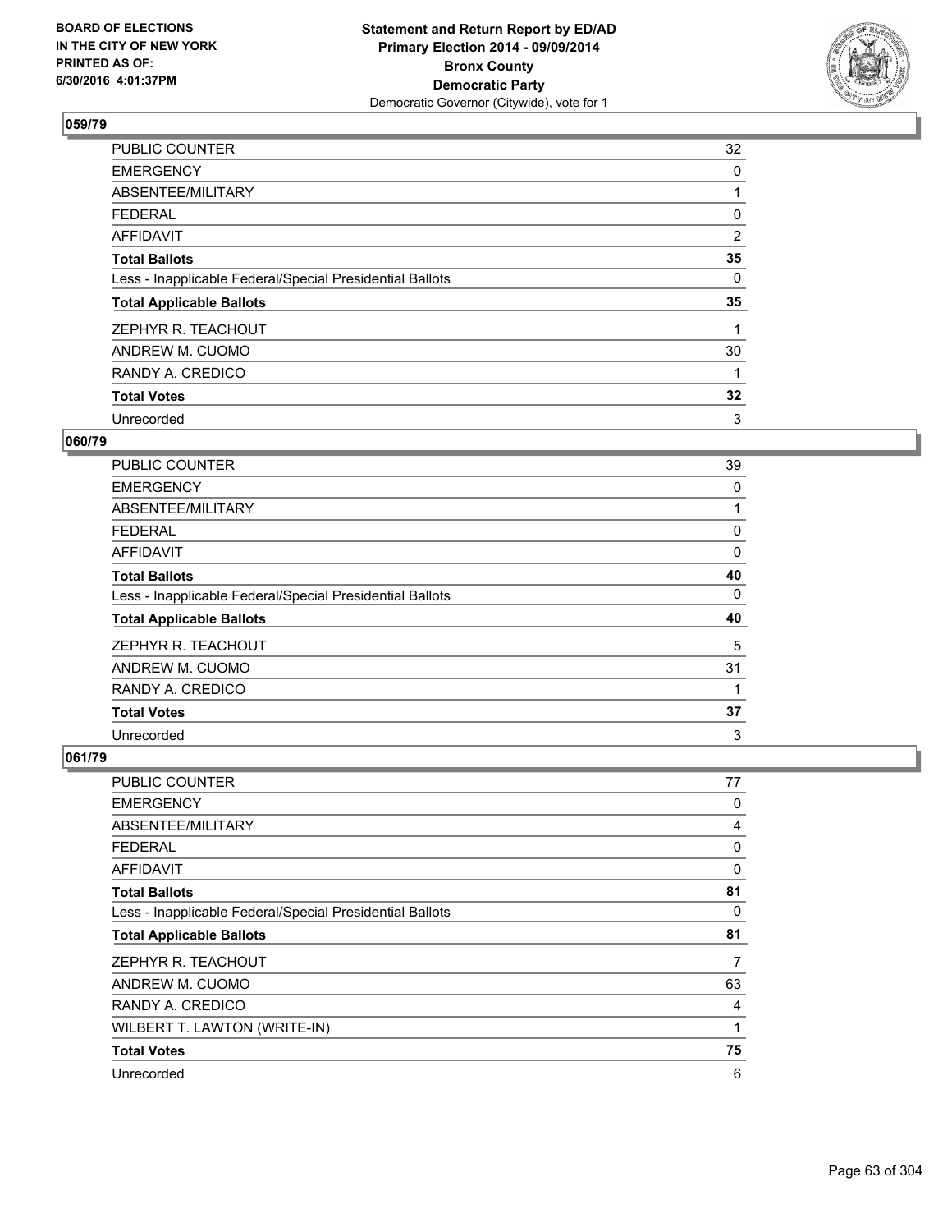BOARD OF ELECTIONS
IN THE CITY OF NEW YORK
PRINTED AS OF:
6/30/2016 4:01:37PM

**Statement and Return Report by ED/AD**
**Primary Election 2014 - 09/09/2014**
**Bronx County**
**Democratic Party**
Democratic Governor (Citywide), vote for 1

### 059/79

| | |
|---|---|
| PUBLIC COUNTER | 32 |
| EMERGENCY | 0 |
| ABSENTEE/MILITARY | 1 |
| FEDERAL | 0 |
| AFFIDAVIT | 2 |
| **Total Ballots** | **35** |
| Less - Inapplicable Federal/Special Presidential Ballots | 0 |
| **Total Applicable Ballots** | **35** |
| ZEPHYR R. TEACHOUT | 1 |
| ANDREW M. CUOMO | 30 |
| RANDY A. CREDICO | 1 |
| **Total Votes** | **32** |
| Unrecorded | 3 |

### 060/79

| | |
|---|---|
| PUBLIC COUNTER | 39 |
| EMERGENCY | 0 |
| ABSENTEE/MILITARY | 1 |
| FEDERAL | 0 |
| AFFIDAVIT | 0 |
| **Total Ballots** | **40** |
| Less - Inapplicable Federal/Special Presidential Ballots | 0 |
| **Total Applicable Ballots** | **40** |
| ZEPHYR R. TEACHOUT | 5 |
| ANDREW M. CUOMO | 31 |
| RANDY A. CREDICO | 1 |
| **Total Votes** | **37** |
| Unrecorded | 3 |

### 061/79

| | |
|---|---|
| PUBLIC COUNTER | 77 |
| EMERGENCY | 0 |
| ABSENTEE/MILITARY | 4 |
| FEDERAL | 0 |
| AFFIDAVIT | 0 |
| **Total Ballots** | **81** |
| Less - Inapplicable Federal/Special Presidential Ballots | 0 |
| **Total Applicable Ballots** | **81** |
| ZEPHYR R. TEACHOUT | 7 |
| ANDREW M. CUOMO | 63 |
| RANDY A. CREDICO | 4 |
| WILBERT T. LAWTON (WRITE-IN) | 1 |
| **Total Votes** | **75** |
| Unrecorded | 6 |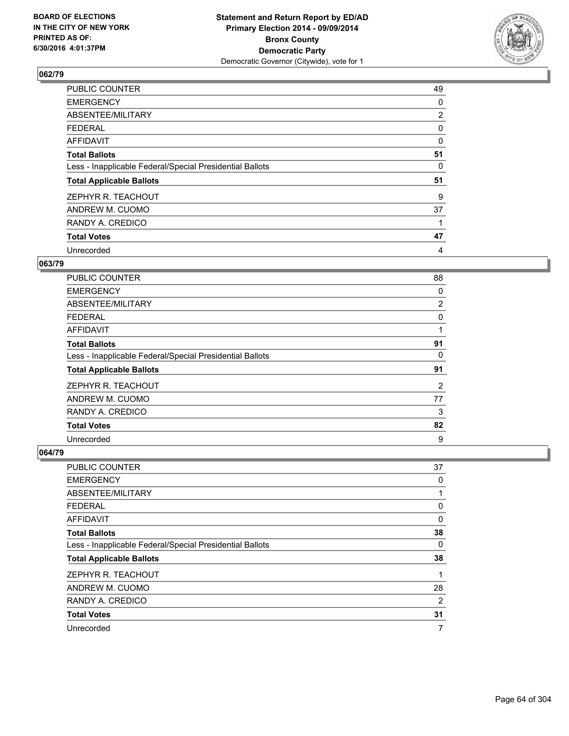**BOARD OF ELECTIONS IN THE CITY OF NEW YORK PRINTED AS OF: 6/30/2016 4:01:37PM**

**Statement and Return Report by ED/AD Primary Election 2014 - 09/09/2014 Bronx County Democratic Party**
Democratic Governor (Citywide), vote for 1

## 062/79

| | |
|---|---|
| PUBLIC COUNTER | 49 |
| EMERGENCY | 0 |
| ABSENTEE/MILITARY | 2 |
| FEDERAL | 0 |
| AFFIDAVIT | 0 |
| **Total Ballots** | **51** |
| Less - Inapplicable Federal/Special Presidential Ballots | 0 |
| **Total Applicable Ballots** | **51** |
| ZEPHYR R. TEACHOUT | 9 |
| ANDREW M. CUOMO | 37 |
| RANDY A. CREDICO | 1 |
| **Total Votes** | **47** |
| Unrecorded | 4 |

## 063/79

| | |
|---|---|
| PUBLIC COUNTER | 88 |
| EMERGENCY | 0 |
| ABSENTEE/MILITARY | 2 |
| FEDERAL | 0 |
| AFFIDAVIT | 1 |
| **Total Ballots** | **91** |
| Less - Inapplicable Federal/Special Presidential Ballots | 0 |
| **Total Applicable Ballots** | **91** |
| ZEPHYR R. TEACHOUT | 2 |
| ANDREW M. CUOMO | 77 |
| RANDY A. CREDICO | 3 |
| **Total Votes** | **82** |
| Unrecorded | 9 |

## 064/79

| | |
|---|---|
| PUBLIC COUNTER | 37 |
| EMERGENCY | 0 |
| ABSENTEE/MILITARY | 1 |
| FEDERAL | 0 |
| AFFIDAVIT | 0 |
| **Total Ballots** | **38** |
| Less - Inapplicable Federal/Special Presidential Ballots | 0 |
| **Total Applicable Ballots** | **38** |
| ZEPHYR R. TEACHOUT | 1 |
| ANDREW M. CUOMO | 28 |
| RANDY A. CREDICO | 2 |
| **Total Votes** | **31** |
| Unrecorded | 7 |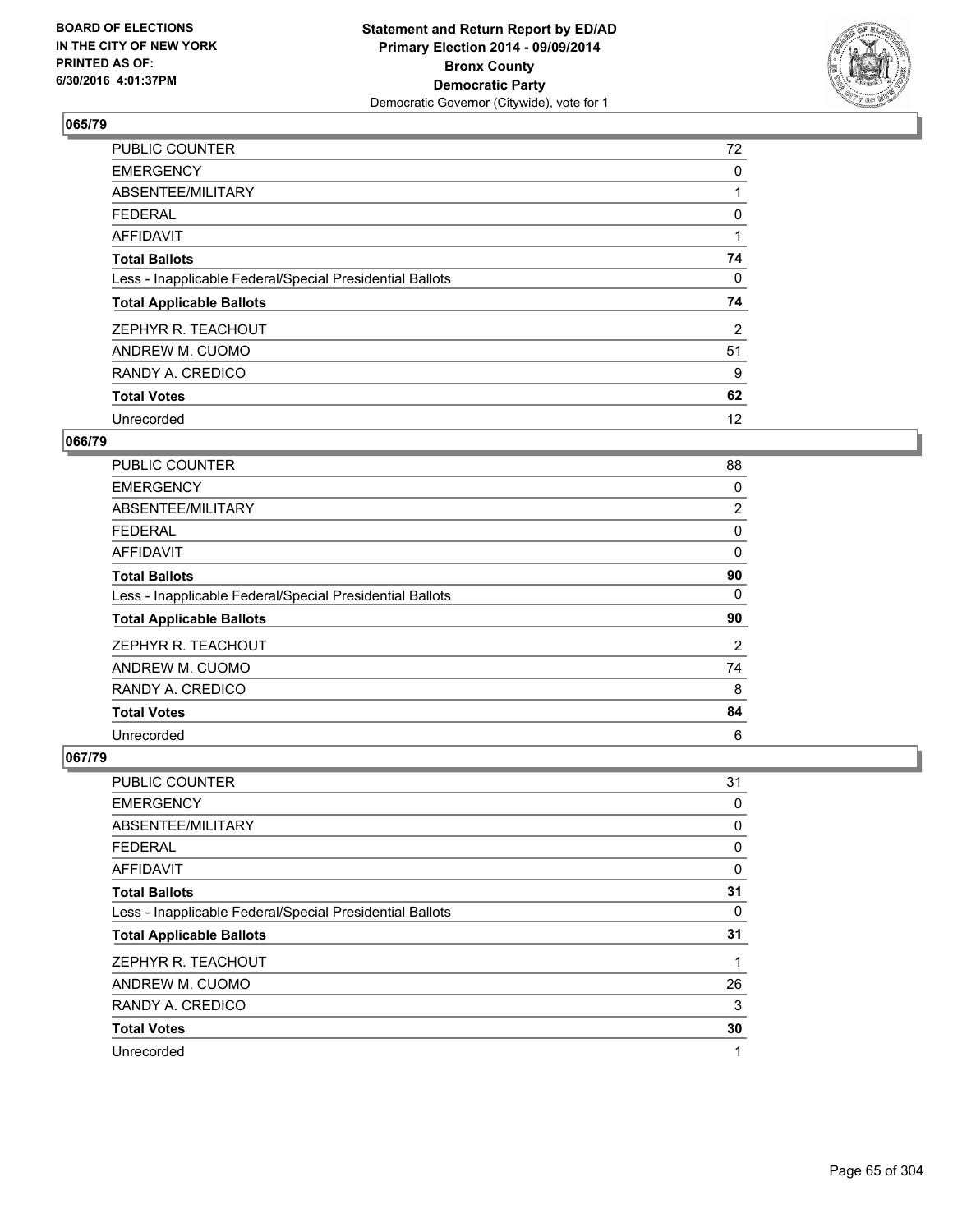**Statement and Return Report by ED/AD**
**Primary Election 2014 - 09/09/2014**
**Bronx County**
**Democratic Party**
Democratic Governor (Citywide), vote for 1

BOARD OF ELECTIONS
IN THE CITY OF NEW YORK
PRINTED AS OF:
6/30/2016 4:01:37PM

## 065/79

| | |
|---|---|
| PUBLIC COUNTER | 72 |
| EMERGENCY | 0 |
| ABSENTEE/MILITARY | 1 |
| FEDERAL | 0 |
| AFFIDAVIT | 1 |
| **Total Ballots** | **74** |
| Less - Inapplicable Federal/Special Presidential Ballots | 0 |
| **Total Applicable Ballots** | **74** |
| ZEPHYR R. TEACHOUT | 2 |
| ANDREW M. CUOMO | 51 |
| RANDY A. CREDICO | 9 |
| **Total Votes** | **62** |
| Unrecorded | 12 |

## 066/79

| | |
|---|---|
| PUBLIC COUNTER | 88 |
| EMERGENCY | 0 |
| ABSENTEE/MILITARY | 2 |
| FEDERAL | 0 |
| AFFIDAVIT | 0 |
| **Total Ballots** | **90** |
| Less - Inapplicable Federal/Special Presidential Ballots | 0 |
| **Total Applicable Ballots** | **90** |
| ZEPHYR R. TEACHOUT | 2 |
| ANDREW M. CUOMO | 74 |
| RANDY A. CREDICO | 8 |
| **Total Votes** | **84** |
| Unrecorded | 6 |

## 067/79

| | |
|---|---|
| PUBLIC COUNTER | 31 |
| EMERGENCY | 0 |
| ABSENTEE/MILITARY | 0 |
| FEDERAL | 0 |
| AFFIDAVIT | 0 |
| **Total Ballots** | **31** |
| Less - Inapplicable Federal/Special Presidential Ballots | 0 |
| **Total Applicable Ballots** | **31** |
| ZEPHYR R. TEACHOUT | 1 |
| ANDREW M. CUOMO | 26 |
| RANDY A. CREDICO | 3 |
| **Total Votes** | **30** |
| Unrecorded | 1 |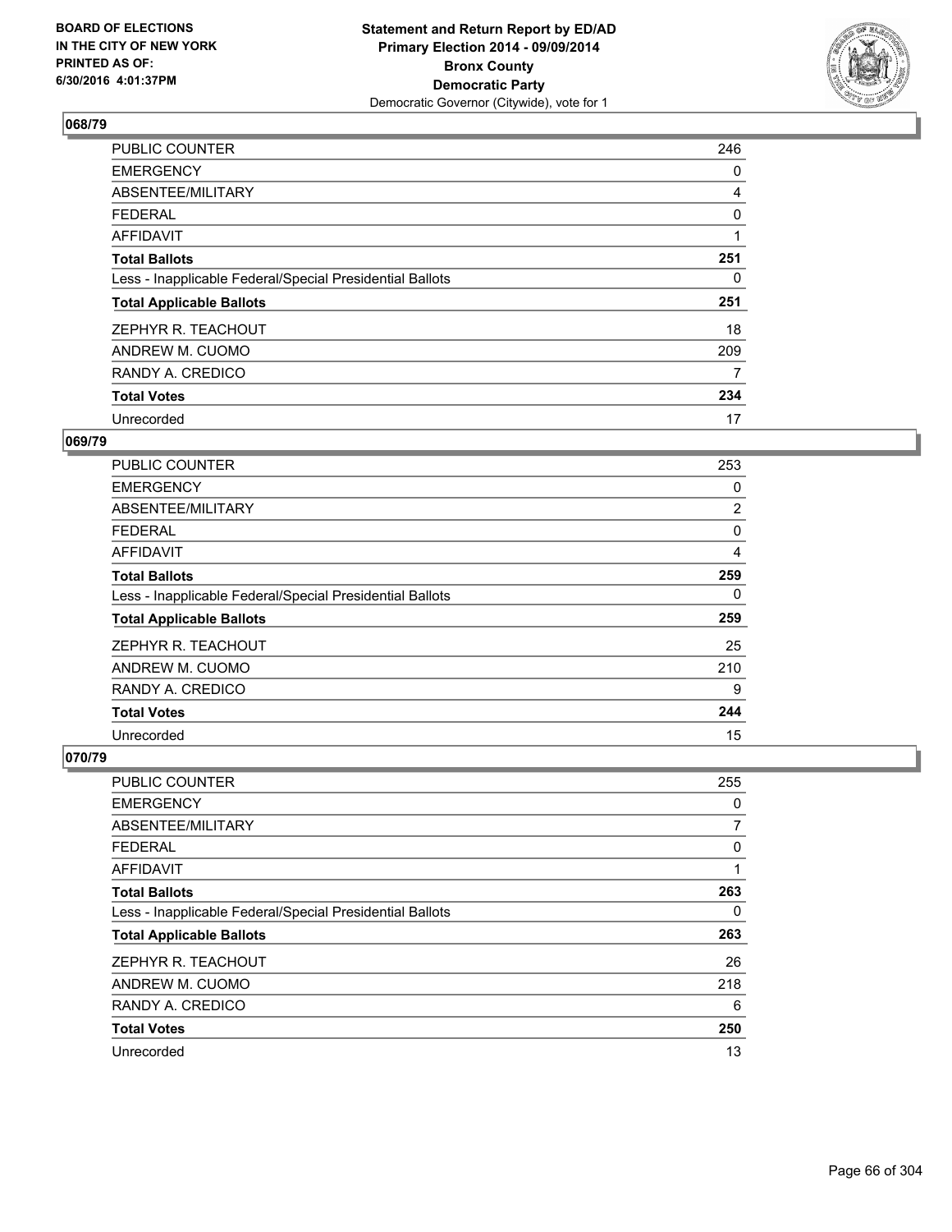**BOARD OF ELECTIONS IN THE CITY OF NEW YORK PRINTED AS OF: 6/30/2016 4:01:37PM**

**Statement and Return Report by ED/AD Primary Election 2014 - 09/09/2014 Bronx County Democratic Party**
Democratic Governor (Citywide), vote for 1

### 068/79

| | |
|---|---|
| PUBLIC COUNTER | 246 |
| EMERGENCY | 0 |
| ABSENTEE/MILITARY | 4 |
| FEDERAL | 0 |
| AFFIDAVIT | 1 |
| **Total Ballots** | **251** |
| Less - Inapplicable Federal/Special Presidential Ballots | 0 |
| **Total Applicable Ballots** | **251** |
| ZEPHYR R. TEACHOUT | 18 |
| ANDREW M. CUOMO | 209 |
| RANDY A. CREDICO | 7 |
| **Total Votes** | **234** |
| Unrecorded | 17 |

### 069/79

| | |
|---|---|
| PUBLIC COUNTER | 253 |
| EMERGENCY | 0 |
| ABSENTEE/MILITARY | 2 |
| FEDERAL | 0 |
| AFFIDAVIT | 4 |
| **Total Ballots** | **259** |
| Less - Inapplicable Federal/Special Presidential Ballots | 0 |
| **Total Applicable Ballots** | **259** |
| ZEPHYR R. TEACHOUT | 25 |
| ANDREW M. CUOMO | 210 |
| RANDY A. CREDICO | 9 |
| **Total Votes** | **244** |
| Unrecorded | 15 |

### 070/79

| | |
|---|---|
| PUBLIC COUNTER | 255 |
| EMERGENCY | 0 |
| ABSENTEE/MILITARY | 7 |
| FEDERAL | 0 |
| AFFIDAVIT | 1 |
| **Total Ballots** | **263** |
| Less - Inapplicable Federal/Special Presidential Ballots | 0 |
| **Total Applicable Ballots** | **263** |
| ZEPHYR R. TEACHOUT | 26 |
| ANDREW M. CUOMO | 218 |
| RANDY A. CREDICO | 6 |
| **Total Votes** | **250** |
| Unrecorded | 13 |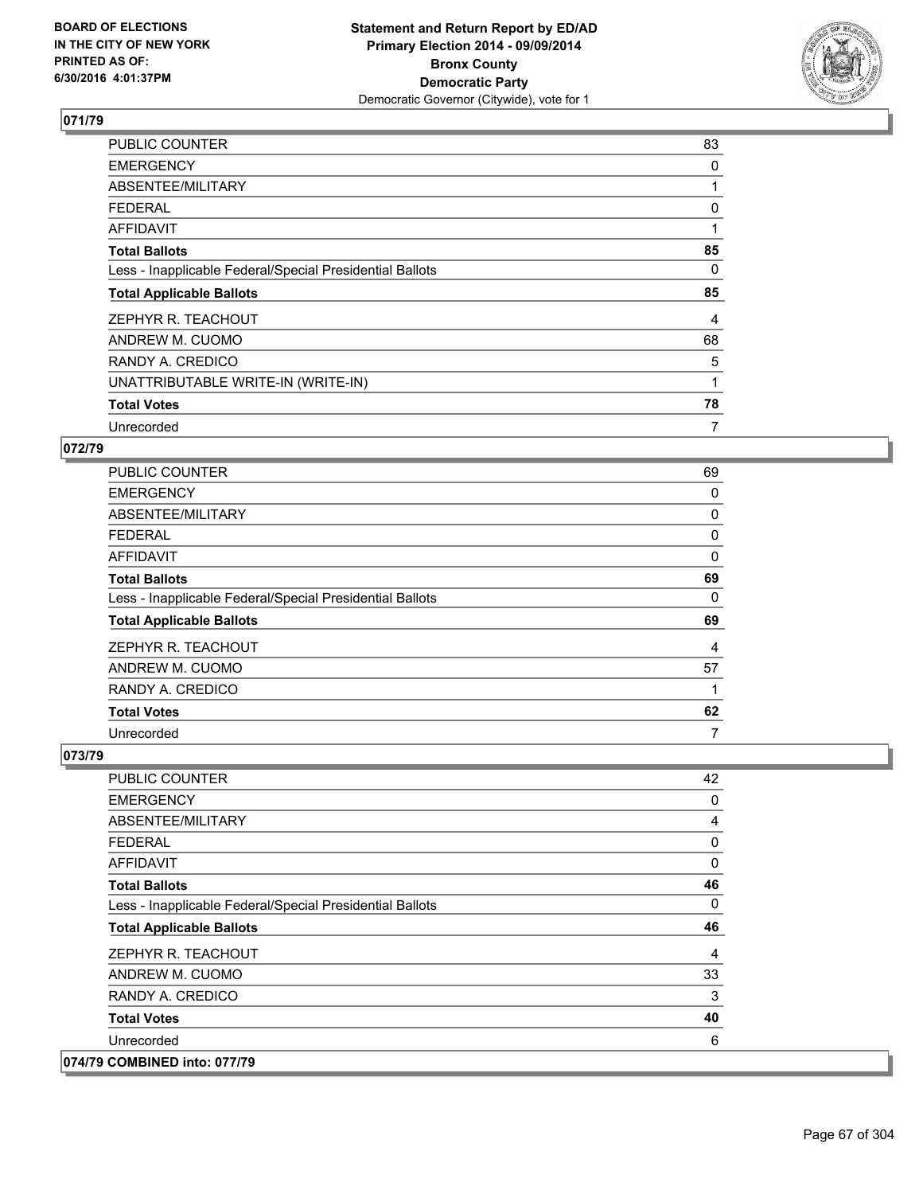**Statement and Return Report by ED/AD**
**Primary Election 2014 - 09/09/2014**
**Bronx County**
**Democratic Party**
Democratic Governor (Citywide), vote for 1

BOARD OF ELECTIONS IN THE CITY OF NEW YORK PRINTED AS OF: 6/30/2016 4:01:37PM

## 071/79

| | |
|---|---|
| PUBLIC COUNTER | 83 |
| EMERGENCY | 0 |
| ABSENTEE/MILITARY | 1 |
| FEDERAL | 0 |
| AFFIDAVIT | 1 |
| **Total Ballots** | **85** |
| Less - Inapplicable Federal/Special Presidential Ballots | 0 |
| **Total Applicable Ballots** | **85** |
| ZEPHYR R. TEACHOUT | 4 |
| ANDREW M. CUOMO | 68 |
| RANDY A. CREDICO | 5 |
| UNATTRIBUTABLE WRITE-IN (WRITE-IN) | 1 |
| **Total Votes** | **78** |
| Unrecorded | 7 |

## 072/79

| | |
|---|---|
| PUBLIC COUNTER | 69 |
| EMERGENCY | 0 |
| ABSENTEE/MILITARY | 0 |
| FEDERAL | 0 |
| AFFIDAVIT | 0 |
| **Total Ballots** | **69** |
| Less - Inapplicable Federal/Special Presidential Ballots | 0 |
| **Total Applicable Ballots** | **69** |
| ZEPHYR R. TEACHOUT | 4 |
| ANDREW M. CUOMO | 57 |
| RANDY A. CREDICO | 1 |
| **Total Votes** | **62** |
| Unrecorded | 7 |

## 073/79

| | |
|---|---|
| PUBLIC COUNTER | 42 |
| EMERGENCY | 0 |
| ABSENTEE/MILITARY | 4 |
| FEDERAL | 0 |
| AFFIDAVIT | 0 |
| **Total Ballots** | **46** |
| Less - Inapplicable Federal/Special Presidential Ballots | 0 |
| **Total Applicable Ballots** | **46** |
| ZEPHYR R. TEACHOUT | 4 |
| ANDREW M. CUOMO | 33 |
| RANDY A. CREDICO | 3 |
| **Total Votes** | **40** |
| Unrecorded | 6 |

## 074/79 COMBINED into: 077/79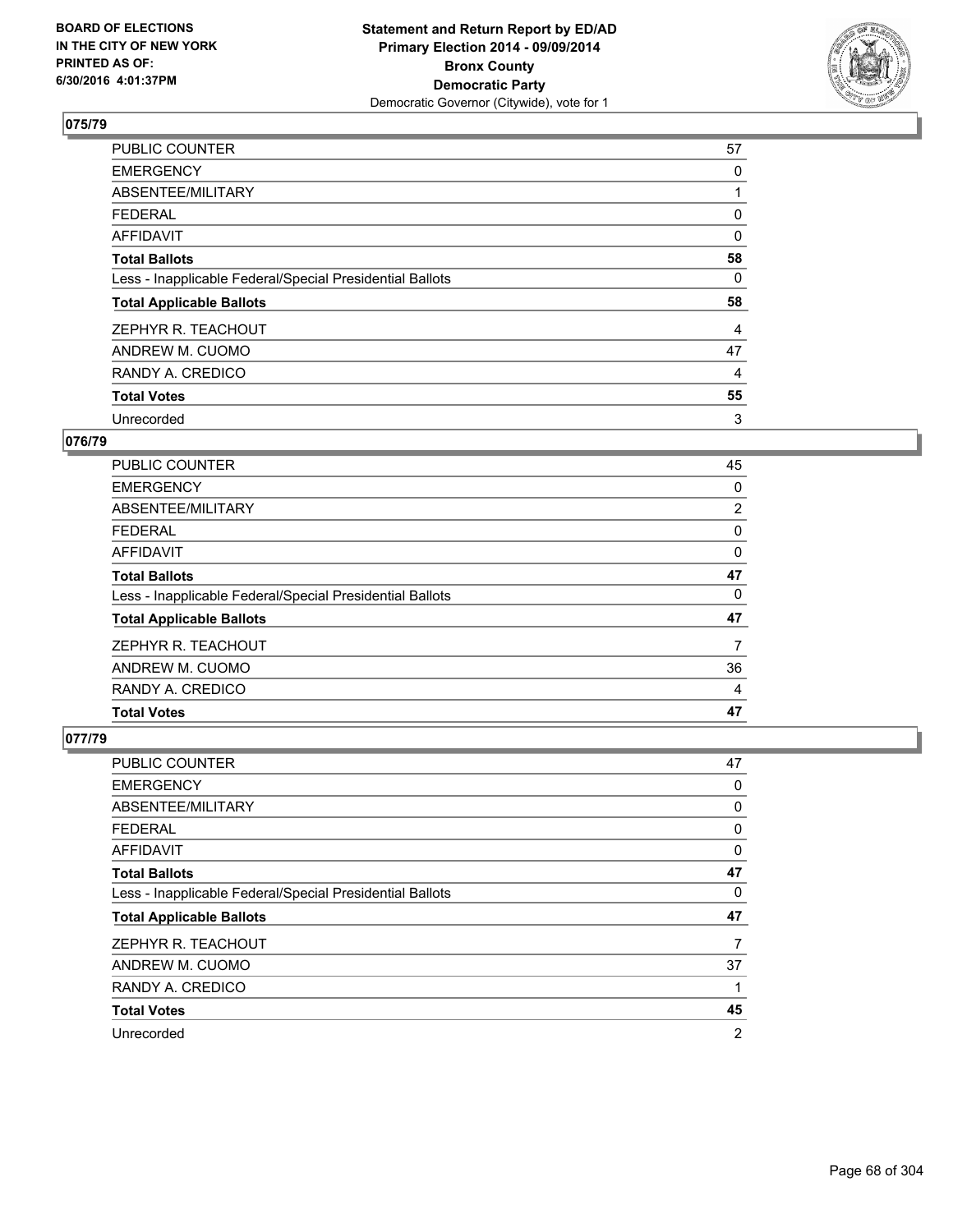**Statement and Return Report by ED/AD**
**Primary Election 2014 - 09/09/2014**
**Bronx County**
**Democratic Party**
Democratic Governor (Citywide), vote for 1

BOARD OF ELECTIONS
IN THE CITY OF NEW YORK
PRINTED AS OF:
6/30/2016 4:01:37PM

### 075/79

| | |
|---|---|
| PUBLIC COUNTER | 57 |
| EMERGENCY | 0 |
| ABSENTEE/MILITARY | 1 |
| FEDERAL | 0 |
| AFFIDAVIT | 0 |
| **Total Ballots** | **58** |
| Less - Inapplicable Federal/Special Presidential Ballots | 0 |
| **Total Applicable Ballots** | **58** |
| ZEPHYR R. TEACHOUT | 4 |
| ANDREW M. CUOMO | 47 |
| RANDY A. CREDICO | 4 |
| **Total Votes** | **55** |
| Unrecorded | 3 |

### 076/79

| | |
|---|---|
| PUBLIC COUNTER | 45 |
| EMERGENCY | 0 |
| ABSENTEE/MILITARY | 2 |
| FEDERAL | 0 |
| AFFIDAVIT | 0 |
| **Total Ballots** | **47** |
| Less - Inapplicable Federal/Special Presidential Ballots | 0 |
| **Total Applicable Ballots** | **47** |
| ZEPHYR R. TEACHOUT | 7 |
| ANDREW M. CUOMO | 36 |
| RANDY A. CREDICO | 4 |
| **Total Votes** | **47** |

### 077/79

| | |
|---|---|
| PUBLIC COUNTER | 47 |
| EMERGENCY | 0 |
| ABSENTEE/MILITARY | 0 |
| FEDERAL | 0 |
| AFFIDAVIT | 0 |
| **Total Ballots** | **47** |
| Less - Inapplicable Federal/Special Presidential Ballots | 0 |
| **Total Applicable Ballots** | **47** |
| ZEPHYR R. TEACHOUT | 7 |
| ANDREW M. CUOMO | 37 |
| RANDY A. CREDICO | 1 |
| **Total Votes** | **45** |
| Unrecorded | 2 |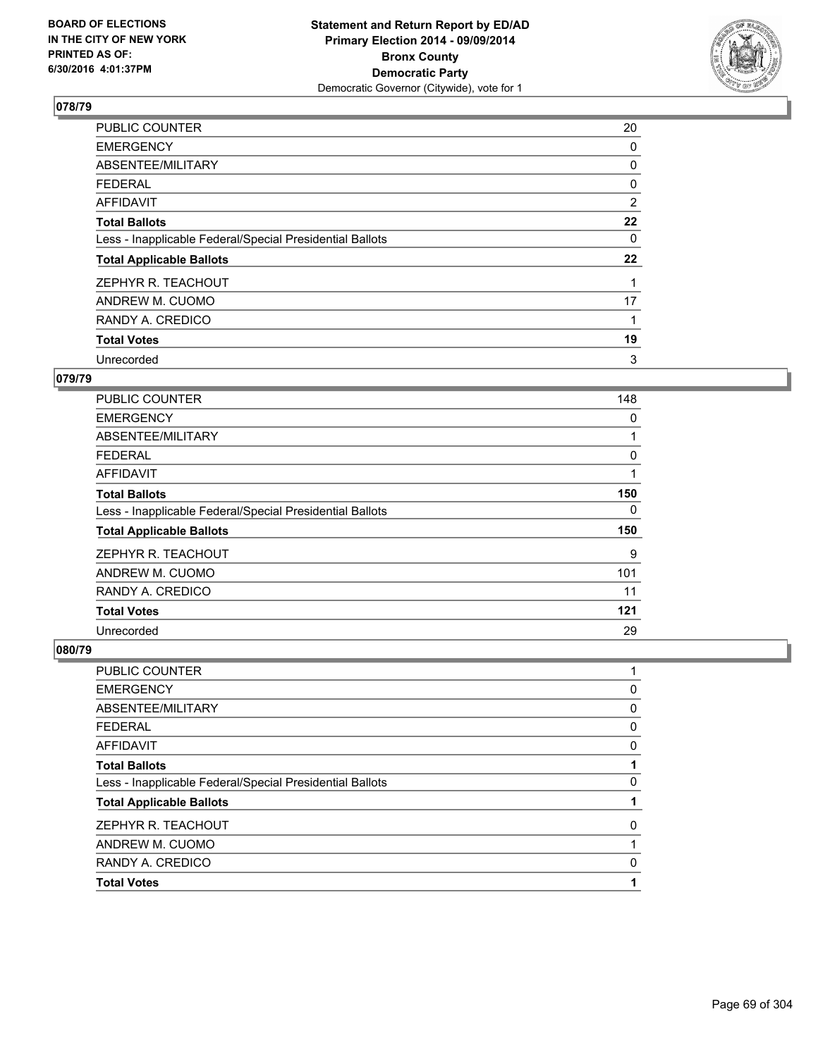## 078/79

| | |
|---|---|
| PUBLIC COUNTER | 20 |
| EMERGENCY | 0 |
| ABSENTEE/MILITARY | 0 |
| FEDERAL | 0 |
| AFFIDAVIT | 2 |
| **Total Ballots** | **22** |
| Less - Inapplicable Federal/Special Presidential Ballots | 0 |
| **Total Applicable Ballots** | **22** |
| ZEPHYR R. TEACHOUT | 1 |
| ANDREW M. CUOMO | 17 |
| RANDY A. CREDICO | 1 |
| **Total Votes** | **19** |
| Unrecorded | 3 |

## 079/79

| | |
|---|---|
| PUBLIC COUNTER | 148 |
| EMERGENCY | 0 |
| ABSENTEE/MILITARY | 1 |
| FEDERAL | 0 |
| AFFIDAVIT | 1 |
| **Total Ballots** | **150** |
| Less - Inapplicable Federal/Special Presidential Ballots | 0 |
| **Total Applicable Ballots** | **150** |
| ZEPHYR R. TEACHOUT | 9 |
| ANDREW M. CUOMO | 101 |
| RANDY A. CREDICO | 11 |
| **Total Votes** | **121** |
| Unrecorded | 29 |

## 080/79

| | |
|---|---|
| PUBLIC COUNTER | 1 |
| EMERGENCY | 0 |
| ABSENTEE/MILITARY | 0 |
| FEDERAL | 0 |
| AFFIDAVIT | 0 |
| **Total Ballots** | **1** |
| Less - Inapplicable Federal/Special Presidential Ballots | 0 |
| **Total Applicable Ballots** | **1** |
| ZEPHYR R. TEACHOUT | 0 |
| ANDREW M. CUOMO | 1 |
| RANDY A. CREDICO | 0 |
| **Total Votes** | **1** |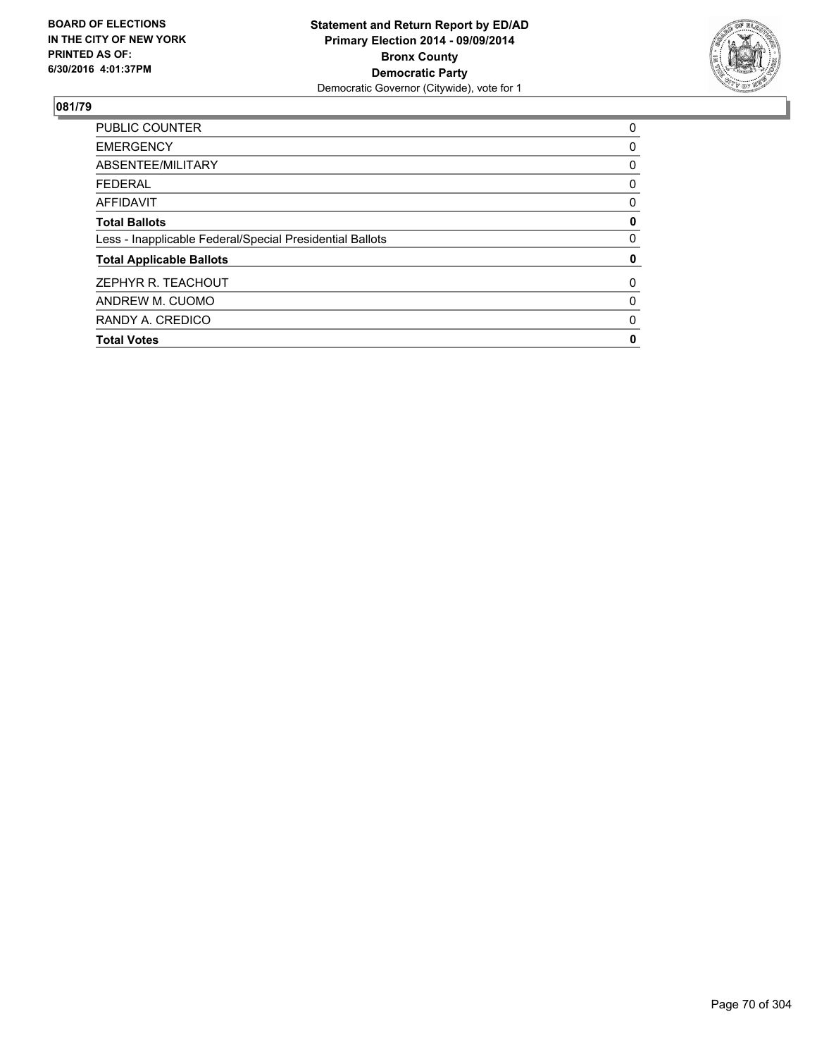**BOARD OF ELECTIONS IN THE CITY OF NEW YORK PRINTED AS OF: 6/30/2016 4:01:37PM**

**Statement and Return Report by ED/AD**
**Primary Election 2014 - 09/09/2014**
**Bronx County**
**Democratic Party**
Democratic Governor (Citywide), vote for 1

## 081/79

| | |
|---|---|
| PUBLIC COUNTER | 0 |
| EMERGENCY | 0 |
| ABSENTEE/MILITARY | 0 |
| FEDERAL | 0 |
| AFFIDAVIT | 0 |
| **Total Ballots** | **0** |
| Less - Inapplicable Federal/Special Presidential Ballots | 0 |
| **Total Applicable Ballots** | **0** |
| ZEPHYR R. TEACHOUT | 0 |
| ANDREW M. CUOMO | 0 |
| RANDY A. CREDICO | 0 |
| **Total Votes** | **0** |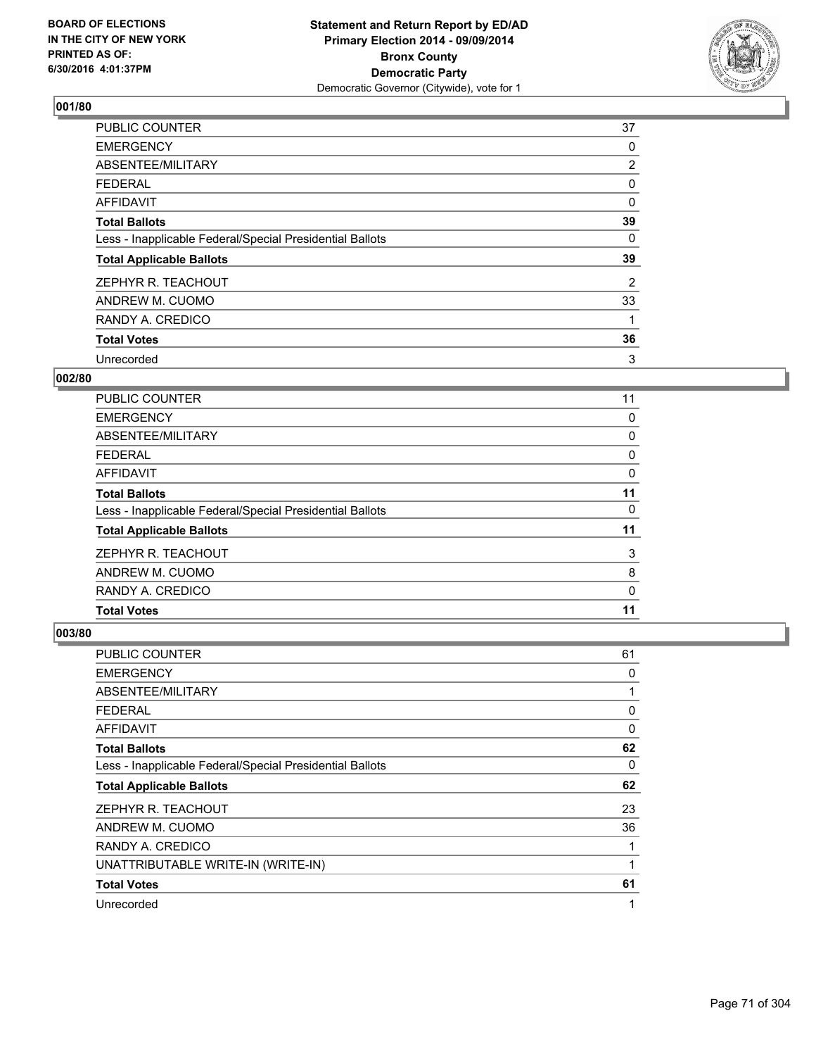**Statement and Return Report by ED/AD**
**Primary Election 2014 - 09/09/2014**
**Bronx County**
**Democratic Party**
Democratic Governor (Citywide), vote for 1

BOARD OF ELECTIONS
IN THE CITY OF NEW YORK
PRINTED AS OF:
6/30/2016 4:01:37PM

### 001/80

| | |
|---|---|
| PUBLIC COUNTER | 37 |
| EMERGENCY | 0 |
| ABSENTEE/MILITARY | 2 |
| FEDERAL | 0 |
| AFFIDAVIT | 0 |
| **Total Ballots** | **39** |
| Less - Inapplicable Federal/Special Presidential Ballots | 0 |
| **Total Applicable Ballots** | **39** |
| ZEPHYR R. TEACHOUT | 2 |
| ANDREW M. CUOMO | 33 |
| RANDY A. CREDICO | 1 |
| **Total Votes** | **36** |
| Unrecorded | 3 |

### 002/80

| | |
|---|---|
| PUBLIC COUNTER | 11 |
| EMERGENCY | 0 |
| ABSENTEE/MILITARY | 0 |
| FEDERAL | 0 |
| AFFIDAVIT | 0 |
| **Total Ballots** | **11** |
| Less - Inapplicable Federal/Special Presidential Ballots | 0 |
| **Total Applicable Ballots** | **11** |
| ZEPHYR R. TEACHOUT | 3 |
| ANDREW M. CUOMO | 8 |
| RANDY A. CREDICO | 0 |
| **Total Votes** | **11** |

### 003/80

| | |
|---|---|
| PUBLIC COUNTER | 61 |
| EMERGENCY | 0 |
| ABSENTEE/MILITARY | 1 |
| FEDERAL | 0 |
| AFFIDAVIT | 0 |
| **Total Ballots** | **62** |
| Less - Inapplicable Federal/Special Presidential Ballots | 0 |
| **Total Applicable Ballots** | **62** |
| ZEPHYR R. TEACHOUT | 23 |
| ANDREW M. CUOMO | 36 |
| RANDY A. CREDICO | 1 |
| UNATTRIBUTABLE WRITE-IN (WRITE-IN) | 1 |
| **Total Votes** | **61** |
| Unrecorded | 1 |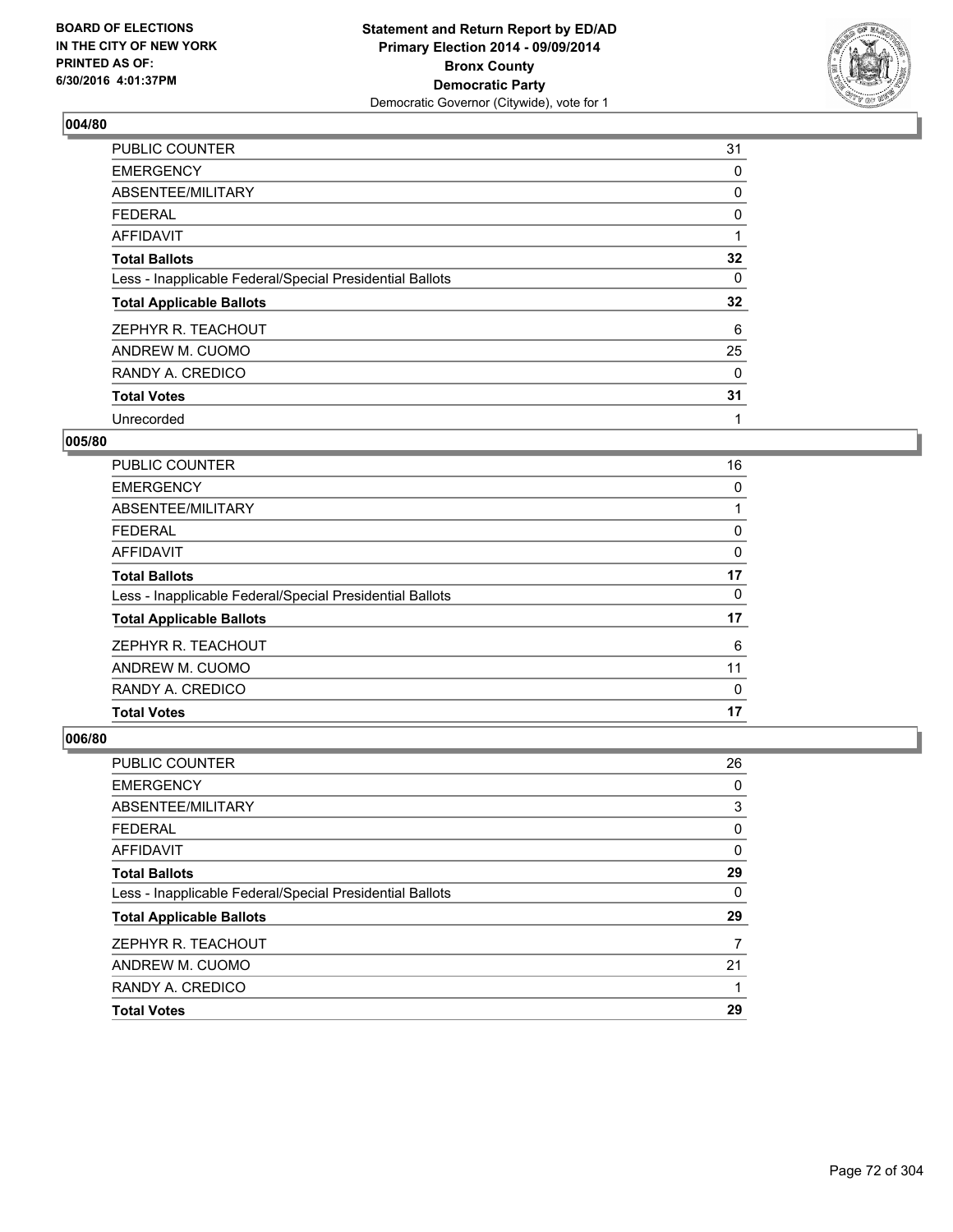**BOARD OF ELECTIONS IN THE CITY OF NEW YORK PRINTED AS OF: 6/30/2016 4:01:37PM**

**Statement and Return Report by ED/AD Primary Election 2014 - 09/09/2014 Bronx County Democratic Party**
Democratic Governor (Citywide), vote for 1

### 004/80

| | |
|---|---|
| PUBLIC COUNTER | 31 |
| EMERGENCY | 0 |
| ABSENTEE/MILITARY | 0 |
| FEDERAL | 0 |
| AFFIDAVIT | 1 |
| **Total Ballots** | **32** |
| Less - Inapplicable Federal/Special Presidential Ballots | 0 |
| **Total Applicable Ballots** | **32** |
| ZEPHYR R. TEACHOUT | 6 |
| ANDREW M. CUOMO | 25 |
| RANDY A. CREDICO | 0 |
| **Total Votes** | **31** |
| Unrecorded | 1 |

### 005/80

| | |
|---|---|
| PUBLIC COUNTER | 16 |
| EMERGENCY | 0 |
| ABSENTEE/MILITARY | 1 |
| FEDERAL | 0 |
| AFFIDAVIT | 0 |
| **Total Ballots** | **17** |
| Less - Inapplicable Federal/Special Presidential Ballots | 0 |
| **Total Applicable Ballots** | **17** |
| ZEPHYR R. TEACHOUT | 6 |
| ANDREW M. CUOMO | 11 |
| RANDY A. CREDICO | 0 |
| **Total Votes** | **17** |

### 006/80

| | |
|---|---|
| PUBLIC COUNTER | 26 |
| EMERGENCY | 0 |
| ABSENTEE/MILITARY | 3 |
| FEDERAL | 0 |
| AFFIDAVIT | 0 |
| **Total Ballots** | **29** |
| Less - Inapplicable Federal/Special Presidential Ballots | 0 |
| **Total Applicable Ballots** | **29** |
| ZEPHYR R. TEACHOUT | 7 |
| ANDREW M. CUOMO | 21 |
| RANDY A. CREDICO | 1 |
| **Total Votes** | **29** |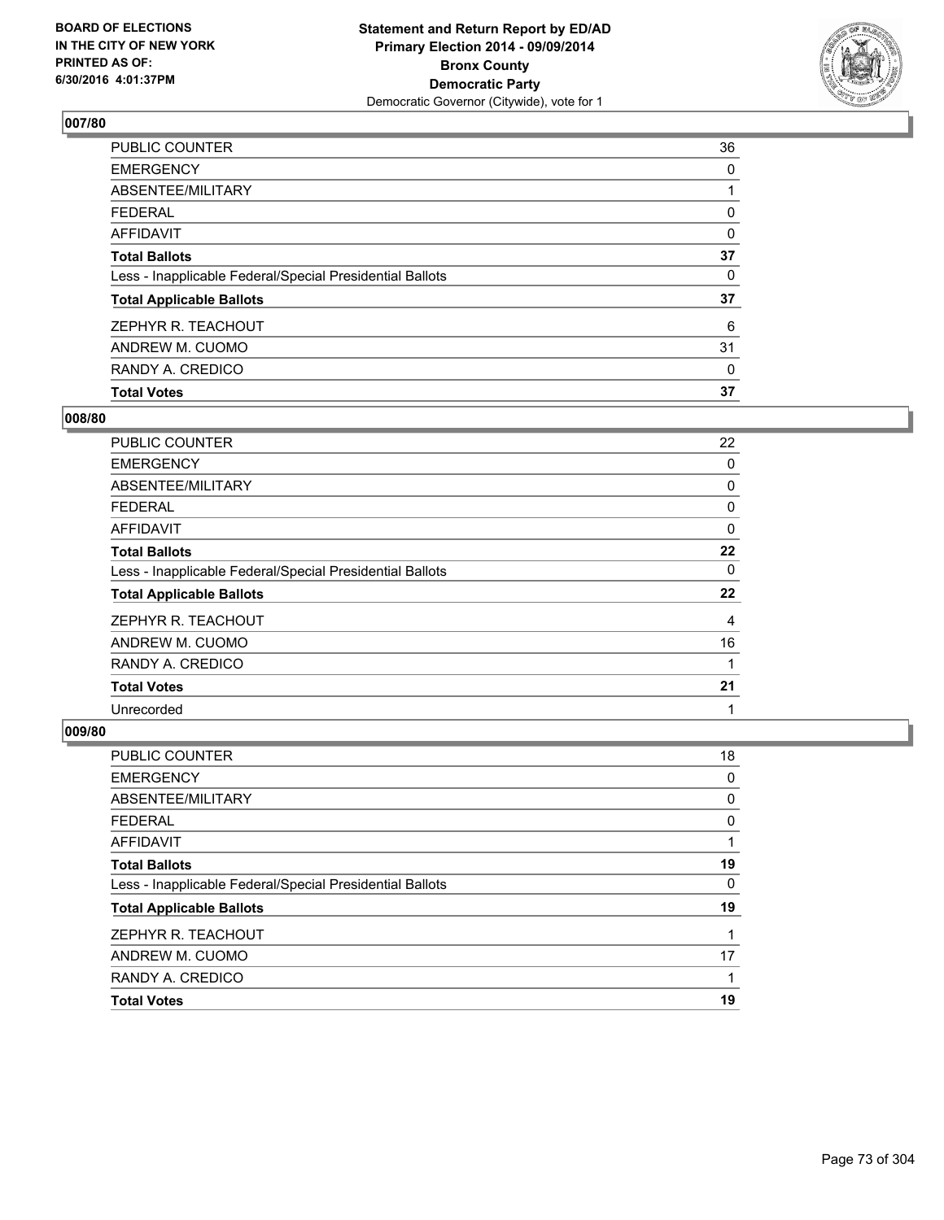**Statement and Return Report by ED/AD**
**Primary Election 2014 - 09/09/2014**
**Bronx County**
**Democratic Party**
Democratic Governor (Citywide), vote for 1

BOARD OF ELECTIONS
IN THE CITY OF NEW YORK
PRINTED AS OF:
6/30/2016 4:01:37PM

### 007/80

| | |
|---|---|
| PUBLIC COUNTER | 36 |
| EMERGENCY | 0 |
| ABSENTEE/MILITARY | 1 |
| FEDERAL | 0 |
| AFFIDAVIT | 0 |
| **Total Ballots** | **37** |
| Less - Inapplicable Federal/Special Presidential Ballots | 0 |
| **Total Applicable Ballots** | **37** |
| ZEPHYR R. TEACHOUT | 6 |
| ANDREW M. CUOMO | 31 |
| RANDY A. CREDICO | 0 |
| **Total Votes** | **37** |

### 008/80

| | |
|---|---|
| PUBLIC COUNTER | 22 |
| EMERGENCY | 0 |
| ABSENTEE/MILITARY | 0 |
| FEDERAL | 0 |
| AFFIDAVIT | 0 |
| **Total Ballots** | **22** |
| Less - Inapplicable Federal/Special Presidential Ballots | 0 |
| **Total Applicable Ballots** | **22** |
| ZEPHYR R. TEACHOUT | 4 |
| ANDREW M. CUOMO | 16 |
| RANDY A. CREDICO | 1 |
| **Total Votes** | **21** |
| Unrecorded | 1 |

### 009/80

| | |
|---|---|
| PUBLIC COUNTER | 18 |
| EMERGENCY | 0 |
| ABSENTEE/MILITARY | 0 |
| FEDERAL | 0 |
| AFFIDAVIT | 1 |
| **Total Ballots** | **19** |
| Less - Inapplicable Federal/Special Presidential Ballots | 0 |
| **Total Applicable Ballots** | **19** |
| ZEPHYR R. TEACHOUT | 1 |
| ANDREW M. CUOMO | 17 |
| RANDY A. CREDICO | 1 |
| **Total Votes** | **19** |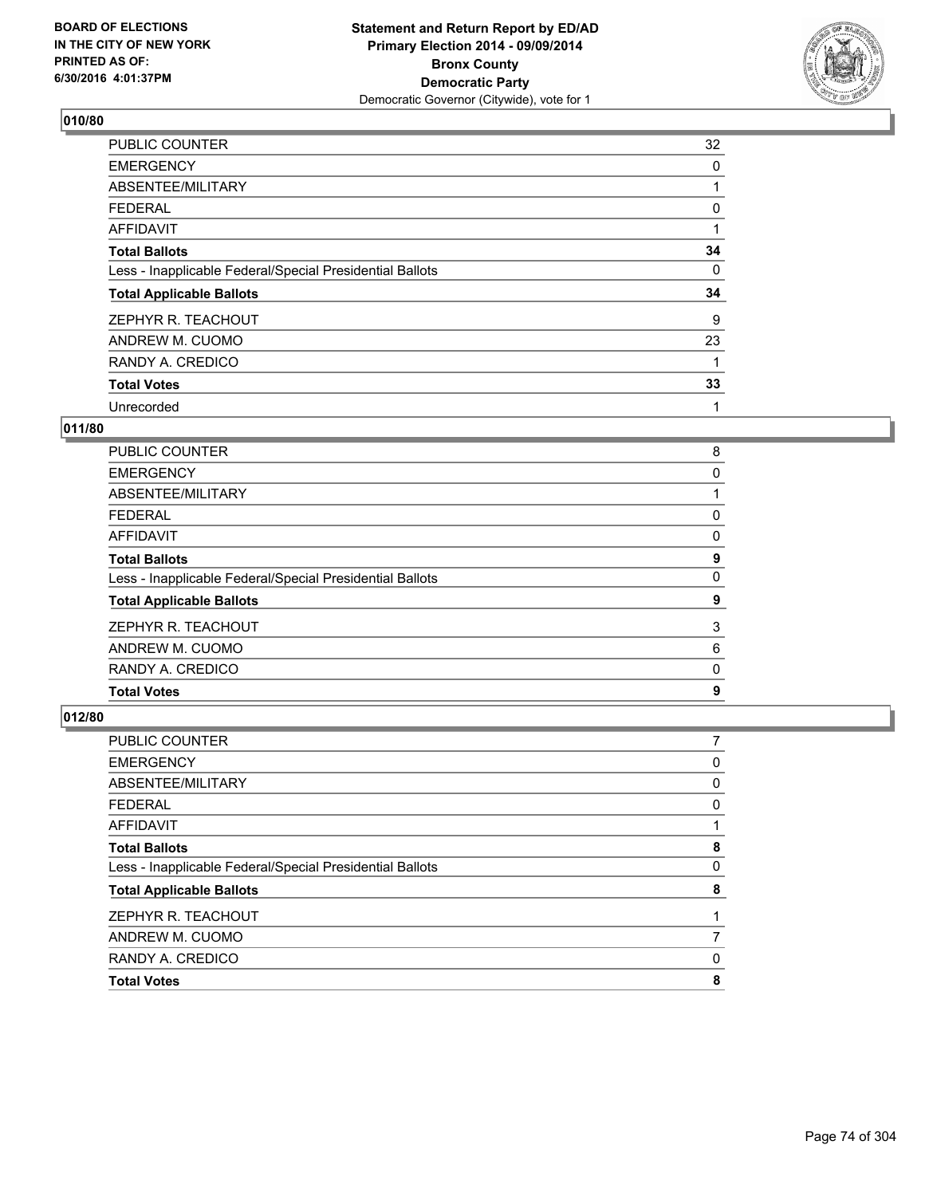BOARD OF ELECTIONS
IN THE CITY OF NEW YORK
PRINTED AS OF:
6/30/2016 4:01:37PM

**Statement and Return Report by ED/AD**
**Primary Election 2014 - 09/09/2014**
**Bronx County**
**Democratic Party**
Democratic Governor (Citywide), vote for 1

### 010/80

| | |
|---|---|
| PUBLIC COUNTER | 32 |
| EMERGENCY | 0 |
| ABSENTEE/MILITARY | 1 |
| FEDERAL | 0 |
| AFFIDAVIT | 1 |
| **Total Ballots** | **34** |
| Less - Inapplicable Federal/Special Presidential Ballots | 0 |
| **Total Applicable Ballots** | **34** |
| ZEPHYR R. TEACHOUT | 9 |
| ANDREW M. CUOMO | 23 |
| RANDY A. CREDICO | 1 |
| **Total Votes** | **33** |
| Unrecorded | 1 |

### 011/80

| | |
|---|---|
| PUBLIC COUNTER | 8 |
| EMERGENCY | 0 |
| ABSENTEE/MILITARY | 1 |
| FEDERAL | 0 |
| AFFIDAVIT | 0 |
| **Total Ballots** | **9** |
| Less - Inapplicable Federal/Special Presidential Ballots | 0 |
| **Total Applicable Ballots** | **9** |
| ZEPHYR R. TEACHOUT | 3 |
| ANDREW M. CUOMO | 6 |
| RANDY A. CREDICO | 0 |
| **Total Votes** | **9** |

### 012/80

| | |
|---|---|
| PUBLIC COUNTER | 7 |
| EMERGENCY | 0 |
| ABSENTEE/MILITARY | 0 |
| FEDERAL | 0 |
| AFFIDAVIT | 1 |
| **Total Ballots** | **8** |
| Less - Inapplicable Federal/Special Presidential Ballots | 0 |
| **Total Applicable Ballots** | **8** |
| ZEPHYR R. TEACHOUT | 1 |
| ANDREW M. CUOMO | 7 |
| RANDY A. CREDICO | 0 |
| **Total Votes** | **8** |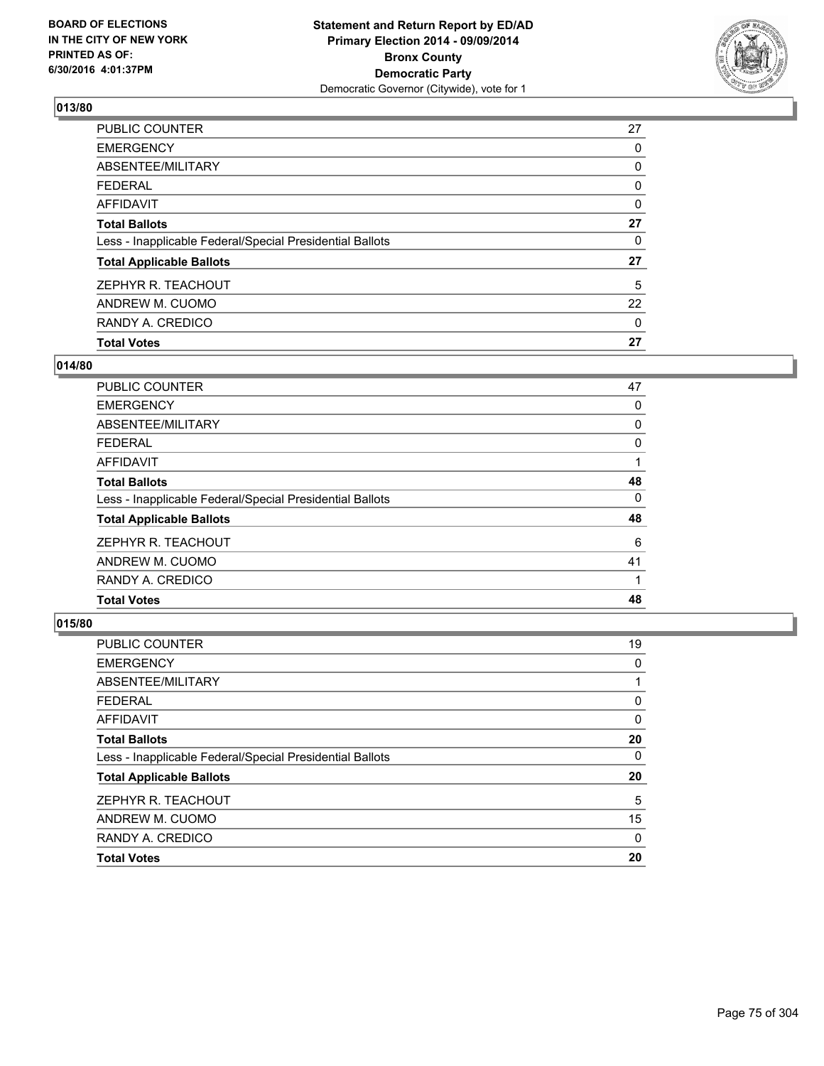**Statement and Return Report by ED/AD**
**Primary Election 2014 - 09/09/2014**
**Bronx County**
**Democratic Party**
Democratic Governor (Citywide), vote for 1

BOARD OF ELECTIONS
IN THE CITY OF NEW YORK
PRINTED AS OF:
6/30/2016 4:01:37PM

## 013/80

| | |
|---|---|
| PUBLIC COUNTER | 27 |
| EMERGENCY | 0 |
| ABSENTEE/MILITARY | 0 |
| FEDERAL | 0 |
| AFFIDAVIT | 0 |
| **Total Ballots** | **27** |
| Less - Inapplicable Federal/Special Presidential Ballots | 0 |
| **Total Applicable Ballots** | **27** |
| ZEPHYR R. TEACHOUT | 5 |
| ANDREW M. CUOMO | 22 |
| RANDY A. CREDICO | 0 |
| **Total Votes** | **27** |

## 014/80

| | |
|---|---|
| PUBLIC COUNTER | 47 |
| EMERGENCY | 0 |
| ABSENTEE/MILITARY | 0 |
| FEDERAL | 0 |
| AFFIDAVIT | 1 |
| **Total Ballots** | **48** |
| Less - Inapplicable Federal/Special Presidential Ballots | 0 |
| **Total Applicable Ballots** | **48** |
| ZEPHYR R. TEACHOUT | 6 |
| ANDREW M. CUOMO | 41 |
| RANDY A. CREDICO | 1 |
| **Total Votes** | **48** |

## 015/80

| | |
|---|---|
| PUBLIC COUNTER | 19 |
| EMERGENCY | 0 |
| ABSENTEE/MILITARY | 1 |
| FEDERAL | 0 |
| AFFIDAVIT | 0 |
| **Total Ballots** | **20** |
| Less - Inapplicable Federal/Special Presidential Ballots | 0 |
| **Total Applicable Ballots** | **20** |
| ZEPHYR R. TEACHOUT | 5 |
| ANDREW M. CUOMO | 15 |
| RANDY A. CREDICO | 0 |
| **Total Votes** | **20** |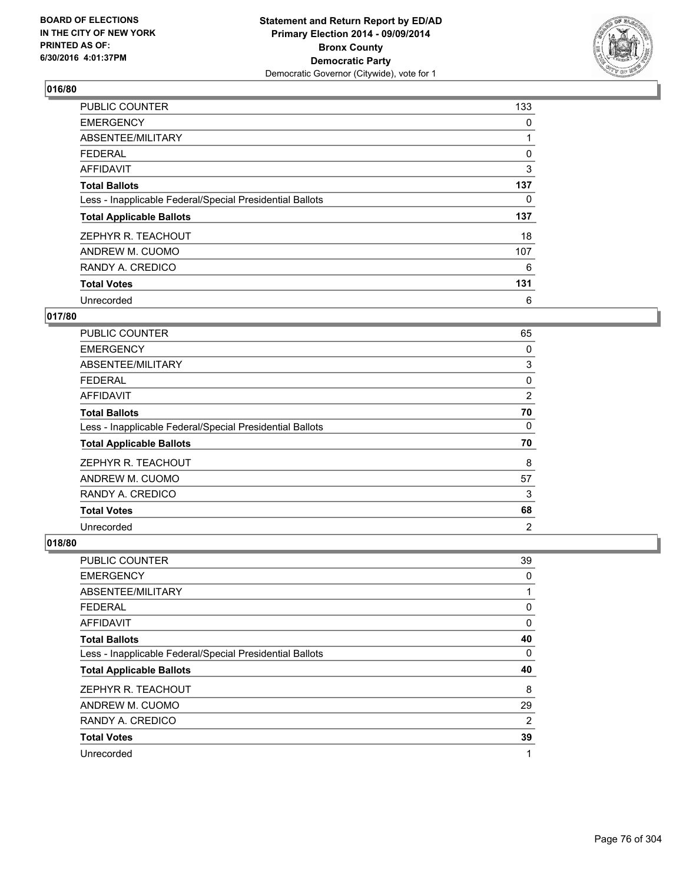BOARD OF ELECTIONS
IN THE CITY OF NEW YORK
PRINTED AS OF:
6/30/2016 4:01:37PM

**Statement and Return Report by ED/AD**
**Primary Election 2014 - 09/09/2014**
**Bronx County**
**Democratic Party**
Democratic Governor (Citywide), vote for 1

## 016/80

| | |
|---|---|
| PUBLIC COUNTER | 133 |
| EMERGENCY | 0 |
| ABSENTEE/MILITARY | 1 |
| FEDERAL | 0 |
| AFFIDAVIT | 3 |
| **Total Ballots** | **137** |
| Less - Inapplicable Federal/Special Presidential Ballots | 0 |
| **Total Applicable Ballots** | **137** |
| ZEPHYR R. TEACHOUT | 18 |
| ANDREW M. CUOMO | 107 |
| RANDY A. CREDICO | 6 |
| **Total Votes** | **131** |
| Unrecorded | 6 |

## 017/80

| | |
|---|---|
| PUBLIC COUNTER | 65 |
| EMERGENCY | 0 |
| ABSENTEE/MILITARY | 3 |
| FEDERAL | 0 |
| AFFIDAVIT | 2 |
| **Total Ballots** | **70** |
| Less - Inapplicable Federal/Special Presidential Ballots | 0 |
| **Total Applicable Ballots** | **70** |
| ZEPHYR R. TEACHOUT | 8 |
| ANDREW M. CUOMO | 57 |
| RANDY A. CREDICO | 3 |
| **Total Votes** | **68** |
| Unrecorded | 2 |

## 018/80

| | |
|---|---|
| PUBLIC COUNTER | 39 |
| EMERGENCY | 0 |
| ABSENTEE/MILITARY | 1 |
| FEDERAL | 0 |
| AFFIDAVIT | 0 |
| **Total Ballots** | **40** |
| Less - Inapplicable Federal/Special Presidential Ballots | 0 |
| **Total Applicable Ballots** | **40** |
| ZEPHYR R. TEACHOUT | 8 |
| ANDREW M. CUOMO | 29 |
| RANDY A. CREDICO | 2 |
| **Total Votes** | **39** |
| Unrecorded | 1 |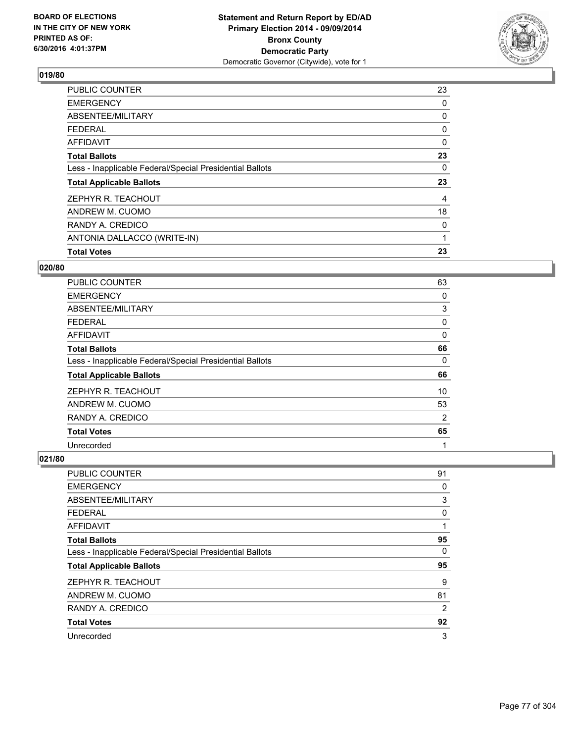### 019/80

| | |
|---|---|
| PUBLIC COUNTER | 23 |
| EMERGENCY | 0 |
| ABSENTEE/MILITARY | 0 |
| FEDERAL | 0 |
| AFFIDAVIT | 0 |
| **Total Ballots** | **23** |
| Less - Inapplicable Federal/Special Presidential Ballots | 0 |
| **Total Applicable Ballots** | **23** |
| ZEPHYR R. TEACHOUT | 4 |
| ANDREW M. CUOMO | 18 |
| RANDY A. CREDICO | 0 |
| ANTONIA DALLACCO (WRITE-IN) | 1 |
| **Total Votes** | **23** |

### 020/80

| | |
|---|---|
| PUBLIC COUNTER | 63 |
| EMERGENCY | 0 |
| ABSENTEE/MILITARY | 3 |
| FEDERAL | 0 |
| AFFIDAVIT | 0 |
| **Total Ballots** | **66** |
| Less - Inapplicable Federal/Special Presidential Ballots | 0 |
| **Total Applicable Ballots** | **66** |
| ZEPHYR R. TEACHOUT | 10 |
| ANDREW M. CUOMO | 53 |
| RANDY A. CREDICO | 2 |
| **Total Votes** | **65** |
| Unrecorded | 1 |

### 021/80

| | |
|---|---|
| PUBLIC COUNTER | 91 |
| EMERGENCY | 0 |
| ABSENTEE/MILITARY | 3 |
| FEDERAL | 0 |
| AFFIDAVIT | 1 |
| **Total Ballots** | **95** |
| Less - Inapplicable Federal/Special Presidential Ballots | 0 |
| **Total Applicable Ballots** | **95** |
| ZEPHYR R. TEACHOUT | 9 |
| ANDREW M. CUOMO | 81 |
| RANDY A. CREDICO | 2 |
| **Total Votes** | **92** |
| Unrecorded | 3 |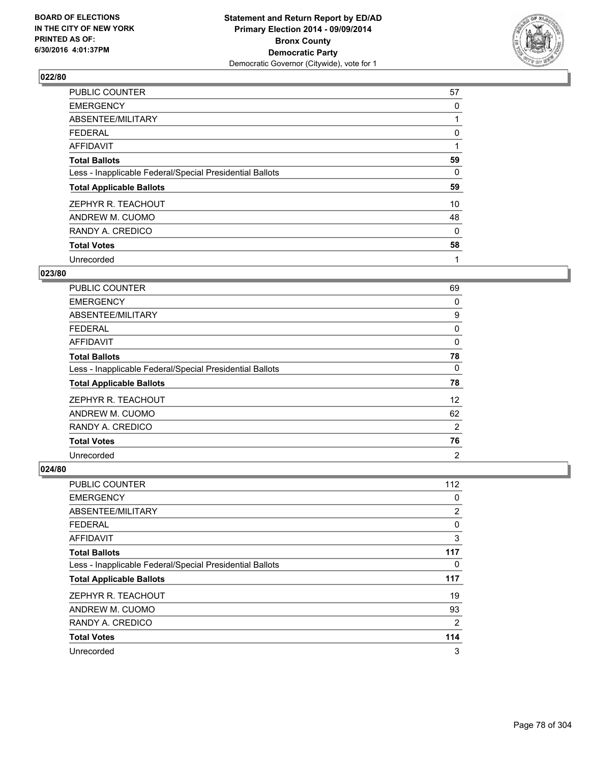BOARD OF ELECTIONS
IN THE CITY OF NEW YORK
PRINTED AS OF:
6/30/2016 4:01:37PM

**Statement and Return Report by ED/AD**
**Primary Election 2014 - 09/09/2014**
**Bronx County**
**Democratic Party**
Democratic Governor (Citywide), vote for 1

### 022/80

| | |
|---|---|
| PUBLIC COUNTER | 57 |
| EMERGENCY | 0 |
| ABSENTEE/MILITARY | 1 |
| FEDERAL | 0 |
| AFFIDAVIT | 1 |
| **Total Ballots** | **59** |
| Less - Inapplicable Federal/Special Presidential Ballots | 0 |
| **Total Applicable Ballots** | **59** |
| ZEPHYR R. TEACHOUT | 10 |
| ANDREW M. CUOMO | 48 |
| RANDY A. CREDICO | 0 |
| **Total Votes** | **58** |
| Unrecorded | 1 |

### 023/80

| | |
|---|---|
| PUBLIC COUNTER | 69 |
| EMERGENCY | 0 |
| ABSENTEE/MILITARY | 9 |
| FEDERAL | 0 |
| AFFIDAVIT | 0 |
| **Total Ballots** | **78** |
| Less - Inapplicable Federal/Special Presidential Ballots | 0 |
| **Total Applicable Ballots** | **78** |
| ZEPHYR R. TEACHOUT | 12 |
| ANDREW M. CUOMO | 62 |
| RANDY A. CREDICO | 2 |
| **Total Votes** | **76** |
| Unrecorded | 2 |

### 024/80

| | |
|---|---|
| PUBLIC COUNTER | 112 |
| EMERGENCY | 0 |
| ABSENTEE/MILITARY | 2 |
| FEDERAL | 0 |
| AFFIDAVIT | 3 |
| **Total Ballots** | **117** |
| Less - Inapplicable Federal/Special Presidential Ballots | 0 |
| **Total Applicable Ballots** | **117** |
| ZEPHYR R. TEACHOUT | 19 |
| ANDREW M. CUOMO | 93 |
| RANDY A. CREDICO | 2 |
| **Total Votes** | **114** |
| Unrecorded | 3 |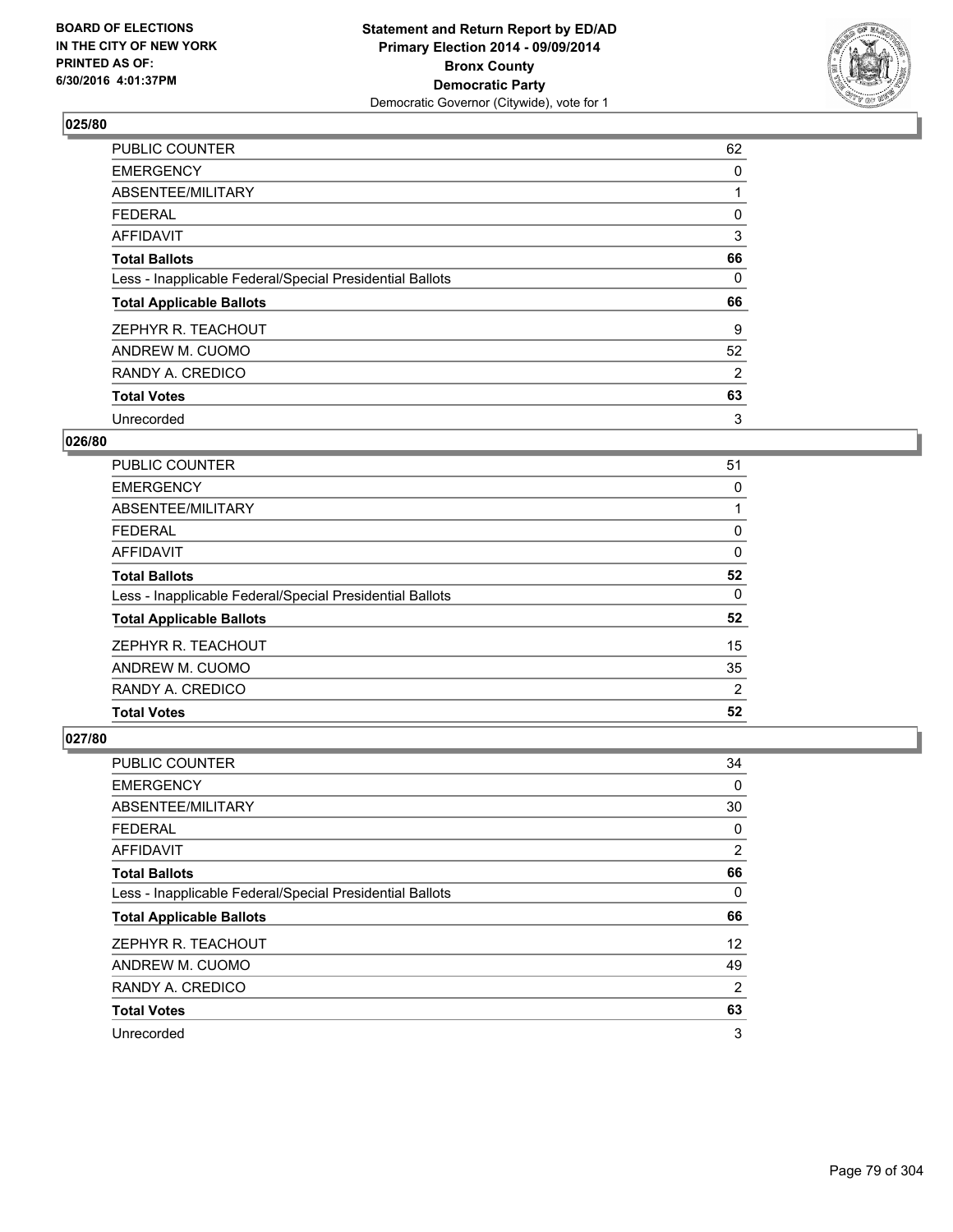BOARD OF ELECTIONS IN THE CITY OF NEW YORK PRINTED AS OF: 6/30/2016 4:01:37PM

**Statement and Return Report by ED/AD**
**Primary Election 2014 - 09/09/2014**
**Bronx County**
**Democratic Party**
Democratic Governor (Citywide), vote for 1

## 025/80

| | |
|---|---|
| PUBLIC COUNTER | 62 |
| EMERGENCY | 0 |
| ABSENTEE/MILITARY | 1 |
| FEDERAL | 0 |
| AFFIDAVIT | 3 |
| **Total Ballots** | **66** |
| Less - Inapplicable Federal/Special Presidential Ballots | 0 |
| **Total Applicable Ballots** | **66** |
| ZEPHYR R. TEACHOUT | 9 |
| ANDREW M. CUOMO | 52 |
| RANDY A. CREDICO | 2 |
| **Total Votes** | **63** |
| Unrecorded | 3 |

## 026/80

| | |
|---|---|
| PUBLIC COUNTER | 51 |
| EMERGENCY | 0 |
| ABSENTEE/MILITARY | 1 |
| FEDERAL | 0 |
| AFFIDAVIT | 0 |
| **Total Ballots** | **52** |
| Less - Inapplicable Federal/Special Presidential Ballots | 0 |
| **Total Applicable Ballots** | **52** |
| ZEPHYR R. TEACHOUT | 15 |
| ANDREW M. CUOMO | 35 |
| RANDY A. CREDICO | 2 |
| **Total Votes** | **52** |

## 027/80

| | |
|---|---|
| PUBLIC COUNTER | 34 |
| EMERGENCY | 0 |
| ABSENTEE/MILITARY | 30 |
| FEDERAL | 0 |
| AFFIDAVIT | 2 |
| **Total Ballots** | **66** |
| Less - Inapplicable Federal/Special Presidential Ballots | 0 |
| **Total Applicable Ballots** | **66** |
| ZEPHYR R. TEACHOUT | 12 |
| ANDREW M. CUOMO | 49 |
| RANDY A. CREDICO | 2 |
| **Total Votes** | **63** |
| Unrecorded | 3 |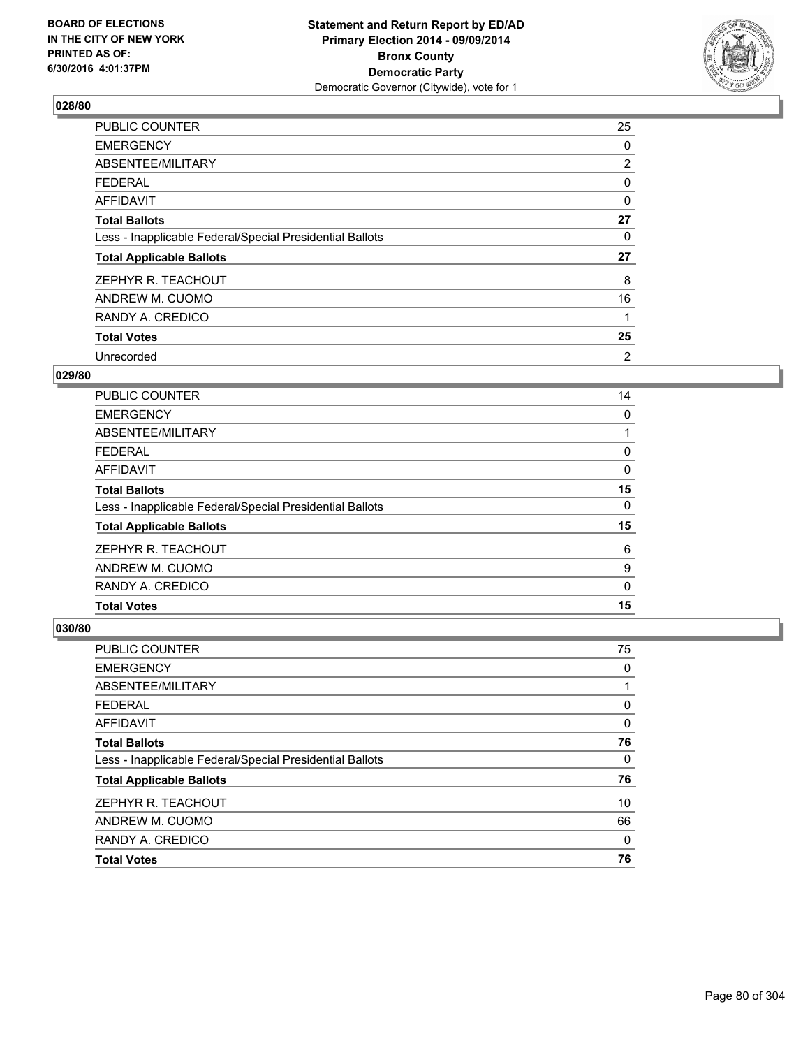BOARD OF ELECTIONS
IN THE CITY OF NEW YORK
PRINTED AS OF:
6/30/2016 4:01:37PM

**Statement and Return Report by ED/AD**
**Primary Election 2014 - 09/09/2014**
**Bronx County**
**Democratic Party**
Democratic Governor (Citywide), vote for 1

### 028/80

| | |
|---|---|
| PUBLIC COUNTER | 25 |
| EMERGENCY | 0 |
| ABSENTEE/MILITARY | 2 |
| FEDERAL | 0 |
| AFFIDAVIT | 0 |
| **Total Ballots** | **27** |
| Less - Inapplicable Federal/Special Presidential Ballots | 0 |
| **Total Applicable Ballots** | **27** |
| ZEPHYR R. TEACHOUT | 8 |
| ANDREW M. CUOMO | 16 |
| RANDY A. CREDICO | 1 |
| **Total Votes** | **25** |
| Unrecorded | 2 |

### 029/80

| | |
|---|---|
| PUBLIC COUNTER | 14 |
| EMERGENCY | 0 |
| ABSENTEE/MILITARY | 1 |
| FEDERAL | 0 |
| AFFIDAVIT | 0 |
| **Total Ballots** | **15** |
| Less - Inapplicable Federal/Special Presidential Ballots | 0 |
| **Total Applicable Ballots** | **15** |
| ZEPHYR R. TEACHOUT | 6 |
| ANDREW M. CUOMO | 9 |
| RANDY A. CREDICO | 0 |
| **Total Votes** | **15** |

### 030/80

| | |
|---|---|
| PUBLIC COUNTER | 75 |
| EMERGENCY | 0 |
| ABSENTEE/MILITARY | 1 |
| FEDERAL | 0 |
| AFFIDAVIT | 0 |
| **Total Ballots** | **76** |
| Less - Inapplicable Federal/Special Presidential Ballots | 0 |
| **Total Applicable Ballots** | **76** |
| ZEPHYR R. TEACHOUT | 10 |
| ANDREW M. CUOMO | 66 |
| RANDY A. CREDICO | 0 |
| **Total Votes** | **76** |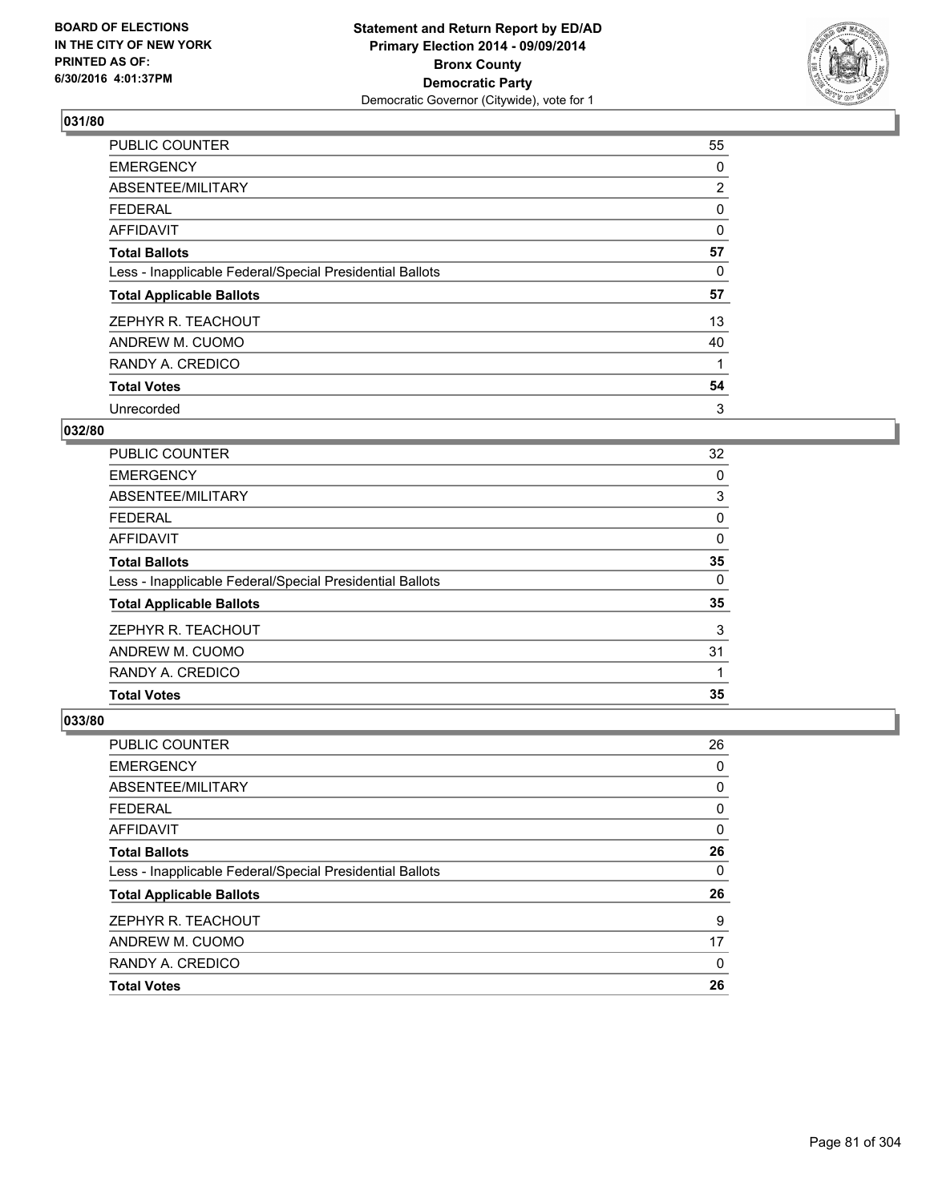BOARD OF ELECTIONS
IN THE CITY OF NEW YORK
PRINTED AS OF:
6/30/2016 4:01:37PM

**Statement and Return Report by ED/AD**
**Primary Election 2014 - 09/09/2014**
**Bronx County**
**Democratic Party**
Democratic Governor (Citywide), vote for 1

### 031/80

| | |
|---|---|
| PUBLIC COUNTER | 55 |
| EMERGENCY | 0 |
| ABSENTEE/MILITARY | 2 |
| FEDERAL | 0 |
| AFFIDAVIT | 0 |
| **Total Ballots** | **57** |
| Less - Inapplicable Federal/Special Presidential Ballots | 0 |
| **Total Applicable Ballots** | **57** |
| ZEPHYR R. TEACHOUT | 13 |
| ANDREW M. CUOMO | 40 |
| RANDY A. CREDICO | 1 |
| **Total Votes** | **54** |
| Unrecorded | 3 |

### 032/80

| | |
|---|---|
| PUBLIC COUNTER | 32 |
| EMERGENCY | 0 |
| ABSENTEE/MILITARY | 3 |
| FEDERAL | 0 |
| AFFIDAVIT | 0 |
| **Total Ballots** | **35** |
| Less - Inapplicable Federal/Special Presidential Ballots | 0 |
| **Total Applicable Ballots** | **35** |
| ZEPHYR R. TEACHOUT | 3 |
| ANDREW M. CUOMO | 31 |
| RANDY A. CREDICO | 1 |
| **Total Votes** | **35** |

### 033/80

| | |
|---|---|
| PUBLIC COUNTER | 26 |
| EMERGENCY | 0 |
| ABSENTEE/MILITARY | 0 |
| FEDERAL | 0 |
| AFFIDAVIT | 0 |
| **Total Ballots** | **26** |
| Less - Inapplicable Federal/Special Presidential Ballots | 0 |
| **Total Applicable Ballots** | **26** |
| ZEPHYR R. TEACHOUT | 9 |
| ANDREW M. CUOMO | 17 |
| RANDY A. CREDICO | 0 |
| **Total Votes** | **26** |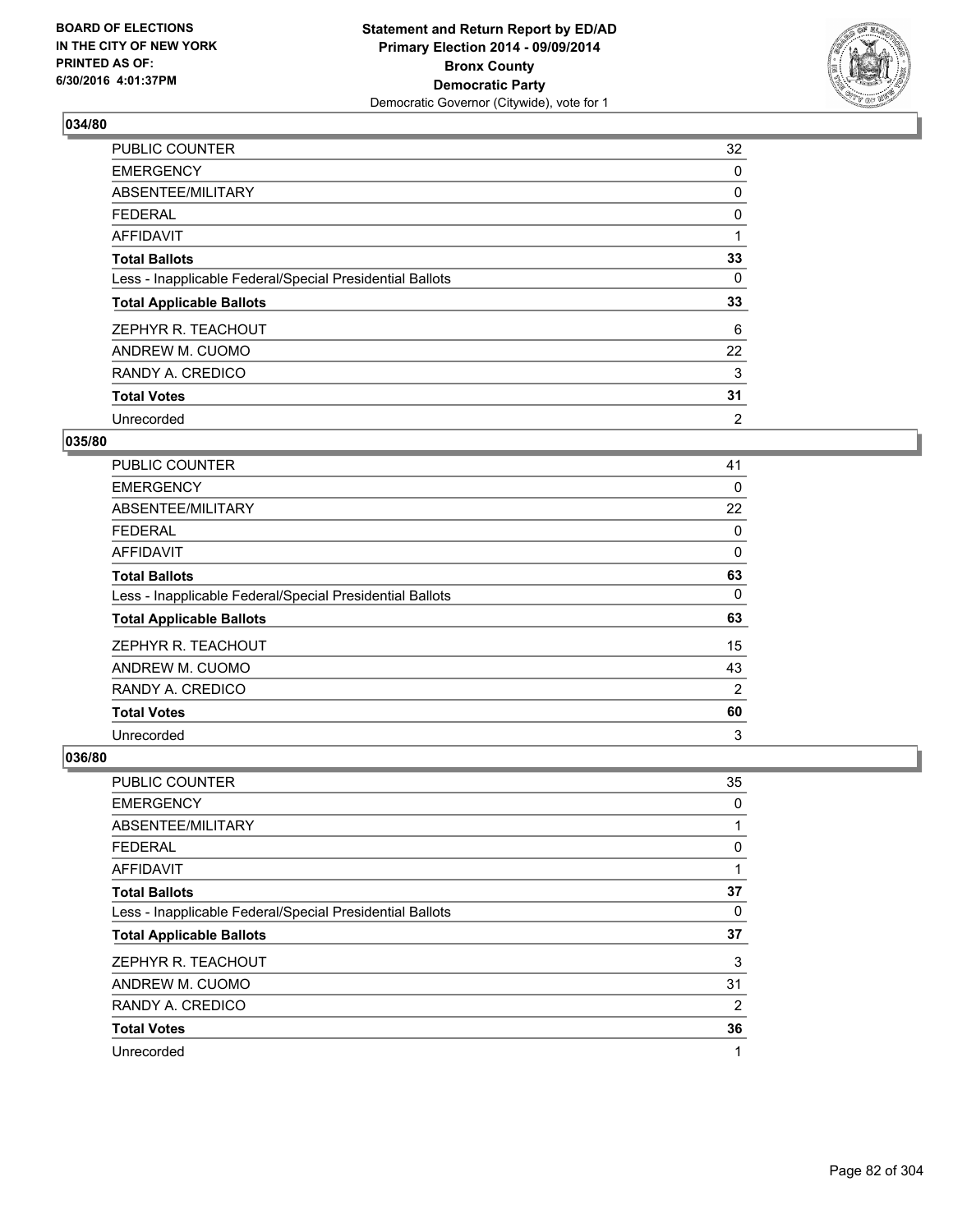**Statement and Return Report by ED/AD**
**Primary Election 2014 - 09/09/2014**
**Bronx County**
**Democratic Party**
Democratic Governor (Citywide), vote for 1

BOARD OF ELECTIONS
IN THE CITY OF NEW YORK
PRINTED AS OF:
6/30/2016 4:01:37PM

### 034/80

| | |
|---|---|
| PUBLIC COUNTER | 32 |
| EMERGENCY | 0 |
| ABSENTEE/MILITARY | 0 |
| FEDERAL | 0 |
| AFFIDAVIT | 1 |
| **Total Ballots** | **33** |
| Less - Inapplicable Federal/Special Presidential Ballots | 0 |
| **Total Applicable Ballots** | **33** |
| ZEPHYR R. TEACHOUT | 6 |
| ANDREW M. CUOMO | 22 |
| RANDY A. CREDICO | 3 |
| **Total Votes** | **31** |
| Unrecorded | 2 |

### 035/80

| | |
|---|---|
| PUBLIC COUNTER | 41 |
| EMERGENCY | 0 |
| ABSENTEE/MILITARY | 22 |
| FEDERAL | 0 |
| AFFIDAVIT | 0 |
| **Total Ballots** | **63** |
| Less - Inapplicable Federal/Special Presidential Ballots | 0 |
| **Total Applicable Ballots** | **63** |
| ZEPHYR R. TEACHOUT | 15 |
| ANDREW M. CUOMO | 43 |
| RANDY A. CREDICO | 2 |
| **Total Votes** | **60** |
| Unrecorded | 3 |

### 036/80

| | |
|---|---|
| PUBLIC COUNTER | 35 |
| EMERGENCY | 0 |
| ABSENTEE/MILITARY | 1 |
| FEDERAL | 0 |
| AFFIDAVIT | 1 |
| **Total Ballots** | **37** |
| Less - Inapplicable Federal/Special Presidential Ballots | 0 |
| **Total Applicable Ballots** | **37** |
| ZEPHYR R. TEACHOUT | 3 |
| ANDREW M. CUOMO | 31 |
| RANDY A. CREDICO | 2 |
| **Total Votes** | **36** |
| Unrecorded | 1 |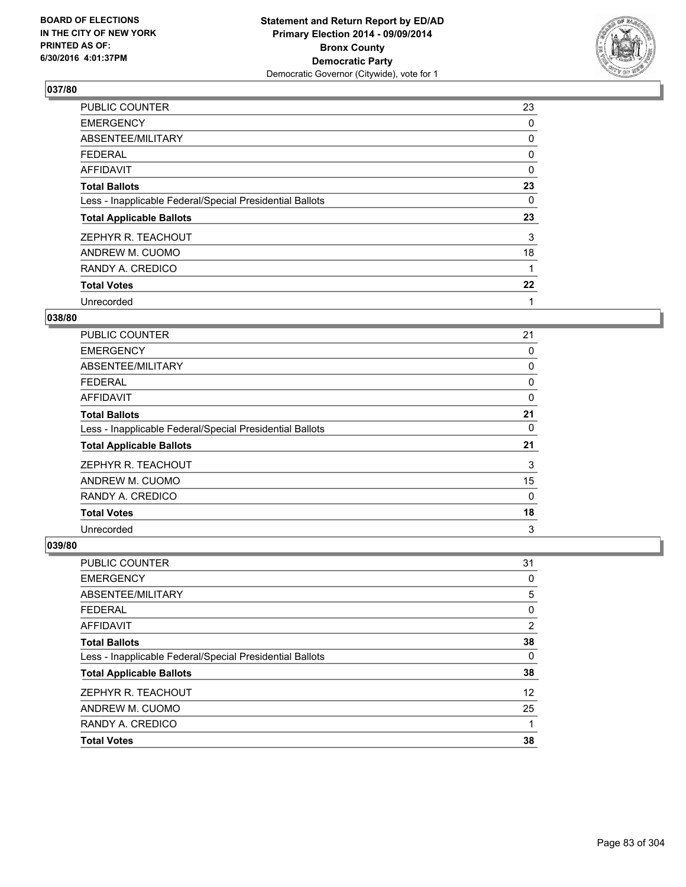**Statement and Return Report by ED/AD**
**Primary Election 2014 - 09/09/2014**
**Bronx County**
**Democratic Party**
Democratic Governor (Citywide), vote for 1

BOARD OF ELECTIONS
IN THE CITY OF NEW YORK
PRINTED AS OF:
6/30/2016 4:01:37PM

### 037/80

| | |
|---|---|
| PUBLIC COUNTER | 23 |
| EMERGENCY | 0 |
| ABSENTEE/MILITARY | 0 |
| FEDERAL | 0 |
| AFFIDAVIT | 0 |
| **Total Ballots** | **23** |
| Less - Inapplicable Federal/Special Presidential Ballots | 0 |
| **Total Applicable Ballots** | **23** |
| ZEPHYR R. TEACHOUT | 3 |
| ANDREW M. CUOMO | 18 |
| RANDY A. CREDICO | 1 |
| **Total Votes** | **22** |
| Unrecorded | 1 |

### 038/80

| | |
|---|---|
| PUBLIC COUNTER | 21 |
| EMERGENCY | 0 |
| ABSENTEE/MILITARY | 0 |
| FEDERAL | 0 |
| AFFIDAVIT | 0 |
| **Total Ballots** | **21** |
| Less - Inapplicable Federal/Special Presidential Ballots | 0 |
| **Total Applicable Ballots** | **21** |
| ZEPHYR R. TEACHOUT | 3 |
| ANDREW M. CUOMO | 15 |
| RANDY A. CREDICO | 0 |
| **Total Votes** | **18** |
| Unrecorded | 3 |

### 039/80

| | |
|---|---|
| PUBLIC COUNTER | 31 |
| EMERGENCY | 0 |
| ABSENTEE/MILITARY | 5 |
| FEDERAL | 0 |
| AFFIDAVIT | 2 |
| **Total Ballots** | **38** |
| Less - Inapplicable Federal/Special Presidential Ballots | 0 |
| **Total Applicable Ballots** | **38** |
| ZEPHYR R. TEACHOUT | 12 |
| ANDREW M. CUOMO | 25 |
| RANDY A. CREDICO | 1 |
| **Total Votes** | **38** |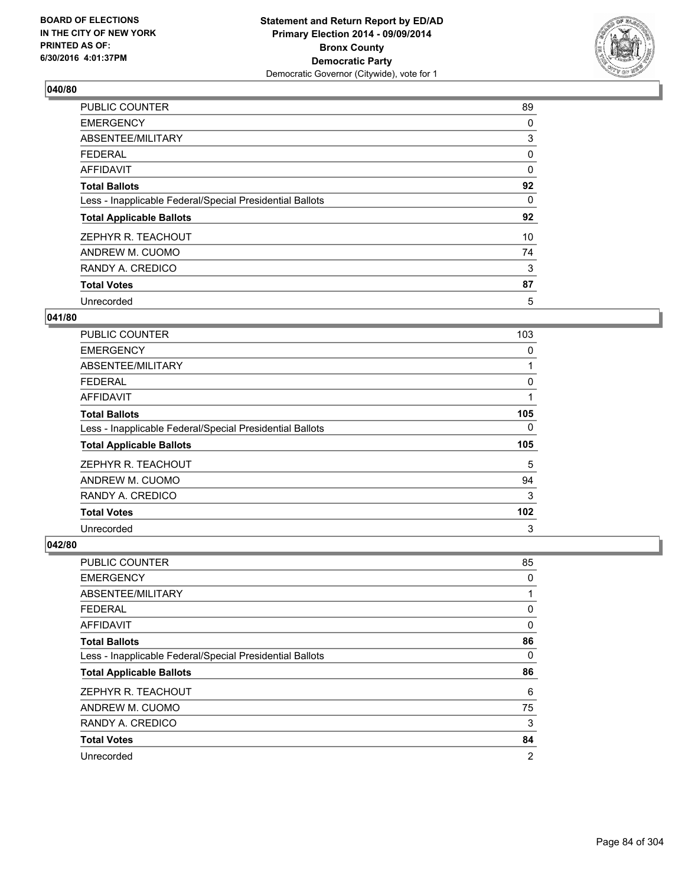**BOARD OF ELECTIONS IN THE CITY OF NEW YORK PRINTED AS OF: 6/30/2016 4:01:37PM**

**Statement and Return Report by ED/AD**
**Primary Election 2014 - 09/09/2014**
**Bronx County**
**Democratic Party**
Democratic Governor (Citywide), vote for 1

### 040/80

| | |
|---|---|
| PUBLIC COUNTER | 89 |
| EMERGENCY | 0 |
| ABSENTEE/MILITARY | 3 |
| FEDERAL | 0 |
| AFFIDAVIT | 0 |
| **Total Ballots** | **92** |
| Less - Inapplicable Federal/Special Presidential Ballots | 0 |
| **Total Applicable Ballots** | **92** |
| ZEPHYR R. TEACHOUT | 10 |
| ANDREW M. CUOMO | 74 |
| RANDY A. CREDICO | 3 |
| **Total Votes** | **87** |
| Unrecorded | 5 |

### 041/80

| | |
|---|---|
| PUBLIC COUNTER | 103 |
| EMERGENCY | 0 |
| ABSENTEE/MILITARY | 1 |
| FEDERAL | 0 |
| AFFIDAVIT | 1 |
| **Total Ballots** | **105** |
| Less - Inapplicable Federal/Special Presidential Ballots | 0 |
| **Total Applicable Ballots** | **105** |
| ZEPHYR R. TEACHOUT | 5 |
| ANDREW M. CUOMO | 94 |
| RANDY A. CREDICO | 3 |
| **Total Votes** | **102** |
| Unrecorded | 3 |

### 042/80

| | |
|---|---|
| PUBLIC COUNTER | 85 |
| EMERGENCY | 0 |
| ABSENTEE/MILITARY | 1 |
| FEDERAL | 0 |
| AFFIDAVIT | 0 |
| **Total Ballots** | **86** |
| Less - Inapplicable Federal/Special Presidential Ballots | 0 |
| **Total Applicable Ballots** | **86** |
| ZEPHYR R. TEACHOUT | 6 |
| ANDREW M. CUOMO | 75 |
| RANDY A. CREDICO | 3 |
| **Total Votes** | **84** |
| Unrecorded | 2 |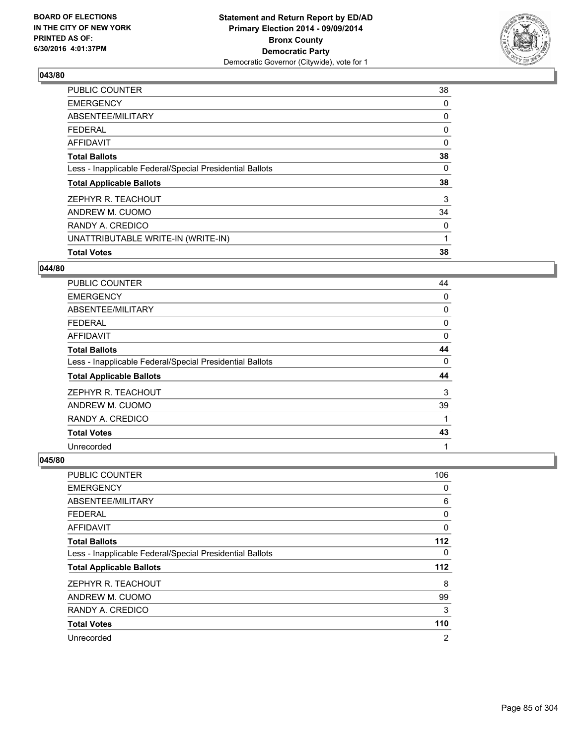**Statement and Return Report by ED/AD**
**Primary Election 2014 - 09/09/2014**
**Bronx County**
**Democratic Party**
Democratic Governor (Citywide), vote for 1

BOARD OF ELECTIONS
IN THE CITY OF NEW YORK
PRINTED AS OF:
6/30/2016 4:01:37PM

### 043/80

| | |
|---|---|
| PUBLIC COUNTER | 38 |
| EMERGENCY | 0 |
| ABSENTEE/MILITARY | 0 |
| FEDERAL | 0 |
| AFFIDAVIT | 0 |
| **Total Ballots** | **38** |
| Less - Inapplicable Federal/Special Presidential Ballots | 0 |
| **Total Applicable Ballots** | **38** |
| ZEPHYR R. TEACHOUT | 3 |
| ANDREW M. CUOMO | 34 |
| RANDY A. CREDICO | 0 |
| UNATTRIBUTABLE WRITE-IN (WRITE-IN) | 1 |
| **Total Votes** | **38** |

### 044/80

| | |
|---|---|
| PUBLIC COUNTER | 44 |
| EMERGENCY | 0 |
| ABSENTEE/MILITARY | 0 |
| FEDERAL | 0 |
| AFFIDAVIT | 0 |
| **Total Ballots** | **44** |
| Less - Inapplicable Federal/Special Presidential Ballots | 0 |
| **Total Applicable Ballots** | **44** |
| ZEPHYR R. TEACHOUT | 3 |
| ANDREW M. CUOMO | 39 |
| RANDY A. CREDICO | 1 |
| **Total Votes** | **43** |
| Unrecorded | 1 |

### 045/80

| | |
|---|---|
| PUBLIC COUNTER | 106 |
| EMERGENCY | 0 |
| ABSENTEE/MILITARY | 6 |
| FEDERAL | 0 |
| AFFIDAVIT | 0 |
| **Total Ballots** | **112** |
| Less - Inapplicable Federal/Special Presidential Ballots | 0 |
| **Total Applicable Ballots** | **112** |
| ZEPHYR R. TEACHOUT | 8 |
| ANDREW M. CUOMO | 99 |
| RANDY A. CREDICO | 3 |
| **Total Votes** | **110** |
| Unrecorded | 2 |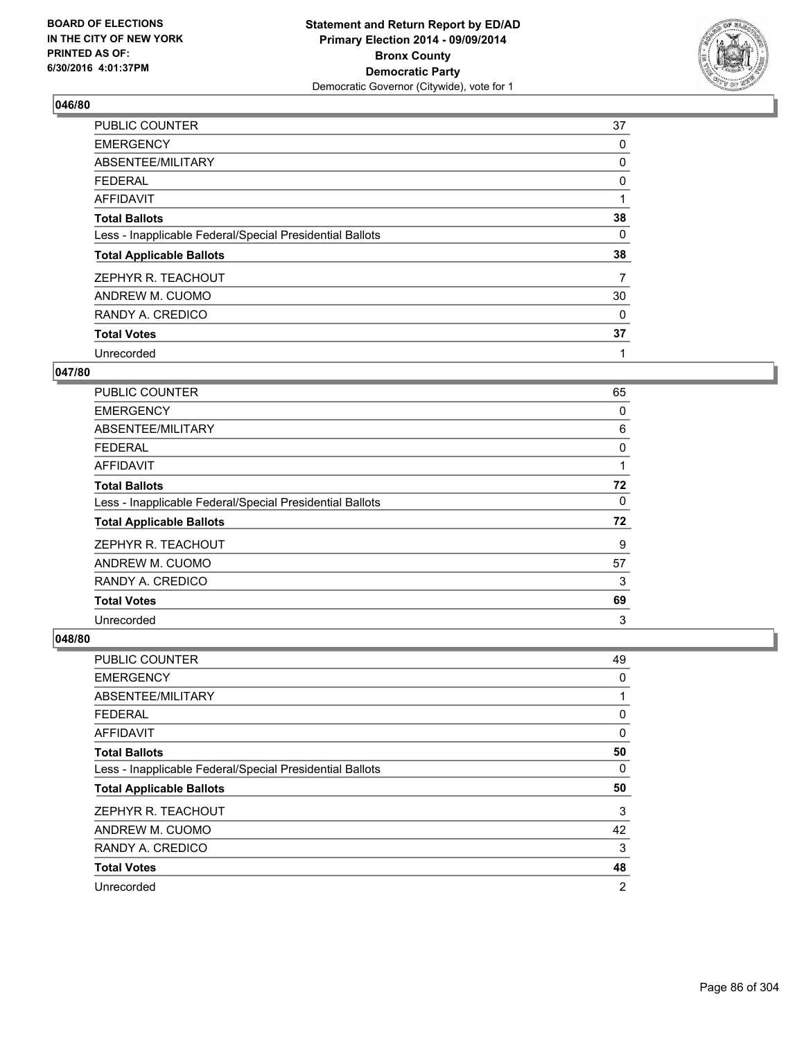BOARD OF ELECTIONS
IN THE CITY OF NEW YORK
PRINTED AS OF:
6/30/2016 4:01:37PM

**Statement and Return Report by ED/AD**
**Primary Election 2014 - 09/09/2014**
**Bronx County**
**Democratic Party**
Democratic Governor (Citywide), vote for 1

### 046/80

| | |
|---|---|
| PUBLIC COUNTER | 37 |
| EMERGENCY | 0 |
| ABSENTEE/MILITARY | 0 |
| FEDERAL | 0 |
| AFFIDAVIT | 1 |
| **Total Ballots** | **38** |
| Less - Inapplicable Federal/Special Presidential Ballots | 0 |
| **Total Applicable Ballots** | **38** |
| ZEPHYR R. TEACHOUT | 7 |
| ANDREW M. CUOMO | 30 |
| RANDY A. CREDICO | 0 |
| **Total Votes** | **37** |
| Unrecorded | 1 |

### 047/80

| | |
|---|---|
| PUBLIC COUNTER | 65 |
| EMERGENCY | 0 |
| ABSENTEE/MILITARY | 6 |
| FEDERAL | 0 |
| AFFIDAVIT | 1 |
| **Total Ballots** | **72** |
| Less - Inapplicable Federal/Special Presidential Ballots | 0 |
| **Total Applicable Ballots** | **72** |
| ZEPHYR R. TEACHOUT | 9 |
| ANDREW M. CUOMO | 57 |
| RANDY A. CREDICO | 3 |
| **Total Votes** | **69** |
| Unrecorded | 3 |

### 048/80

| | |
|---|---|
| PUBLIC COUNTER | 49 |
| EMERGENCY | 0 |
| ABSENTEE/MILITARY | 1 |
| FEDERAL | 0 |
| AFFIDAVIT | 0 |
| **Total Ballots** | **50** |
| Less - Inapplicable Federal/Special Presidential Ballots | 0 |
| **Total Applicable Ballots** | **50** |
| ZEPHYR R. TEACHOUT | 3 |
| ANDREW M. CUOMO | 42 |
| RANDY A. CREDICO | 3 |
| **Total Votes** | **48** |
| Unrecorded | 2 |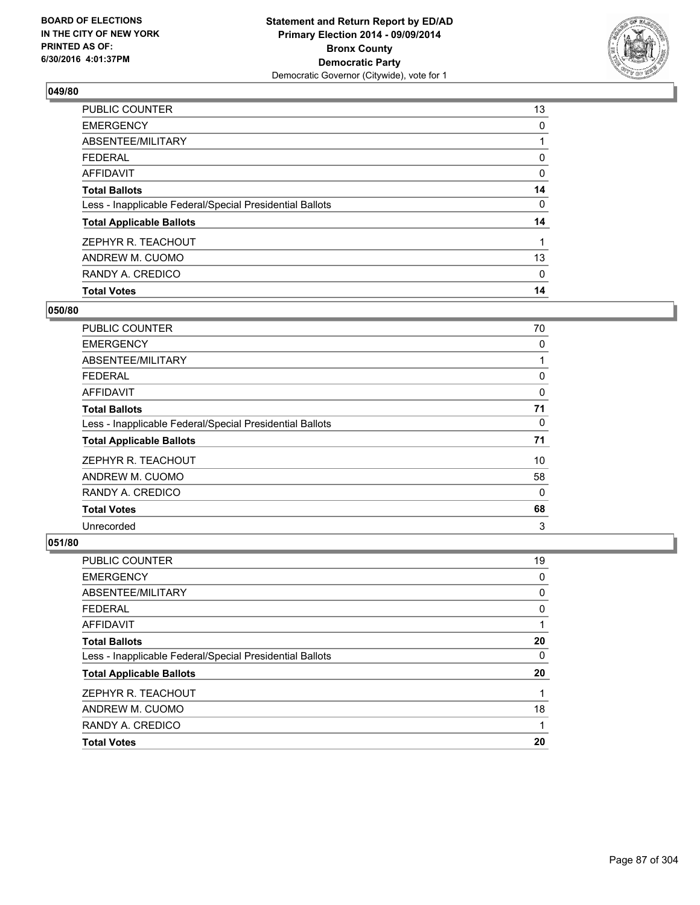**BOARD OF ELECTIONS IN THE CITY OF NEW YORK PRINTED AS OF: 6/30/2016 4:01:37PM**

**Statement and Return Report by ED/AD Primary Election 2014 - 09/09/2014 Bronx County Democratic Party**
Democratic Governor (Citywide), vote for 1

## 049/80

| | |
|---|---|
| PUBLIC COUNTER | 13 |
| EMERGENCY | 0 |
| ABSENTEE/MILITARY | 1 |
| FEDERAL | 0 |
| AFFIDAVIT | 0 |
| **Total Ballots** | **14** |
| Less - Inapplicable Federal/Special Presidential Ballots | 0 |
| **Total Applicable Ballots** | **14** |
| ZEPHYR R. TEACHOUT | 1 |
| ANDREW M. CUOMO | 13 |
| RANDY A. CREDICO | 0 |
| **Total Votes** | **14** |

## 050/80

| | |
|---|---|
| PUBLIC COUNTER | 70 |
| EMERGENCY | 0 |
| ABSENTEE/MILITARY | 1 |
| FEDERAL | 0 |
| AFFIDAVIT | 0 |
| **Total Ballots** | **71** |
| Less - Inapplicable Federal/Special Presidential Ballots | 0 |
| **Total Applicable Ballots** | **71** |
| ZEPHYR R. TEACHOUT | 10 |
| ANDREW M. CUOMO | 58 |
| RANDY A. CREDICO | 0 |
| **Total Votes** | **68** |
| Unrecorded | 3 |

## 051/80

| | |
|---|---|
| PUBLIC COUNTER | 19 |
| EMERGENCY | 0 |
| ABSENTEE/MILITARY | 0 |
| FEDERAL | 0 |
| AFFIDAVIT | 1 |
| **Total Ballots** | **20** |
| Less - Inapplicable Federal/Special Presidential Ballots | 0 |
| **Total Applicable Ballots** | **20** |
| ZEPHYR R. TEACHOUT | 1 |
| ANDREW M. CUOMO | 18 |
| RANDY A. CREDICO | 1 |
| **Total Votes** | **20** |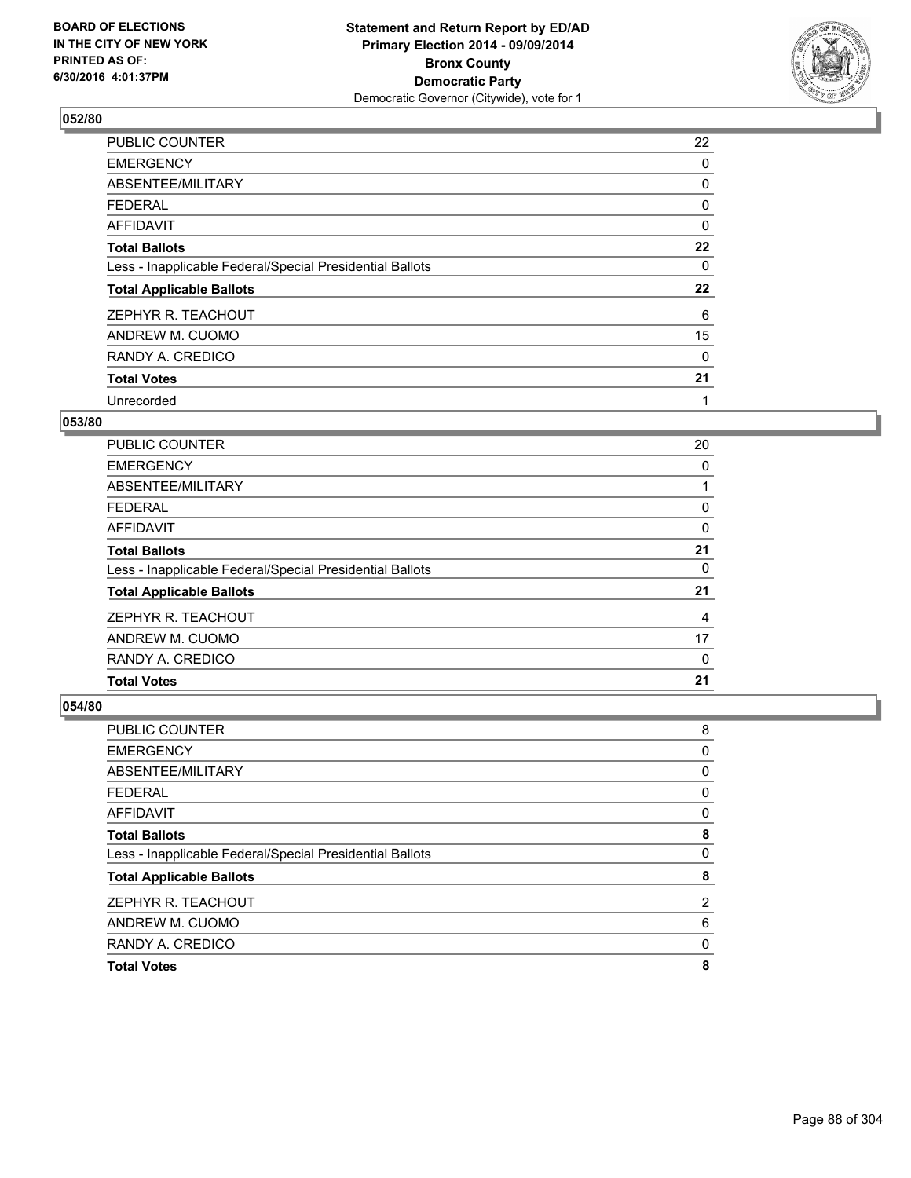**BOARD OF ELECTIONS IN THE CITY OF NEW YORK PRINTED AS OF: 6/30/2016 4:01:37PM**

**Statement and Return Report by ED/AD Primary Election 2014 - 09/09/2014 Bronx County Democratic Party**
Democratic Governor (Citywide), vote for 1

## 052/80

| | |
|---|---|
| PUBLIC COUNTER | 22 |
| EMERGENCY | 0 |
| ABSENTEE/MILITARY | 0 |
| FEDERAL | 0 |
| AFFIDAVIT | 0 |
| **Total Ballots** | **22** |
| Less - Inapplicable Federal/Special Presidential Ballots | 0 |
| **Total Applicable Ballots** | **22** |
| ZEPHYR R. TEACHOUT | 6 |
| ANDREW M. CUOMO | 15 |
| RANDY A. CREDICO | 0 |
| **Total Votes** | **21** |
| Unrecorded | 1 |

## 053/80

| | |
|---|---|
| PUBLIC COUNTER | 20 |
| EMERGENCY | 0 |
| ABSENTEE/MILITARY | 1 |
| FEDERAL | 0 |
| AFFIDAVIT | 0 |
| **Total Ballots** | **21** |
| Less - Inapplicable Federal/Special Presidential Ballots | 0 |
| **Total Applicable Ballots** | **21** |
| ZEPHYR R. TEACHOUT | 4 |
| ANDREW M. CUOMO | 17 |
| RANDY A. CREDICO | 0 |
| **Total Votes** | **21** |

## 054/80

| | |
|---|---|
| PUBLIC COUNTER | 8 |
| EMERGENCY | 0 |
| ABSENTEE/MILITARY | 0 |
| FEDERAL | 0 |
| AFFIDAVIT | 0 |
| **Total Ballots** | **8** |
| Less - Inapplicable Federal/Special Presidential Ballots | 0 |
| **Total Applicable Ballots** | **8** |
| ZEPHYR R. TEACHOUT | 2 |
| ANDREW M. CUOMO | 6 |
| RANDY A. CREDICO | 0 |
| **Total Votes** | **8** |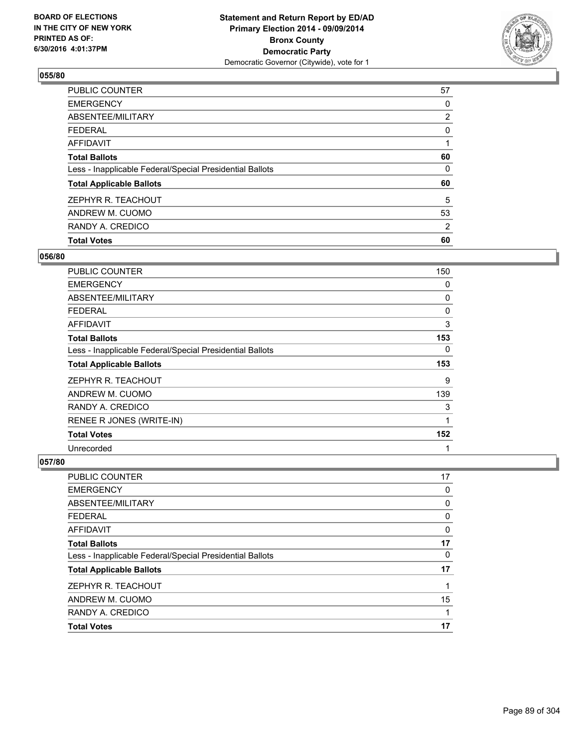**BOARD OF ELECTIONS IN THE CITY OF NEW YORK PRINTED AS OF: 6/30/2016 4:01:37PM**

**Statement and Return Report by ED/AD Primary Election 2014 - 09/09/2014 Bronx County Democratic Party**
Democratic Governor (Citywide), vote for 1

### 055/80

| | |
|---|---|
| PUBLIC COUNTER | 57 |
| EMERGENCY | 0 |
| ABSENTEE/MILITARY | 2 |
| FEDERAL | 0 |
| AFFIDAVIT | 1 |
| **Total Ballots** | **60** |
| Less - Inapplicable Federal/Special Presidential Ballots | 0 |
| **Total Applicable Ballots** | **60** |
| ZEPHYR R. TEACHOUT | 5 |
| ANDREW M. CUOMO | 53 |
| RANDY A. CREDICO | 2 |
| **Total Votes** | **60** |

### 056/80

| | |
|---|---|
| PUBLIC COUNTER | 150 |
| EMERGENCY | 0 |
| ABSENTEE/MILITARY | 0 |
| FEDERAL | 0 |
| AFFIDAVIT | 3 |
| **Total Ballots** | **153** |
| Less - Inapplicable Federal/Special Presidential Ballots | 0 |
| **Total Applicable Ballots** | **153** |
| ZEPHYR R. TEACHOUT | 9 |
| ANDREW M. CUOMO | 139 |
| RANDY A. CREDICO | 3 |
| RENEE R JONES (WRITE-IN) | 1 |
| **Total Votes** | **152** |
| Unrecorded | 1 |

### 057/80

| | |
|---|---|
| PUBLIC COUNTER | 17 |
| EMERGENCY | 0 |
| ABSENTEE/MILITARY | 0 |
| FEDERAL | 0 |
| AFFIDAVIT | 0 |
| **Total Ballots** | **17** |
| Less - Inapplicable Federal/Special Presidential Ballots | 0 |
| **Total Applicable Ballots** | **17** |
| ZEPHYR R. TEACHOUT | 1 |
| ANDREW M. CUOMO | 15 |
| RANDY A. CREDICO | 1 |
| **Total Votes** | **17** |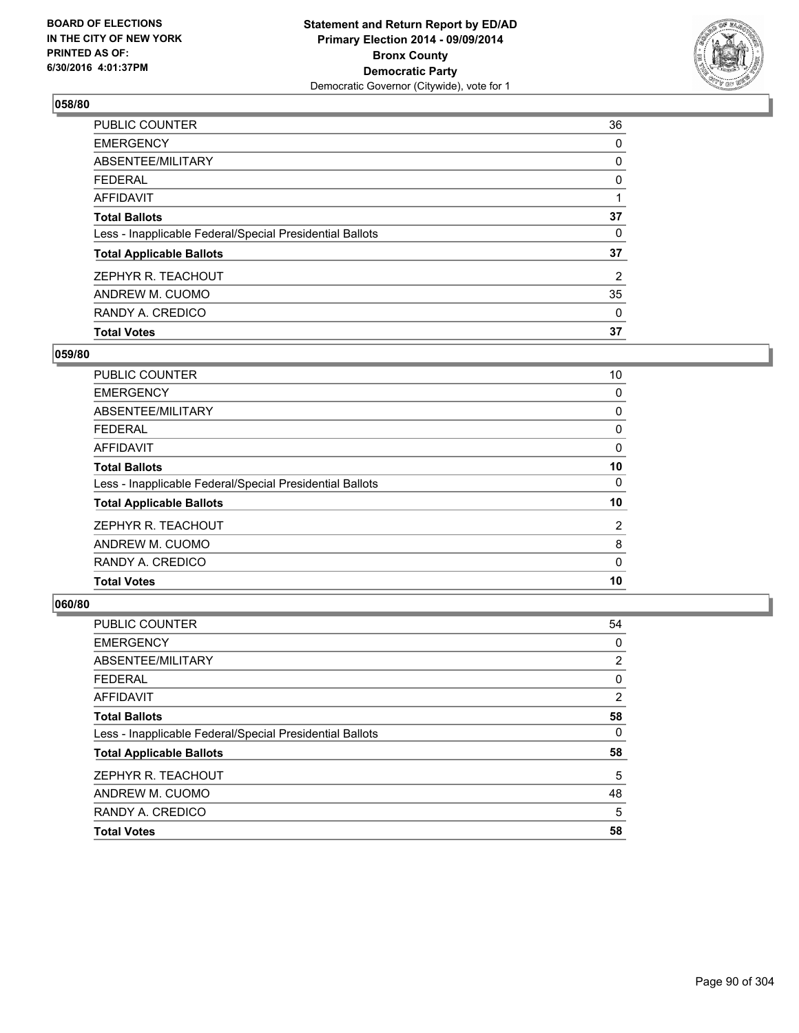BOARD OF ELECTIONS
IN THE CITY OF NEW YORK
PRINTED AS OF:
6/30/2016 4:01:37PM

**Statement and Return Report by ED/AD**
**Primary Election 2014 - 09/09/2014**
**Bronx County**
**Democratic Party**
Democratic Governor (Citywide), vote for 1

### 058/80

| | |
|---|---|
| PUBLIC COUNTER | 36 |
| EMERGENCY | 0 |
| ABSENTEE/MILITARY | 0 |
| FEDERAL | 0 |
| AFFIDAVIT | 1 |
| **Total Ballots** | **37** |
| Less - Inapplicable Federal/Special Presidential Ballots | 0 |
| **Total Applicable Ballots** | **37** |
| ZEPHYR R. TEACHOUT | 2 |
| ANDREW M. CUOMO | 35 |
| RANDY A. CREDICO | 0 |
| **Total Votes** | **37** |

### 059/80

| | |
|---|---|
| PUBLIC COUNTER | 10 |
| EMERGENCY | 0 |
| ABSENTEE/MILITARY | 0 |
| FEDERAL | 0 |
| AFFIDAVIT | 0 |
| **Total Ballots** | **10** |
| Less - Inapplicable Federal/Special Presidential Ballots | 0 |
| **Total Applicable Ballots** | **10** |
| ZEPHYR R. TEACHOUT | 2 |
| ANDREW M. CUOMO | 8 |
| RANDY A. CREDICO | 0 |
| **Total Votes** | **10** |

### 060/80

| | |
|---|---|
| PUBLIC COUNTER | 54 |
| EMERGENCY | 0 |
| ABSENTEE/MILITARY | 2 |
| FEDERAL | 0 |
| AFFIDAVIT | 2 |
| **Total Ballots** | **58** |
| Less - Inapplicable Federal/Special Presidential Ballots | 0 |
| **Total Applicable Ballots** | **58** |
| ZEPHYR R. TEACHOUT | 5 |
| ANDREW M. CUOMO | 48 |
| RANDY A. CREDICO | 5 |
| **Total Votes** | **58** |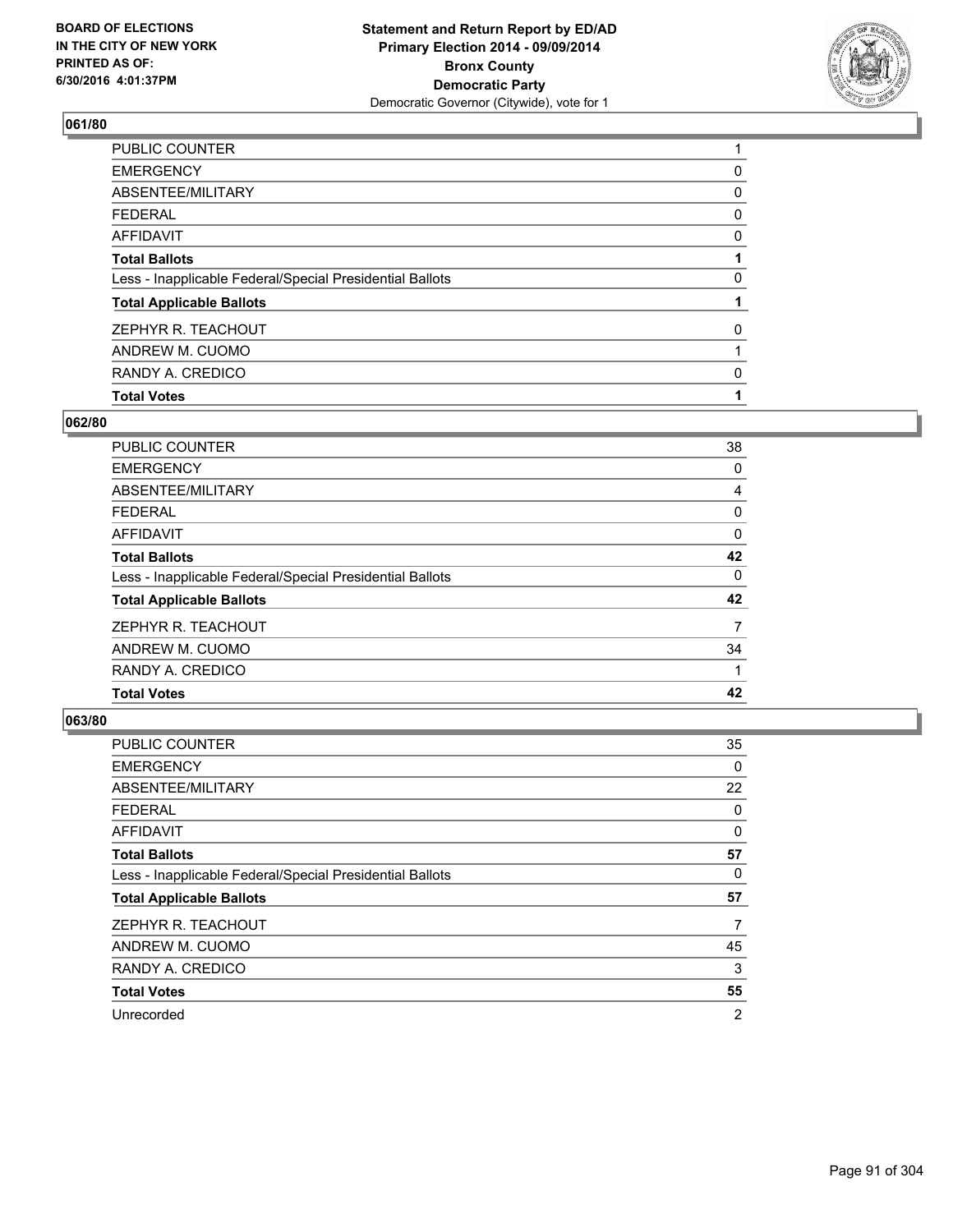## 061/80

| | |
|---|---|
| PUBLIC COUNTER | 1 |
| EMERGENCY | 0 |
| ABSENTEE/MILITARY | 0 |
| FEDERAL | 0 |
| AFFIDAVIT | 0 |
| **Total Ballots** | **1** |
| Less - Inapplicable Federal/Special Presidential Ballots | 0 |
| **Total Applicable Ballots** | **1** |
| ZEPHYR R. TEACHOUT | 0 |
| ANDREW M. CUOMO | 1 |
| RANDY A. CREDICO | 0 |
| **Total Votes** | **1** |

## 062/80

| | |
|---|---|
| PUBLIC COUNTER | 38 |
| EMERGENCY | 0 |
| ABSENTEE/MILITARY | 4 |
| FEDERAL | 0 |
| AFFIDAVIT | 0 |
| **Total Ballots** | **42** |
| Less - Inapplicable Federal/Special Presidential Ballots | 0 |
| **Total Applicable Ballots** | **42** |
| ZEPHYR R. TEACHOUT | 7 |
| ANDREW M. CUOMO | 34 |
| RANDY A. CREDICO | 1 |
| **Total Votes** | **42** |

## 063/80

| | |
|---|---|
| PUBLIC COUNTER | 35 |
| EMERGENCY | 0 |
| ABSENTEE/MILITARY | 22 |
| FEDERAL | 0 |
| AFFIDAVIT | 0 |
| **Total Ballots** | **57** |
| Less - Inapplicable Federal/Special Presidential Ballots | 0 |
| **Total Applicable Ballots** | **57** |
| ZEPHYR R. TEACHOUT | 7 |
| ANDREW M. CUOMO | 45 |
| RANDY A. CREDICO | 3 |
| **Total Votes** | **55** |
| Unrecorded | 2 |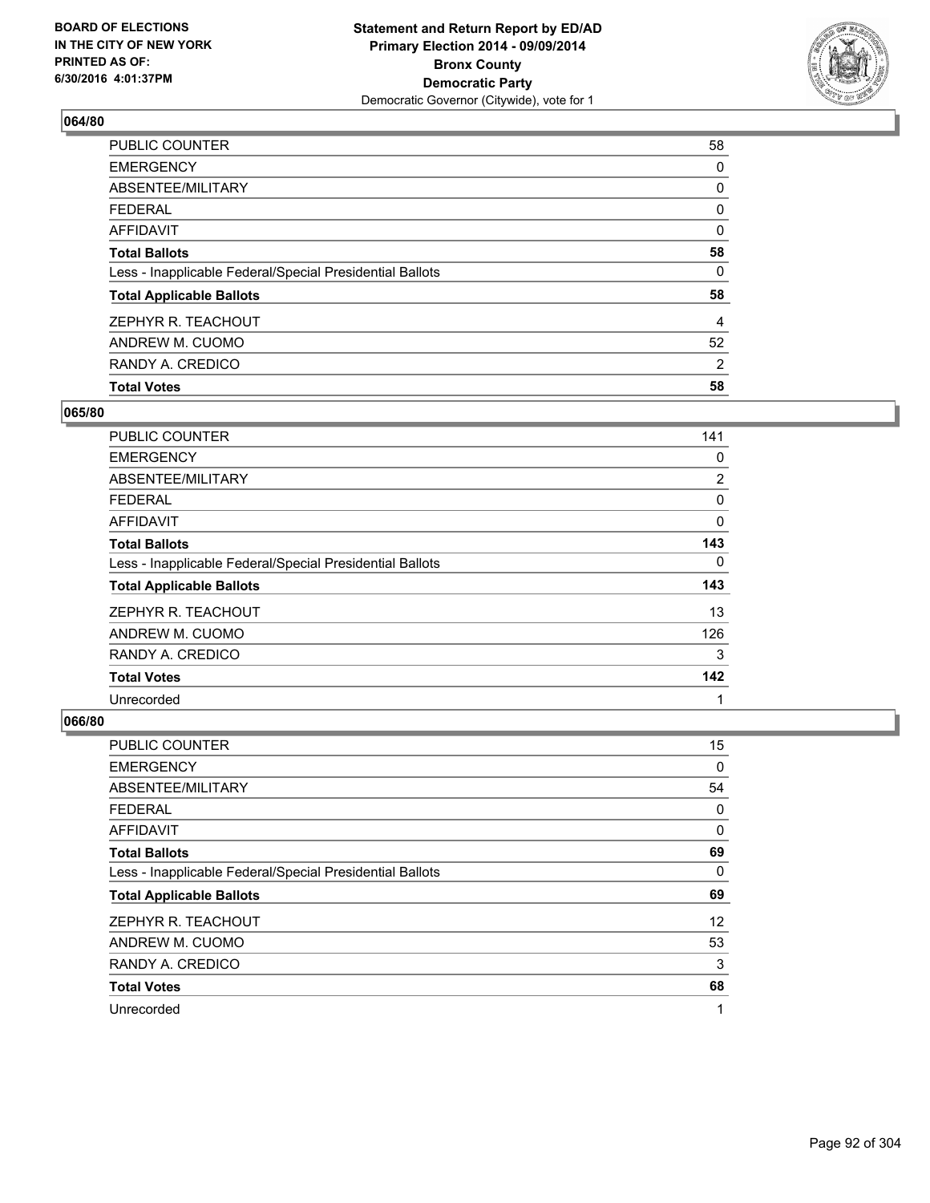**Statement and Return Report by ED/AD**
**Primary Election 2014 - 09/09/2014**
**Bronx County**
**Democratic Party**
Democratic Governor (Citywide), vote for 1

BOARD OF ELECTIONS
IN THE CITY OF NEW YORK
PRINTED AS OF:
6/30/2016 4:01:37PM

## 064/80

| | |
|---|---|
| PUBLIC COUNTER | 58 |
| EMERGENCY | 0 |
| ABSENTEE/MILITARY | 0 |
| FEDERAL | 0 |
| AFFIDAVIT | 0 |
| **Total Ballots** | **58** |
| Less - Inapplicable Federal/Special Presidential Ballots | 0 |
| **Total Applicable Ballots** | **58** |
| ZEPHYR R. TEACHOUT | 4 |
| ANDREW M. CUOMO | 52 |
| RANDY A. CREDICO | 2 |
| **Total Votes** | **58** |

## 065/80

| | |
|---|---|
| PUBLIC COUNTER | 141 |
| EMERGENCY | 0 |
| ABSENTEE/MILITARY | 2 |
| FEDERAL | 0 |
| AFFIDAVIT | 0 |
| **Total Ballots** | **143** |
| Less - Inapplicable Federal/Special Presidential Ballots | 0 |
| **Total Applicable Ballots** | **143** |
| ZEPHYR R. TEACHOUT | 13 |
| ANDREW M. CUOMO | 126 |
| RANDY A. CREDICO | 3 |
| **Total Votes** | **142** |
| Unrecorded | 1 |

## 066/80

| | |
|---|---|
| PUBLIC COUNTER | 15 |
| EMERGENCY | 0 |
| ABSENTEE/MILITARY | 54 |
| FEDERAL | 0 |
| AFFIDAVIT | 0 |
| **Total Ballots** | **69** |
| Less - Inapplicable Federal/Special Presidential Ballots | 0 |
| **Total Applicable Ballots** | **69** |
| ZEPHYR R. TEACHOUT | 12 |
| ANDREW M. CUOMO | 53 |
| RANDY A. CREDICO | 3 |
| **Total Votes** | **68** |
| Unrecorded | 1 |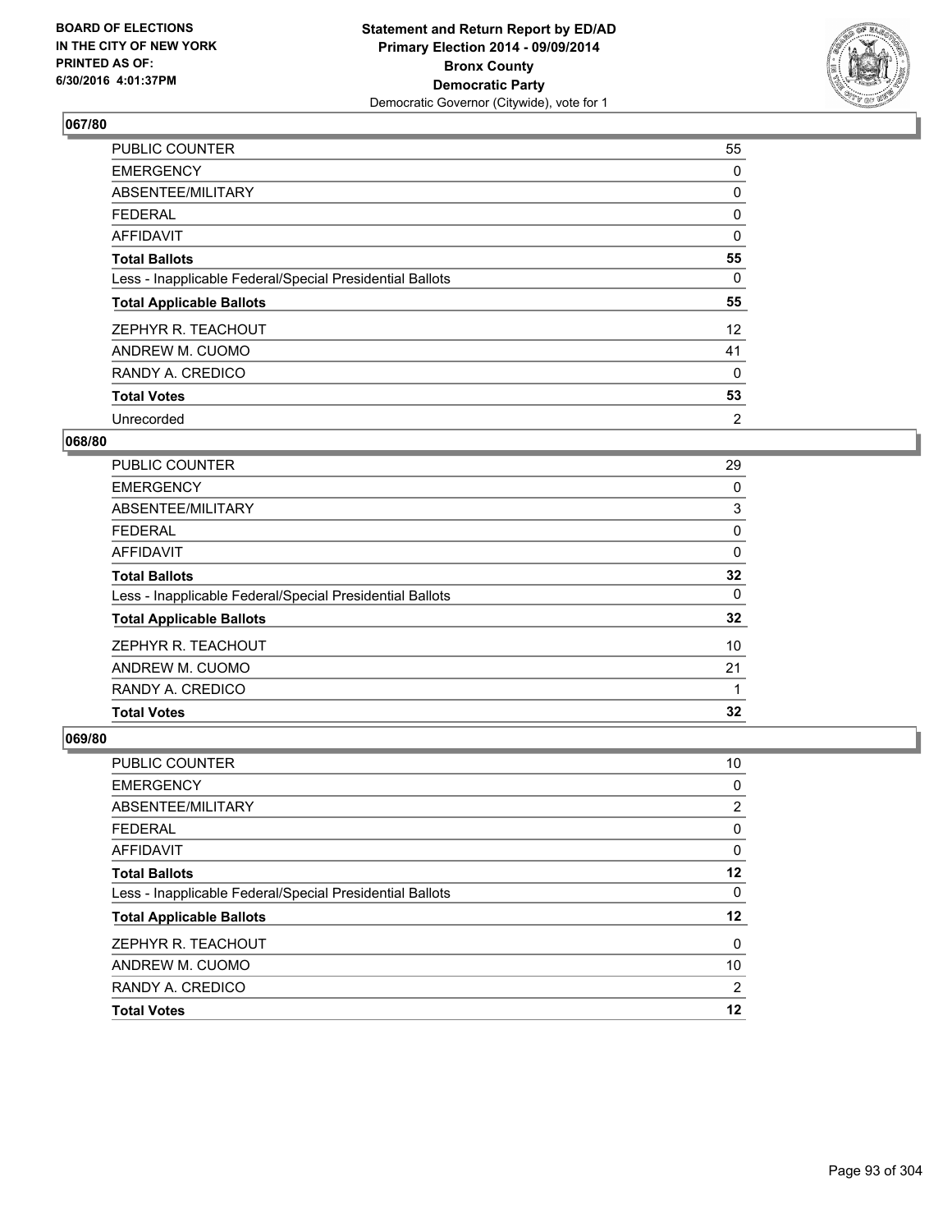**Statement and Return Report by ED/AD**
**Primary Election 2014 - 09/09/2014**
**Bronx County**
**Democratic Party**
Democratic Governor (Citywide), vote for 1

BOARD OF ELECTIONS
IN THE CITY OF NEW YORK
PRINTED AS OF:
6/30/2016 4:01:37PM

### 067/80

| | |
|---|---|
| PUBLIC COUNTER | 55 |
| EMERGENCY | 0 |
| ABSENTEE/MILITARY | 0 |
| FEDERAL | 0 |
| AFFIDAVIT | 0 |
| **Total Ballots** | **55** |
| Less - Inapplicable Federal/Special Presidential Ballots | 0 |
| **Total Applicable Ballots** | **55** |
| ZEPHYR R. TEACHOUT | 12 |
| ANDREW M. CUOMO | 41 |
| RANDY A. CREDICO | 0 |
| **Total Votes** | **53** |
| Unrecorded | 2 |

### 068/80

| | |
|---|---|
| PUBLIC COUNTER | 29 |
| EMERGENCY | 0 |
| ABSENTEE/MILITARY | 3 |
| FEDERAL | 0 |
| AFFIDAVIT | 0 |
| **Total Ballots** | **32** |
| Less - Inapplicable Federal/Special Presidential Ballots | 0 |
| **Total Applicable Ballots** | **32** |
| ZEPHYR R. TEACHOUT | 10 |
| ANDREW M. CUOMO | 21 |
| RANDY A. CREDICO | 1 |
| **Total Votes** | **32** |

### 069/80

| | |
|---|---|
| PUBLIC COUNTER | 10 |
| EMERGENCY | 0 |
| ABSENTEE/MILITARY | 2 |
| FEDERAL | 0 |
| AFFIDAVIT | 0 |
| **Total Ballots** | **12** |
| Less - Inapplicable Federal/Special Presidential Ballots | 0 |
| **Total Applicable Ballots** | **12** |
| ZEPHYR R. TEACHOUT | 0 |
| ANDREW M. CUOMO | 10 |
| RANDY A. CREDICO | 2 |
| **Total Votes** | **12** |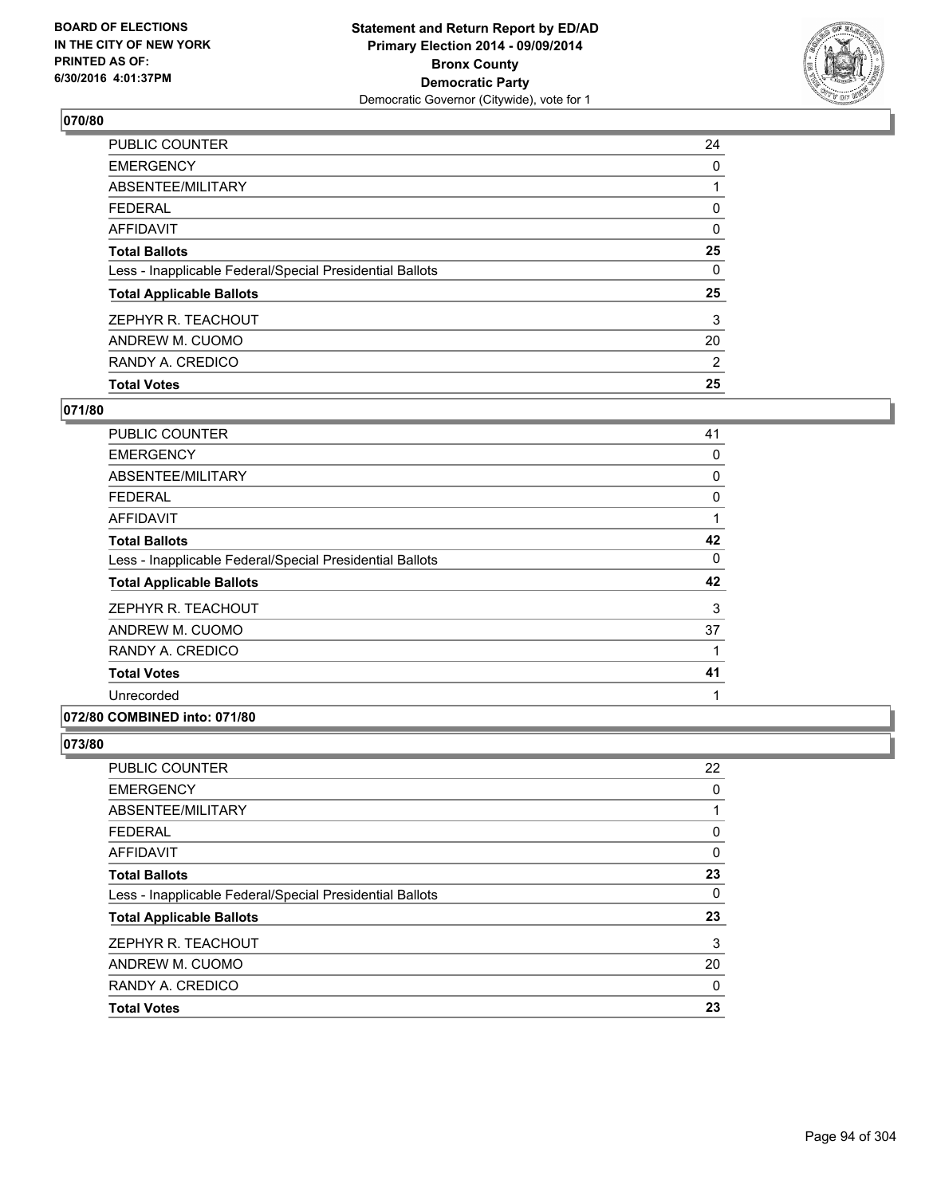**Statement and Return Report by ED/AD**
**Primary Election 2014 - 09/09/2014**
**Bronx County**
**Democratic Party**
Democratic Governor (Citywide), vote for 1

BOARD OF ELECTIONS
IN THE CITY OF NEW YORK
PRINTED AS OF:
6/30/2016 4:01:37PM

## 070/80

| | |
|---|---|
| PUBLIC COUNTER | 24 |
| EMERGENCY | 0 |
| ABSENTEE/MILITARY | 1 |
| FEDERAL | 0 |
| AFFIDAVIT | 0 |
| **Total Ballots** | **25** |
| Less - Inapplicable Federal/Special Presidential Ballots | 0 |
| **Total Applicable Ballots** | **25** |
| ZEPHYR R. TEACHOUT | 3 |
| ANDREW M. CUOMO | 20 |
| RANDY A. CREDICO | 2 |
| **Total Votes** | **25** |

## 071/80

| | |
|---|---|
| PUBLIC COUNTER | 41 |
| EMERGENCY | 0 |
| ABSENTEE/MILITARY | 0 |
| FEDERAL | 0 |
| AFFIDAVIT | 1 |
| **Total Ballots** | **42** |
| Less - Inapplicable Federal/Special Presidential Ballots | 0 |
| **Total Applicable Ballots** | **42** |
| ZEPHYR R. TEACHOUT | 3 |
| ANDREW M. CUOMO | 37 |
| RANDY A. CREDICO | 1 |
| **Total Votes** | **41** |
| Unrecorded | 1 |

## 072/80 COMBINED into: 071/80

## 073/80

| | |
|---|---|
| PUBLIC COUNTER | 22 |
| EMERGENCY | 0 |
| ABSENTEE/MILITARY | 1 |
| FEDERAL | 0 |
| AFFIDAVIT | 0 |
| **Total Ballots** | **23** |
| Less - Inapplicable Federal/Special Presidential Ballots | 0 |
| **Total Applicable Ballots** | **23** |
| ZEPHYR R. TEACHOUT | 3 |
| ANDREW M. CUOMO | 20 |
| RANDY A. CREDICO | 0 |
| **Total Votes** | **23** |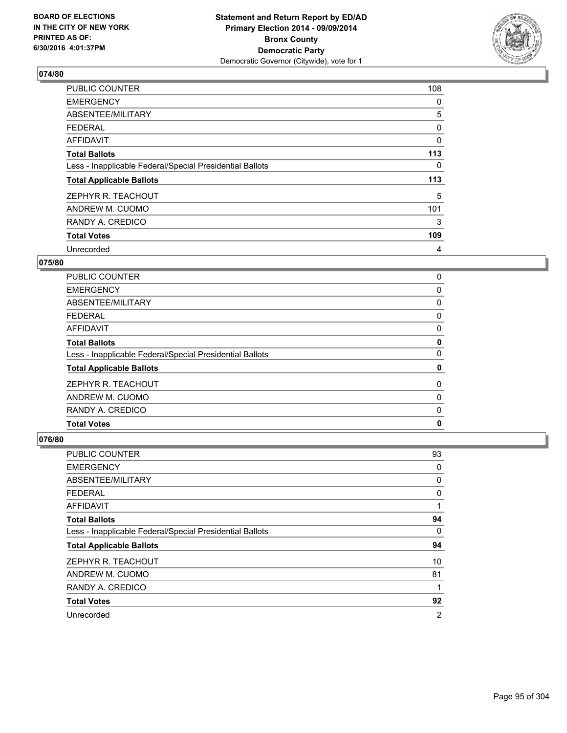**Statement and Return Report by ED/AD**
**Primary Election 2014 - 09/09/2014**
**Bronx County**
**Democratic Party**
Democratic Governor (Citywide), vote for 1

BOARD OF ELECTIONS
IN THE CITY OF NEW YORK
PRINTED AS OF:
6/30/2016 4:01:37PM

### 074/80

| | |
|---|---|
| PUBLIC COUNTER | 108 |
| EMERGENCY | 0 |
| ABSENTEE/MILITARY | 5 |
| FEDERAL | 0 |
| AFFIDAVIT | 0 |
| **Total Ballots** | **113** |
| Less - Inapplicable Federal/Special Presidential Ballots | 0 |
| **Total Applicable Ballots** | **113** |
| ZEPHYR R. TEACHOUT | 5 |
| ANDREW M. CUOMO | 101 |
| RANDY A. CREDICO | 3 |
| **Total Votes** | **109** |
| Unrecorded | 4 |

### 075/80

| | |
|---|---|
| PUBLIC COUNTER | 0 |
| EMERGENCY | 0 |
| ABSENTEE/MILITARY | 0 |
| FEDERAL | 0 |
| AFFIDAVIT | 0 |
| **Total Ballots** | **0** |
| Less - Inapplicable Federal/Special Presidential Ballots | 0 |
| **Total Applicable Ballots** | **0** |
| ZEPHYR R. TEACHOUT | 0 |
| ANDREW M. CUOMO | 0 |
| RANDY A. CREDICO | 0 |
| **Total Votes** | **0** |

### 076/80

| | |
|---|---|
| PUBLIC COUNTER | 93 |
| EMERGENCY | 0 |
| ABSENTEE/MILITARY | 0 |
| FEDERAL | 0 |
| AFFIDAVIT | 1 |
| **Total Ballots** | **94** |
| Less - Inapplicable Federal/Special Presidential Ballots | 0 |
| **Total Applicable Ballots** | **94** |
| ZEPHYR R. TEACHOUT | 10 |
| ANDREW M. CUOMO | 81 |
| RANDY A. CREDICO | 1 |
| **Total Votes** | **92** |
| Unrecorded | 2 |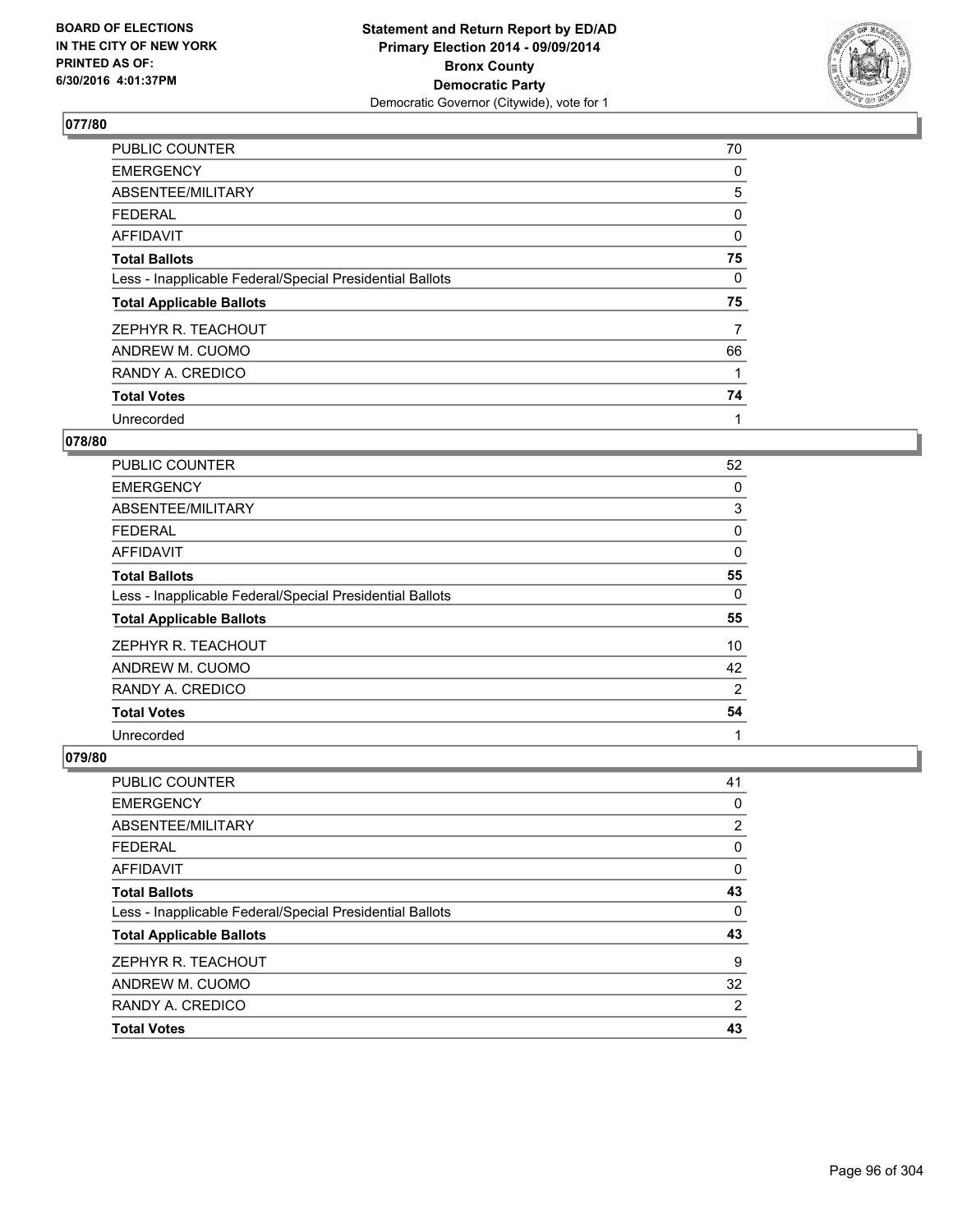**Statement and Return Report by ED/AD**
**Primary Election 2014 - 09/09/2014**
**Bronx County**
**Democratic Party**
Democratic Governor (Citywide), vote for 1

BOARD OF ELECTIONS
IN THE CITY OF NEW YORK
PRINTED AS OF:
6/30/2016 4:01:37PM

### 077/80

| | |
|---|---|
| PUBLIC COUNTER | 70 |
| EMERGENCY | 0 |
| ABSENTEE/MILITARY | 5 |
| FEDERAL | 0 |
| AFFIDAVIT | 0 |
| **Total Ballots** | **75** |
| Less - Inapplicable Federal/Special Presidential Ballots | 0 |
| **Total Applicable Ballots** | **75** |
| ZEPHYR R. TEACHOUT | 7 |
| ANDREW M. CUOMO | 66 |
| RANDY A. CREDICO | 1 |
| **Total Votes** | **74** |
| Unrecorded | 1 |

### 078/80

| | |
|---|---|
| PUBLIC COUNTER | 52 |
| EMERGENCY | 0 |
| ABSENTEE/MILITARY | 3 |
| FEDERAL | 0 |
| AFFIDAVIT | 0 |
| **Total Ballots** | **55** |
| Less - Inapplicable Federal/Special Presidential Ballots | 0 |
| **Total Applicable Ballots** | **55** |
| ZEPHYR R. TEACHOUT | 10 |
| ANDREW M. CUOMO | 42 |
| RANDY A. CREDICO | 2 |
| **Total Votes** | **54** |
| Unrecorded | 1 |

### 079/80

| | |
|---|---|
| PUBLIC COUNTER | 41 |
| EMERGENCY | 0 |
| ABSENTEE/MILITARY | 2 |
| FEDERAL | 0 |
| AFFIDAVIT | 0 |
| **Total Ballots** | **43** |
| Less - Inapplicable Federal/Special Presidential Ballots | 0 |
| **Total Applicable Ballots** | **43** |
| ZEPHYR R. TEACHOUT | 9 |
| ANDREW M. CUOMO | 32 |
| RANDY A. CREDICO | 2 |
| **Total Votes** | **43** |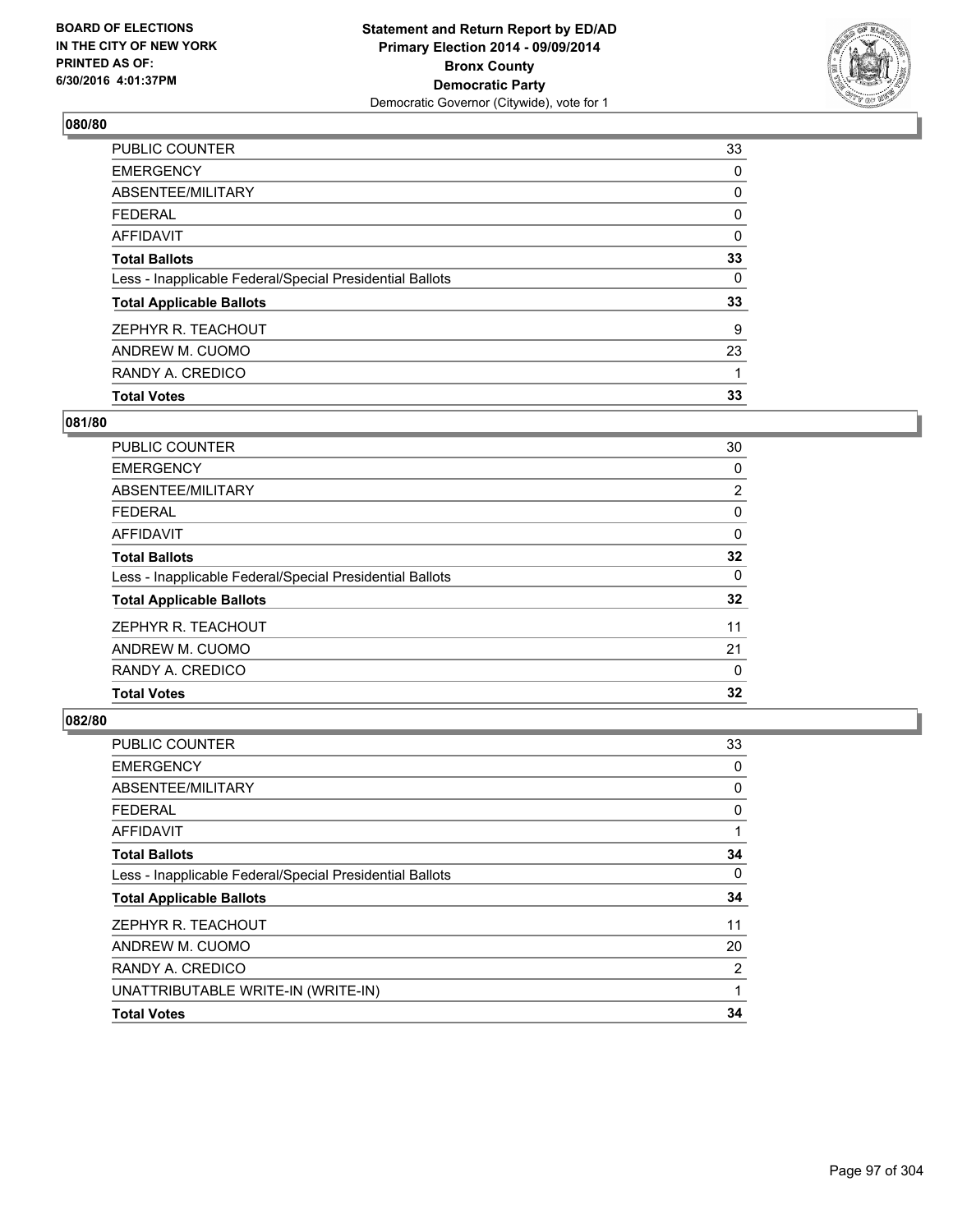**Board of Elections in the City of New York**
**Printed as of: 6/30/2016 4:01:37PM**

**Statement and Return Report by ED/AD**
**Primary Election 2014 - 09/09/2014**
**Bronx County**
**Democratic Party**
Democratic Governor (Citywide), vote for 1

### 080/80

| | |
|---|---|
| PUBLIC COUNTER | 33 |
| EMERGENCY | 0 |
| ABSENTEE/MILITARY | 0 |
| FEDERAL | 0 |
| AFFIDAVIT | 0 |
| **Total Ballots** | **33** |
| Less - Inapplicable Federal/Special Presidential Ballots | 0 |
| **Total Applicable Ballots** | **33** |
| ZEPHYR R. TEACHOUT | 9 |
| ANDREW M. CUOMO | 23 |
| RANDY A. CREDICO | 1 |
| **Total Votes** | **33** |

### 081/80

| | |
|---|---|
| PUBLIC COUNTER | 30 |
| EMERGENCY | 0 |
| ABSENTEE/MILITARY | 2 |
| FEDERAL | 0 |
| AFFIDAVIT | 0 |
| **Total Ballots** | **32** |
| Less - Inapplicable Federal/Special Presidential Ballots | 0 |
| **Total Applicable Ballots** | **32** |
| ZEPHYR R. TEACHOUT | 11 |
| ANDREW M. CUOMO | 21 |
| RANDY A. CREDICO | 0 |
| **Total Votes** | **32** |

### 082/80

| | |
|---|---|
| PUBLIC COUNTER | 33 |
| EMERGENCY | 0 |
| ABSENTEE/MILITARY | 0 |
| FEDERAL | 0 |
| AFFIDAVIT | 1 |
| **Total Ballots** | **34** |
| Less - Inapplicable Federal/Special Presidential Ballots | 0 |
| **Total Applicable Ballots** | **34** |
| ZEPHYR R. TEACHOUT | 11 |
| ANDREW M. CUOMO | 20 |
| RANDY A. CREDICO | 2 |
| UNATTRIBUTABLE WRITE-IN (WRITE-IN) | 1 |
| **Total Votes** | **34** |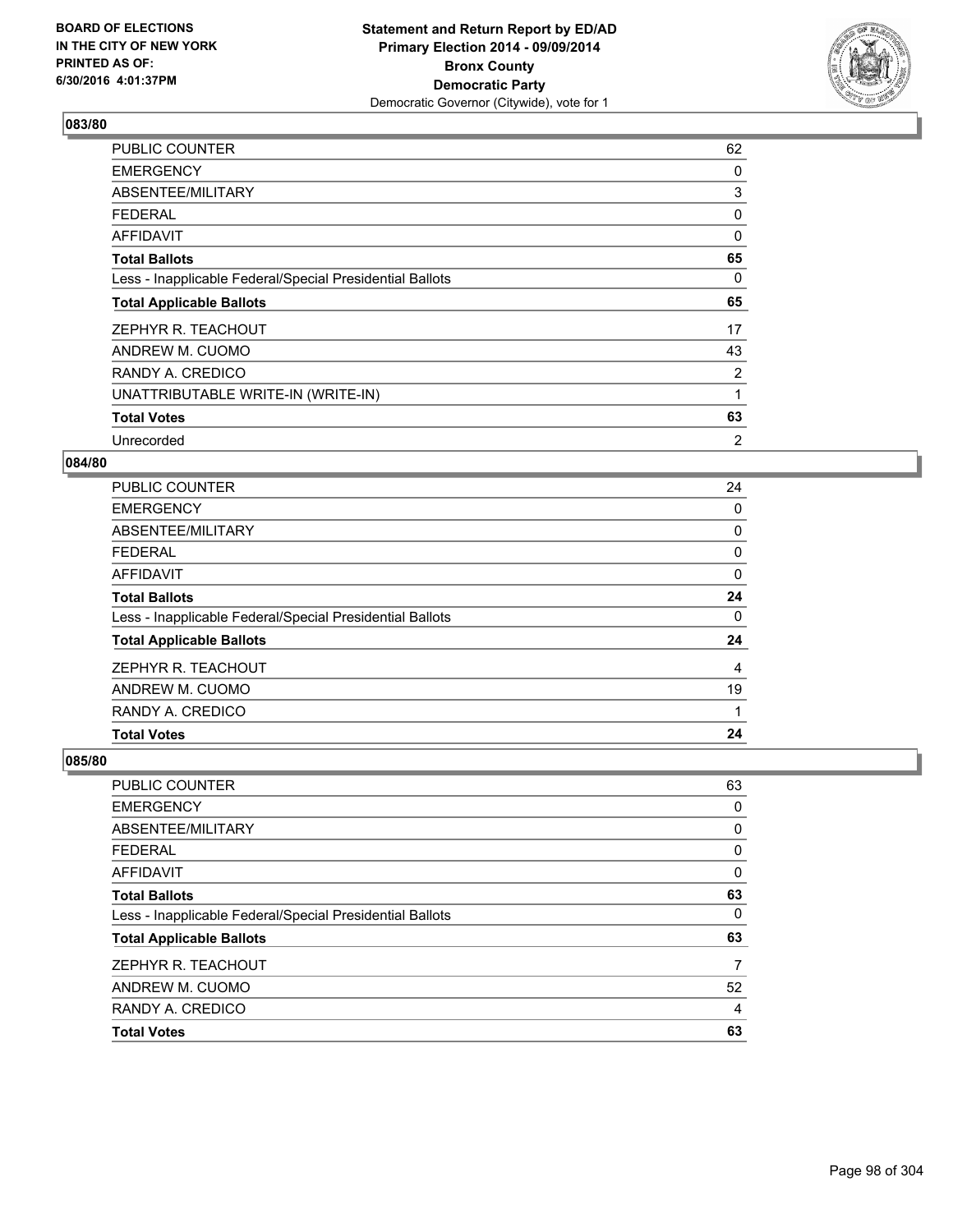**BOARD OF ELECTIONS IN THE CITY OF NEW YORK PRINTED AS OF: 6/30/2016 4:01:37PM**

**Statement and Return Report by ED/AD**
**Primary Election 2014 - 09/09/2014**
**Bronx County**
**Democratic Party**
Democratic Governor (Citywide), vote for 1

### 083/80

| | |
|---|---|
| PUBLIC COUNTER | 62 |
| EMERGENCY | 0 |
| ABSENTEE/MILITARY | 3 |
| FEDERAL | 0 |
| AFFIDAVIT | 0 |
| **Total Ballots** | **65** |
| Less - Inapplicable Federal/Special Presidential Ballots | 0 |
| **Total Applicable Ballots** | **65** |
| ZEPHYR R. TEACHOUT | 17 |
| ANDREW M. CUOMO | 43 |
| RANDY A. CREDICO | 2 |
| UNATTRIBUTABLE WRITE-IN (WRITE-IN) | 1 |
| **Total Votes** | **63** |
| Unrecorded | 2 |

### 084/80

| | |
|---|---|
| PUBLIC COUNTER | 24 |
| EMERGENCY | 0 |
| ABSENTEE/MILITARY | 0 |
| FEDERAL | 0 |
| AFFIDAVIT | 0 |
| **Total Ballots** | **24** |
| Less - Inapplicable Federal/Special Presidential Ballots | 0 |
| **Total Applicable Ballots** | **24** |
| ZEPHYR R. TEACHOUT | 4 |
| ANDREW M. CUOMO | 19 |
| RANDY A. CREDICO | 1 |
| **Total Votes** | **24** |

### 085/80

| | |
|---|---|
| PUBLIC COUNTER | 63 |
| EMERGENCY | 0 |
| ABSENTEE/MILITARY | 0 |
| FEDERAL | 0 |
| AFFIDAVIT | 0 |
| **Total Ballots** | **63** |
| Less - Inapplicable Federal/Special Presidential Ballots | 0 |
| **Total Applicable Ballots** | **63** |
| ZEPHYR R. TEACHOUT | 7 |
| ANDREW M. CUOMO | 52 |
| RANDY A. CREDICO | 4 |
| **Total Votes** | **63** |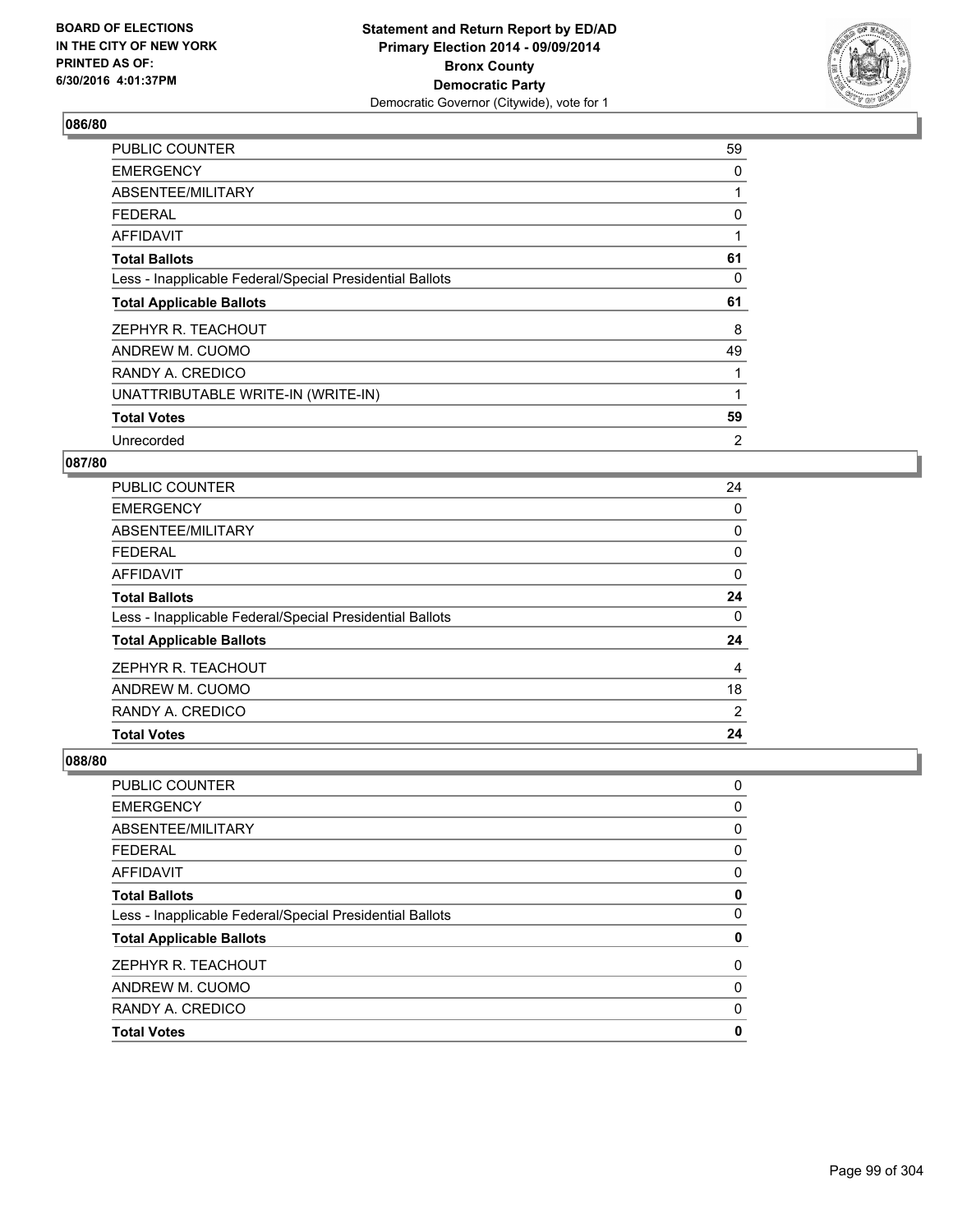**Statement and Return Report by ED/AD**
**Primary Election 2014 - 09/09/2014**
**Bronx County**
**Democratic Party**
Democratic Governor (Citywide), vote for 1

BOARD OF ELECTIONS
IN THE CITY OF NEW YORK
PRINTED AS OF:
6/30/2016 4:01:37PM

### 086/80

| | |
|---|---|
| PUBLIC COUNTER | 59 |
| EMERGENCY | 0 |
| ABSENTEE/MILITARY | 1 |
| FEDERAL | 0 |
| AFFIDAVIT | 1 |
| **Total Ballots** | **61** |
| Less - Inapplicable Federal/Special Presidential Ballots | 0 |
| **Total Applicable Ballots** | **61** |
| ZEPHYR R. TEACHOUT | 8 |
| ANDREW M. CUOMO | 49 |
| RANDY A. CREDICO | 1 |
| UNATTRIBUTABLE WRITE-IN (WRITE-IN) | 1 |
| **Total Votes** | **59** |
| Unrecorded | 2 |

### 087/80

| | |
|---|---|
| PUBLIC COUNTER | 24 |
| EMERGENCY | 0 |
| ABSENTEE/MILITARY | 0 |
| FEDERAL | 0 |
| AFFIDAVIT | 0 |
| **Total Ballots** | **24** |
| Less - Inapplicable Federal/Special Presidential Ballots | 0 |
| **Total Applicable Ballots** | **24** |
| ZEPHYR R. TEACHOUT | 4 |
| ANDREW M. CUOMO | 18 |
| RANDY A. CREDICO | 2 |
| **Total Votes** | **24** |

### 088/80

| | |
|---|---|
| PUBLIC COUNTER | 0 |
| EMERGENCY | 0 |
| ABSENTEE/MILITARY | 0 |
| FEDERAL | 0 |
| AFFIDAVIT | 0 |
| **Total Ballots** | **0** |
| Less - Inapplicable Federal/Special Presidential Ballots | 0 |
| **Total Applicable Ballots** | **0** |
| ZEPHYR R. TEACHOUT | 0 |
| ANDREW M. CUOMO | 0 |
| RANDY A. CREDICO | 0 |
| **Total Votes** | **0** |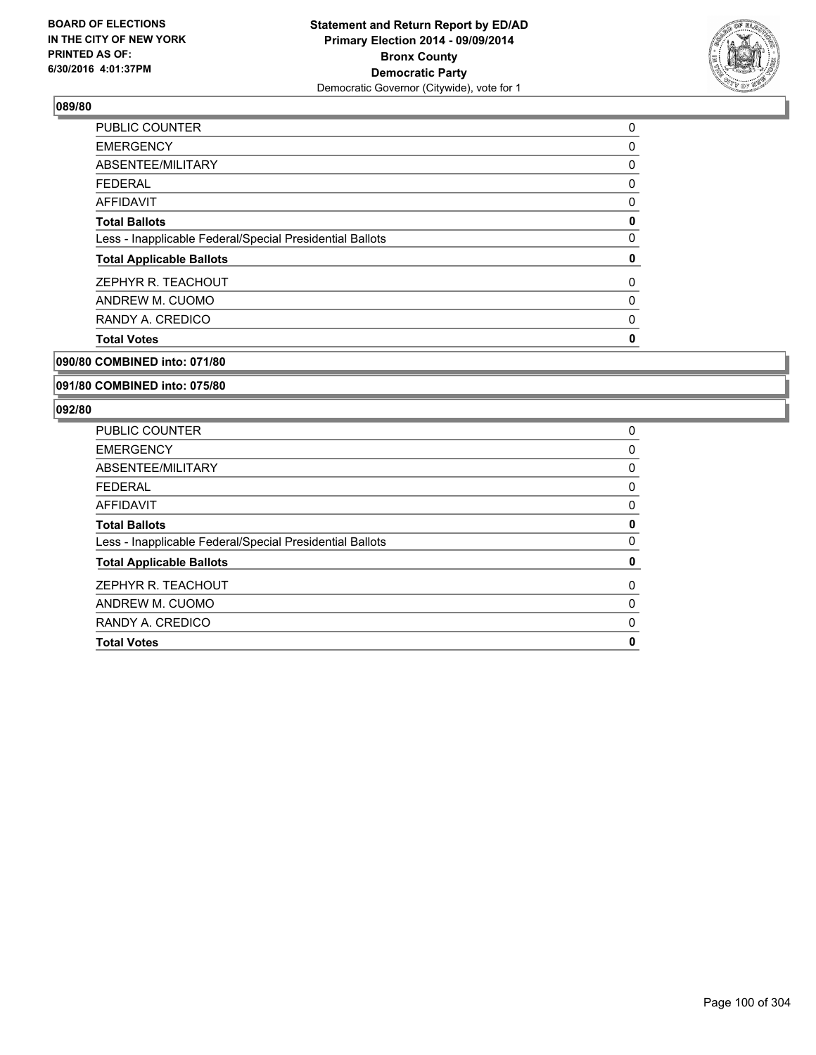## 089/80

| | |
|---|---|
| PUBLIC COUNTER | 0 |
| EMERGENCY | 0 |
| ABSENTEE/MILITARY | 0 |
| FEDERAL | 0 |
| AFFIDAVIT | 0 |
| **Total Ballots** | **0** |
| Less - Inapplicable Federal/Special Presidential Ballots | 0 |
| **Total Applicable Ballots** | **0** |
| ZEPHYR R. TEACHOUT | 0 |
| ANDREW M. CUOMO | 0 |
| RANDY A. CREDICO | 0 |
| **Total Votes** | **0** |

## 090/80 COMBINED into: 071/80

## 091/80 COMBINED into: 075/80

## 092/80

| | |
|---|---|
| PUBLIC COUNTER | 0 |
| EMERGENCY | 0 |
| ABSENTEE/MILITARY | 0 |
| FEDERAL | 0 |
| AFFIDAVIT | 0 |
| **Total Ballots** | **0** |
| Less - Inapplicable Federal/Special Presidential Ballots | 0 |
| **Total Applicable Ballots** | **0** |
| ZEPHYR R. TEACHOUT | 0 |
| ANDREW M. CUOMO | 0 |
| RANDY A. CREDICO | 0 |
| **Total Votes** | **0** |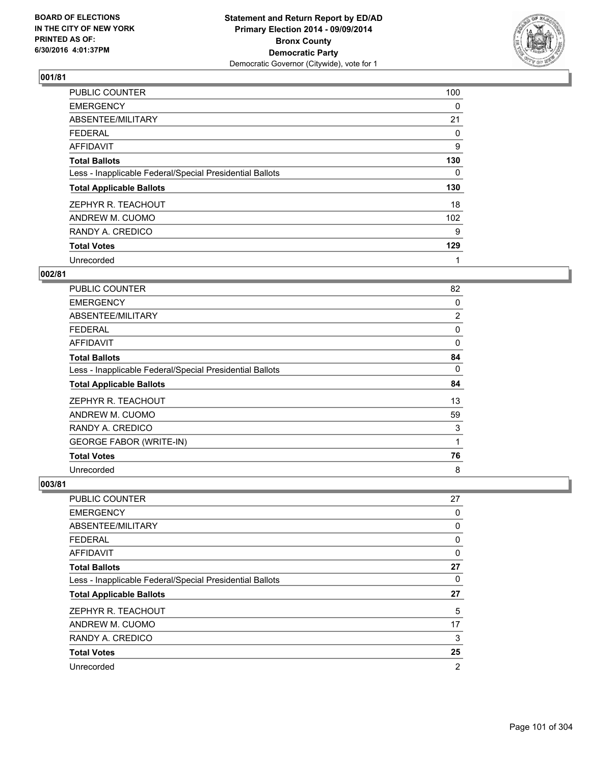BOARD OF ELECTIONS
IN THE CITY OF NEW YORK
PRINTED AS OF:
6/30/2016 4:01:37PM

**Statement and Return Report by ED/AD**
**Primary Election 2014 - 09/09/2014**
**Bronx County**
**Democratic Party**
Democratic Governor (Citywide), vote for 1

### 001/81

| | |
|---|---|
| PUBLIC COUNTER | 100 |
| EMERGENCY | 0 |
| ABSENTEE/MILITARY | 21 |
| FEDERAL | 0 |
| AFFIDAVIT | 9 |
| **Total Ballots** | **130** |
| Less - Inapplicable Federal/Special Presidential Ballots | 0 |
| **Total Applicable Ballots** | **130** |
| ZEPHYR R. TEACHOUT | 18 |
| ANDREW M. CUOMO | 102 |
| RANDY A. CREDICO | 9 |
| **Total Votes** | **129** |
| Unrecorded | 1 |

### 002/81

| | |
|---|---|
| PUBLIC COUNTER | 82 |
| EMERGENCY | 0 |
| ABSENTEE/MILITARY | 2 |
| FEDERAL | 0 |
| AFFIDAVIT | 0 |
| **Total Ballots** | **84** |
| Less - Inapplicable Federal/Special Presidential Ballots | 0 |
| **Total Applicable Ballots** | **84** |
| ZEPHYR R. TEACHOUT | 13 |
| ANDREW M. CUOMO | 59 |
| RANDY A. CREDICO | 3 |
| GEORGE FABOR (WRITE-IN) | 1 |
| **Total Votes** | **76** |
| Unrecorded | 8 |

### 003/81

| | |
|---|---|
| PUBLIC COUNTER | 27 |
| EMERGENCY | 0 |
| ABSENTEE/MILITARY | 0 |
| FEDERAL | 0 |
| AFFIDAVIT | 0 |
| **Total Ballots** | **27** |
| Less - Inapplicable Federal/Special Presidential Ballots | 0 |
| **Total Applicable Ballots** | **27** |
| ZEPHYR R. TEACHOUT | 5 |
| ANDREW M. CUOMO | 17 |
| RANDY A. CREDICO | 3 |
| **Total Votes** | **25** |
| Unrecorded | 2 |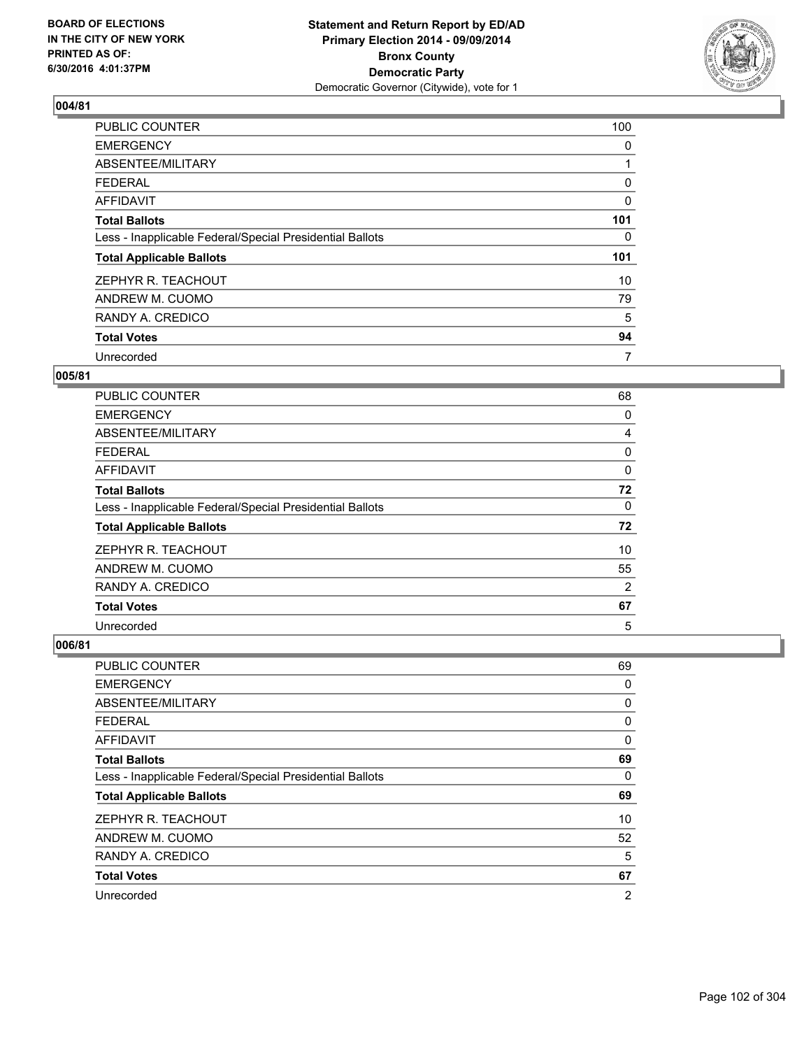BOARD OF ELECTIONS
IN THE CITY OF NEW YORK
PRINTED AS OF:
6/30/2016 4:01:37PM

**Statement and Return Report by ED/AD**
**Primary Election 2014 - 09/09/2014**
**Bronx County**
**Democratic Party**
Democratic Governor (Citywide), vote for 1

## 004/81

| | |
|---|---|
| PUBLIC COUNTER | 100 |
| EMERGENCY | 0 |
| ABSENTEE/MILITARY | 1 |
| FEDERAL | 0 |
| AFFIDAVIT | 0 |
| **Total Ballots** | **101** |
| Less - Inapplicable Federal/Special Presidential Ballots | 0 |
| **Total Applicable Ballots** | **101** |
| ZEPHYR R. TEACHOUT | 10 |
| ANDREW M. CUOMO | 79 |
| RANDY A. CREDICO | 5 |
| **Total Votes** | **94** |
| Unrecorded | 7 |

## 005/81

| | |
|---|---|
| PUBLIC COUNTER | 68 |
| EMERGENCY | 0 |
| ABSENTEE/MILITARY | 4 |
| FEDERAL | 0 |
| AFFIDAVIT | 0 |
| **Total Ballots** | **72** |
| Less - Inapplicable Federal/Special Presidential Ballots | 0 |
| **Total Applicable Ballots** | **72** |
| ZEPHYR R. TEACHOUT | 10 |
| ANDREW M. CUOMO | 55 |
| RANDY A. CREDICO | 2 |
| **Total Votes** | **67** |
| Unrecorded | 5 |

## 006/81

| | |
|---|---|
| PUBLIC COUNTER | 69 |
| EMERGENCY | 0 |
| ABSENTEE/MILITARY | 0 |
| FEDERAL | 0 |
| AFFIDAVIT | 0 |
| **Total Ballots** | **69** |
| Less - Inapplicable Federal/Special Presidential Ballots | 0 |
| **Total Applicable Ballots** | **69** |
| ZEPHYR R. TEACHOUT | 10 |
| ANDREW M. CUOMO | 52 |
| RANDY A. CREDICO | 5 |
| **Total Votes** | **67** |
| Unrecorded | 2 |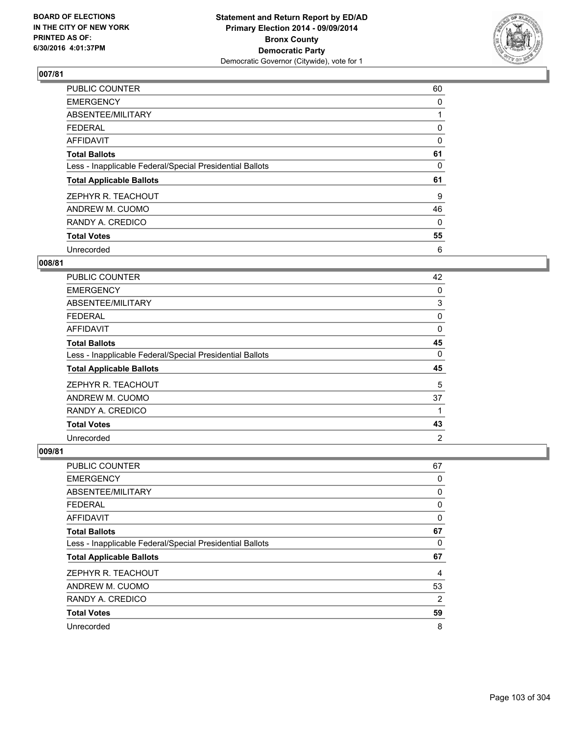**BOARD OF ELECTIONS IN THE CITY OF NEW YORK PRINTED AS OF: 6/30/2016 4:01:37PM**

**Statement and Return Report by ED/AD Primary Election 2014 - 09/09/2014 Bronx County Democratic Party**
Democratic Governor (Citywide), vote for 1

## 007/81

| | |
|---|---|
| PUBLIC COUNTER | 60 |
| EMERGENCY | 0 |
| ABSENTEE/MILITARY | 1 |
| FEDERAL | 0 |
| AFFIDAVIT | 0 |
| **Total Ballots** | **61** |
| Less - Inapplicable Federal/Special Presidential Ballots | 0 |
| **Total Applicable Ballots** | **61** |
| ZEPHYR R. TEACHOUT | 9 |
| ANDREW M. CUOMO | 46 |
| RANDY A. CREDICO | 0 |
| **Total Votes** | **55** |
| Unrecorded | 6 |

## 008/81

| | |
|---|---|
| PUBLIC COUNTER | 42 |
| EMERGENCY | 0 |
| ABSENTEE/MILITARY | 3 |
| FEDERAL | 0 |
| AFFIDAVIT | 0 |
| **Total Ballots** | **45** |
| Less - Inapplicable Federal/Special Presidential Ballots | 0 |
| **Total Applicable Ballots** | **45** |
| ZEPHYR R. TEACHOUT | 5 |
| ANDREW M. CUOMO | 37 |
| RANDY A. CREDICO | 1 |
| **Total Votes** | **43** |
| Unrecorded | 2 |

## 009/81

| | |
|---|---|
| PUBLIC COUNTER | 67 |
| EMERGENCY | 0 |
| ABSENTEE/MILITARY | 0 |
| FEDERAL | 0 |
| AFFIDAVIT | 0 |
| **Total Ballots** | **67** |
| Less - Inapplicable Federal/Special Presidential Ballots | 0 |
| **Total Applicable Ballots** | **67** |
| ZEPHYR R. TEACHOUT | 4 |
| ANDREW M. CUOMO | 53 |
| RANDY A. CREDICO | 2 |
| **Total Votes** | **59** |
| Unrecorded | 8 |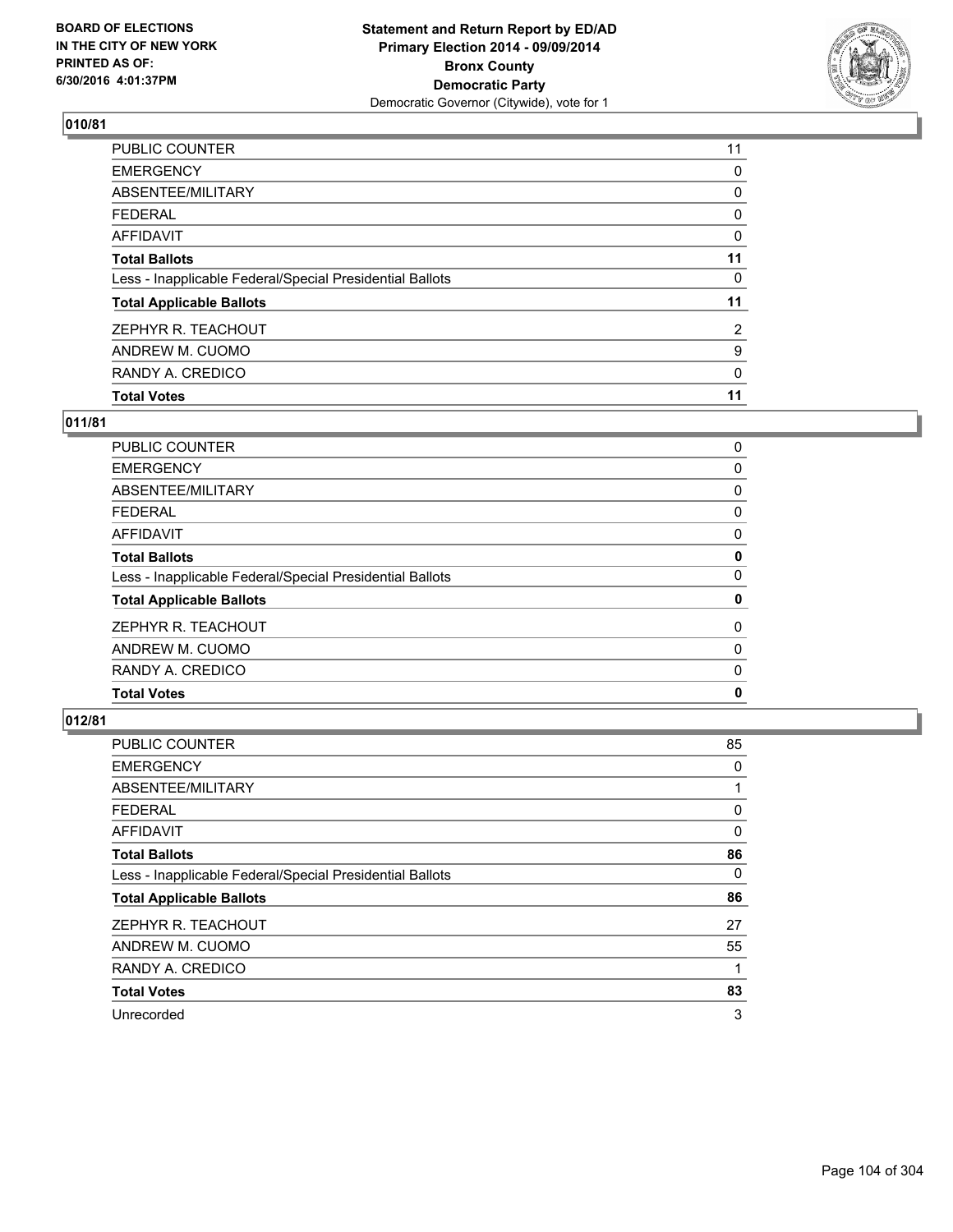BOARD OF ELECTIONS
IN THE CITY OF NEW YORK
PRINTED AS OF:
6/30/2016 4:01:37PM

**Statement and Return Report by ED/AD**
**Primary Election 2014 - 09/09/2014**
**Bronx County**
**Democratic Party**
Democratic Governor (Citywide), vote for 1

## 010/81

| | |
|---|---|
| PUBLIC COUNTER | 11 |
| EMERGENCY | 0 |
| ABSENTEE/MILITARY | 0 |
| FEDERAL | 0 |
| AFFIDAVIT | 0 |
| **Total Ballots** | **11** |
| Less - Inapplicable Federal/Special Presidential Ballots | 0 |
| **Total Applicable Ballots** | **11** |
| ZEPHYR R. TEACHOUT | 2 |
| ANDREW M. CUOMO | 9 |
| RANDY A. CREDICO | 0 |
| **Total Votes** | **11** |

## 011/81

| | |
|---|---|
| PUBLIC COUNTER | 0 |
| EMERGENCY | 0 |
| ABSENTEE/MILITARY | 0 |
| FEDERAL | 0 |
| AFFIDAVIT | 0 |
| **Total Ballots** | **0** |
| Less - Inapplicable Federal/Special Presidential Ballots | 0 |
| **Total Applicable Ballots** | **0** |
| ZEPHYR R. TEACHOUT | 0 |
| ANDREW M. CUOMO | 0 |
| RANDY A. CREDICO | 0 |
| **Total Votes** | **0** |

## 012/81

| | |
|---|---|
| PUBLIC COUNTER | 85 |
| EMERGENCY | 0 |
| ABSENTEE/MILITARY | 1 |
| FEDERAL | 0 |
| AFFIDAVIT | 0 |
| **Total Ballots** | **86** |
| Less - Inapplicable Federal/Special Presidential Ballots | 0 |
| **Total Applicable Ballots** | **86** |
| ZEPHYR R. TEACHOUT | 27 |
| ANDREW M. CUOMO | 55 |
| RANDY A. CREDICO | 1 |
| **Total Votes** | **83** |
| Unrecorded | 3 |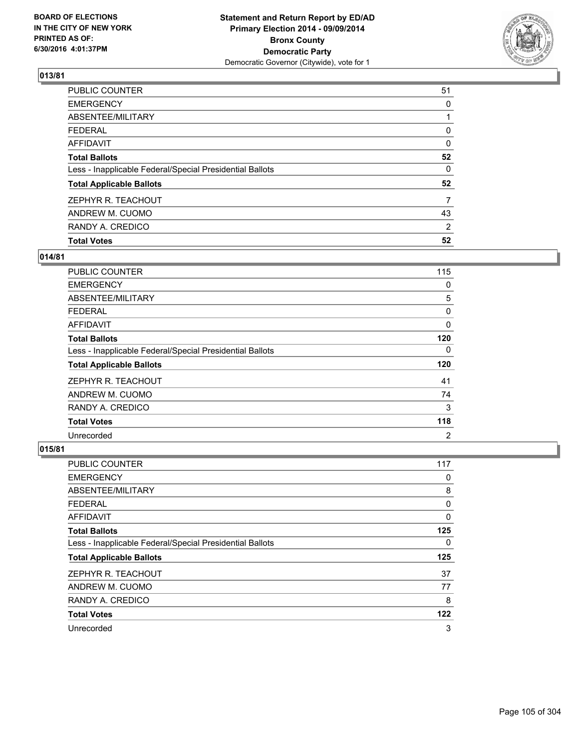BOARD OF ELECTIONS
IN THE CITY OF NEW YORK
PRINTED AS OF:
6/30/2016 4:01:37PM

**Statement and Return Report by ED/AD**
**Primary Election 2014 - 09/09/2014**
**Bronx County**
**Democratic Party**
Democratic Governor (Citywide), vote for 1

### 013/81

| | |
|---|---|
| PUBLIC COUNTER | 51 |
| EMERGENCY | 0 |
| ABSENTEE/MILITARY | 1 |
| FEDERAL | 0 |
| AFFIDAVIT | 0 |
| **Total Ballots** | **52** |
| Less - Inapplicable Federal/Special Presidential Ballots | 0 |
| **Total Applicable Ballots** | **52** |
| ZEPHYR R. TEACHOUT | 7 |
| ANDREW M. CUOMO | 43 |
| RANDY A. CREDICO | 2 |
| **Total Votes** | **52** |

### 014/81

| | |
|---|---|
| PUBLIC COUNTER | 115 |
| EMERGENCY | 0 |
| ABSENTEE/MILITARY | 5 |
| FEDERAL | 0 |
| AFFIDAVIT | 0 |
| **Total Ballots** | **120** |
| Less - Inapplicable Federal/Special Presidential Ballots | 0 |
| **Total Applicable Ballots** | **120** |
| ZEPHYR R. TEACHOUT | 41 |
| ANDREW M. CUOMO | 74 |
| RANDY A. CREDICO | 3 |
| **Total Votes** | **118** |
| Unrecorded | 2 |

### 015/81

| | |
|---|---|
| PUBLIC COUNTER | 117 |
| EMERGENCY | 0 |
| ABSENTEE/MILITARY | 8 |
| FEDERAL | 0 |
| AFFIDAVIT | 0 |
| **Total Ballots** | **125** |
| Less - Inapplicable Federal/Special Presidential Ballots | 0 |
| **Total Applicable Ballots** | **125** |
| ZEPHYR R. TEACHOUT | 37 |
| ANDREW M. CUOMO | 77 |
| RANDY A. CREDICO | 8 |
| **Total Votes** | **122** |
| Unrecorded | 3 |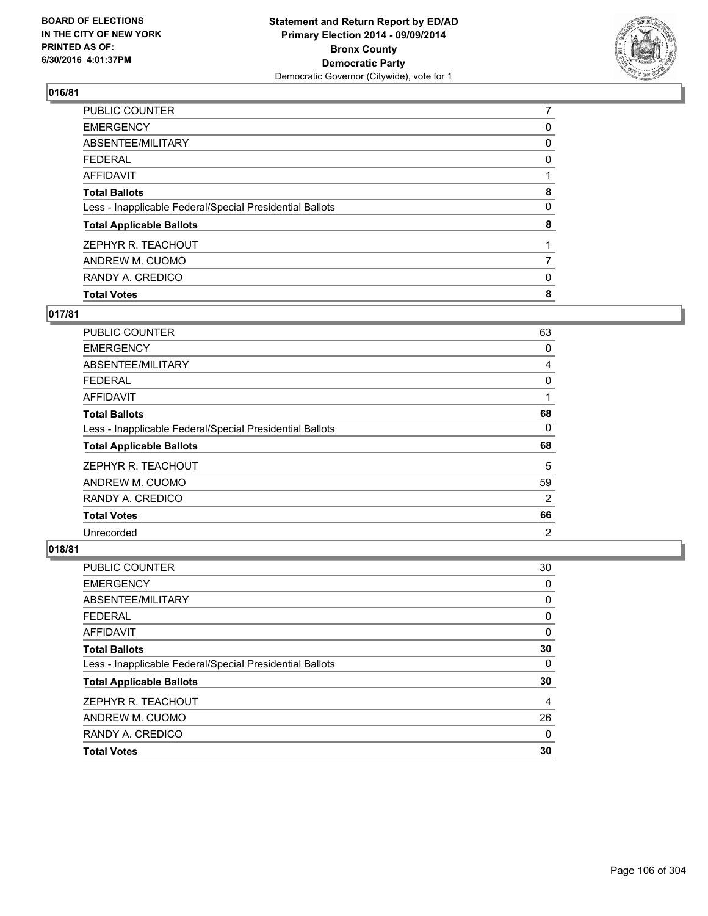**Statement and Return Report by ED/AD**
**Primary Election 2014 - 09/09/2014**
**Bronx County**
**Democratic Party**
Democratic Governor (Citywide), vote for 1

BOARD OF ELECTIONS
IN THE CITY OF NEW YORK
PRINTED AS OF:
6/30/2016 4:01:37PM

## 016/81

| | |
|---|---|
| PUBLIC COUNTER | 7 |
| EMERGENCY | 0 |
| ABSENTEE/MILITARY | 0 |
| FEDERAL | 0 |
| AFFIDAVIT | 1 |
| **Total Ballots** | **8** |
| Less - Inapplicable Federal/Special Presidential Ballots | 0 |
| **Total Applicable Ballots** | **8** |
| ZEPHYR R. TEACHOUT | 1 |
| ANDREW M. CUOMO | 7 |
| RANDY A. CREDICO | 0 |
| **Total Votes** | **8** |

## 017/81

| | |
|---|---|
| PUBLIC COUNTER | 63 |
| EMERGENCY | 0 |
| ABSENTEE/MILITARY | 4 |
| FEDERAL | 0 |
| AFFIDAVIT | 1 |
| **Total Ballots** | **68** |
| Less - Inapplicable Federal/Special Presidential Ballots | 0 |
| **Total Applicable Ballots** | **68** |
| ZEPHYR R. TEACHOUT | 5 |
| ANDREW M. CUOMO | 59 |
| RANDY A. CREDICO | 2 |
| **Total Votes** | **66** |
| Unrecorded | 2 |

## 018/81

| | |
|---|---|
| PUBLIC COUNTER | 30 |
| EMERGENCY | 0 |
| ABSENTEE/MILITARY | 0 |
| FEDERAL | 0 |
| AFFIDAVIT | 0 |
| **Total Ballots** | **30** |
| Less - Inapplicable Federal/Special Presidential Ballots | 0 |
| **Total Applicable Ballots** | **30** |
| ZEPHYR R. TEACHOUT | 4 |
| ANDREW M. CUOMO | 26 |
| RANDY A. CREDICO | 0 |
| **Total Votes** | **30** |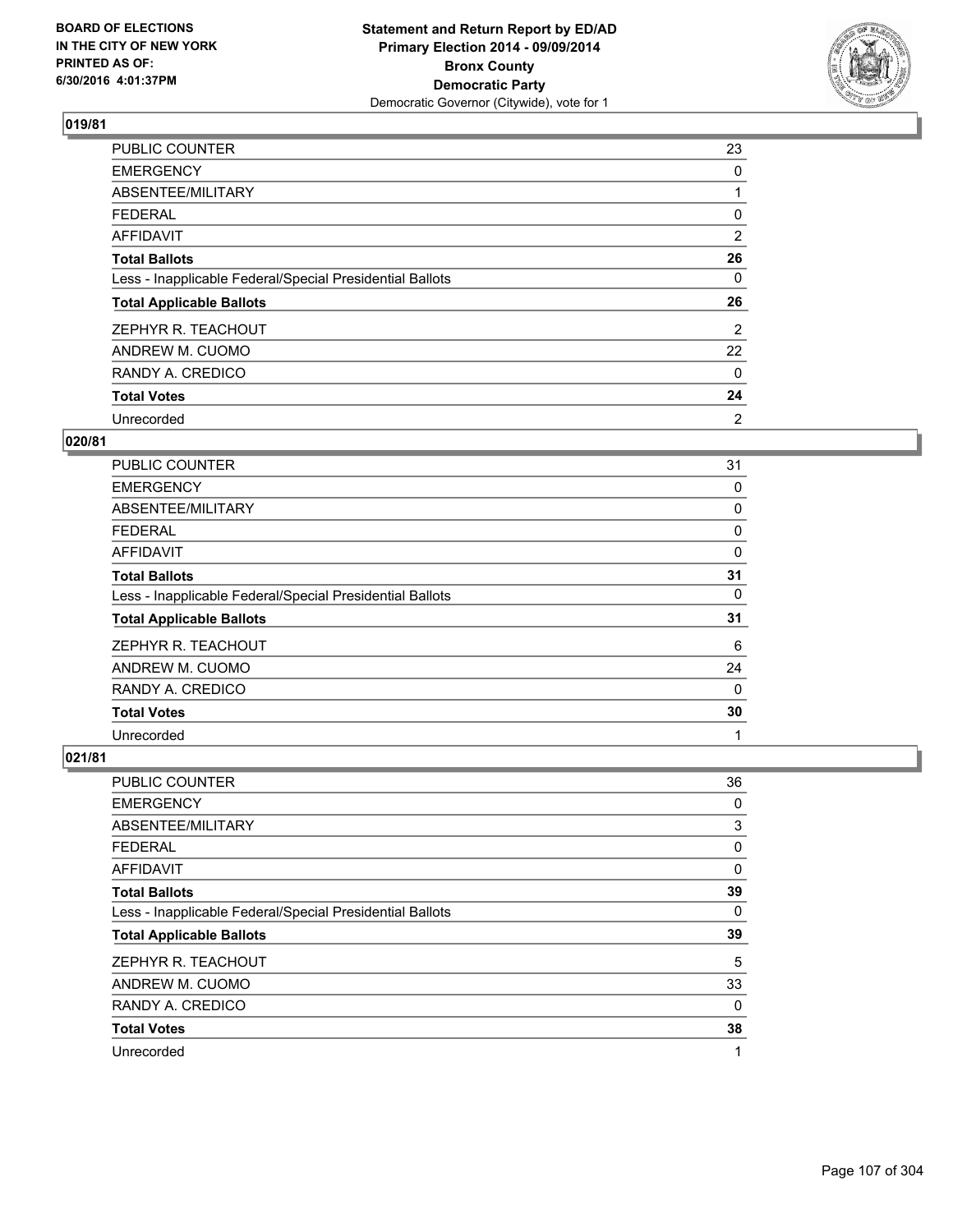BOARD OF ELECTIONS
IN THE CITY OF NEW YORK
PRINTED AS OF:
6/30/2016 4:01:37PM

**Statement and Return Report by ED/AD**
**Primary Election 2014 - 09/09/2014**
**Bronx County**
**Democratic Party**
Democratic Governor (Citywide), vote for 1

## 019/81

| | |
|---|---|
| PUBLIC COUNTER | 23 |
| EMERGENCY | 0 |
| ABSENTEE/MILITARY | 1 |
| FEDERAL | 0 |
| AFFIDAVIT | 2 |
| **Total Ballots** | **26** |
| Less - Inapplicable Federal/Special Presidential Ballots | 0 |
| **Total Applicable Ballots** | **26** |
| ZEPHYR R. TEACHOUT | 2 |
| ANDREW M. CUOMO | 22 |
| RANDY A. CREDICO | 0 |
| **Total Votes** | **24** |
| Unrecorded | 2 |

## 020/81

| | |
|---|---|
| PUBLIC COUNTER | 31 |
| EMERGENCY | 0 |
| ABSENTEE/MILITARY | 0 |
| FEDERAL | 0 |
| AFFIDAVIT | 0 |
| **Total Ballots** | **31** |
| Less - Inapplicable Federal/Special Presidential Ballots | 0 |
| **Total Applicable Ballots** | **31** |
| ZEPHYR R. TEACHOUT | 6 |
| ANDREW M. CUOMO | 24 |
| RANDY A. CREDICO | 0 |
| **Total Votes** | **30** |
| Unrecorded | 1 |

## 021/81

| | |
|---|---|
| PUBLIC COUNTER | 36 |
| EMERGENCY | 0 |
| ABSENTEE/MILITARY | 3 |
| FEDERAL | 0 |
| AFFIDAVIT | 0 |
| **Total Ballots** | **39** |
| Less - Inapplicable Federal/Special Presidential Ballots | 0 |
| **Total Applicable Ballots** | **39** |
| ZEPHYR R. TEACHOUT | 5 |
| ANDREW M. CUOMO | 33 |
| RANDY A. CREDICO | 0 |
| **Total Votes** | **38** |
| Unrecorded | 1 |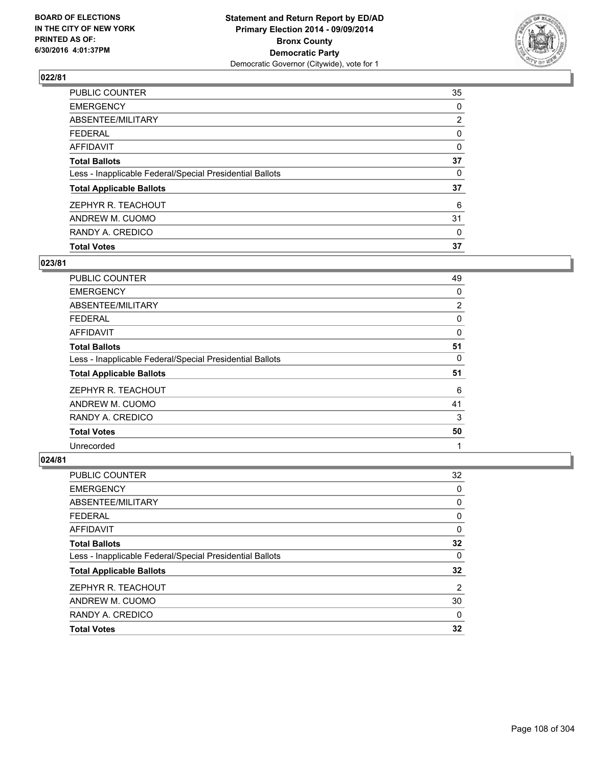BOARD OF ELECTIONS
IN THE CITY OF NEW YORK
PRINTED AS OF:
6/30/2016 4:01:37PM

**Statement and Return Report by ED/AD**
**Primary Election 2014 - 09/09/2014**
**Bronx County**
**Democratic Party**
Democratic Governor (Citywide), vote for 1

**022/81**

| | |
|---|---|
| PUBLIC COUNTER | 35 |
| EMERGENCY | 0 |
| ABSENTEE/MILITARY | 2 |
| FEDERAL | 0 |
| AFFIDAVIT | 0 |
| **Total Ballots** | **37** |
| Less - Inapplicable Federal/Special Presidential Ballots | 0 |
| **Total Applicable Ballots** | **37** |
| ZEPHYR R. TEACHOUT | 6 |
| ANDREW M. CUOMO | 31 |
| RANDY A. CREDICO | 0 |
| **Total Votes** | **37** |

**023/81**

| | |
|---|---|
| PUBLIC COUNTER | 49 |
| EMERGENCY | 0 |
| ABSENTEE/MILITARY | 2 |
| FEDERAL | 0 |
| AFFIDAVIT | 0 |
| **Total Ballots** | **51** |
| Less - Inapplicable Federal/Special Presidential Ballots | 0 |
| **Total Applicable Ballots** | **51** |
| ZEPHYR R. TEACHOUT | 6 |
| ANDREW M. CUOMO | 41 |
| RANDY A. CREDICO | 3 |
| **Total Votes** | **50** |
| Unrecorded | 1 |

**024/81**

| | |
|---|---|
| PUBLIC COUNTER | 32 |
| EMERGENCY | 0 |
| ABSENTEE/MILITARY | 0 |
| FEDERAL | 0 |
| AFFIDAVIT | 0 |
| **Total Ballots** | **32** |
| Less - Inapplicable Federal/Special Presidential Ballots | 0 |
| **Total Applicable Ballots** | **32** |
| ZEPHYR R. TEACHOUT | 2 |
| ANDREW M. CUOMO | 30 |
| RANDY A. CREDICO | 0 |
| **Total Votes** | **32** |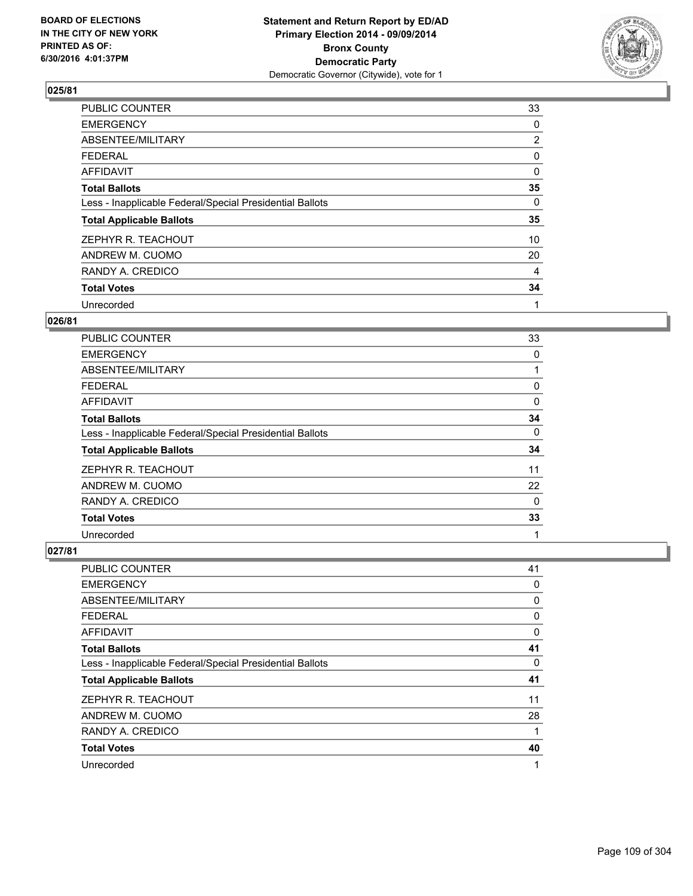## 025/81

| | |
|---|---|
| PUBLIC COUNTER | 33 |
| EMERGENCY | 0 |
| ABSENTEE/MILITARY | 2 |
| FEDERAL | 0 |
| AFFIDAVIT | 0 |
| **Total Ballots** | **35** |
| Less - Inapplicable Federal/Special Presidential Ballots | 0 |
| **Total Applicable Ballots** | **35** |
| ZEPHYR R. TEACHOUT | 10 |
| ANDREW M. CUOMO | 20 |
| RANDY A. CREDICO | 4 |
| **Total Votes** | **34** |
| Unrecorded | 1 |

## 026/81

| | |
|---|---|
| PUBLIC COUNTER | 33 |
| EMERGENCY | 0 |
| ABSENTEE/MILITARY | 1 |
| FEDERAL | 0 |
| AFFIDAVIT | 0 |
| **Total Ballots** | **34** |
| Less - Inapplicable Federal/Special Presidential Ballots | 0 |
| **Total Applicable Ballots** | **34** |
| ZEPHYR R. TEACHOUT | 11 |
| ANDREW M. CUOMO | 22 |
| RANDY A. CREDICO | 0 |
| **Total Votes** | **33** |
| Unrecorded | 1 |

## 027/81

| | |
|---|---|
| PUBLIC COUNTER | 41 |
| EMERGENCY | 0 |
| ABSENTEE/MILITARY | 0 |
| FEDERAL | 0 |
| AFFIDAVIT | 0 |
| **Total Ballots** | **41** |
| Less - Inapplicable Federal/Special Presidential Ballots | 0 |
| **Total Applicable Ballots** | **41** |
| ZEPHYR R. TEACHOUT | 11 |
| ANDREW M. CUOMO | 28 |
| RANDY A. CREDICO | 1 |
| **Total Votes** | **40** |
| Unrecorded | 1 |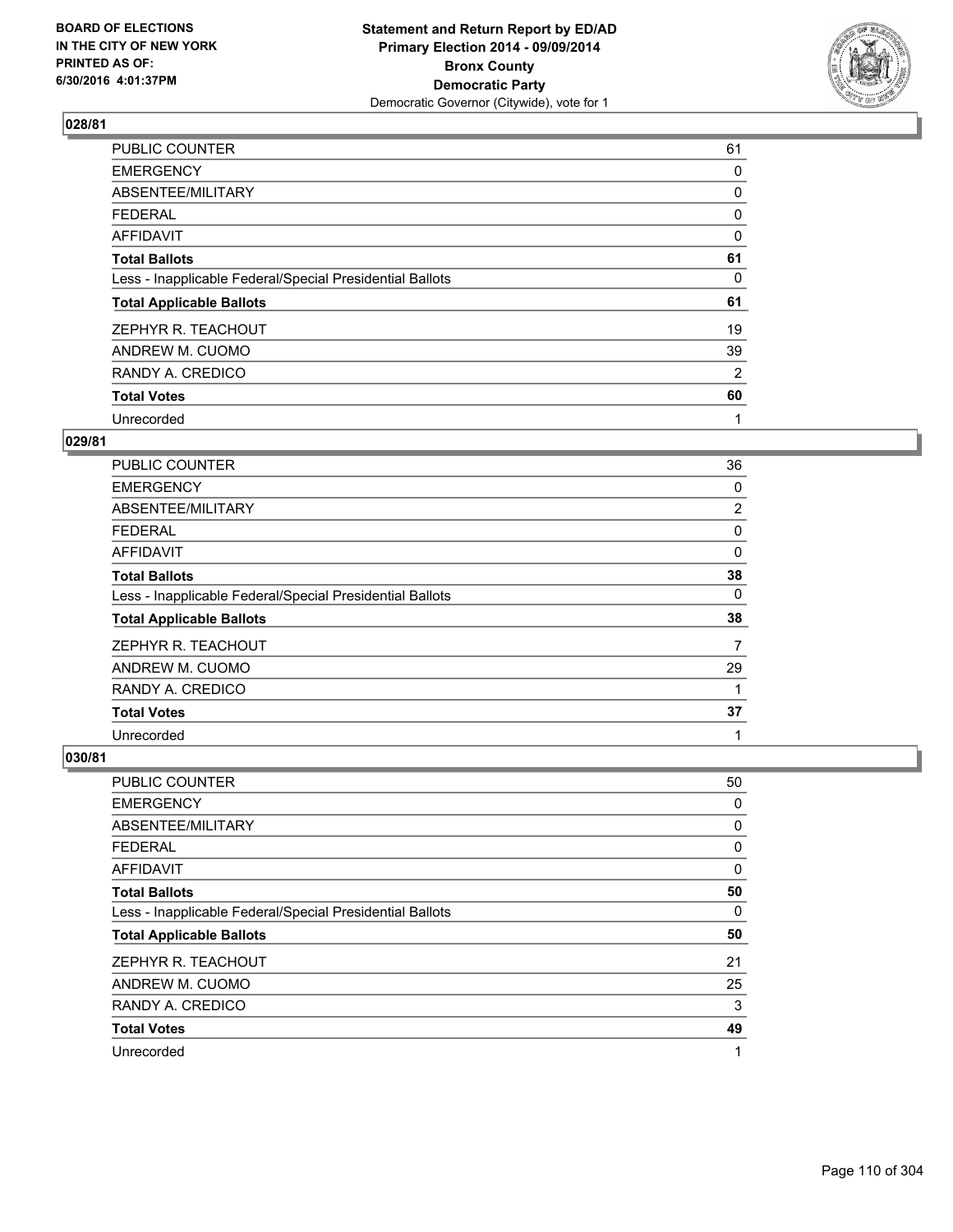BOARD OF ELECTIONS
IN THE CITY OF NEW YORK
PRINTED AS OF:
6/30/2016 4:01:37PM

**Statement and Return Report by ED/AD**
**Primary Election 2014 - 09/09/2014**
**Bronx County**
**Democratic Party**
Democratic Governor (Citywide), vote for 1

## 028/81

| | |
|---|---|
| PUBLIC COUNTER | 61 |
| EMERGENCY | 0 |
| ABSENTEE/MILITARY | 0 |
| FEDERAL | 0 |
| AFFIDAVIT | 0 |
| **Total Ballots** | **61** |
| Less - Inapplicable Federal/Special Presidential Ballots | 0 |
| **Total Applicable Ballots** | **61** |
| ZEPHYR R. TEACHOUT | 19 |
| ANDREW M. CUOMO | 39 |
| RANDY A. CREDICO | 2 |
| **Total Votes** | **60** |
| Unrecorded | 1 |

## 029/81

| | |
|---|---|
| PUBLIC COUNTER | 36 |
| EMERGENCY | 0 |
| ABSENTEE/MILITARY | 2 |
| FEDERAL | 0 |
| AFFIDAVIT | 0 |
| **Total Ballots** | **38** |
| Less - Inapplicable Federal/Special Presidential Ballots | 0 |
| **Total Applicable Ballots** | **38** |
| ZEPHYR R. TEACHOUT | 7 |
| ANDREW M. CUOMO | 29 |
| RANDY A. CREDICO | 1 |
| **Total Votes** | **37** |
| Unrecorded | 1 |

## 030/81

| | |
|---|---|
| PUBLIC COUNTER | 50 |
| EMERGENCY | 0 |
| ABSENTEE/MILITARY | 0 |
| FEDERAL | 0 |
| AFFIDAVIT | 0 |
| **Total Ballots** | **50** |
| Less - Inapplicable Federal/Special Presidential Ballots | 0 |
| **Total Applicable Ballots** | **50** |
| ZEPHYR R. TEACHOUT | 21 |
| ANDREW M. CUOMO | 25 |
| RANDY A. CREDICO | 3 |
| **Total Votes** | **49** |
| Unrecorded | 1 |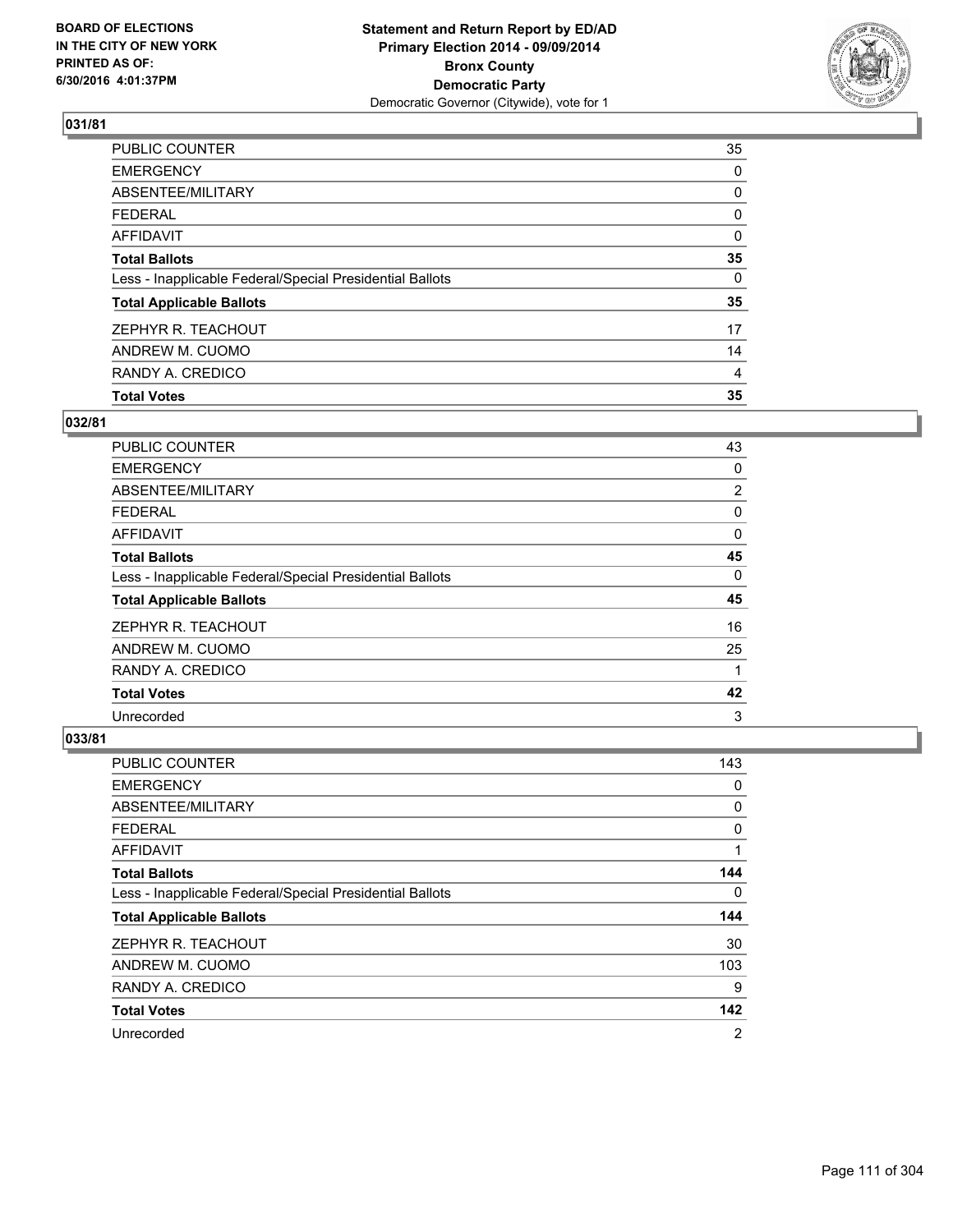**Statement and Return Report by ED/AD**
**Primary Election 2014 - 09/09/2014**
**Bronx County**
**Democratic Party**
Democratic Governor (Citywide), vote for 1

BOARD OF ELECTIONS
IN THE CITY OF NEW YORK
PRINTED AS OF:
6/30/2016 4:01:37PM

## 031/81

| | |
|---|---|
| PUBLIC COUNTER | 35 |
| EMERGENCY | 0 |
| ABSENTEE/MILITARY | 0 |
| FEDERAL | 0 |
| AFFIDAVIT | 0 |
| **Total Ballots** | **35** |
| Less - Inapplicable Federal/Special Presidential Ballots | 0 |
| **Total Applicable Ballots** | **35** |
| ZEPHYR R. TEACHOUT | 17 |
| ANDREW M. CUOMO | 14 |
| RANDY A. CREDICO | 4 |
| **Total Votes** | **35** |

## 032/81

| | |
|---|---|
| PUBLIC COUNTER | 43 |
| EMERGENCY | 0 |
| ABSENTEE/MILITARY | 2 |
| FEDERAL | 0 |
| AFFIDAVIT | 0 |
| **Total Ballots** | **45** |
| Less - Inapplicable Federal/Special Presidential Ballots | 0 |
| **Total Applicable Ballots** | **45** |
| ZEPHYR R. TEACHOUT | 16 |
| ANDREW M. CUOMO | 25 |
| RANDY A. CREDICO | 1 |
| **Total Votes** | **42** |
| Unrecorded | 3 |

## 033/81

| | |
|---|---|
| PUBLIC COUNTER | 143 |
| EMERGENCY | 0 |
| ABSENTEE/MILITARY | 0 |
| FEDERAL | 0 |
| AFFIDAVIT | 1 |
| **Total Ballots** | **144** |
| Less - Inapplicable Federal/Special Presidential Ballots | 0 |
| **Total Applicable Ballots** | **144** |
| ZEPHYR R. TEACHOUT | 30 |
| ANDREW M. CUOMO | 103 |
| RANDY A. CREDICO | 9 |
| **Total Votes** | **142** |
| Unrecorded | 2 |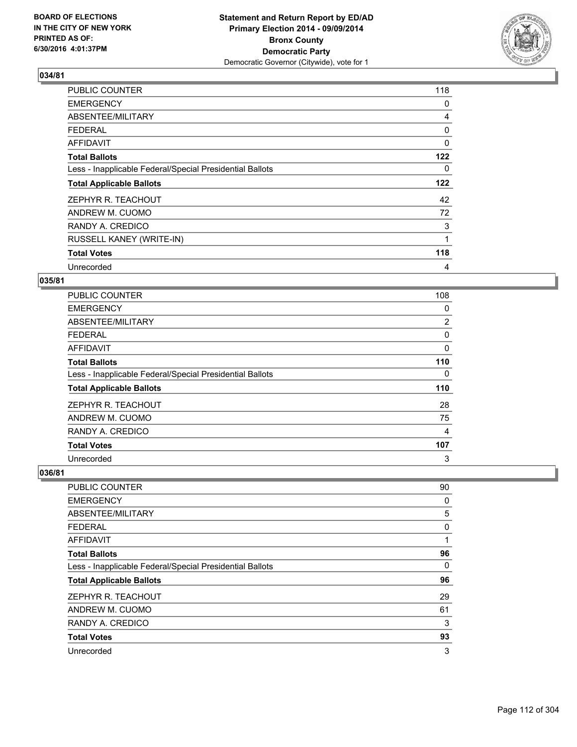## 034/81

| | |
|---|---|
| PUBLIC COUNTER | 118 |
| EMERGENCY | 0 |
| ABSENTEE/MILITARY | 4 |
| FEDERAL | 0 |
| AFFIDAVIT | 0 |
| **Total Ballots** | **122** |
| Less - Inapplicable Federal/Special Presidential Ballots | 0 |
| **Total Applicable Ballots** | **122** |
| ZEPHYR R. TEACHOUT | 42 |
| ANDREW M. CUOMO | 72 |
| RANDY A. CREDICO | 3 |
| RUSSELL KANEY (WRITE-IN) | 1 |
| **Total Votes** | **118** |
| Unrecorded | 4 |

## 035/81

| | |
|---|---|
| PUBLIC COUNTER | 108 |
| EMERGENCY | 0 |
| ABSENTEE/MILITARY | 2 |
| FEDERAL | 0 |
| AFFIDAVIT | 0 |
| **Total Ballots** | **110** |
| Less - Inapplicable Federal/Special Presidential Ballots | 0 |
| **Total Applicable Ballots** | **110** |
| ZEPHYR R. TEACHOUT | 28 |
| ANDREW M. CUOMO | 75 |
| RANDY A. CREDICO | 4 |
| **Total Votes** | **107** |
| Unrecorded | 3 |

## 036/81

| | |
|---|---|
| PUBLIC COUNTER | 90 |
| EMERGENCY | 0 |
| ABSENTEE/MILITARY | 5 |
| FEDERAL | 0 |
| AFFIDAVIT | 1 |
| **Total Ballots** | **96** |
| Less - Inapplicable Federal/Special Presidential Ballots | 0 |
| **Total Applicable Ballots** | **96** |
| ZEPHYR R. TEACHOUT | 29 |
| ANDREW M. CUOMO | 61 |
| RANDY A. CREDICO | 3 |
| **Total Votes** | **93** |
| Unrecorded | 3 |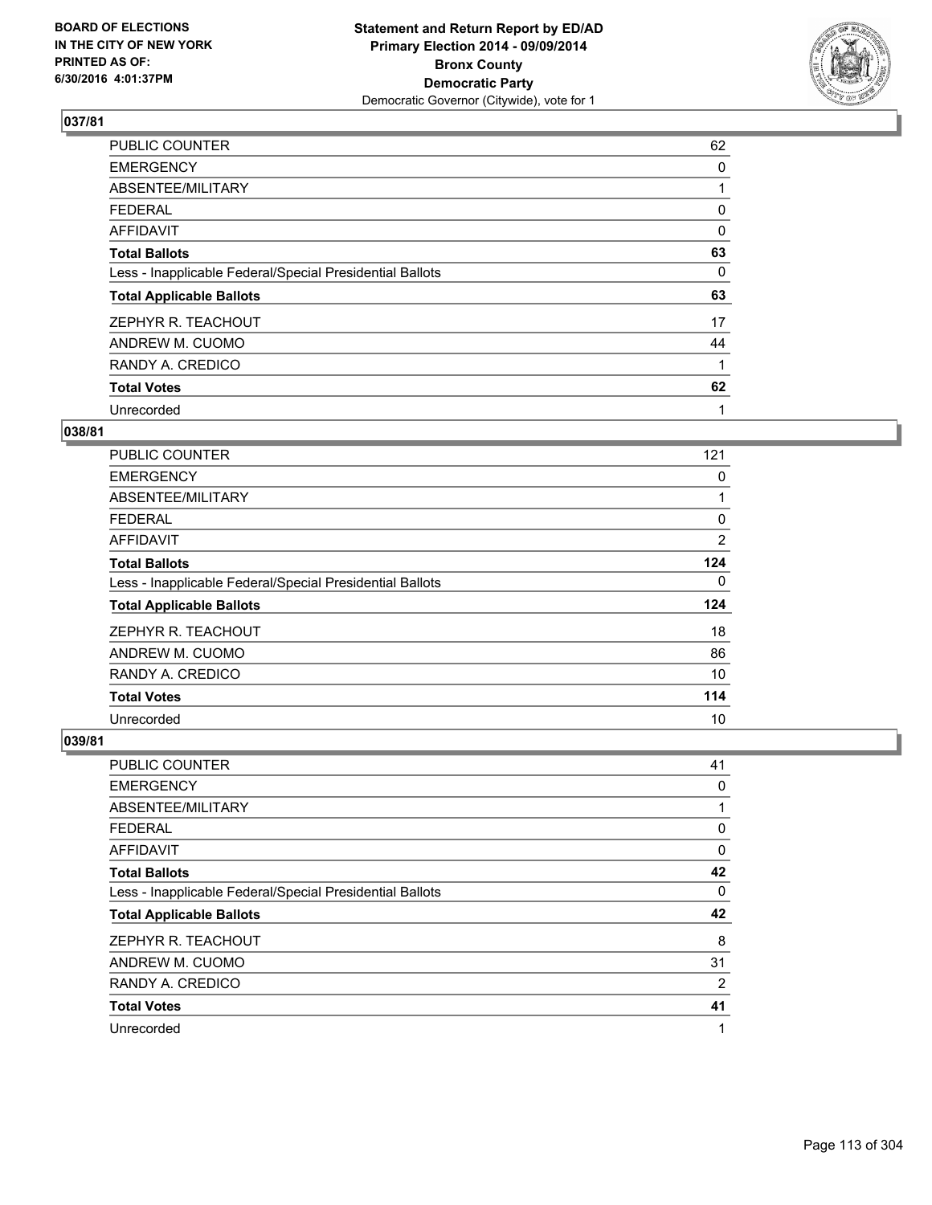**BOARD OF ELECTIONS IN THE CITY OF NEW YORK PRINTED AS OF: 6/30/2016 4:01:37PM**

**Statement and Return Report by ED/AD Primary Election 2014 - 09/09/2014 Bronx County Democratic Party**
Democratic Governor (Citywide), vote for 1

## 037/81

| | |
|---|---|
| PUBLIC COUNTER | 62 |
| EMERGENCY | 0 |
| ABSENTEE/MILITARY | 1 |
| FEDERAL | 0 |
| AFFIDAVIT | 0 |
| **Total Ballots** | **63** |
| Less - Inapplicable Federal/Special Presidential Ballots | 0 |
| **Total Applicable Ballots** | **63** |
| ZEPHYR R. TEACHOUT | 17 |
| ANDREW M. CUOMO | 44 |
| RANDY A. CREDICO | 1 |
| **Total Votes** | **62** |
| Unrecorded | 1 |

## 038/81

| | |
|---|---|
| PUBLIC COUNTER | 121 |
| EMERGENCY | 0 |
| ABSENTEE/MILITARY | 1 |
| FEDERAL | 0 |
| AFFIDAVIT | 2 |
| **Total Ballots** | **124** |
| Less - Inapplicable Federal/Special Presidential Ballots | 0 |
| **Total Applicable Ballots** | **124** |
| ZEPHYR R. TEACHOUT | 18 |
| ANDREW M. CUOMO | 86 |
| RANDY A. CREDICO | 10 |
| **Total Votes** | **114** |
| Unrecorded | 10 |

## 039/81

| | |
|---|---|
| PUBLIC COUNTER | 41 |
| EMERGENCY | 0 |
| ABSENTEE/MILITARY | 1 |
| FEDERAL | 0 |
| AFFIDAVIT | 0 |
| **Total Ballots** | **42** |
| Less - Inapplicable Federal/Special Presidential Ballots | 0 |
| **Total Applicable Ballots** | **42** |
| ZEPHYR R. TEACHOUT | 8 |
| ANDREW M. CUOMO | 31 |
| RANDY A. CREDICO | 2 |
| **Total Votes** | **41** |
| Unrecorded | 1 |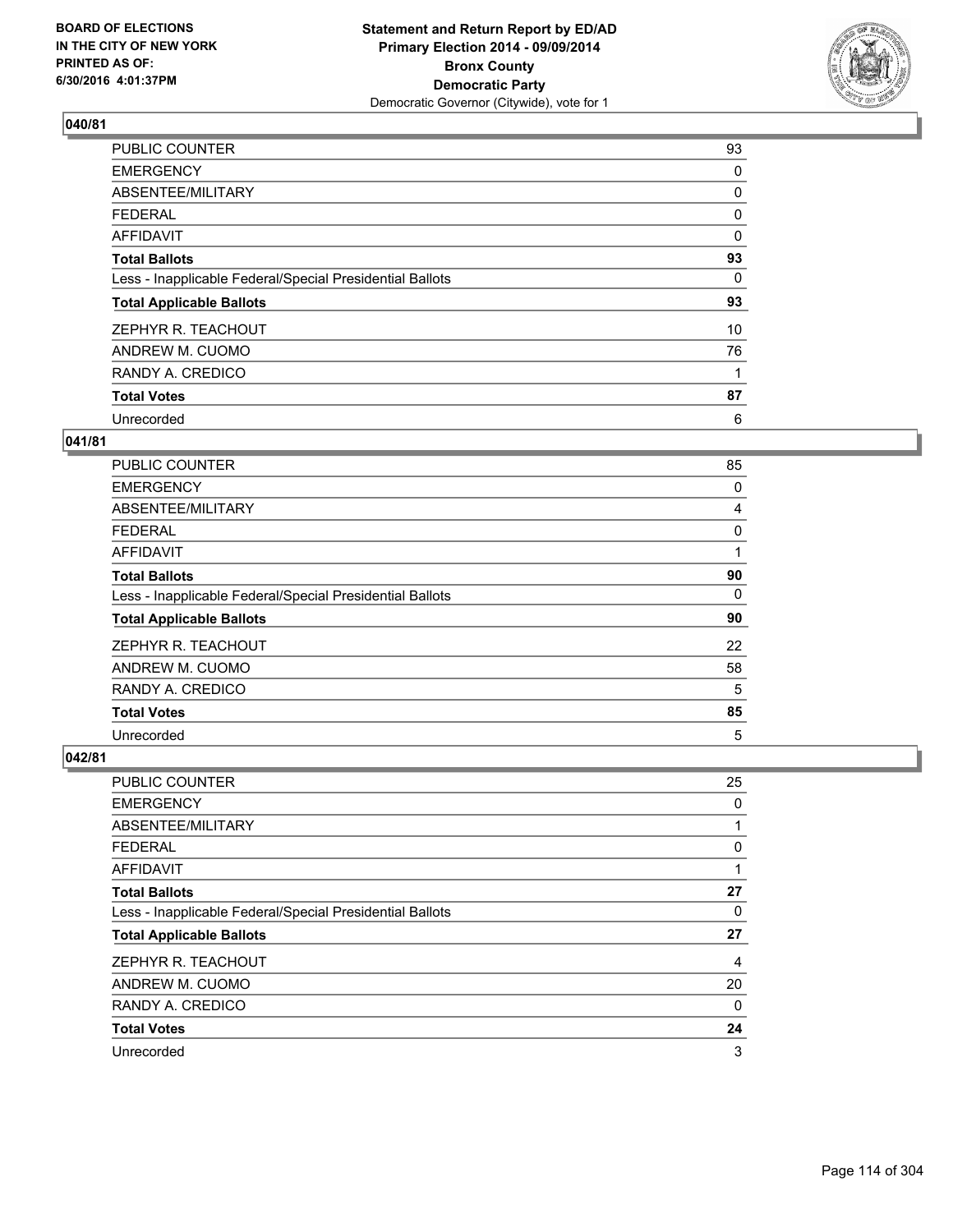**Statement and Return Report by ED/AD**
**Primary Election 2014 - 09/09/2014**
**Bronx County**
**Democratic Party**
Democratic Governor (Citywide), vote for 1

BOARD OF ELECTIONS
IN THE CITY OF NEW YORK
PRINTED AS OF:
6/30/2016 4:01:37PM

## 040/81

| | |
|---|---|
| PUBLIC COUNTER | 93 |
| EMERGENCY | 0 |
| ABSENTEE/MILITARY | 0 |
| FEDERAL | 0 |
| AFFIDAVIT | 0 |
| **Total Ballots** | **93** |
| Less - Inapplicable Federal/Special Presidential Ballots | 0 |
| **Total Applicable Ballots** | **93** |
| ZEPHYR R. TEACHOUT | 10 |
| ANDREW M. CUOMO | 76 |
| RANDY A. CREDICO | 1 |
| **Total Votes** | **87** |
| Unrecorded | 6 |

## 041/81

| | |
|---|---|
| PUBLIC COUNTER | 85 |
| EMERGENCY | 0 |
| ABSENTEE/MILITARY | 4 |
| FEDERAL | 0 |
| AFFIDAVIT | 1 |
| **Total Ballots** | **90** |
| Less - Inapplicable Federal/Special Presidential Ballots | 0 |
| **Total Applicable Ballots** | **90** |
| ZEPHYR R. TEACHOUT | 22 |
| ANDREW M. CUOMO | 58 |
| RANDY A. CREDICO | 5 |
| **Total Votes** | **85** |
| Unrecorded | 5 |

## 042/81

| | |
|---|---|
| PUBLIC COUNTER | 25 |
| EMERGENCY | 0 |
| ABSENTEE/MILITARY | 1 |
| FEDERAL | 0 |
| AFFIDAVIT | 1 |
| **Total Ballots** | **27** |
| Less - Inapplicable Federal/Special Presidential Ballots | 0 |
| **Total Applicable Ballots** | **27** |
| ZEPHYR R. TEACHOUT | 4 |
| ANDREW M. CUOMO | 20 |
| RANDY A. CREDICO | 0 |
| **Total Votes** | **24** |
| Unrecorded | 3 |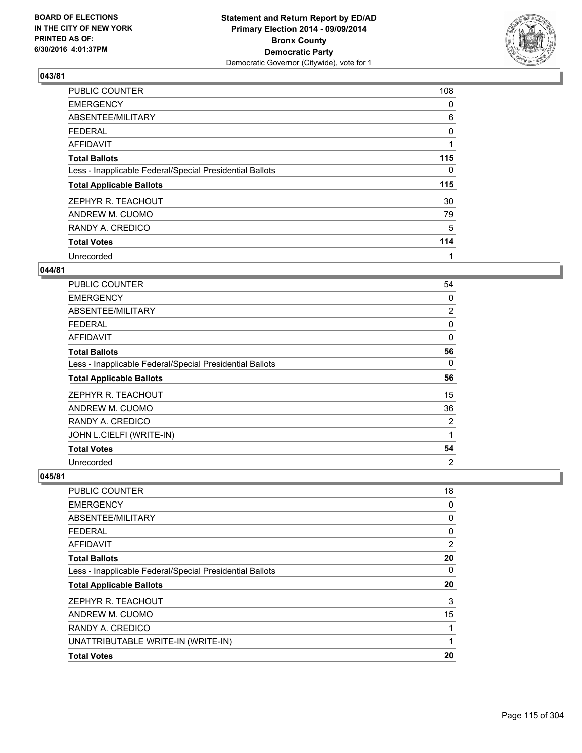**BOARD OF ELECTIONS IN THE CITY OF NEW YORK PRINTED AS OF: 6/30/2016 4:01:37PM**

**Statement and Return Report by ED/AD Primary Election 2014 - 09/09/2014 Bronx County Democratic Party**
Democratic Governor (Citywide), vote for 1

### 043/81

| | |
|---|---|
| PUBLIC COUNTER | 108 |
| EMERGENCY | 0 |
| ABSENTEE/MILITARY | 6 |
| FEDERAL | 0 |
| AFFIDAVIT | 1 |
| **Total Ballots** | **115** |
| Less - Inapplicable Federal/Special Presidential Ballots | 0 |
| **Total Applicable Ballots** | **115** |
| ZEPHYR R. TEACHOUT | 30 |
| ANDREW M. CUOMO | 79 |
| RANDY A. CREDICO | 5 |
| **Total Votes** | **114** |
| Unrecorded | 1 |

### 044/81

| | |
|---|---|
| PUBLIC COUNTER | 54 |
| EMERGENCY | 0 |
| ABSENTEE/MILITARY | 2 |
| FEDERAL | 0 |
| AFFIDAVIT | 0 |
| **Total Ballots** | **56** |
| Less - Inapplicable Federal/Special Presidential Ballots | 0 |
| **Total Applicable Ballots** | **56** |
| ZEPHYR R. TEACHOUT | 15 |
| ANDREW M. CUOMO | 36 |
| RANDY A. CREDICO | 2 |
| JOHN L.CIELFI (WRITE-IN) | 1 |
| **Total Votes** | **54** |
| Unrecorded | 2 |

### 045/81

| | |
|---|---|
| PUBLIC COUNTER | 18 |
| EMERGENCY | 0 |
| ABSENTEE/MILITARY | 0 |
| FEDERAL | 0 |
| AFFIDAVIT | 2 |
| **Total Ballots** | **20** |
| Less - Inapplicable Federal/Special Presidential Ballots | 0 |
| **Total Applicable Ballots** | **20** |
| ZEPHYR R. TEACHOUT | 3 |
| ANDREW M. CUOMO | 15 |
| RANDY A. CREDICO | 1 |
| UNATTRIBUTABLE WRITE-IN (WRITE-IN) | 1 |
| **Total Votes** | **20** |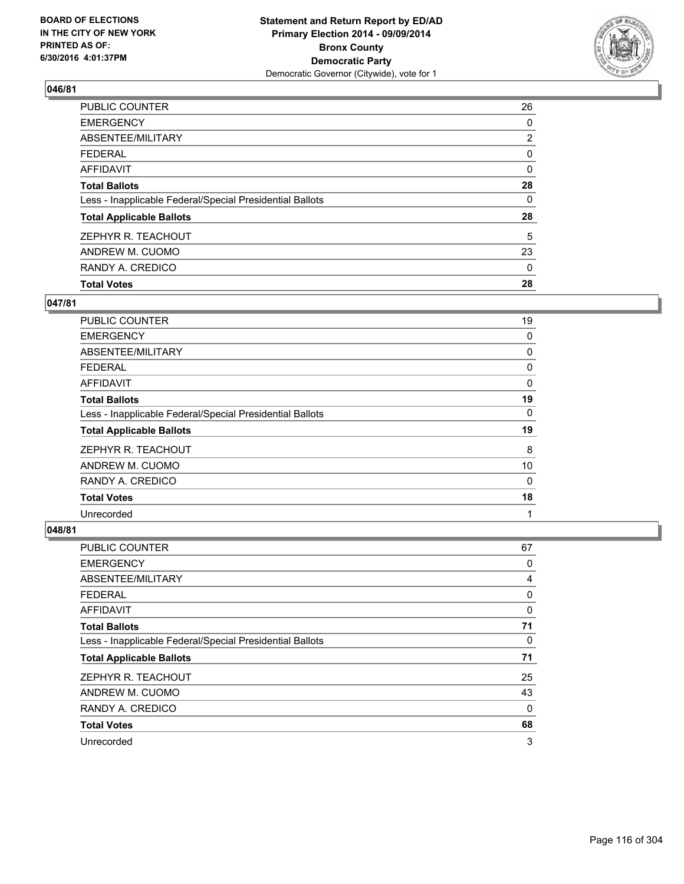**Statement and Return Report by ED/AD**
**Primary Election 2014 - 09/09/2014**
**Bronx County**
**Democratic Party**
Democratic Governor (Citywide), vote for 1

BOARD OF ELECTIONS
IN THE CITY OF NEW YORK
PRINTED AS OF:
6/30/2016 4:01:37PM

**046/81**

| | |
|---|---|
| PUBLIC COUNTER | 26 |
| EMERGENCY | 0 |
| ABSENTEE/MILITARY | 2 |
| FEDERAL | 0 |
| AFFIDAVIT | 0 |
| **Total Ballots** | **28** |
| Less - Inapplicable Federal/Special Presidential Ballots | 0 |
| **Total Applicable Ballots** | **28** |
| ZEPHYR R. TEACHOUT | 5 |
| ANDREW M. CUOMO | 23 |
| RANDY A. CREDICO | 0 |
| **Total Votes** | **28** |

**047/81**

| | |
|---|---|
| PUBLIC COUNTER | 19 |
| EMERGENCY | 0 |
| ABSENTEE/MILITARY | 0 |
| FEDERAL | 0 |
| AFFIDAVIT | 0 |
| **Total Ballots** | **19** |
| Less - Inapplicable Federal/Special Presidential Ballots | 0 |
| **Total Applicable Ballots** | **19** |
| ZEPHYR R. TEACHOUT | 8 |
| ANDREW M. CUOMO | 10 |
| RANDY A. CREDICO | 0 |
| **Total Votes** | **18** |
| Unrecorded | 1 |

**048/81**

| | |
|---|---|
| PUBLIC COUNTER | 67 |
| EMERGENCY | 0 |
| ABSENTEE/MILITARY | 4 |
| FEDERAL | 0 |
| AFFIDAVIT | 0 |
| **Total Ballots** | **71** |
| Less - Inapplicable Federal/Special Presidential Ballots | 0 |
| **Total Applicable Ballots** | **71** |
| ZEPHYR R. TEACHOUT | 25 |
| ANDREW M. CUOMO | 43 |
| RANDY A. CREDICO | 0 |
| **Total Votes** | **68** |
| Unrecorded | 3 |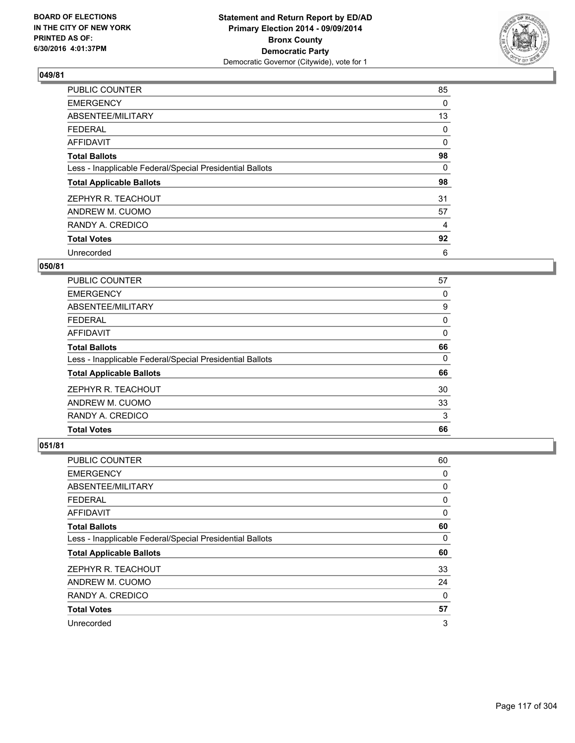**Statement and Return Report by ED/AD**
**Primary Election 2014 - 09/09/2014**
**Bronx County**
**Democratic Party**
Democratic Governor (Citywide), vote for 1

BOARD OF ELECTIONS
IN THE CITY OF NEW YORK
PRINTED AS OF:
6/30/2016 4:01:37PM

**049/81**

| | |
|---|---|
| PUBLIC COUNTER | 85 |
| EMERGENCY | 0 |
| ABSENTEE/MILITARY | 13 |
| FEDERAL | 0 |
| AFFIDAVIT | 0 |
| **Total Ballots** | **98** |
| Less - Inapplicable Federal/Special Presidential Ballots | 0 |
| **Total Applicable Ballots** | **98** |
| ZEPHYR R. TEACHOUT | 31 |
| ANDREW M. CUOMO | 57 |
| RANDY A. CREDICO | 4 |
| **Total Votes** | **92** |
| Unrecorded | 6 |

**050/81**

| | |
|---|---|
| PUBLIC COUNTER | 57 |
| EMERGENCY | 0 |
| ABSENTEE/MILITARY | 9 |
| FEDERAL | 0 |
| AFFIDAVIT | 0 |
| **Total Ballots** | **66** |
| Less - Inapplicable Federal/Special Presidential Ballots | 0 |
| **Total Applicable Ballots** | **66** |
| ZEPHYR R. TEACHOUT | 30 |
| ANDREW M. CUOMO | 33 |
| RANDY A. CREDICO | 3 |
| **Total Votes** | **66** |

**051/81**

| | |
|---|---|
| PUBLIC COUNTER | 60 |
| EMERGENCY | 0 |
| ABSENTEE/MILITARY | 0 |
| FEDERAL | 0 |
| AFFIDAVIT | 0 |
| **Total Ballots** | **60** |
| Less - Inapplicable Federal/Special Presidential Ballots | 0 |
| **Total Applicable Ballots** | **60** |
| ZEPHYR R. TEACHOUT | 33 |
| ANDREW M. CUOMO | 24 |
| RANDY A. CREDICO | 0 |
| **Total Votes** | **57** |
| Unrecorded | 3 |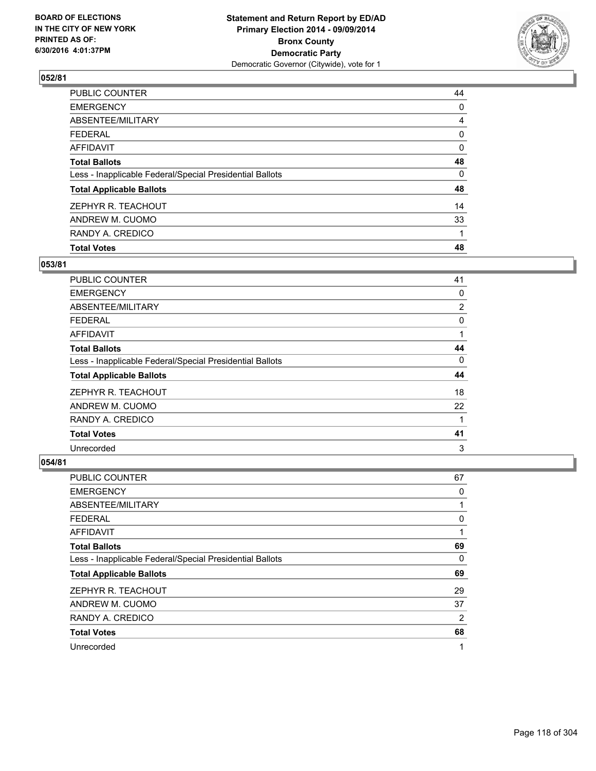**Statement and Return Report by ED/AD**
**Primary Election 2014 - 09/09/2014**
**Bronx County**
**Democratic Party**
Democratic Governor (Citywide), vote for 1

BOARD OF ELECTIONS
IN THE CITY OF NEW YORK
PRINTED AS OF:
6/30/2016 4:01:37PM

### 052/81

| | |
|---|---|
| PUBLIC COUNTER | 44 |
| EMERGENCY | 0 |
| ABSENTEE/MILITARY | 4 |
| FEDERAL | 0 |
| AFFIDAVIT | 0 |
| **Total Ballots** | **48** |
| Less - Inapplicable Federal/Special Presidential Ballots | 0 |
| **Total Applicable Ballots** | **48** |
| ZEPHYR R. TEACHOUT | 14 |
| ANDREW M. CUOMO | 33 |
| RANDY A. CREDICO | 1 |
| **Total Votes** | **48** |

### 053/81

| | |
|---|---|
| PUBLIC COUNTER | 41 |
| EMERGENCY | 0 |
| ABSENTEE/MILITARY | 2 |
| FEDERAL | 0 |
| AFFIDAVIT | 1 |
| **Total Ballots** | **44** |
| Less - Inapplicable Federal/Special Presidential Ballots | 0 |
| **Total Applicable Ballots** | **44** |
| ZEPHYR R. TEACHOUT | 18 |
| ANDREW M. CUOMO | 22 |
| RANDY A. CREDICO | 1 |
| **Total Votes** | **41** |
| Unrecorded | 3 |

### 054/81

| | |
|---|---|
| PUBLIC COUNTER | 67 |
| EMERGENCY | 0 |
| ABSENTEE/MILITARY | 1 |
| FEDERAL | 0 |
| AFFIDAVIT | 1 |
| **Total Ballots** | **69** |
| Less - Inapplicable Federal/Special Presidential Ballots | 0 |
| **Total Applicable Ballots** | **69** |
| ZEPHYR R. TEACHOUT | 29 |
| ANDREW M. CUOMO | 37 |
| RANDY A. CREDICO | 2 |
| **Total Votes** | **68** |
| Unrecorded | 1 |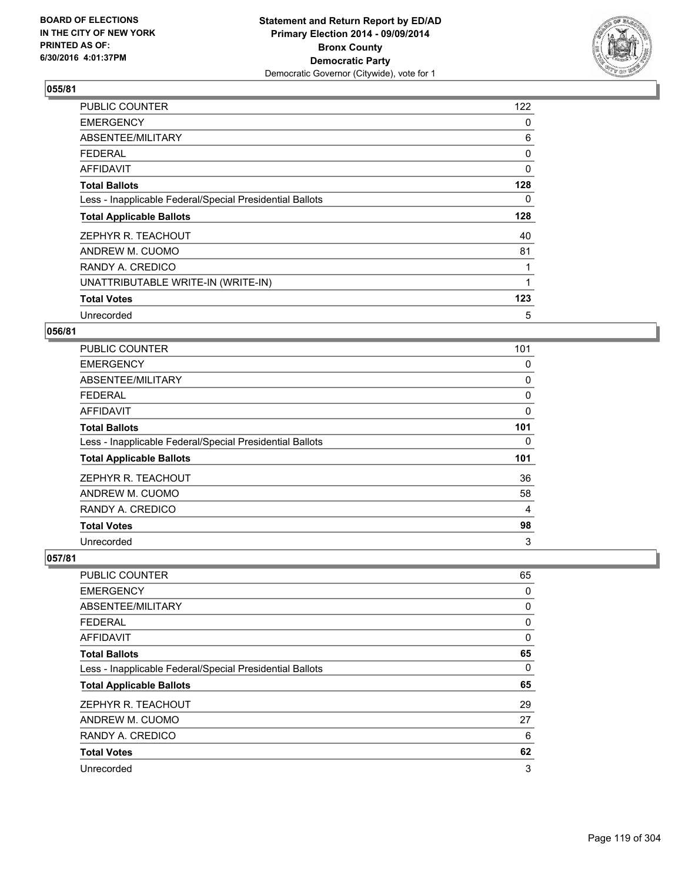**BOARD OF ELECTIONS IN THE CITY OF NEW YORK PRINTED AS OF: 6/30/2016 4:01:37PM**

**Statement and Return Report by ED/AD Primary Election 2014 - 09/09/2014 Bronx County Democratic Party**
Democratic Governor (Citywide), vote for 1

## 055/81

| | |
|---|---|
| PUBLIC COUNTER | 122 |
| EMERGENCY | 0 |
| ABSENTEE/MILITARY | 6 |
| FEDERAL | 0 |
| AFFIDAVIT | 0 |
| **Total Ballots** | **128** |
| Less - Inapplicable Federal/Special Presidential Ballots | 0 |
| **Total Applicable Ballots** | **128** |
| ZEPHYR R. TEACHOUT | 40 |
| ANDREW M. CUOMO | 81 |
| RANDY A. CREDICO | 1 |
| UNATTRIBUTABLE WRITE-IN (WRITE-IN) | 1 |
| **Total Votes** | **123** |
| Unrecorded | 5 |

## 056/81

| | |
|---|---|
| PUBLIC COUNTER | 101 |
| EMERGENCY | 0 |
| ABSENTEE/MILITARY | 0 |
| FEDERAL | 0 |
| AFFIDAVIT | 0 |
| **Total Ballots** | **101** |
| Less - Inapplicable Federal/Special Presidential Ballots | 0 |
| **Total Applicable Ballots** | **101** |
| ZEPHYR R. TEACHOUT | 36 |
| ANDREW M. CUOMO | 58 |
| RANDY A. CREDICO | 4 |
| **Total Votes** | **98** |
| Unrecorded | 3 |

## 057/81

| | |
|---|---|
| PUBLIC COUNTER | 65 |
| EMERGENCY | 0 |
| ABSENTEE/MILITARY | 0 |
| FEDERAL | 0 |
| AFFIDAVIT | 0 |
| **Total Ballots** | **65** |
| Less - Inapplicable Federal/Special Presidential Ballots | 0 |
| **Total Applicable Ballots** | **65** |
| ZEPHYR R. TEACHOUT | 29 |
| ANDREW M. CUOMO | 27 |
| RANDY A. CREDICO | 6 |
| **Total Votes** | **62** |
| Unrecorded | 3 |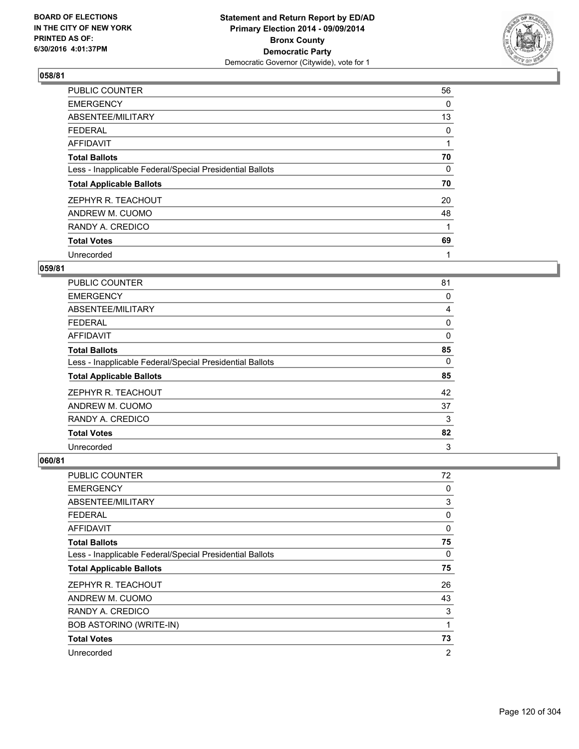**BOARD OF ELECTIONS IN THE CITY OF NEW YORK PRINTED AS OF: 6/30/2016 4:01:37PM**

**Statement and Return Report by ED/AD Primary Election 2014 - 09/09/2014 Bronx County Democratic Party**
Democratic Governor (Citywide), vote for 1

### 058/81

| | |
|---|---|
| PUBLIC COUNTER | 56 |
| EMERGENCY | 0 |
| ABSENTEE/MILITARY | 13 |
| FEDERAL | 0 |
| AFFIDAVIT | 1 |
| **Total Ballots** | **70** |
| Less - Inapplicable Federal/Special Presidential Ballots | 0 |
| **Total Applicable Ballots** | **70** |
| ZEPHYR R. TEACHOUT | 20 |
| ANDREW M. CUOMO | 48 |
| RANDY A. CREDICO | 1 |
| **Total Votes** | **69** |
| Unrecorded | 1 |

### 059/81

| | |
|---|---|
| PUBLIC COUNTER | 81 |
| EMERGENCY | 0 |
| ABSENTEE/MILITARY | 4 |
| FEDERAL | 0 |
| AFFIDAVIT | 0 |
| **Total Ballots** | **85** |
| Less - Inapplicable Federal/Special Presidential Ballots | 0 |
| **Total Applicable Ballots** | **85** |
| ZEPHYR R. TEACHOUT | 42 |
| ANDREW M. CUOMO | 37 |
| RANDY A. CREDICO | 3 |
| **Total Votes** | **82** |
| Unrecorded | 3 |

### 060/81

| | |
|---|---|
| PUBLIC COUNTER | 72 |
| EMERGENCY | 0 |
| ABSENTEE/MILITARY | 3 |
| FEDERAL | 0 |
| AFFIDAVIT | 0 |
| **Total Ballots** | **75** |
| Less - Inapplicable Federal/Special Presidential Ballots | 0 |
| **Total Applicable Ballots** | **75** |
| ZEPHYR R. TEACHOUT | 26 |
| ANDREW M. CUOMO | 43 |
| RANDY A. CREDICO | 3 |
| BOB ASTORINO (WRITE-IN) | 1 |
| **Total Votes** | **73** |
| Unrecorded | 2 |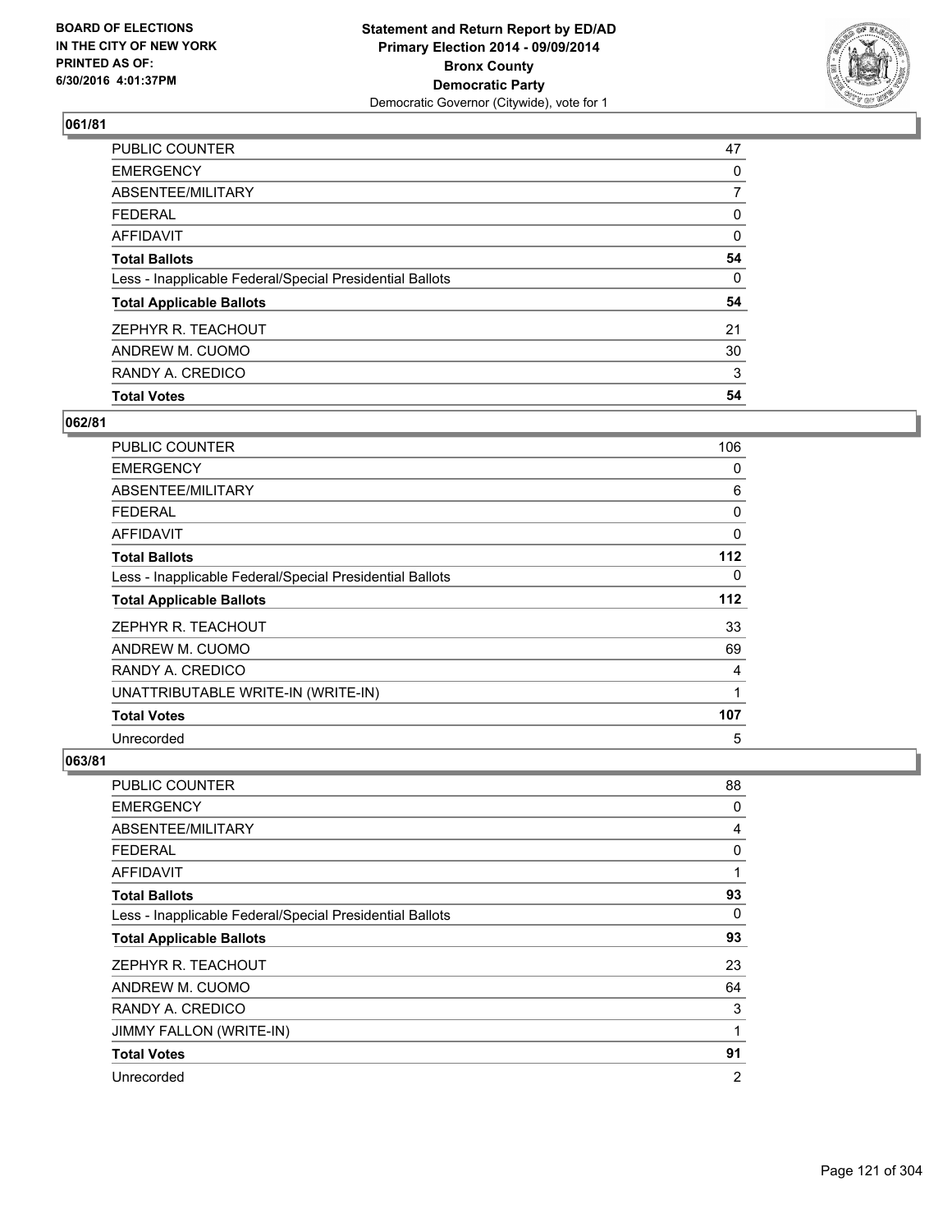## 061/81

| | |
|---|---|
| PUBLIC COUNTER | 47 |
| EMERGENCY | 0 |
| ABSENTEE/MILITARY | 7 |
| FEDERAL | 0 |
| AFFIDAVIT | 0 |
| **Total Ballots** | **54** |
| Less - Inapplicable Federal/Special Presidential Ballots | 0 |
| **Total Applicable Ballots** | **54** |
| ZEPHYR R. TEACHOUT | 21 |
| ANDREW M. CUOMO | 30 |
| RANDY A. CREDICO | 3 |
| **Total Votes** | **54** |

## 062/81

| | |
|---|---|
| PUBLIC COUNTER | 106 |
| EMERGENCY | 0 |
| ABSENTEE/MILITARY | 6 |
| FEDERAL | 0 |
| AFFIDAVIT | 0 |
| **Total Ballots** | **112** |
| Less - Inapplicable Federal/Special Presidential Ballots | 0 |
| **Total Applicable Ballots** | **112** |
| ZEPHYR R. TEACHOUT | 33 |
| ANDREW M. CUOMO | 69 |
| RANDY A. CREDICO | 4 |
| UNATTRIBUTABLE WRITE-IN (WRITE-IN) | 1 |
| **Total Votes** | **107** |
| Unrecorded | 5 |

## 063/81

| | |
|---|---|
| PUBLIC COUNTER | 88 |
| EMERGENCY | 0 |
| ABSENTEE/MILITARY | 4 |
| FEDERAL | 0 |
| AFFIDAVIT | 1 |
| **Total Ballots** | **93** |
| Less - Inapplicable Federal/Special Presidential Ballots | 0 |
| **Total Applicable Ballots** | **93** |
| ZEPHYR R. TEACHOUT | 23 |
| ANDREW M. CUOMO | 64 |
| RANDY A. CREDICO | 3 |
| JIMMY FALLON (WRITE-IN) | 1 |
| **Total Votes** | **91** |
| Unrecorded | 2 |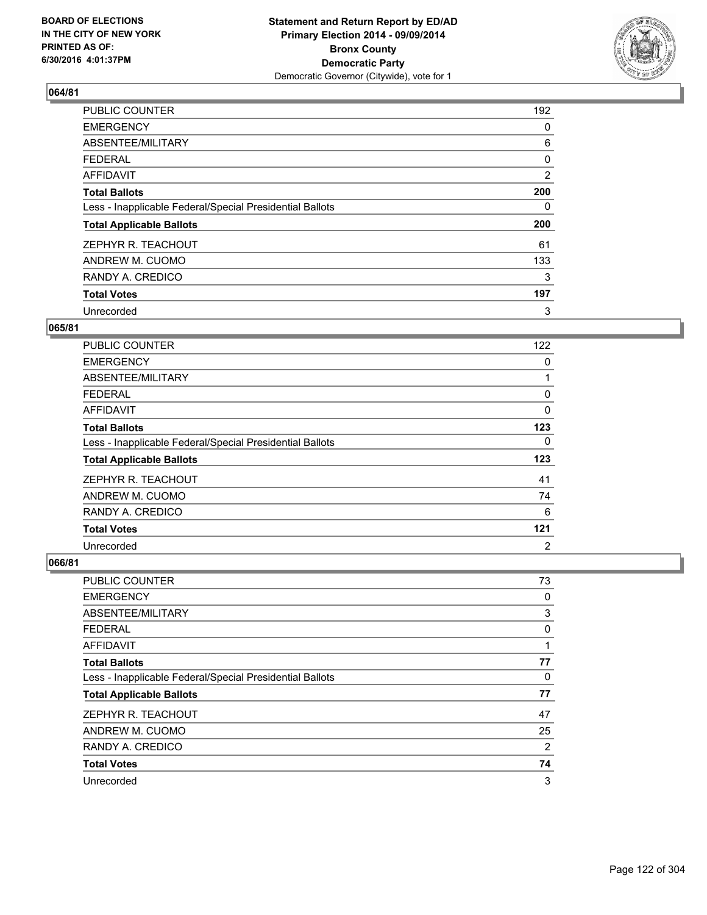BOARD OF ELECTIONS
IN THE CITY OF NEW YORK
PRINTED AS OF:
6/30/2016 4:01:37PM

**Statement and Return Report by ED/AD**
**Primary Election 2014 - 09/09/2014**
**Bronx County**
**Democratic Party**
Democratic Governor (Citywide), vote for 1

## 064/81

| | |
|---|---|
| PUBLIC COUNTER | 192 |
| EMERGENCY | 0 |
| ABSENTEE/MILITARY | 6 |
| FEDERAL | 0 |
| AFFIDAVIT | 2 |
| **Total Ballots** | **200** |
| Less - Inapplicable Federal/Special Presidential Ballots | 0 |
| **Total Applicable Ballots** | **200** |
| ZEPHYR R. TEACHOUT | 61 |
| ANDREW M. CUOMO | 133 |
| RANDY A. CREDICO | 3 |
| **Total Votes** | **197** |
| Unrecorded | 3 |

## 065/81

| | |
|---|---|
| PUBLIC COUNTER | 122 |
| EMERGENCY | 0 |
| ABSENTEE/MILITARY | 1 |
| FEDERAL | 0 |
| AFFIDAVIT | 0 |
| **Total Ballots** | **123** |
| Less - Inapplicable Federal/Special Presidential Ballots | 0 |
| **Total Applicable Ballots** | **123** |
| ZEPHYR R. TEACHOUT | 41 |
| ANDREW M. CUOMO | 74 |
| RANDY A. CREDICO | 6 |
| **Total Votes** | **121** |
| Unrecorded | 2 |

## 066/81

| | |
|---|---|
| PUBLIC COUNTER | 73 |
| EMERGENCY | 0 |
| ABSENTEE/MILITARY | 3 |
| FEDERAL | 0 |
| AFFIDAVIT | 1 |
| **Total Ballots** | **77** |
| Less - Inapplicable Federal/Special Presidential Ballots | 0 |
| **Total Applicable Ballots** | **77** |
| ZEPHYR R. TEACHOUT | 47 |
| ANDREW M. CUOMO | 25 |
| RANDY A. CREDICO | 2 |
| **Total Votes** | **74** |
| Unrecorded | 3 |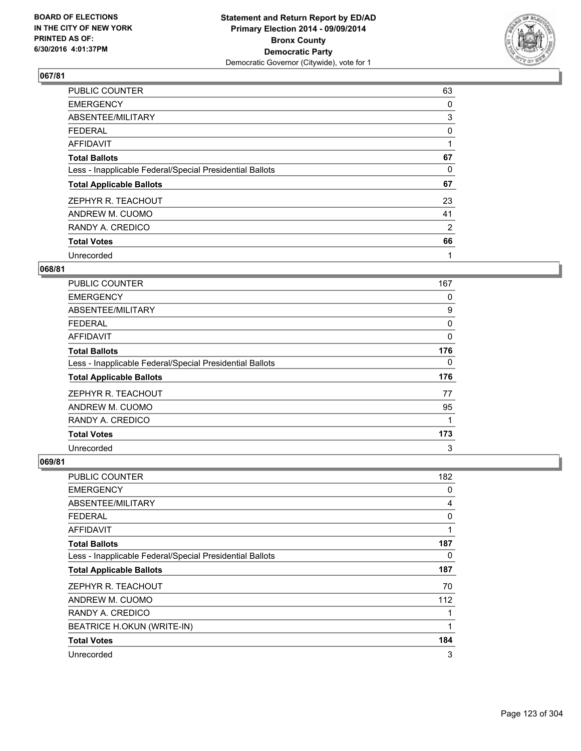**Statement and Return Report by ED/AD**
**Primary Election 2014 - 09/09/2014**
**Bronx County**
**Democratic Party**
Democratic Governor (Citywide), vote for 1

BOARD OF ELECTIONS IN THE CITY OF NEW YORK PRINTED AS OF: 6/30/2016 4:01:37PM

## 067/81

| | |
|---|---|
| PUBLIC COUNTER | 63 |
| EMERGENCY | 0 |
| ABSENTEE/MILITARY | 3 |
| FEDERAL | 0 |
| AFFIDAVIT | 1 |
| **Total Ballots** | **67** |
| Less - Inapplicable Federal/Special Presidential Ballots | 0 |
| **Total Applicable Ballots** | **67** |
| ZEPHYR R. TEACHOUT | 23 |
| ANDREW M. CUOMO | 41 |
| RANDY A. CREDICO | 2 |
| **Total Votes** | **66** |
| Unrecorded | 1 |

## 068/81

| | |
|---|---|
| PUBLIC COUNTER | 167 |
| EMERGENCY | 0 |
| ABSENTEE/MILITARY | 9 |
| FEDERAL | 0 |
| AFFIDAVIT | 0 |
| **Total Ballots** | **176** |
| Less - Inapplicable Federal/Special Presidential Ballots | 0 |
| **Total Applicable Ballots** | **176** |
| ZEPHYR R. TEACHOUT | 77 |
| ANDREW M. CUOMO | 95 |
| RANDY A. CREDICO | 1 |
| **Total Votes** | **173** |
| Unrecorded | 3 |

## 069/81

| | |
|---|---|
| PUBLIC COUNTER | 182 |
| EMERGENCY | 0 |
| ABSENTEE/MILITARY | 4 |
| FEDERAL | 0 |
| AFFIDAVIT | 1 |
| **Total Ballots** | **187** |
| Less - Inapplicable Federal/Special Presidential Ballots | 0 |
| **Total Applicable Ballots** | **187** |
| ZEPHYR R. TEACHOUT | 70 |
| ANDREW M. CUOMO | 112 |
| RANDY A. CREDICO | 1 |
| BEATRICE H.OKUN (WRITE-IN) | 1 |
| **Total Votes** | **184** |
| Unrecorded | 3 |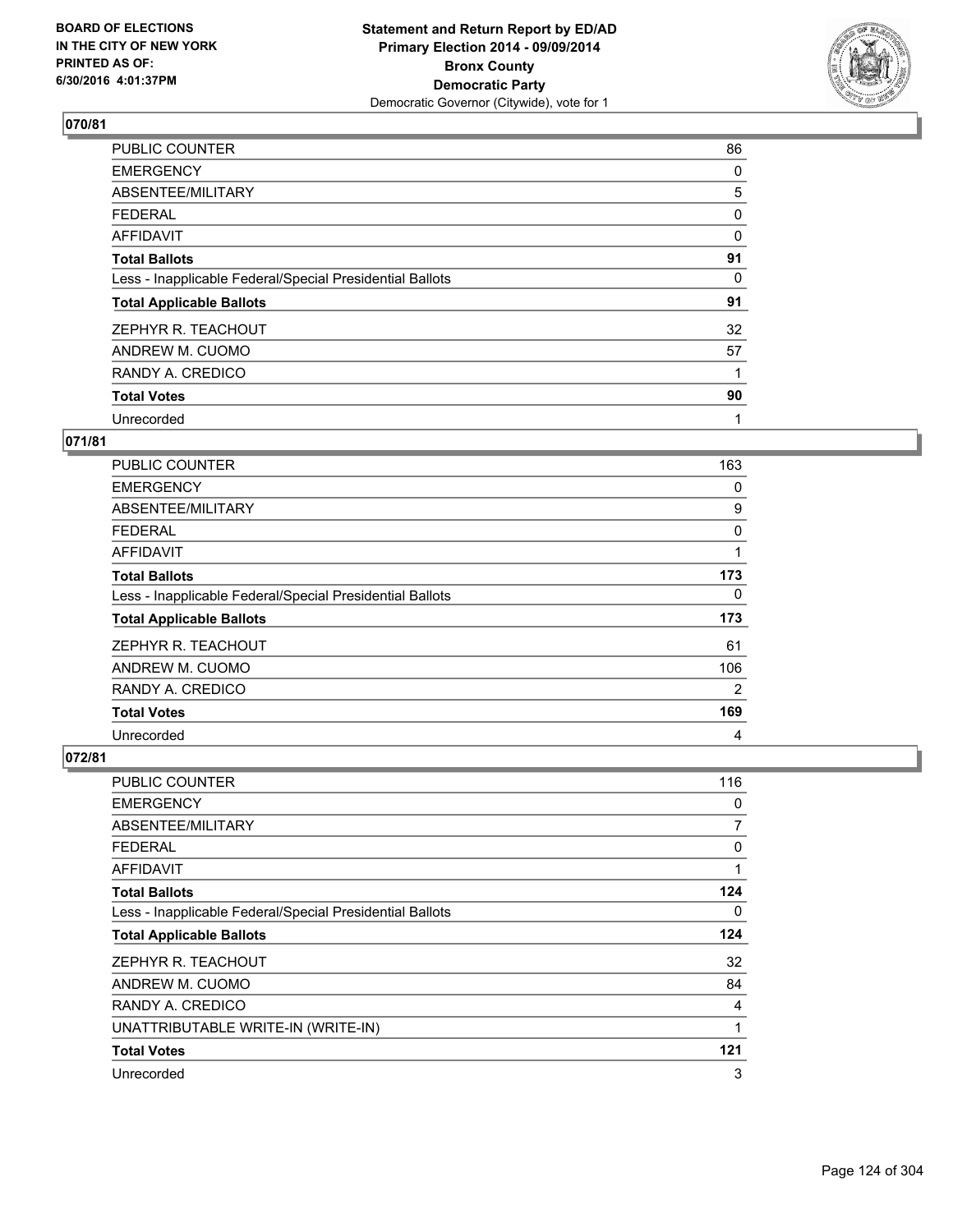BOARD OF ELECTIONS
IN THE CITY OF NEW YORK
PRINTED AS OF:
6/30/2016 4:01:37PM

**Statement and Return Report by ED/AD**
**Primary Election 2014 - 09/09/2014**
**Bronx County**
**Democratic Party**
Democratic Governor (Citywide), vote for 1

## 070/81

| | |
|---|---|
| PUBLIC COUNTER | 86 |
| EMERGENCY | 0 |
| ABSENTEE/MILITARY | 5 |
| FEDERAL | 0 |
| AFFIDAVIT | 0 |
| **Total Ballots** | **91** |
| Less - Inapplicable Federal/Special Presidential Ballots | 0 |
| **Total Applicable Ballots** | **91** |
| ZEPHYR R. TEACHOUT | 32 |
| ANDREW M. CUOMO | 57 |
| RANDY A. CREDICO | 1 |
| **Total Votes** | **90** |
| Unrecorded | 1 |

## 071/81

| | |
|---|---|
| PUBLIC COUNTER | 163 |
| EMERGENCY | 0 |
| ABSENTEE/MILITARY | 9 |
| FEDERAL | 0 |
| AFFIDAVIT | 1 |
| **Total Ballots** | **173** |
| Less - Inapplicable Federal/Special Presidential Ballots | 0 |
| **Total Applicable Ballots** | **173** |
| ZEPHYR R. TEACHOUT | 61 |
| ANDREW M. CUOMO | 106 |
| RANDY A. CREDICO | 2 |
| **Total Votes** | **169** |
| Unrecorded | 4 |

## 072/81

| | |
|---|---|
| PUBLIC COUNTER | 116 |
| EMERGENCY | 0 |
| ABSENTEE/MILITARY | 7 |
| FEDERAL | 0 |
| AFFIDAVIT | 1 |
| **Total Ballots** | **124** |
| Less - Inapplicable Federal/Special Presidential Ballots | 0 |
| **Total Applicable Ballots** | **124** |
| ZEPHYR R. TEACHOUT | 32 |
| ANDREW M. CUOMO | 84 |
| RANDY A. CREDICO | 4 |
| UNATTRIBUTABLE WRITE-IN (WRITE-IN) | 1 |
| **Total Votes** | **121** |
| Unrecorded | 3 |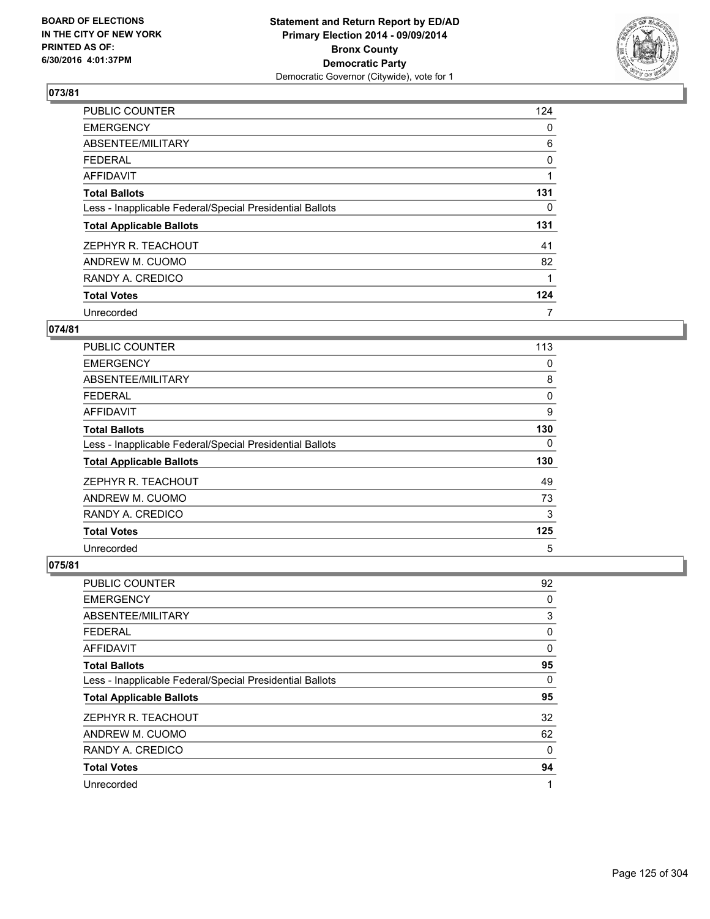BOARD OF ELECTIONS
IN THE CITY OF NEW YORK
PRINTED AS OF:
6/30/2016 4:01:37PM

**Statement and Return Report by ED/AD**
**Primary Election 2014 - 09/09/2014**
**Bronx County**
**Democratic Party**
Democratic Governor (Citywide), vote for 1

### 073/81

| | |
|---|---|
| PUBLIC COUNTER | 124 |
| EMERGENCY | 0 |
| ABSENTEE/MILITARY | 6 |
| FEDERAL | 0 |
| AFFIDAVIT | 1 |
| **Total Ballots** | **131** |
| Less - Inapplicable Federal/Special Presidential Ballots | 0 |
| **Total Applicable Ballots** | **131** |
| ZEPHYR R. TEACHOUT | 41 |
| ANDREW M. CUOMO | 82 |
| RANDY A. CREDICO | 1 |
| **Total Votes** | **124** |
| Unrecorded | 7 |

### 074/81

| | |
|---|---|
| PUBLIC COUNTER | 113 |
| EMERGENCY | 0 |
| ABSENTEE/MILITARY | 8 |
| FEDERAL | 0 |
| AFFIDAVIT | 9 |
| **Total Ballots** | **130** |
| Less - Inapplicable Federal/Special Presidential Ballots | 0 |
| **Total Applicable Ballots** | **130** |
| ZEPHYR R. TEACHOUT | 49 |
| ANDREW M. CUOMO | 73 |
| RANDY A. CREDICO | 3 |
| **Total Votes** | **125** |
| Unrecorded | 5 |

### 075/81

| | |
|---|---|
| PUBLIC COUNTER | 92 |
| EMERGENCY | 0 |
| ABSENTEE/MILITARY | 3 |
| FEDERAL | 0 |
| AFFIDAVIT | 0 |
| **Total Ballots** | **95** |
| Less - Inapplicable Federal/Special Presidential Ballots | 0 |
| **Total Applicable Ballots** | **95** |
| ZEPHYR R. TEACHOUT | 32 |
| ANDREW M. CUOMO | 62 |
| RANDY A. CREDICO | 0 |
| **Total Votes** | **94** |
| Unrecorded | 1 |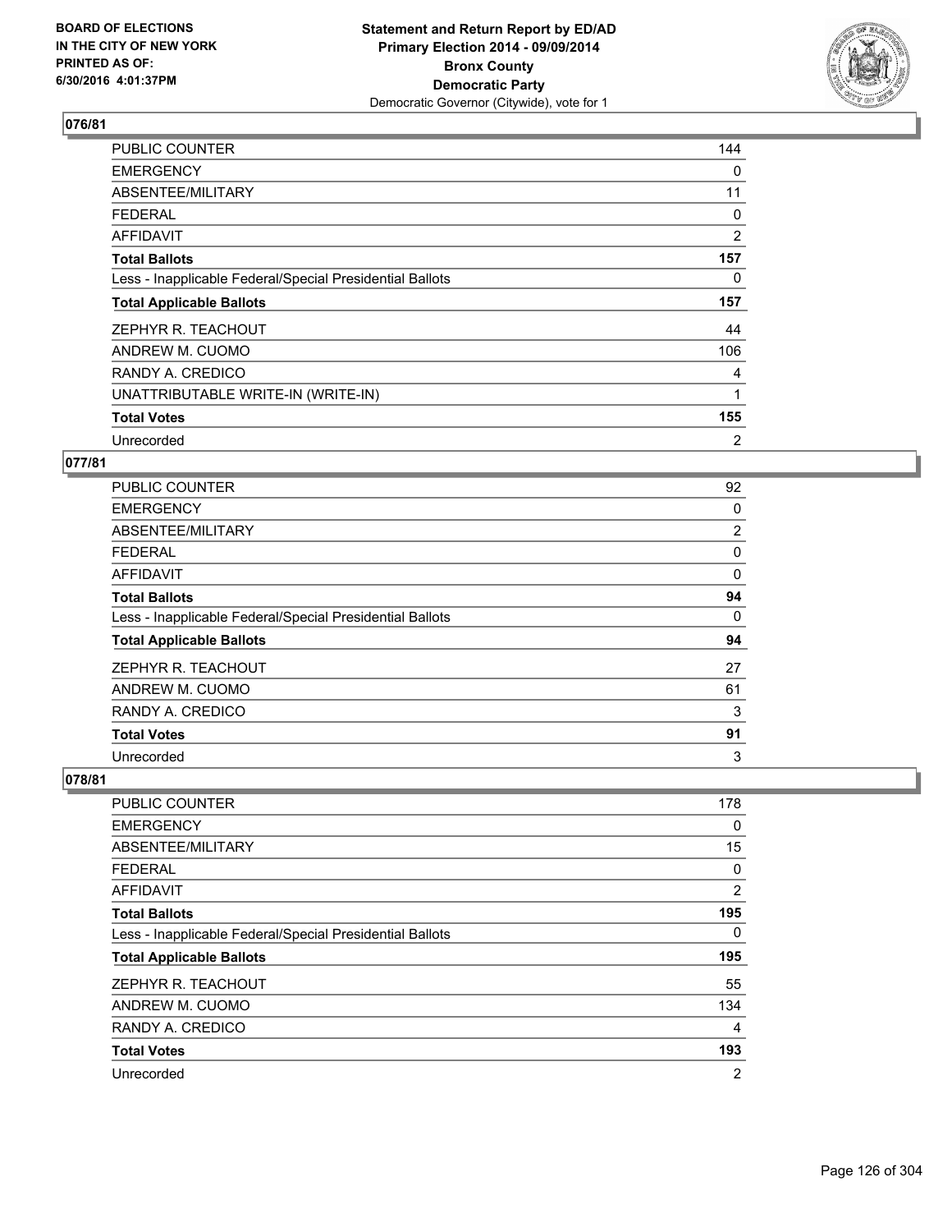BOARD OF ELECTIONS
IN THE CITY OF NEW YORK
PRINTED AS OF:
6/30/2016 4:01:37PM

**Statement and Return Report by ED/AD**
**Primary Election 2014 - 09/09/2014**
**Bronx County**
**Democratic Party**
Democratic Governor (Citywide), vote for 1

### 076/81

| | |
|---|---|
| PUBLIC COUNTER | 144 |
| EMERGENCY | 0 |
| ABSENTEE/MILITARY | 11 |
| FEDERAL | 0 |
| AFFIDAVIT | 2 |
| **Total Ballots** | **157** |
| Less - Inapplicable Federal/Special Presidential Ballots | 0 |
| **Total Applicable Ballots** | **157** |
| ZEPHYR R. TEACHOUT | 44 |
| ANDREW M. CUOMO | 106 |
| RANDY A. CREDICO | 4 |
| UNATTRIBUTABLE WRITE-IN (WRITE-IN) | 1 |
| **Total Votes** | **155** |
| Unrecorded | 2 |

### 077/81

| | |
|---|---|
| PUBLIC COUNTER | 92 |
| EMERGENCY | 0 |
| ABSENTEE/MILITARY | 2 |
| FEDERAL | 0 |
| AFFIDAVIT | 0 |
| **Total Ballots** | **94** |
| Less - Inapplicable Federal/Special Presidential Ballots | 0 |
| **Total Applicable Ballots** | **94** |
| ZEPHYR R. TEACHOUT | 27 |
| ANDREW M. CUOMO | 61 |
| RANDY A. CREDICO | 3 |
| **Total Votes** | **91** |
| Unrecorded | 3 |

### 078/81

| | |
|---|---|
| PUBLIC COUNTER | 178 |
| EMERGENCY | 0 |
| ABSENTEE/MILITARY | 15 |
| FEDERAL | 0 |
| AFFIDAVIT | 2 |
| **Total Ballots** | **195** |
| Less - Inapplicable Federal/Special Presidential Ballots | 0 |
| **Total Applicable Ballots** | **195** |
| ZEPHYR R. TEACHOUT | 55 |
| ANDREW M. CUOMO | 134 |
| RANDY A. CREDICO | 4 |
| **Total Votes** | **193** |
| Unrecorded | 2 |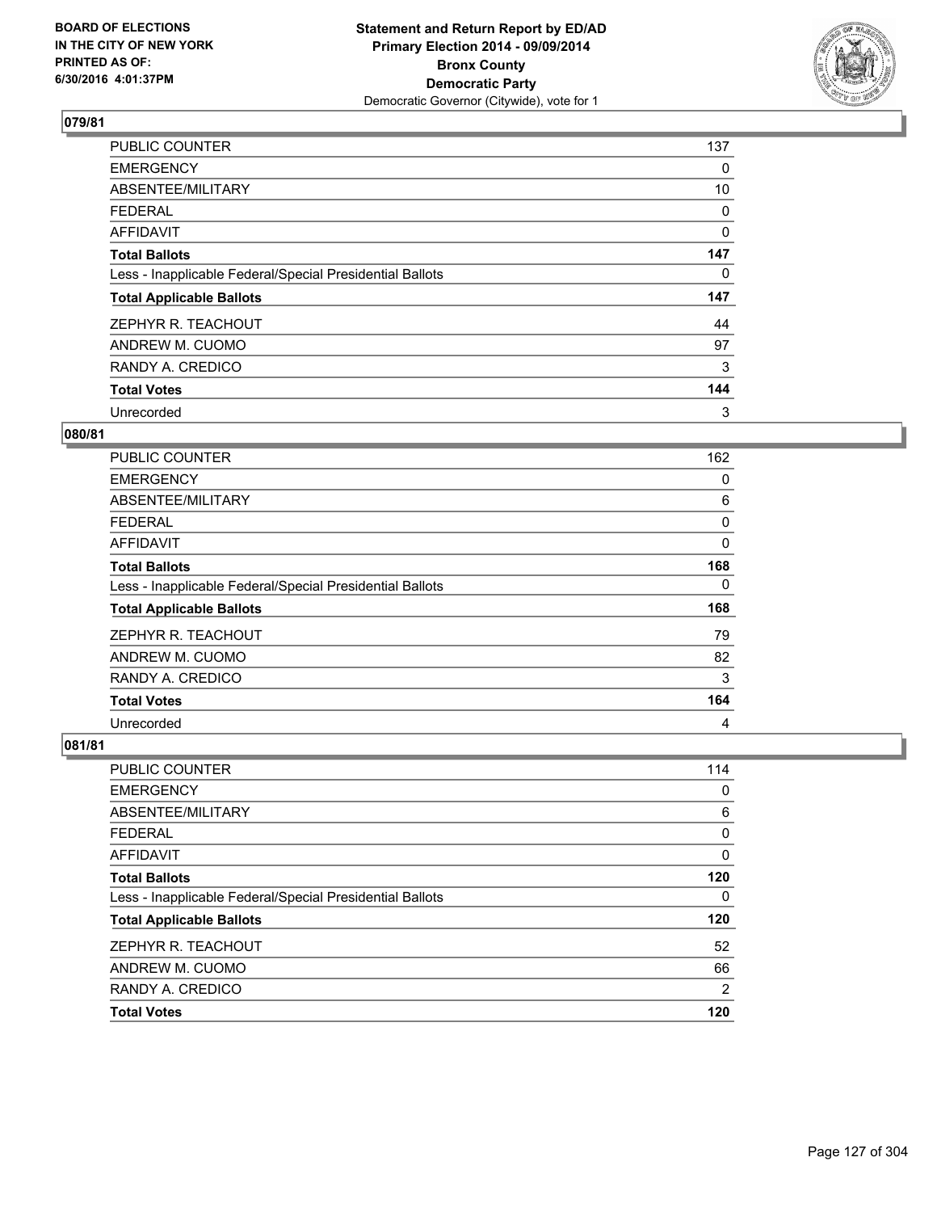## 079/81

| | |
|---|---|
| PUBLIC COUNTER | 137 |
| EMERGENCY | 0 |
| ABSENTEE/MILITARY | 10 |
| FEDERAL | 0 |
| AFFIDAVIT | 0 |
| **Total Ballots** | **147** |
| Less - Inapplicable Federal/Special Presidential Ballots | 0 |
| **Total Applicable Ballots** | **147** |
| ZEPHYR R. TEACHOUT | 44 |
| ANDREW M. CUOMO | 97 |
| RANDY A. CREDICO | 3 |
| **Total Votes** | **144** |
| Unrecorded | 3 |

## 080/81

| | |
|---|---|
| PUBLIC COUNTER | 162 |
| EMERGENCY | 0 |
| ABSENTEE/MILITARY | 6 |
| FEDERAL | 0 |
| AFFIDAVIT | 0 |
| **Total Ballots** | **168** |
| Less - Inapplicable Federal/Special Presidential Ballots | 0 |
| **Total Applicable Ballots** | **168** |
| ZEPHYR R. TEACHOUT | 79 |
| ANDREW M. CUOMO | 82 |
| RANDY A. CREDICO | 3 |
| **Total Votes** | **164** |
| Unrecorded | 4 |

## 081/81

| | |
|---|---|
| PUBLIC COUNTER | 114 |
| EMERGENCY | 0 |
| ABSENTEE/MILITARY | 6 |
| FEDERAL | 0 |
| AFFIDAVIT | 0 |
| **Total Ballots** | **120** |
| Less - Inapplicable Federal/Special Presidential Ballots | 0 |
| **Total Applicable Ballots** | **120** |
| ZEPHYR R. TEACHOUT | 52 |
| ANDREW M. CUOMO | 66 |
| RANDY A. CREDICO | 2 |
| **Total Votes** | **120** |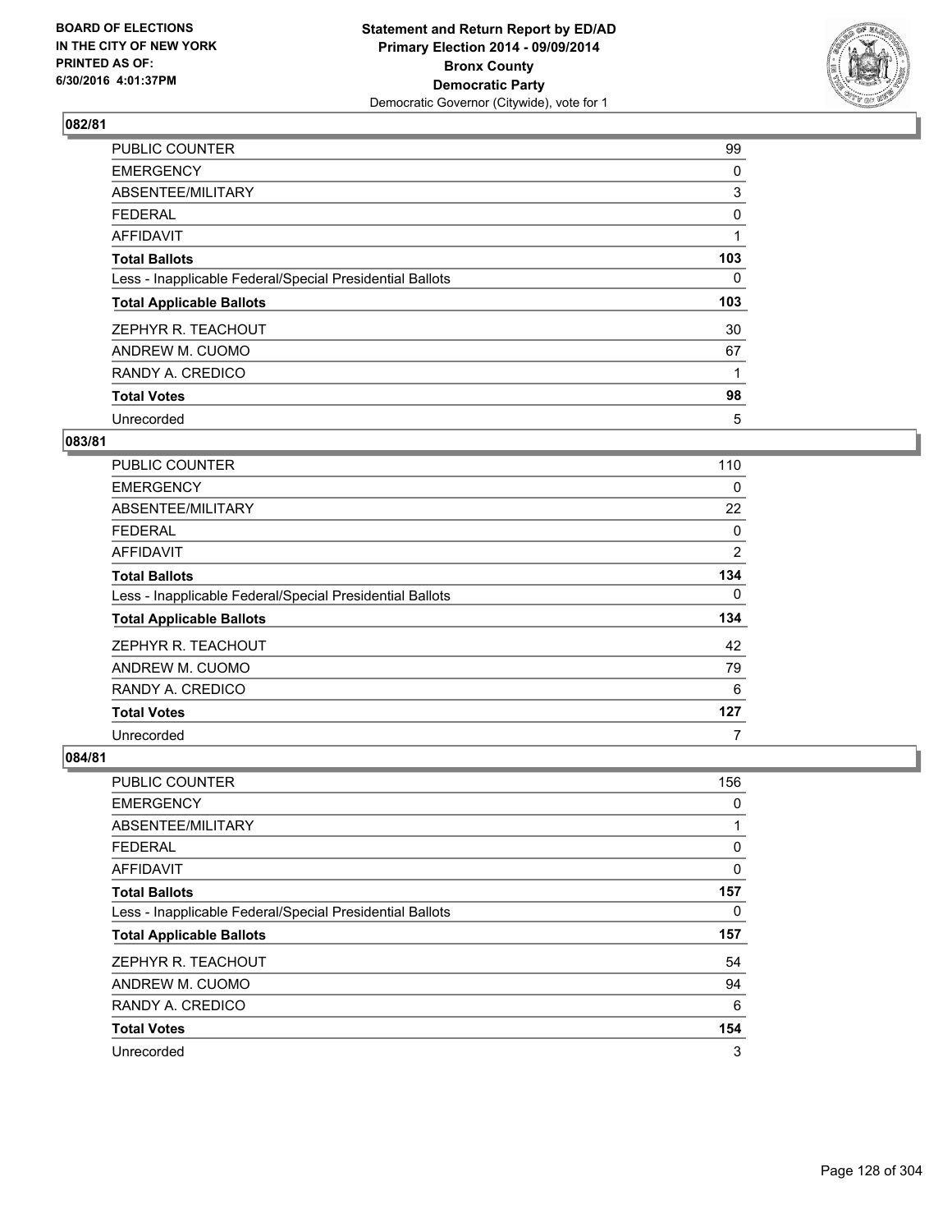BOARD OF ELECTIONS
IN THE CITY OF NEW YORK
PRINTED AS OF:
6/30/2016 4:01:37PM

**Statement and Return Report by ED/AD**
**Primary Election 2014 - 09/09/2014**
**Bronx County**
**Democratic Party**
Democratic Governor (Citywide), vote for 1

### 082/81

| | |
|---|---|
| PUBLIC COUNTER | 99 |
| EMERGENCY | 0 |
| ABSENTEE/MILITARY | 3 |
| FEDERAL | 0 |
| AFFIDAVIT | 1 |
| **Total Ballots** | **103** |
| Less - Inapplicable Federal/Special Presidential Ballots | 0 |
| **Total Applicable Ballots** | **103** |
| ZEPHYR R. TEACHOUT | 30 |
| ANDREW M. CUOMO | 67 |
| RANDY A. CREDICO | 1 |
| **Total Votes** | **98** |
| Unrecorded | 5 |

### 083/81

| | |
|---|---|
| PUBLIC COUNTER | 110 |
| EMERGENCY | 0 |
| ABSENTEE/MILITARY | 22 |
| FEDERAL | 0 |
| AFFIDAVIT | 2 |
| **Total Ballots** | **134** |
| Less - Inapplicable Federal/Special Presidential Ballots | 0 |
| **Total Applicable Ballots** | **134** |
| ZEPHYR R. TEACHOUT | 42 |
| ANDREW M. CUOMO | 79 |
| RANDY A. CREDICO | 6 |
| **Total Votes** | **127** |
| Unrecorded | 7 |

### 084/81

| | |
|---|---|
| PUBLIC COUNTER | 156 |
| EMERGENCY | 0 |
| ABSENTEE/MILITARY | 1 |
| FEDERAL | 0 |
| AFFIDAVIT | 0 |
| **Total Ballots** | **157** |
| Less - Inapplicable Federal/Special Presidential Ballots | 0 |
| **Total Applicable Ballots** | **157** |
| ZEPHYR R. TEACHOUT | 54 |
| ANDREW M. CUOMO | 94 |
| RANDY A. CREDICO | 6 |
| **Total Votes** | **154** |
| Unrecorded | 3 |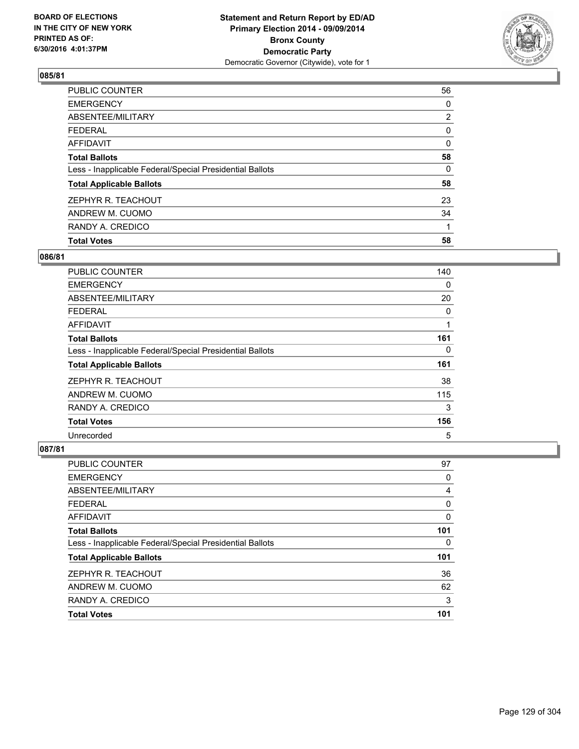## 085/81

| | |
|---|---|
| PUBLIC COUNTER | 56 |
| EMERGENCY | 0 |
| ABSENTEE/MILITARY | 2 |
| FEDERAL | 0 |
| AFFIDAVIT | 0 |
| **Total Ballots** | **58** |
| Less - Inapplicable Federal/Special Presidential Ballots | 0 |
| **Total Applicable Ballots** | **58** |
| ZEPHYR R. TEACHOUT | 23 |
| ANDREW M. CUOMO | 34 |
| RANDY A. CREDICO | 1 |
| **Total Votes** | **58** |

## 086/81

| | |
|---|---|
| PUBLIC COUNTER | 140 |
| EMERGENCY | 0 |
| ABSENTEE/MILITARY | 20 |
| FEDERAL | 0 |
| AFFIDAVIT | 1 |
| **Total Ballots** | **161** |
| Less - Inapplicable Federal/Special Presidential Ballots | 0 |
| **Total Applicable Ballots** | **161** |
| ZEPHYR R. TEACHOUT | 38 |
| ANDREW M. CUOMO | 115 |
| RANDY A. CREDICO | 3 |
| **Total Votes** | **156** |
| Unrecorded | 5 |

## 087/81

| | |
|---|---|
| PUBLIC COUNTER | 97 |
| EMERGENCY | 0 |
| ABSENTEE/MILITARY | 4 |
| FEDERAL | 0 |
| AFFIDAVIT | 0 |
| **Total Ballots** | **101** |
| Less - Inapplicable Federal/Special Presidential Ballots | 0 |
| **Total Applicable Ballots** | **101** |
| ZEPHYR R. TEACHOUT | 36 |
| ANDREW M. CUOMO | 62 |
| RANDY A. CREDICO | 3 |
| **Total Votes** | **101** |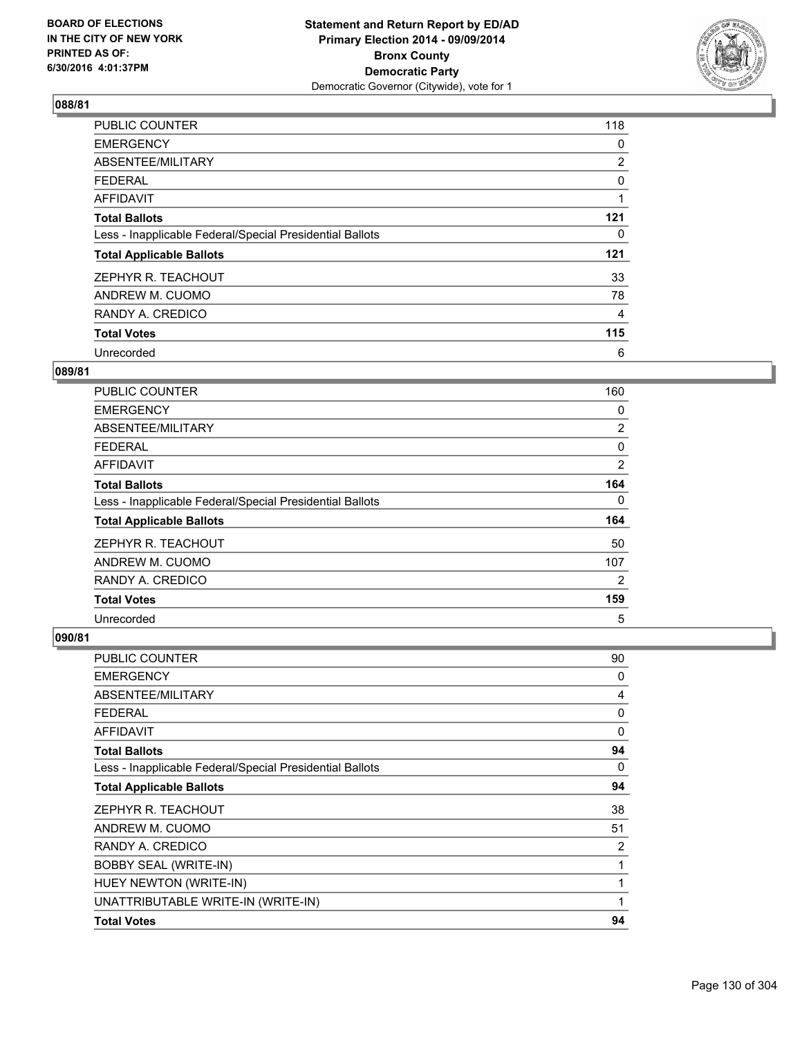### 088/81

| | |
|---|---|
| PUBLIC COUNTER | 118 |
| EMERGENCY | 0 |
| ABSENTEE/MILITARY | 2 |
| FEDERAL | 0 |
| AFFIDAVIT | 1 |
| **Total Ballots** | **121** |
| Less - Inapplicable Federal/Special Presidential Ballots | 0 |
| **Total Applicable Ballots** | **121** |
| ZEPHYR R. TEACHOUT | 33 |
| ANDREW M. CUOMO | 78 |
| RANDY A. CREDICO | 4 |
| **Total Votes** | **115** |
| Unrecorded | 6 |

### 089/81

| | |
|---|---|
| PUBLIC COUNTER | 160 |
| EMERGENCY | 0 |
| ABSENTEE/MILITARY | 2 |
| FEDERAL | 0 |
| AFFIDAVIT | 2 |
| **Total Ballots** | **164** |
| Less - Inapplicable Federal/Special Presidential Ballots | 0 |
| **Total Applicable Ballots** | **164** |
| ZEPHYR R. TEACHOUT | 50 |
| ANDREW M. CUOMO | 107 |
| RANDY A. CREDICO | 2 |
| **Total Votes** | **159** |
| Unrecorded | 5 |

### 090/81

| | |
|---|---|
| PUBLIC COUNTER | 90 |
| EMERGENCY | 0 |
| ABSENTEE/MILITARY | 4 |
| FEDERAL | 0 |
| AFFIDAVIT | 0 |
| **Total Ballots** | **94** |
| Less - Inapplicable Federal/Special Presidential Ballots | 0 |
| **Total Applicable Ballots** | **94** |
| ZEPHYR R. TEACHOUT | 38 |
| ANDREW M. CUOMO | 51 |
| RANDY A. CREDICO | 2 |
| BOBBY SEAL (WRITE-IN) | 1 |
| HUEY NEWTON (WRITE-IN) | 1 |
| UNATTRIBUTABLE WRITE-IN (WRITE-IN) | 1 |
| **Total Votes** | **94** |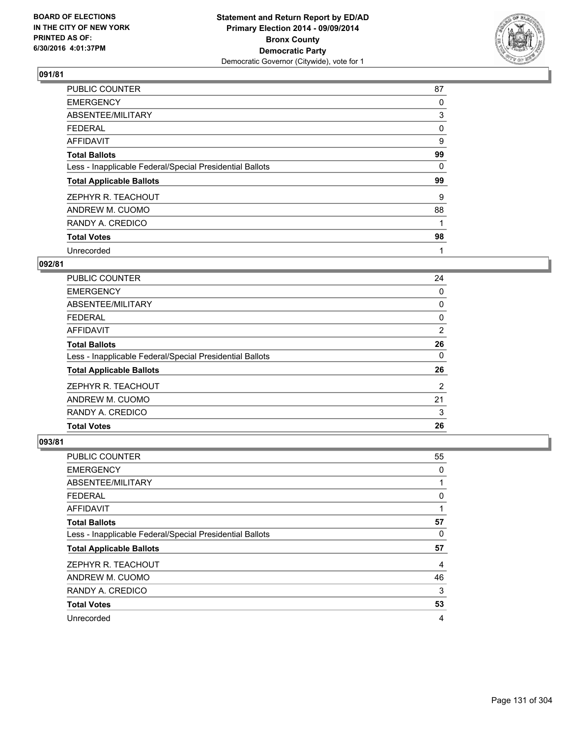**Statement and Return Report by ED/AD**
**Primary Election 2014 - 09/09/2014**
**Bronx County**
**Democratic Party**
Democratic Governor (Citywide), vote for 1

BOARD OF ELECTIONS
IN THE CITY OF NEW YORK
PRINTED AS OF:
6/30/2016 4:01:37PM

### 091/81

| | |
|---|---|
| PUBLIC COUNTER | 87 |
| EMERGENCY | 0 |
| ABSENTEE/MILITARY | 3 |
| FEDERAL | 0 |
| AFFIDAVIT | 9 |
| **Total Ballots** | **99** |
| Less - Inapplicable Federal/Special Presidential Ballots | 0 |
| **Total Applicable Ballots** | **99** |
| ZEPHYR R. TEACHOUT | 9 |
| ANDREW M. CUOMO | 88 |
| RANDY A. CREDICO | 1 |
| **Total Votes** | **98** |
| Unrecorded | 1 |

### 092/81

| | |
|---|---|
| PUBLIC COUNTER | 24 |
| EMERGENCY | 0 |
| ABSENTEE/MILITARY | 0 |
| FEDERAL | 0 |
| AFFIDAVIT | 2 |
| **Total Ballots** | **26** |
| Less - Inapplicable Federal/Special Presidential Ballots | 0 |
| **Total Applicable Ballots** | **26** |
| ZEPHYR R. TEACHOUT | 2 |
| ANDREW M. CUOMO | 21 |
| RANDY A. CREDICO | 3 |
| **Total Votes** | **26** |

### 093/81

| | |
|---|---|
| PUBLIC COUNTER | 55 |
| EMERGENCY | 0 |
| ABSENTEE/MILITARY | 1 |
| FEDERAL | 0 |
| AFFIDAVIT | 1 |
| **Total Ballots** | **57** |
| Less - Inapplicable Federal/Special Presidential Ballots | 0 |
| **Total Applicable Ballots** | **57** |
| ZEPHYR R. TEACHOUT | 4 |
| ANDREW M. CUOMO | 46 |
| RANDY A. CREDICO | 3 |
| **Total Votes** | **53** |
| Unrecorded | 4 |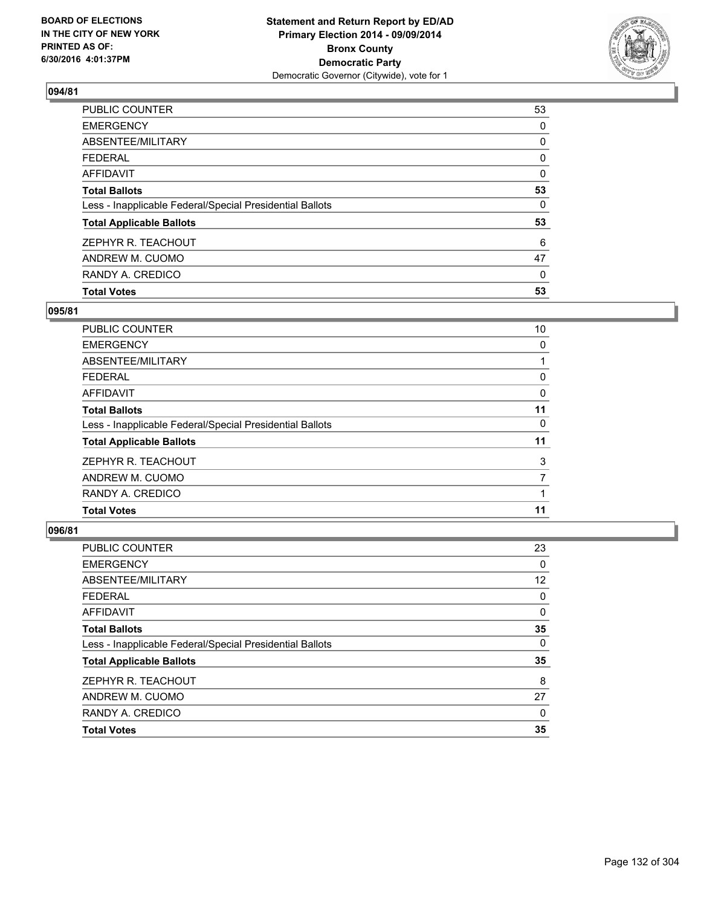**Statement and Return Report by ED/AD**
**Primary Election 2014 - 09/09/2014**
**Bronx County**
**Democratic Party**
Democratic Governor (Citywide), vote for 1

BOARD OF ELECTIONS
IN THE CITY OF NEW YORK
PRINTED AS OF:
6/30/2016 4:01:37PM

## 094/81

| | |
|---|---|
| PUBLIC COUNTER | 53 |
| EMERGENCY | 0 |
| ABSENTEE/MILITARY | 0 |
| FEDERAL | 0 |
| AFFIDAVIT | 0 |
| **Total Ballots** | **53** |
| Less - Inapplicable Federal/Special Presidential Ballots | 0 |
| **Total Applicable Ballots** | **53** |
| ZEPHYR R. TEACHOUT | 6 |
| ANDREW M. CUOMO | 47 |
| RANDY A. CREDICO | 0 |
| **Total Votes** | **53** |

## 095/81

| | |
|---|---|
| PUBLIC COUNTER | 10 |
| EMERGENCY | 0 |
| ABSENTEE/MILITARY | 1 |
| FEDERAL | 0 |
| AFFIDAVIT | 0 |
| **Total Ballots** | **11** |
| Less - Inapplicable Federal/Special Presidential Ballots | 0 |
| **Total Applicable Ballots** | **11** |
| ZEPHYR R. TEACHOUT | 3 |
| ANDREW M. CUOMO | 7 |
| RANDY A. CREDICO | 1 |
| **Total Votes** | **11** |

## 096/81

| | |
|---|---|
| PUBLIC COUNTER | 23 |
| EMERGENCY | 0 |
| ABSENTEE/MILITARY | 12 |
| FEDERAL | 0 |
| AFFIDAVIT | 0 |
| **Total Ballots** | **35** |
| Less - Inapplicable Federal/Special Presidential Ballots | 0 |
| **Total Applicable Ballots** | **35** |
| ZEPHYR R. TEACHOUT | 8 |
| ANDREW M. CUOMO | 27 |
| RANDY A. CREDICO | 0 |
| **Total Votes** | **35** |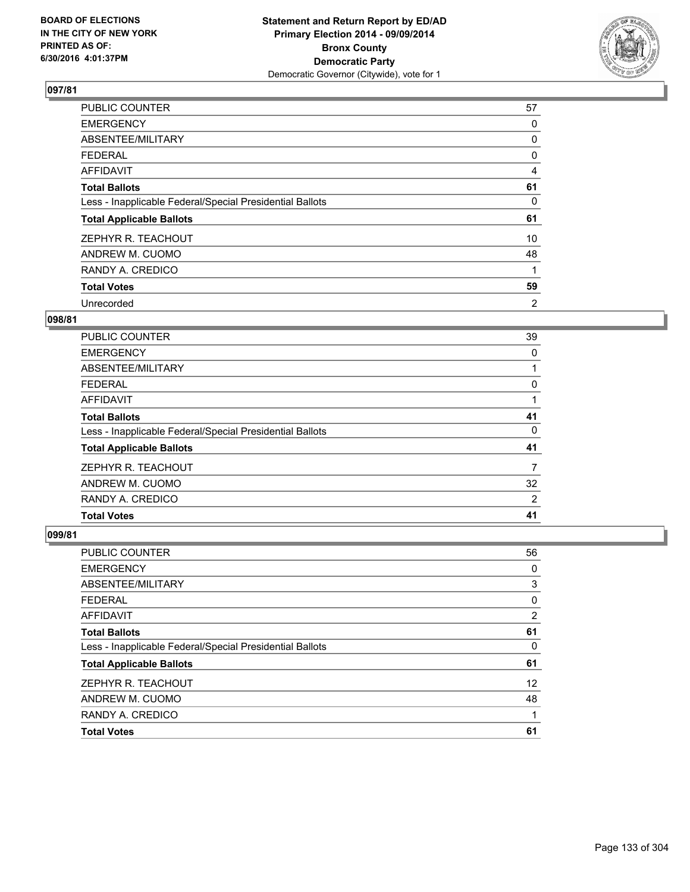**Statement and Return Report by ED/AD**
**Primary Election 2014 - 09/09/2014**
**Bronx County**
**Democratic Party**
Democratic Governor (Citywide), vote for 1

BOARD OF ELECTIONS
IN THE CITY OF NEW YORK
PRINTED AS OF:
6/30/2016 4:01:37PM

### 097/81

| | |
|---|---|
| PUBLIC COUNTER | 57 |
| EMERGENCY | 0 |
| ABSENTEE/MILITARY | 0 |
| FEDERAL | 0 |
| AFFIDAVIT | 4 |
| **Total Ballots** | **61** |
| Less - Inapplicable Federal/Special Presidential Ballots | 0 |
| **Total Applicable Ballots** | **61** |
| ZEPHYR R. TEACHOUT | 10 |
| ANDREW M. CUOMO | 48 |
| RANDY A. CREDICO | 1 |
| **Total Votes** | **59** |
| Unrecorded | 2 |

### 098/81

| | |
|---|---|
| PUBLIC COUNTER | 39 |
| EMERGENCY | 0 |
| ABSENTEE/MILITARY | 1 |
| FEDERAL | 0 |
| AFFIDAVIT | 1 |
| **Total Ballots** | **41** |
| Less - Inapplicable Federal/Special Presidential Ballots | 0 |
| **Total Applicable Ballots** | **41** |
| ZEPHYR R. TEACHOUT | 7 |
| ANDREW M. CUOMO | 32 |
| RANDY A. CREDICO | 2 |
| **Total Votes** | **41** |

### 099/81

| | |
|---|---|
| PUBLIC COUNTER | 56 |
| EMERGENCY | 0 |
| ABSENTEE/MILITARY | 3 |
| FEDERAL | 0 |
| AFFIDAVIT | 2 |
| **Total Ballots** | **61** |
| Less - Inapplicable Federal/Special Presidential Ballots | 0 |
| **Total Applicable Ballots** | **61** |
| ZEPHYR R. TEACHOUT | 12 |
| ANDREW M. CUOMO | 48 |
| RANDY A. CREDICO | 1 |
| **Total Votes** | **61** |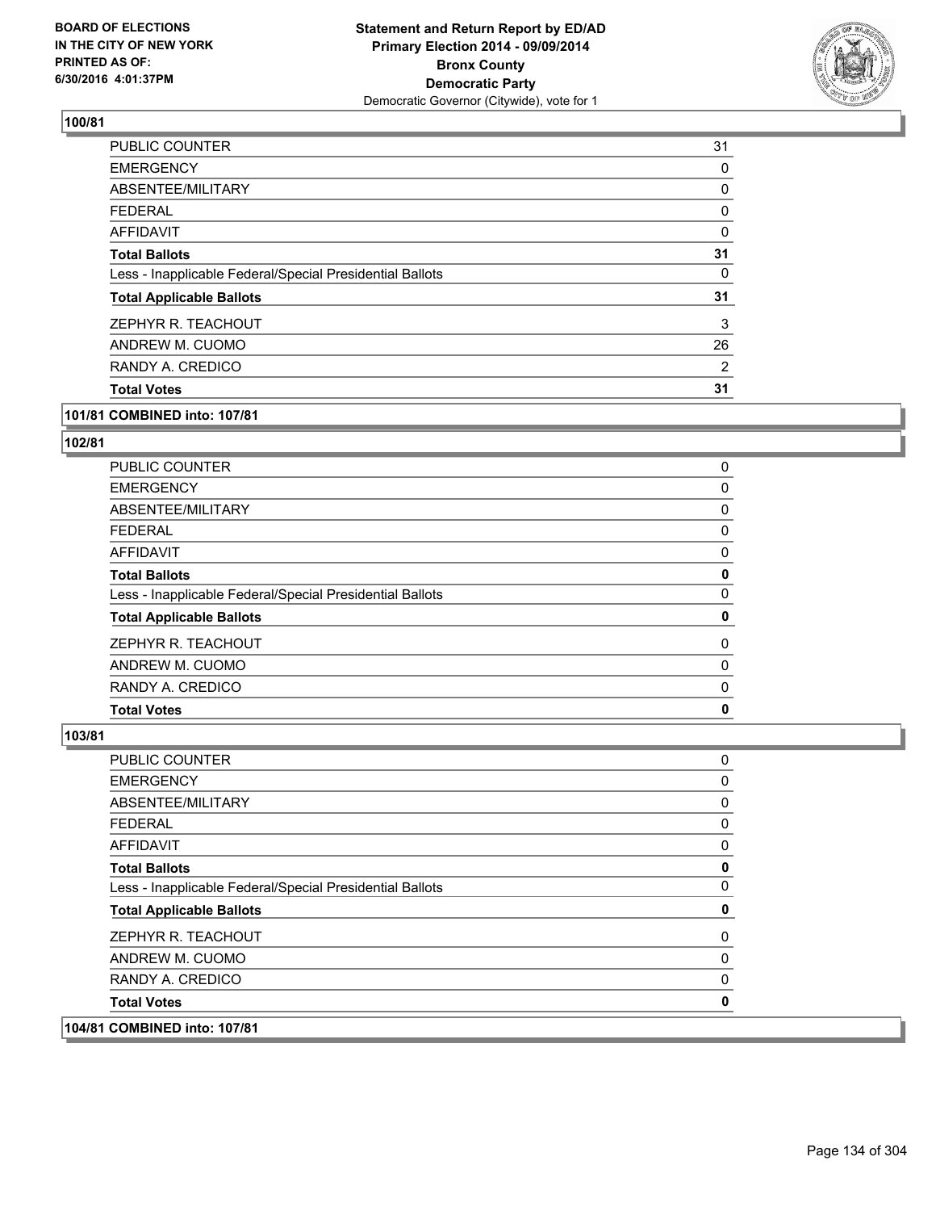**BOARD OF ELECTIONS IN THE CITY OF NEW YORK PRINTED AS OF: 6/30/2016 4:01:37PM**

**Statement and Return Report by ED/AD Primary Election 2014 - 09/09/2014 Bronx County Democratic Party**
Democratic Governor (Citywide), vote for 1

**100/81**

| | |
|---|---|
| PUBLIC COUNTER | 31 |
| EMERGENCY | 0 |
| ABSENTEE/MILITARY | 0 |
| FEDERAL | 0 |
| AFFIDAVIT | 0 |
| **Total Ballots** | **31** |
| Less - Inapplicable Federal/Special Presidential Ballots | 0 |
| **Total Applicable Ballots** | **31** |
| ZEPHYR R. TEACHOUT | 3 |
| ANDREW M. CUOMO | 26 |
| RANDY A. CREDICO | 2 |
| **Total Votes** | **31** |

**101/81 COMBINED into: 107/81**

**102/81**

| | |
|---|---|
| PUBLIC COUNTER | 0 |
| EMERGENCY | 0 |
| ABSENTEE/MILITARY | 0 |
| FEDERAL | 0 |
| AFFIDAVIT | 0 |
| **Total Ballots** | **0** |
| Less - Inapplicable Federal/Special Presidential Ballots | 0 |
| **Total Applicable Ballots** | **0** |
| ZEPHYR R. TEACHOUT | 0 |
| ANDREW M. CUOMO | 0 |
| RANDY A. CREDICO | 0 |
| **Total Votes** | **0** |

**103/81**

| | |
|---|---|
| PUBLIC COUNTER | 0 |
| EMERGENCY | 0 |
| ABSENTEE/MILITARY | 0 |
| FEDERAL | 0 |
| AFFIDAVIT | 0 |
| **Total Ballots** | **0** |
| Less - Inapplicable Federal/Special Presidential Ballots | 0 |
| **Total Applicable Ballots** | **0** |
| ZEPHYR R. TEACHOUT | 0 |
| ANDREW M. CUOMO | 0 |
| RANDY A. CREDICO | 0 |
| **Total Votes** | **0** |

**104/81 COMBINED into: 107/81**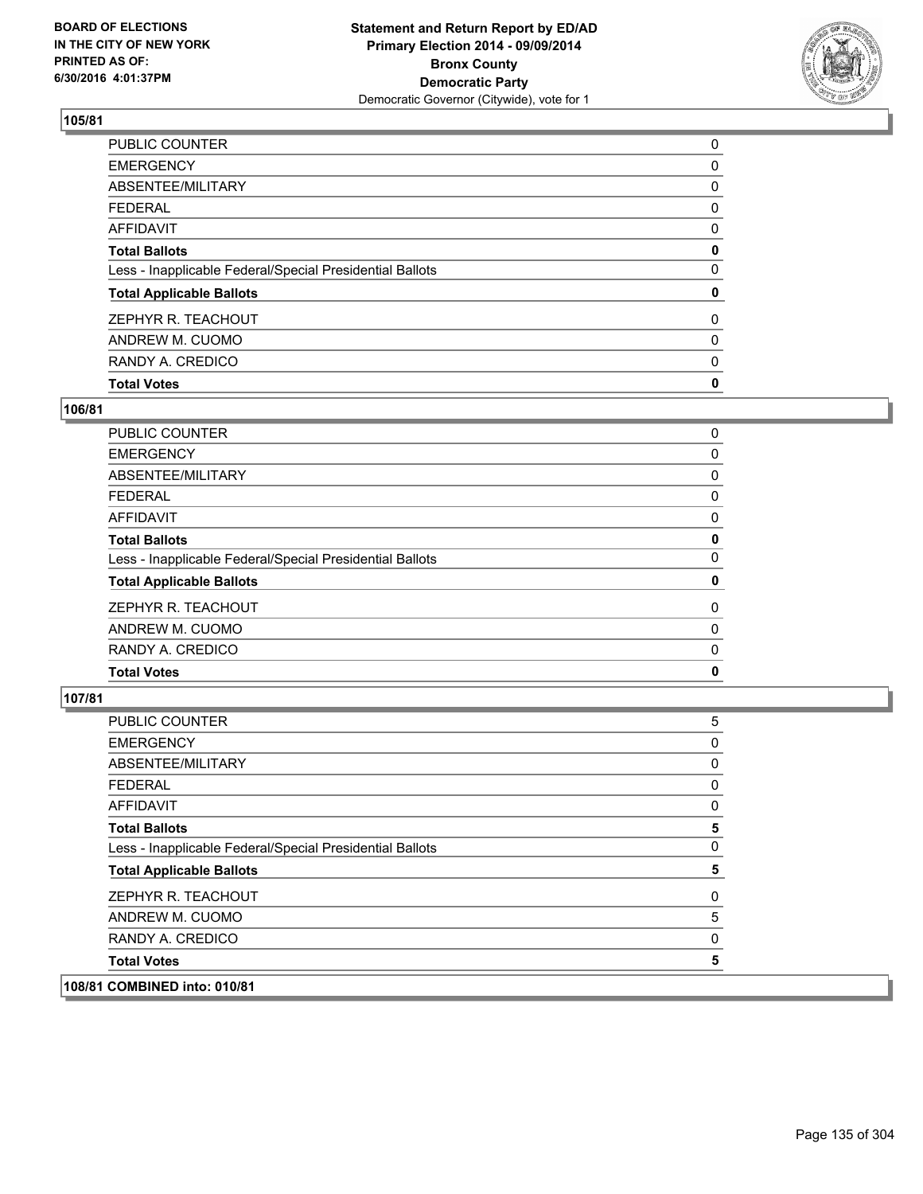## 105/81

| | |
|---|---|
| PUBLIC COUNTER | 0 |
| EMERGENCY | 0 |
| ABSENTEE/MILITARY | 0 |
| FEDERAL | 0 |
| AFFIDAVIT | 0 |
| **Total Ballots** | **0** |
| Less - Inapplicable Federal/Special Presidential Ballots | 0 |
| **Total Applicable Ballots** | **0** |
| ZEPHYR R. TEACHOUT | 0 |
| ANDREW M. CUOMO | 0 |
| RANDY A. CREDICO | 0 |
| **Total Votes** | **0** |

## 106/81

| | |
|---|---|
| PUBLIC COUNTER | 0 |
| EMERGENCY | 0 |
| ABSENTEE/MILITARY | 0 |
| FEDERAL | 0 |
| AFFIDAVIT | 0 |
| **Total Ballots** | **0** |
| Less - Inapplicable Federal/Special Presidential Ballots | 0 |
| **Total Applicable Ballots** | **0** |
| ZEPHYR R. TEACHOUT | 0 |
| ANDREW M. CUOMO | 0 |
| RANDY A. CREDICO | 0 |
| **Total Votes** | **0** |

## 107/81

| | |
|---|---|
| PUBLIC COUNTER | 5 |
| EMERGENCY | 0 |
| ABSENTEE/MILITARY | 0 |
| FEDERAL | 0 |
| AFFIDAVIT | 0 |
| **Total Ballots** | **5** |
| Less - Inapplicable Federal/Special Presidential Ballots | 0 |
| **Total Applicable Ballots** | **5** |
| ZEPHYR R. TEACHOUT | 0 |
| ANDREW M. CUOMO | 5 |
| RANDY A. CREDICO | 0 |
| **Total Votes** | **5** |

## 108/81 COMBINED into: 010/81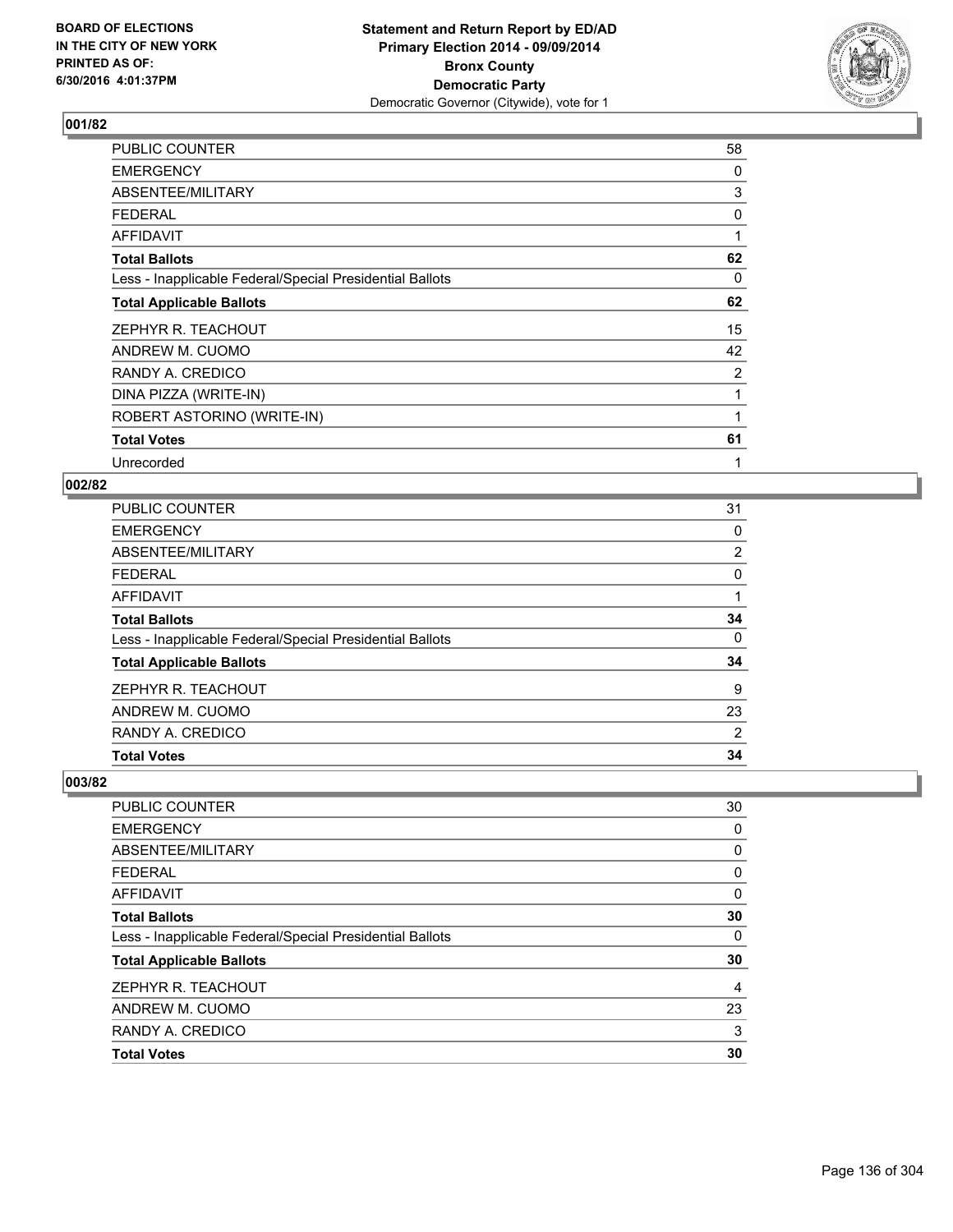BOARD OF ELECTIONS
IN THE CITY OF NEW YORK
PRINTED AS OF:
6/30/2016 4:01:37PM

**Statement and Return Report by ED/AD**
**Primary Election 2014 - 09/09/2014**
**Bronx County**
**Democratic Party**
Democratic Governor (Citywide), vote for 1

### 001/82

| | |
|---|---|
| PUBLIC COUNTER | 58 |
| EMERGENCY | 0 |
| ABSENTEE/MILITARY | 3 |
| FEDERAL | 0 |
| AFFIDAVIT | 1 |
| **Total Ballots** | **62** |
| Less - Inapplicable Federal/Special Presidential Ballots | 0 |
| **Total Applicable Ballots** | **62** |
| ZEPHYR R. TEACHOUT | 15 |
| ANDREW M. CUOMO | 42 |
| RANDY A. CREDICO | 2 |
| DINA PIZZA (WRITE-IN) | 1 |
| ROBERT ASTORINO (WRITE-IN) | 1 |
| **Total Votes** | **61** |
| Unrecorded | 1 |

### 002/82

| | |
|---|---|
| PUBLIC COUNTER | 31 |
| EMERGENCY | 0 |
| ABSENTEE/MILITARY | 2 |
| FEDERAL | 0 |
| AFFIDAVIT | 1 |
| **Total Ballots** | **34** |
| Less - Inapplicable Federal/Special Presidential Ballots | 0 |
| **Total Applicable Ballots** | **34** |
| ZEPHYR R. TEACHOUT | 9 |
| ANDREW M. CUOMO | 23 |
| RANDY A. CREDICO | 2 |
| **Total Votes** | **34** |

### 003/82

| | |
|---|---|
| PUBLIC COUNTER | 30 |
| EMERGENCY | 0 |
| ABSENTEE/MILITARY | 0 |
| FEDERAL | 0 |
| AFFIDAVIT | 0 |
| **Total Ballots** | **30** |
| Less - Inapplicable Federal/Special Presidential Ballots | 0 |
| **Total Applicable Ballots** | **30** |
| ZEPHYR R. TEACHOUT | 4 |
| ANDREW M. CUOMO | 23 |
| RANDY A. CREDICO | 3 |
| **Total Votes** | **30** |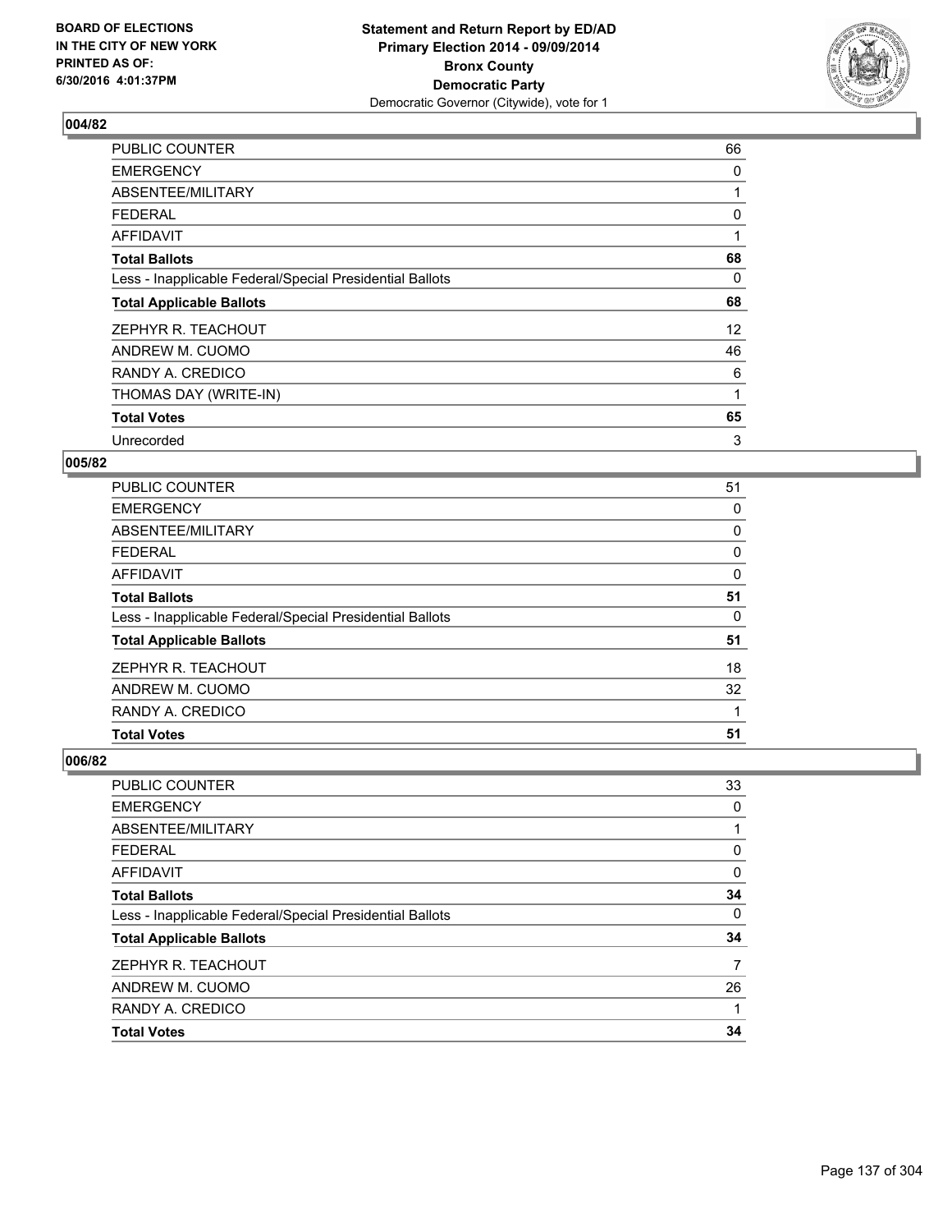## 004/82

| | |
|---|---|
| PUBLIC COUNTER | 66 |
| EMERGENCY | 0 |
| ABSENTEE/MILITARY | 1 |
| FEDERAL | 0 |
| AFFIDAVIT | 1 |
| **Total Ballots** | **68** |
| Less - Inapplicable Federal/Special Presidential Ballots | 0 |
| **Total Applicable Ballots** | **68** |
| ZEPHYR R. TEACHOUT | 12 |
| ANDREW M. CUOMO | 46 |
| RANDY A. CREDICO | 6 |
| THOMAS DAY (WRITE-IN) | 1 |
| **Total Votes** | **65** |
| Unrecorded | 3 |

## 005/82

| | |
|---|---|
| PUBLIC COUNTER | 51 |
| EMERGENCY | 0 |
| ABSENTEE/MILITARY | 0 |
| FEDERAL | 0 |
| AFFIDAVIT | 0 |
| **Total Ballots** | **51** |
| Less - Inapplicable Federal/Special Presidential Ballots | 0 |
| **Total Applicable Ballots** | **51** |
| ZEPHYR R. TEACHOUT | 18 |
| ANDREW M. CUOMO | 32 |
| RANDY A. CREDICO | 1 |
| **Total Votes** | **51** |

## 006/82

| | |
|---|---|
| PUBLIC COUNTER | 33 |
| EMERGENCY | 0 |
| ABSENTEE/MILITARY | 1 |
| FEDERAL | 0 |
| AFFIDAVIT | 0 |
| **Total Ballots** | **34** |
| Less - Inapplicable Federal/Special Presidential Ballots | 0 |
| **Total Applicable Ballots** | **34** |
| ZEPHYR R. TEACHOUT | 7 |
| ANDREW M. CUOMO | 26 |
| RANDY A. CREDICO | 1 |
| **Total Votes** | **34** |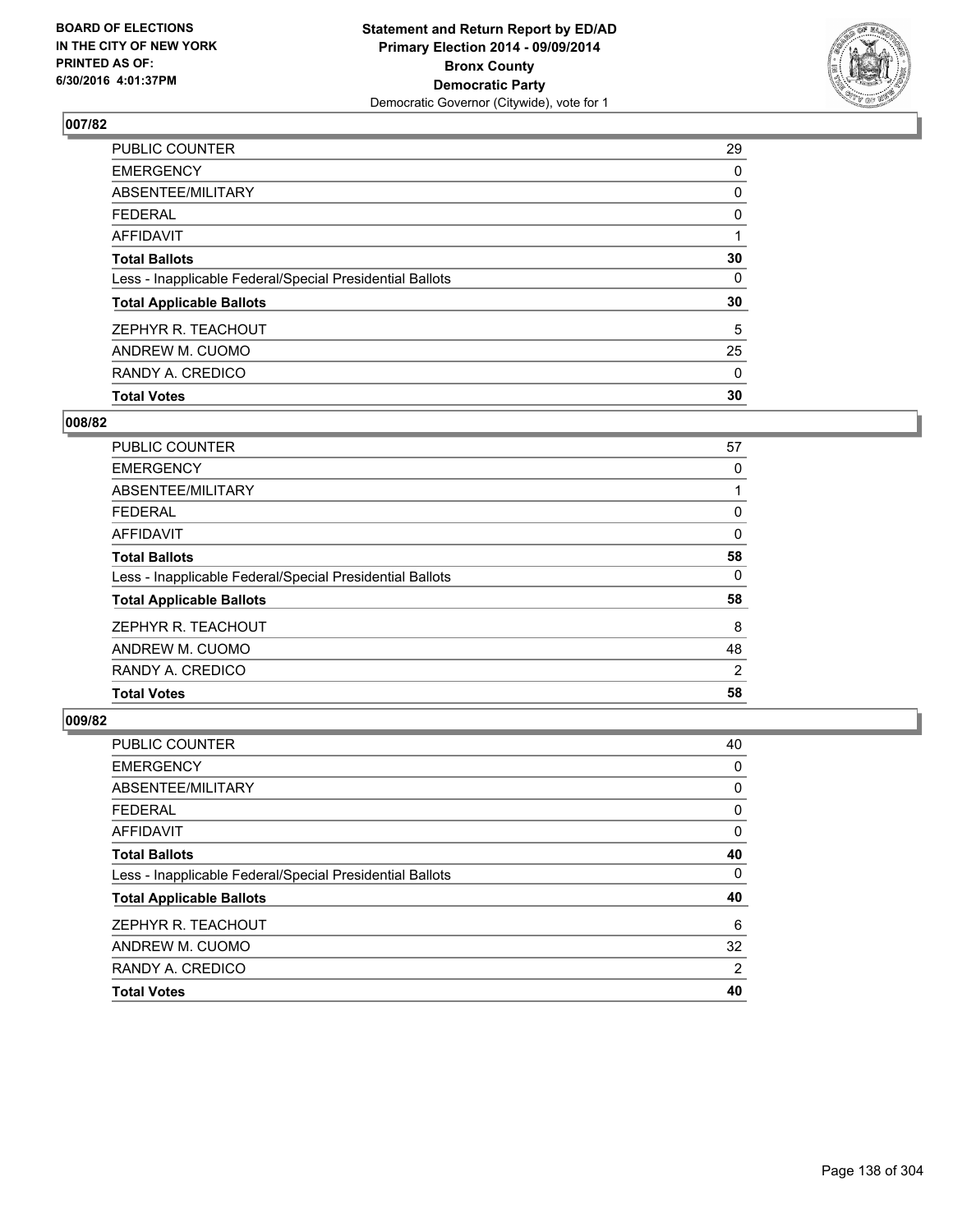**BOARD OF ELECTIONS IN THE CITY OF NEW YORK PRINTED AS OF: 6/30/2016 4:01:37PM**

**Statement and Return Report by ED/AD Primary Election 2014 - 09/09/2014 Bronx County Democratic Party**
Democratic Governor (Citywide), vote for 1

### 007/82

| | |
|---|---|
| PUBLIC COUNTER | 29 |
| EMERGENCY | 0 |
| ABSENTEE/MILITARY | 0 |
| FEDERAL | 0 |
| AFFIDAVIT | 1 |
| **Total Ballots** | **30** |
| Less - Inapplicable Federal/Special Presidential Ballots | 0 |
| **Total Applicable Ballots** | **30** |
| ZEPHYR R. TEACHOUT | 5 |
| ANDREW M. CUOMO | 25 |
| RANDY A. CREDICO | 0 |
| **Total Votes** | **30** |

### 008/82

| | |
|---|---|
| PUBLIC COUNTER | 57 |
| EMERGENCY | 0 |
| ABSENTEE/MILITARY | 1 |
| FEDERAL | 0 |
| AFFIDAVIT | 0 |
| **Total Ballots** | **58** |
| Less - Inapplicable Federal/Special Presidential Ballots | 0 |
| **Total Applicable Ballots** | **58** |
| ZEPHYR R. TEACHOUT | 8 |
| ANDREW M. CUOMO | 48 |
| RANDY A. CREDICO | 2 |
| **Total Votes** | **58** |

### 009/82

| | |
|---|---|
| PUBLIC COUNTER | 40 |
| EMERGENCY | 0 |
| ABSENTEE/MILITARY | 0 |
| FEDERAL | 0 |
| AFFIDAVIT | 0 |
| **Total Ballots** | **40** |
| Less - Inapplicable Federal/Special Presidential Ballots | 0 |
| **Total Applicable Ballots** | **40** |
| ZEPHYR R. TEACHOUT | 6 |
| ANDREW M. CUOMO | 32 |
| RANDY A. CREDICO | 2 |
| **Total Votes** | **40** |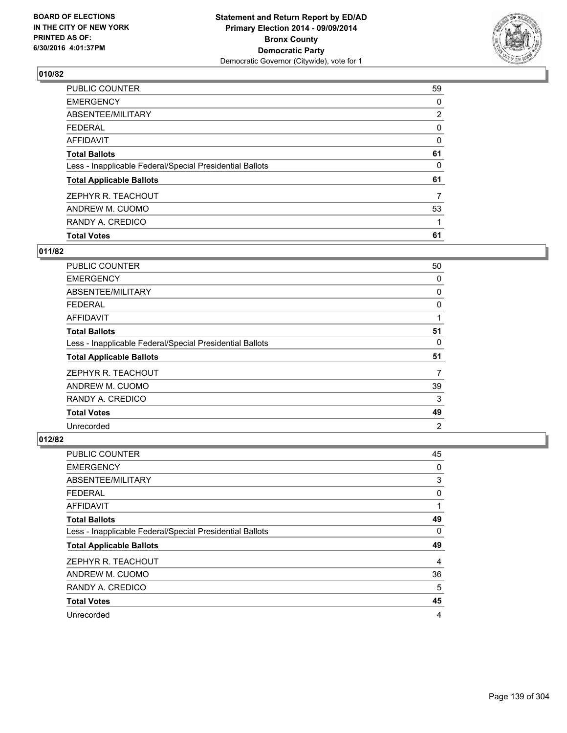**Statement and Return Report by ED/AD**
**Primary Election 2014 - 09/09/2014**
**Bronx County**
**Democratic Party**
Democratic Governor (Citywide), vote for 1

BOARD OF ELECTIONS
IN THE CITY OF NEW YORK
PRINTED AS OF:
6/30/2016 4:01:37PM

### 010/82

| | |
|---|---|
| PUBLIC COUNTER | 59 |
| EMERGENCY | 0 |
| ABSENTEE/MILITARY | 2 |
| FEDERAL | 0 |
| AFFIDAVIT | 0 |
| **Total Ballots** | **61** |
| Less - Inapplicable Federal/Special Presidential Ballots | 0 |
| **Total Applicable Ballots** | **61** |
| ZEPHYR R. TEACHOUT | 7 |
| ANDREW M. CUOMO | 53 |
| RANDY A. CREDICO | 1 |
| **Total Votes** | **61** |

### 011/82

| | |
|---|---|
| PUBLIC COUNTER | 50 |
| EMERGENCY | 0 |
| ABSENTEE/MILITARY | 0 |
| FEDERAL | 0 |
| AFFIDAVIT | 1 |
| **Total Ballots** | **51** |
| Less - Inapplicable Federal/Special Presidential Ballots | 0 |
| **Total Applicable Ballots** | **51** |
| ZEPHYR R. TEACHOUT | 7 |
| ANDREW M. CUOMO | 39 |
| RANDY A. CREDICO | 3 |
| **Total Votes** | **49** |
| Unrecorded | 2 |

### 012/82

| | |
|---|---|
| PUBLIC COUNTER | 45 |
| EMERGENCY | 0 |
| ABSENTEE/MILITARY | 3 |
| FEDERAL | 0 |
| AFFIDAVIT | 1 |
| **Total Ballots** | **49** |
| Less - Inapplicable Federal/Special Presidential Ballots | 0 |
| **Total Applicable Ballots** | **49** |
| ZEPHYR R. TEACHOUT | 4 |
| ANDREW M. CUOMO | 36 |
| RANDY A. CREDICO | 5 |
| **Total Votes** | **45** |
| Unrecorded | 4 |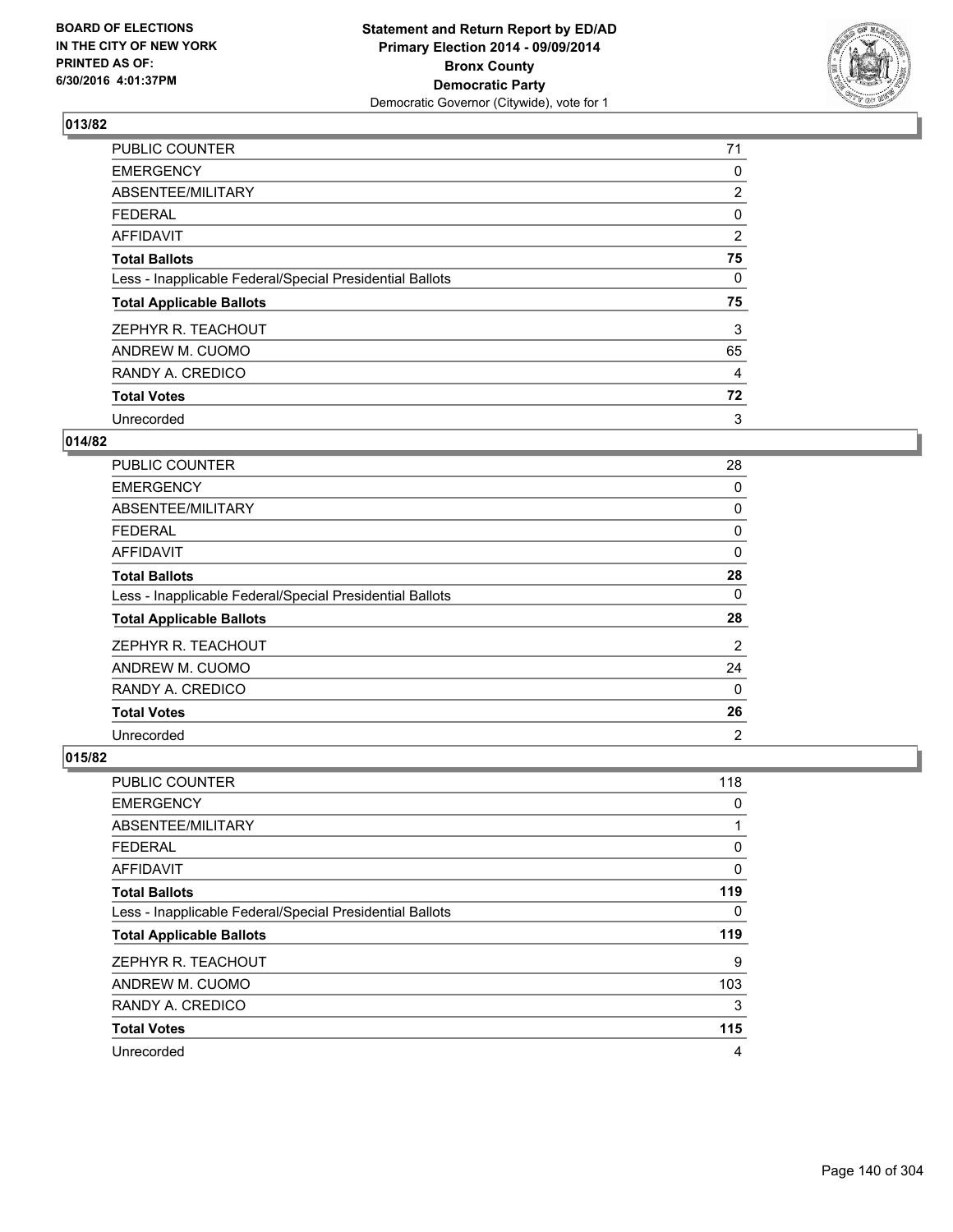BOARD OF ELECTIONS
IN THE CITY OF NEW YORK
PRINTED AS OF:
6/30/2016 4:01:37PM

**Statement and Return Report by ED/AD**
**Primary Election 2014 - 09/09/2014**
**Bronx County**
**Democratic Party**
Democratic Governor (Citywide), vote for 1

## 013/82

| | |
|---|---|
| PUBLIC COUNTER | 71 |
| EMERGENCY | 0 |
| ABSENTEE/MILITARY | 2 |
| FEDERAL | 0 |
| AFFIDAVIT | 2 |
| **Total Ballots** | **75** |
| Less - Inapplicable Federal/Special Presidential Ballots | 0 |
| **Total Applicable Ballots** | **75** |
| ZEPHYR R. TEACHOUT | 3 |
| ANDREW M. CUOMO | 65 |
| RANDY A. CREDICO | 4 |
| **Total Votes** | **72** |
| Unrecorded | 3 |

## 014/82

| | |
|---|---|
| PUBLIC COUNTER | 28 |
| EMERGENCY | 0 |
| ABSENTEE/MILITARY | 0 |
| FEDERAL | 0 |
| AFFIDAVIT | 0 |
| **Total Ballots** | **28** |
| Less - Inapplicable Federal/Special Presidential Ballots | 0 |
| **Total Applicable Ballots** | **28** |
| ZEPHYR R. TEACHOUT | 2 |
| ANDREW M. CUOMO | 24 |
| RANDY A. CREDICO | 0 |
| **Total Votes** | **26** |
| Unrecorded | 2 |

## 015/82

| | |
|---|---|
| PUBLIC COUNTER | 118 |
| EMERGENCY | 0 |
| ABSENTEE/MILITARY | 1 |
| FEDERAL | 0 |
| AFFIDAVIT | 0 |
| **Total Ballots** | **119** |
| Less - Inapplicable Federal/Special Presidential Ballots | 0 |
| **Total Applicable Ballots** | **119** |
| ZEPHYR R. TEACHOUT | 9 |
| ANDREW M. CUOMO | 103 |
| RANDY A. CREDICO | 3 |
| **Total Votes** | **115** |
| Unrecorded | 4 |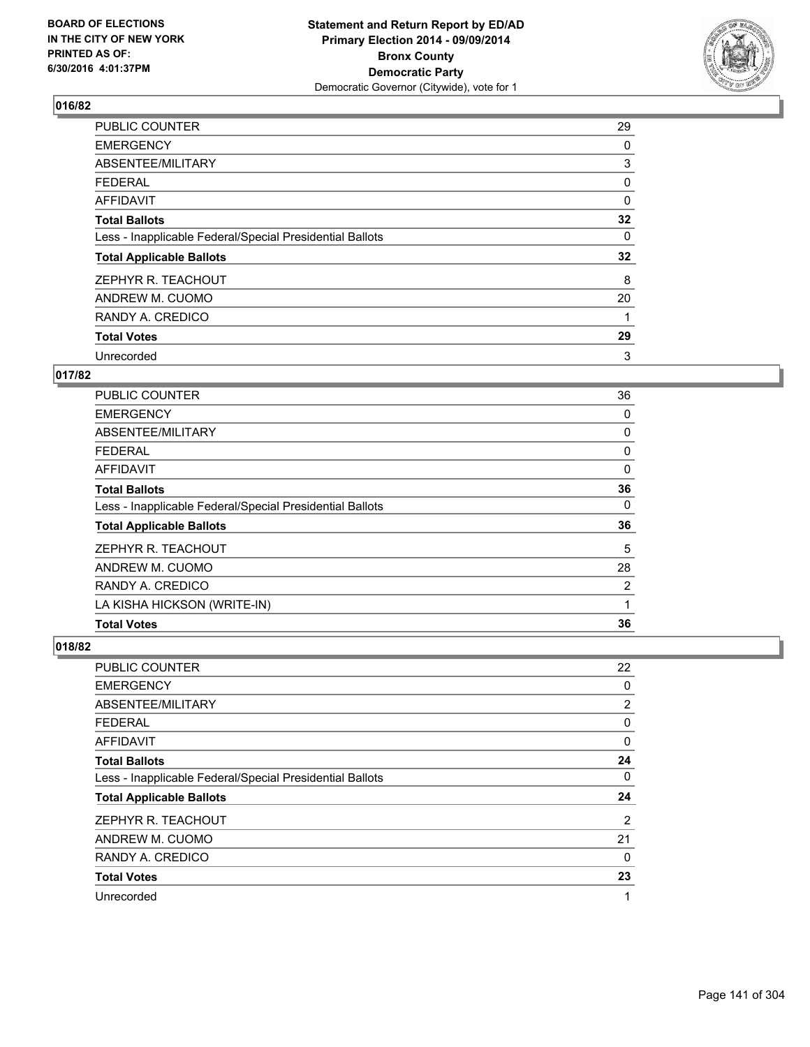## 016/82

| | |
|---|---|
| PUBLIC COUNTER | 29 |
| EMERGENCY | 0 |
| ABSENTEE/MILITARY | 3 |
| FEDERAL | 0 |
| AFFIDAVIT | 0 |
| **Total Ballots** | **32** |
| Less - Inapplicable Federal/Special Presidential Ballots | 0 |
| **Total Applicable Ballots** | **32** |
| ZEPHYR R. TEACHOUT | 8 |
| ANDREW M. CUOMO | 20 |
| RANDY A. CREDICO | 1 |
| **Total Votes** | **29** |
| Unrecorded | 3 |

## 017/82

| | |
|---|---|
| PUBLIC COUNTER | 36 |
| EMERGENCY | 0 |
| ABSENTEE/MILITARY | 0 |
| FEDERAL | 0 |
| AFFIDAVIT | 0 |
| **Total Ballots** | **36** |
| Less - Inapplicable Federal/Special Presidential Ballots | 0 |
| **Total Applicable Ballots** | **36** |
| ZEPHYR R. TEACHOUT | 5 |
| ANDREW M. CUOMO | 28 |
| RANDY A. CREDICO | 2 |
| LA KISHA HICKSON (WRITE-IN) | 1 |
| **Total Votes** | **36** |

## 018/82

| | |
|---|---|
| PUBLIC COUNTER | 22 |
| EMERGENCY | 0 |
| ABSENTEE/MILITARY | 2 |
| FEDERAL | 0 |
| AFFIDAVIT | 0 |
| **Total Ballots** | **24** |
| Less - Inapplicable Federal/Special Presidential Ballots | 0 |
| **Total Applicable Ballots** | **24** |
| ZEPHYR R. TEACHOUT | 2 |
| ANDREW M. CUOMO | 21 |
| RANDY A. CREDICO | 0 |
| **Total Votes** | **23** |
| Unrecorded | 1 |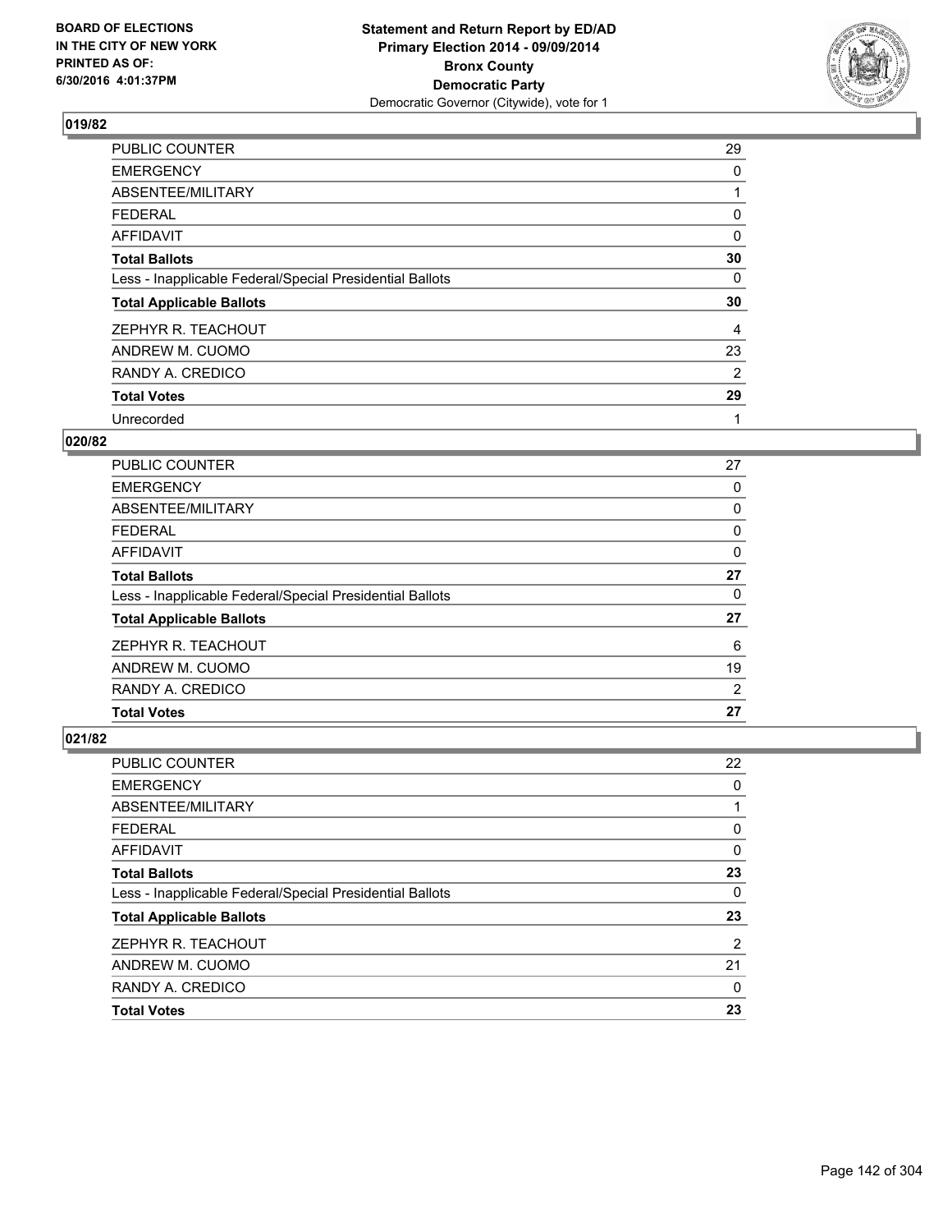**Statement and Return Report by ED/AD**
**Primary Election 2014 - 09/09/2014**
**Bronx County**
**Democratic Party**
Democratic Governor (Citywide), vote for 1

BOARD OF ELECTIONS
IN THE CITY OF NEW YORK
PRINTED AS OF:
6/30/2016 4:01:37PM

### 019/82

| | |
|---|---|
| PUBLIC COUNTER | 29 |
| EMERGENCY | 0 |
| ABSENTEE/MILITARY | 1 |
| FEDERAL | 0 |
| AFFIDAVIT | 0 |
| **Total Ballots** | **30** |
| Less - Inapplicable Federal/Special Presidential Ballots | 0 |
| **Total Applicable Ballots** | **30** |
| ZEPHYR R. TEACHOUT | 4 |
| ANDREW M. CUOMO | 23 |
| RANDY A. CREDICO | 2 |
| **Total Votes** | **29** |
| Unrecorded | 1 |

### 020/82

| | |
|---|---|
| PUBLIC COUNTER | 27 |
| EMERGENCY | 0 |
| ABSENTEE/MILITARY | 0 |
| FEDERAL | 0 |
| AFFIDAVIT | 0 |
| **Total Ballots** | **27** |
| Less - Inapplicable Federal/Special Presidential Ballots | 0 |
| **Total Applicable Ballots** | **27** |
| ZEPHYR R. TEACHOUT | 6 |
| ANDREW M. CUOMO | 19 |
| RANDY A. CREDICO | 2 |
| **Total Votes** | **27** |

### 021/82

| | |
|---|---|
| PUBLIC COUNTER | 22 |
| EMERGENCY | 0 |
| ABSENTEE/MILITARY | 1 |
| FEDERAL | 0 |
| AFFIDAVIT | 0 |
| **Total Ballots** | **23** |
| Less - Inapplicable Federal/Special Presidential Ballots | 0 |
| **Total Applicable Ballots** | **23** |
| ZEPHYR R. TEACHOUT | 2 |
| ANDREW M. CUOMO | 21 |
| RANDY A. CREDICO | 0 |
| **Total Votes** | **23** |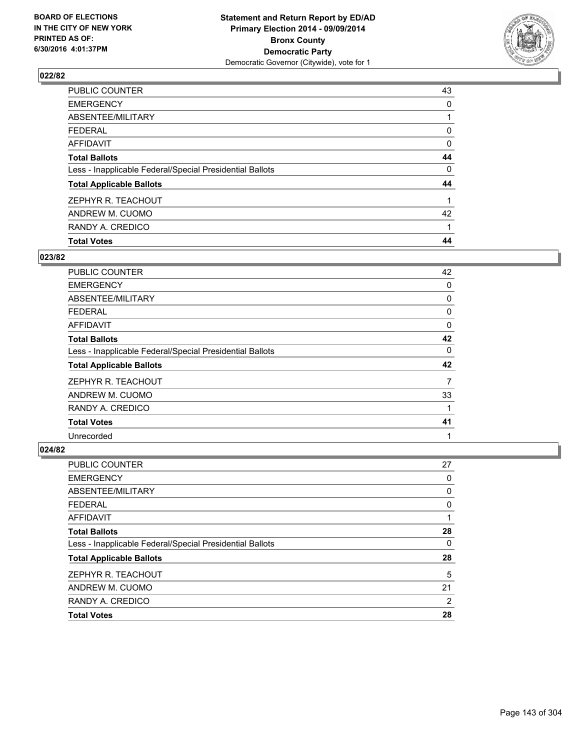**Statement and Return Report by ED/AD**
**Primary Election 2014 - 09/09/2014**
**Bronx County**
**Democratic Party**
Democratic Governor (Citywide), vote for 1

BOARD OF ELECTIONS
IN THE CITY OF NEW YORK
PRINTED AS OF:
6/30/2016 4:01:37PM

### 022/82

| | |
|---|---|
| PUBLIC COUNTER | 43 |
| EMERGENCY | 0 |
| ABSENTEE/MILITARY | 1 |
| FEDERAL | 0 |
| AFFIDAVIT | 0 |
| **Total Ballots** | **44** |
| Less - Inapplicable Federal/Special Presidential Ballots | 0 |
| **Total Applicable Ballots** | **44** |
| ZEPHYR R. TEACHOUT | 1 |
| ANDREW M. CUOMO | 42 |
| RANDY A. CREDICO | 1 |
| **Total Votes** | **44** |

### 023/82

| | |
|---|---|
| PUBLIC COUNTER | 42 |
| EMERGENCY | 0 |
| ABSENTEE/MILITARY | 0 |
| FEDERAL | 0 |
| AFFIDAVIT | 0 |
| **Total Ballots** | **42** |
| Less - Inapplicable Federal/Special Presidential Ballots | 0 |
| **Total Applicable Ballots** | **42** |
| ZEPHYR R. TEACHOUT | 7 |
| ANDREW M. CUOMO | 33 |
| RANDY A. CREDICO | 1 |
| **Total Votes** | **41** |
| Unrecorded | 1 |

### 024/82

| | |
|---|---|
| PUBLIC COUNTER | 27 |
| EMERGENCY | 0 |
| ABSENTEE/MILITARY | 0 |
| FEDERAL | 0 |
| AFFIDAVIT | 1 |
| **Total Ballots** | **28** |
| Less - Inapplicable Federal/Special Presidential Ballots | 0 |
| **Total Applicable Ballots** | **28** |
| ZEPHYR R. TEACHOUT | 5 |
| ANDREW M. CUOMO | 21 |
| RANDY A. CREDICO | 2 |
| **Total Votes** | **28** |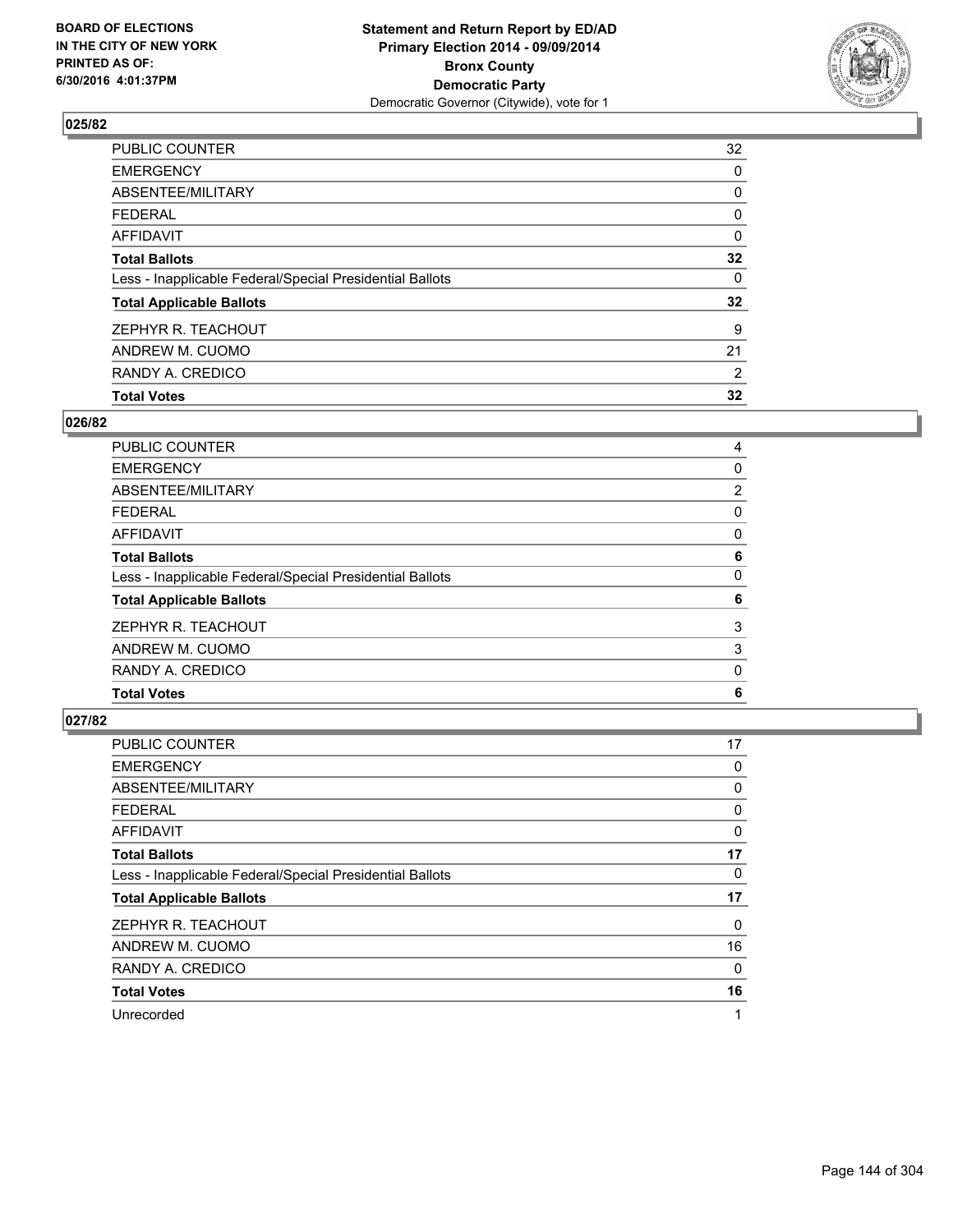## 025/82

| | |
|---|---|
| PUBLIC COUNTER | 32 |
| EMERGENCY | 0 |
| ABSENTEE/MILITARY | 0 |
| FEDERAL | 0 |
| AFFIDAVIT | 0 |
| **Total Ballots** | **32** |
| Less - Inapplicable Federal/Special Presidential Ballots | 0 |
| **Total Applicable Ballots** | **32** |
| ZEPHYR R. TEACHOUT | 9 |
| ANDREW M. CUOMO | 21 |
| RANDY A. CREDICO | 2 |
| **Total Votes** | **32** |

## 026/82

| | |
|---|---|
| PUBLIC COUNTER | 4 |
| EMERGENCY | 0 |
| ABSENTEE/MILITARY | 2 |
| FEDERAL | 0 |
| AFFIDAVIT | 0 |
| **Total Ballots** | **6** |
| Less - Inapplicable Federal/Special Presidential Ballots | 0 |
| **Total Applicable Ballots** | **6** |
| ZEPHYR R. TEACHOUT | 3 |
| ANDREW M. CUOMO | 3 |
| RANDY A. CREDICO | 0 |
| **Total Votes** | **6** |

## 027/82

| | |
|---|---|
| PUBLIC COUNTER | 17 |
| EMERGENCY | 0 |
| ABSENTEE/MILITARY | 0 |
| FEDERAL | 0 |
| AFFIDAVIT | 0 |
| **Total Ballots** | **17** |
| Less - Inapplicable Federal/Special Presidential Ballots | 0 |
| **Total Applicable Ballots** | **17** |
| ZEPHYR R. TEACHOUT | 0 |
| ANDREW M. CUOMO | 16 |
| RANDY A. CREDICO | 0 |
| **Total Votes** | **16** |
| Unrecorded | 1 |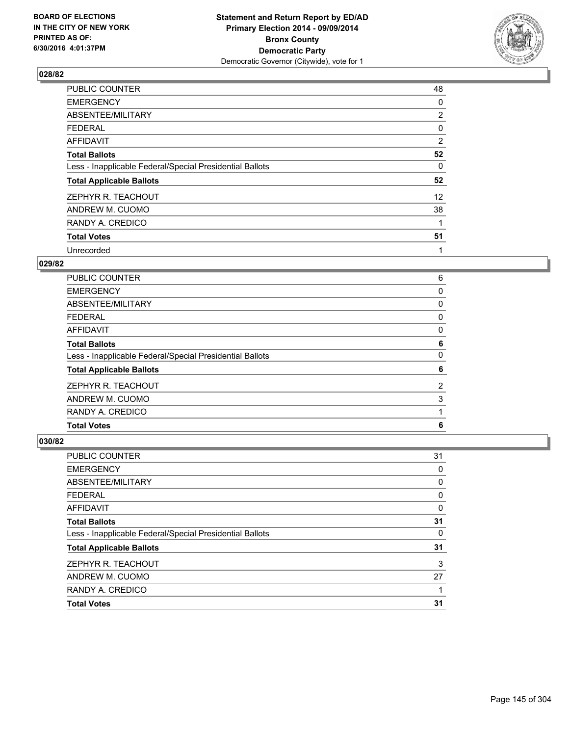BOARD OF ELECTIONS
IN THE CITY OF NEW YORK
PRINTED AS OF:
6/30/2016 4:01:37PM

**Statement and Return Report by ED/AD**
**Primary Election 2014 - 09/09/2014**
**Bronx County**
**Democratic Party**
Democratic Governor (Citywide), vote for 1

### 028/82

| | |
|---|---|
| PUBLIC COUNTER | 48 |
| EMERGENCY | 0 |
| ABSENTEE/MILITARY | 2 |
| FEDERAL | 0 |
| AFFIDAVIT | 2 |
| **Total Ballots** | **52** |
| Less - Inapplicable Federal/Special Presidential Ballots | 0 |
| **Total Applicable Ballots** | **52** |
| ZEPHYR R. TEACHOUT | 12 |
| ANDREW M. CUOMO | 38 |
| RANDY A. CREDICO | 1 |
| **Total Votes** | **51** |
| Unrecorded | 1 |

### 029/82

| | |
|---|---|
| PUBLIC COUNTER | 6 |
| EMERGENCY | 0 |
| ABSENTEE/MILITARY | 0 |
| FEDERAL | 0 |
| AFFIDAVIT | 0 |
| **Total Ballots** | **6** |
| Less - Inapplicable Federal/Special Presidential Ballots | 0 |
| **Total Applicable Ballots** | **6** |
| ZEPHYR R. TEACHOUT | 2 |
| ANDREW M. CUOMO | 3 |
| RANDY A. CREDICO | 1 |
| **Total Votes** | **6** |

### 030/82

| | |
|---|---|
| PUBLIC COUNTER | 31 |
| EMERGENCY | 0 |
| ABSENTEE/MILITARY | 0 |
| FEDERAL | 0 |
| AFFIDAVIT | 0 |
| **Total Ballots** | **31** |
| Less - Inapplicable Federal/Special Presidential Ballots | 0 |
| **Total Applicable Ballots** | **31** |
| ZEPHYR R. TEACHOUT | 3 |
| ANDREW M. CUOMO | 27 |
| RANDY A. CREDICO | 1 |
| **Total Votes** | **31** |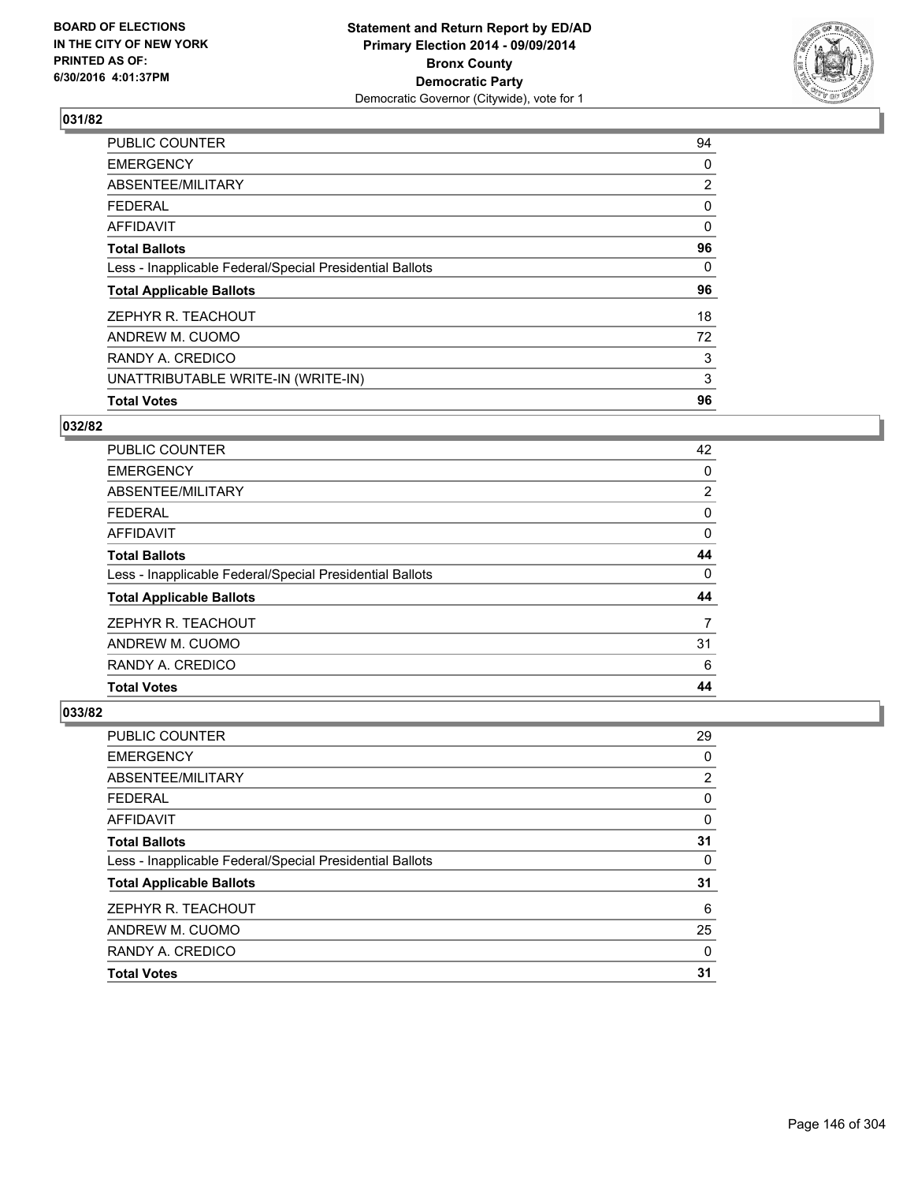**Statement and Return Report by ED/AD**
**Primary Election 2014 - 09/09/2014**
**Bronx County**
**Democratic Party**
Democratic Governor (Citywide), vote for 1

BOARD OF ELECTIONS
IN THE CITY OF NEW YORK
PRINTED AS OF:
6/30/2016 4:01:37PM

### 031/82

| | |
|---|---|
| PUBLIC COUNTER | 94 |
| EMERGENCY | 0 |
| ABSENTEE/MILITARY | 2 |
| FEDERAL | 0 |
| AFFIDAVIT | 0 |
| **Total Ballots** | **96** |
| Less - Inapplicable Federal/Special Presidential Ballots | 0 |
| **Total Applicable Ballots** | **96** |
| ZEPHYR R. TEACHOUT | 18 |
| ANDREW M. CUOMO | 72 |
| RANDY A. CREDICO | 3 |
| UNATTRIBUTABLE WRITE-IN (WRITE-IN) | 3 |
| **Total Votes** | **96** |

### 032/82

| | |
|---|---|
| PUBLIC COUNTER | 42 |
| EMERGENCY | 0 |
| ABSENTEE/MILITARY | 2 |
| FEDERAL | 0 |
| AFFIDAVIT | 0 |
| **Total Ballots** | **44** |
| Less - Inapplicable Federal/Special Presidential Ballots | 0 |
| **Total Applicable Ballots** | **44** |
| ZEPHYR R. TEACHOUT | 7 |
| ANDREW M. CUOMO | 31 |
| RANDY A. CREDICO | 6 |
| **Total Votes** | **44** |

### 033/82

| | |
|---|---|
| PUBLIC COUNTER | 29 |
| EMERGENCY | 0 |
| ABSENTEE/MILITARY | 2 |
| FEDERAL | 0 |
| AFFIDAVIT | 0 |
| **Total Ballots** | **31** |
| Less - Inapplicable Federal/Special Presidential Ballots | 0 |
| **Total Applicable Ballots** | **31** |
| ZEPHYR R. TEACHOUT | 6 |
| ANDREW M. CUOMO | 25 |
| RANDY A. CREDICO | 0 |
| **Total Votes** | **31** |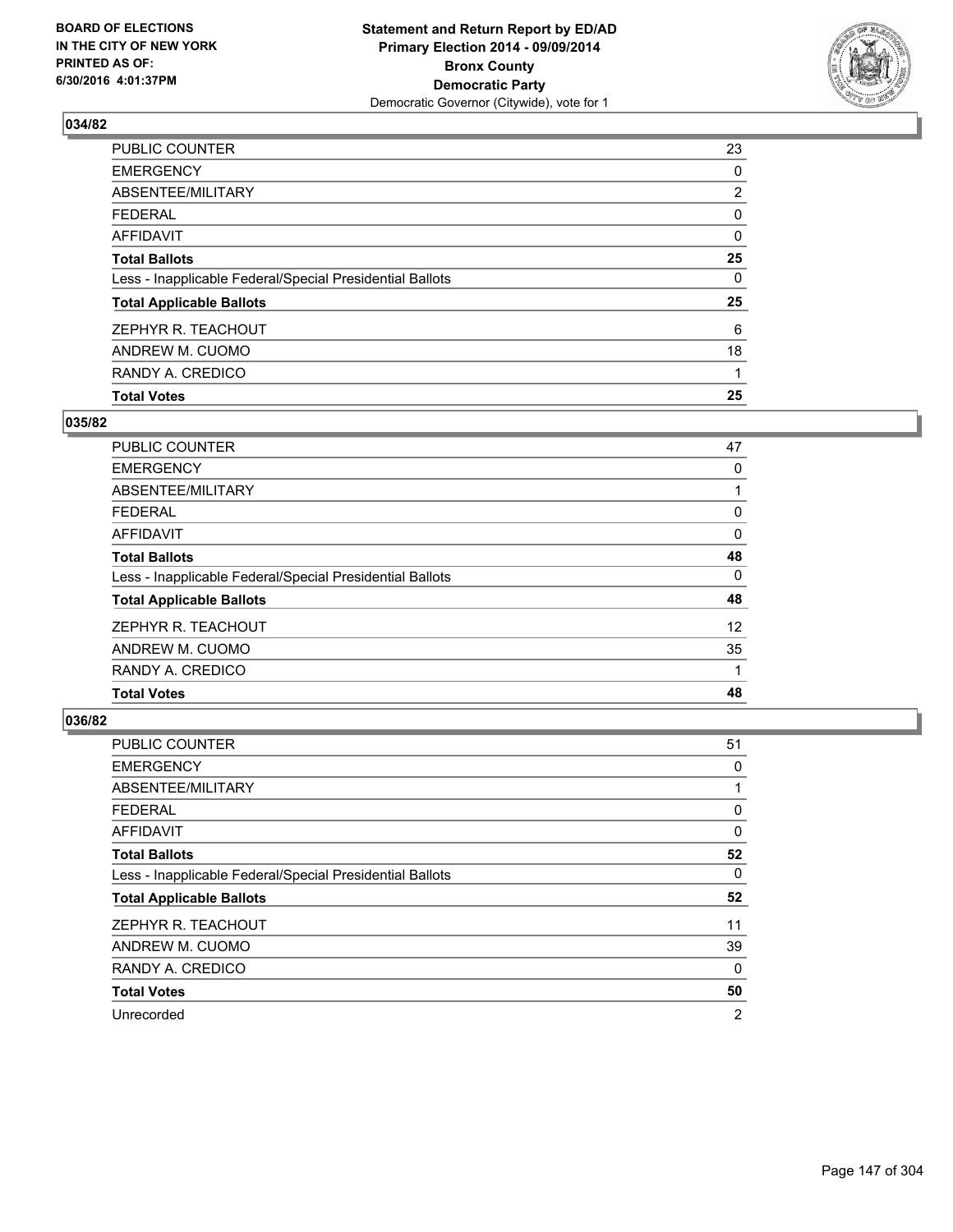**Statement and Return Report by ED/AD**
**Primary Election 2014 - 09/09/2014**
**Bronx County**
**Democratic Party**
Democratic Governor (Citywide), vote for 1

BOARD OF ELECTIONS
IN THE CITY OF NEW YORK
PRINTED AS OF:
6/30/2016 4:01:37PM

## 034/82

| | |
|---|---|
| PUBLIC COUNTER | 23 |
| EMERGENCY | 0 |
| ABSENTEE/MILITARY | 2 |
| FEDERAL | 0 |
| AFFIDAVIT | 0 |
| **Total Ballots** | **25** |
| Less - Inapplicable Federal/Special Presidential Ballots | 0 |
| **Total Applicable Ballots** | **25** |
| ZEPHYR R. TEACHOUT | 6 |
| ANDREW M. CUOMO | 18 |
| RANDY A. CREDICO | 1 |
| **Total Votes** | **25** |

## 035/82

| | |
|---|---|
| PUBLIC COUNTER | 47 |
| EMERGENCY | 0 |
| ABSENTEE/MILITARY | 1 |
| FEDERAL | 0 |
| AFFIDAVIT | 0 |
| **Total Ballots** | **48** |
| Less - Inapplicable Federal/Special Presidential Ballots | 0 |
| **Total Applicable Ballots** | **48** |
| ZEPHYR R. TEACHOUT | 12 |
| ANDREW M. CUOMO | 35 |
| RANDY A. CREDICO | 1 |
| **Total Votes** | **48** |

## 036/82

| | |
|---|---|
| PUBLIC COUNTER | 51 |
| EMERGENCY | 0 |
| ABSENTEE/MILITARY | 1 |
| FEDERAL | 0 |
| AFFIDAVIT | 0 |
| **Total Ballots** | **52** |
| Less - Inapplicable Federal/Special Presidential Ballots | 0 |
| **Total Applicable Ballots** | **52** |
| ZEPHYR R. TEACHOUT | 11 |
| ANDREW M. CUOMO | 39 |
| RANDY A. CREDICO | 0 |
| **Total Votes** | **50** |
| Unrecorded | 2 |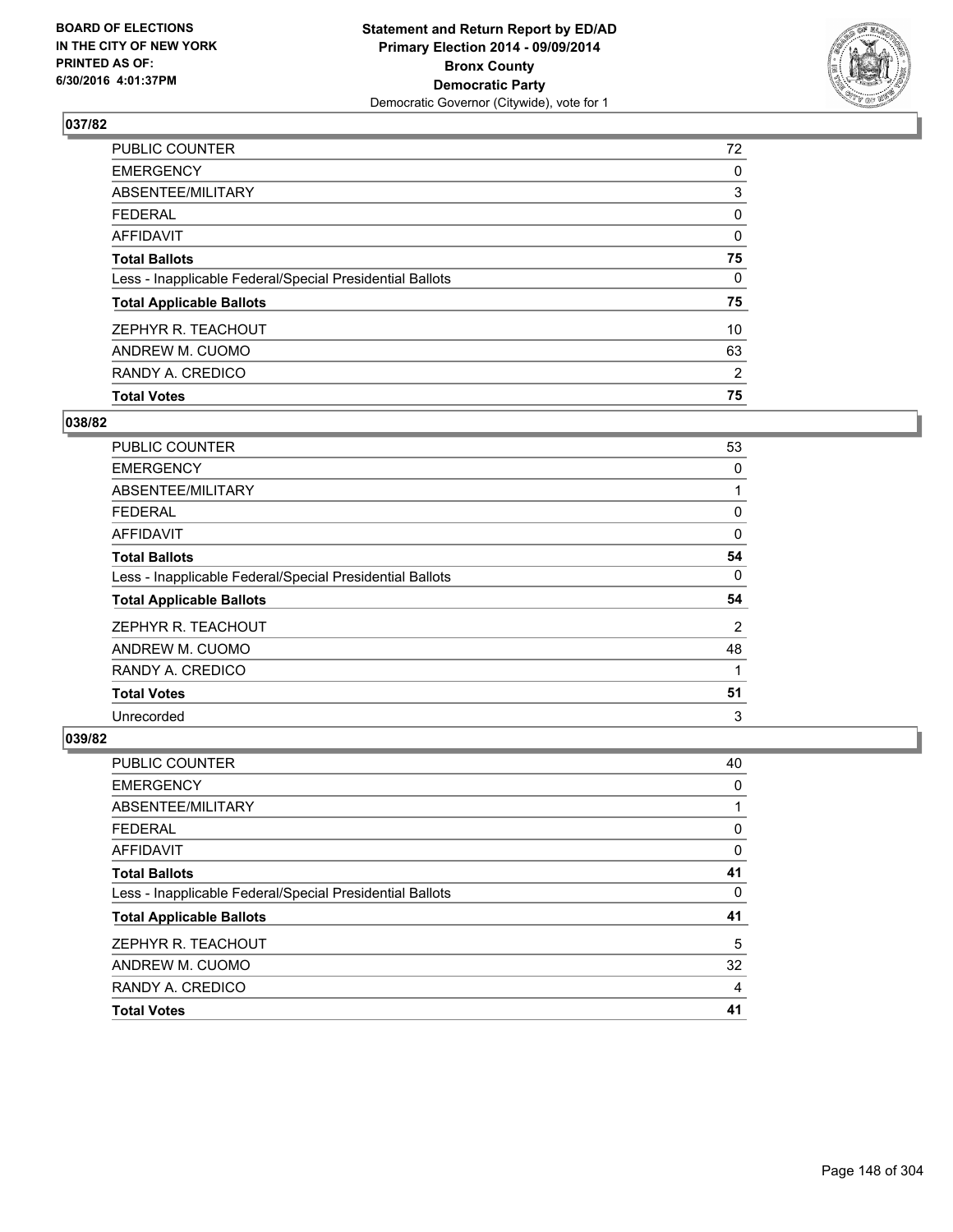**Statement and Return Report by ED/AD**
**Primary Election 2014 - 09/09/2014**
**Bronx County**
**Democratic Party**
Democratic Governor (Citywide), vote for 1

BOARD OF ELECTIONS
IN THE CITY OF NEW YORK
PRINTED AS OF:
6/30/2016 4:01:37PM

## 037/82

| | |
|---|---|
| PUBLIC COUNTER | 72 |
| EMERGENCY | 0 |
| ABSENTEE/MILITARY | 3 |
| FEDERAL | 0 |
| AFFIDAVIT | 0 |
| **Total Ballots** | **75** |
| Less - Inapplicable Federal/Special Presidential Ballots | 0 |
| **Total Applicable Ballots** | **75** |
| ZEPHYR R. TEACHOUT | 10 |
| ANDREW M. CUOMO | 63 |
| RANDY A. CREDICO | 2 |
| **Total Votes** | **75** |

## 038/82

| | |
|---|---|
| PUBLIC COUNTER | 53 |
| EMERGENCY | 0 |
| ABSENTEE/MILITARY | 1 |
| FEDERAL | 0 |
| AFFIDAVIT | 0 |
| **Total Ballots** | **54** |
| Less - Inapplicable Federal/Special Presidential Ballots | 0 |
| **Total Applicable Ballots** | **54** |
| ZEPHYR R. TEACHOUT | 2 |
| ANDREW M. CUOMO | 48 |
| RANDY A. CREDICO | 1 |
| **Total Votes** | **51** |
| Unrecorded | 3 |

## 039/82

| | |
|---|---|
| PUBLIC COUNTER | 40 |
| EMERGENCY | 0 |
| ABSENTEE/MILITARY | 1 |
| FEDERAL | 0 |
| AFFIDAVIT | 0 |
| **Total Ballots** | **41** |
| Less - Inapplicable Federal/Special Presidential Ballots | 0 |
| **Total Applicable Ballots** | **41** |
| ZEPHYR R. TEACHOUT | 5 |
| ANDREW M. CUOMO | 32 |
| RANDY A. CREDICO | 4 |
| **Total Votes** | **41** |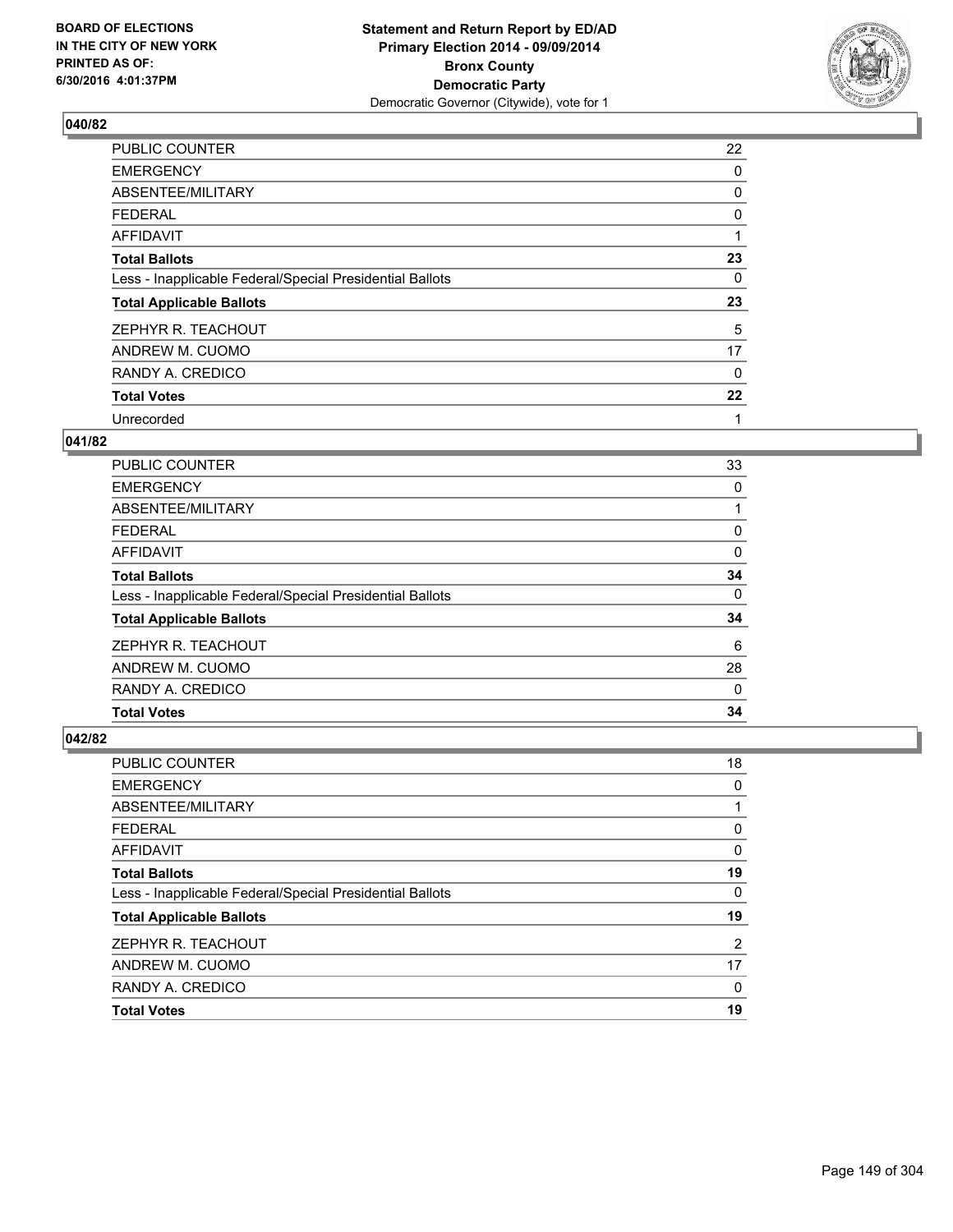# Statement and Return Report by ED/AD
## Primary Election 2014 - 09/09/2014
## Bronx County
## Democratic Party
### Democratic Governor (Citywide), vote for 1

BOARD OF ELECTIONS
IN THE CITY OF NEW YORK
PRINTED AS OF:
6/30/2016 4:01:37PM

**040/82**

| | |
|---|---|
| PUBLIC COUNTER | 22 |
| EMERGENCY | 0 |
| ABSENTEE/MILITARY | 0 |
| FEDERAL | 0 |
| AFFIDAVIT | 1 |
| **Total Ballots** | **23** |
| Less - Inapplicable Federal/Special Presidential Ballots | 0 |
| **Total Applicable Ballots** | **23** |
| ZEPHYR R. TEACHOUT | 5 |
| ANDREW M. CUOMO | 17 |
| RANDY A. CREDICO | 0 |
| **Total Votes** | **22** |
| Unrecorded | 1 |

**041/82**

| | |
|---|---|
| PUBLIC COUNTER | 33 |
| EMERGENCY | 0 |
| ABSENTEE/MILITARY | 1 |
| FEDERAL | 0 |
| AFFIDAVIT | 0 |
| **Total Ballots** | **34** |
| Less - Inapplicable Federal/Special Presidential Ballots | 0 |
| **Total Applicable Ballots** | **34** |
| ZEPHYR R. TEACHOUT | 6 |
| ANDREW M. CUOMO | 28 |
| RANDY A. CREDICO | 0 |
| **Total Votes** | **34** |

**042/82**

| | |
|---|---|
| PUBLIC COUNTER | 18 |
| EMERGENCY | 0 |
| ABSENTEE/MILITARY | 1 |
| FEDERAL | 0 |
| AFFIDAVIT | 0 |
| **Total Ballots** | **19** |
| Less - Inapplicable Federal/Special Presidential Ballots | 0 |
| **Total Applicable Ballots** | **19** |
| ZEPHYR R. TEACHOUT | 2 |
| ANDREW M. CUOMO | 17 |
| RANDY A. CREDICO | 0 |
| **Total Votes** | **19** |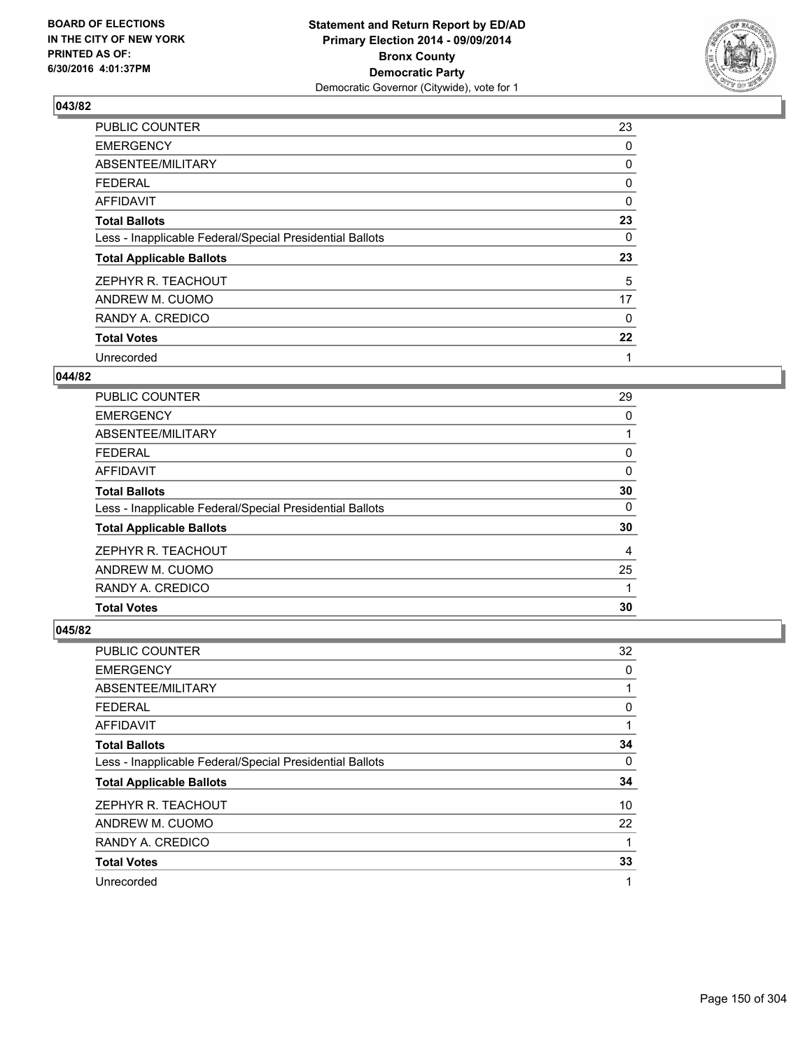**BOARD OF ELECTIONS IN THE CITY OF NEW YORK PRINTED AS OF: 6/30/2016 4:01:37PM**

**Statement and Return Report by ED/AD Primary Election 2014 - 09/09/2014 Bronx County Democratic Party**
Democratic Governor (Citywide), vote for 1

## 043/82

| | |
|---|---|
| PUBLIC COUNTER | 23 |
| EMERGENCY | 0 |
| ABSENTEE/MILITARY | 0 |
| FEDERAL | 0 |
| AFFIDAVIT | 0 |
| **Total Ballots** | **23** |
| Less - Inapplicable Federal/Special Presidential Ballots | 0 |
| **Total Applicable Ballots** | **23** |
| ZEPHYR R. TEACHOUT | 5 |
| ANDREW M. CUOMO | 17 |
| RANDY A. CREDICO | 0 |
| **Total Votes** | **22** |
| Unrecorded | 1 |

## 044/82

| | |
|---|---|
| PUBLIC COUNTER | 29 |
| EMERGENCY | 0 |
| ABSENTEE/MILITARY | 1 |
| FEDERAL | 0 |
| AFFIDAVIT | 0 |
| **Total Ballots** | **30** |
| Less - Inapplicable Federal/Special Presidential Ballots | 0 |
| **Total Applicable Ballots** | **30** |
| ZEPHYR R. TEACHOUT | 4 |
| ANDREW M. CUOMO | 25 |
| RANDY A. CREDICO | 1 |
| **Total Votes** | **30** |

## 045/82

| | |
|---|---|
| PUBLIC COUNTER | 32 |
| EMERGENCY | 0 |
| ABSENTEE/MILITARY | 1 |
| FEDERAL | 0 |
| AFFIDAVIT | 1 |
| **Total Ballots** | **34** |
| Less - Inapplicable Federal/Special Presidential Ballots | 0 |
| **Total Applicable Ballots** | **34** |
| ZEPHYR R. TEACHOUT | 10 |
| ANDREW M. CUOMO | 22 |
| RANDY A. CREDICO | 1 |
| **Total Votes** | **33** |
| Unrecorded | 1 |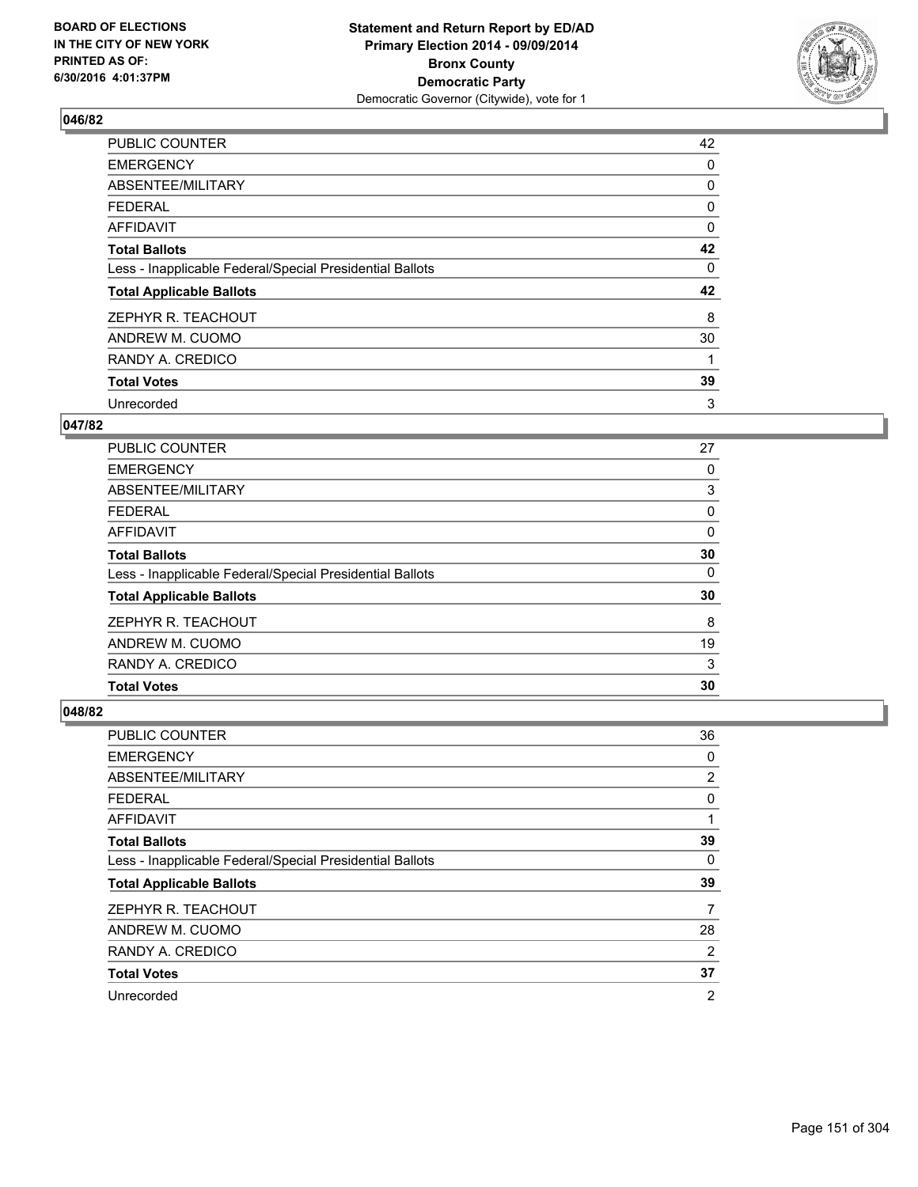**Statement and Return Report by ED/AD**
**Primary Election 2014 - 09/09/2014**
**Bronx County**
**Democratic Party**
Democratic Governor (Citywide), vote for 1

BOARD OF ELECTIONS
IN THE CITY OF NEW YORK
PRINTED AS OF:
6/30/2016 4:01:37PM

### 046/82

| | |
|---|---|
| PUBLIC COUNTER | 42 |
| EMERGENCY | 0 |
| ABSENTEE/MILITARY | 0 |
| FEDERAL | 0 |
| AFFIDAVIT | 0 |
| **Total Ballots** | **42** |
| Less - Inapplicable Federal/Special Presidential Ballots | 0 |
| **Total Applicable Ballots** | **42** |
| ZEPHYR R. TEACHOUT | 8 |
| ANDREW M. CUOMO | 30 |
| RANDY A. CREDICO | 1 |
| **Total Votes** | **39** |
| Unrecorded | 3 |

### 047/82

| | |
|---|---|
| PUBLIC COUNTER | 27 |
| EMERGENCY | 0 |
| ABSENTEE/MILITARY | 3 |
| FEDERAL | 0 |
| AFFIDAVIT | 0 |
| **Total Ballots** | **30** |
| Less - Inapplicable Federal/Special Presidential Ballots | 0 |
| **Total Applicable Ballots** | **30** |
| ZEPHYR R. TEACHOUT | 8 |
| ANDREW M. CUOMO | 19 |
| RANDY A. CREDICO | 3 |
| **Total Votes** | **30** |

### 048/82

| | |
|---|---|
| PUBLIC COUNTER | 36 |
| EMERGENCY | 0 |
| ABSENTEE/MILITARY | 2 |
| FEDERAL | 0 |
| AFFIDAVIT | 1 |
| **Total Ballots** | **39** |
| Less - Inapplicable Federal/Special Presidential Ballots | 0 |
| **Total Applicable Ballots** | **39** |
| ZEPHYR R. TEACHOUT | 7 |
| ANDREW M. CUOMO | 28 |
| RANDY A. CREDICO | 2 |
| **Total Votes** | **37** |
| Unrecorded | 2 |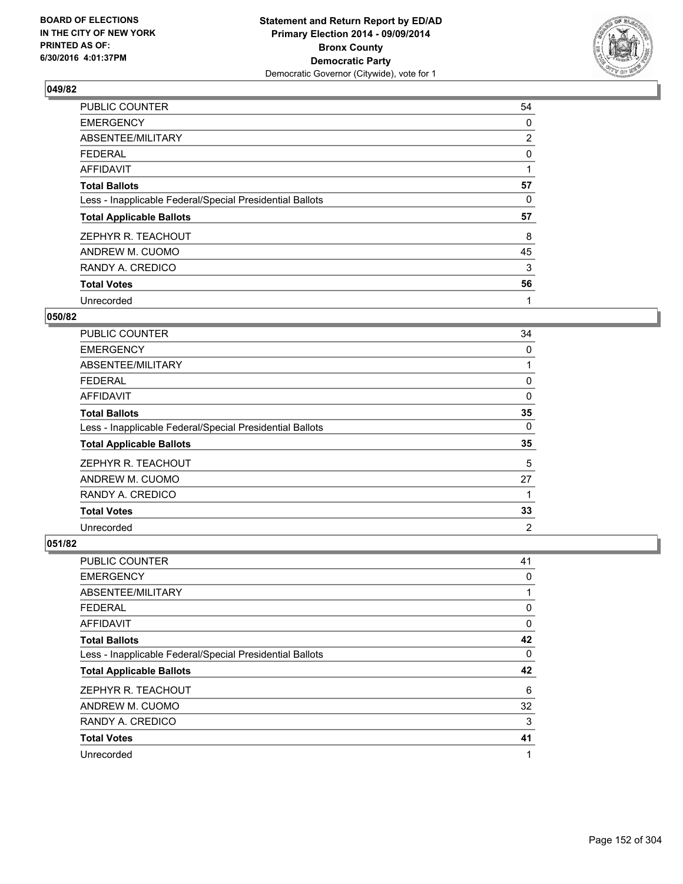**Statement and Return Report by ED/AD**
**Primary Election 2014 - 09/09/2014**
**Bronx County**
**Democratic Party**
Democratic Governor (Citywide), vote for 1

BOARD OF ELECTIONS
IN THE CITY OF NEW YORK
PRINTED AS OF:
6/30/2016 4:01:37PM

### 049/82

| | |
|---|---|
| PUBLIC COUNTER | 54 |
| EMERGENCY | 0 |
| ABSENTEE/MILITARY | 2 |
| FEDERAL | 0 |
| AFFIDAVIT | 1 |
| **Total Ballots** | **57** |
| Less - Inapplicable Federal/Special Presidential Ballots | 0 |
| **Total Applicable Ballots** | **57** |
| ZEPHYR R. TEACHOUT | 8 |
| ANDREW M. CUOMO | 45 |
| RANDY A. CREDICO | 3 |
| **Total Votes** | **56** |
| Unrecorded | 1 |

### 050/82

| | |
|---|---|
| PUBLIC COUNTER | 34 |
| EMERGENCY | 0 |
| ABSENTEE/MILITARY | 1 |
| FEDERAL | 0 |
| AFFIDAVIT | 0 |
| **Total Ballots** | **35** |
| Less - Inapplicable Federal/Special Presidential Ballots | 0 |
| **Total Applicable Ballots** | **35** |
| ZEPHYR R. TEACHOUT | 5 |
| ANDREW M. CUOMO | 27 |
| RANDY A. CREDICO | 1 |
| **Total Votes** | **33** |
| Unrecorded | 2 |

### 051/82

| | |
|---|---|
| PUBLIC COUNTER | 41 |
| EMERGENCY | 0 |
| ABSENTEE/MILITARY | 1 |
| FEDERAL | 0 |
| AFFIDAVIT | 0 |
| **Total Ballots** | **42** |
| Less - Inapplicable Federal/Special Presidential Ballots | 0 |
| **Total Applicable Ballots** | **42** |
| ZEPHYR R. TEACHOUT | 6 |
| ANDREW M. CUOMO | 32 |
| RANDY A. CREDICO | 3 |
| **Total Votes** | **41** |
| Unrecorded | 1 |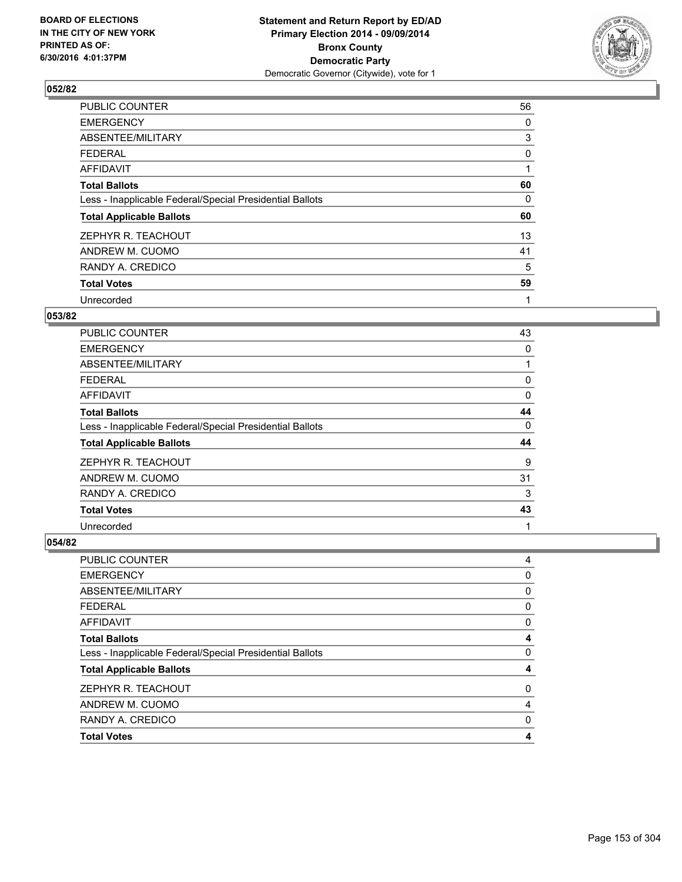**BOARD OF ELECTIONS IN THE CITY OF NEW YORK PRINTED AS OF: 6/30/2016 4:01:37PM**

**Statement and Return Report by ED/AD Primary Election 2014 - 09/09/2014 Bronx County Democratic Party**
Democratic Governor (Citywide), vote for 1

### 052/82

| | |
|---|---|
| PUBLIC COUNTER | 56 |
| EMERGENCY | 0 |
| ABSENTEE/MILITARY | 3 |
| FEDERAL | 0 |
| AFFIDAVIT | 1 |
| **Total Ballots** | **60** |
| Less - Inapplicable Federal/Special Presidential Ballots | 0 |
| **Total Applicable Ballots** | **60** |
| ZEPHYR R. TEACHOUT | 13 |
| ANDREW M. CUOMO | 41 |
| RANDY A. CREDICO | 5 |
| **Total Votes** | **59** |
| Unrecorded | 1 |

### 053/82

| | |
|---|---|
| PUBLIC COUNTER | 43 |
| EMERGENCY | 0 |
| ABSENTEE/MILITARY | 1 |
| FEDERAL | 0 |
| AFFIDAVIT | 0 |
| **Total Ballots** | **44** |
| Less - Inapplicable Federal/Special Presidential Ballots | 0 |
| **Total Applicable Ballots** | **44** |
| ZEPHYR R. TEACHOUT | 9 |
| ANDREW M. CUOMO | 31 |
| RANDY A. CREDICO | 3 |
| **Total Votes** | **43** |
| Unrecorded | 1 |

### 054/82

| | |
|---|---|
| PUBLIC COUNTER | 4 |
| EMERGENCY | 0 |
| ABSENTEE/MILITARY | 0 |
| FEDERAL | 0 |
| AFFIDAVIT | 0 |
| **Total Ballots** | **4** |
| Less - Inapplicable Federal/Special Presidential Ballots | 0 |
| **Total Applicable Ballots** | **4** |
| ZEPHYR R. TEACHOUT | 0 |
| ANDREW M. CUOMO | 4 |
| RANDY A. CREDICO | 0 |
| **Total Votes** | **4** |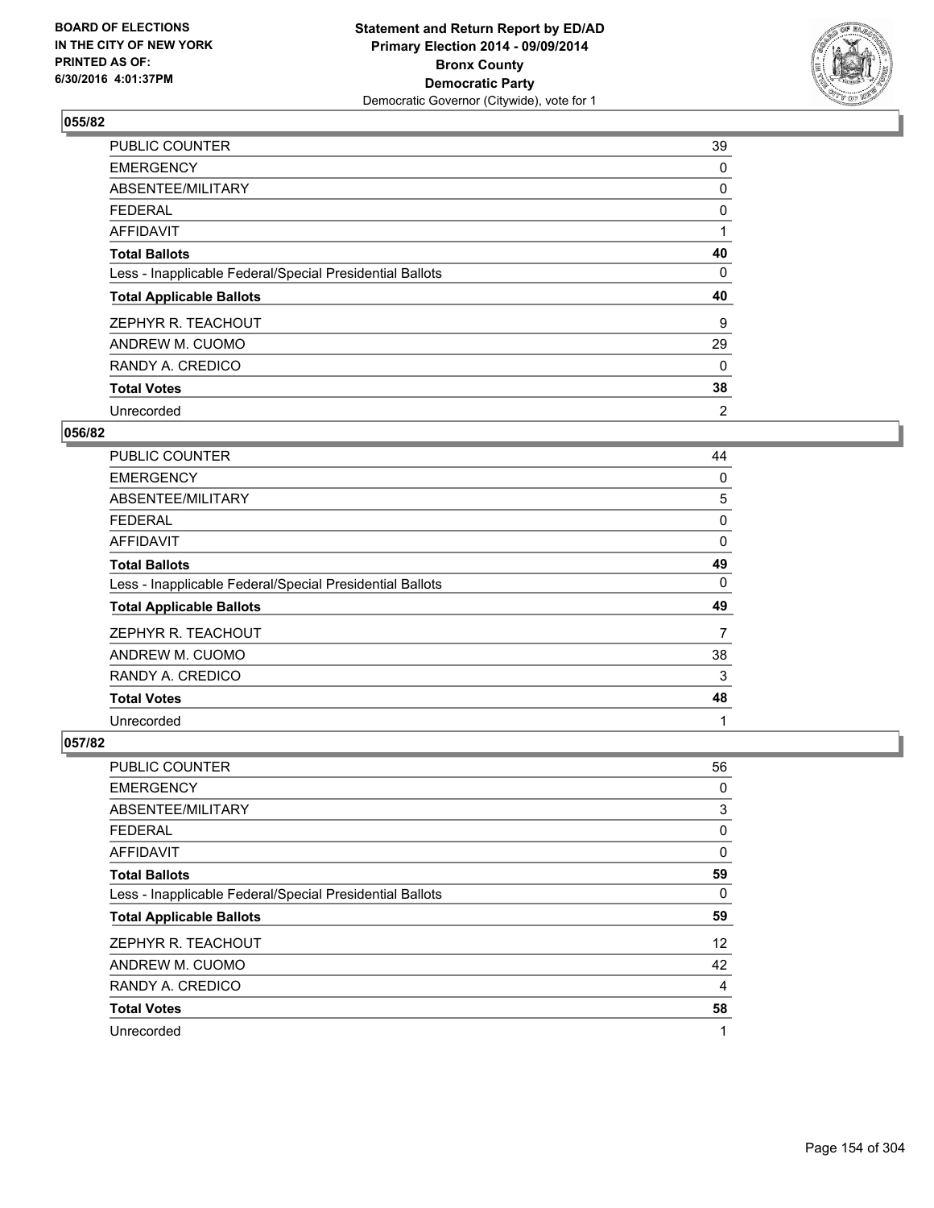BOARD OF ELECTIONS
IN THE CITY OF NEW YORK
PRINTED AS OF:
6/30/2016 4:01:37PM

**Statement and Return Report by ED/AD**
**Primary Election 2014 - 09/09/2014**
**Bronx County**
**Democratic Party**
Democratic Governor (Citywide), vote for 1

### 055/82

| | |
|---|---|
| PUBLIC COUNTER | 39 |
| EMERGENCY | 0 |
| ABSENTEE/MILITARY | 0 |
| FEDERAL | 0 |
| AFFIDAVIT | 1 |
| **Total Ballots** | **40** |
| Less - Inapplicable Federal/Special Presidential Ballots | 0 |
| **Total Applicable Ballots** | **40** |
| ZEPHYR R. TEACHOUT | 9 |
| ANDREW M. CUOMO | 29 |
| RANDY A. CREDICO | 0 |
| **Total Votes** | **38** |
| Unrecorded | 2 |

### 056/82

| | |
|---|---|
| PUBLIC COUNTER | 44 |
| EMERGENCY | 0 |
| ABSENTEE/MILITARY | 5 |
| FEDERAL | 0 |
| AFFIDAVIT | 0 |
| **Total Ballots** | **49** |
| Less - Inapplicable Federal/Special Presidential Ballots | 0 |
| **Total Applicable Ballots** | **49** |
| ZEPHYR R. TEACHOUT | 7 |
| ANDREW M. CUOMO | 38 |
| RANDY A. CREDICO | 3 |
| **Total Votes** | **48** |
| Unrecorded | 1 |

### 057/82

| | |
|---|---|
| PUBLIC COUNTER | 56 |
| EMERGENCY | 0 |
| ABSENTEE/MILITARY | 3 |
| FEDERAL | 0 |
| AFFIDAVIT | 0 |
| **Total Ballots** | **59** |
| Less - Inapplicable Federal/Special Presidential Ballots | 0 |
| **Total Applicable Ballots** | **59** |
| ZEPHYR R. TEACHOUT | 12 |
| ANDREW M. CUOMO | 42 |
| RANDY A. CREDICO | 4 |
| **Total Votes** | **58** |
| Unrecorded | 1 |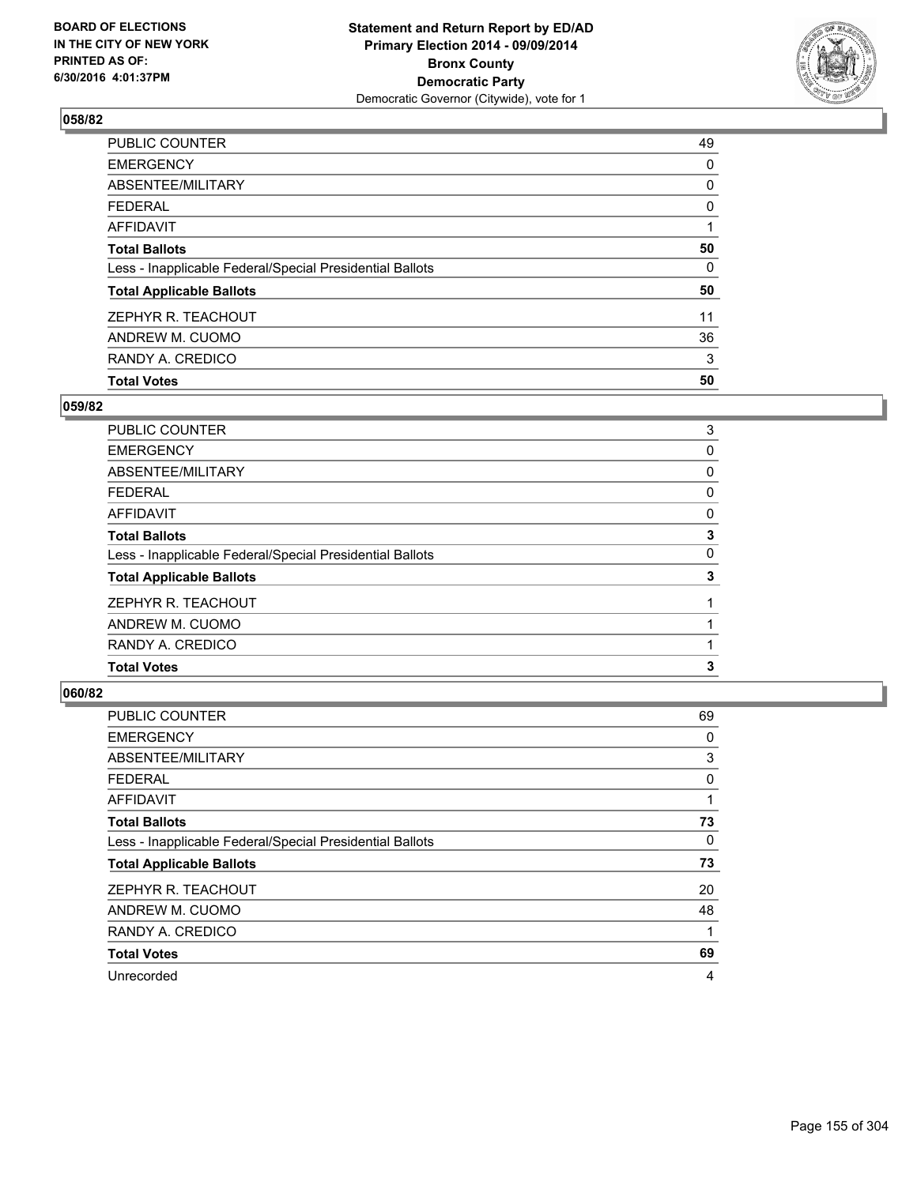**Statement and Return Report by ED/AD**
**Primary Election 2014 - 09/09/2014**
**Bronx County**
**Democratic Party**
Democratic Governor (Citywide), vote for 1

BOARD OF ELECTIONS
IN THE CITY OF NEW YORK
PRINTED AS OF:
6/30/2016 4:01:37PM

### 058/82

| | |
|---|---|
| PUBLIC COUNTER | 49 |
| EMERGENCY | 0 |
| ABSENTEE/MILITARY | 0 |
| FEDERAL | 0 |
| AFFIDAVIT | 1 |
| **Total Ballots** | **50** |
| Less - Inapplicable Federal/Special Presidential Ballots | 0 |
| **Total Applicable Ballots** | **50** |
| ZEPHYR R. TEACHOUT | 11 |
| ANDREW M. CUOMO | 36 |
| RANDY A. CREDICO | 3 |
| **Total Votes** | **50** |

### 059/82

| | |
|---|---|
| PUBLIC COUNTER | 3 |
| EMERGENCY | 0 |
| ABSENTEE/MILITARY | 0 |
| FEDERAL | 0 |
| AFFIDAVIT | 0 |
| **Total Ballots** | **3** |
| Less - Inapplicable Federal/Special Presidential Ballots | 0 |
| **Total Applicable Ballots** | **3** |
| ZEPHYR R. TEACHOUT | 1 |
| ANDREW M. CUOMO | 1 |
| RANDY A. CREDICO | 1 |
| **Total Votes** | **3** |

### 060/82

| | |
|---|---|
| PUBLIC COUNTER | 69 |
| EMERGENCY | 0 |
| ABSENTEE/MILITARY | 3 |
| FEDERAL | 0 |
| AFFIDAVIT | 1 |
| **Total Ballots** | **73** |
| Less - Inapplicable Federal/Special Presidential Ballots | 0 |
| **Total Applicable Ballots** | **73** |
| ZEPHYR R. TEACHOUT | 20 |
| ANDREW M. CUOMO | 48 |
| RANDY A. CREDICO | 1 |
| **Total Votes** | **69** |
| Unrecorded | 4 |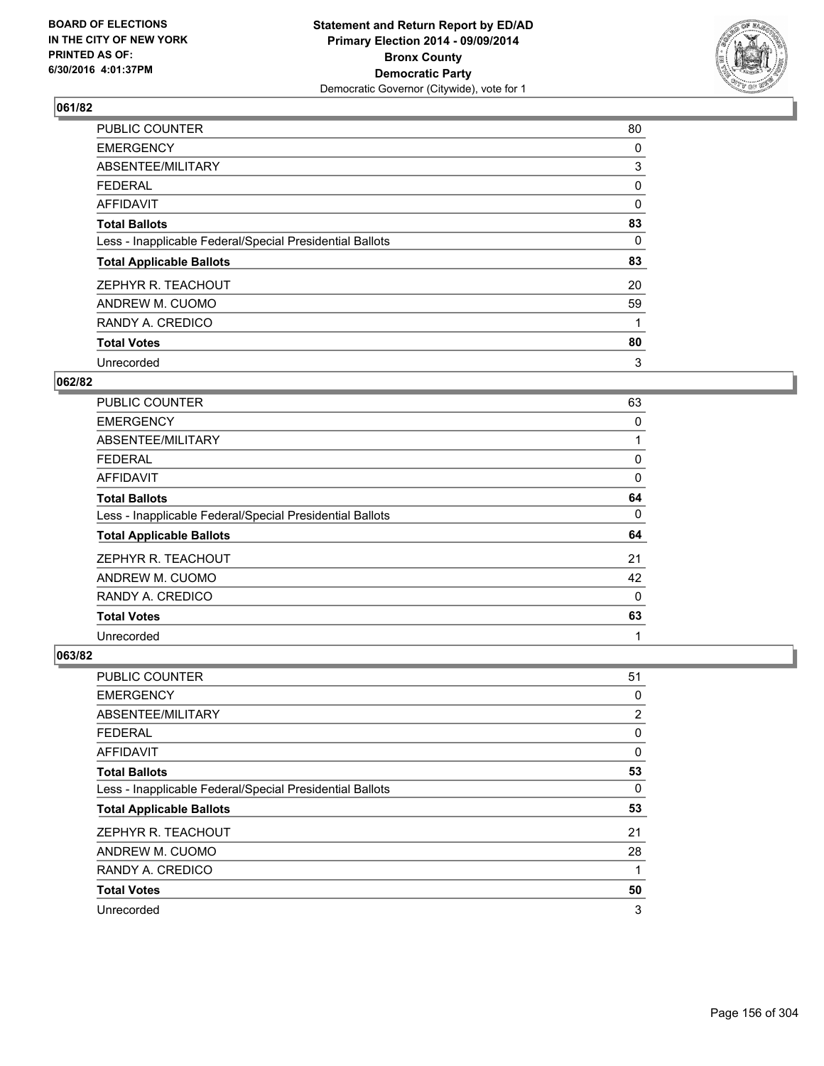BOARD OF ELECTIONS
IN THE CITY OF NEW YORK
PRINTED AS OF:
6/30/2016 4:01:37PM

**Statement and Return Report by ED/AD**
**Primary Election 2014 - 09/09/2014**
**Bronx County**
**Democratic Party**
Democratic Governor (Citywide), vote for 1

### 061/82

| | |
|---|---|
| PUBLIC COUNTER | 80 |
| EMERGENCY | 0 |
| ABSENTEE/MILITARY | 3 |
| FEDERAL | 0 |
| AFFIDAVIT | 0 |
| **Total Ballots** | **83** |
| Less - Inapplicable Federal/Special Presidential Ballots | 0 |
| **Total Applicable Ballots** | **83** |
| ZEPHYR R. TEACHOUT | 20 |
| ANDREW M. CUOMO | 59 |
| RANDY A. CREDICO | 1 |
| **Total Votes** | **80** |
| Unrecorded | 3 |

### 062/82

| | |
|---|---|
| PUBLIC COUNTER | 63 |
| EMERGENCY | 0 |
| ABSENTEE/MILITARY | 1 |
| FEDERAL | 0 |
| AFFIDAVIT | 0 |
| **Total Ballots** | **64** |
| Less - Inapplicable Federal/Special Presidential Ballots | 0 |
| **Total Applicable Ballots** | **64** |
| ZEPHYR R. TEACHOUT | 21 |
| ANDREW M. CUOMO | 42 |
| RANDY A. CREDICO | 0 |
| **Total Votes** | **63** |
| Unrecorded | 1 |

### 063/82

| | |
|---|---|
| PUBLIC COUNTER | 51 |
| EMERGENCY | 0 |
| ABSENTEE/MILITARY | 2 |
| FEDERAL | 0 |
| AFFIDAVIT | 0 |
| **Total Ballots** | **53** |
| Less - Inapplicable Federal/Special Presidential Ballots | 0 |
| **Total Applicable Ballots** | **53** |
| ZEPHYR R. TEACHOUT | 21 |
| ANDREW M. CUOMO | 28 |
| RANDY A. CREDICO | 1 |
| **Total Votes** | **50** |
| Unrecorded | 3 |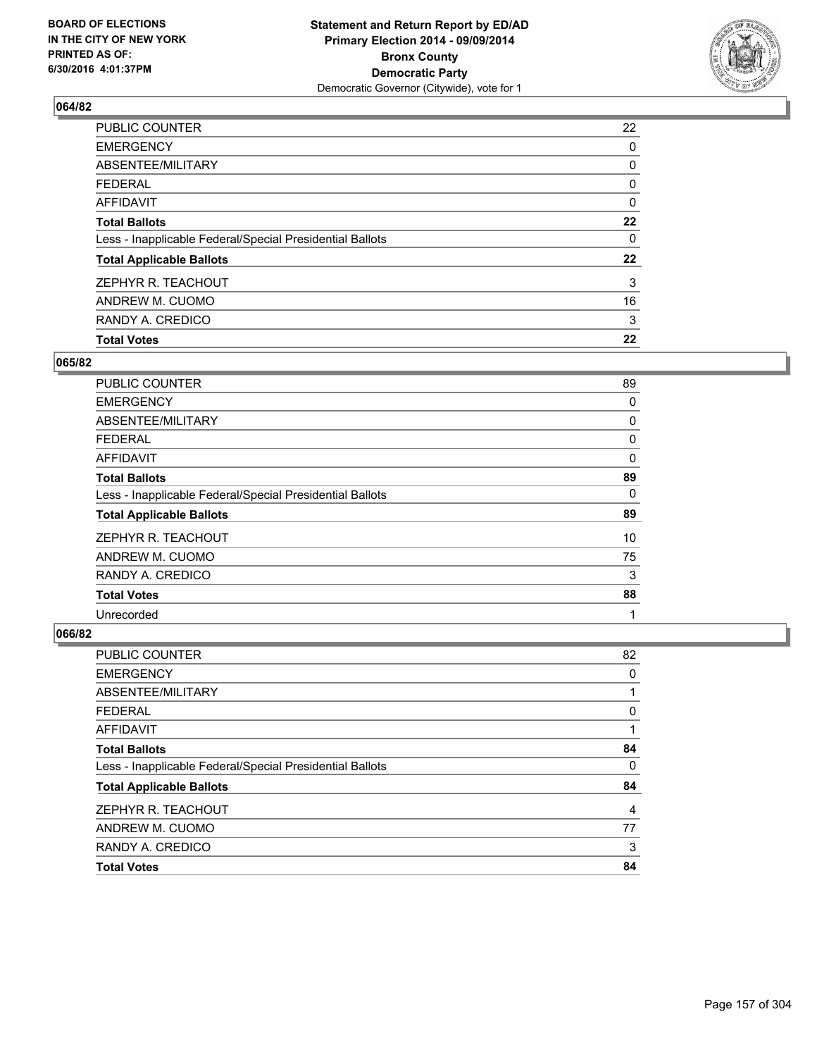BOARD OF ELECTIONS
IN THE CITY OF NEW YORK
PRINTED AS OF:
6/30/2016 4:01:37PM

**Statement and Return Report by ED/AD**
**Primary Election 2014 - 09/09/2014**
**Bronx County**
**Democratic Party**
Democratic Governor (Citywide), vote for 1

### 064/82

| | |
|---|---|
| PUBLIC COUNTER | 22 |
| EMERGENCY | 0 |
| ABSENTEE/MILITARY | 0 |
| FEDERAL | 0 |
| AFFIDAVIT | 0 |
| **Total Ballots** | **22** |
| Less - Inapplicable Federal/Special Presidential Ballots | 0 |
| **Total Applicable Ballots** | **22** |
| ZEPHYR R. TEACHOUT | 3 |
| ANDREW M. CUOMO | 16 |
| RANDY A. CREDICO | 3 |
| **Total Votes** | **22** |

### 065/82

| | |
|---|---|
| PUBLIC COUNTER | 89 |
| EMERGENCY | 0 |
| ABSENTEE/MILITARY | 0 |
| FEDERAL | 0 |
| AFFIDAVIT | 0 |
| **Total Ballots** | **89** |
| Less - Inapplicable Federal/Special Presidential Ballots | 0 |
| **Total Applicable Ballots** | **89** |
| ZEPHYR R. TEACHOUT | 10 |
| ANDREW M. CUOMO | 75 |
| RANDY A. CREDICO | 3 |
| **Total Votes** | **88** |
| Unrecorded | 1 |

### 066/82

| | |
|---|---|
| PUBLIC COUNTER | 82 |
| EMERGENCY | 0 |
| ABSENTEE/MILITARY | 1 |
| FEDERAL | 0 |
| AFFIDAVIT | 1 |
| **Total Ballots** | **84** |
| Less - Inapplicable Federal/Special Presidential Ballots | 0 |
| **Total Applicable Ballots** | **84** |
| ZEPHYR R. TEACHOUT | 4 |
| ANDREW M. CUOMO | 77 |
| RANDY A. CREDICO | 3 |
| **Total Votes** | **84** |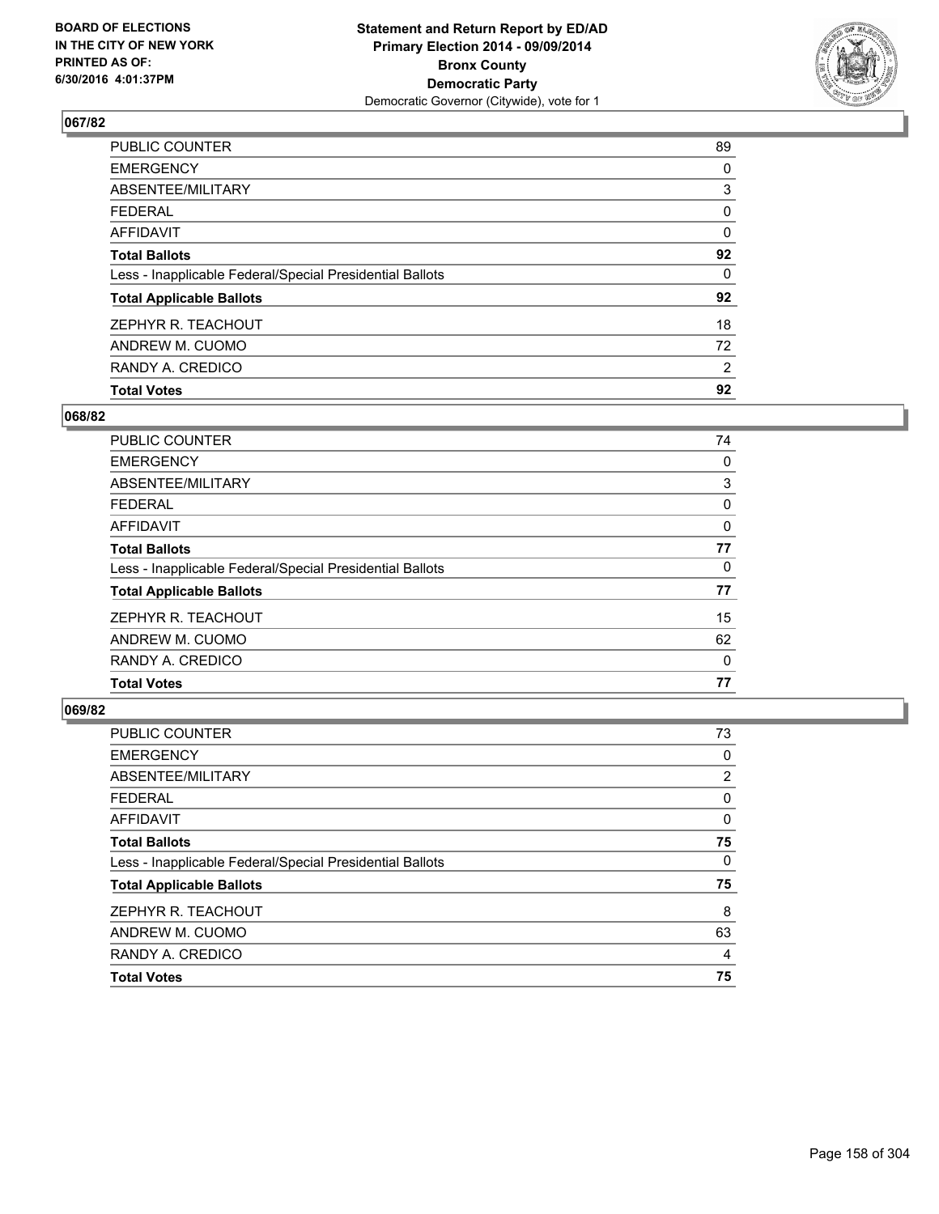BOARD OF ELECTIONS
IN THE CITY OF NEW YORK
PRINTED AS OF:
6/30/2016 4:01:37PM

**Statement and Return Report by ED/AD**
**Primary Election 2014 - 09/09/2014**
**Bronx County**
**Democratic Party**
Democratic Governor (Citywide), vote for 1

## 067/82

| | |
|---|---|
| PUBLIC COUNTER | 89 |
| EMERGENCY | 0 |
| ABSENTEE/MILITARY | 3 |
| FEDERAL | 0 |
| AFFIDAVIT | 0 |
| **Total Ballots** | **92** |
| Less - Inapplicable Federal/Special Presidential Ballots | 0 |
| **Total Applicable Ballots** | **92** |
| ZEPHYR R. TEACHOUT | 18 |
| ANDREW M. CUOMO | 72 |
| RANDY A. CREDICO | 2 |
| **Total Votes** | **92** |

## 068/82

| | |
|---|---|
| PUBLIC COUNTER | 74 |
| EMERGENCY | 0 |
| ABSENTEE/MILITARY | 3 |
| FEDERAL | 0 |
| AFFIDAVIT | 0 |
| **Total Ballots** | **77** |
| Less - Inapplicable Federal/Special Presidential Ballots | 0 |
| **Total Applicable Ballots** | **77** |
| ZEPHYR R. TEACHOUT | 15 |
| ANDREW M. CUOMO | 62 |
| RANDY A. CREDICO | 0 |
| **Total Votes** | **77** |

## 069/82

| | |
|---|---|
| PUBLIC COUNTER | 73 |
| EMERGENCY | 0 |
| ABSENTEE/MILITARY | 2 |
| FEDERAL | 0 |
| AFFIDAVIT | 0 |
| **Total Ballots** | **75** |
| Less - Inapplicable Federal/Special Presidential Ballots | 0 |
| **Total Applicable Ballots** | **75** |
| ZEPHYR R. TEACHOUT | 8 |
| ANDREW M. CUOMO | 63 |
| RANDY A. CREDICO | 4 |
| **Total Votes** | **75** |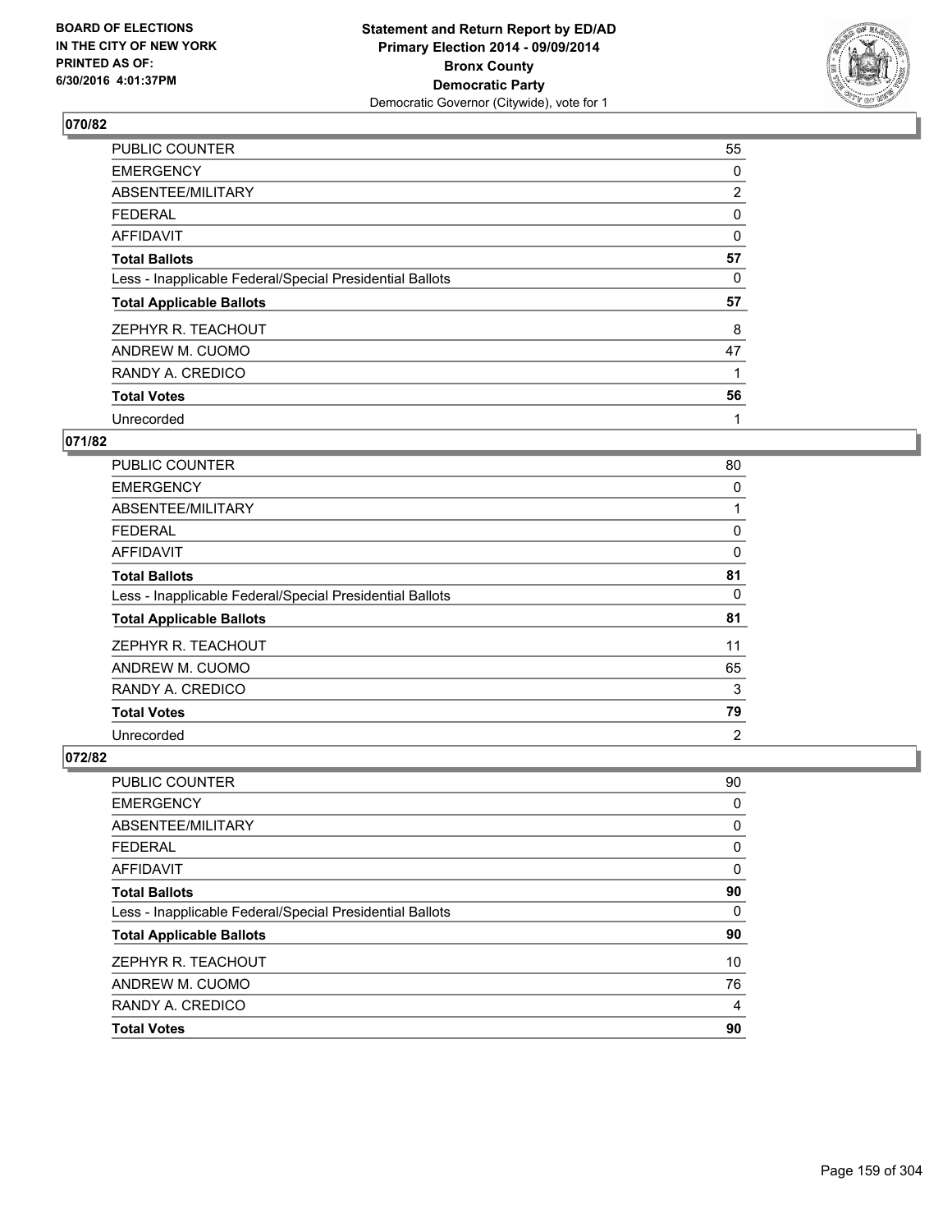**Statement and Return Report by ED/AD**
**Primary Election 2014 - 09/09/2014**
**Bronx County**
**Democratic Party**
Democratic Governor (Citywide), vote for 1

BOARD OF ELECTIONS
IN THE CITY OF NEW YORK
PRINTED AS OF:
6/30/2016 4:01:37PM

## 070/82

| | |
|---|---|
| PUBLIC COUNTER | 55 |
| EMERGENCY | 0 |
| ABSENTEE/MILITARY | 2 |
| FEDERAL | 0 |
| AFFIDAVIT | 0 |
| **Total Ballots** | **57** |
| Less - Inapplicable Federal/Special Presidential Ballots | 0 |
| **Total Applicable Ballots** | **57** |
| ZEPHYR R. TEACHOUT | 8 |
| ANDREW M. CUOMO | 47 |
| RANDY A. CREDICO | 1 |
| **Total Votes** | **56** |
| Unrecorded | 1 |

## 071/82

| | |
|---|---|
| PUBLIC COUNTER | 80 |
| EMERGENCY | 0 |
| ABSENTEE/MILITARY | 1 |
| FEDERAL | 0 |
| AFFIDAVIT | 0 |
| **Total Ballots** | **81** |
| Less - Inapplicable Federal/Special Presidential Ballots | 0 |
| **Total Applicable Ballots** | **81** |
| ZEPHYR R. TEACHOUT | 11 |
| ANDREW M. CUOMO | 65 |
| RANDY A. CREDICO | 3 |
| **Total Votes** | **79** |
| Unrecorded | 2 |

## 072/82

| | |
|---|---|
| PUBLIC COUNTER | 90 |
| EMERGENCY | 0 |
| ABSENTEE/MILITARY | 0 |
| FEDERAL | 0 |
| AFFIDAVIT | 0 |
| **Total Ballots** | **90** |
| Less - Inapplicable Federal/Special Presidential Ballots | 0 |
| **Total Applicable Ballots** | **90** |
| ZEPHYR R. TEACHOUT | 10 |
| ANDREW M. CUOMO | 76 |
| RANDY A. CREDICO | 4 |
| **Total Votes** | **90** |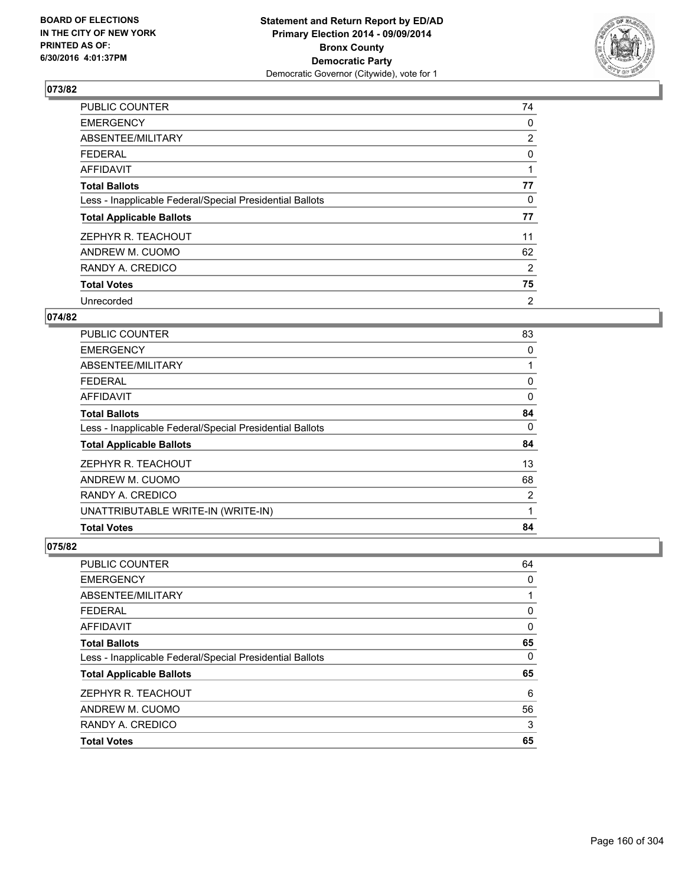BOARD OF ELECTIONS
IN THE CITY OF NEW YORK
PRINTED AS OF:
6/30/2016 4:01:37PM

**Statement and Return Report by ED/AD**
**Primary Election 2014 - 09/09/2014**
**Bronx County**
**Democratic Party**
Democratic Governor (Citywide), vote for 1

### 073/82

| | |
|---|---|
| PUBLIC COUNTER | 74 |
| EMERGENCY | 0 |
| ABSENTEE/MILITARY | 2 |
| FEDERAL | 0 |
| AFFIDAVIT | 1 |
| **Total Ballots** | **77** |
| Less - Inapplicable Federal/Special Presidential Ballots | 0 |
| **Total Applicable Ballots** | **77** |
| ZEPHYR R. TEACHOUT | 11 |
| ANDREW M. CUOMO | 62 |
| RANDY A. CREDICO | 2 |
| **Total Votes** | **75** |
| Unrecorded | 2 |

### 074/82

| | |
|---|---|
| PUBLIC COUNTER | 83 |
| EMERGENCY | 0 |
| ABSENTEE/MILITARY | 1 |
| FEDERAL | 0 |
| AFFIDAVIT | 0 |
| **Total Ballots** | **84** |
| Less - Inapplicable Federal/Special Presidential Ballots | 0 |
| **Total Applicable Ballots** | **84** |
| ZEPHYR R. TEACHOUT | 13 |
| ANDREW M. CUOMO | 68 |
| RANDY A. CREDICO | 2 |
| UNATTRIBUTABLE WRITE-IN (WRITE-IN) | 1 |
| **Total Votes** | **84** |

### 075/82

| | |
|---|---|
| PUBLIC COUNTER | 64 |
| EMERGENCY | 0 |
| ABSENTEE/MILITARY | 1 |
| FEDERAL | 0 |
| AFFIDAVIT | 0 |
| **Total Ballots** | **65** |
| Less - Inapplicable Federal/Special Presidential Ballots | 0 |
| **Total Applicable Ballots** | **65** |
| ZEPHYR R. TEACHOUT | 6 |
| ANDREW M. CUOMO | 56 |
| RANDY A. CREDICO | 3 |
| **Total Votes** | **65** |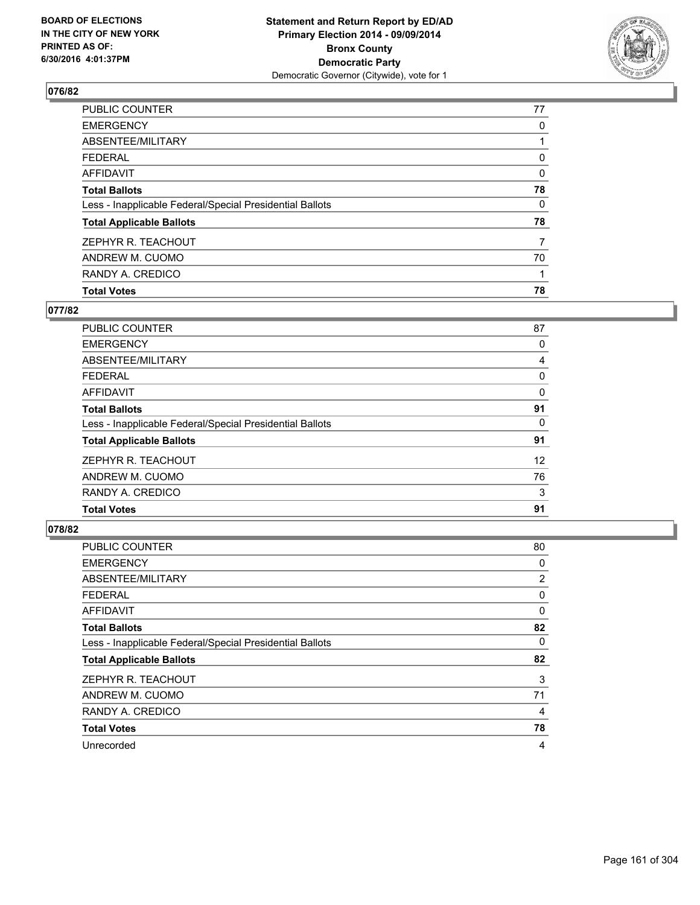**BOARD OF ELECTIONS IN THE CITY OF NEW YORK PRINTED AS OF: 6/30/2016 4:01:37PM**

**Statement and Return Report by ED/AD Primary Election 2014 - 09/09/2014 Bronx County Democratic Party**
Democratic Governor (Citywide), vote for 1

## 076/82

| | |
|---|---|
| PUBLIC COUNTER | 77 |
| EMERGENCY | 0 |
| ABSENTEE/MILITARY | 1 |
| FEDERAL | 0 |
| AFFIDAVIT | 0 |
| **Total Ballots** | **78** |
| Less - Inapplicable Federal/Special Presidential Ballots | 0 |
| **Total Applicable Ballots** | **78** |
| ZEPHYR R. TEACHOUT | 7 |
| ANDREW M. CUOMO | 70 |
| RANDY A. CREDICO | 1 |
| **Total Votes** | **78** |

## 077/82

| | |
|---|---|
| PUBLIC COUNTER | 87 |
| EMERGENCY | 0 |
| ABSENTEE/MILITARY | 4 |
| FEDERAL | 0 |
| AFFIDAVIT | 0 |
| **Total Ballots** | **91** |
| Less - Inapplicable Federal/Special Presidential Ballots | 0 |
| **Total Applicable Ballots** | **91** |
| ZEPHYR R. TEACHOUT | 12 |
| ANDREW M. CUOMO | 76 |
| RANDY A. CREDICO | 3 |
| **Total Votes** | **91** |

## 078/82

| | |
|---|---|
| PUBLIC COUNTER | 80 |
| EMERGENCY | 0 |
| ABSENTEE/MILITARY | 2 |
| FEDERAL | 0 |
| AFFIDAVIT | 0 |
| **Total Ballots** | **82** |
| Less - Inapplicable Federal/Special Presidential Ballots | 0 |
| **Total Applicable Ballots** | **82** |
| ZEPHYR R. TEACHOUT | 3 |
| ANDREW M. CUOMO | 71 |
| RANDY A. CREDICO | 4 |
| **Total Votes** | **78** |
| Unrecorded | 4 |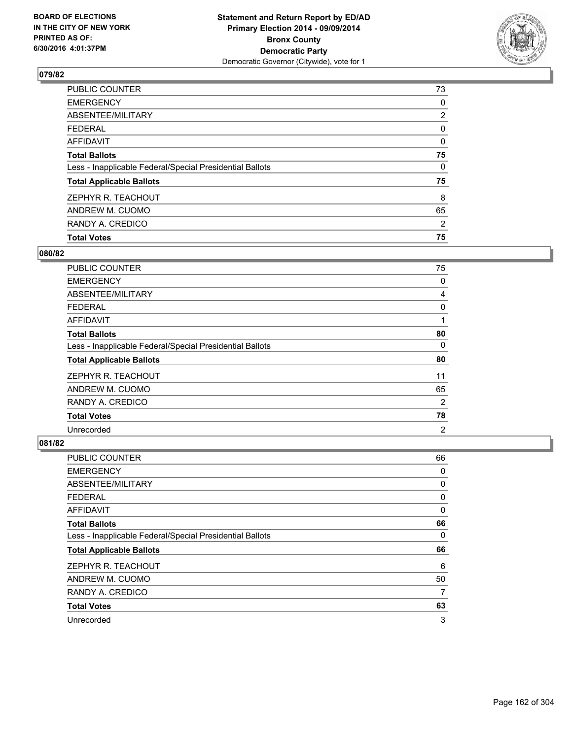**Statement and Return Report by ED/AD**
**Primary Election 2014 - 09/09/2014**
**Bronx County**
**Democratic Party**
Democratic Governor (Citywide), vote for 1

BOARD OF ELECTIONS
IN THE CITY OF NEW YORK
PRINTED AS OF:
6/30/2016 4:01:37PM

### 079/82

| | |
|---|---|
| PUBLIC COUNTER | 73 |
| EMERGENCY | 0 |
| ABSENTEE/MILITARY | 2 |
| FEDERAL | 0 |
| AFFIDAVIT | 0 |
| **Total Ballots** | **75** |
| Less - Inapplicable Federal/Special Presidential Ballots | 0 |
| **Total Applicable Ballots** | **75** |
| ZEPHYR R. TEACHOUT | 8 |
| ANDREW M. CUOMO | 65 |
| RANDY A. CREDICO | 2 |
| **Total Votes** | **75** |

### 080/82

| | |
|---|---|
| PUBLIC COUNTER | 75 |
| EMERGENCY | 0 |
| ABSENTEE/MILITARY | 4 |
| FEDERAL | 0 |
| AFFIDAVIT | 1 |
| **Total Ballots** | **80** |
| Less - Inapplicable Federal/Special Presidential Ballots | 0 |
| **Total Applicable Ballots** | **80** |
| ZEPHYR R. TEACHOUT | 11 |
| ANDREW M. CUOMO | 65 |
| RANDY A. CREDICO | 2 |
| **Total Votes** | **78** |
| Unrecorded | 2 |

### 081/82

| | |
|---|---|
| PUBLIC COUNTER | 66 |
| EMERGENCY | 0 |
| ABSENTEE/MILITARY | 0 |
| FEDERAL | 0 |
| AFFIDAVIT | 0 |
| **Total Ballots** | **66** |
| Less - Inapplicable Federal/Special Presidential Ballots | 0 |
| **Total Applicable Ballots** | **66** |
| ZEPHYR R. TEACHOUT | 6 |
| ANDREW M. CUOMO | 50 |
| RANDY A. CREDICO | 7 |
| **Total Votes** | **63** |
| Unrecorded | 3 |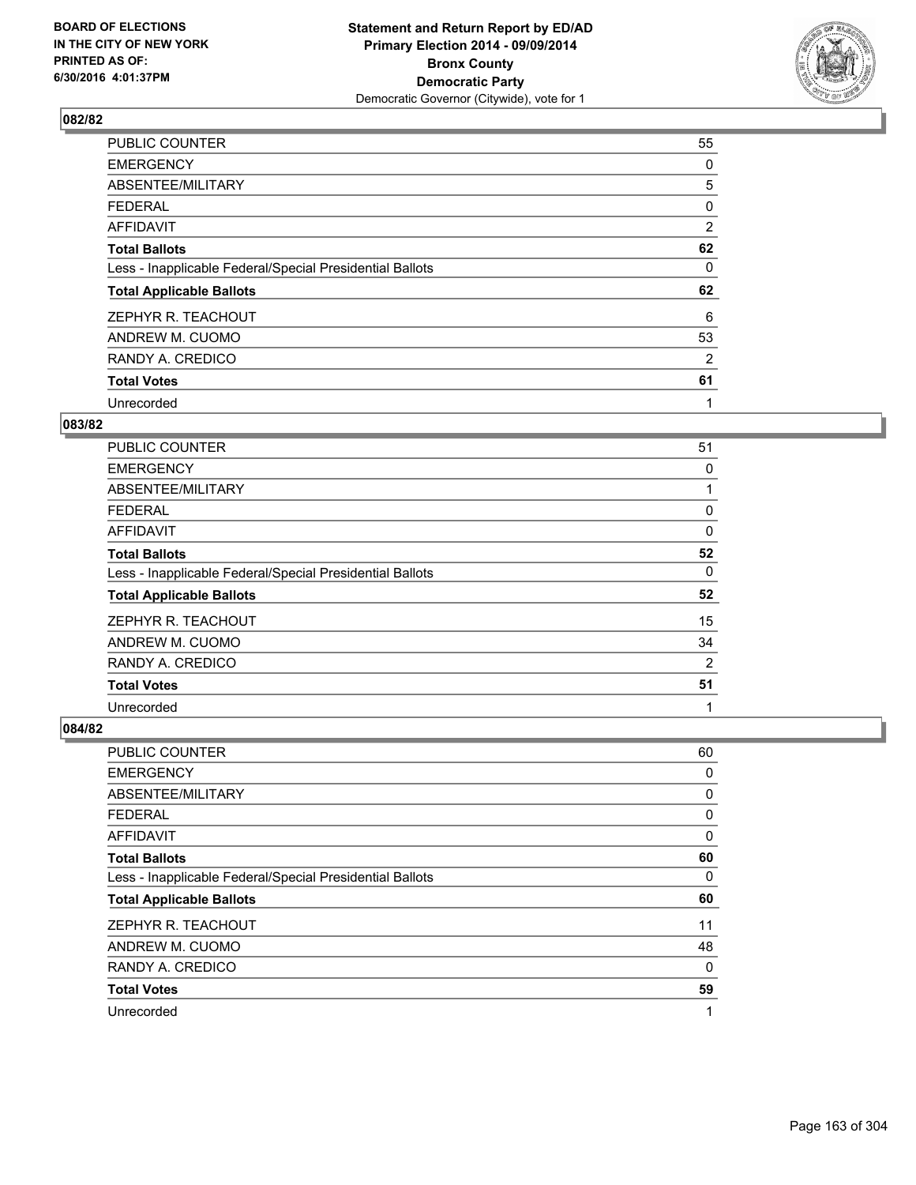BOARD OF ELECTIONS
IN THE CITY OF NEW YORK
PRINTED AS OF:
6/30/2016 4:01:37PM

**Statement and Return Report by ED/AD**
**Primary Election 2014 - 09/09/2014**
**Bronx County**
**Democratic Party**
Democratic Governor (Citywide), vote for 1

### 082/82

| | |
|---|---|
| PUBLIC COUNTER | 55 |
| EMERGENCY | 0 |
| ABSENTEE/MILITARY | 5 |
| FEDERAL | 0 |
| AFFIDAVIT | 2 |
| **Total Ballots** | **62** |
| Less - Inapplicable Federal/Special Presidential Ballots | 0 |
| **Total Applicable Ballots** | **62** |
| ZEPHYR R. TEACHOUT | 6 |
| ANDREW M. CUOMO | 53 |
| RANDY A. CREDICO | 2 |
| **Total Votes** | **61** |
| Unrecorded | 1 |

### 083/82

| | |
|---|---|
| PUBLIC COUNTER | 51 |
| EMERGENCY | 0 |
| ABSENTEE/MILITARY | 1 |
| FEDERAL | 0 |
| AFFIDAVIT | 0 |
| **Total Ballots** | **52** |
| Less - Inapplicable Federal/Special Presidential Ballots | 0 |
| **Total Applicable Ballots** | **52** |
| ZEPHYR R. TEACHOUT | 15 |
| ANDREW M. CUOMO | 34 |
| RANDY A. CREDICO | 2 |
| **Total Votes** | **51** |
| Unrecorded | 1 |

### 084/82

| | |
|---|---|
| PUBLIC COUNTER | 60 |
| EMERGENCY | 0 |
| ABSENTEE/MILITARY | 0 |
| FEDERAL | 0 |
| AFFIDAVIT | 0 |
| **Total Ballots** | **60** |
| Less - Inapplicable Federal/Special Presidential Ballots | 0 |
| **Total Applicable Ballots** | **60** |
| ZEPHYR R. TEACHOUT | 11 |
| ANDREW M. CUOMO | 48 |
| RANDY A. CREDICO | 0 |
| **Total Votes** | **59** |
| Unrecorded | 1 |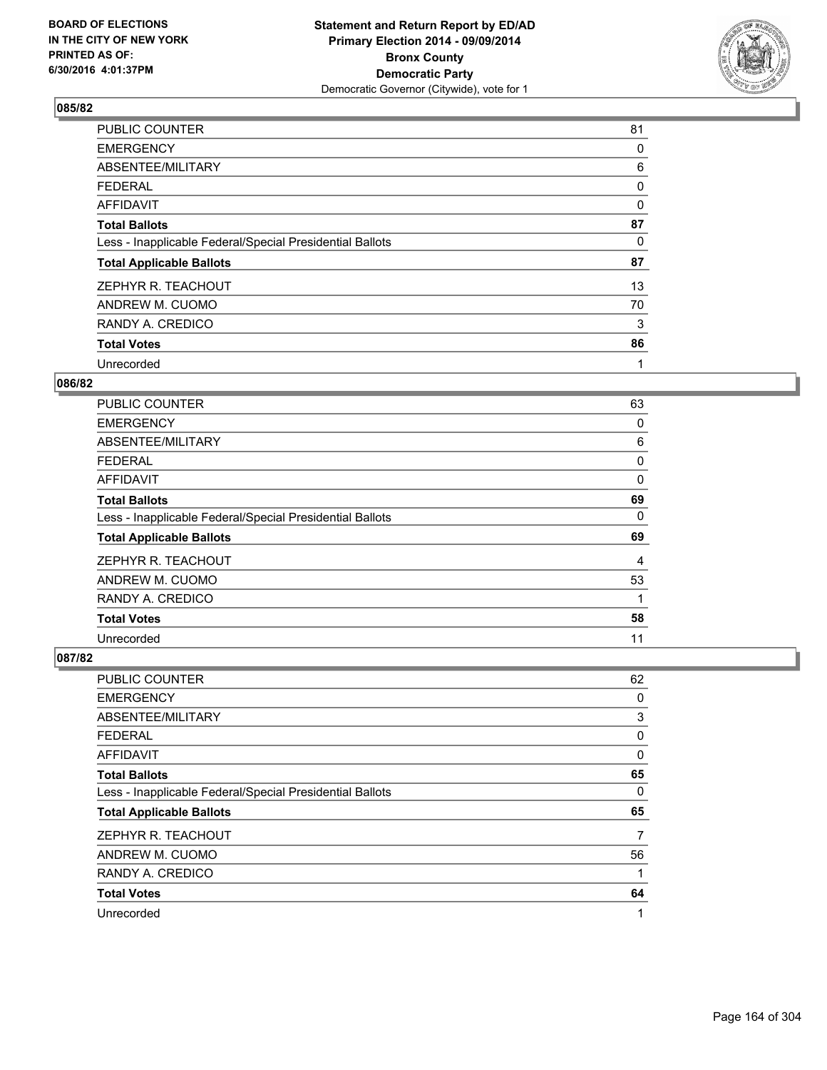## 085/82

| | |
|---|---|
| PUBLIC COUNTER | 81 |
| EMERGENCY | 0 |
| ABSENTEE/MILITARY | 6 |
| FEDERAL | 0 |
| AFFIDAVIT | 0 |
| **Total Ballots** | **87** |
| Less - Inapplicable Federal/Special Presidential Ballots | 0 |
| **Total Applicable Ballots** | **87** |
| ZEPHYR R. TEACHOUT | 13 |
| ANDREW M. CUOMO | 70 |
| RANDY A. CREDICO | 3 |
| **Total Votes** | **86** |
| Unrecorded | 1 |

## 086/82

| | |
|---|---|
| PUBLIC COUNTER | 63 |
| EMERGENCY | 0 |
| ABSENTEE/MILITARY | 6 |
| FEDERAL | 0 |
| AFFIDAVIT | 0 |
| **Total Ballots** | **69** |
| Less - Inapplicable Federal/Special Presidential Ballots | 0 |
| **Total Applicable Ballots** | **69** |
| ZEPHYR R. TEACHOUT | 4 |
| ANDREW M. CUOMO | 53 |
| RANDY A. CREDICO | 1 |
| **Total Votes** | **58** |
| Unrecorded | 11 |

## 087/82

| | |
|---|---|
| PUBLIC COUNTER | 62 |
| EMERGENCY | 0 |
| ABSENTEE/MILITARY | 3 |
| FEDERAL | 0 |
| AFFIDAVIT | 0 |
| **Total Ballots** | **65** |
| Less - Inapplicable Federal/Special Presidential Ballots | 0 |
| **Total Applicable Ballots** | **65** |
| ZEPHYR R. TEACHOUT | 7 |
| ANDREW M. CUOMO | 56 |
| RANDY A. CREDICO | 1 |
| **Total Votes** | **64** |
| Unrecorded | 1 |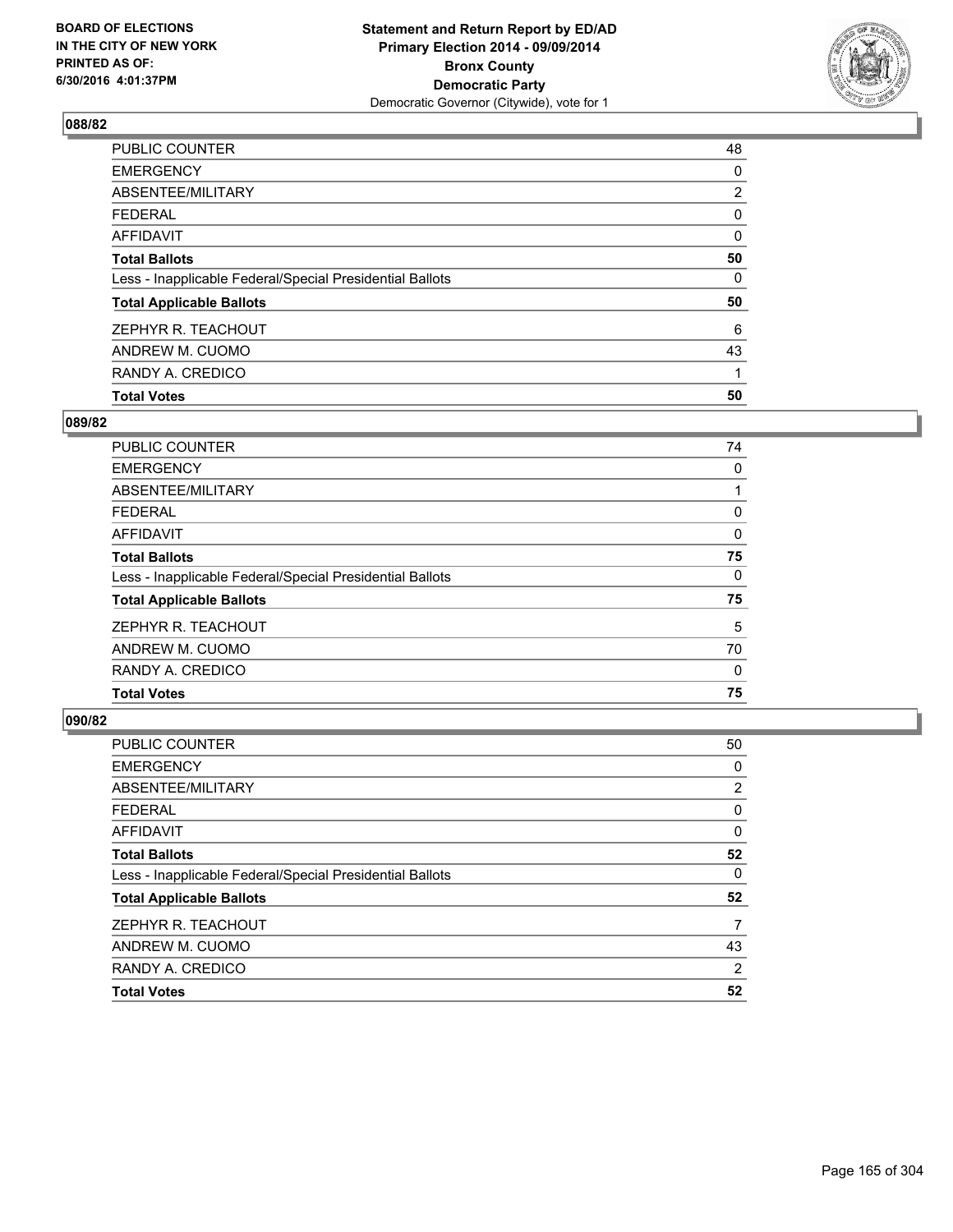**Statement and Return Report by ED/AD**
**Primary Election 2014 - 09/09/2014**
**Bronx County**
**Democratic Party**
Democratic Governor (Citywide), vote for 1

BOARD OF ELECTIONS
IN THE CITY OF NEW YORK
PRINTED AS OF:
6/30/2016 4:01:37PM

## 088/82

| | |
|---|---|
| PUBLIC COUNTER | 48 |
| EMERGENCY | 0 |
| ABSENTEE/MILITARY | 2 |
| FEDERAL | 0 |
| AFFIDAVIT | 0 |
| **Total Ballots** | **50** |
| Less - Inapplicable Federal/Special Presidential Ballots | 0 |
| **Total Applicable Ballots** | **50** |
| ZEPHYR R. TEACHOUT | 6 |
| ANDREW M. CUOMO | 43 |
| RANDY A. CREDICO | 1 |
| **Total Votes** | **50** |

## 089/82

| | |
|---|---|
| PUBLIC COUNTER | 74 |
| EMERGENCY | 0 |
| ABSENTEE/MILITARY | 1 |
| FEDERAL | 0 |
| AFFIDAVIT | 0 |
| **Total Ballots** | **75** |
| Less - Inapplicable Federal/Special Presidential Ballots | 0 |
| **Total Applicable Ballots** | **75** |
| ZEPHYR R. TEACHOUT | 5 |
| ANDREW M. CUOMO | 70 |
| RANDY A. CREDICO | 0 |
| **Total Votes** | **75** |

## 090/82

| | |
|---|---|
| PUBLIC COUNTER | 50 |
| EMERGENCY | 0 |
| ABSENTEE/MILITARY | 2 |
| FEDERAL | 0 |
| AFFIDAVIT | 0 |
| **Total Ballots** | **52** |
| Less - Inapplicable Federal/Special Presidential Ballots | 0 |
| **Total Applicable Ballots** | **52** |
| ZEPHYR R. TEACHOUT | 7 |
| ANDREW M. CUOMO | 43 |
| RANDY A. CREDICO | 2 |
| **Total Votes** | **52** |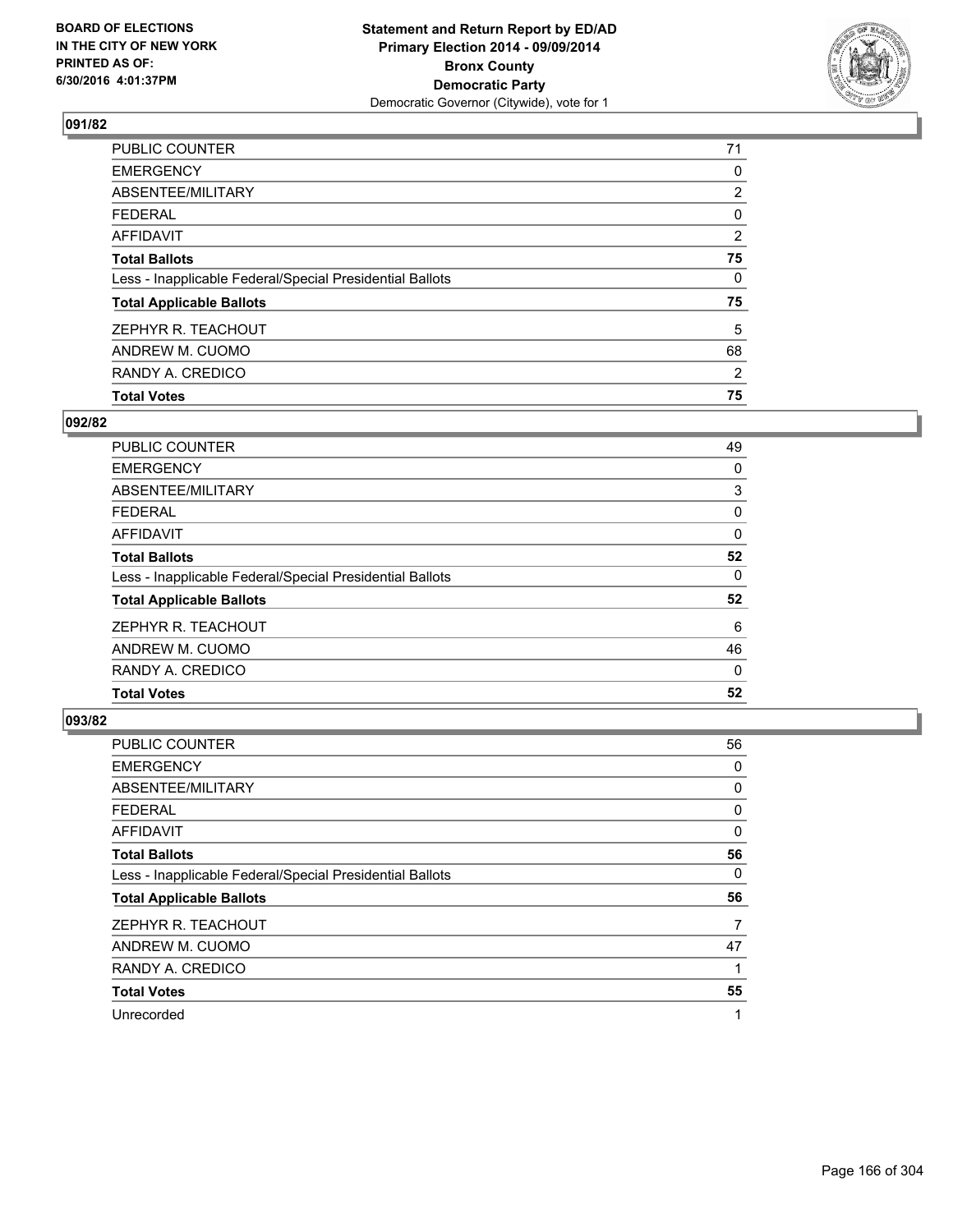**Statement and Return Report by ED/AD**
**Primary Election 2014 - 09/09/2014**
**Bronx County**
**Democratic Party**
Democratic Governor (Citywide), vote for 1

BOARD OF ELECTIONS
IN THE CITY OF NEW YORK
PRINTED AS OF:
6/30/2016 4:01:37PM

### 091/82

| | |
|---|---|
| PUBLIC COUNTER | 71 |
| EMERGENCY | 0 |
| ABSENTEE/MILITARY | 2 |
| FEDERAL | 0 |
| AFFIDAVIT | 2 |
| **Total Ballots** | **75** |
| Less - Inapplicable Federal/Special Presidential Ballots | 0 |
| **Total Applicable Ballots** | **75** |
| ZEPHYR R. TEACHOUT | 5 |
| ANDREW M. CUOMO | 68 |
| RANDY A. CREDICO | 2 |
| **Total Votes** | **75** |

### 092/82

| | |
|---|---|
| PUBLIC COUNTER | 49 |
| EMERGENCY | 0 |
| ABSENTEE/MILITARY | 3 |
| FEDERAL | 0 |
| AFFIDAVIT | 0 |
| **Total Ballots** | **52** |
| Less - Inapplicable Federal/Special Presidential Ballots | 0 |
| **Total Applicable Ballots** | **52** |
| ZEPHYR R. TEACHOUT | 6 |
| ANDREW M. CUOMO | 46 |
| RANDY A. CREDICO | 0 |
| **Total Votes** | **52** |

### 093/82

| | |
|---|---|
| PUBLIC COUNTER | 56 |
| EMERGENCY | 0 |
| ABSENTEE/MILITARY | 0 |
| FEDERAL | 0 |
| AFFIDAVIT | 0 |
| **Total Ballots** | **56** |
| Less - Inapplicable Federal/Special Presidential Ballots | 0 |
| **Total Applicable Ballots** | **56** |
| ZEPHYR R. TEACHOUT | 7 |
| ANDREW M. CUOMO | 47 |
| RANDY A. CREDICO | 1 |
| **Total Votes** | **55** |
| Unrecorded | 1 |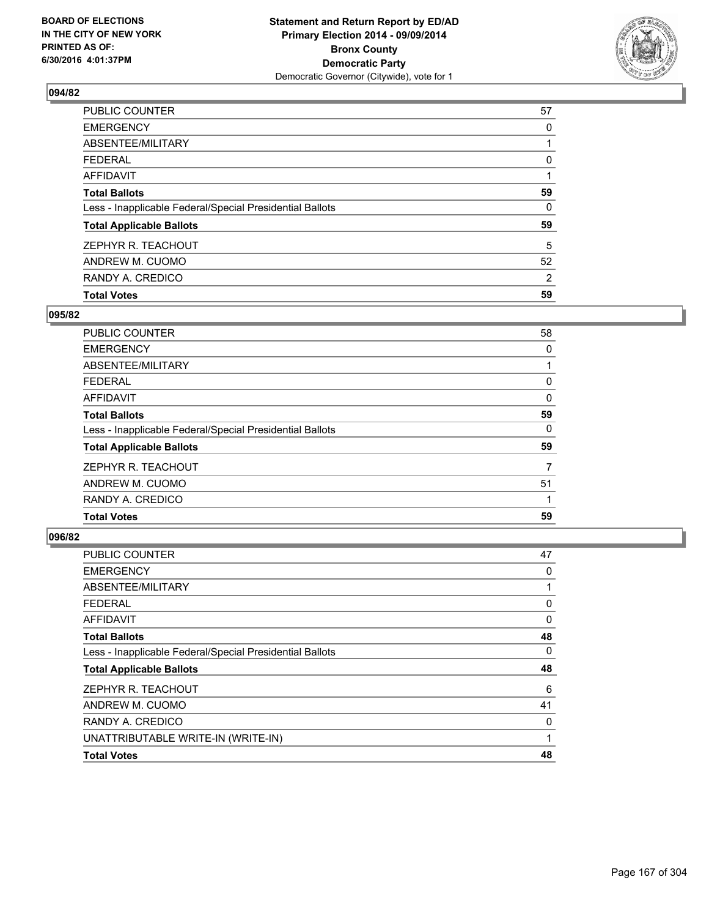BOARD OF ELECTIONS
IN THE CITY OF NEW YORK
PRINTED AS OF:
6/30/2016 4:01:37PM

**Statement and Return Report by ED/AD**
**Primary Election 2014 - 09/09/2014**
**Bronx County**
**Democratic Party**
Democratic Governor (Citywide), vote for 1

### 094/82

| | |
|---|---|
| PUBLIC COUNTER | 57 |
| EMERGENCY | 0 |
| ABSENTEE/MILITARY | 1 |
| FEDERAL | 0 |
| AFFIDAVIT | 1 |
| **Total Ballots** | **59** |
| Less - Inapplicable Federal/Special Presidential Ballots | 0 |
| **Total Applicable Ballots** | **59** |
| ZEPHYR R. TEACHOUT | 5 |
| ANDREW M. CUOMO | 52 |
| RANDY A. CREDICO | 2 |
| **Total Votes** | **59** |

### 095/82

| | |
|---|---|
| PUBLIC COUNTER | 58 |
| EMERGENCY | 0 |
| ABSENTEE/MILITARY | 1 |
| FEDERAL | 0 |
| AFFIDAVIT | 0 |
| **Total Ballots** | **59** |
| Less - Inapplicable Federal/Special Presidential Ballots | 0 |
| **Total Applicable Ballots** | **59** |
| ZEPHYR R. TEACHOUT | 7 |
| ANDREW M. CUOMO | 51 |
| RANDY A. CREDICO | 1 |
| **Total Votes** | **59** |

### 096/82

| | |
|---|---|
| PUBLIC COUNTER | 47 |
| EMERGENCY | 0 |
| ABSENTEE/MILITARY | 1 |
| FEDERAL | 0 |
| AFFIDAVIT | 0 |
| **Total Ballots** | **48** |
| Less - Inapplicable Federal/Special Presidential Ballots | 0 |
| **Total Applicable Ballots** | **48** |
| ZEPHYR R. TEACHOUT | 6 |
| ANDREW M. CUOMO | 41 |
| RANDY A. CREDICO | 0 |
| UNATTRIBUTABLE WRITE-IN (WRITE-IN) | 1 |
| **Total Votes** | **48** |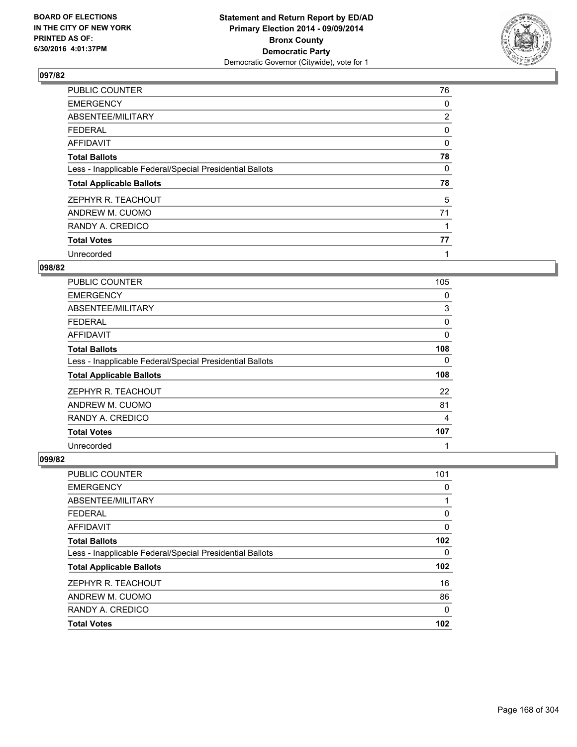**Statement and Return Report by ED/AD**
**Primary Election 2014 - 09/09/2014**
**Bronx County**
**Democratic Party**
Democratic Governor (Citywide), vote for 1

BOARD OF ELECTIONS
IN THE CITY OF NEW YORK
PRINTED AS OF:
6/30/2016 4:01:37PM

## 097/82

| | |
|---|---|
| PUBLIC COUNTER | 76 |
| EMERGENCY | 0 |
| ABSENTEE/MILITARY | 2 |
| FEDERAL | 0 |
| AFFIDAVIT | 0 |
| **Total Ballots** | **78** |
| Less - Inapplicable Federal/Special Presidential Ballots | 0 |
| **Total Applicable Ballots** | **78** |
| ZEPHYR R. TEACHOUT | 5 |
| ANDREW M. CUOMO | 71 |
| RANDY A. CREDICO | 1 |
| **Total Votes** | **77** |
| Unrecorded | 1 |

## 098/82

| | |
|---|---|
| PUBLIC COUNTER | 105 |
| EMERGENCY | 0 |
| ABSENTEE/MILITARY | 3 |
| FEDERAL | 0 |
| AFFIDAVIT | 0 |
| **Total Ballots** | **108** |
| Less - Inapplicable Federal/Special Presidential Ballots | 0 |
| **Total Applicable Ballots** | **108** |
| ZEPHYR R. TEACHOUT | 22 |
| ANDREW M. CUOMO | 81 |
| RANDY A. CREDICO | 4 |
| **Total Votes** | **107** |
| Unrecorded | 1 |

## 099/82

| | |
|---|---|
| PUBLIC COUNTER | 101 |
| EMERGENCY | 0 |
| ABSENTEE/MILITARY | 1 |
| FEDERAL | 0 |
| AFFIDAVIT | 0 |
| **Total Ballots** | **102** |
| Less - Inapplicable Federal/Special Presidential Ballots | 0 |
| **Total Applicable Ballots** | **102** |
| ZEPHYR R. TEACHOUT | 16 |
| ANDREW M. CUOMO | 86 |
| RANDY A. CREDICO | 0 |
| **Total Votes** | **102** |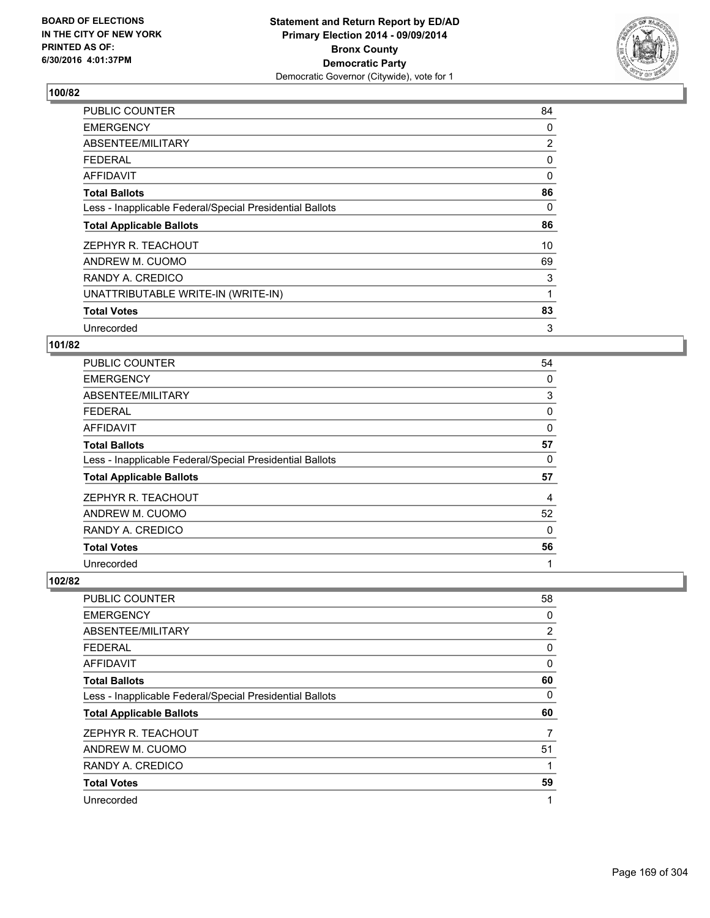**BOARD OF ELECTIONS IN THE CITY OF NEW YORK PRINTED AS OF: 6/30/2016 4:01:37PM**

**Statement and Return Report by ED/AD**
**Primary Election 2014 - 09/09/2014**
**Bronx County**
**Democratic Party**
Democratic Governor (Citywide), vote for 1

### 100/82

| | |
|---|---|
| PUBLIC COUNTER | 84 |
| EMERGENCY | 0 |
| ABSENTEE/MILITARY | 2 |
| FEDERAL | 0 |
| AFFIDAVIT | 0 |
| **Total Ballots** | **86** |
| Less - Inapplicable Federal/Special Presidential Ballots | 0 |
| **Total Applicable Ballots** | **86** |
| ZEPHYR R. TEACHOUT | 10 |
| ANDREW M. CUOMO | 69 |
| RANDY A. CREDICO | 3 |
| UNATTRIBUTABLE WRITE-IN (WRITE-IN) | 1 |
| **Total Votes** | **83** |
| Unrecorded | 3 |

### 101/82

| | |
|---|---|
| PUBLIC COUNTER | 54 |
| EMERGENCY | 0 |
| ABSENTEE/MILITARY | 3 |
| FEDERAL | 0 |
| AFFIDAVIT | 0 |
| **Total Ballots** | **57** |
| Less - Inapplicable Federal/Special Presidential Ballots | 0 |
| **Total Applicable Ballots** | **57** |
| ZEPHYR R. TEACHOUT | 4 |
| ANDREW M. CUOMO | 52 |
| RANDY A. CREDICO | 0 |
| **Total Votes** | **56** |
| Unrecorded | 1 |

### 102/82

| | |
|---|---|
| PUBLIC COUNTER | 58 |
| EMERGENCY | 0 |
| ABSENTEE/MILITARY | 2 |
| FEDERAL | 0 |
| AFFIDAVIT | 0 |
| **Total Ballots** | **60** |
| Less - Inapplicable Federal/Special Presidential Ballots | 0 |
| **Total Applicable Ballots** | **60** |
| ZEPHYR R. TEACHOUT | 7 |
| ANDREW M. CUOMO | 51 |
| RANDY A. CREDICO | 1 |
| **Total Votes** | **59** |
| Unrecorded | 1 |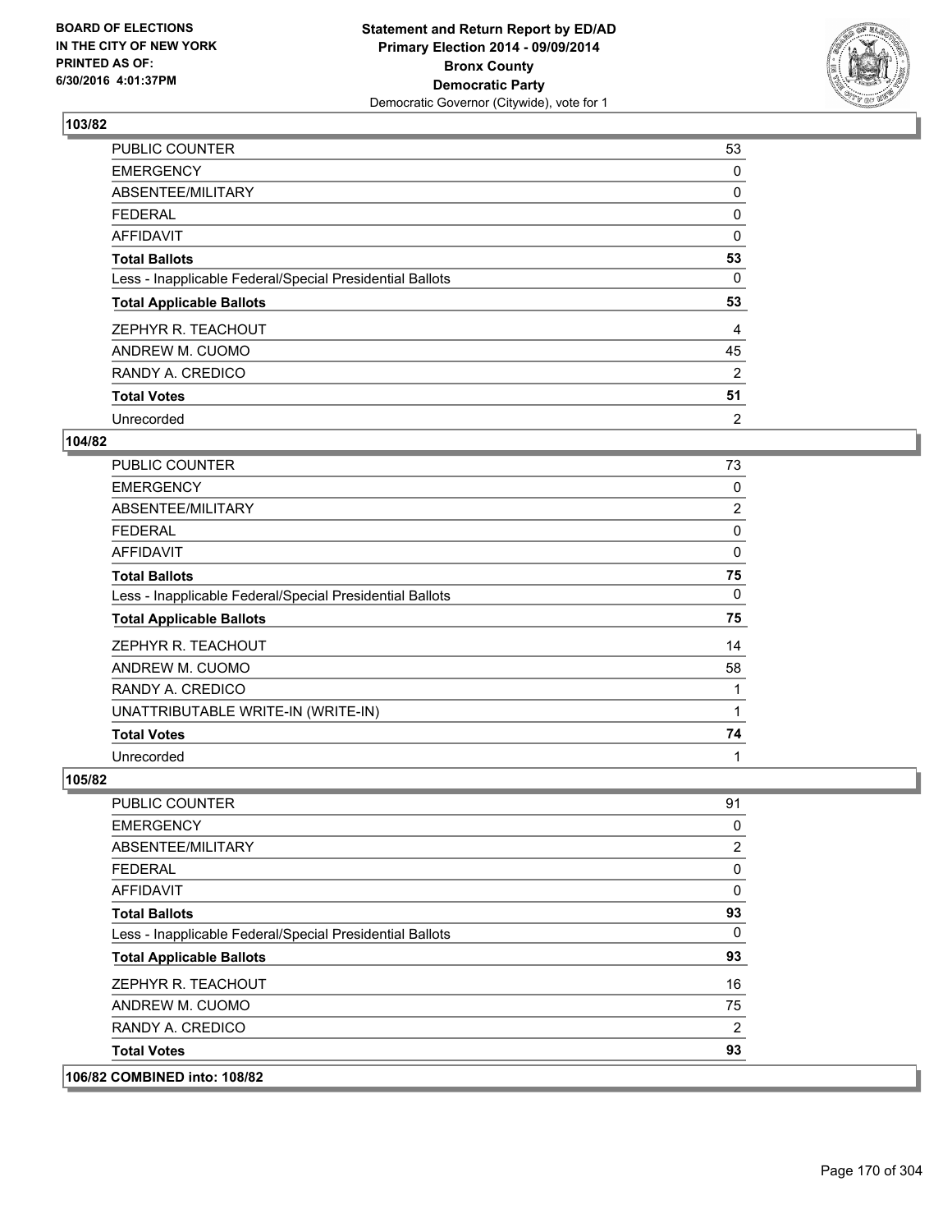**Statement and Return Report by ED/AD**
**Primary Election 2014 - 09/09/2014**
**Bronx County**
**Democratic Party**
Democratic Governor (Citywide), vote for 1

BOARD OF ELECTIONS
IN THE CITY OF NEW YORK
PRINTED AS OF:
6/30/2016 4:01:37PM

**103/82**

| | |
|---|---|
| PUBLIC COUNTER | 53 |
| EMERGENCY | 0 |
| ABSENTEE/MILITARY | 0 |
| FEDERAL | 0 |
| AFFIDAVIT | 0 |
| **Total Ballots** | **53** |
| Less - Inapplicable Federal/Special Presidential Ballots | 0 |
| **Total Applicable Ballots** | **53** |
| ZEPHYR R. TEACHOUT | 4 |
| ANDREW M. CUOMO | 45 |
| RANDY A. CREDICO | 2 |
| **Total Votes** | **51** |
| Unrecorded | 2 |

**104/82**

| | |
|---|---|
| PUBLIC COUNTER | 73 |
| EMERGENCY | 0 |
| ABSENTEE/MILITARY | 2 |
| FEDERAL | 0 |
| AFFIDAVIT | 0 |
| **Total Ballots** | **75** |
| Less - Inapplicable Federal/Special Presidential Ballots | 0 |
| **Total Applicable Ballots** | **75** |
| ZEPHYR R. TEACHOUT | 14 |
| ANDREW M. CUOMO | 58 |
| RANDY A. CREDICO | 1 |
| UNATTRIBUTABLE WRITE-IN (WRITE-IN) | 1 |
| **Total Votes** | **74** |
| Unrecorded | 1 |

**105/82**

| | |
|---|---|
| PUBLIC COUNTER | 91 |
| EMERGENCY | 0 |
| ABSENTEE/MILITARY | 2 |
| FEDERAL | 0 |
| AFFIDAVIT | 0 |
| **Total Ballots** | **93** |
| Less - Inapplicable Federal/Special Presidential Ballots | 0 |
| **Total Applicable Ballots** | **93** |
| ZEPHYR R. TEACHOUT | 16 |
| ANDREW M. CUOMO | 75 |
| RANDY A. CREDICO | 2 |
| **Total Votes** | **93** |

**106/82 COMBINED into: 108/82**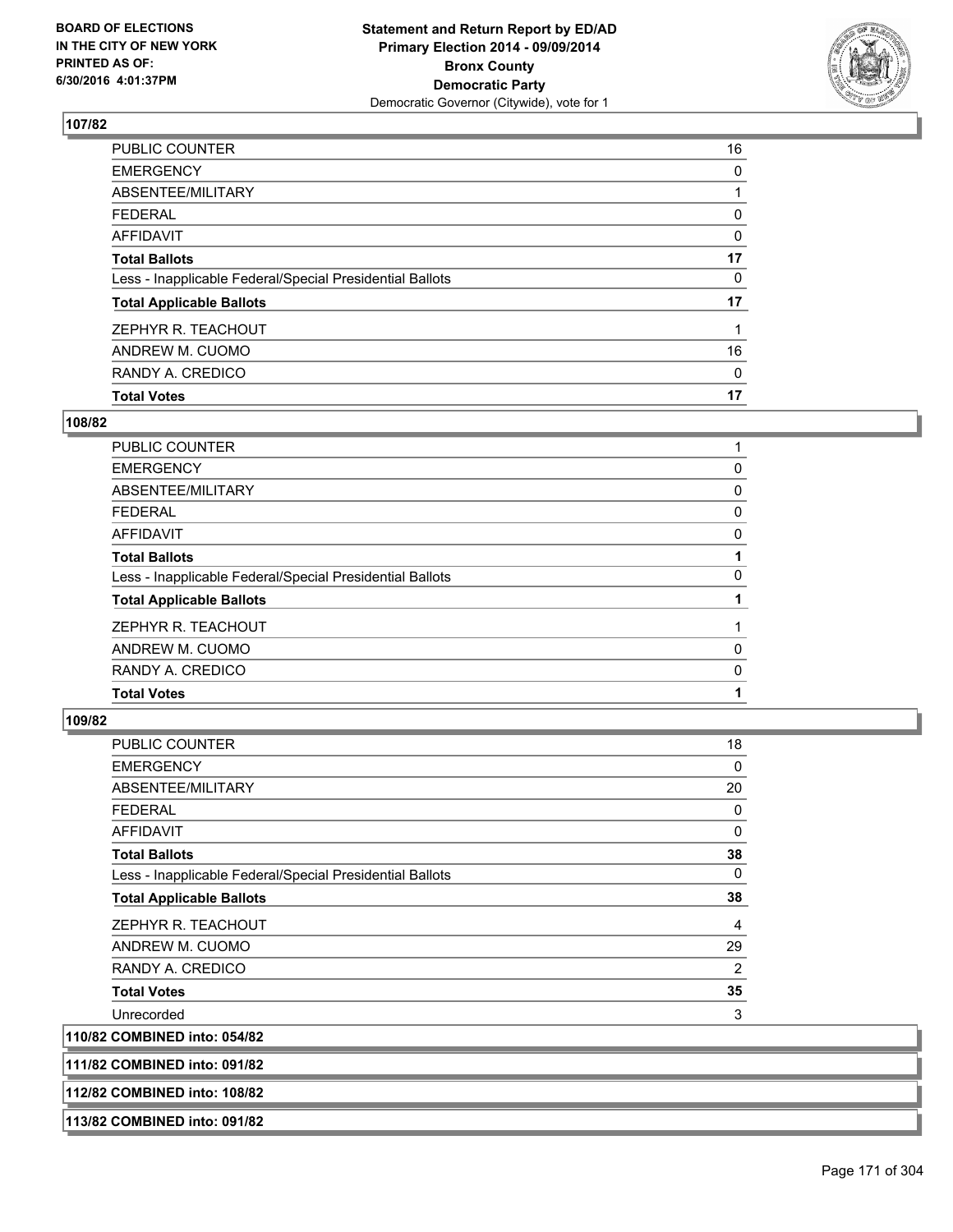**Statement and Return Report by ED/AD**
**Primary Election 2014 - 09/09/2014**
**Bronx County**
**Democratic Party**
Democratic Governor (Citywide), vote for 1

BOARD OF ELECTIONS
IN THE CITY OF NEW YORK
PRINTED AS OF:
6/30/2016 4:01:37PM

**107/82**

| | |
|---|---|
| PUBLIC COUNTER | 16 |
| EMERGENCY | 0 |
| ABSENTEE/MILITARY | 1 |
| FEDERAL | 0 |
| AFFIDAVIT | 0 |
| **Total Ballots** | **17** |
| Less - Inapplicable Federal/Special Presidential Ballots | 0 |
| **Total Applicable Ballots** | **17** |
| ZEPHYR R. TEACHOUT | 1 |
| ANDREW M. CUOMO | 16 |
| RANDY A. CREDICO | 0 |
| **Total Votes** | **17** |

**108/82**

| | |
|---|---|
| PUBLIC COUNTER | 1 |
| EMERGENCY | 0 |
| ABSENTEE/MILITARY | 0 |
| FEDERAL | 0 |
| AFFIDAVIT | 0 |
| **Total Ballots** | **1** |
| Less - Inapplicable Federal/Special Presidential Ballots | 0 |
| **Total Applicable Ballots** | **1** |
| ZEPHYR R. TEACHOUT | 1 |
| ANDREW M. CUOMO | 0 |
| RANDY A. CREDICO | 0 |
| **Total Votes** | **1** |

**109/82**

| | |
|---|---|
| PUBLIC COUNTER | 18 |
| EMERGENCY | 0 |
| ABSENTEE/MILITARY | 20 |
| FEDERAL | 0 |
| AFFIDAVIT | 0 |
| **Total Ballots** | **38** |
| Less - Inapplicable Federal/Special Presidential Ballots | 0 |
| **Total Applicable Ballots** | **38** |
| ZEPHYR R. TEACHOUT | 4 |
| ANDREW M. CUOMO | 29 |
| RANDY A. CREDICO | 2 |
| **Total Votes** | **35** |
| Unrecorded | 3 |

**110/82 COMBINED into: 054/82**

**111/82 COMBINED into: 091/82**

**112/82 COMBINED into: 108/82**

**113/82 COMBINED into: 091/82**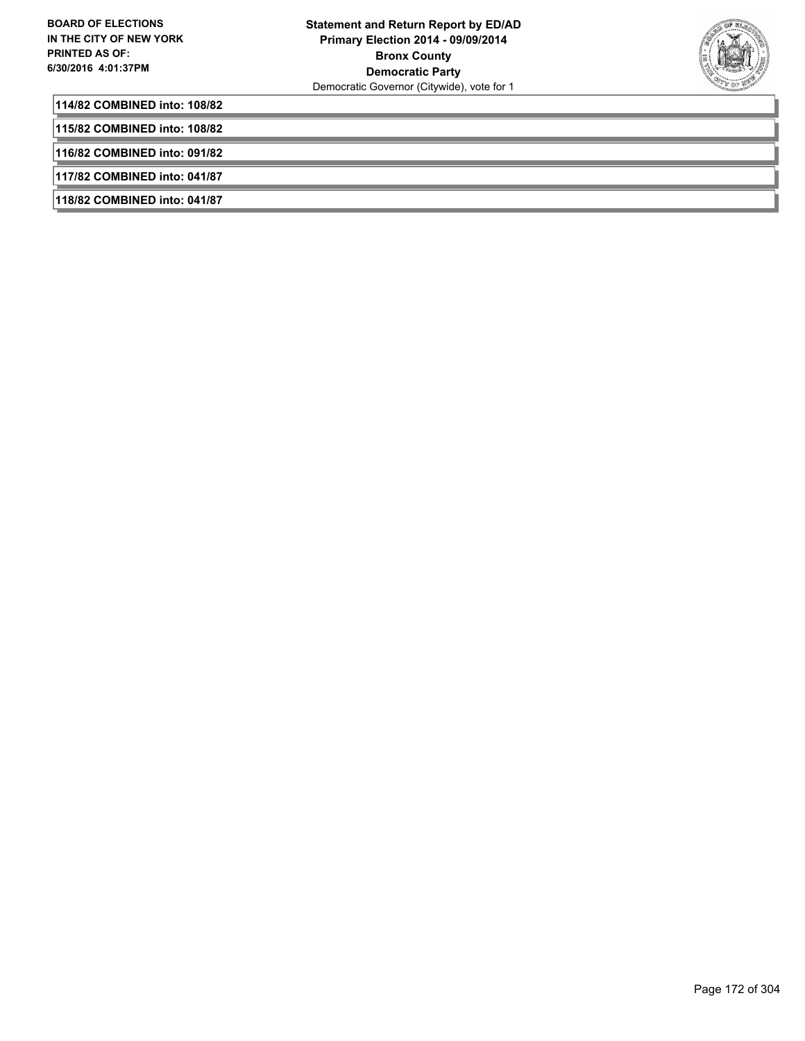**114/82 COMBINED into: 108/82**

**115/82 COMBINED into: 108/82**

**116/82 COMBINED into: 091/82**

**117/82 COMBINED into: 041/87**

**118/82 COMBINED into: 041/87**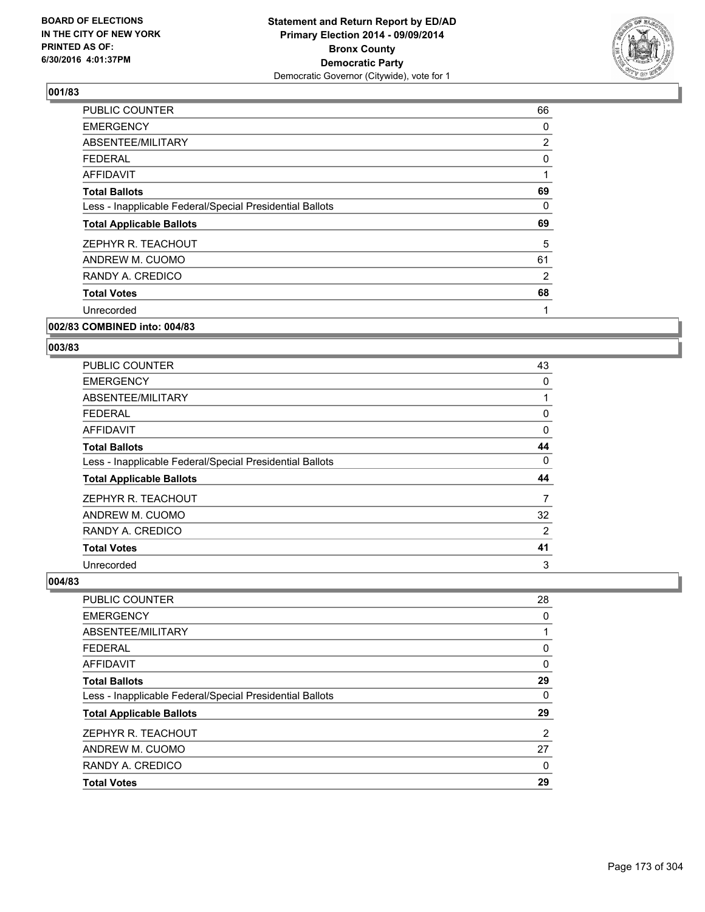**BOARD OF ELECTIONS IN THE CITY OF NEW YORK PRINTED AS OF: 6/30/2016 4:01:37PM**

**Statement and Return Report by ED/AD**
**Primary Election 2014 - 09/09/2014**
**Bronx County**
**Democratic Party**
Democratic Governor (Citywide), vote for 1

## 001/83

| | |
|---|---|
| PUBLIC COUNTER | 66 |
| EMERGENCY | 0 |
| ABSENTEE/MILITARY | 2 |
| FEDERAL | 0 |
| AFFIDAVIT | 1 |
| **Total Ballots** | **69** |
| Less - Inapplicable Federal/Special Presidential Ballots | 0 |
| **Total Applicable Ballots** | **69** |
| ZEPHYR R. TEACHOUT | 5 |
| ANDREW M. CUOMO | 61 |
| RANDY A. CREDICO | 2 |
| **Total Votes** | **68** |
| Unrecorded | 1 |

## 002/83 COMBINED into: 004/83

## 003/83

| | |
|---|---|
| PUBLIC COUNTER | 43 |
| EMERGENCY | 0 |
| ABSENTEE/MILITARY | 1 |
| FEDERAL | 0 |
| AFFIDAVIT | 0 |
| **Total Ballots** | **44** |
| Less - Inapplicable Federal/Special Presidential Ballots | 0 |
| **Total Applicable Ballots** | **44** |
| ZEPHYR R. TEACHOUT | 7 |
| ANDREW M. CUOMO | 32 |
| RANDY A. CREDICO | 2 |
| **Total Votes** | **41** |
| Unrecorded | 3 |

## 004/83

| | |
|---|---|
| PUBLIC COUNTER | 28 |
| EMERGENCY | 0 |
| ABSENTEE/MILITARY | 1 |
| FEDERAL | 0 |
| AFFIDAVIT | 0 |
| **Total Ballots** | **29** |
| Less - Inapplicable Federal/Special Presidential Ballots | 0 |
| **Total Applicable Ballots** | **29** |
| ZEPHYR R. TEACHOUT | 2 |
| ANDREW M. CUOMO | 27 |
| RANDY A. CREDICO | 0 |
| **Total Votes** | **29** |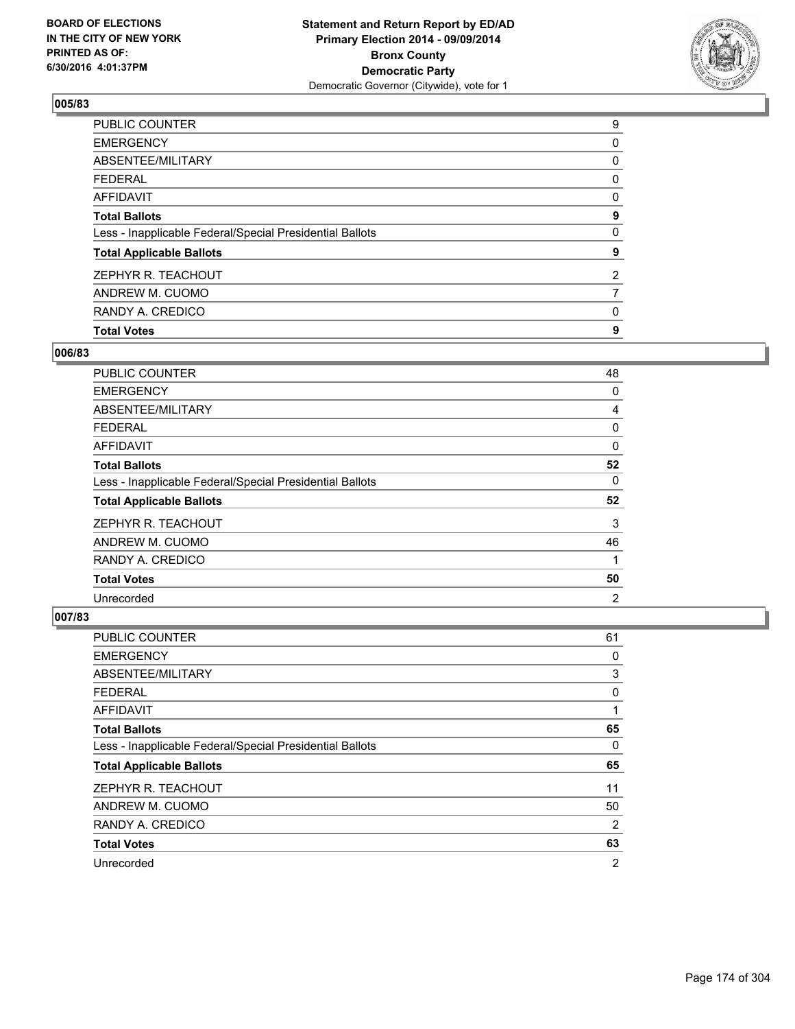BOARD OF ELECTIONS
IN THE CITY OF NEW YORK
PRINTED AS OF:
6/30/2016 4:01:37PM

**Statement and Return Report by ED/AD**
**Primary Election 2014 - 09/09/2014**
**Bronx County**
**Democratic Party**
Democratic Governor (Citywide), vote for 1

## 005/83

| | |
|---|---|
| PUBLIC COUNTER | 9 |
| EMERGENCY | 0 |
| ABSENTEE/MILITARY | 0 |
| FEDERAL | 0 |
| AFFIDAVIT | 0 |
| **Total Ballots** | **9** |
| Less - Inapplicable Federal/Special Presidential Ballots | 0 |
| **Total Applicable Ballots** | **9** |
| ZEPHYR R. TEACHOUT | 2 |
| ANDREW M. CUOMO | 7 |
| RANDY A. CREDICO | 0 |
| **Total Votes** | **9** |

## 006/83

| | |
|---|---|
| PUBLIC COUNTER | 48 |
| EMERGENCY | 0 |
| ABSENTEE/MILITARY | 4 |
| FEDERAL | 0 |
| AFFIDAVIT | 0 |
| **Total Ballots** | **52** |
| Less - Inapplicable Federal/Special Presidential Ballots | 0 |
| **Total Applicable Ballots** | **52** |
| ZEPHYR R. TEACHOUT | 3 |
| ANDREW M. CUOMO | 46 |
| RANDY A. CREDICO | 1 |
| **Total Votes** | **50** |
| Unrecorded | 2 |

## 007/83

| | |
|---|---|
| PUBLIC COUNTER | 61 |
| EMERGENCY | 0 |
| ABSENTEE/MILITARY | 3 |
| FEDERAL | 0 |
| AFFIDAVIT | 1 |
| **Total Ballots** | **65** |
| Less - Inapplicable Federal/Special Presidential Ballots | 0 |
| **Total Applicable Ballots** | **65** |
| ZEPHYR R. TEACHOUT | 11 |
| ANDREW M. CUOMO | 50 |
| RANDY A. CREDICO | 2 |
| **Total Votes** | **63** |
| Unrecorded | 2 |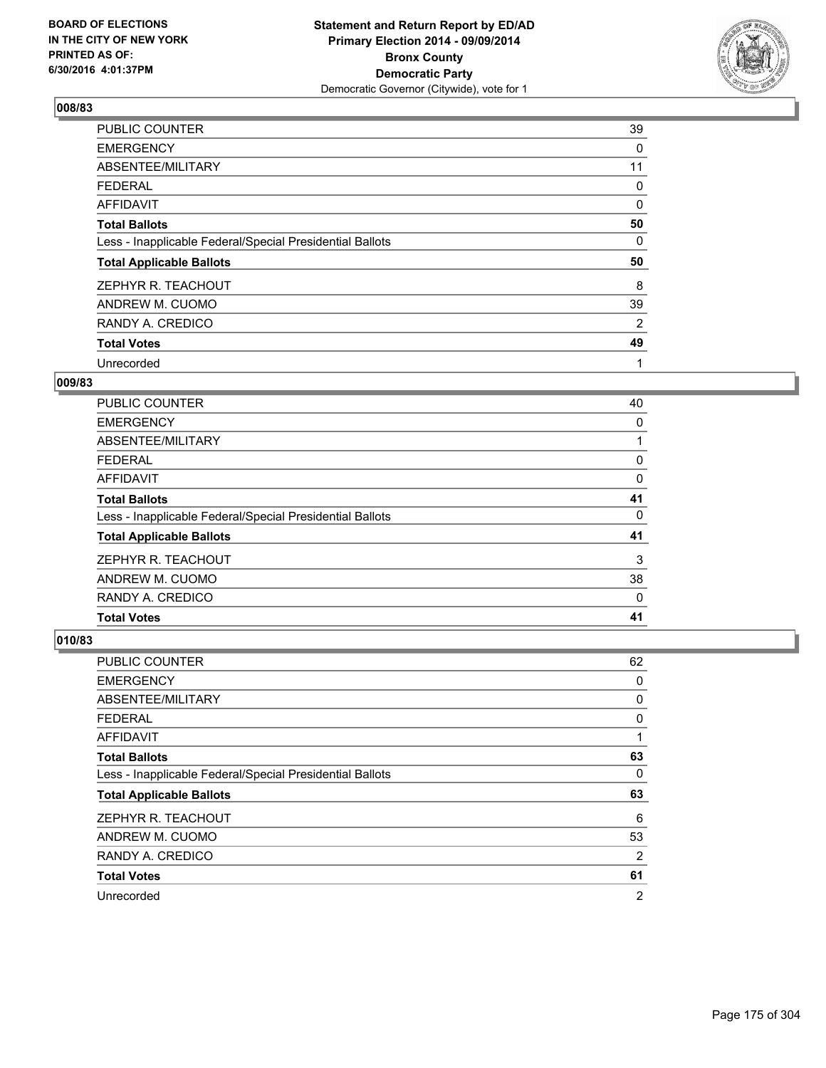BOARD OF ELECTIONS IN THE CITY OF NEW YORK PRINTED AS OF: 6/30/2016 4:01:37PM

**Statement and Return Report by ED/AD**
**Primary Election 2014 - 09/09/2014**
**Bronx County**
**Democratic Party**
Democratic Governor (Citywide), vote for 1

### 008/83

| | |
|---|---|
| PUBLIC COUNTER | 39 |
| EMERGENCY | 0 |
| ABSENTEE/MILITARY | 11 |
| FEDERAL | 0 |
| AFFIDAVIT | 0 |
| **Total Ballots** | **50** |
| Less - Inapplicable Federal/Special Presidential Ballots | 0 |
| **Total Applicable Ballots** | **50** |
| ZEPHYR R. TEACHOUT | 8 |
| ANDREW M. CUOMO | 39 |
| RANDY A. CREDICO | 2 |
| **Total Votes** | **49** |
| Unrecorded | 1 |

### 009/83

| | |
|---|---|
| PUBLIC COUNTER | 40 |
| EMERGENCY | 0 |
| ABSENTEE/MILITARY | 1 |
| FEDERAL | 0 |
| AFFIDAVIT | 0 |
| **Total Ballots** | **41** |
| Less - Inapplicable Federal/Special Presidential Ballots | 0 |
| **Total Applicable Ballots** | **41** |
| ZEPHYR R. TEACHOUT | 3 |
| ANDREW M. CUOMO | 38 |
| RANDY A. CREDICO | 0 |
| **Total Votes** | **41** |

### 010/83

| | |
|---|---|
| PUBLIC COUNTER | 62 |
| EMERGENCY | 0 |
| ABSENTEE/MILITARY | 0 |
| FEDERAL | 0 |
| AFFIDAVIT | 1 |
| **Total Ballots** | **63** |
| Less - Inapplicable Federal/Special Presidential Ballots | 0 |
| **Total Applicable Ballots** | **63** |
| ZEPHYR R. TEACHOUT | 6 |
| ANDREW M. CUOMO | 53 |
| RANDY A. CREDICO | 2 |
| **Total Votes** | **61** |
| Unrecorded | 2 |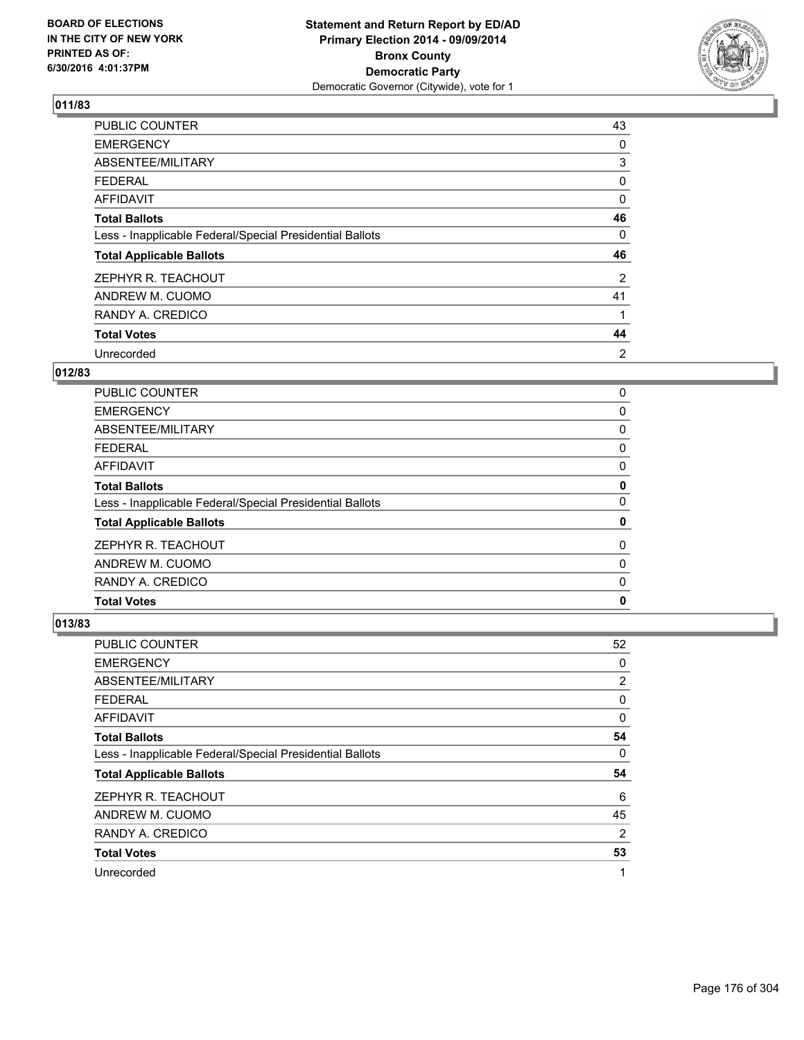**BOARD OF ELECTIONS IN THE CITY OF NEW YORK PRINTED AS OF: 6/30/2016 4:01:37PM**

**Statement and Return Report by ED/AD**
**Primary Election 2014 - 09/09/2014**
**Bronx County**
**Democratic Party**
Democratic Governor (Citywide), vote for 1

### 011/83

| | |
|---|---|
| PUBLIC COUNTER | 43 |
| EMERGENCY | 0 |
| ABSENTEE/MILITARY | 3 |
| FEDERAL | 0 |
| AFFIDAVIT | 0 |
| **Total Ballots** | **46** |
| Less - Inapplicable Federal/Special Presidential Ballots | 0 |
| **Total Applicable Ballots** | **46** |
| ZEPHYR R. TEACHOUT | 2 |
| ANDREW M. CUOMO | 41 |
| RANDY A. CREDICO | 1 |
| **Total Votes** | **44** |
| Unrecorded | 2 |

### 012/83

| | |
|---|---|
| PUBLIC COUNTER | 0 |
| EMERGENCY | 0 |
| ABSENTEE/MILITARY | 0 |
| FEDERAL | 0 |
| AFFIDAVIT | 0 |
| **Total Ballots** | **0** |
| Less - Inapplicable Federal/Special Presidential Ballots | 0 |
| **Total Applicable Ballots** | **0** |
| ZEPHYR R. TEACHOUT | 0 |
| ANDREW M. CUOMO | 0 |
| RANDY A. CREDICO | 0 |
| **Total Votes** | **0** |

### 013/83

| | |
|---|---|
| PUBLIC COUNTER | 52 |
| EMERGENCY | 0 |
| ABSENTEE/MILITARY | 2 |
| FEDERAL | 0 |
| AFFIDAVIT | 0 |
| **Total Ballots** | **54** |
| Less - Inapplicable Federal/Special Presidential Ballots | 0 |
| **Total Applicable Ballots** | **54** |
| ZEPHYR R. TEACHOUT | 6 |
| ANDREW M. CUOMO | 45 |
| RANDY A. CREDICO | 2 |
| **Total Votes** | **53** |
| Unrecorded | 1 |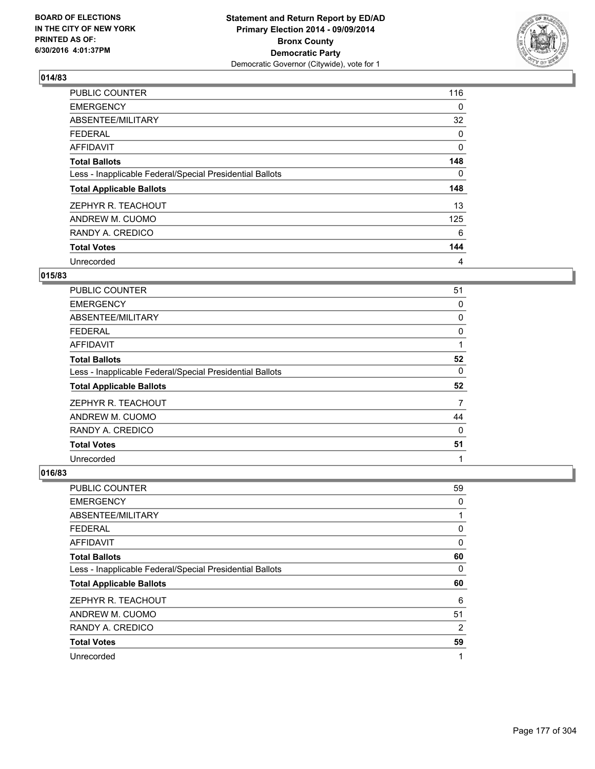BOARD OF ELECTIONS
IN THE CITY OF NEW YORK
PRINTED AS OF:
6/30/2016 4:01:37PM

**Statement and Return Report by ED/AD**
**Primary Election 2014 - 09/09/2014**
**Bronx County**
**Democratic Party**
Democratic Governor (Citywide), vote for 1

### 014/83

| | |
|---|---|
| PUBLIC COUNTER | 116 |
| EMERGENCY | 0 |
| ABSENTEE/MILITARY | 32 |
| FEDERAL | 0 |
| AFFIDAVIT | 0 |
| **Total Ballots** | **148** |
| Less - Inapplicable Federal/Special Presidential Ballots | 0 |
| **Total Applicable Ballots** | **148** |
| ZEPHYR R. TEACHOUT | 13 |
| ANDREW M. CUOMO | 125 |
| RANDY A. CREDICO | 6 |
| **Total Votes** | **144** |
| Unrecorded | 4 |

### 015/83

| | |
|---|---|
| PUBLIC COUNTER | 51 |
| EMERGENCY | 0 |
| ABSENTEE/MILITARY | 0 |
| FEDERAL | 0 |
| AFFIDAVIT | 1 |
| **Total Ballots** | **52** |
| Less - Inapplicable Federal/Special Presidential Ballots | 0 |
| **Total Applicable Ballots** | **52** |
| ZEPHYR R. TEACHOUT | 7 |
| ANDREW M. CUOMO | 44 |
| RANDY A. CREDICO | 0 |
| **Total Votes** | **51** |
| Unrecorded | 1 |

### 016/83

| | |
|---|---|
| PUBLIC COUNTER | 59 |
| EMERGENCY | 0 |
| ABSENTEE/MILITARY | 1 |
| FEDERAL | 0 |
| AFFIDAVIT | 0 |
| **Total Ballots** | **60** |
| Less - Inapplicable Federal/Special Presidential Ballots | 0 |
| **Total Applicable Ballots** | **60** |
| ZEPHYR R. TEACHOUT | 6 |
| ANDREW M. CUOMO | 51 |
| RANDY A. CREDICO | 2 |
| **Total Votes** | **59** |
| Unrecorded | 1 |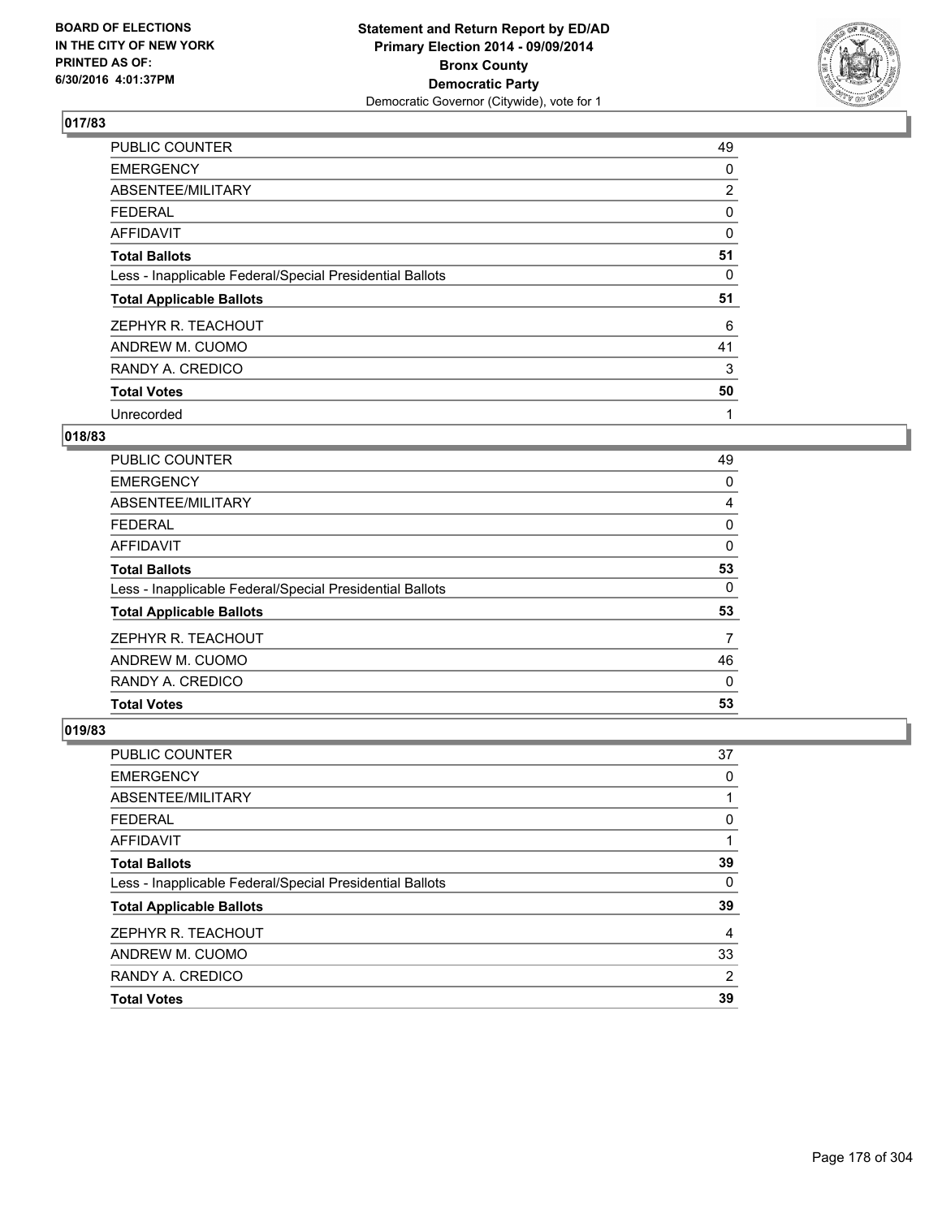**BOARD OF ELECTIONS IN THE CITY OF NEW YORK PRINTED AS OF: 6/30/2016 4:01:37PM**

**Statement and Return Report by ED/AD Primary Election 2014 - 09/09/2014 Bronx County Democratic Party**
Democratic Governor (Citywide), vote for 1

### 017/83

| | |
|---|---|
| PUBLIC COUNTER | 49 |
| EMERGENCY | 0 |
| ABSENTEE/MILITARY | 2 |
| FEDERAL | 0 |
| AFFIDAVIT | 0 |
| **Total Ballots** | **51** |
| Less - Inapplicable Federal/Special Presidential Ballots | 0 |
| **Total Applicable Ballots** | **51** |
| ZEPHYR R. TEACHOUT | 6 |
| ANDREW M. CUOMO | 41 |
| RANDY A. CREDICO | 3 |
| **Total Votes** | **50** |
| Unrecorded | 1 |

### 018/83

| | |
|---|---|
| PUBLIC COUNTER | 49 |
| EMERGENCY | 0 |
| ABSENTEE/MILITARY | 4 |
| FEDERAL | 0 |
| AFFIDAVIT | 0 |
| **Total Ballots** | **53** |
| Less - Inapplicable Federal/Special Presidential Ballots | 0 |
| **Total Applicable Ballots** | **53** |
| ZEPHYR R. TEACHOUT | 7 |
| ANDREW M. CUOMO | 46 |
| RANDY A. CREDICO | 0 |
| **Total Votes** | **53** |

### 019/83

| | |
|---|---|
| PUBLIC COUNTER | 37 |
| EMERGENCY | 0 |
| ABSENTEE/MILITARY | 1 |
| FEDERAL | 0 |
| AFFIDAVIT | 1 |
| **Total Ballots** | **39** |
| Less - Inapplicable Federal/Special Presidential Ballots | 0 |
| **Total Applicable Ballots** | **39** |
| ZEPHYR R. TEACHOUT | 4 |
| ANDREW M. CUOMO | 33 |
| RANDY A. CREDICO | 2 |
| **Total Votes** | **39** |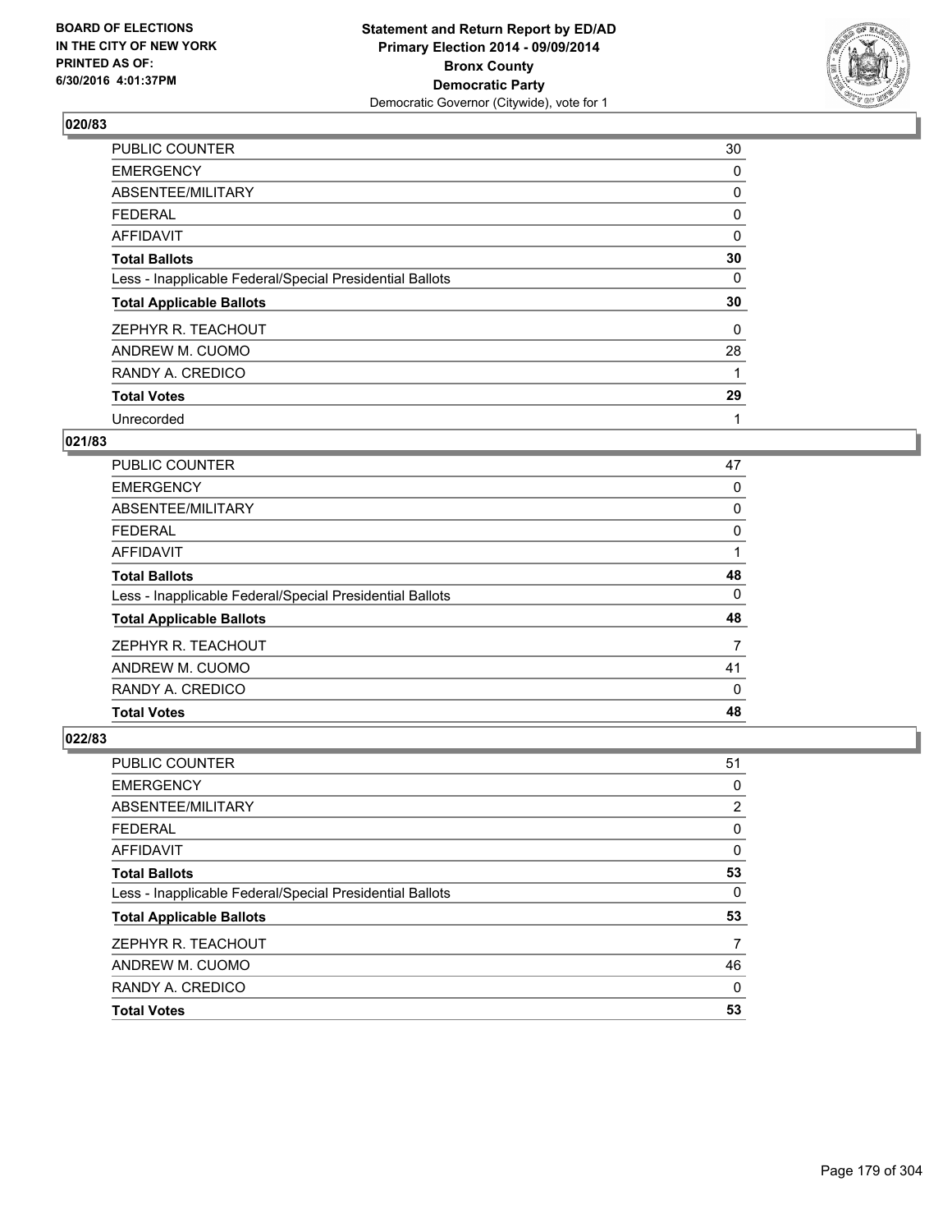**Statement and Return Report by ED/AD**
**Primary Election 2014 - 09/09/2014**
**Bronx County**
**Democratic Party**
Democratic Governor (Citywide), vote for 1

BOARD OF ELECTIONS
IN THE CITY OF NEW YORK
PRINTED AS OF:
6/30/2016 4:01:37PM

**020/83**

| | |
|---|---|
| PUBLIC COUNTER | 30 |
| EMERGENCY | 0 |
| ABSENTEE/MILITARY | 0 |
| FEDERAL | 0 |
| AFFIDAVIT | 0 |
| **Total Ballots** | **30** |
| Less - Inapplicable Federal/Special Presidential Ballots | 0 |
| **Total Applicable Ballots** | **30** |
| ZEPHYR R. TEACHOUT | 0 |
| ANDREW M. CUOMO | 28 |
| RANDY A. CREDICO | 1 |
| **Total Votes** | **29** |
| Unrecorded | 1 |

**021/83**

| | |
|---|---|
| PUBLIC COUNTER | 47 |
| EMERGENCY | 0 |
| ABSENTEE/MILITARY | 0 |
| FEDERAL | 0 |
| AFFIDAVIT | 1 |
| **Total Ballots** | **48** |
| Less - Inapplicable Federal/Special Presidential Ballots | 0 |
| **Total Applicable Ballots** | **48** |
| ZEPHYR R. TEACHOUT | 7 |
| ANDREW M. CUOMO | 41 |
| RANDY A. CREDICO | 0 |
| **Total Votes** | **48** |

**022/83**

| | |
|---|---|
| PUBLIC COUNTER | 51 |
| EMERGENCY | 0 |
| ABSENTEE/MILITARY | 2 |
| FEDERAL | 0 |
| AFFIDAVIT | 0 |
| **Total Ballots** | **53** |
| Less - Inapplicable Federal/Special Presidential Ballots | 0 |
| **Total Applicable Ballots** | **53** |
| ZEPHYR R. TEACHOUT | 7 |
| ANDREW M. CUOMO | 46 |
| RANDY A. CREDICO | 0 |
| **Total Votes** | **53** |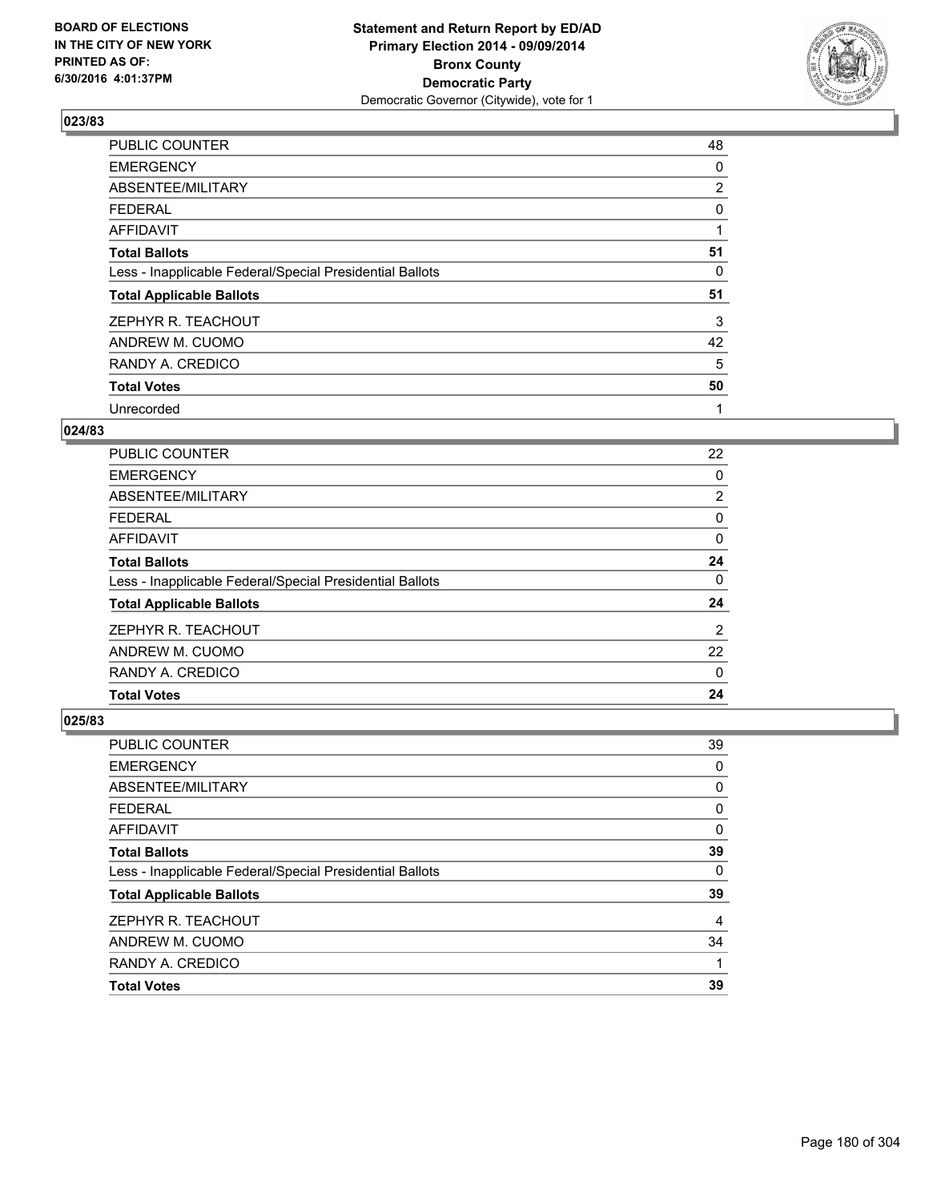**BOARD OF ELECTIONS IN THE CITY OF NEW YORK PRINTED AS OF: 6/30/2016 4:01:37PM**

**Statement and Return Report by ED/AD Primary Election 2014 - 09/09/2014 Bronx County Democratic Party**
Democratic Governor (Citywide), vote for 1

### 023/83

| | |
|---|---|
| PUBLIC COUNTER | 48 |
| EMERGENCY | 0 |
| ABSENTEE/MILITARY | 2 |
| FEDERAL | 0 |
| AFFIDAVIT | 1 |
| **Total Ballots** | **51** |
| Less - Inapplicable Federal/Special Presidential Ballots | 0 |
| **Total Applicable Ballots** | **51** |
| ZEPHYR R. TEACHOUT | 3 |
| ANDREW M. CUOMO | 42 |
| RANDY A. CREDICO | 5 |
| **Total Votes** | **50** |
| Unrecorded | 1 |

### 024/83

| | |
|---|---|
| PUBLIC COUNTER | 22 |
| EMERGENCY | 0 |
| ABSENTEE/MILITARY | 2 |
| FEDERAL | 0 |
| AFFIDAVIT | 0 |
| **Total Ballots** | **24** |
| Less - Inapplicable Federal/Special Presidential Ballots | 0 |
| **Total Applicable Ballots** | **24** |
| ZEPHYR R. TEACHOUT | 2 |
| ANDREW M. CUOMO | 22 |
| RANDY A. CREDICO | 0 |
| **Total Votes** | **24** |

### 025/83

| | |
|---|---|
| PUBLIC COUNTER | 39 |
| EMERGENCY | 0 |
| ABSENTEE/MILITARY | 0 |
| FEDERAL | 0 |
| AFFIDAVIT | 0 |
| **Total Ballots** | **39** |
| Less - Inapplicable Federal/Special Presidential Ballots | 0 |
| **Total Applicable Ballots** | **39** |
| ZEPHYR R. TEACHOUT | 4 |
| ANDREW M. CUOMO | 34 |
| RANDY A. CREDICO | 1 |
| **Total Votes** | **39** |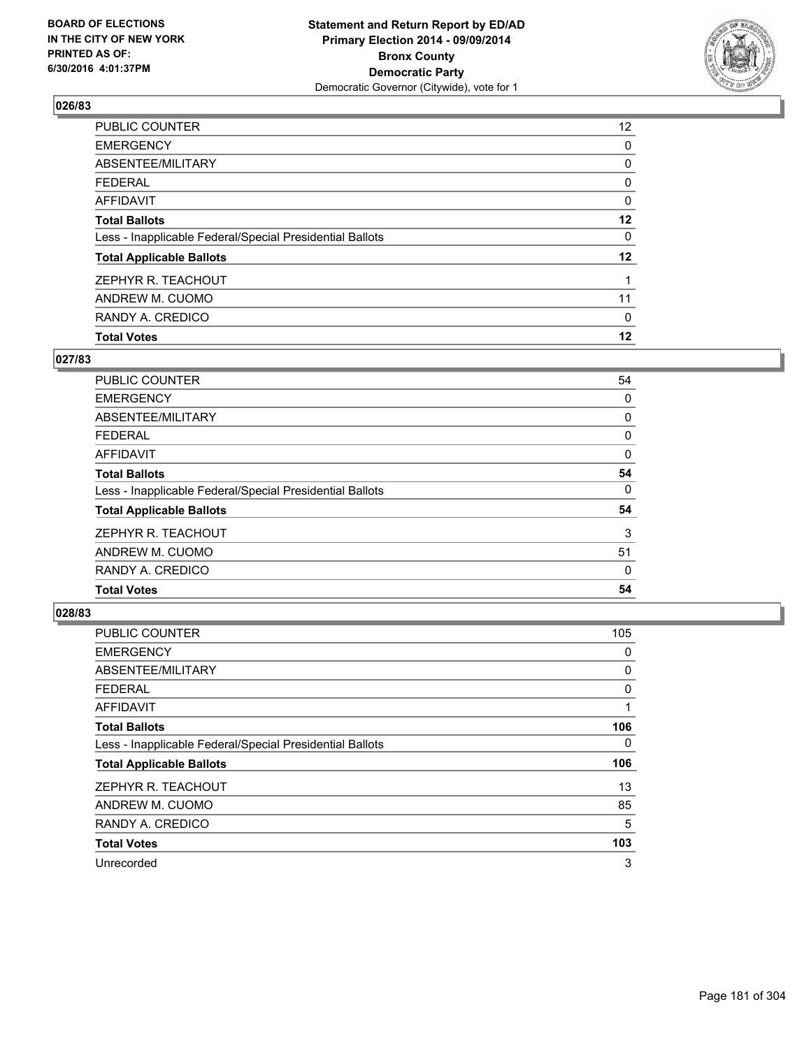**BOARD OF ELECTIONS IN THE CITY OF NEW YORK PRINTED AS OF: 6/30/2016 4:01:37PM**

**Statement and Return Report by ED/AD Primary Election 2014 - 09/09/2014 Bronx County Democratic Party**
Democratic Governor (Citywide), vote for 1

## 026/83

| | |
|---|---|
| PUBLIC COUNTER | 12 |
| EMERGENCY | 0 |
| ABSENTEE/MILITARY | 0 |
| FEDERAL | 0 |
| AFFIDAVIT | 0 |
| **Total Ballots** | **12** |
| Less - Inapplicable Federal/Special Presidential Ballots | 0 |
| **Total Applicable Ballots** | **12** |
| ZEPHYR R. TEACHOUT | 1 |
| ANDREW M. CUOMO | 11 |
| RANDY A. CREDICO | 0 |
| **Total Votes** | **12** |

## 027/83

| | |
|---|---|
| PUBLIC COUNTER | 54 |
| EMERGENCY | 0 |
| ABSENTEE/MILITARY | 0 |
| FEDERAL | 0 |
| AFFIDAVIT | 0 |
| **Total Ballots** | **54** |
| Less - Inapplicable Federal/Special Presidential Ballots | 0 |
| **Total Applicable Ballots** | **54** |
| ZEPHYR R. TEACHOUT | 3 |
| ANDREW M. CUOMO | 51 |
| RANDY A. CREDICO | 0 |
| **Total Votes** | **54** |

## 028/83

| | |
|---|---|
| PUBLIC COUNTER | 105 |
| EMERGENCY | 0 |
| ABSENTEE/MILITARY | 0 |
| FEDERAL | 0 |
| AFFIDAVIT | 1 |
| **Total Ballots** | **106** |
| Less - Inapplicable Federal/Special Presidential Ballots | 0 |
| **Total Applicable Ballots** | **106** |
| ZEPHYR R. TEACHOUT | 13 |
| ANDREW M. CUOMO | 85 |
| RANDY A. CREDICO | 5 |
| **Total Votes** | **103** |
| Unrecorded | 3 |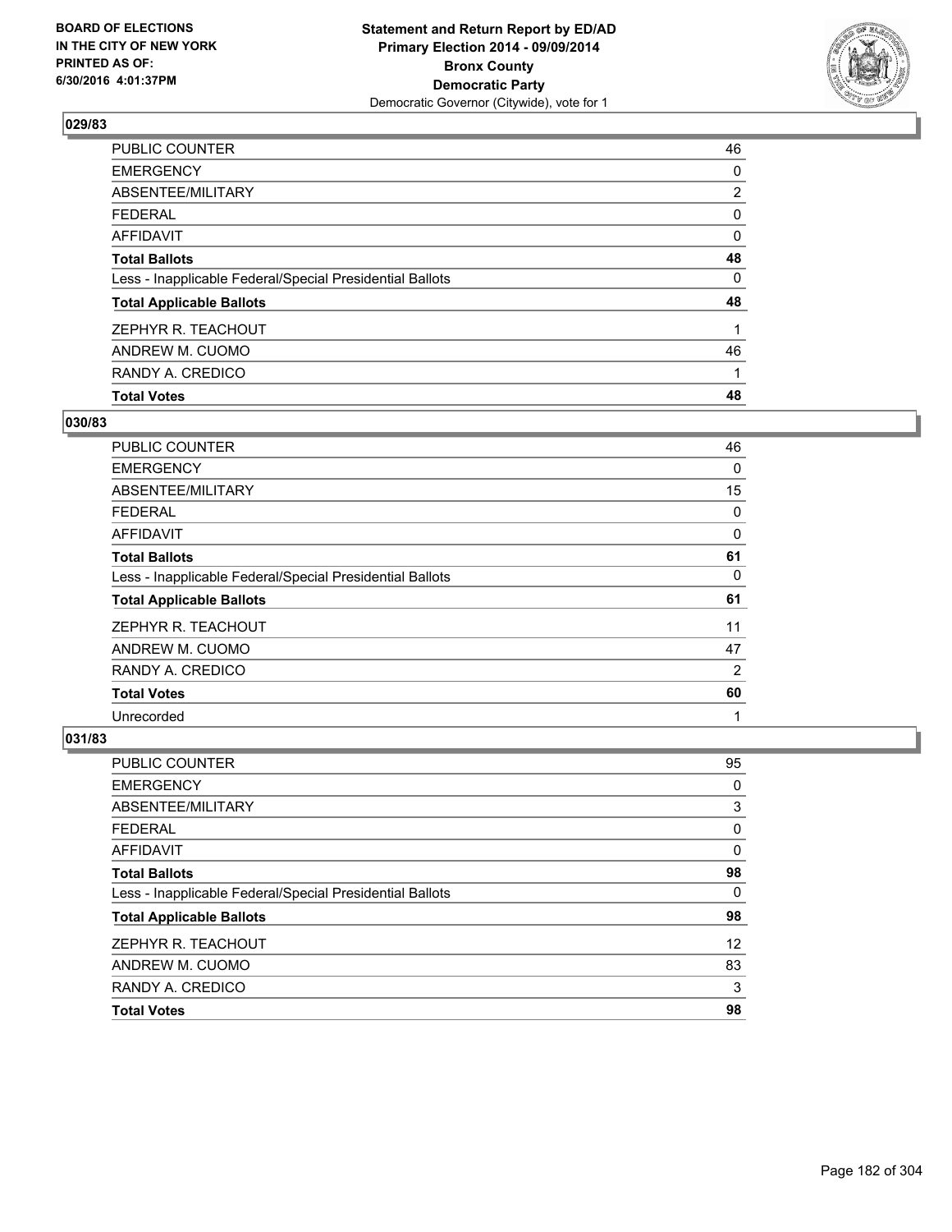BOARD OF ELECTIONS
IN THE CITY OF NEW YORK
PRINTED AS OF:
6/30/2016 4:01:37PM

**Statement and Return Report by ED/AD**
**Primary Election 2014 - 09/09/2014**
**Bronx County**
**Democratic Party**
Democratic Governor (Citywide), vote for 1

### 029/83

| | |
|---|---|
| PUBLIC COUNTER | 46 |
| EMERGENCY | 0 |
| ABSENTEE/MILITARY | 2 |
| FEDERAL | 0 |
| AFFIDAVIT | 0 |
| **Total Ballots** | **48** |
| Less - Inapplicable Federal/Special Presidential Ballots | 0 |
| **Total Applicable Ballots** | **48** |
| ZEPHYR R. TEACHOUT | 1 |
| ANDREW M. CUOMO | 46 |
| RANDY A. CREDICO | 1 |
| **Total Votes** | **48** |

### 030/83

| | |
|---|---|
| PUBLIC COUNTER | 46 |
| EMERGENCY | 0 |
| ABSENTEE/MILITARY | 15 |
| FEDERAL | 0 |
| AFFIDAVIT | 0 |
| **Total Ballots** | **61** |
| Less - Inapplicable Federal/Special Presidential Ballots | 0 |
| **Total Applicable Ballots** | **61** |
| ZEPHYR R. TEACHOUT | 11 |
| ANDREW M. CUOMO | 47 |
| RANDY A. CREDICO | 2 |
| **Total Votes** | **60** |
| Unrecorded | 1 |

### 031/83

| | |
|---|---|
| PUBLIC COUNTER | 95 |
| EMERGENCY | 0 |
| ABSENTEE/MILITARY | 3 |
| FEDERAL | 0 |
| AFFIDAVIT | 0 |
| **Total Ballots** | **98** |
| Less - Inapplicable Federal/Special Presidential Ballots | 0 |
| **Total Applicable Ballots** | **98** |
| ZEPHYR R. TEACHOUT | 12 |
| ANDREW M. CUOMO | 83 |
| RANDY A. CREDICO | 3 |
| **Total Votes** | **98** |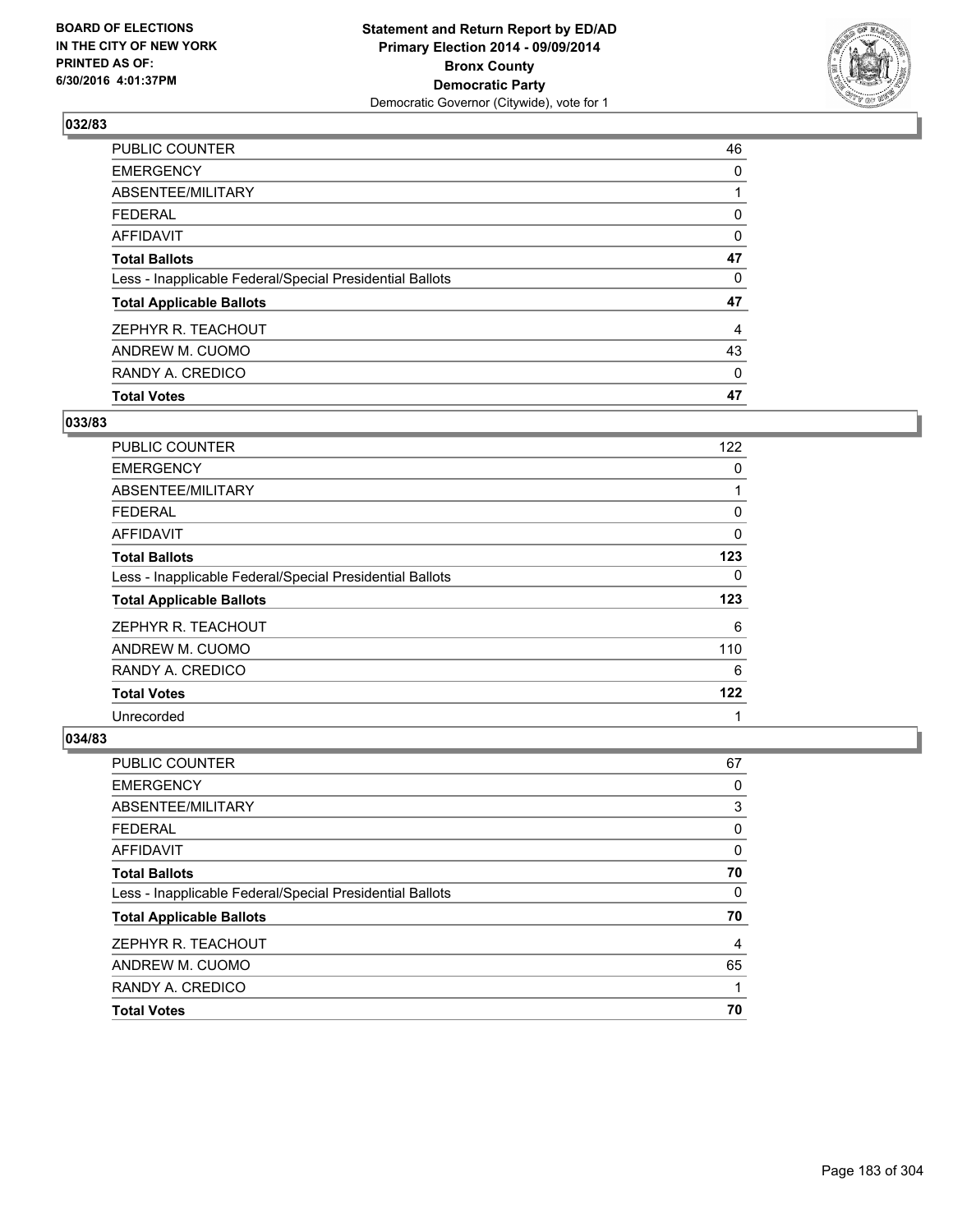BOARD OF ELECTIONS
IN THE CITY OF NEW YORK
PRINTED AS OF:
6/30/2016 4:01:37PM

**Statement and Return Report by ED/AD**
**Primary Election 2014 - 09/09/2014**
**Bronx County**
**Democratic Party**
Democratic Governor (Citywide), vote for 1

### 032/83

| | |
|---|---|
| PUBLIC COUNTER | 46 |
| EMERGENCY | 0 |
| ABSENTEE/MILITARY | 1 |
| FEDERAL | 0 |
| AFFIDAVIT | 0 |
| **Total Ballots** | **47** |
| Less - Inapplicable Federal/Special Presidential Ballots | 0 |
| **Total Applicable Ballots** | **47** |
| ZEPHYR R. TEACHOUT | 4 |
| ANDREW M. CUOMO | 43 |
| RANDY A. CREDICO | 0 |
| **Total Votes** | **47** |

### 033/83

| | |
|---|---|
| PUBLIC COUNTER | 122 |
| EMERGENCY | 0 |
| ABSENTEE/MILITARY | 1 |
| FEDERAL | 0 |
| AFFIDAVIT | 0 |
| **Total Ballots** | **123** |
| Less - Inapplicable Federal/Special Presidential Ballots | 0 |
| **Total Applicable Ballots** | **123** |
| ZEPHYR R. TEACHOUT | 6 |
| ANDREW M. CUOMO | 110 |
| RANDY A. CREDICO | 6 |
| **Total Votes** | **122** |
| Unrecorded | 1 |

### 034/83

| | |
|---|---|
| PUBLIC COUNTER | 67 |
| EMERGENCY | 0 |
| ABSENTEE/MILITARY | 3 |
| FEDERAL | 0 |
| AFFIDAVIT | 0 |
| **Total Ballots** | **70** |
| Less - Inapplicable Federal/Special Presidential Ballots | 0 |
| **Total Applicable Ballots** | **70** |
| ZEPHYR R. TEACHOUT | 4 |
| ANDREW M. CUOMO | 65 |
| RANDY A. CREDICO | 1 |
| **Total Votes** | **70** |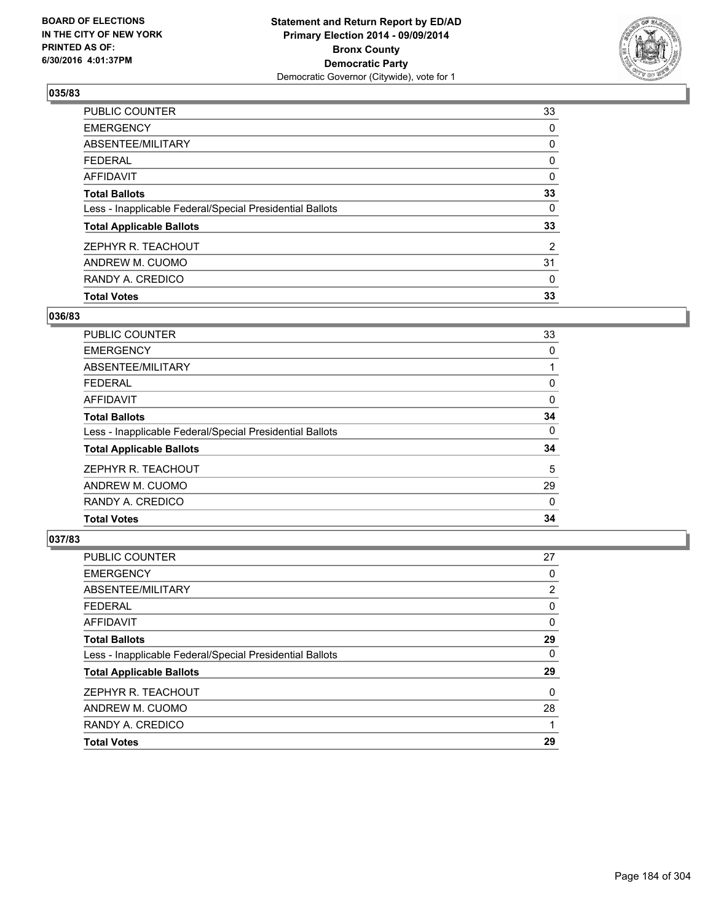BOARD OF ELECTIONS
IN THE CITY OF NEW YORK
PRINTED AS OF:
6/30/2016 4:01:37PM

**Statement and Return Report by ED/AD**
**Primary Election 2014 - 09/09/2014**
**Bronx County**
**Democratic Party**
Democratic Governor (Citywide), vote for 1

### 035/83

| | |
|---|---|
| PUBLIC COUNTER | 33 |
| EMERGENCY | 0 |
| ABSENTEE/MILITARY | 0 |
| FEDERAL | 0 |
| AFFIDAVIT | 0 |
| **Total Ballots** | **33** |
| Less - Inapplicable Federal/Special Presidential Ballots | 0 |
| **Total Applicable Ballots** | **33** |
| ZEPHYR R. TEACHOUT | 2 |
| ANDREW M. CUOMO | 31 |
| RANDY A. CREDICO | 0 |
| **Total Votes** | **33** |

### 036/83

| | |
|---|---|
| PUBLIC COUNTER | 33 |
| EMERGENCY | 0 |
| ABSENTEE/MILITARY | 1 |
| FEDERAL | 0 |
| AFFIDAVIT | 0 |
| **Total Ballots** | **34** |
| Less - Inapplicable Federal/Special Presidential Ballots | 0 |
| **Total Applicable Ballots** | **34** |
| ZEPHYR R. TEACHOUT | 5 |
| ANDREW M. CUOMO | 29 |
| RANDY A. CREDICO | 0 |
| **Total Votes** | **34** |

### 037/83

| | |
|---|---|
| PUBLIC COUNTER | 27 |
| EMERGENCY | 0 |
| ABSENTEE/MILITARY | 2 |
| FEDERAL | 0 |
| AFFIDAVIT | 0 |
| **Total Ballots** | **29** |
| Less - Inapplicable Federal/Special Presidential Ballots | 0 |
| **Total Applicable Ballots** | **29** |
| ZEPHYR R. TEACHOUT | 0 |
| ANDREW M. CUOMO | 28 |
| RANDY A. CREDICO | 1 |
| **Total Votes** | **29** |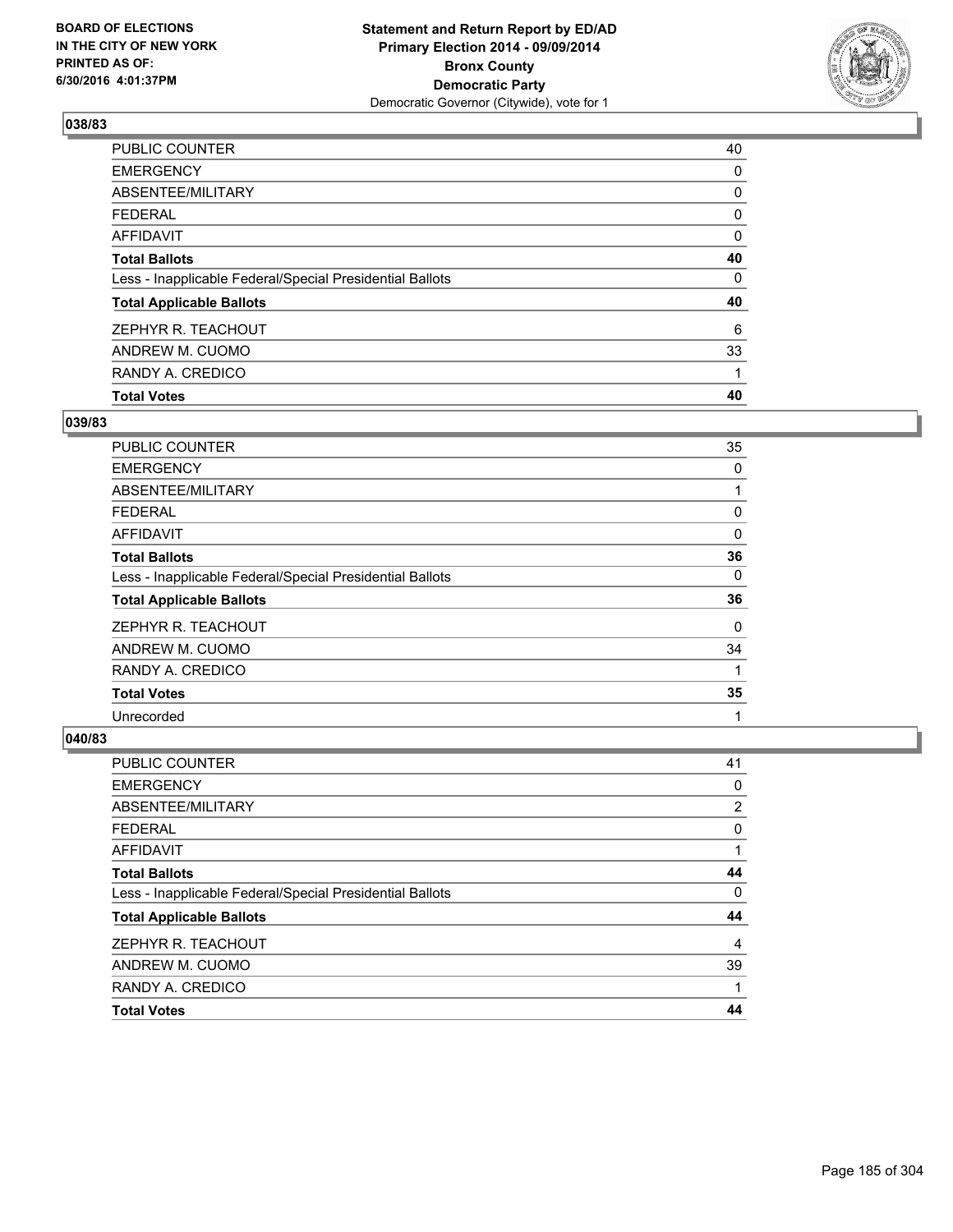**BOARD OF ELECTIONS IN THE CITY OF NEW YORK PRINTED AS OF: 6/30/2016 4:01:37PM**

**Statement and Return Report by ED/AD Primary Election 2014 - 09/09/2014 Bronx County Democratic Party**
Democratic Governor (Citywide), vote for 1

### 038/83

| | |
|---|---|
| PUBLIC COUNTER | 40 |
| EMERGENCY | 0 |
| ABSENTEE/MILITARY | 0 |
| FEDERAL | 0 |
| AFFIDAVIT | 0 |
| **Total Ballots** | **40** |
| Less - Inapplicable Federal/Special Presidential Ballots | 0 |
| **Total Applicable Ballots** | **40** |
| ZEPHYR R. TEACHOUT | 6 |
| ANDREW M. CUOMO | 33 |
| RANDY A. CREDICO | 1 |
| **Total Votes** | **40** |

### 039/83

| | |
|---|---|
| PUBLIC COUNTER | 35 |
| EMERGENCY | 0 |
| ABSENTEE/MILITARY | 1 |
| FEDERAL | 0 |
| AFFIDAVIT | 0 |
| **Total Ballots** | **36** |
| Less - Inapplicable Federal/Special Presidential Ballots | 0 |
| **Total Applicable Ballots** | **36** |
| ZEPHYR R. TEACHOUT | 0 |
| ANDREW M. CUOMO | 34 |
| RANDY A. CREDICO | 1 |
| **Total Votes** | **35** |
| Unrecorded | 1 |

### 040/83

| | |
|---|---|
| PUBLIC COUNTER | 41 |
| EMERGENCY | 0 |
| ABSENTEE/MILITARY | 2 |
| FEDERAL | 0 |
| AFFIDAVIT | 1 |
| **Total Ballots** | **44** |
| Less - Inapplicable Federal/Special Presidential Ballots | 0 |
| **Total Applicable Ballots** | **44** |
| ZEPHYR R. TEACHOUT | 4 |
| ANDREW M. CUOMO | 39 |
| RANDY A. CREDICO | 1 |
| **Total Votes** | **44** |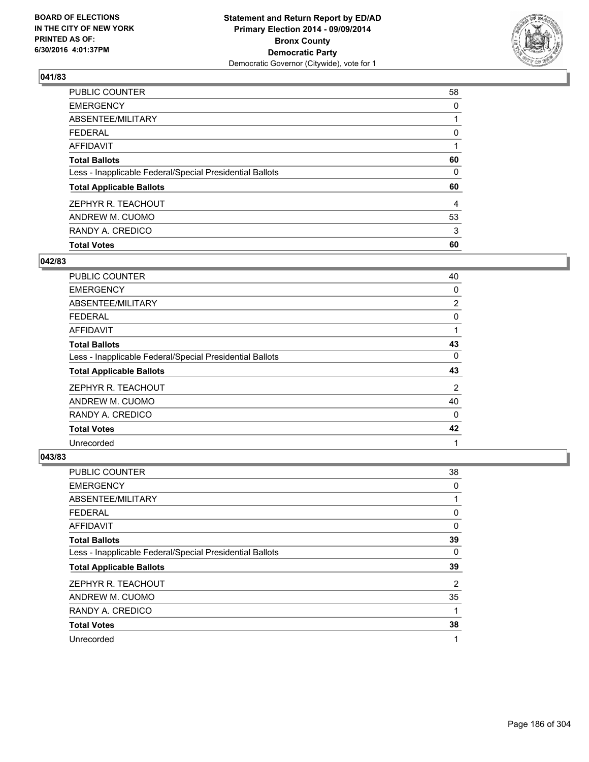**Statement and Return Report by ED/AD**
**Primary Election 2014 - 09/09/2014**
**Bronx County**
**Democratic Party**
Democratic Governor (Citywide), vote for 1

BOARD OF ELECTIONS
IN THE CITY OF NEW YORK
PRINTED AS OF:
6/30/2016 4:01:37PM

### 041/83

| | |
|---|---|
| PUBLIC COUNTER | 58 |
| EMERGENCY | 0 |
| ABSENTEE/MILITARY | 1 |
| FEDERAL | 0 |
| AFFIDAVIT | 1 |
| **Total Ballots** | **60** |
| Less - Inapplicable Federal/Special Presidential Ballots | 0 |
| **Total Applicable Ballots** | **60** |
| ZEPHYR R. TEACHOUT | 4 |
| ANDREW M. CUOMO | 53 |
| RANDY A. CREDICO | 3 |
| **Total Votes** | **60** |

### 042/83

| | |
|---|---|
| PUBLIC COUNTER | 40 |
| EMERGENCY | 0 |
| ABSENTEE/MILITARY | 2 |
| FEDERAL | 0 |
| AFFIDAVIT | 1 |
| **Total Ballots** | **43** |
| Less - Inapplicable Federal/Special Presidential Ballots | 0 |
| **Total Applicable Ballots** | **43** |
| ZEPHYR R. TEACHOUT | 2 |
| ANDREW M. CUOMO | 40 |
| RANDY A. CREDICO | 0 |
| **Total Votes** | **42** |
| Unrecorded | 1 |

### 043/83

| | |
|---|---|
| PUBLIC COUNTER | 38 |
| EMERGENCY | 0 |
| ABSENTEE/MILITARY | 1 |
| FEDERAL | 0 |
| AFFIDAVIT | 0 |
| **Total Ballots** | **39** |
| Less - Inapplicable Federal/Special Presidential Ballots | 0 |
| **Total Applicable Ballots** | **39** |
| ZEPHYR R. TEACHOUT | 2 |
| ANDREW M. CUOMO | 35 |
| RANDY A. CREDICO | 1 |
| **Total Votes** | **38** |
| Unrecorded | 1 |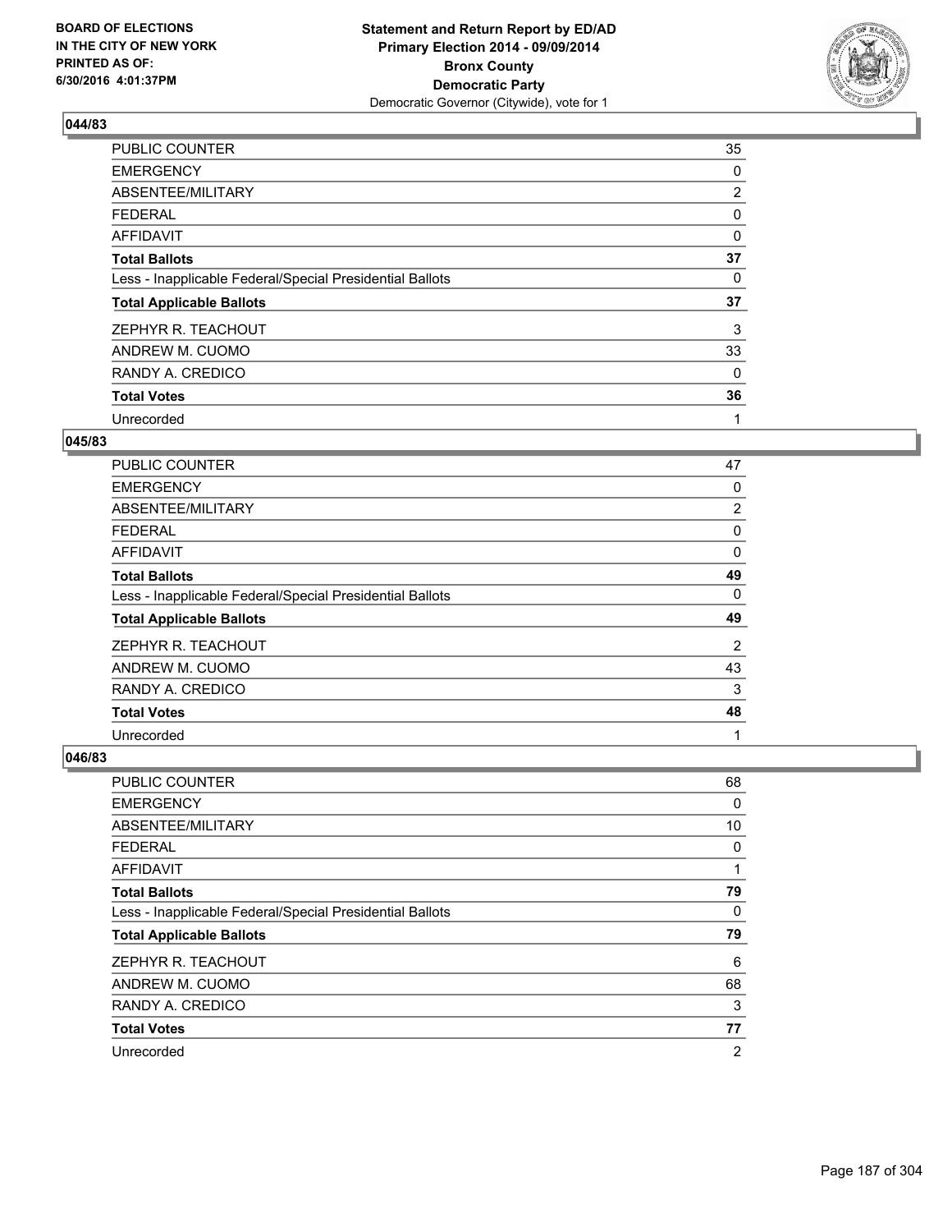**BOARD OF ELECTIONS IN THE CITY OF NEW YORK PRINTED AS OF: 6/30/2016 4:01:37PM**

**Statement and Return Report by ED/AD Primary Election 2014 - 09/09/2014 Bronx County Democratic Party**
Democratic Governor (Citywide), vote for 1

### 044/83

| | |
|---|---|
| PUBLIC COUNTER | 35 |
| EMERGENCY | 0 |
| ABSENTEE/MILITARY | 2 |
| FEDERAL | 0 |
| AFFIDAVIT | 0 |
| **Total Ballots** | **37** |
| Less - Inapplicable Federal/Special Presidential Ballots | 0 |
| **Total Applicable Ballots** | **37** |
| ZEPHYR R. TEACHOUT | 3 |
| ANDREW M. CUOMO | 33 |
| RANDY A. CREDICO | 0 |
| **Total Votes** | **36** |
| Unrecorded | 1 |

### 045/83

| | |
|---|---|
| PUBLIC COUNTER | 47 |
| EMERGENCY | 0 |
| ABSENTEE/MILITARY | 2 |
| FEDERAL | 0 |
| AFFIDAVIT | 0 |
| **Total Ballots** | **49** |
| Less - Inapplicable Federal/Special Presidential Ballots | 0 |
| **Total Applicable Ballots** | **49** |
| ZEPHYR R. TEACHOUT | 2 |
| ANDREW M. CUOMO | 43 |
| RANDY A. CREDICO | 3 |
| **Total Votes** | **48** |
| Unrecorded | 1 |

### 046/83

| | |
|---|---|
| PUBLIC COUNTER | 68 |
| EMERGENCY | 0 |
| ABSENTEE/MILITARY | 10 |
| FEDERAL | 0 |
| AFFIDAVIT | 1 |
| **Total Ballots** | **79** |
| Less - Inapplicable Federal/Special Presidential Ballots | 0 |
| **Total Applicable Ballots** | **79** |
| ZEPHYR R. TEACHOUT | 6 |
| ANDREW M. CUOMO | 68 |
| RANDY A. CREDICO | 3 |
| **Total Votes** | **77** |
| Unrecorded | 2 |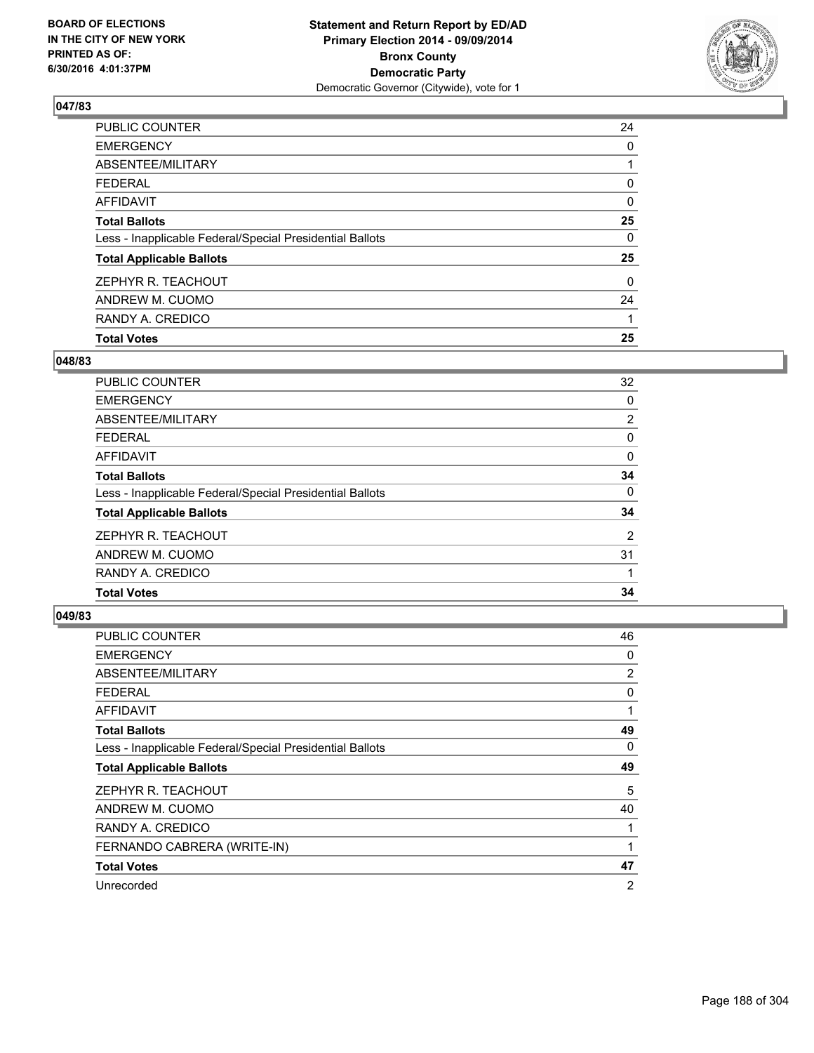BOARD OF ELECTIONS
IN THE CITY OF NEW YORK
PRINTED AS OF:
6/30/2016 4:01:37PM

**Statement and Return Report by ED/AD**
**Primary Election 2014 - 09/09/2014**
**Bronx County**
**Democratic Party**
Democratic Governor (Citywide), vote for 1

### 047/83

| | |
|---|---|
| PUBLIC COUNTER | 24 |
| EMERGENCY | 0 |
| ABSENTEE/MILITARY | 1 |
| FEDERAL | 0 |
| AFFIDAVIT | 0 |
| **Total Ballots** | **25** |
| Less - Inapplicable Federal/Special Presidential Ballots | 0 |
| **Total Applicable Ballots** | **25** |
| ZEPHYR R. TEACHOUT | 0 |
| ANDREW M. CUOMO | 24 |
| RANDY A. CREDICO | 1 |
| **Total Votes** | **25** |

### 048/83

| | |
|---|---|
| PUBLIC COUNTER | 32 |
| EMERGENCY | 0 |
| ABSENTEE/MILITARY | 2 |
| FEDERAL | 0 |
| AFFIDAVIT | 0 |
| **Total Ballots** | **34** |
| Less - Inapplicable Federal/Special Presidential Ballots | 0 |
| **Total Applicable Ballots** | **34** |
| ZEPHYR R. TEACHOUT | 2 |
| ANDREW M. CUOMO | 31 |
| RANDY A. CREDICO | 1 |
| **Total Votes** | **34** |

### 049/83

| | |
|---|---|
| PUBLIC COUNTER | 46 |
| EMERGENCY | 0 |
| ABSENTEE/MILITARY | 2 |
| FEDERAL | 0 |
| AFFIDAVIT | 1 |
| **Total Ballots** | **49** |
| Less - Inapplicable Federal/Special Presidential Ballots | 0 |
| **Total Applicable Ballots** | **49** |
| ZEPHYR R. TEACHOUT | 5 |
| ANDREW M. CUOMO | 40 |
| RANDY A. CREDICO | 1 |
| FERNANDO CABRERA (WRITE-IN) | 1 |
| **Total Votes** | **47** |
| Unrecorded | 2 |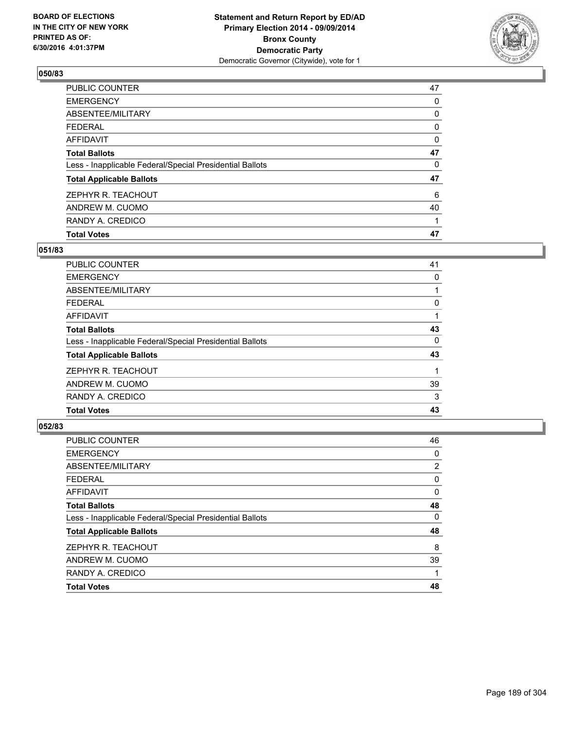**Statement and Return Report by ED/AD**
**Primary Election 2014 - 09/09/2014**
**Bronx County**
**Democratic Party**
Democratic Governor (Citywide), vote for 1

BOARD OF ELECTIONS IN THE CITY OF NEW YORK PRINTED AS OF: 6/30/2016 4:01:37PM

## 050/83

| | |
|---|---|
| PUBLIC COUNTER | 47 |
| EMERGENCY | 0 |
| ABSENTEE/MILITARY | 0 |
| FEDERAL | 0 |
| AFFIDAVIT | 0 |
| **Total Ballots** | **47** |
| Less - Inapplicable Federal/Special Presidential Ballots | 0 |
| **Total Applicable Ballots** | **47** |
| ZEPHYR R. TEACHOUT | 6 |
| ANDREW M. CUOMO | 40 |
| RANDY A. CREDICO | 1 |
| **Total Votes** | **47** |

## 051/83

| | |
|---|---|
| PUBLIC COUNTER | 41 |
| EMERGENCY | 0 |
| ABSENTEE/MILITARY | 1 |
| FEDERAL | 0 |
| AFFIDAVIT | 1 |
| **Total Ballots** | **43** |
| Less - Inapplicable Federal/Special Presidential Ballots | 0 |
| **Total Applicable Ballots** | **43** |
| ZEPHYR R. TEACHOUT | 1 |
| ANDREW M. CUOMO | 39 |
| RANDY A. CREDICO | 3 |
| **Total Votes** | **43** |

## 052/83

| | |
|---|---|
| PUBLIC COUNTER | 46 |
| EMERGENCY | 0 |
| ABSENTEE/MILITARY | 2 |
| FEDERAL | 0 |
| AFFIDAVIT | 0 |
| **Total Ballots** | **48** |
| Less - Inapplicable Federal/Special Presidential Ballots | 0 |
| **Total Applicable Ballots** | **48** |
| ZEPHYR R. TEACHOUT | 8 |
| ANDREW M. CUOMO | 39 |
| RANDY A. CREDICO | 1 |
| **Total Votes** | **48** |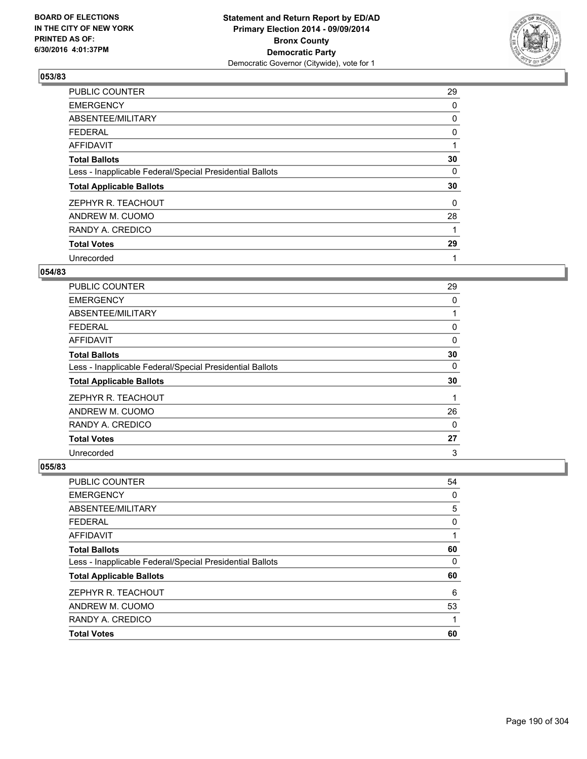**BOARD OF ELECTIONS IN THE CITY OF NEW YORK PRINTED AS OF: 6/30/2016 4:01:37PM**

**Statement and Return Report by ED/AD Primary Election 2014 - 09/09/2014 Bronx County Democratic Party**
Democratic Governor (Citywide), vote for 1

### 053/83

| | |
|---|---|
| PUBLIC COUNTER | 29 |
| EMERGENCY | 0 |
| ABSENTEE/MILITARY | 0 |
| FEDERAL | 0 |
| AFFIDAVIT | 1 |
| **Total Ballots** | **30** |
| Less - Inapplicable Federal/Special Presidential Ballots | 0 |
| **Total Applicable Ballots** | **30** |
| ZEPHYR R. TEACHOUT | 0 |
| ANDREW M. CUOMO | 28 |
| RANDY A. CREDICO | 1 |
| **Total Votes** | **29** |
| Unrecorded | 1 |

### 054/83

| | |
|---|---|
| PUBLIC COUNTER | 29 |
| EMERGENCY | 0 |
| ABSENTEE/MILITARY | 1 |
| FEDERAL | 0 |
| AFFIDAVIT | 0 |
| **Total Ballots** | **30** |
| Less - Inapplicable Federal/Special Presidential Ballots | 0 |
| **Total Applicable Ballots** | **30** |
| ZEPHYR R. TEACHOUT | 1 |
| ANDREW M. CUOMO | 26 |
| RANDY A. CREDICO | 0 |
| **Total Votes** | **27** |
| Unrecorded | 3 |

### 055/83

| | |
|---|---|
| PUBLIC COUNTER | 54 |
| EMERGENCY | 0 |
| ABSENTEE/MILITARY | 5 |
| FEDERAL | 0 |
| AFFIDAVIT | 1 |
| **Total Ballots** | **60** |
| Less - Inapplicable Federal/Special Presidential Ballots | 0 |
| **Total Applicable Ballots** | **60** |
| ZEPHYR R. TEACHOUT | 6 |
| ANDREW M. CUOMO | 53 |
| RANDY A. CREDICO | 1 |
| **Total Votes** | **60** |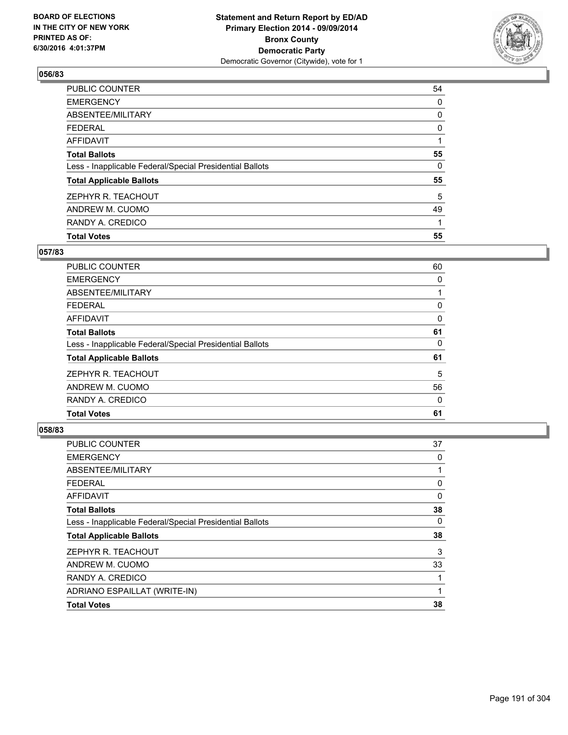BOARD OF ELECTIONS
IN THE CITY OF NEW YORK
PRINTED AS OF:
6/30/2016 4:01:37PM

**Statement and Return Report by ED/AD**
**Primary Election 2014 - 09/09/2014**
**Bronx County**
**Democratic Party**
Democratic Governor (Citywide), vote for 1

### 056/83

| | |
|---|---|
| PUBLIC COUNTER | 54 |
| EMERGENCY | 0 |
| ABSENTEE/MILITARY | 0 |
| FEDERAL | 0 |
| AFFIDAVIT | 1 |
| **Total Ballots** | **55** |
| Less - Inapplicable Federal/Special Presidential Ballots | 0 |
| **Total Applicable Ballots** | **55** |
| ZEPHYR R. TEACHOUT | 5 |
| ANDREW M. CUOMO | 49 |
| RANDY A. CREDICO | 1 |
| **Total Votes** | **55** |

### 057/83

| | |
|---|---|
| PUBLIC COUNTER | 60 |
| EMERGENCY | 0 |
| ABSENTEE/MILITARY | 1 |
| FEDERAL | 0 |
| AFFIDAVIT | 0 |
| **Total Ballots** | **61** |
| Less - Inapplicable Federal/Special Presidential Ballots | 0 |
| **Total Applicable Ballots** | **61** |
| ZEPHYR R. TEACHOUT | 5 |
| ANDREW M. CUOMO | 56 |
| RANDY A. CREDICO | 0 |
| **Total Votes** | **61** |

### 058/83

| | |
|---|---|
| PUBLIC COUNTER | 37 |
| EMERGENCY | 0 |
| ABSENTEE/MILITARY | 1 |
| FEDERAL | 0 |
| AFFIDAVIT | 0 |
| **Total Ballots** | **38** |
| Less - Inapplicable Federal/Special Presidential Ballots | 0 |
| **Total Applicable Ballots** | **38** |
| ZEPHYR R. TEACHOUT | 3 |
| ANDREW M. CUOMO | 33 |
| RANDY A. CREDICO | 1 |
| ADRIANO ESPAILLAT (WRITE-IN) | 1 |
| **Total Votes** | **38** |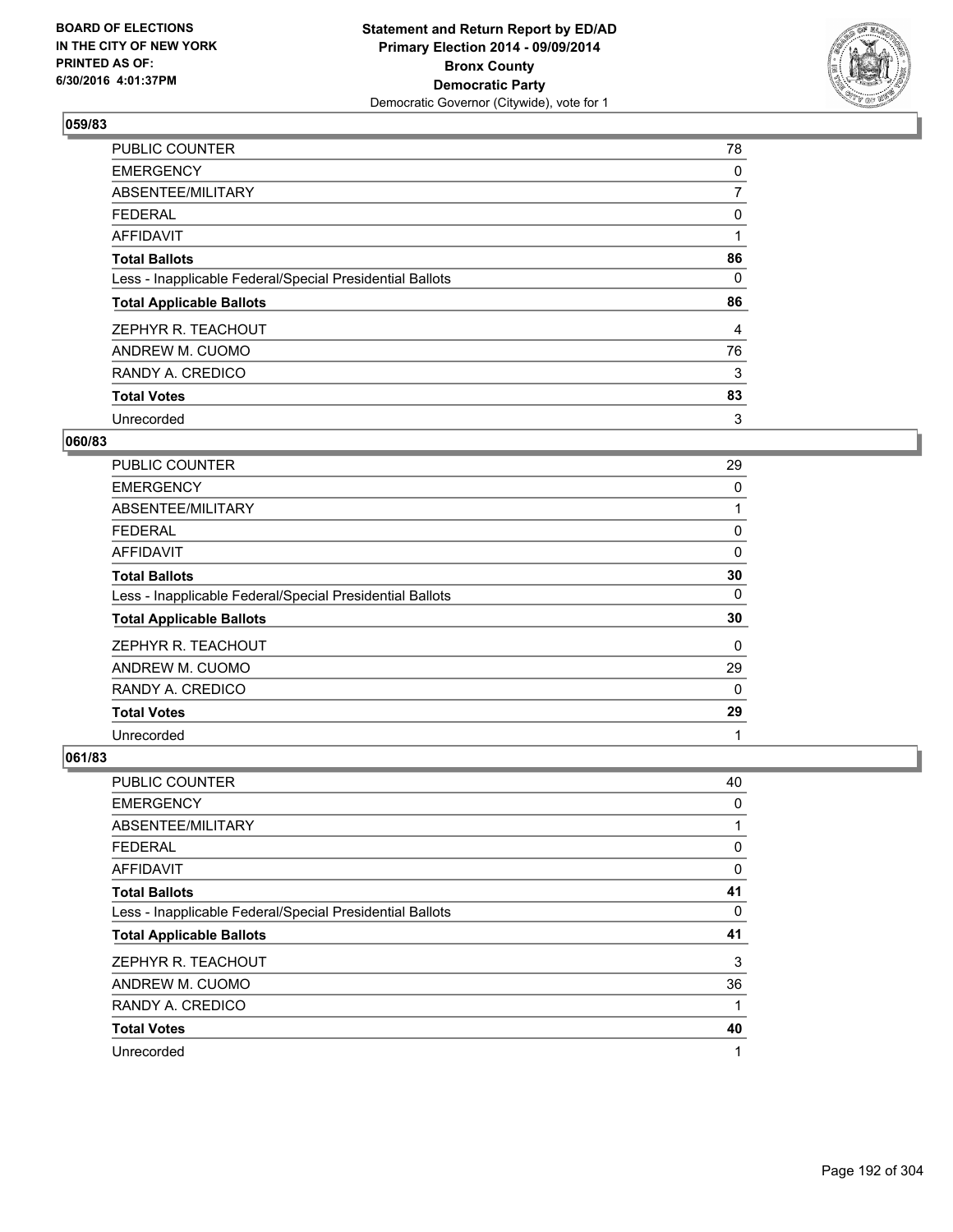BOARD OF ELECTIONS
IN THE CITY OF NEW YORK
PRINTED AS OF:
6/30/2016 4:01:37PM

**Statement and Return Report by ED/AD**
**Primary Election 2014 - 09/09/2014**
**Bronx County**
**Democratic Party**
Democratic Governor (Citywide), vote for 1

### 059/83

| | |
|---|---|
| PUBLIC COUNTER | 78 |
| EMERGENCY | 0 |
| ABSENTEE/MILITARY | 7 |
| FEDERAL | 0 |
| AFFIDAVIT | 1 |
| **Total Ballots** | **86** |
| Less - Inapplicable Federal/Special Presidential Ballots | 0 |
| **Total Applicable Ballots** | **86** |
| ZEPHYR R. TEACHOUT | 4 |
| ANDREW M. CUOMO | 76 |
| RANDY A. CREDICO | 3 |
| **Total Votes** | **83** |
| Unrecorded | 3 |

### 060/83

| | |
|---|---|
| PUBLIC COUNTER | 29 |
| EMERGENCY | 0 |
| ABSENTEE/MILITARY | 1 |
| FEDERAL | 0 |
| AFFIDAVIT | 0 |
| **Total Ballots** | **30** |
| Less - Inapplicable Federal/Special Presidential Ballots | 0 |
| **Total Applicable Ballots** | **30** |
| ZEPHYR R. TEACHOUT | 0 |
| ANDREW M. CUOMO | 29 |
| RANDY A. CREDICO | 0 |
| **Total Votes** | **29** |
| Unrecorded | 1 |

### 061/83

| | |
|---|---|
| PUBLIC COUNTER | 40 |
| EMERGENCY | 0 |
| ABSENTEE/MILITARY | 1 |
| FEDERAL | 0 |
| AFFIDAVIT | 0 |
| **Total Ballots** | **41** |
| Less - Inapplicable Federal/Special Presidential Ballots | 0 |
| **Total Applicable Ballots** | **41** |
| ZEPHYR R. TEACHOUT | 3 |
| ANDREW M. CUOMO | 36 |
| RANDY A. CREDICO | 1 |
| **Total Votes** | **40** |
| Unrecorded | 1 |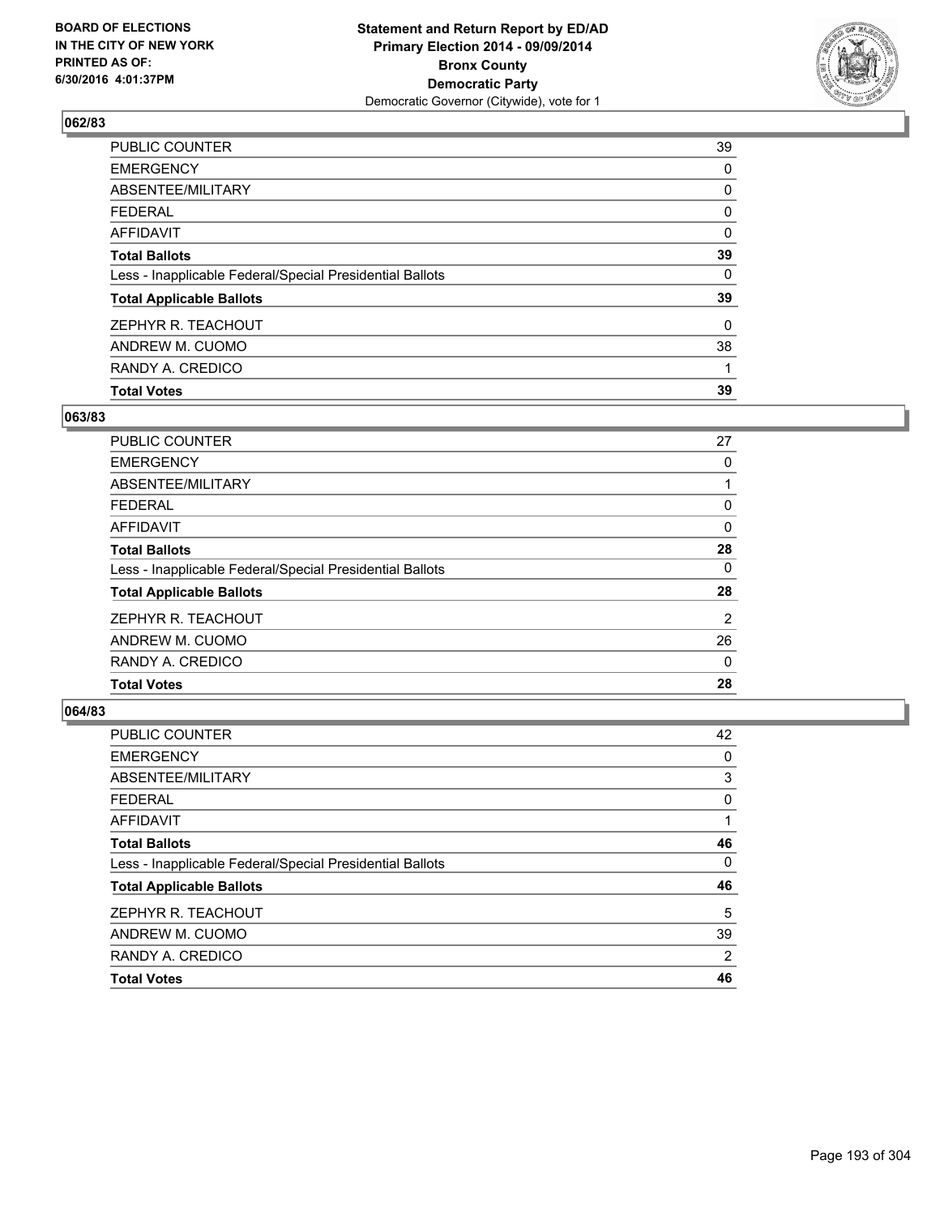**Statement and Return Report by ED/AD**
**Primary Election 2014 - 09/09/2014**
**Bronx County**
**Democratic Party**
Democratic Governor (Citywide), vote for 1

BOARD OF ELECTIONS
IN THE CITY OF NEW YORK
PRINTED AS OF:
6/30/2016 4:01:37PM

### 062/83

| | |
|---|---|
| PUBLIC COUNTER | 39 |
| EMERGENCY | 0 |
| ABSENTEE/MILITARY | 0 |
| FEDERAL | 0 |
| AFFIDAVIT | 0 |
| **Total Ballots** | **39** |
| Less - Inapplicable Federal/Special Presidential Ballots | 0 |
| **Total Applicable Ballots** | **39** |
| ZEPHYR R. TEACHOUT | 0 |
| ANDREW M. CUOMO | 38 |
| RANDY A. CREDICO | 1 |
| **Total Votes** | **39** |

### 063/83

| | |
|---|---|
| PUBLIC COUNTER | 27 |
| EMERGENCY | 0 |
| ABSENTEE/MILITARY | 1 |
| FEDERAL | 0 |
| AFFIDAVIT | 0 |
| **Total Ballots** | **28** |
| Less - Inapplicable Federal/Special Presidential Ballots | 0 |
| **Total Applicable Ballots** | **28** |
| ZEPHYR R. TEACHOUT | 2 |
| ANDREW M. CUOMO | 26 |
| RANDY A. CREDICO | 0 |
| **Total Votes** | **28** |

### 064/83

| | |
|---|---|
| PUBLIC COUNTER | 42 |
| EMERGENCY | 0 |
| ABSENTEE/MILITARY | 3 |
| FEDERAL | 0 |
| AFFIDAVIT | 1 |
| **Total Ballots** | **46** |
| Less - Inapplicable Federal/Special Presidential Ballots | 0 |
| **Total Applicable Ballots** | **46** |
| ZEPHYR R. TEACHOUT | 5 |
| ANDREW M. CUOMO | 39 |
| RANDY A. CREDICO | 2 |
| **Total Votes** | **46** |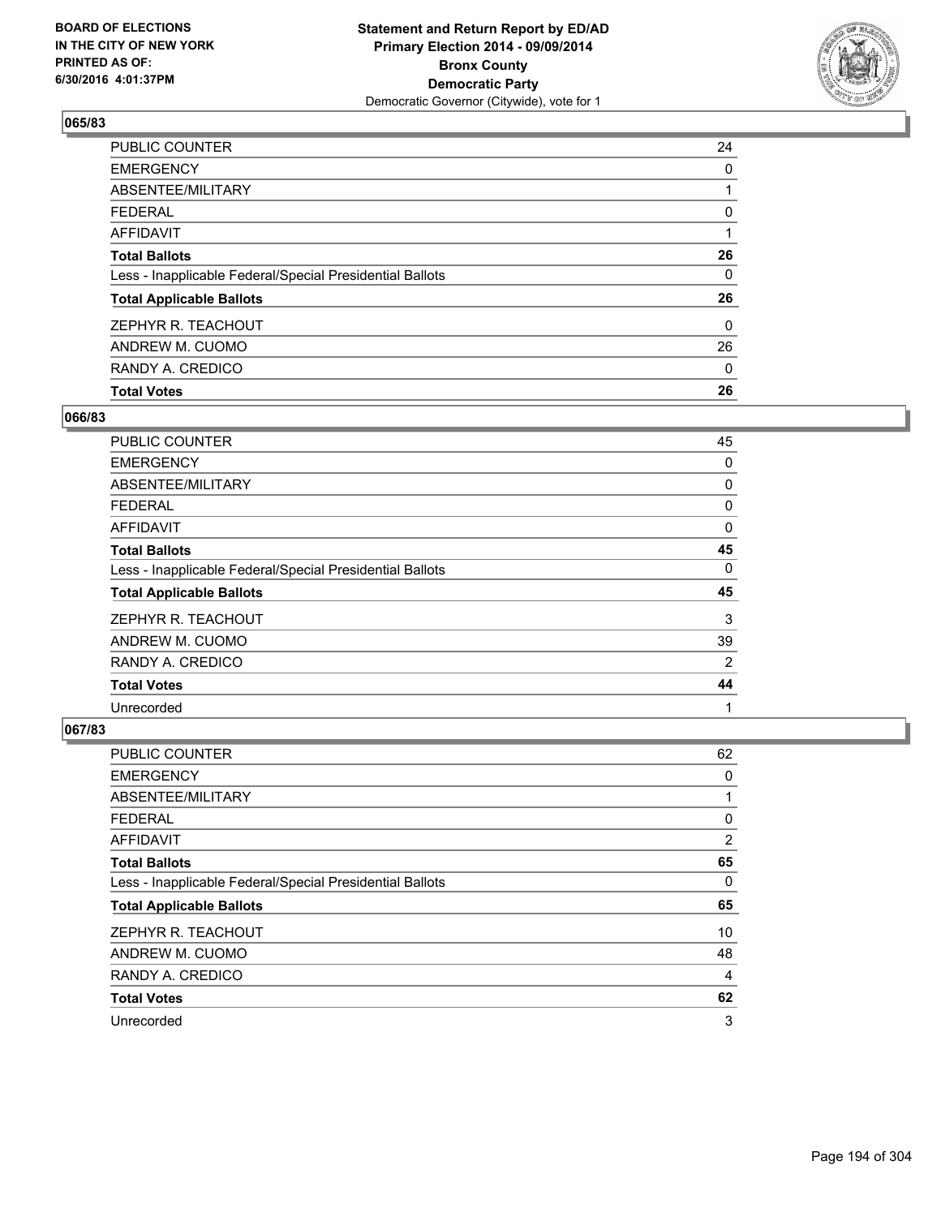**BOARD OF ELECTIONS IN THE CITY OF NEW YORK PRINTED AS OF: 6/30/2016 4:01:37PM**

**Statement and Return Report by ED/AD Primary Election 2014 - 09/09/2014 Bronx County Democratic Party**

Democratic Governor (Citywide), vote for 1

### 065/83

| | |
|---|---|
| PUBLIC COUNTER | 24 |
| EMERGENCY | 0 |
| ABSENTEE/MILITARY | 1 |
| FEDERAL | 0 |
| AFFIDAVIT | 1 |
| **Total Ballots** | **26** |
| Less - Inapplicable Federal/Special Presidential Ballots | 0 |
| **Total Applicable Ballots** | **26** |
| ZEPHYR R. TEACHOUT | 0 |
| ANDREW M. CUOMO | 26 |
| RANDY A. CREDICO | 0 |
| **Total Votes** | **26** |

### 066/83

| | |
|---|---|
| PUBLIC COUNTER | 45 |
| EMERGENCY | 0 |
| ABSENTEE/MILITARY | 0 |
| FEDERAL | 0 |
| AFFIDAVIT | 0 |
| **Total Ballots** | **45** |
| Less - Inapplicable Federal/Special Presidential Ballots | 0 |
| **Total Applicable Ballots** | **45** |
| ZEPHYR R. TEACHOUT | 3 |
| ANDREW M. CUOMO | 39 |
| RANDY A. CREDICO | 2 |
| **Total Votes** | **44** |
| Unrecorded | 1 |

### 067/83

| | |
|---|---|
| PUBLIC COUNTER | 62 |
| EMERGENCY | 0 |
| ABSENTEE/MILITARY | 1 |
| FEDERAL | 0 |
| AFFIDAVIT | 2 |
| **Total Ballots** | **65** |
| Less - Inapplicable Federal/Special Presidential Ballots | 0 |
| **Total Applicable Ballots** | **65** |
| ZEPHYR R. TEACHOUT | 10 |
| ANDREW M. CUOMO | 48 |
| RANDY A. CREDICO | 4 |
| **Total Votes** | **62** |
| Unrecorded | 3 |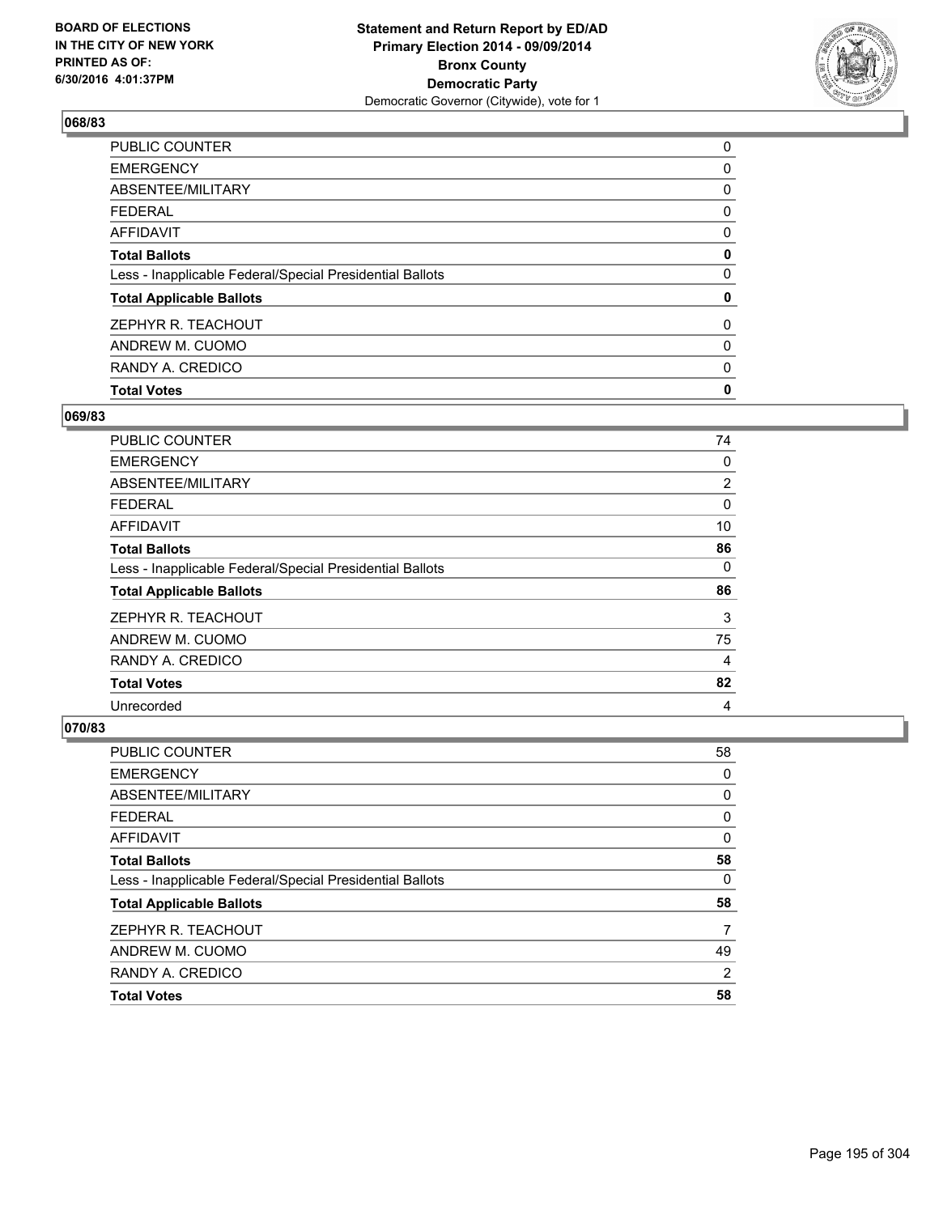BOARD OF ELECTIONS
IN THE CITY OF NEW YORK
PRINTED AS OF:
6/30/2016 4:01:37PM

**Statement and Return Report by ED/AD**
**Primary Election 2014 - 09/09/2014**
**Bronx County**
**Democratic Party**
Democratic Governor (Citywide), vote for 1

### 068/83

| | |
|---|---|
| PUBLIC COUNTER | 0 |
| EMERGENCY | 0 |
| ABSENTEE/MILITARY | 0 |
| FEDERAL | 0 |
| AFFIDAVIT | 0 |
| **Total Ballots** | **0** |
| Less - Inapplicable Federal/Special Presidential Ballots | 0 |
| **Total Applicable Ballots** | **0** |
| ZEPHYR R. TEACHOUT | 0 |
| ANDREW M. CUOMO | 0 |
| RANDY A. CREDICO | 0 |
| **Total Votes** | **0** |

### 069/83

| | |
|---|---|
| PUBLIC COUNTER | 74 |
| EMERGENCY | 0 |
| ABSENTEE/MILITARY | 2 |
| FEDERAL | 0 |
| AFFIDAVIT | 10 |
| **Total Ballots** | **86** |
| Less - Inapplicable Federal/Special Presidential Ballots | 0 |
| **Total Applicable Ballots** | **86** |
| ZEPHYR R. TEACHOUT | 3 |
| ANDREW M. CUOMO | 75 |
| RANDY A. CREDICO | 4 |
| **Total Votes** | **82** |
| Unrecorded | 4 |

### 070/83

| | |
|---|---|
| PUBLIC COUNTER | 58 |
| EMERGENCY | 0 |
| ABSENTEE/MILITARY | 0 |
| FEDERAL | 0 |
| AFFIDAVIT | 0 |
| **Total Ballots** | **58** |
| Less - Inapplicable Federal/Special Presidential Ballots | 0 |
| **Total Applicable Ballots** | **58** |
| ZEPHYR R. TEACHOUT | 7 |
| ANDREW M. CUOMO | 49 |
| RANDY A. CREDICO | 2 |
| **Total Votes** | **58** |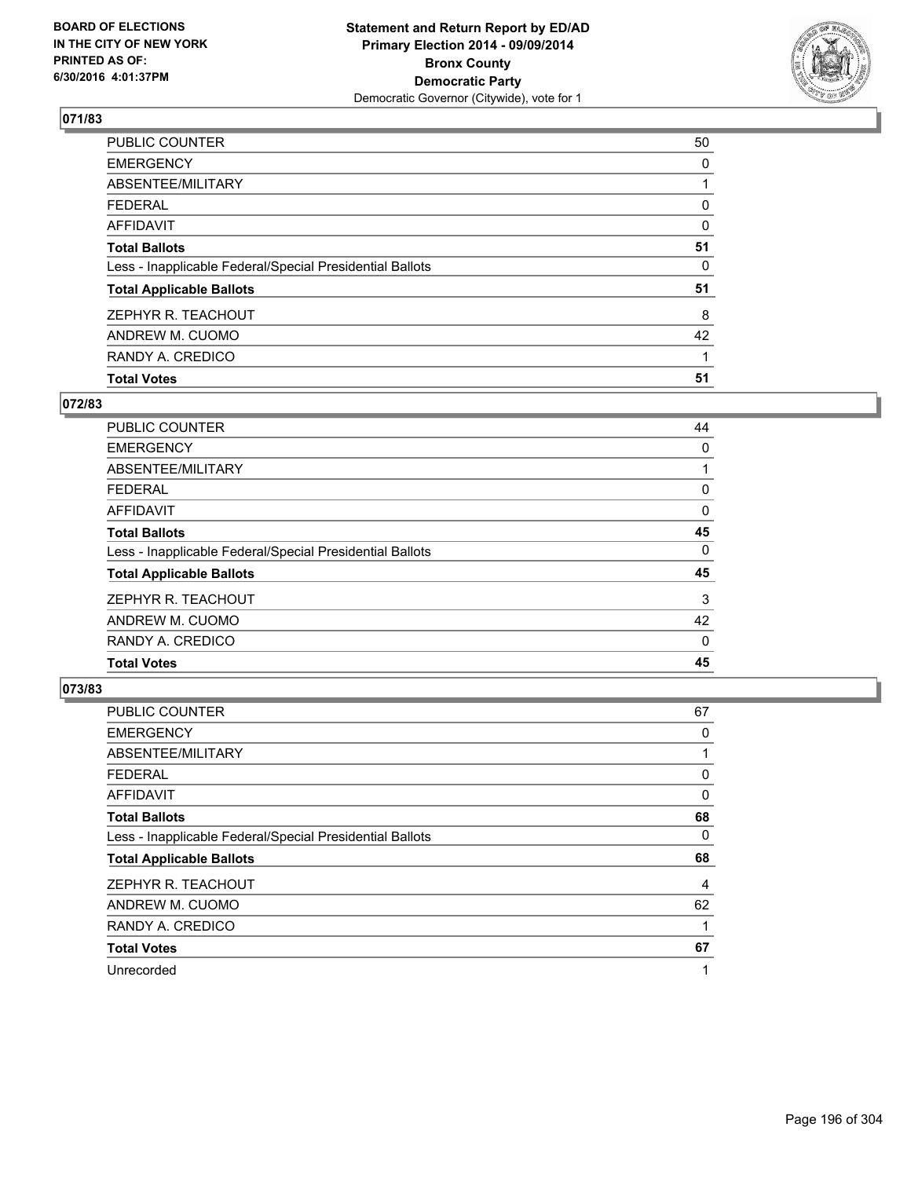BOARD OF ELECTIONS
IN THE CITY OF NEW YORK
PRINTED AS OF:
6/30/2016 4:01:37PM

**Statement and Return Report by ED/AD**
**Primary Election 2014 - 09/09/2014**
**Bronx County**
**Democratic Party**
Democratic Governor (Citywide), vote for 1

### 071/83

| | |
|---|---|
| PUBLIC COUNTER | 50 |
| EMERGENCY | 0 |
| ABSENTEE/MILITARY | 1 |
| FEDERAL | 0 |
| AFFIDAVIT | 0 |
| **Total Ballots** | **51** |
| Less - Inapplicable Federal/Special Presidential Ballots | 0 |
| **Total Applicable Ballots** | **51** |
| ZEPHYR R. TEACHOUT | 8 |
| ANDREW M. CUOMO | 42 |
| RANDY A. CREDICO | 1 |
| **Total Votes** | **51** |

### 072/83

| | |
|---|---|
| PUBLIC COUNTER | 44 |
| EMERGENCY | 0 |
| ABSENTEE/MILITARY | 1 |
| FEDERAL | 0 |
| AFFIDAVIT | 0 |
| **Total Ballots** | **45** |
| Less - Inapplicable Federal/Special Presidential Ballots | 0 |
| **Total Applicable Ballots** | **45** |
| ZEPHYR R. TEACHOUT | 3 |
| ANDREW M. CUOMO | 42 |
| RANDY A. CREDICO | 0 |
| **Total Votes** | **45** |

### 073/83

| | |
|---|---|
| PUBLIC COUNTER | 67 |
| EMERGENCY | 0 |
| ABSENTEE/MILITARY | 1 |
| FEDERAL | 0 |
| AFFIDAVIT | 0 |
| **Total Ballots** | **68** |
| Less - Inapplicable Federal/Special Presidential Ballots | 0 |
| **Total Applicable Ballots** | **68** |
| ZEPHYR R. TEACHOUT | 4 |
| ANDREW M. CUOMO | 62 |
| RANDY A. CREDICO | 1 |
| **Total Votes** | **67** |
| Unrecorded | 1 |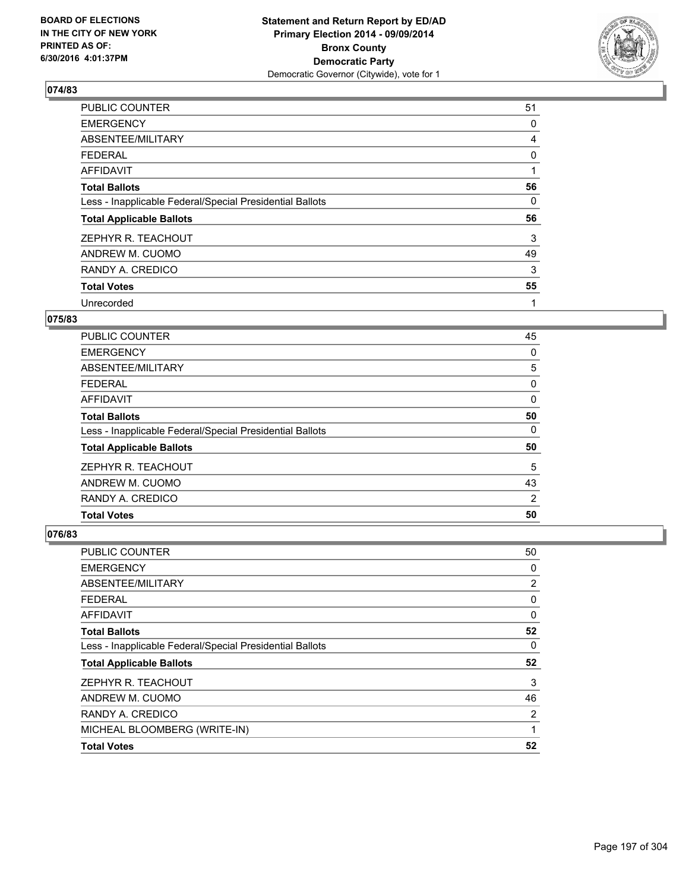BOARD OF ELECTIONS
IN THE CITY OF NEW YORK
PRINTED AS OF:
6/30/2016 4:01:37PM

**Statement and Return Report by ED/AD**
**Primary Election 2014 - 09/09/2014**
**Bronx County**
**Democratic Party**
Democratic Governor (Citywide), vote for 1

## 074/83

| | |
|---|---|
| PUBLIC COUNTER | 51 |
| EMERGENCY | 0 |
| ABSENTEE/MILITARY | 4 |
| FEDERAL | 0 |
| AFFIDAVIT | 1 |
| **Total Ballots** | **56** |
| Less - Inapplicable Federal/Special Presidential Ballots | 0 |
| **Total Applicable Ballots** | **56** |
| ZEPHYR R. TEACHOUT | 3 |
| ANDREW M. CUOMO | 49 |
| RANDY A. CREDICO | 3 |
| **Total Votes** | **55** |
| Unrecorded | 1 |

## 075/83

| | |
|---|---|
| PUBLIC COUNTER | 45 |
| EMERGENCY | 0 |
| ABSENTEE/MILITARY | 5 |
| FEDERAL | 0 |
| AFFIDAVIT | 0 |
| **Total Ballots** | **50** |
| Less - Inapplicable Federal/Special Presidential Ballots | 0 |
| **Total Applicable Ballots** | **50** |
| ZEPHYR R. TEACHOUT | 5 |
| ANDREW M. CUOMO | 43 |
| RANDY A. CREDICO | 2 |
| **Total Votes** | **50** |

## 076/83

| | |
|---|---|
| PUBLIC COUNTER | 50 |
| EMERGENCY | 0 |
| ABSENTEE/MILITARY | 2 |
| FEDERAL | 0 |
| AFFIDAVIT | 0 |
| **Total Ballots** | **52** |
| Less - Inapplicable Federal/Special Presidential Ballots | 0 |
| **Total Applicable Ballots** | **52** |
| ZEPHYR R. TEACHOUT | 3 |
| ANDREW M. CUOMO | 46 |
| RANDY A. CREDICO | 2 |
| MICHEAL BLOOMBERG (WRITE-IN) | 1 |
| **Total Votes** | **52** |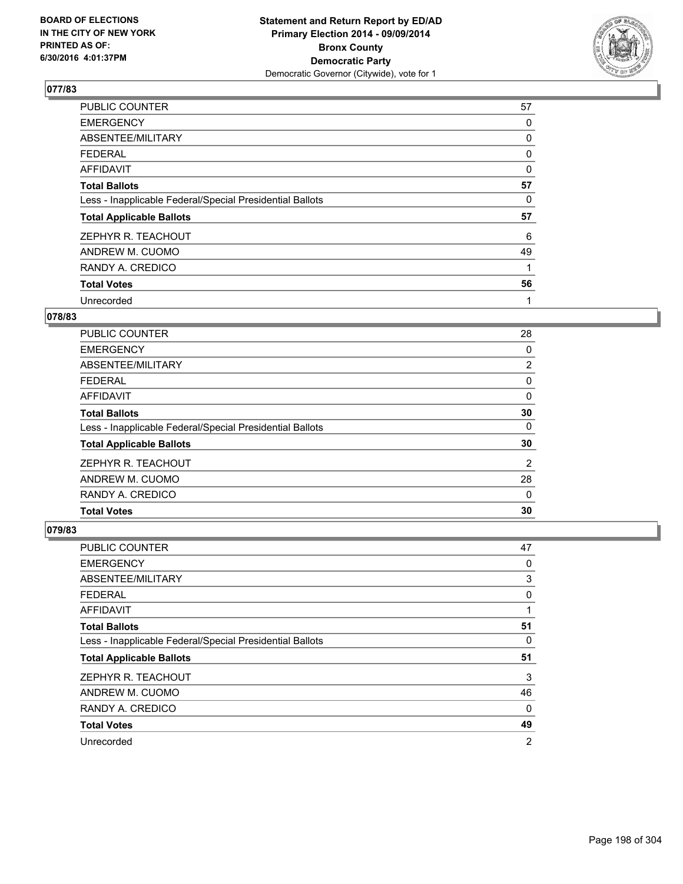## 077/83

| | |
|---|---|
| PUBLIC COUNTER | 57 |
| EMERGENCY | 0 |
| ABSENTEE/MILITARY | 0 |
| FEDERAL | 0 |
| AFFIDAVIT | 0 |
| **Total Ballots** | **57** |
| Less - Inapplicable Federal/Special Presidential Ballots | 0 |
| **Total Applicable Ballots** | **57** |
| ZEPHYR R. TEACHOUT | 6 |
| ANDREW M. CUOMO | 49 |
| RANDY A. CREDICO | 1 |
| **Total Votes** | **56** |
| Unrecorded | 1 |

## 078/83

| | |
|---|---|
| PUBLIC COUNTER | 28 |
| EMERGENCY | 0 |
| ABSENTEE/MILITARY | 2 |
| FEDERAL | 0 |
| AFFIDAVIT | 0 |
| **Total Ballots** | **30** |
| Less - Inapplicable Federal/Special Presidential Ballots | 0 |
| **Total Applicable Ballots** | **30** |
| ZEPHYR R. TEACHOUT | 2 |
| ANDREW M. CUOMO | 28 |
| RANDY A. CREDICO | 0 |
| **Total Votes** | **30** |

## 079/83

| | |
|---|---|
| PUBLIC COUNTER | 47 |
| EMERGENCY | 0 |
| ABSENTEE/MILITARY | 3 |
| FEDERAL | 0 |
| AFFIDAVIT | 1 |
| **Total Ballots** | **51** |
| Less - Inapplicable Federal/Special Presidential Ballots | 0 |
| **Total Applicable Ballots** | **51** |
| ZEPHYR R. TEACHOUT | 3 |
| ANDREW M. CUOMO | 46 |
| RANDY A. CREDICO | 0 |
| **Total Votes** | **49** |
| Unrecorded | 2 |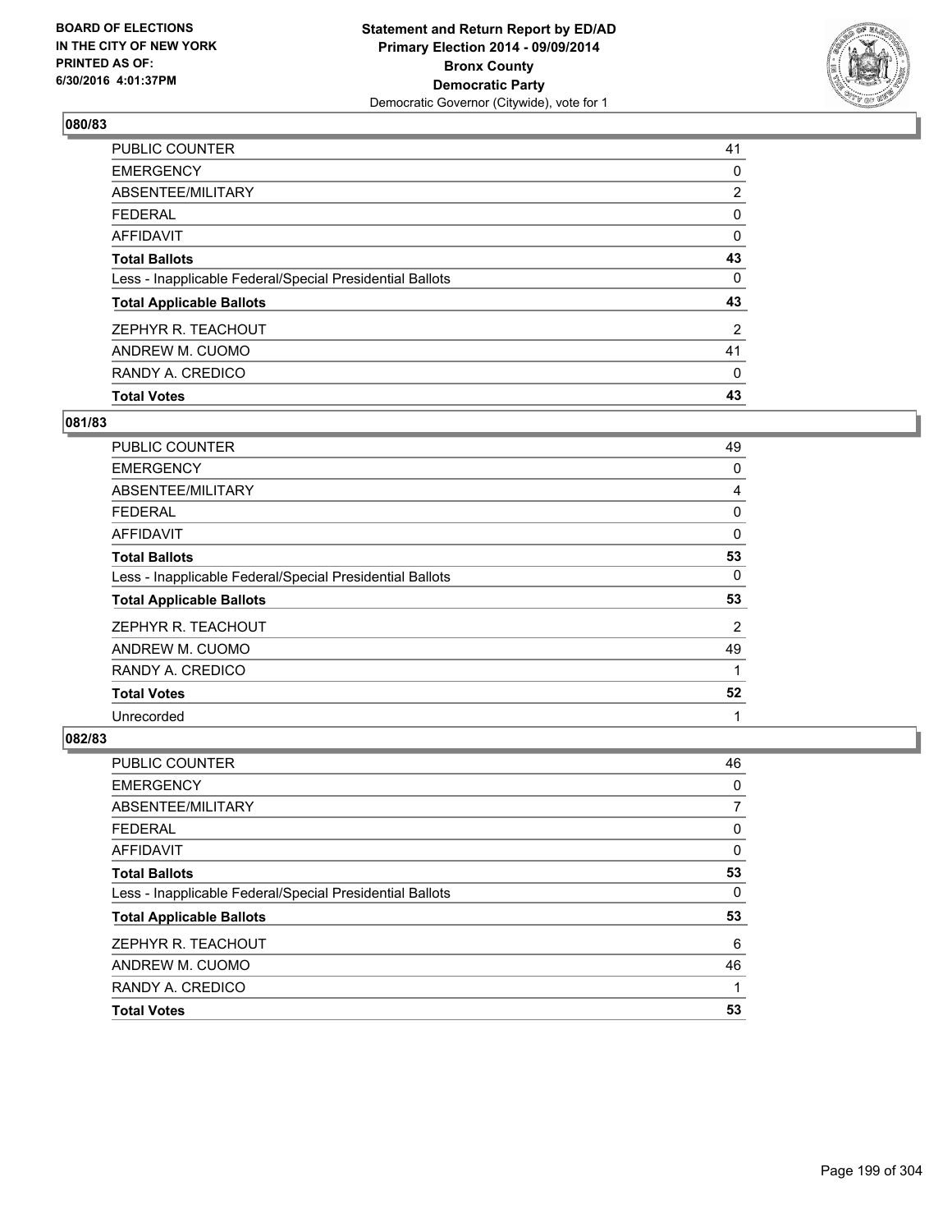## 080/83

| | |
|---|---|
| PUBLIC COUNTER | 41 |
| EMERGENCY | 0 |
| ABSENTEE/MILITARY | 2 |
| FEDERAL | 0 |
| AFFIDAVIT | 0 |
| **Total Ballots** | **43** |
| Less - Inapplicable Federal/Special Presidential Ballots | 0 |
| **Total Applicable Ballots** | **43** |
| ZEPHYR R. TEACHOUT | 2 |
| ANDREW M. CUOMO | 41 |
| RANDY A. CREDICO | 0 |
| **Total Votes** | **43** |

## 081/83

| | |
|---|---|
| PUBLIC COUNTER | 49 |
| EMERGENCY | 0 |
| ABSENTEE/MILITARY | 4 |
| FEDERAL | 0 |
| AFFIDAVIT | 0 |
| **Total Ballots** | **53** |
| Less - Inapplicable Federal/Special Presidential Ballots | 0 |
| **Total Applicable Ballots** | **53** |
| ZEPHYR R. TEACHOUT | 2 |
| ANDREW M. CUOMO | 49 |
| RANDY A. CREDICO | 1 |
| **Total Votes** | **52** |
| Unrecorded | 1 |

## 082/83

| | |
|---|---|
| PUBLIC COUNTER | 46 |
| EMERGENCY | 0 |
| ABSENTEE/MILITARY | 7 |
| FEDERAL | 0 |
| AFFIDAVIT | 0 |
| **Total Ballots** | **53** |
| Less - Inapplicable Federal/Special Presidential Ballots | 0 |
| **Total Applicable Ballots** | **53** |
| ZEPHYR R. TEACHOUT | 6 |
| ANDREW M. CUOMO | 46 |
| RANDY A. CREDICO | 1 |
| **Total Votes** | **53** |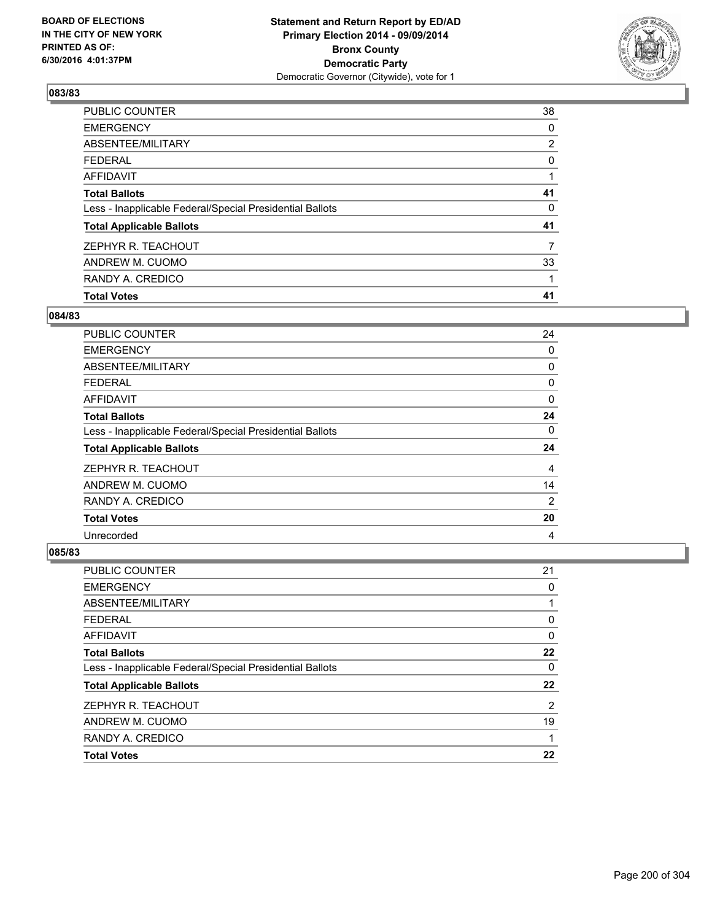**BOARD OF ELECTIONS IN THE CITY OF NEW YORK PRINTED AS OF: 6/30/2016 4:01:37PM**

**Statement and Return Report by ED/AD Primary Election 2014 - 09/09/2014 Bronx County Democratic Party**
Democratic Governor (Citywide), vote for 1

## 083/83

| | |
|---|---|
| PUBLIC COUNTER | 38 |
| EMERGENCY | 0 |
| ABSENTEE/MILITARY | 2 |
| FEDERAL | 0 |
| AFFIDAVIT | 1 |
| **Total Ballots** | **41** |
| Less - Inapplicable Federal/Special Presidential Ballots | 0 |
| **Total Applicable Ballots** | **41** |
| ZEPHYR R. TEACHOUT | 7 |
| ANDREW M. CUOMO | 33 |
| RANDY A. CREDICO | 1 |
| **Total Votes** | **41** |

## 084/83

| | |
|---|---|
| PUBLIC COUNTER | 24 |
| EMERGENCY | 0 |
| ABSENTEE/MILITARY | 0 |
| FEDERAL | 0 |
| AFFIDAVIT | 0 |
| **Total Ballots** | **24** |
| Less - Inapplicable Federal/Special Presidential Ballots | 0 |
| **Total Applicable Ballots** | **24** |
| ZEPHYR R. TEACHOUT | 4 |
| ANDREW M. CUOMO | 14 |
| RANDY A. CREDICO | 2 |
| **Total Votes** | **20** |
| Unrecorded | 4 |

## 085/83

| | |
|---|---|
| PUBLIC COUNTER | 21 |
| EMERGENCY | 0 |
| ABSENTEE/MILITARY | 1 |
| FEDERAL | 0 |
| AFFIDAVIT | 0 |
| **Total Ballots** | **22** |
| Less - Inapplicable Federal/Special Presidential Ballots | 0 |
| **Total Applicable Ballots** | **22** |
| ZEPHYR R. TEACHOUT | 2 |
| ANDREW M. CUOMO | 19 |
| RANDY A. CREDICO | 1 |
| **Total Votes** | **22** |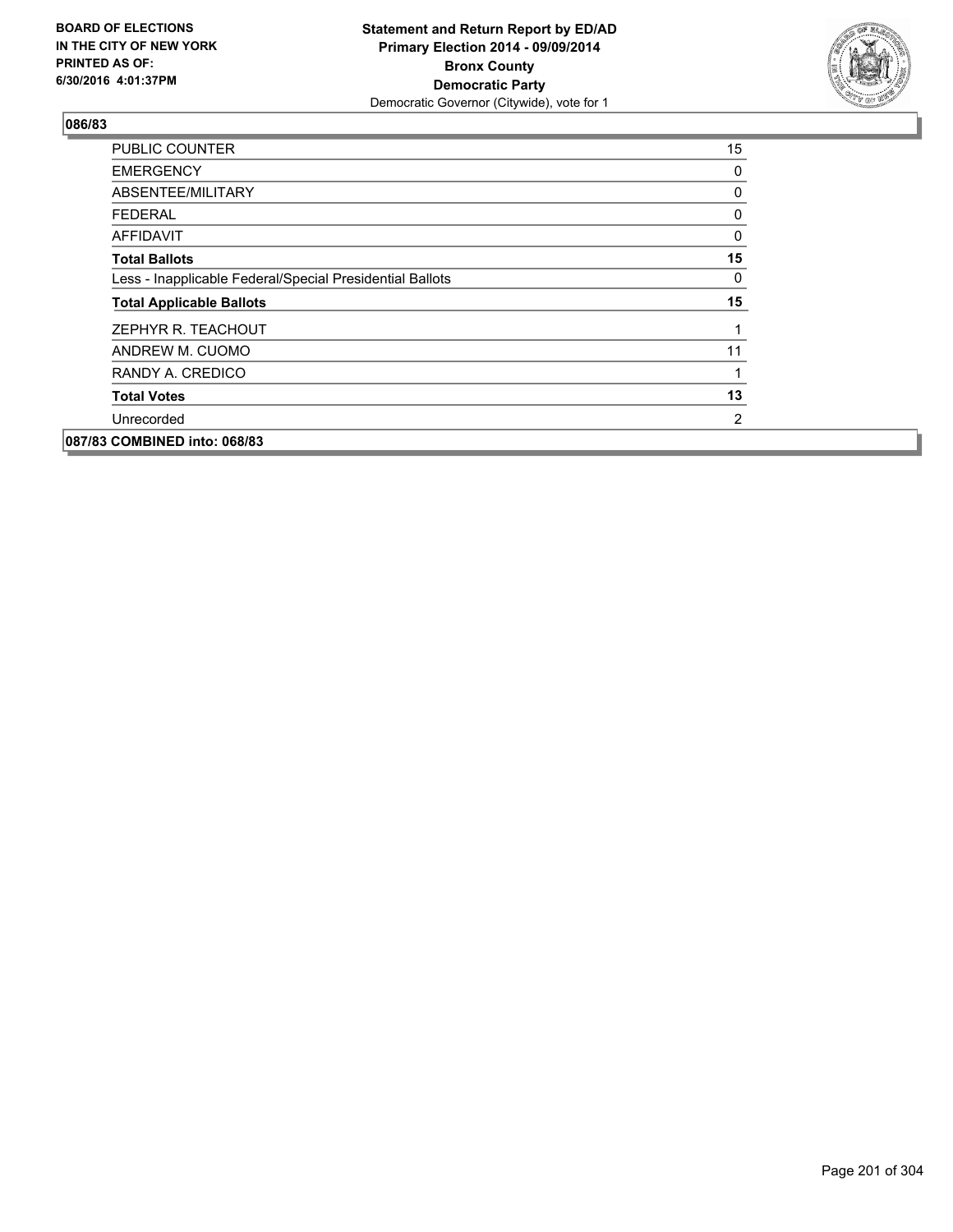## 086/83

| | |
|---|---|
| PUBLIC COUNTER | 15 |
| EMERGENCY | 0 |
| ABSENTEE/MILITARY | 0 |
| FEDERAL | 0 |
| AFFIDAVIT | 0 |
| **Total Ballots** | **15** |
| Less - Inapplicable Federal/Special Presidential Ballots | 0 |
| **Total Applicable Ballots** | **15** |
| ZEPHYR R. TEACHOUT | 1 |
| ANDREW M. CUOMO | 11 |
| RANDY A. CREDICO | 1 |
| **Total Votes** | **13** |
| Unrecorded | 2 |

## 087/83 COMBINED into: 068/83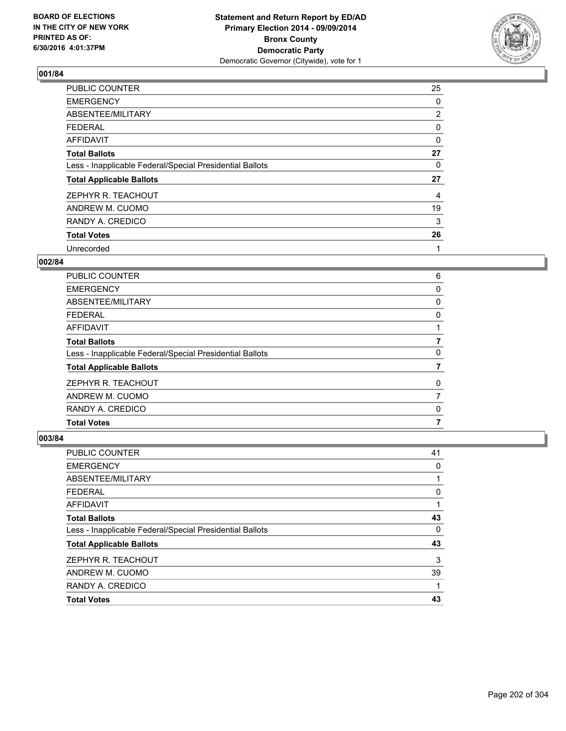BOARD OF ELECTIONS
IN THE CITY OF NEW YORK
PRINTED AS OF:
6/30/2016 4:01:37PM

**Statement and Return Report by ED/AD**
**Primary Election 2014 - 09/09/2014**
**Bronx County**
**Democratic Party**
Democratic Governor (Citywide), vote for 1

### 001/84

| | |
|---|---|
| PUBLIC COUNTER | 25 |
| EMERGENCY | 0 |
| ABSENTEE/MILITARY | 2 |
| FEDERAL | 0 |
| AFFIDAVIT | 0 |
| **Total Ballots** | **27** |
| Less - Inapplicable Federal/Special Presidential Ballots | 0 |
| **Total Applicable Ballots** | **27** |
| ZEPHYR R. TEACHOUT | 4 |
| ANDREW M. CUOMO | 19 |
| RANDY A. CREDICO | 3 |
| **Total Votes** | **26** |
| Unrecorded | 1 |

### 002/84

| | |
|---|---|
| PUBLIC COUNTER | 6 |
| EMERGENCY | 0 |
| ABSENTEE/MILITARY | 0 |
| FEDERAL | 0 |
| AFFIDAVIT | 1 |
| **Total Ballots** | **7** |
| Less - Inapplicable Federal/Special Presidential Ballots | 0 |
| **Total Applicable Ballots** | **7** |
| ZEPHYR R. TEACHOUT | 0 |
| ANDREW M. CUOMO | 7 |
| RANDY A. CREDICO | 0 |
| **Total Votes** | **7** |

### 003/84

| | |
|---|---|
| PUBLIC COUNTER | 41 |
| EMERGENCY | 0 |
| ABSENTEE/MILITARY | 1 |
| FEDERAL | 0 |
| AFFIDAVIT | 1 |
| **Total Ballots** | **43** |
| Less - Inapplicable Federal/Special Presidential Ballots | 0 |
| **Total Applicable Ballots** | **43** |
| ZEPHYR R. TEACHOUT | 3 |
| ANDREW M. CUOMO | 39 |
| RANDY A. CREDICO | 1 |
| **Total Votes** | **43** |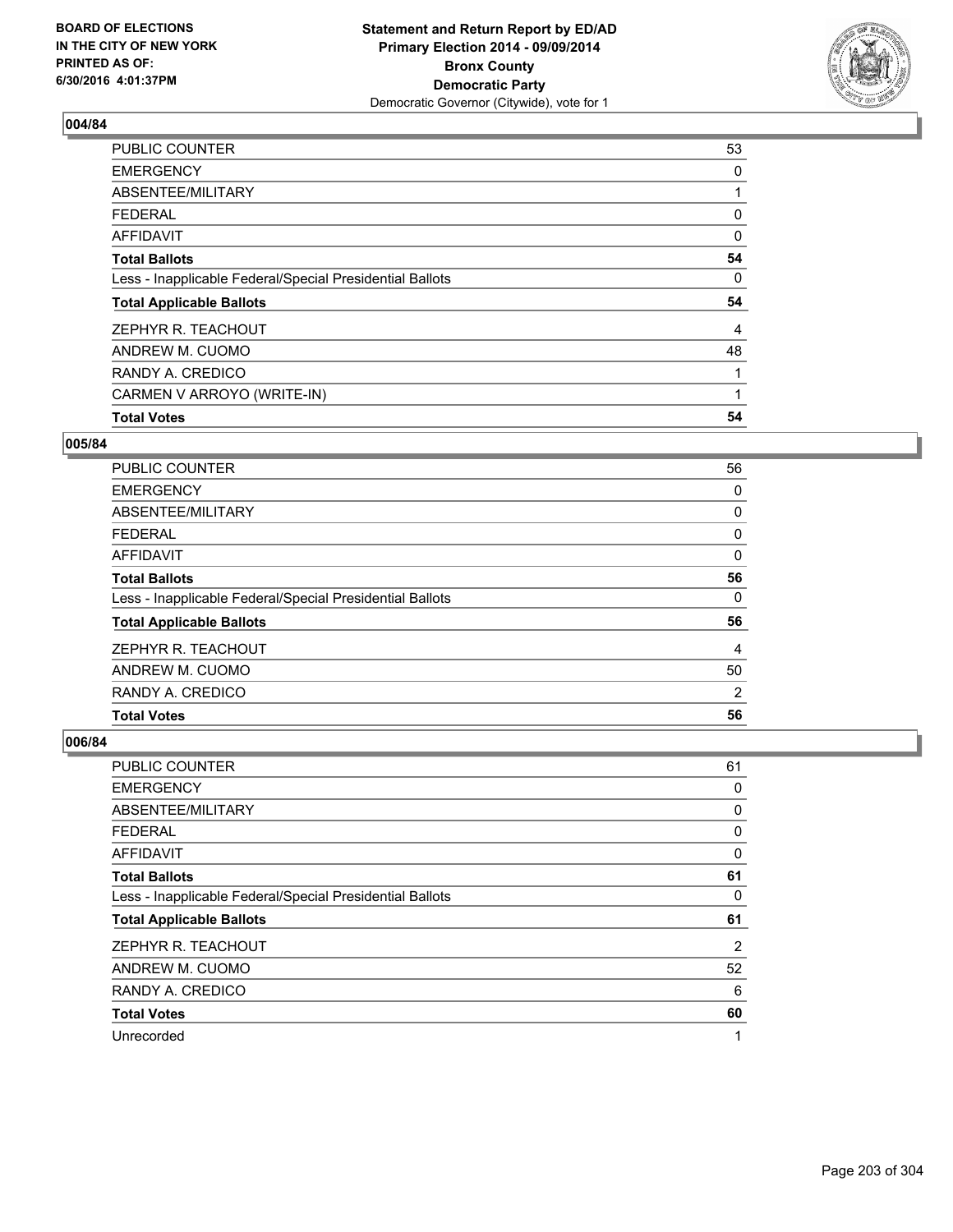## 004/84

| | |
|---|---|
| PUBLIC COUNTER | 53 |
| EMERGENCY | 0 |
| ABSENTEE/MILITARY | 1 |
| FEDERAL | 0 |
| AFFIDAVIT | 0 |
| **Total Ballots** | **54** |
| Less - Inapplicable Federal/Special Presidential Ballots | 0 |
| **Total Applicable Ballots** | **54** |
| ZEPHYR R. TEACHOUT | 4 |
| ANDREW M. CUOMO | 48 |
| RANDY A. CREDICO | 1 |
| CARMEN V ARROYO (WRITE-IN) | 1 |
| **Total Votes** | **54** |

## 005/84

| | |
|---|---|
| PUBLIC COUNTER | 56 |
| EMERGENCY | 0 |
| ABSENTEE/MILITARY | 0 |
| FEDERAL | 0 |
| AFFIDAVIT | 0 |
| **Total Ballots** | **56** |
| Less - Inapplicable Federal/Special Presidential Ballots | 0 |
| **Total Applicable Ballots** | **56** |
| ZEPHYR R. TEACHOUT | 4 |
| ANDREW M. CUOMO | 50 |
| RANDY A. CREDICO | 2 |
| **Total Votes** | **56** |

## 006/84

| | |
|---|---|
| PUBLIC COUNTER | 61 |
| EMERGENCY | 0 |
| ABSENTEE/MILITARY | 0 |
| FEDERAL | 0 |
| AFFIDAVIT | 0 |
| **Total Ballots** | **61** |
| Less - Inapplicable Federal/Special Presidential Ballots | 0 |
| **Total Applicable Ballots** | **61** |
| ZEPHYR R. TEACHOUT | 2 |
| ANDREW M. CUOMO | 52 |
| RANDY A. CREDICO | 6 |
| **Total Votes** | **60** |
| Unrecorded | 1 |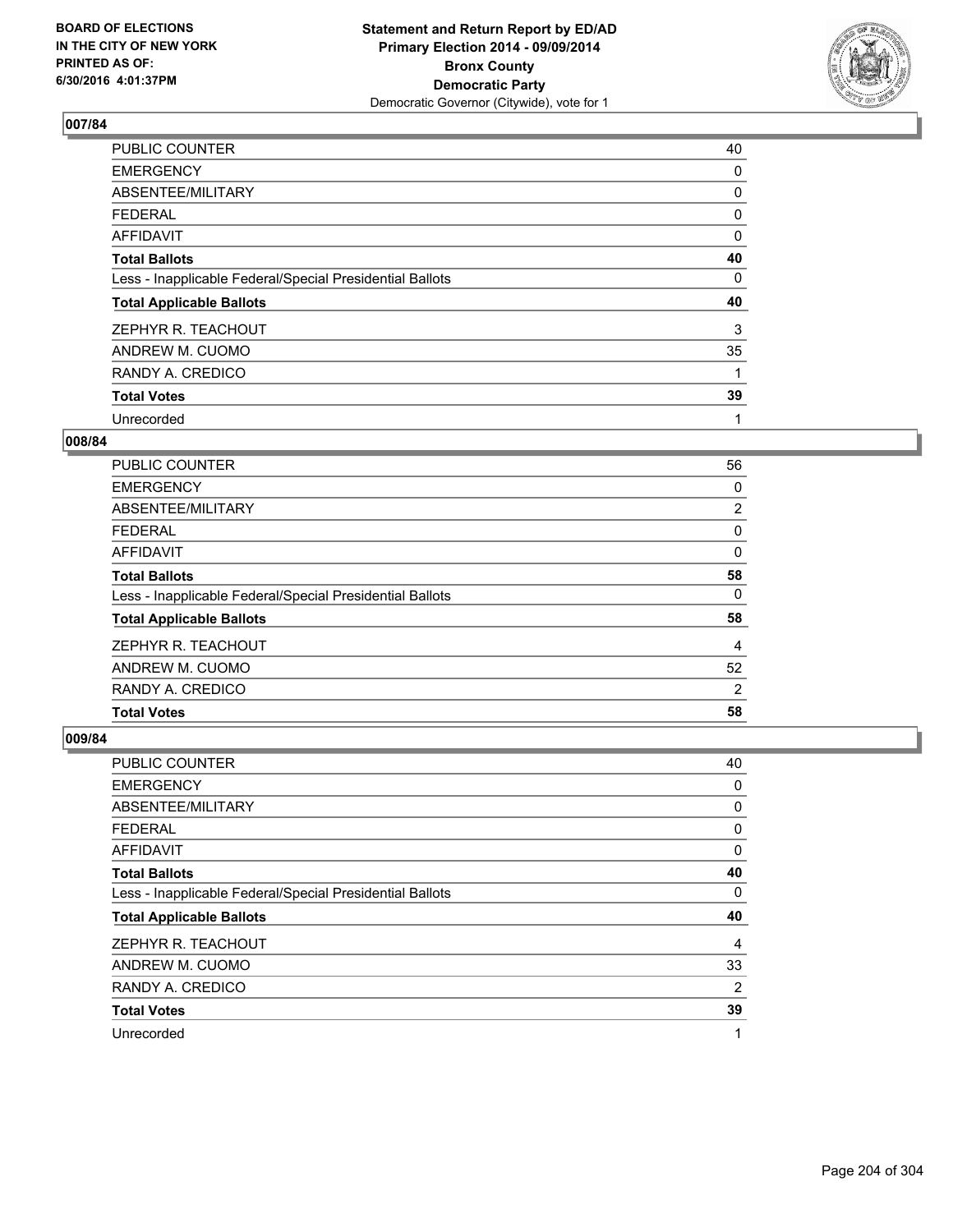**BOARD OF ELECTIONS IN THE CITY OF NEW YORK PRINTED AS OF: 6/30/2016 4:01:37PM**

**Statement and Return Report by ED/AD**
**Primary Election 2014 - 09/09/2014**
**Bronx County**
**Democratic Party**
Democratic Governor (Citywide), vote for 1

## 007/84

| | |
|---|---|
| PUBLIC COUNTER | 40 |
| EMERGENCY | 0 |
| ABSENTEE/MILITARY | 0 |
| FEDERAL | 0 |
| AFFIDAVIT | 0 |
| **Total Ballots** | **40** |
| Less - Inapplicable Federal/Special Presidential Ballots | 0 |
| **Total Applicable Ballots** | **40** |
| ZEPHYR R. TEACHOUT | 3 |
| ANDREW M. CUOMO | 35 |
| RANDY A. CREDICO | 1 |
| **Total Votes** | **39** |
| Unrecorded | 1 |

## 008/84

| | |
|---|---|
| PUBLIC COUNTER | 56 |
| EMERGENCY | 0 |
| ABSENTEE/MILITARY | 2 |
| FEDERAL | 0 |
| AFFIDAVIT | 0 |
| **Total Ballots** | **58** |
| Less - Inapplicable Federal/Special Presidential Ballots | 0 |
| **Total Applicable Ballots** | **58** |
| ZEPHYR R. TEACHOUT | 4 |
| ANDREW M. CUOMO | 52 |
| RANDY A. CREDICO | 2 |
| **Total Votes** | **58** |

## 009/84

| | |
|---|---|
| PUBLIC COUNTER | 40 |
| EMERGENCY | 0 |
| ABSENTEE/MILITARY | 0 |
| FEDERAL | 0 |
| AFFIDAVIT | 0 |
| **Total Ballots** | **40** |
| Less - Inapplicable Federal/Special Presidential Ballots | 0 |
| **Total Applicable Ballots** | **40** |
| ZEPHYR R. TEACHOUT | 4 |
| ANDREW M. CUOMO | 33 |
| RANDY A. CREDICO | 2 |
| **Total Votes** | **39** |
| Unrecorded | 1 |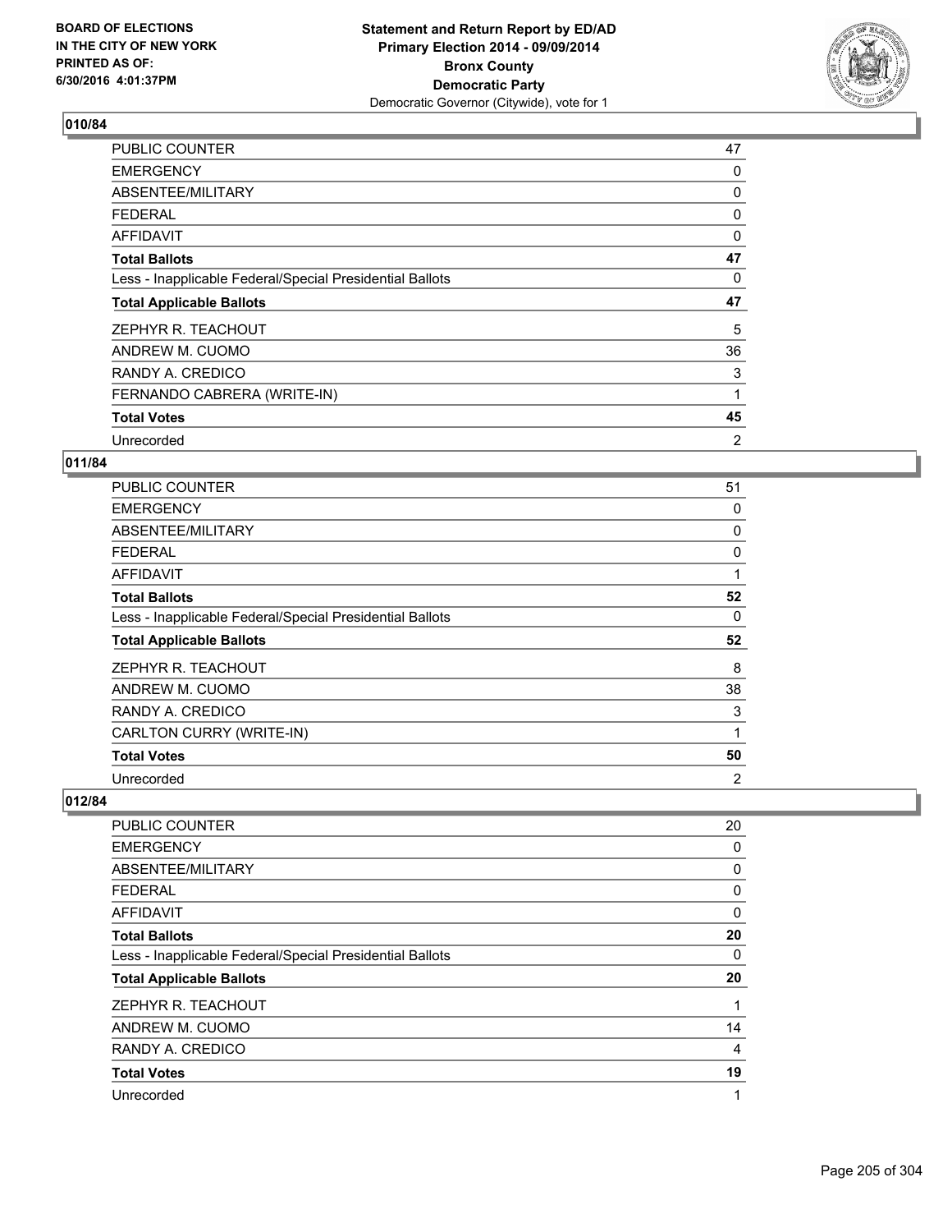Statement and Return Report by ED/AD
Primary Election 2014 - 09/09/2014
Bronx County
Democratic Party
Democratic Governor (Citywide), vote for 1

BOARD OF ELECTIONS
IN THE CITY OF NEW YORK
PRINTED AS OF:
6/30/2016 4:01:37PM

### 010/84

| | |
|---|---|
| PUBLIC COUNTER | 47 |
| EMERGENCY | 0 |
| ABSENTEE/MILITARY | 0 |
| FEDERAL | 0 |
| AFFIDAVIT | 0 |
| **Total Ballots** | **47** |
| Less - Inapplicable Federal/Special Presidential Ballots | 0 |
| **Total Applicable Ballots** | **47** |
| ZEPHYR R. TEACHOUT | 5 |
| ANDREW M. CUOMO | 36 |
| RANDY A. CREDICO | 3 |
| FERNANDO CABRERA (WRITE-IN) | 1 |
| **Total Votes** | **45** |
| Unrecorded | 2 |

### 011/84

| | |
|---|---|
| PUBLIC COUNTER | 51 |
| EMERGENCY | 0 |
| ABSENTEE/MILITARY | 0 |
| FEDERAL | 0 |
| AFFIDAVIT | 1 |
| **Total Ballots** | **52** |
| Less - Inapplicable Federal/Special Presidential Ballots | 0 |
| **Total Applicable Ballots** | **52** |
| ZEPHYR R. TEACHOUT | 8 |
| ANDREW M. CUOMO | 38 |
| RANDY A. CREDICO | 3 |
| CARLTON CURRY (WRITE-IN) | 1 |
| **Total Votes** | **50** |
| Unrecorded | 2 |

### 012/84

| | |
|---|---|
| PUBLIC COUNTER | 20 |
| EMERGENCY | 0 |
| ABSENTEE/MILITARY | 0 |
| FEDERAL | 0 |
| AFFIDAVIT | 0 |
| **Total Ballots** | **20** |
| Less - Inapplicable Federal/Special Presidential Ballots | 0 |
| **Total Applicable Ballots** | **20** |
| ZEPHYR R. TEACHOUT | 1 |
| ANDREW M. CUOMO | 14 |
| RANDY A. CREDICO | 4 |
| **Total Votes** | **19** |
| Unrecorded | 1 |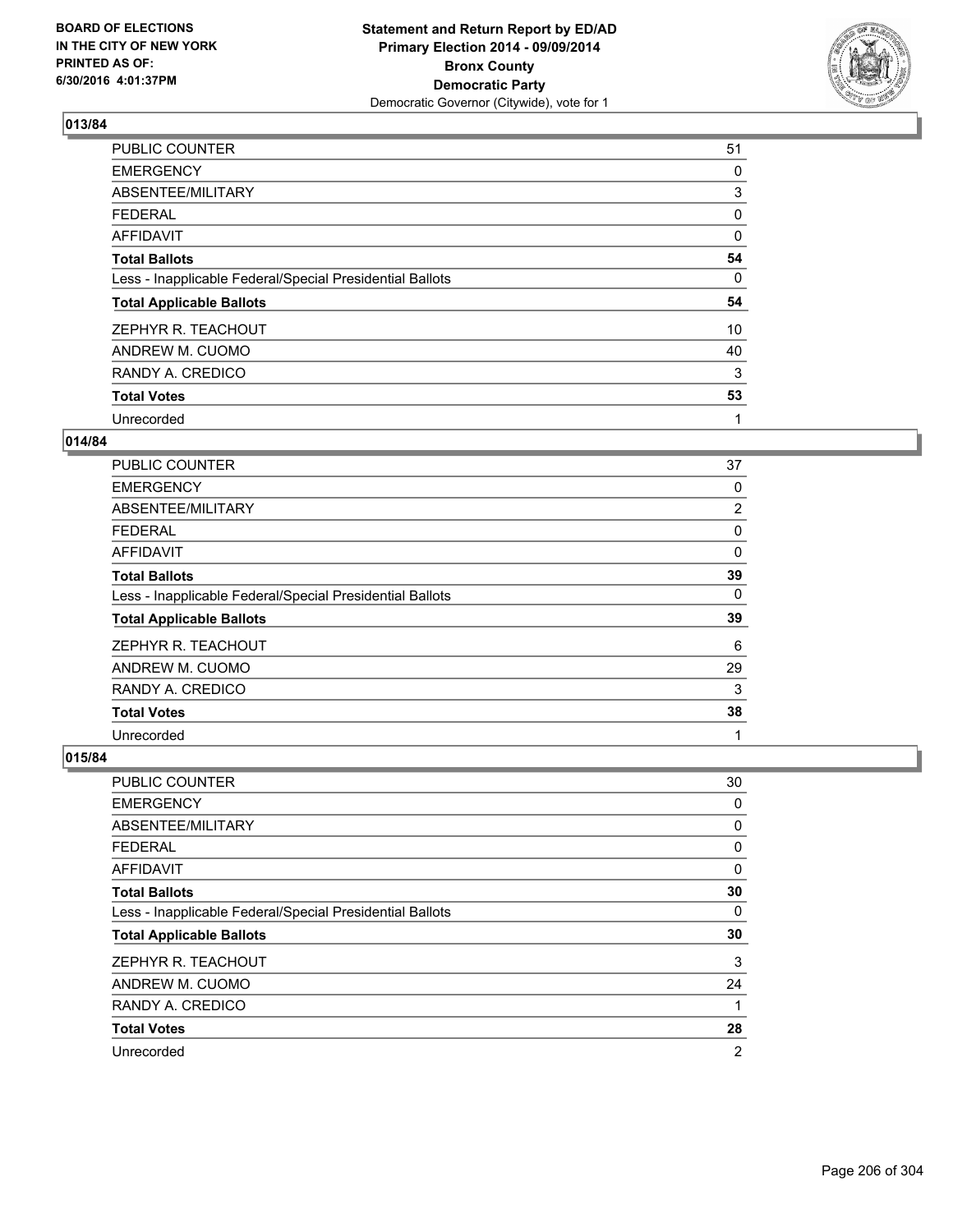**BOARD OF ELECTIONS IN THE CITY OF NEW YORK PRINTED AS OF: 6/30/2016 4:01:37PM**

**Statement and Return Report by ED/AD**
**Primary Election 2014 - 09/09/2014**
**Bronx County**
**Democratic Party**
Democratic Governor (Citywide), vote for 1

## 013/84

| | |
|---|---|
| PUBLIC COUNTER | 51 |
| EMERGENCY | 0 |
| ABSENTEE/MILITARY | 3 |
| FEDERAL | 0 |
| AFFIDAVIT | 0 |
| **Total Ballots** | **54** |
| Less - Inapplicable Federal/Special Presidential Ballots | 0 |
| **Total Applicable Ballots** | **54** |
| ZEPHYR R. TEACHOUT | 10 |
| ANDREW M. CUOMO | 40 |
| RANDY A. CREDICO | 3 |
| **Total Votes** | **53** |
| Unrecorded | 1 |

## 014/84

| | |
|---|---|
| PUBLIC COUNTER | 37 |
| EMERGENCY | 0 |
| ABSENTEE/MILITARY | 2 |
| FEDERAL | 0 |
| AFFIDAVIT | 0 |
| **Total Ballots** | **39** |
| Less - Inapplicable Federal/Special Presidential Ballots | 0 |
| **Total Applicable Ballots** | **39** |
| ZEPHYR R. TEACHOUT | 6 |
| ANDREW M. CUOMO | 29 |
| RANDY A. CREDICO | 3 |
| **Total Votes** | **38** |
| Unrecorded | 1 |

## 015/84

| | |
|---|---|
| PUBLIC COUNTER | 30 |
| EMERGENCY | 0 |
| ABSENTEE/MILITARY | 0 |
| FEDERAL | 0 |
| AFFIDAVIT | 0 |
| **Total Ballots** | **30** |
| Less - Inapplicable Federal/Special Presidential Ballots | 0 |
| **Total Applicable Ballots** | **30** |
| ZEPHYR R. TEACHOUT | 3 |
| ANDREW M. CUOMO | 24 |
| RANDY A. CREDICO | 1 |
| **Total Votes** | **28** |
| Unrecorded | 2 |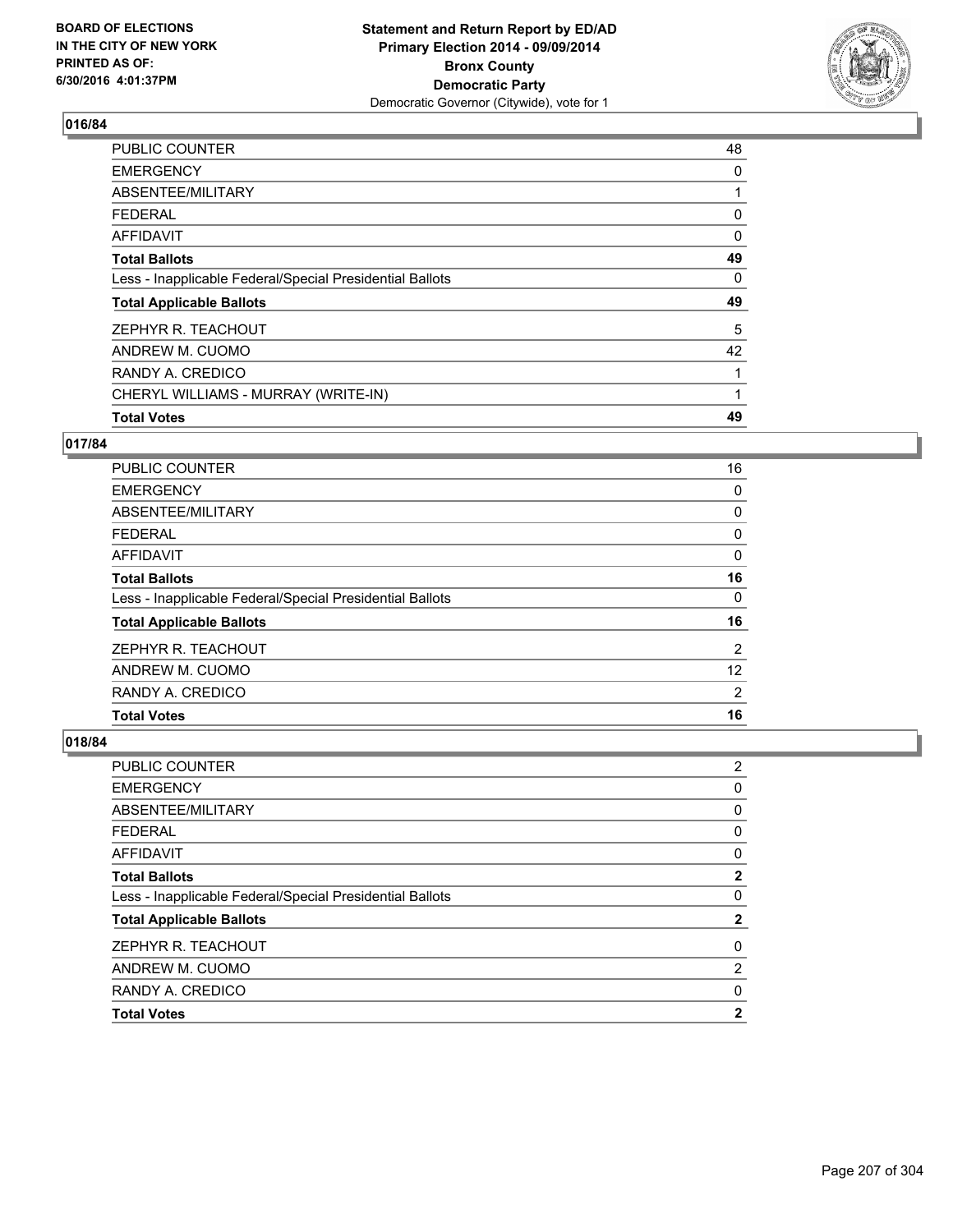**Statement and Return Report by ED/AD**
**Primary Election 2014 - 09/09/2014**
**Bronx County**
**Democratic Party**
Democratic Governor (Citywide), vote for 1

BOARD OF ELECTIONS
IN THE CITY OF NEW YORK
PRINTED AS OF:
6/30/2016 4:01:37PM

## 016/84

| | |
|---|---|
| PUBLIC COUNTER | 48 |
| EMERGENCY | 0 |
| ABSENTEE/MILITARY | 1 |
| FEDERAL | 0 |
| AFFIDAVIT | 0 |
| **Total Ballots** | **49** |
| Less - Inapplicable Federal/Special Presidential Ballots | 0 |
| **Total Applicable Ballots** | **49** |
| ZEPHYR R. TEACHOUT | 5 |
| ANDREW M. CUOMO | 42 |
| RANDY A. CREDICO | 1 |
| CHERYL WILLIAMS - MURRAY (WRITE-IN) | 1 |
| **Total Votes** | **49** |

## 017/84

| | |
|---|---|
| PUBLIC COUNTER | 16 |
| EMERGENCY | 0 |
| ABSENTEE/MILITARY | 0 |
| FEDERAL | 0 |
| AFFIDAVIT | 0 |
| **Total Ballots** | **16** |
| Less - Inapplicable Federal/Special Presidential Ballots | 0 |
| **Total Applicable Ballots** | **16** |
| ZEPHYR R. TEACHOUT | 2 |
| ANDREW M. CUOMO | 12 |
| RANDY A. CREDICO | 2 |
| **Total Votes** | **16** |

## 018/84

| | |
|---|---|
| PUBLIC COUNTER | 2 |
| EMERGENCY | 0 |
| ABSENTEE/MILITARY | 0 |
| FEDERAL | 0 |
| AFFIDAVIT | 0 |
| **Total Ballots** | **2** |
| Less - Inapplicable Federal/Special Presidential Ballots | 0 |
| **Total Applicable Ballots** | **2** |
| ZEPHYR R. TEACHOUT | 0 |
| ANDREW M. CUOMO | 2 |
| RANDY A. CREDICO | 0 |
| **Total Votes** | **2** |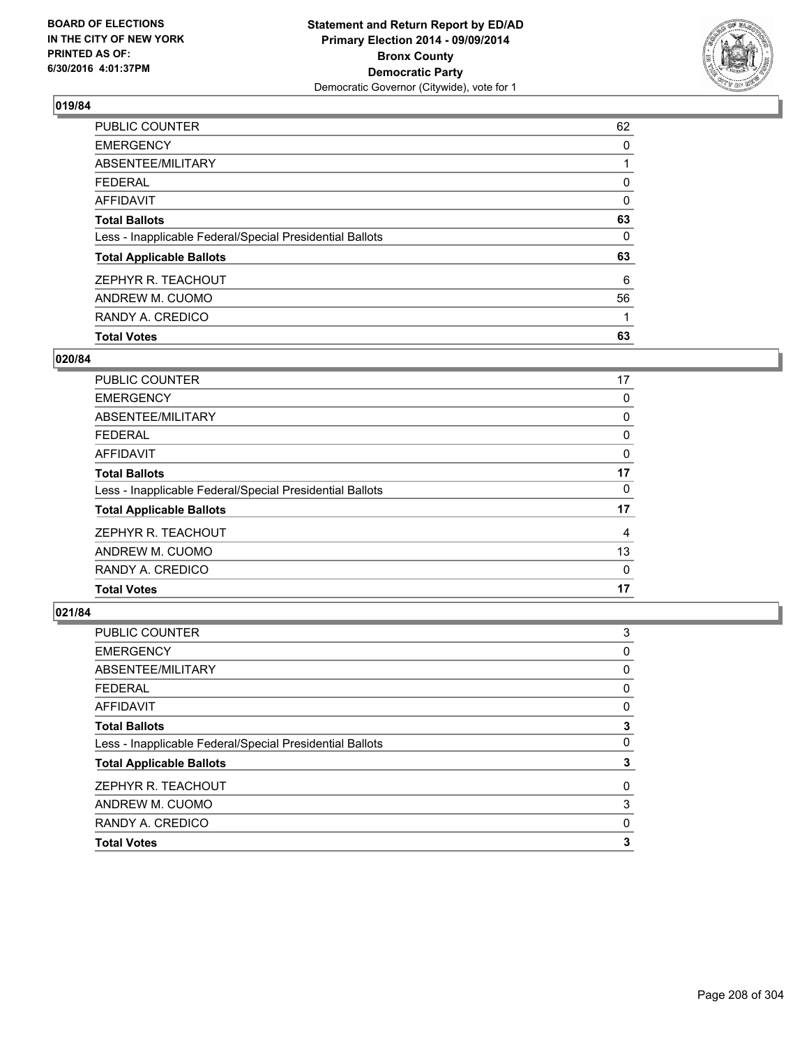BOARD OF ELECTIONS
IN THE CITY OF NEW YORK
PRINTED AS OF:
6/30/2016 4:01:37PM

**Statement and Return Report by ED/AD**
**Primary Election 2014 - 09/09/2014**
**Bronx County**
**Democratic Party**
Democratic Governor (Citywide), vote for 1

### 019/84

| | |
|---|---|
| PUBLIC COUNTER | 62 |
| EMERGENCY | 0 |
| ABSENTEE/MILITARY | 1 |
| FEDERAL | 0 |
| AFFIDAVIT | 0 |
| **Total Ballots** | **63** |
| Less - Inapplicable Federal/Special Presidential Ballots | 0 |
| **Total Applicable Ballots** | **63** |
| ZEPHYR R. TEACHOUT | 6 |
| ANDREW M. CUOMO | 56 |
| RANDY A. CREDICO | 1 |
| **Total Votes** | **63** |

### 020/84

| | |
|---|---|
| PUBLIC COUNTER | 17 |
| EMERGENCY | 0 |
| ABSENTEE/MILITARY | 0 |
| FEDERAL | 0 |
| AFFIDAVIT | 0 |
| **Total Ballots** | **17** |
| Less - Inapplicable Federal/Special Presidential Ballots | 0 |
| **Total Applicable Ballots** | **17** |
| ZEPHYR R. TEACHOUT | 4 |
| ANDREW M. CUOMO | 13 |
| RANDY A. CREDICO | 0 |
| **Total Votes** | **17** |

### 021/84

| | |
|---|---|
| PUBLIC COUNTER | 3 |
| EMERGENCY | 0 |
| ABSENTEE/MILITARY | 0 |
| FEDERAL | 0 |
| AFFIDAVIT | 0 |
| **Total Ballots** | **3** |
| Less - Inapplicable Federal/Special Presidential Ballots | 0 |
| **Total Applicable Ballots** | **3** |
| ZEPHYR R. TEACHOUT | 0 |
| ANDREW M. CUOMO | 3 |
| RANDY A. CREDICO | 0 |
| **Total Votes** | **3** |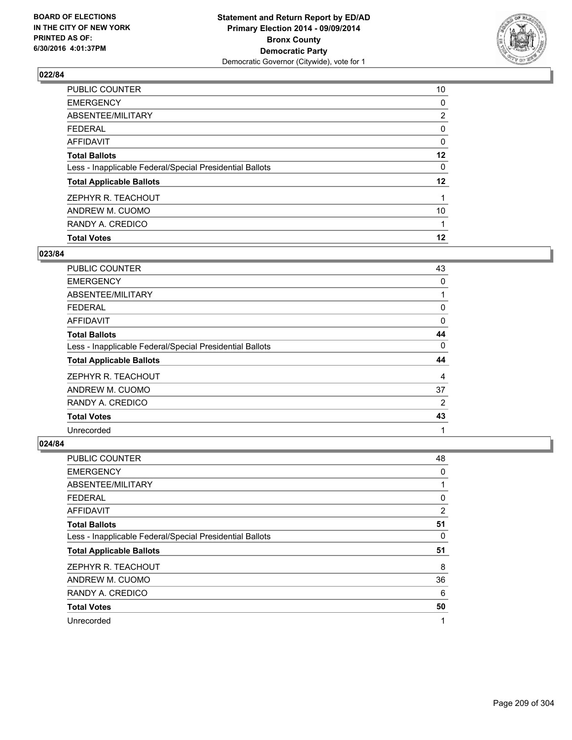Statement and Return Report by ED/AD
Primary Election 2014 - 09/09/2014
Bronx County
Democratic Party
Democratic Governor (Citywide), vote for 1

BOARD OF ELECTIONS
IN THE CITY OF NEW YORK
PRINTED AS OF:
6/30/2016 4:01:37PM

## 022/84

| | |
|---|---|
| PUBLIC COUNTER | 10 |
| EMERGENCY | 0 |
| ABSENTEE/MILITARY | 2 |
| FEDERAL | 0 |
| AFFIDAVIT | 0 |
| **Total Ballots** | **12** |
| Less - Inapplicable Federal/Special Presidential Ballots | 0 |
| **Total Applicable Ballots** | **12** |
| ZEPHYR R. TEACHOUT | 1 |
| ANDREW M. CUOMO | 10 |
| RANDY A. CREDICO | 1 |
| **Total Votes** | **12** |

## 023/84

| | |
|---|---|
| PUBLIC COUNTER | 43 |
| EMERGENCY | 0 |
| ABSENTEE/MILITARY | 1 |
| FEDERAL | 0 |
| AFFIDAVIT | 0 |
| **Total Ballots** | **44** |
| Less - Inapplicable Federal/Special Presidential Ballots | 0 |
| **Total Applicable Ballots** | **44** |
| ZEPHYR R. TEACHOUT | 4 |
| ANDREW M. CUOMO | 37 |
| RANDY A. CREDICO | 2 |
| **Total Votes** | **43** |
| Unrecorded | 1 |

## 024/84

| | |
|---|---|
| PUBLIC COUNTER | 48 |
| EMERGENCY | 0 |
| ABSENTEE/MILITARY | 1 |
| FEDERAL | 0 |
| AFFIDAVIT | 2 |
| **Total Ballots** | **51** |
| Less - Inapplicable Federal/Special Presidential Ballots | 0 |
| **Total Applicable Ballots** | **51** |
| ZEPHYR R. TEACHOUT | 8 |
| ANDREW M. CUOMO | 36 |
| RANDY A. CREDICO | 6 |
| **Total Votes** | **50** |
| Unrecorded | 1 |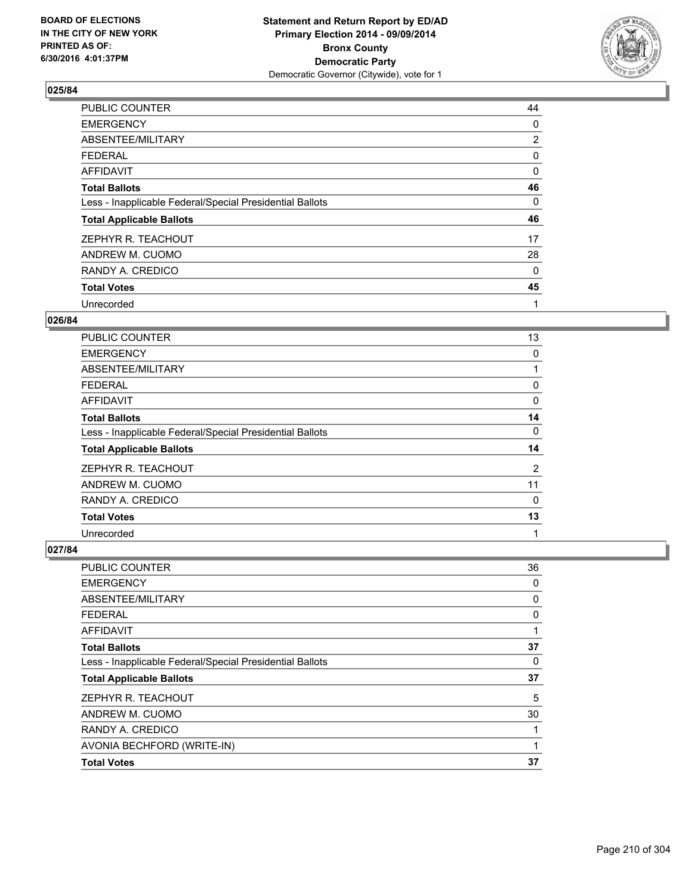## 025/84

| | |
|---|---|
| PUBLIC COUNTER | 44 |
| EMERGENCY | 0 |
| ABSENTEE/MILITARY | 2 |
| FEDERAL | 0 |
| AFFIDAVIT | 0 |
| **Total Ballots** | **46** |
| Less - Inapplicable Federal/Special Presidential Ballots | 0 |
| **Total Applicable Ballots** | **46** |
| ZEPHYR R. TEACHOUT | 17 |
| ANDREW M. CUOMO | 28 |
| RANDY A. CREDICO | 0 |
| **Total Votes** | **45** |
| Unrecorded | 1 |

## 026/84

| | |
|---|---|
| PUBLIC COUNTER | 13 |
| EMERGENCY | 0 |
| ABSENTEE/MILITARY | 1 |
| FEDERAL | 0 |
| AFFIDAVIT | 0 |
| **Total Ballots** | **14** |
| Less - Inapplicable Federal/Special Presidential Ballots | 0 |
| **Total Applicable Ballots** | **14** |
| ZEPHYR R. TEACHOUT | 2 |
| ANDREW M. CUOMO | 11 |
| RANDY A. CREDICO | 0 |
| **Total Votes** | **13** |
| Unrecorded | 1 |

## 027/84

| | |
|---|---|
| PUBLIC COUNTER | 36 |
| EMERGENCY | 0 |
| ABSENTEE/MILITARY | 0 |
| FEDERAL | 0 |
| AFFIDAVIT | 1 |
| **Total Ballots** | **37** |
| Less - Inapplicable Federal/Special Presidential Ballots | 0 |
| **Total Applicable Ballots** | **37** |
| ZEPHYR R. TEACHOUT | 5 |
| ANDREW M. CUOMO | 30 |
| RANDY A. CREDICO | 1 |
| AVONIA BECHFORD (WRITE-IN) | 1 |
| **Total Votes** | **37** |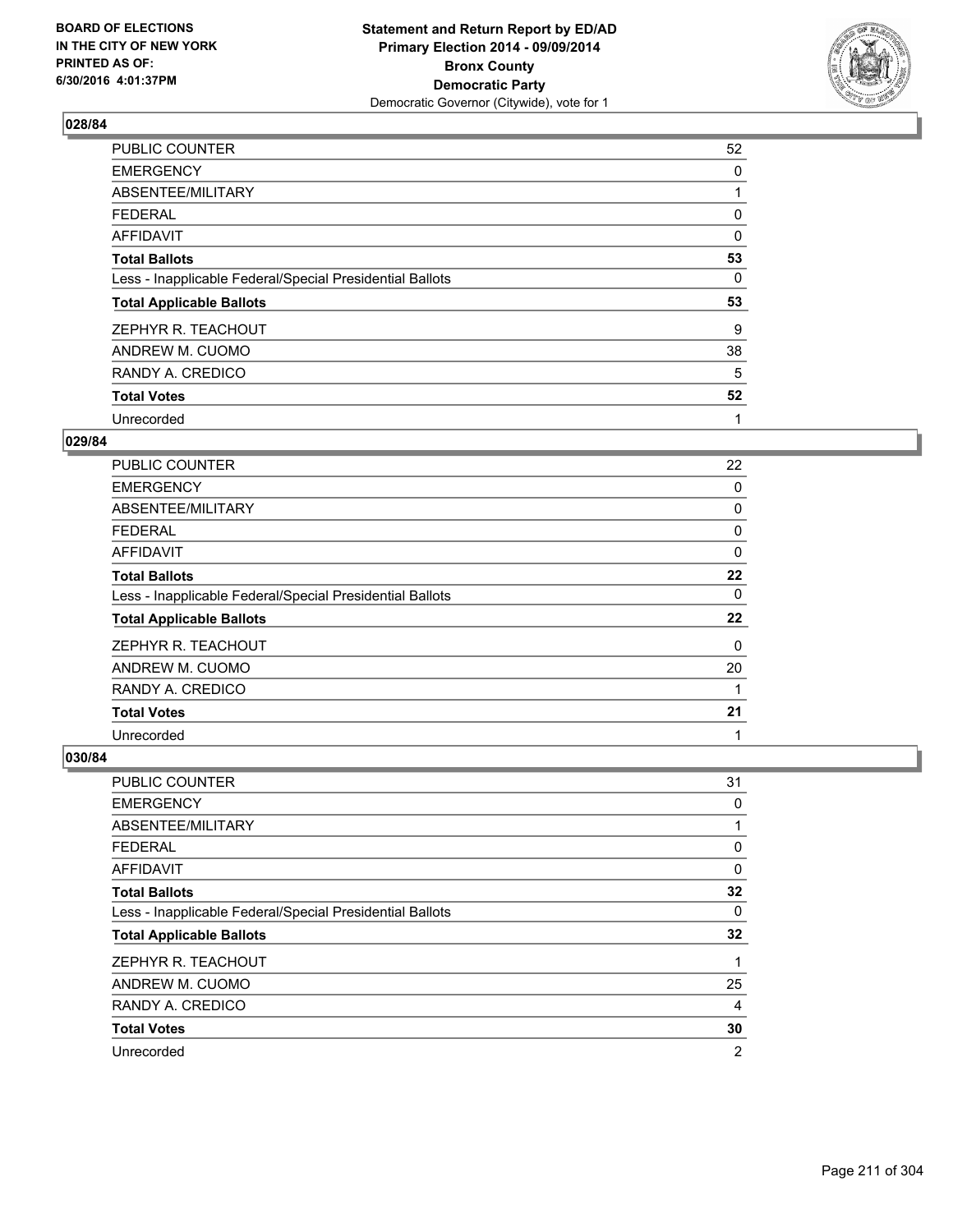BOARD OF ELECTIONS
IN THE CITY OF NEW YORK
PRINTED AS OF:
6/30/2016 4:01:37PM

**Statement and Return Report by ED/AD**
**Primary Election 2014 - 09/09/2014**
**Bronx County**
**Democratic Party**
Democratic Governor (Citywide), vote for 1

### 028/84

| | |
|---|---|
| PUBLIC COUNTER | 52 |
| EMERGENCY | 0 |
| ABSENTEE/MILITARY | 1 |
| FEDERAL | 0 |
| AFFIDAVIT | 0 |
| **Total Ballots** | **53** |
| Less - Inapplicable Federal/Special Presidential Ballots | 0 |
| **Total Applicable Ballots** | **53** |
| ZEPHYR R. TEACHOUT | 9 |
| ANDREW M. CUOMO | 38 |
| RANDY A. CREDICO | 5 |
| **Total Votes** | **52** |
| Unrecorded | 1 |

### 029/84

| | |
|---|---|
| PUBLIC COUNTER | 22 |
| EMERGENCY | 0 |
| ABSENTEE/MILITARY | 0 |
| FEDERAL | 0 |
| AFFIDAVIT | 0 |
| **Total Ballots** | **22** |
| Less - Inapplicable Federal/Special Presidential Ballots | 0 |
| **Total Applicable Ballots** | **22** |
| ZEPHYR R. TEACHOUT | 0 |
| ANDREW M. CUOMO | 20 |
| RANDY A. CREDICO | 1 |
| **Total Votes** | **21** |
| Unrecorded | 1 |

### 030/84

| | |
|---|---|
| PUBLIC COUNTER | 31 |
| EMERGENCY | 0 |
| ABSENTEE/MILITARY | 1 |
| FEDERAL | 0 |
| AFFIDAVIT | 0 |
| **Total Ballots** | **32** |
| Less - Inapplicable Federal/Special Presidential Ballots | 0 |
| **Total Applicable Ballots** | **32** |
| ZEPHYR R. TEACHOUT | 1 |
| ANDREW M. CUOMO | 25 |
| RANDY A. CREDICO | 4 |
| **Total Votes** | **30** |
| Unrecorded | 2 |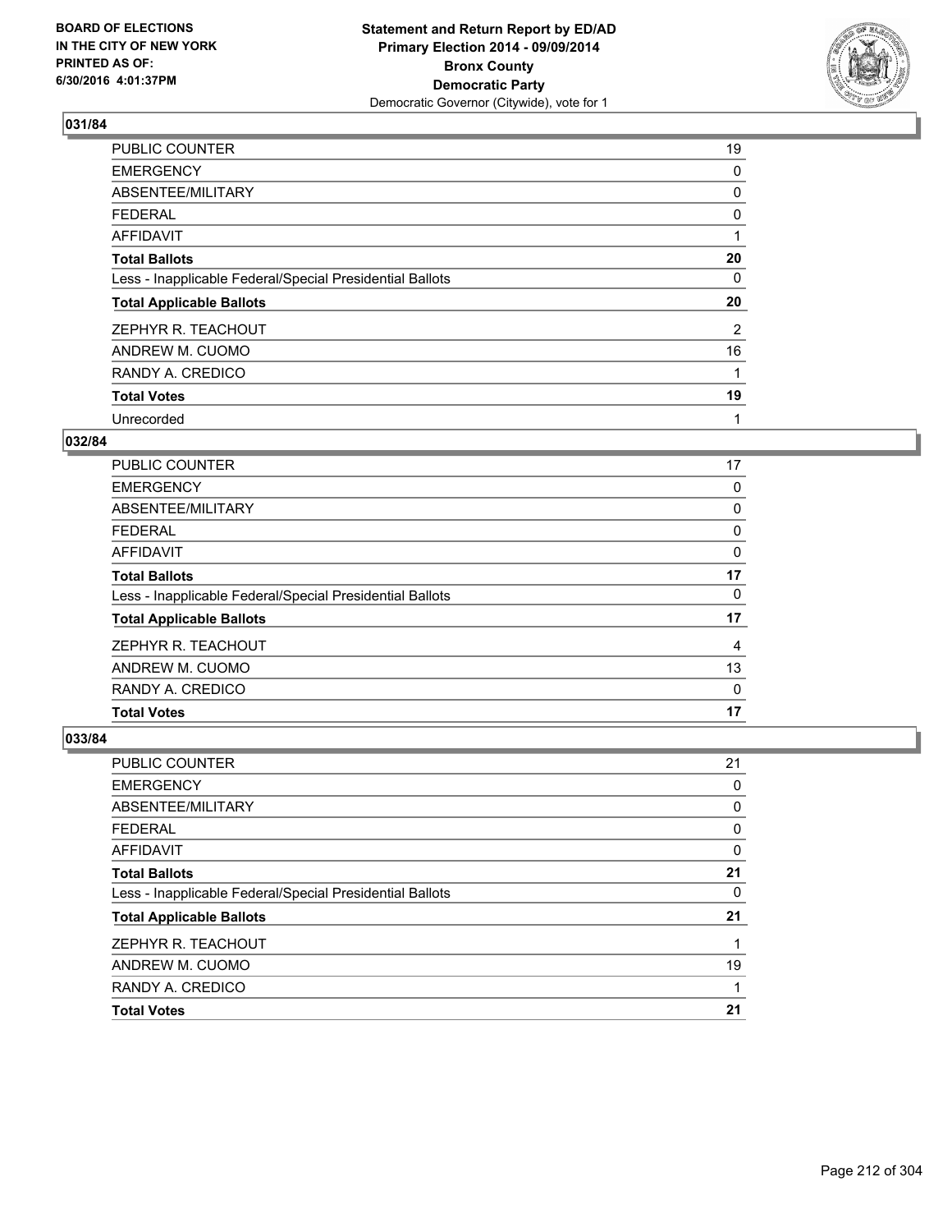**Statement and Return Report by ED/AD**
**Primary Election 2014 - 09/09/2014**
**Bronx County**
**Democratic Party**
Democratic Governor (Citywide), vote for 1

BOARD OF ELECTIONS
IN THE CITY OF NEW YORK
PRINTED AS OF:
6/30/2016 4:01:37PM

### 031/84

| | |
|---|---|
| PUBLIC COUNTER | 19 |
| EMERGENCY | 0 |
| ABSENTEE/MILITARY | 0 |
| FEDERAL | 0 |
| AFFIDAVIT | 1 |
| **Total Ballots** | **20** |
| Less - Inapplicable Federal/Special Presidential Ballots | 0 |
| **Total Applicable Ballots** | **20** |
| ZEPHYR R. TEACHOUT | 2 |
| ANDREW M. CUOMO | 16 |
| RANDY A. CREDICO | 1 |
| **Total Votes** | **19** |
| Unrecorded | 1 |

### 032/84

| | |
|---|---|
| PUBLIC COUNTER | 17 |
| EMERGENCY | 0 |
| ABSENTEE/MILITARY | 0 |
| FEDERAL | 0 |
| AFFIDAVIT | 0 |
| **Total Ballots** | **17** |
| Less - Inapplicable Federal/Special Presidential Ballots | 0 |
| **Total Applicable Ballots** | **17** |
| ZEPHYR R. TEACHOUT | 4 |
| ANDREW M. CUOMO | 13 |
| RANDY A. CREDICO | 0 |
| **Total Votes** | **17** |

### 033/84

| | |
|---|---|
| PUBLIC COUNTER | 21 |
| EMERGENCY | 0 |
| ABSENTEE/MILITARY | 0 |
| FEDERAL | 0 |
| AFFIDAVIT | 0 |
| **Total Ballots** | **21** |
| Less - Inapplicable Federal/Special Presidential Ballots | 0 |
| **Total Applicable Ballots** | **21** |
| ZEPHYR R. TEACHOUT | 1 |
| ANDREW M. CUOMO | 19 |
| RANDY A. CREDICO | 1 |
| **Total Votes** | **21** |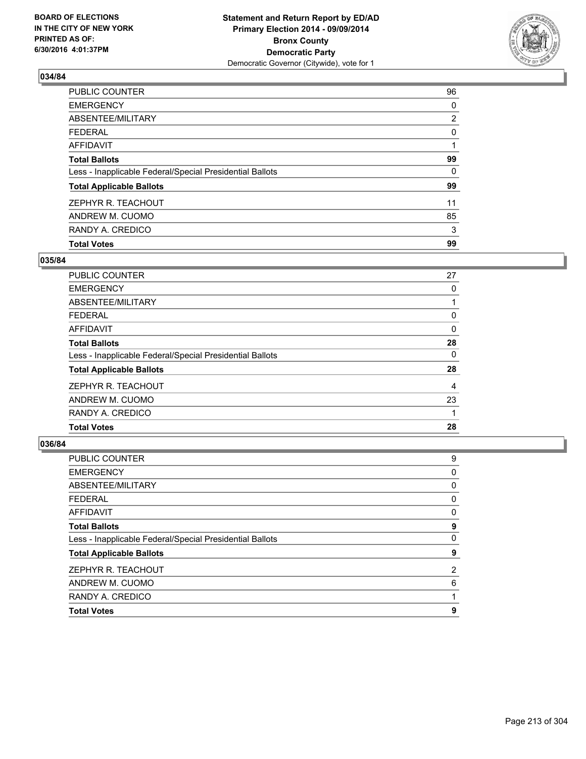BOARD OF ELECTIONS
IN THE CITY OF NEW YORK
PRINTED AS OF:
6/30/2016 4:01:37PM

**Statement and Return Report by ED/AD**
**Primary Election 2014 - 09/09/2014**
**Bronx County**
**Democratic Party**
Democratic Governor (Citywide), vote for 1

## 034/84

| | |
|---|---|
| PUBLIC COUNTER | 96 |
| EMERGENCY | 0 |
| ABSENTEE/MILITARY | 2 |
| FEDERAL | 0 |
| AFFIDAVIT | 1 |
| **Total Ballots** | **99** |
| Less - Inapplicable Federal/Special Presidential Ballots | 0 |
| **Total Applicable Ballots** | **99** |
| ZEPHYR R. TEACHOUT | 11 |
| ANDREW M. CUOMO | 85 |
| RANDY A. CREDICO | 3 |
| **Total Votes** | **99** |

## 035/84

| | |
|---|---|
| PUBLIC COUNTER | 27 |
| EMERGENCY | 0 |
| ABSENTEE/MILITARY | 1 |
| FEDERAL | 0 |
| AFFIDAVIT | 0 |
| **Total Ballots** | **28** |
| Less - Inapplicable Federal/Special Presidential Ballots | 0 |
| **Total Applicable Ballots** | **28** |
| ZEPHYR R. TEACHOUT | 4 |
| ANDREW M. CUOMO | 23 |
| RANDY A. CREDICO | 1 |
| **Total Votes** | **28** |

## 036/84

| | |
|---|---|
| PUBLIC COUNTER | 9 |
| EMERGENCY | 0 |
| ABSENTEE/MILITARY | 0 |
| FEDERAL | 0 |
| AFFIDAVIT | 0 |
| **Total Ballots** | **9** |
| Less - Inapplicable Federal/Special Presidential Ballots | 0 |
| **Total Applicable Ballots** | **9** |
| ZEPHYR R. TEACHOUT | 2 |
| ANDREW M. CUOMO | 6 |
| RANDY A. CREDICO | 1 |
| **Total Votes** | **9** |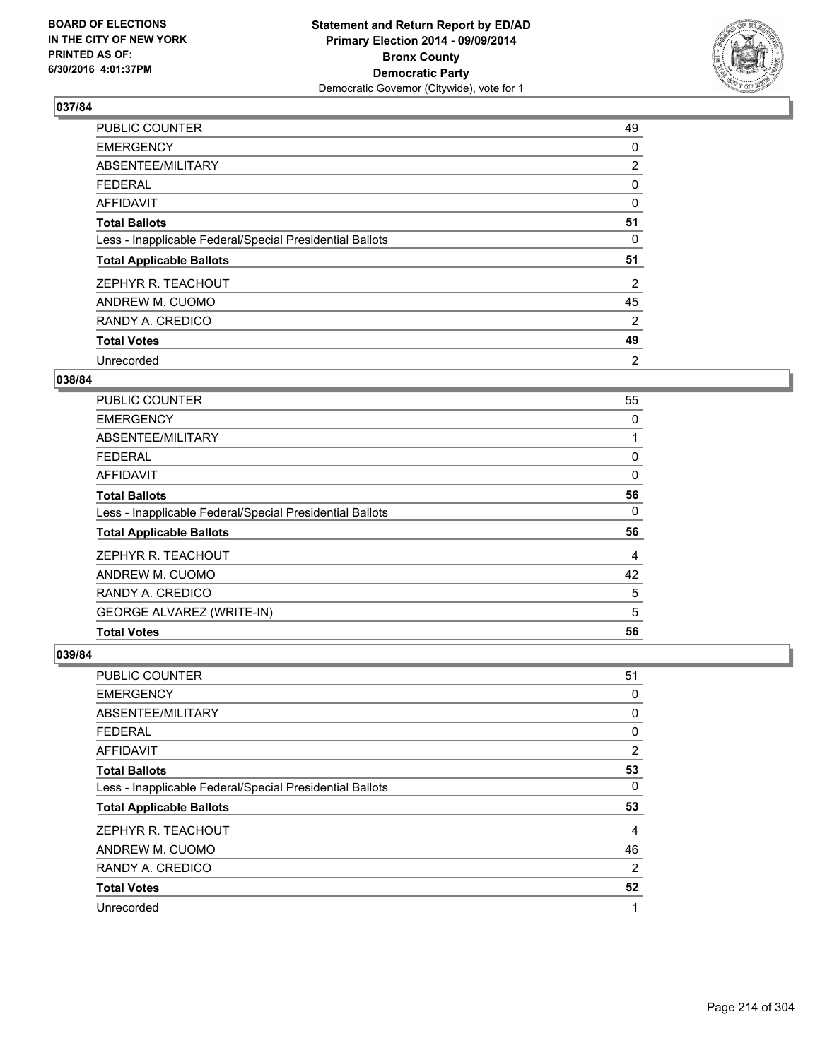### 037/84

| | |
|---|---|
| PUBLIC COUNTER | 49 |
| EMERGENCY | 0 |
| ABSENTEE/MILITARY | 2 |
| FEDERAL | 0 |
| AFFIDAVIT | 0 |
| **Total Ballots** | **51** |
| Less - Inapplicable Federal/Special Presidential Ballots | 0 |
| **Total Applicable Ballots** | **51** |
| ZEPHYR R. TEACHOUT | 2 |
| ANDREW M. CUOMO | 45 |
| RANDY A. CREDICO | 2 |
| **Total Votes** | **49** |
| Unrecorded | 2 |

### 038/84

| | |
|---|---|
| PUBLIC COUNTER | 55 |
| EMERGENCY | 0 |
| ABSENTEE/MILITARY | 1 |
| FEDERAL | 0 |
| AFFIDAVIT | 0 |
| **Total Ballots** | **56** |
| Less - Inapplicable Federal/Special Presidential Ballots | 0 |
| **Total Applicable Ballots** | **56** |
| ZEPHYR R. TEACHOUT | 4 |
| ANDREW M. CUOMO | 42 |
| RANDY A. CREDICO | 5 |
| GEORGE ALVAREZ (WRITE-IN) | 5 |
| **Total Votes** | **56** |

### 039/84

| | |
|---|---|
| PUBLIC COUNTER | 51 |
| EMERGENCY | 0 |
| ABSENTEE/MILITARY | 0 |
| FEDERAL | 0 |
| AFFIDAVIT | 2 |
| **Total Ballots** | **53** |
| Less - Inapplicable Federal/Special Presidential Ballots | 0 |
| **Total Applicable Ballots** | **53** |
| ZEPHYR R. TEACHOUT | 4 |
| ANDREW M. CUOMO | 46 |
| RANDY A. CREDICO | 2 |
| **Total Votes** | **52** |
| Unrecorded | 1 |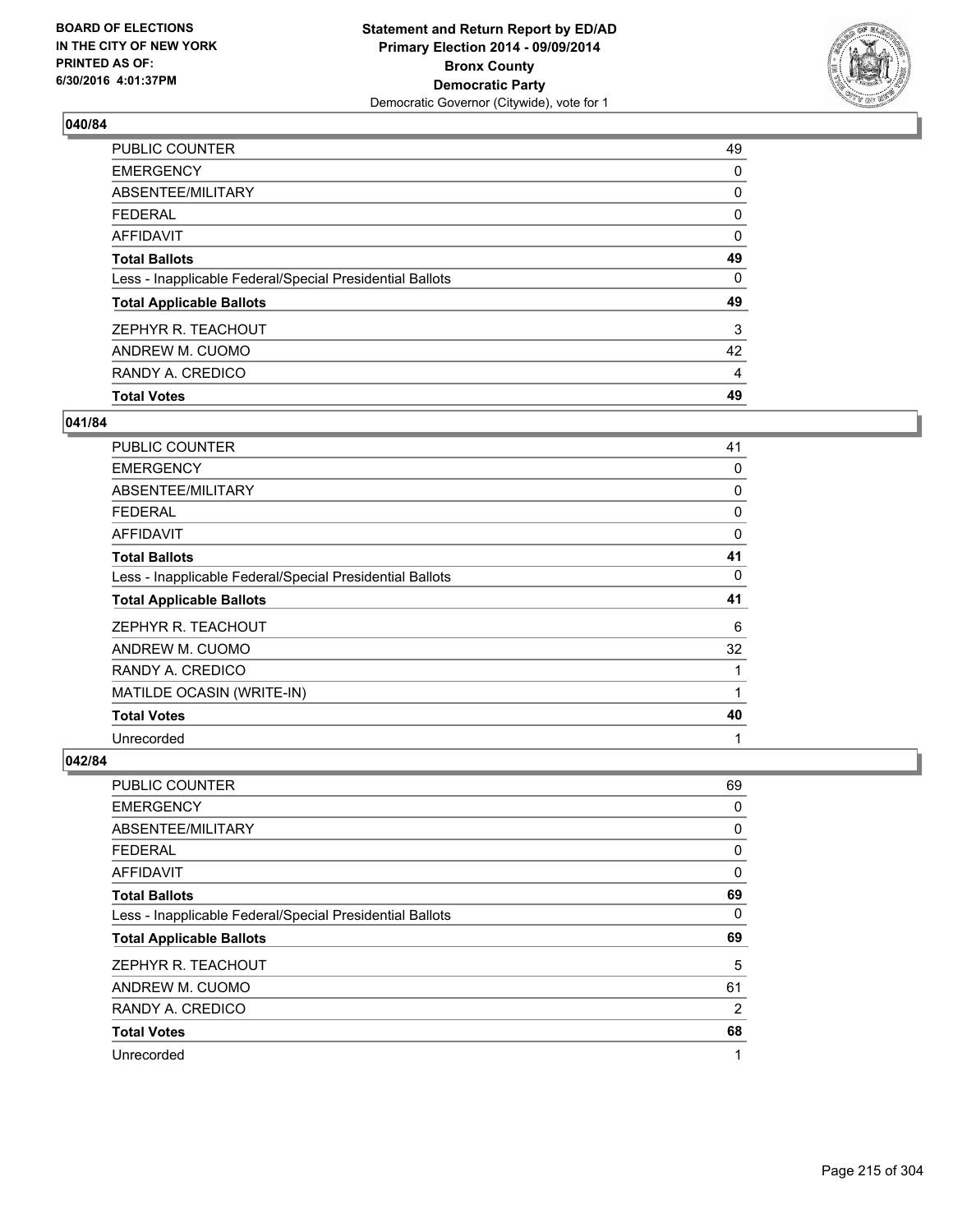BOARD OF ELECTIONS
IN THE CITY OF NEW YORK
PRINTED AS OF:
6/30/2016 4:01:37PM

**Statement and Return Report by ED/AD**
**Primary Election 2014 - 09/09/2014**
**Bronx County**
**Democratic Party**
Democratic Governor (Citywide), vote for 1

## 040/84

| | |
|---|---|
| PUBLIC COUNTER | 49 |
| EMERGENCY | 0 |
| ABSENTEE/MILITARY | 0 |
| FEDERAL | 0 |
| AFFIDAVIT | 0 |
| **Total Ballots** | **49** |
| Less - Inapplicable Federal/Special Presidential Ballots | 0 |
| **Total Applicable Ballots** | **49** |
| ZEPHYR R. TEACHOUT | 3 |
| ANDREW M. CUOMO | 42 |
| RANDY A. CREDICO | 4 |
| **Total Votes** | **49** |

## 041/84

| | |
|---|---|
| PUBLIC COUNTER | 41 |
| EMERGENCY | 0 |
| ABSENTEE/MILITARY | 0 |
| FEDERAL | 0 |
| AFFIDAVIT | 0 |
| **Total Ballots** | **41** |
| Less - Inapplicable Federal/Special Presidential Ballots | 0 |
| **Total Applicable Ballots** | **41** |
| ZEPHYR R. TEACHOUT | 6 |
| ANDREW M. CUOMO | 32 |
| RANDY A. CREDICO | 1 |
| MATILDE OCASIN (WRITE-IN) | 1 |
| **Total Votes** | **40** |
| Unrecorded | 1 |

## 042/84

| | |
|---|---|
| PUBLIC COUNTER | 69 |
| EMERGENCY | 0 |
| ABSENTEE/MILITARY | 0 |
| FEDERAL | 0 |
| AFFIDAVIT | 0 |
| **Total Ballots** | **69** |
| Less - Inapplicable Federal/Special Presidential Ballots | 0 |
| **Total Applicable Ballots** | **69** |
| ZEPHYR R. TEACHOUT | 5 |
| ANDREW M. CUOMO | 61 |
| RANDY A. CREDICO | 2 |
| **Total Votes** | **68** |
| Unrecorded | 1 |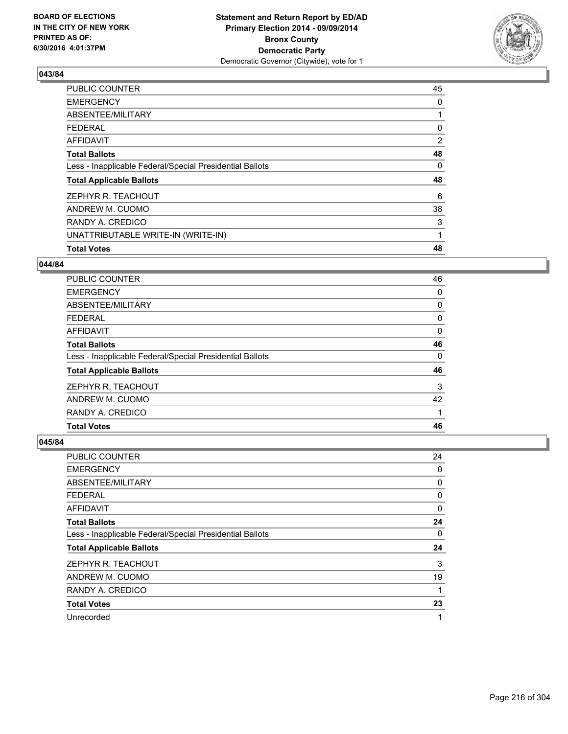BOARD OF ELECTIONS
IN THE CITY OF NEW YORK
PRINTED AS OF:
6/30/2016 4:01:37PM

**Statement and Return Report by ED/AD**
**Primary Election 2014 - 09/09/2014**
**Bronx County**
**Democratic Party**
Democratic Governor (Citywide), vote for 1

### 043/84

| | |
|---|---|
| PUBLIC COUNTER | 45 |
| EMERGENCY | 0 |
| ABSENTEE/MILITARY | 1 |
| FEDERAL | 0 |
| AFFIDAVIT | 2 |
| **Total Ballots** | **48** |
| Less - Inapplicable Federal/Special Presidential Ballots | 0 |
| **Total Applicable Ballots** | **48** |
| ZEPHYR R. TEACHOUT | 6 |
| ANDREW M. CUOMO | 38 |
| RANDY A. CREDICO | 3 |
| UNATTRIBUTABLE WRITE-IN (WRITE-IN) | 1 |
| **Total Votes** | **48** |

### 044/84

| | |
|---|---|
| PUBLIC COUNTER | 46 |
| EMERGENCY | 0 |
| ABSENTEE/MILITARY | 0 |
| FEDERAL | 0 |
| AFFIDAVIT | 0 |
| **Total Ballots** | **46** |
| Less - Inapplicable Federal/Special Presidential Ballots | 0 |
| **Total Applicable Ballots** | **46** |
| ZEPHYR R. TEACHOUT | 3 |
| ANDREW M. CUOMO | 42 |
| RANDY A. CREDICO | 1 |
| **Total Votes** | **46** |

### 045/84

| | |
|---|---|
| PUBLIC COUNTER | 24 |
| EMERGENCY | 0 |
| ABSENTEE/MILITARY | 0 |
| FEDERAL | 0 |
| AFFIDAVIT | 0 |
| **Total Ballots** | **24** |
| Less - Inapplicable Federal/Special Presidential Ballots | 0 |
| **Total Applicable Ballots** | **24** |
| ZEPHYR R. TEACHOUT | 3 |
| ANDREW M. CUOMO | 19 |
| RANDY A. CREDICO | 1 |
| **Total Votes** | **23** |
| Unrecorded | 1 |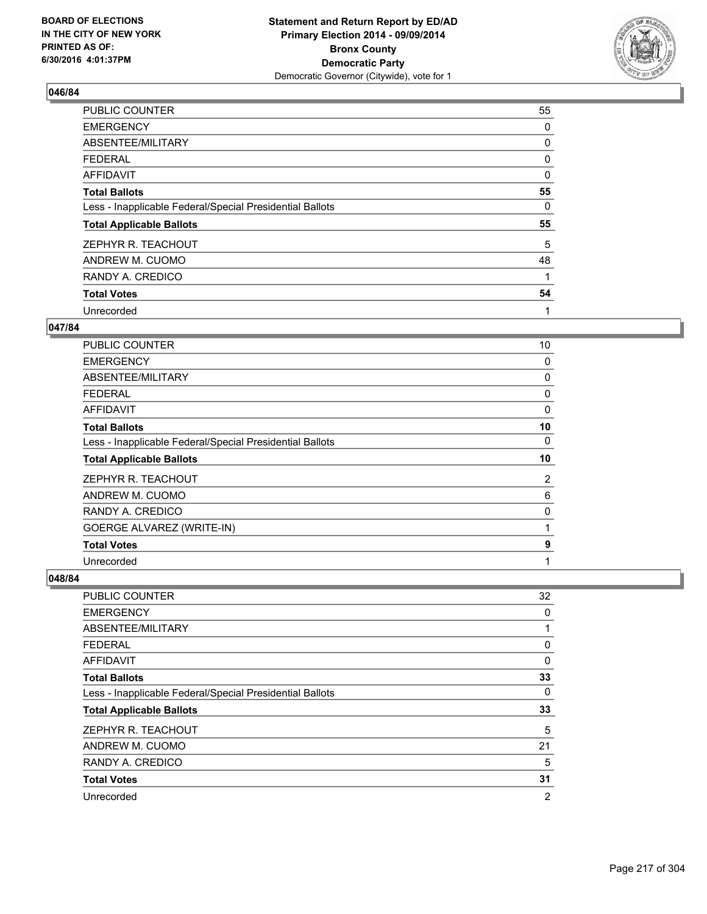**Statement and Return Report by ED/AD**
**Primary Election 2014 - 09/09/2014**
**Bronx County**
**Democratic Party**
Democratic Governor (Citywide), vote for 1

BOARD OF ELECTIONS
IN THE CITY OF NEW YORK
PRINTED AS OF:
6/30/2016 4:01:37PM

### 046/84

| | |
|---|---|
| PUBLIC COUNTER | 55 |
| EMERGENCY | 0 |
| ABSENTEE/MILITARY | 0 |
| FEDERAL | 0 |
| AFFIDAVIT | 0 |
| **Total Ballots** | **55** |
| Less - Inapplicable Federal/Special Presidential Ballots | 0 |
| **Total Applicable Ballots** | **55** |
| ZEPHYR R. TEACHOUT | 5 |
| ANDREW M. CUOMO | 48 |
| RANDY A. CREDICO | 1 |
| **Total Votes** | **54** |
| Unrecorded | 1 |

### 047/84

| | |
|---|---|
| PUBLIC COUNTER | 10 |
| EMERGENCY | 0 |
| ABSENTEE/MILITARY | 0 |
| FEDERAL | 0 |
| AFFIDAVIT | 0 |
| **Total Ballots** | **10** |
| Less - Inapplicable Federal/Special Presidential Ballots | 0 |
| **Total Applicable Ballots** | **10** |
| ZEPHYR R. TEACHOUT | 2 |
| ANDREW M. CUOMO | 6 |
| RANDY A. CREDICO | 0 |
| GOERGE ALVAREZ (WRITE-IN) | 1 |
| **Total Votes** | **9** |
| Unrecorded | 1 |

### 048/84

| | |
|---|---|
| PUBLIC COUNTER | 32 |
| EMERGENCY | 0 |
| ABSENTEE/MILITARY | 1 |
| FEDERAL | 0 |
| AFFIDAVIT | 0 |
| **Total Ballots** | **33** |
| Less - Inapplicable Federal/Special Presidential Ballots | 0 |
| **Total Applicable Ballots** | **33** |
| ZEPHYR R. TEACHOUT | 5 |
| ANDREW M. CUOMO | 21 |
| RANDY A. CREDICO | 5 |
| **Total Votes** | **31** |
| Unrecorded | 2 |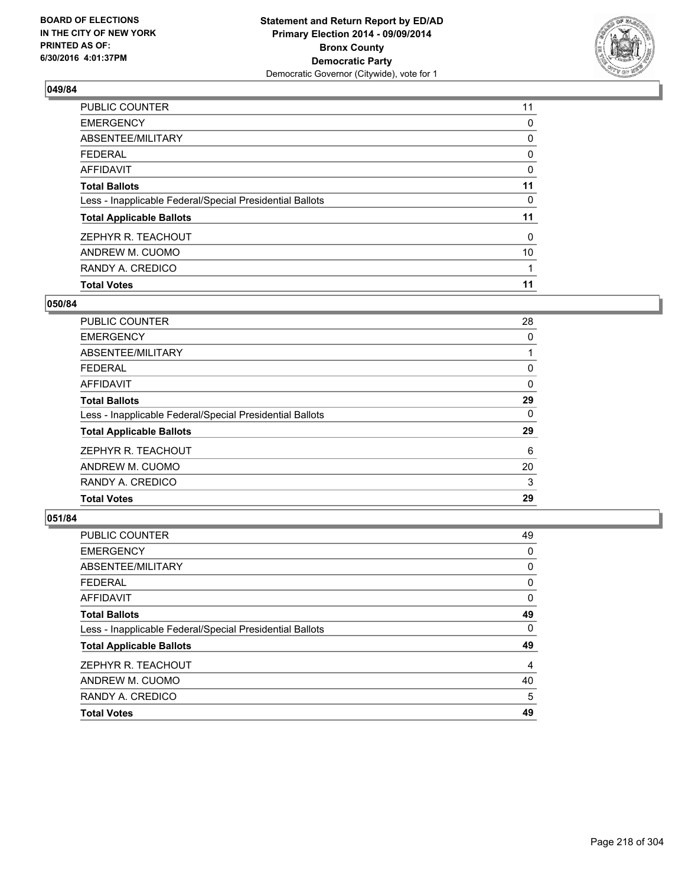BOARD OF ELECTIONS
IN THE CITY OF NEW YORK
PRINTED AS OF:
6/30/2016 4:01:37PM

**Statement and Return Report by ED/AD**
**Primary Election 2014 - 09/09/2014**
**Bronx County**
**Democratic Party**
Democratic Governor (Citywide), vote for 1

### 049/84

| | |
|---|---|
| PUBLIC COUNTER | 11 |
| EMERGENCY | 0 |
| ABSENTEE/MILITARY | 0 |
| FEDERAL | 0 |
| AFFIDAVIT | 0 |
| **Total Ballots** | **11** |
| Less - Inapplicable Federal/Special Presidential Ballots | 0 |
| **Total Applicable Ballots** | **11** |
| ZEPHYR R. TEACHOUT | 0 |
| ANDREW M. CUOMO | 10 |
| RANDY A. CREDICO | 1 |
| **Total Votes** | **11** |

### 050/84

| | |
|---|---|
| PUBLIC COUNTER | 28 |
| EMERGENCY | 0 |
| ABSENTEE/MILITARY | 1 |
| FEDERAL | 0 |
| AFFIDAVIT | 0 |
| **Total Ballots** | **29** |
| Less - Inapplicable Federal/Special Presidential Ballots | 0 |
| **Total Applicable Ballots** | **29** |
| ZEPHYR R. TEACHOUT | 6 |
| ANDREW M. CUOMO | 20 |
| RANDY A. CREDICO | 3 |
| **Total Votes** | **29** |

### 051/84

| | |
|---|---|
| PUBLIC COUNTER | 49 |
| EMERGENCY | 0 |
| ABSENTEE/MILITARY | 0 |
| FEDERAL | 0 |
| AFFIDAVIT | 0 |
| **Total Ballots** | **49** |
| Less - Inapplicable Federal/Special Presidential Ballots | 0 |
| **Total Applicable Ballots** | **49** |
| ZEPHYR R. TEACHOUT | 4 |
| ANDREW M. CUOMO | 40 |
| RANDY A. CREDICO | 5 |
| **Total Votes** | **49** |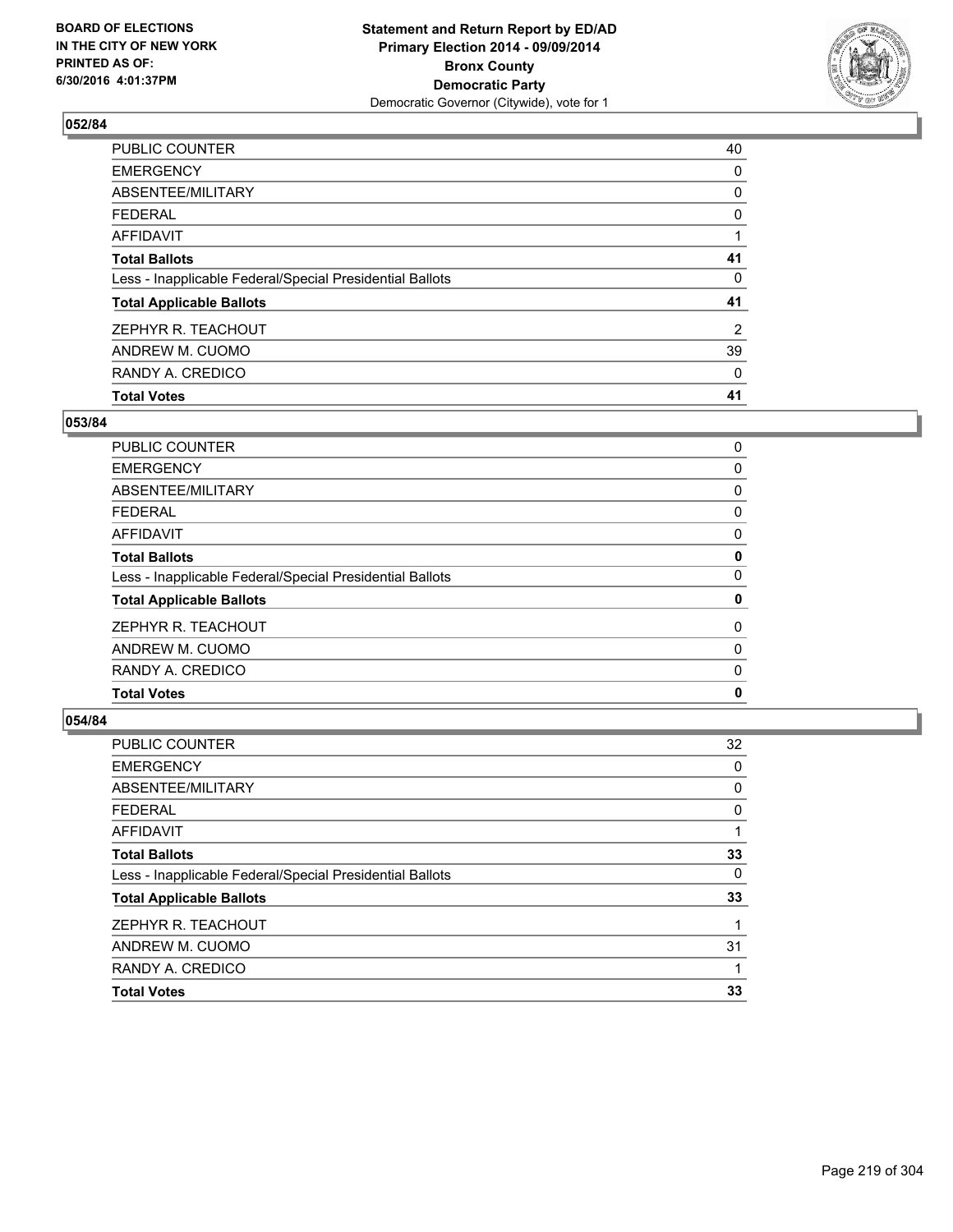**BOARD OF ELECTIONS IN THE CITY OF NEW YORK PRINTED AS OF: 6/30/2016 4:01:37PM**

**Statement and Return Report by ED/AD**
**Primary Election 2014 - 09/09/2014**
**Bronx County**
**Democratic Party**
Democratic Governor (Citywide), vote for 1

### 052/84

| | |
|---|---|
| PUBLIC COUNTER | 40 |
| EMERGENCY | 0 |
| ABSENTEE/MILITARY | 0 |
| FEDERAL | 0 |
| AFFIDAVIT | 1 |
| **Total Ballots** | **41** |
| Less - Inapplicable Federal/Special Presidential Ballots | 0 |
| **Total Applicable Ballots** | **41** |
| ZEPHYR R. TEACHOUT | 2 |
| ANDREW M. CUOMO | 39 |
| RANDY A. CREDICO | 0 |
| **Total Votes** | **41** |

### 053/84

| | |
|---|---|
| PUBLIC COUNTER | 0 |
| EMERGENCY | 0 |
| ABSENTEE/MILITARY | 0 |
| FEDERAL | 0 |
| AFFIDAVIT | 0 |
| **Total Ballots** | **0** |
| Less - Inapplicable Federal/Special Presidential Ballots | 0 |
| **Total Applicable Ballots** | **0** |
| ZEPHYR R. TEACHOUT | 0 |
| ANDREW M. CUOMO | 0 |
| RANDY A. CREDICO | 0 |
| **Total Votes** | **0** |

### 054/84

| | |
|---|---|
| PUBLIC COUNTER | 32 |
| EMERGENCY | 0 |
| ABSENTEE/MILITARY | 0 |
| FEDERAL | 0 |
| AFFIDAVIT | 1 |
| **Total Ballots** | **33** |
| Less - Inapplicable Federal/Special Presidential Ballots | 0 |
| **Total Applicable Ballots** | **33** |
| ZEPHYR R. TEACHOUT | 1 |
| ANDREW M. CUOMO | 31 |
| RANDY A. CREDICO | 1 |
| **Total Votes** | **33** |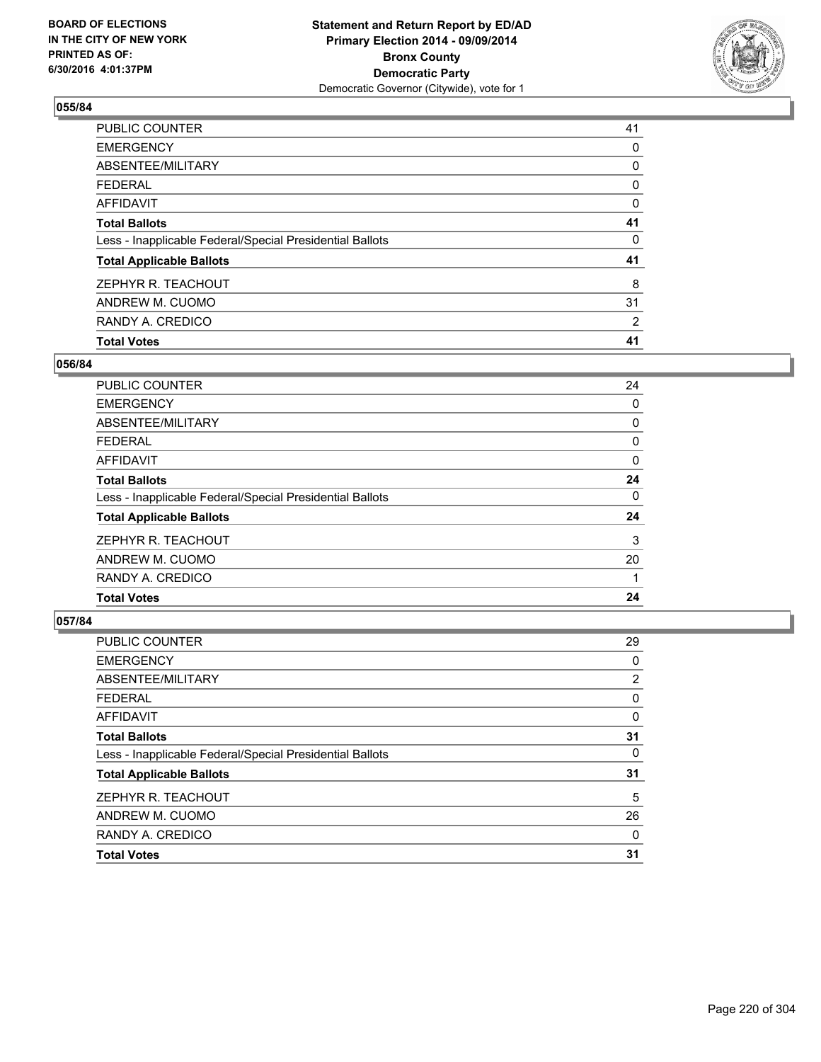**BOARD OF ELECTIONS IN THE CITY OF NEW YORK PRINTED AS OF: 6/30/2016 4:01:37PM**

**Statement and Return Report by ED/AD**
**Primary Election 2014 - 09/09/2014**
**Bronx County**
**Democratic Party**
Democratic Governor (Citywide), vote for 1

### 055/84

| | |
|---|---|
| PUBLIC COUNTER | 41 |
| EMERGENCY | 0 |
| ABSENTEE/MILITARY | 0 |
| FEDERAL | 0 |
| AFFIDAVIT | 0 |
| **Total Ballots** | **41** |
| Less - Inapplicable Federal/Special Presidential Ballots | 0 |
| **Total Applicable Ballots** | **41** |
| ZEPHYR R. TEACHOUT | 8 |
| ANDREW M. CUOMO | 31 |
| RANDY A. CREDICO | 2 |
| **Total Votes** | **41** |

### 056/84

| | |
|---|---|
| PUBLIC COUNTER | 24 |
| EMERGENCY | 0 |
| ABSENTEE/MILITARY | 0 |
| FEDERAL | 0 |
| AFFIDAVIT | 0 |
| **Total Ballots** | **24** |
| Less - Inapplicable Federal/Special Presidential Ballots | 0 |
| **Total Applicable Ballots** | **24** |
| ZEPHYR R. TEACHOUT | 3 |
| ANDREW M. CUOMO | 20 |
| RANDY A. CREDICO | 1 |
| **Total Votes** | **24** |

### 057/84

| | |
|---|---|
| PUBLIC COUNTER | 29 |
| EMERGENCY | 0 |
| ABSENTEE/MILITARY | 2 |
| FEDERAL | 0 |
| AFFIDAVIT | 0 |
| **Total Ballots** | **31** |
| Less - Inapplicable Federal/Special Presidential Ballots | 0 |
| **Total Applicable Ballots** | **31** |
| ZEPHYR R. TEACHOUT | 5 |
| ANDREW M. CUOMO | 26 |
| RANDY A. CREDICO | 0 |
| **Total Votes** | **31** |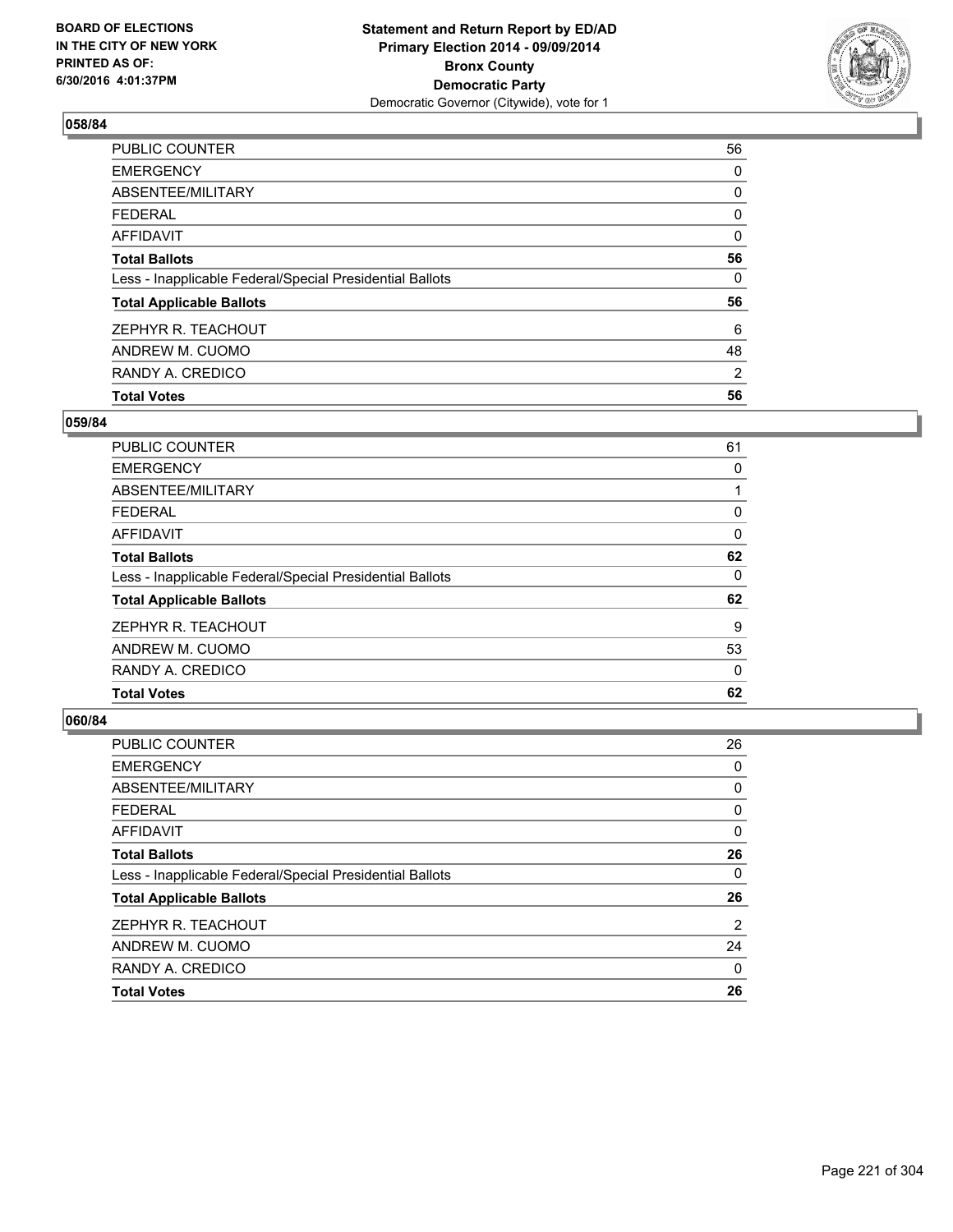BOARD OF ELECTIONS
IN THE CITY OF NEW YORK
PRINTED AS OF:
6/30/2016 4:01:37PM

**Statement and Return Report by ED/AD**
**Primary Election 2014 - 09/09/2014**
**Bronx County**
**Democratic Party**
Democratic Governor (Citywide), vote for 1

## 058/84

| | |
|---|---|
| PUBLIC COUNTER | 56 |
| EMERGENCY | 0 |
| ABSENTEE/MILITARY | 0 |
| FEDERAL | 0 |
| AFFIDAVIT | 0 |
| **Total Ballots** | **56** |
| Less - Inapplicable Federal/Special Presidential Ballots | 0 |
| **Total Applicable Ballots** | **56** |
| ZEPHYR R. TEACHOUT | 6 |
| ANDREW M. CUOMO | 48 |
| RANDY A. CREDICO | 2 |
| **Total Votes** | **56** |

## 059/84

| | |
|---|---|
| PUBLIC COUNTER | 61 |
| EMERGENCY | 0 |
| ABSENTEE/MILITARY | 1 |
| FEDERAL | 0 |
| AFFIDAVIT | 0 |
| **Total Ballots** | **62** |
| Less - Inapplicable Federal/Special Presidential Ballots | 0 |
| **Total Applicable Ballots** | **62** |
| ZEPHYR R. TEACHOUT | 9 |
| ANDREW M. CUOMO | 53 |
| RANDY A. CREDICO | 0 |
| **Total Votes** | **62** |

## 060/84

| | |
|---|---|
| PUBLIC COUNTER | 26 |
| EMERGENCY | 0 |
| ABSENTEE/MILITARY | 0 |
| FEDERAL | 0 |
| AFFIDAVIT | 0 |
| **Total Ballots** | **26** |
| Less - Inapplicable Federal/Special Presidential Ballots | 0 |
| **Total Applicable Ballots** | **26** |
| ZEPHYR R. TEACHOUT | 2 |
| ANDREW M. CUOMO | 24 |
| RANDY A. CREDICO | 0 |
| **Total Votes** | **26** |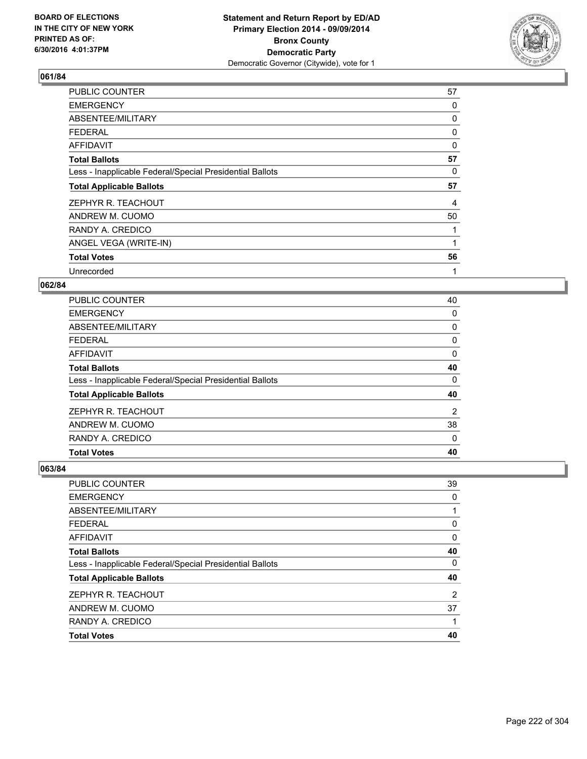**BOARD OF ELECTIONS IN THE CITY OF NEW YORK PRINTED AS OF: 6/30/2016 4:01:37PM**

**Statement and Return Report by ED/AD Primary Election 2014 - 09/09/2014 Bronx County Democratic Party**
Democratic Governor (Citywide), vote for 1

### 061/84

| | |
|---|---|
| PUBLIC COUNTER | 57 |
| EMERGENCY | 0 |
| ABSENTEE/MILITARY | 0 |
| FEDERAL | 0 |
| AFFIDAVIT | 0 |
| **Total Ballots** | **57** |
| Less - Inapplicable Federal/Special Presidential Ballots | 0 |
| **Total Applicable Ballots** | **57** |
| ZEPHYR R. TEACHOUT | 4 |
| ANDREW M. CUOMO | 50 |
| RANDY A. CREDICO | 1 |
| ANGEL VEGA (WRITE-IN) | 1 |
| **Total Votes** | **56** |
| Unrecorded | 1 |

### 062/84

| | |
|---|---|
| PUBLIC COUNTER | 40 |
| EMERGENCY | 0 |
| ABSENTEE/MILITARY | 0 |
| FEDERAL | 0 |
| AFFIDAVIT | 0 |
| **Total Ballots** | **40** |
| Less - Inapplicable Federal/Special Presidential Ballots | 0 |
| **Total Applicable Ballots** | **40** |
| ZEPHYR R. TEACHOUT | 2 |
| ANDREW M. CUOMO | 38 |
| RANDY A. CREDICO | 0 |
| **Total Votes** | **40** |

### 063/84

| | |
|---|---|
| PUBLIC COUNTER | 39 |
| EMERGENCY | 0 |
| ABSENTEE/MILITARY | 1 |
| FEDERAL | 0 |
| AFFIDAVIT | 0 |
| **Total Ballots** | **40** |
| Less - Inapplicable Federal/Special Presidential Ballots | 0 |
| **Total Applicable Ballots** | **40** |
| ZEPHYR R. TEACHOUT | 2 |
| ANDREW M. CUOMO | 37 |
| RANDY A. CREDICO | 1 |
| **Total Votes** | **40** |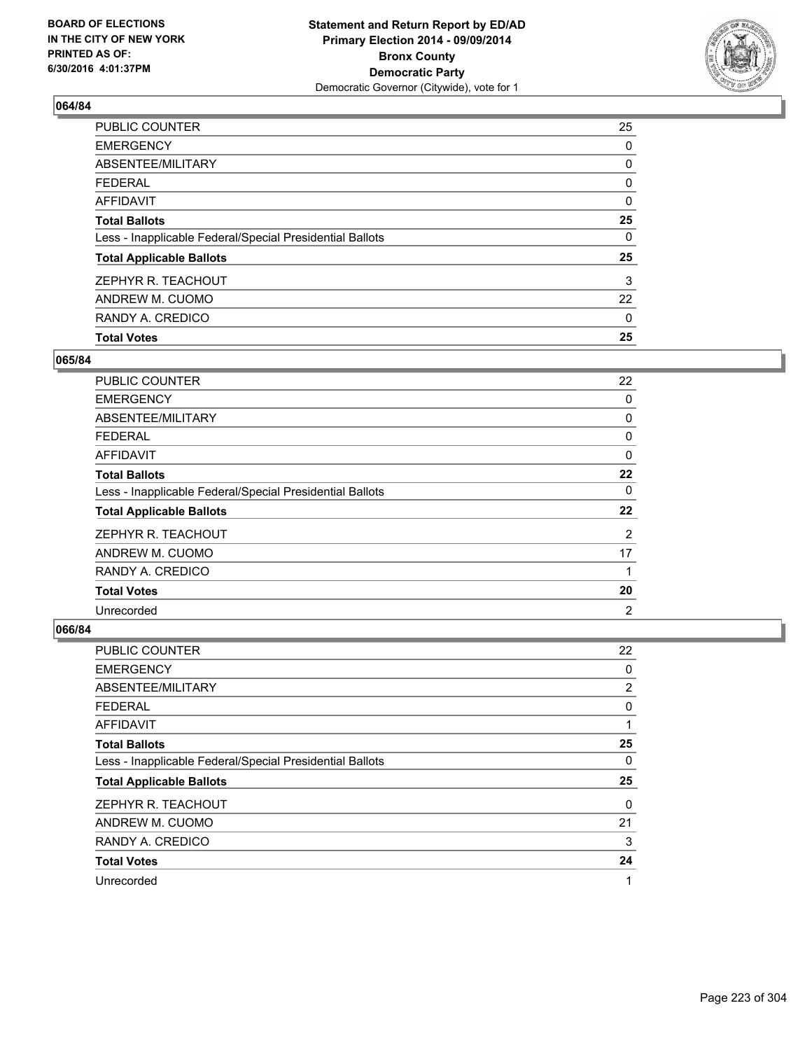**Statement and Return Report by ED/AD**
**Primary Election 2014 - 09/09/2014**
**Bronx County**
**Democratic Party**
Democratic Governor (Citywide), vote for 1

BOARD OF ELECTIONS
IN THE CITY OF NEW YORK
PRINTED AS OF:
6/30/2016 4:01:37PM

### 064/84

| | |
|---|---|
| PUBLIC COUNTER | 25 |
| EMERGENCY | 0 |
| ABSENTEE/MILITARY | 0 |
| FEDERAL | 0 |
| AFFIDAVIT | 0 |
| **Total Ballots** | **25** |
| Less - Inapplicable Federal/Special Presidential Ballots | 0 |
| **Total Applicable Ballots** | **25** |
| ZEPHYR R. TEACHOUT | 3 |
| ANDREW M. CUOMO | 22 |
| RANDY A. CREDICO | 0 |
| **Total Votes** | **25** |

### 065/84

| | |
|---|---|
| PUBLIC COUNTER | 22 |
| EMERGENCY | 0 |
| ABSENTEE/MILITARY | 0 |
| FEDERAL | 0 |
| AFFIDAVIT | 0 |
| **Total Ballots** | **22** |
| Less - Inapplicable Federal/Special Presidential Ballots | 0 |
| **Total Applicable Ballots** | **22** |
| ZEPHYR R. TEACHOUT | 2 |
| ANDREW M. CUOMO | 17 |
| RANDY A. CREDICO | 1 |
| **Total Votes** | **20** |
| Unrecorded | 2 |

### 066/84

| | |
|---|---|
| PUBLIC COUNTER | 22 |
| EMERGENCY | 0 |
| ABSENTEE/MILITARY | 2 |
| FEDERAL | 0 |
| AFFIDAVIT | 1 |
| **Total Ballots** | **25** |
| Less - Inapplicable Federal/Special Presidential Ballots | 0 |
| **Total Applicable Ballots** | **25** |
| ZEPHYR R. TEACHOUT | 0 |
| ANDREW M. CUOMO | 21 |
| RANDY A. CREDICO | 3 |
| **Total Votes** | **24** |
| Unrecorded | 1 |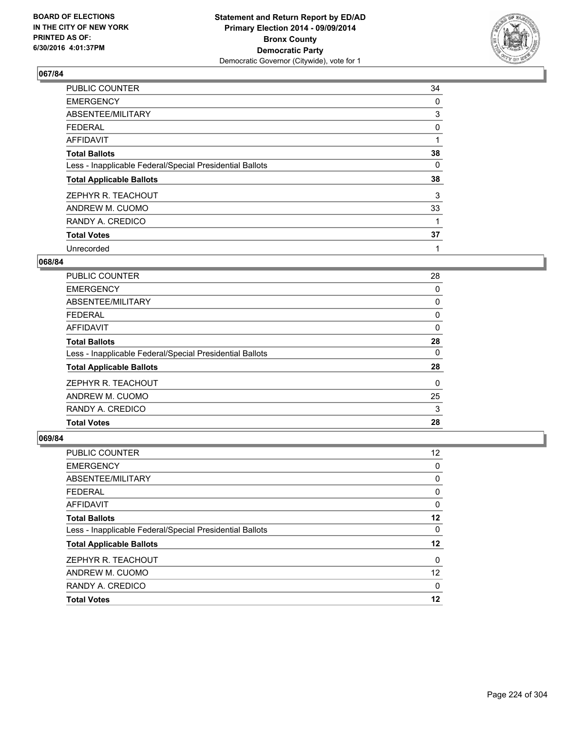**Statement and Return Report by ED/AD**
**Primary Election 2014 - 09/09/2014**
**Bronx County**
**Democratic Party**
Democratic Governor (Citywide), vote for 1

BOARD OF ELECTIONS
IN THE CITY OF NEW YORK
PRINTED AS OF:
6/30/2016 4:01:37PM

## 067/84

| | |
|---|---|
| PUBLIC COUNTER | 34 |
| EMERGENCY | 0 |
| ABSENTEE/MILITARY | 3 |
| FEDERAL | 0 |
| AFFIDAVIT | 1 |
| **Total Ballots** | **38** |
| Less - Inapplicable Federal/Special Presidential Ballots | 0 |
| **Total Applicable Ballots** | **38** |
| ZEPHYR R. TEACHOUT | 3 |
| ANDREW M. CUOMO | 33 |
| RANDY A. CREDICO | 1 |
| **Total Votes** | **37** |
| Unrecorded | 1 |

## 068/84

| | |
|---|---|
| PUBLIC COUNTER | 28 |
| EMERGENCY | 0 |
| ABSENTEE/MILITARY | 0 |
| FEDERAL | 0 |
| AFFIDAVIT | 0 |
| **Total Ballots** | **28** |
| Less - Inapplicable Federal/Special Presidential Ballots | 0 |
| **Total Applicable Ballots** | **28** |
| ZEPHYR R. TEACHOUT | 0 |
| ANDREW M. CUOMO | 25 |
| RANDY A. CREDICO | 3 |
| **Total Votes** | **28** |

## 069/84

| | |
|---|---|
| PUBLIC COUNTER | 12 |
| EMERGENCY | 0 |
| ABSENTEE/MILITARY | 0 |
| FEDERAL | 0 |
| AFFIDAVIT | 0 |
| **Total Ballots** | **12** |
| Less - Inapplicable Federal/Special Presidential Ballots | 0 |
| **Total Applicable Ballots** | **12** |
| ZEPHYR R. TEACHOUT | 0 |
| ANDREW M. CUOMO | 12 |
| RANDY A. CREDICO | 0 |
| **Total Votes** | **12** |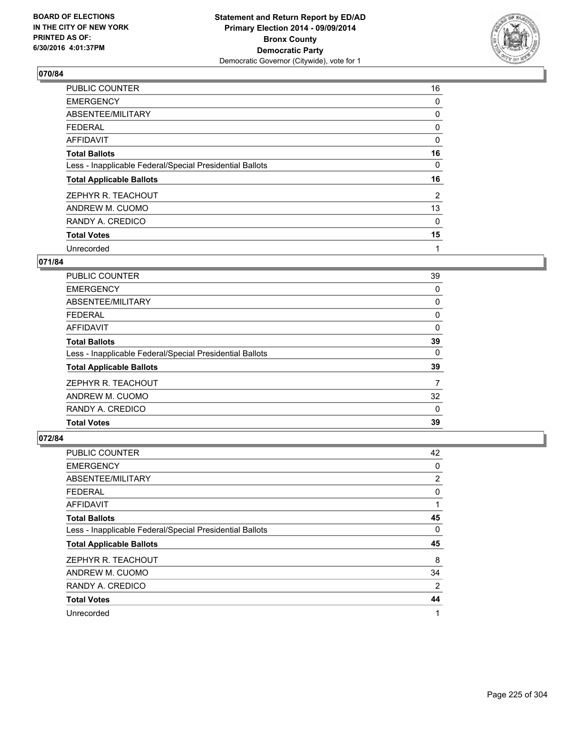**Statement and Return Report by ED/AD**
**Primary Election 2014 - 09/09/2014**
**Bronx County**
**Democratic Party**
Democratic Governor (Citywide), vote for 1

BOARD OF ELECTIONS
IN THE CITY OF NEW YORK
PRINTED AS OF:
6/30/2016 4:01:37PM

### 070/84

| | |
|---|---|
| PUBLIC COUNTER | 16 |
| EMERGENCY | 0 |
| ABSENTEE/MILITARY | 0 |
| FEDERAL | 0 |
| AFFIDAVIT | 0 |
| **Total Ballots** | **16** |
| Less - Inapplicable Federal/Special Presidential Ballots | 0 |
| **Total Applicable Ballots** | **16** |
| ZEPHYR R. TEACHOUT | 2 |
| ANDREW M. CUOMO | 13 |
| RANDY A. CREDICO | 0 |
| **Total Votes** | **15** |
| Unrecorded | 1 |

### 071/84

| | |
|---|---|
| PUBLIC COUNTER | 39 |
| EMERGENCY | 0 |
| ABSENTEE/MILITARY | 0 |
| FEDERAL | 0 |
| AFFIDAVIT | 0 |
| **Total Ballots** | **39** |
| Less - Inapplicable Federal/Special Presidential Ballots | 0 |
| **Total Applicable Ballots** | **39** |
| ZEPHYR R. TEACHOUT | 7 |
| ANDREW M. CUOMO | 32 |
| RANDY A. CREDICO | 0 |
| **Total Votes** | **39** |

### 072/84

| | |
|---|---|
| PUBLIC COUNTER | 42 |
| EMERGENCY | 0 |
| ABSENTEE/MILITARY | 2 |
| FEDERAL | 0 |
| AFFIDAVIT | 1 |
| **Total Ballots** | **45** |
| Less - Inapplicable Federal/Special Presidential Ballots | 0 |
| **Total Applicable Ballots** | **45** |
| ZEPHYR R. TEACHOUT | 8 |
| ANDREW M. CUOMO | 34 |
| RANDY A. CREDICO | 2 |
| **Total Votes** | **44** |
| Unrecorded | 1 |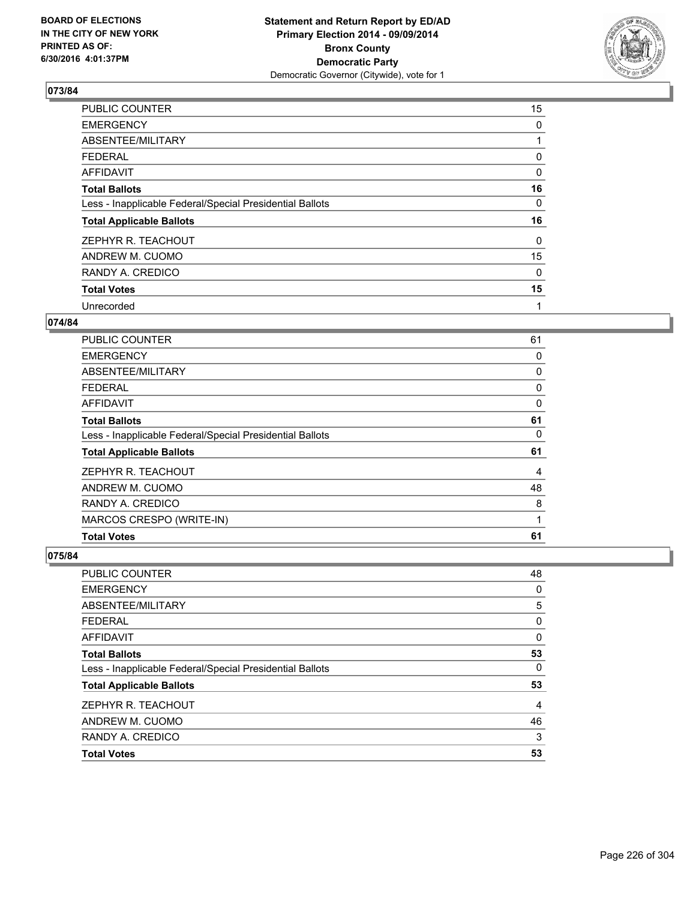Statement and Return Report by ED/AD
Primary Election 2014 - 09/09/2014
Bronx County
Democratic Party
Democratic Governor (Citywide), vote for 1

BOARD OF ELECTIONS
IN THE CITY OF NEW YORK
PRINTED AS OF:
6/30/2016 4:01:37PM

### 073/84

| | |
|---|---|
| PUBLIC COUNTER | 15 |
| EMERGENCY | 0 |
| ABSENTEE/MILITARY | 1 |
| FEDERAL | 0 |
| AFFIDAVIT | 0 |
| **Total Ballots** | **16** |
| Less - Inapplicable Federal/Special Presidential Ballots | 0 |
| **Total Applicable Ballots** | **16** |
| ZEPHYR R. TEACHOUT | 0 |
| ANDREW M. CUOMO | 15 |
| RANDY A. CREDICO | 0 |
| **Total Votes** | **15** |
| Unrecorded | 1 |

### 074/84

| | |
|---|---|
| PUBLIC COUNTER | 61 |
| EMERGENCY | 0 |
| ABSENTEE/MILITARY | 0 |
| FEDERAL | 0 |
| AFFIDAVIT | 0 |
| **Total Ballots** | **61** |
| Less - Inapplicable Federal/Special Presidential Ballots | 0 |
| **Total Applicable Ballots** | **61** |
| ZEPHYR R. TEACHOUT | 4 |
| ANDREW M. CUOMO | 48 |
| RANDY A. CREDICO | 8 |
| MARCOS CRESPO (WRITE-IN) | 1 |
| **Total Votes** | **61** |

### 075/84

| | |
|---|---|
| PUBLIC COUNTER | 48 |
| EMERGENCY | 0 |
| ABSENTEE/MILITARY | 5 |
| FEDERAL | 0 |
| AFFIDAVIT | 0 |
| **Total Ballots** | **53** |
| Less - Inapplicable Federal/Special Presidential Ballots | 0 |
| **Total Applicable Ballots** | **53** |
| ZEPHYR R. TEACHOUT | 4 |
| ANDREW M. CUOMO | 46 |
| RANDY A. CREDICO | 3 |
| **Total Votes** | **53** |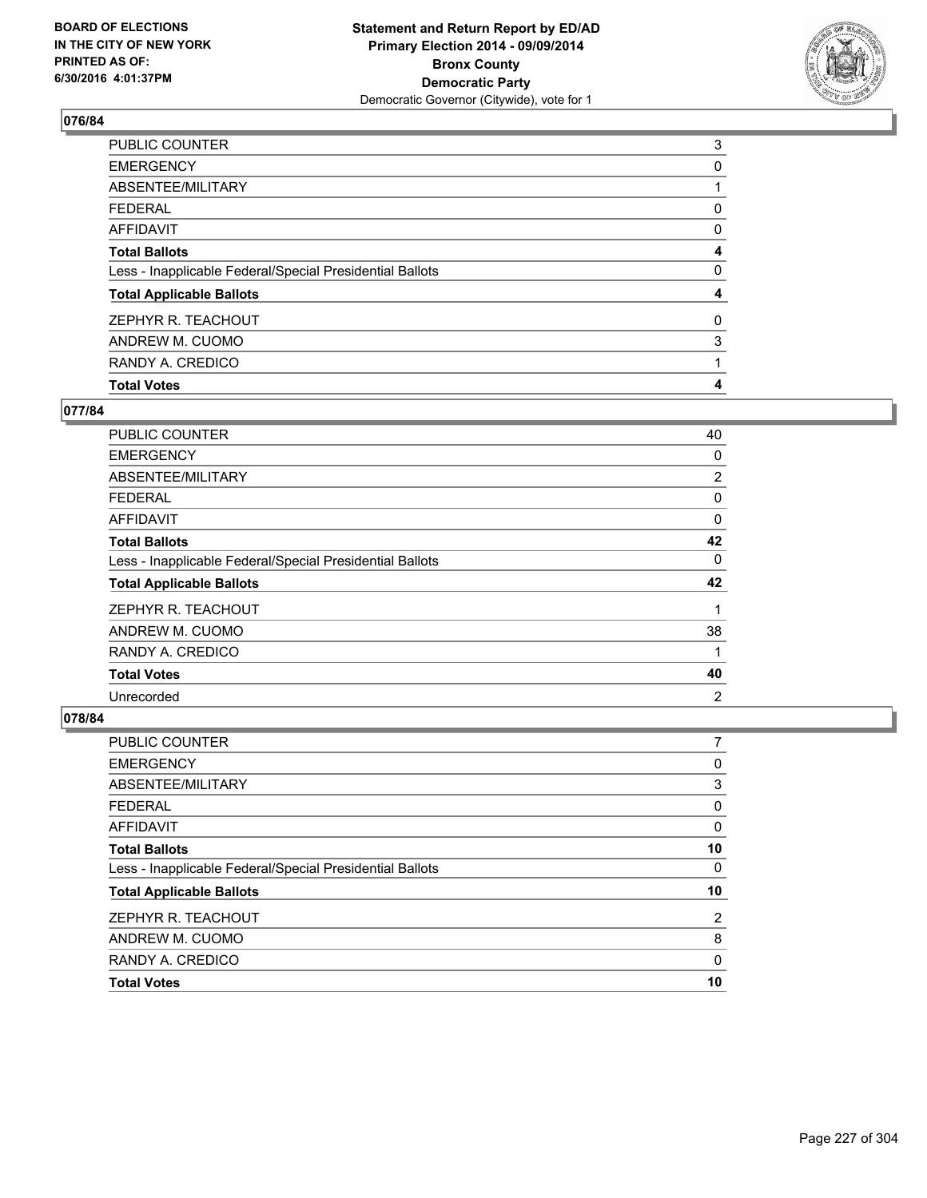BOARD OF ELECTIONS
IN THE CITY OF NEW YORK
PRINTED AS OF:
6/30/2016 4:01:37PM

**Statement and Return Report by ED/AD**
**Primary Election 2014 - 09/09/2014**
**Bronx County**
**Democratic Party**
Democratic Governor (Citywide), vote for 1

## 076/84

| | |
|---|---|
| PUBLIC COUNTER | 3 |
| EMERGENCY | 0 |
| ABSENTEE/MILITARY | 1 |
| FEDERAL | 0 |
| AFFIDAVIT | 0 |
| **Total Ballots** | **4** |
| Less - Inapplicable Federal/Special Presidential Ballots | 0 |
| **Total Applicable Ballots** | **4** |
| ZEPHYR R. TEACHOUT | 0 |
| ANDREW M. CUOMO | 3 |
| RANDY A. CREDICO | 1 |
| **Total Votes** | **4** |

## 077/84

| | |
|---|---|
| PUBLIC COUNTER | 40 |
| EMERGENCY | 0 |
| ABSENTEE/MILITARY | 2 |
| FEDERAL | 0 |
| AFFIDAVIT | 0 |
| **Total Ballots** | **42** |
| Less - Inapplicable Federal/Special Presidential Ballots | 0 |
| **Total Applicable Ballots** | **42** |
| ZEPHYR R. TEACHOUT | 1 |
| ANDREW M. CUOMO | 38 |
| RANDY A. CREDICO | 1 |
| **Total Votes** | **40** |
| Unrecorded | 2 |

## 078/84

| | |
|---|---|
| PUBLIC COUNTER | 7 |
| EMERGENCY | 0 |
| ABSENTEE/MILITARY | 3 |
| FEDERAL | 0 |
| AFFIDAVIT | 0 |
| **Total Ballots** | **10** |
| Less - Inapplicable Federal/Special Presidential Ballots | 0 |
| **Total Applicable Ballots** | **10** |
| ZEPHYR R. TEACHOUT | 2 |
| ANDREW M. CUOMO | 8 |
| RANDY A. CREDICO | 0 |
| **Total Votes** | **10** |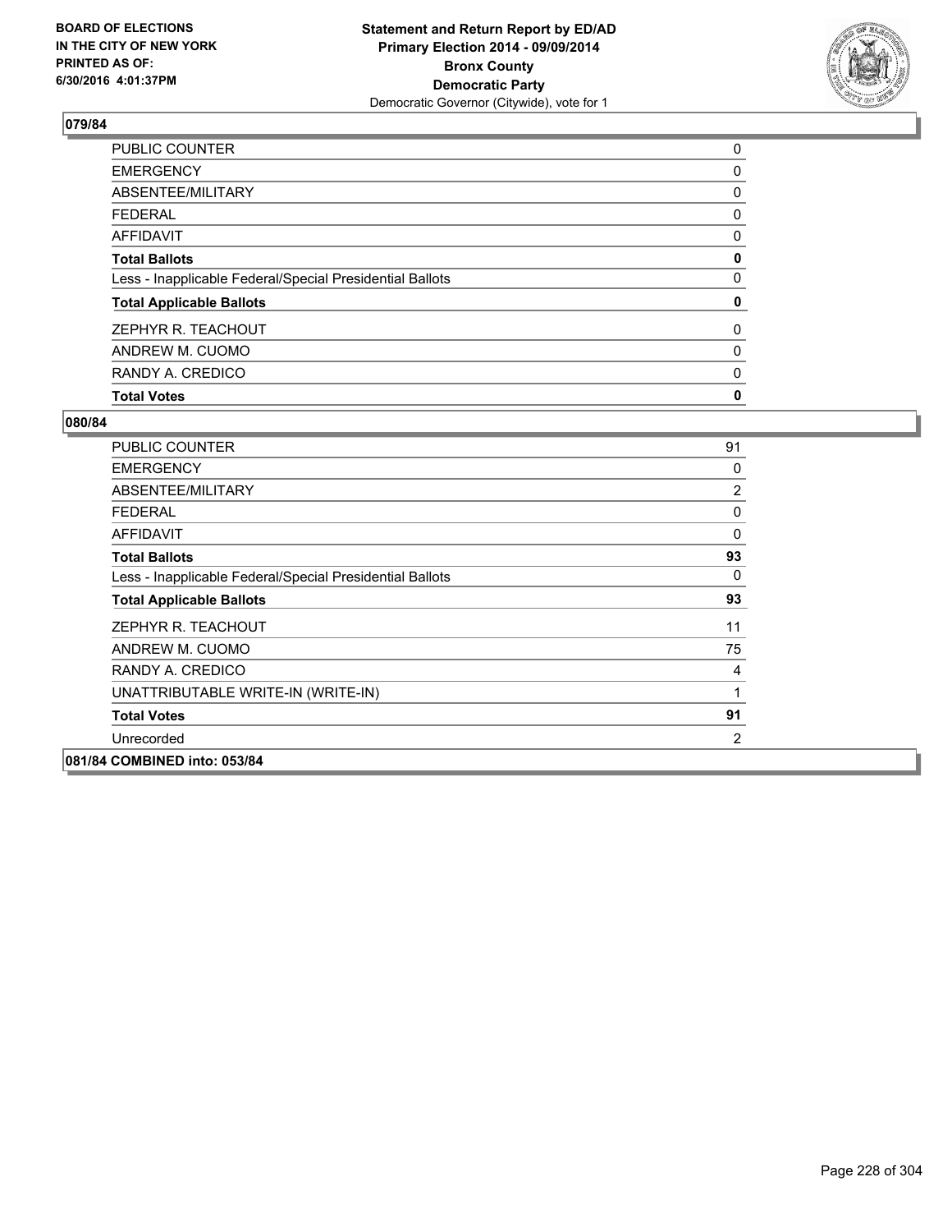**Statement and Return Report by ED/AD**
**Primary Election 2014 - 09/09/2014**
**Bronx County**
**Democratic Party**
Democratic Governor (Citywide), vote for 1

BOARD OF ELECTIONS
IN THE CITY OF NEW YORK
PRINTED AS OF:
6/30/2016 4:01:37PM

### 079/84

| | |
|---|---|
| PUBLIC COUNTER | 0 |
| EMERGENCY | 0 |
| ABSENTEE/MILITARY | 0 |
| FEDERAL | 0 |
| AFFIDAVIT | 0 |
| **Total Ballots** | **0** |
| Less - Inapplicable Federal/Special Presidential Ballots | 0 |
| **Total Applicable Ballots** | **0** |
| ZEPHYR R. TEACHOUT | 0 |
| ANDREW M. CUOMO | 0 |
| RANDY A. CREDICO | 0 |
| **Total Votes** | **0** |

### 080/84

| | |
|---|---|
| PUBLIC COUNTER | 91 |
| EMERGENCY | 0 |
| ABSENTEE/MILITARY | 2 |
| FEDERAL | 0 |
| AFFIDAVIT | 0 |
| **Total Ballots** | **93** |
| Less - Inapplicable Federal/Special Presidential Ballots | 0 |
| **Total Applicable Ballots** | **93** |
| ZEPHYR R. TEACHOUT | 11 |
| ANDREW M. CUOMO | 75 |
| RANDY A. CREDICO | 4 |
| UNATTRIBUTABLE WRITE-IN (WRITE-IN) | 1 |
| **Total Votes** | **91** |
| Unrecorded | 2 |

### 081/84 COMBINED into: 053/84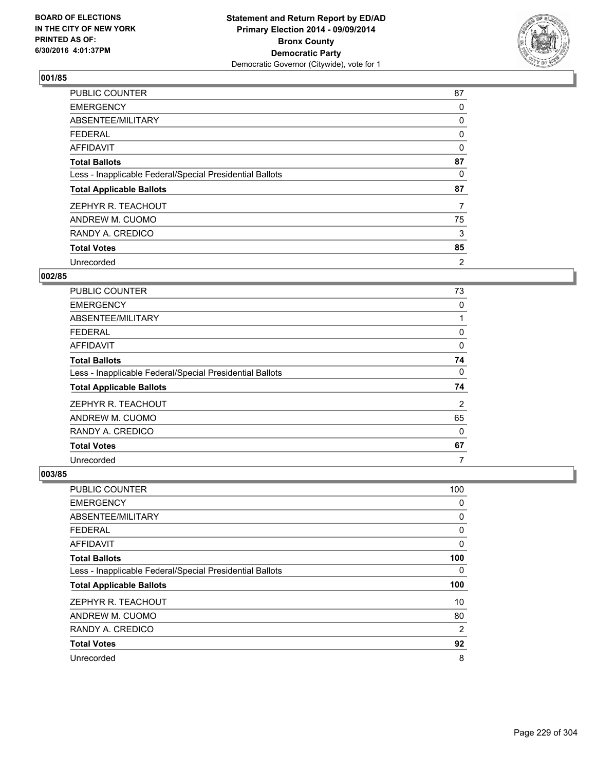BOARD OF ELECTIONS
IN THE CITY OF NEW YORK
PRINTED AS OF:
6/30/2016 4:01:37PM

**Statement and Return Report by ED/AD**
**Primary Election 2014 - 09/09/2014**
**Bronx County**
**Democratic Party**
Democratic Governor (Citywide), vote for 1

### 001/85

| | |
|---|---|
| PUBLIC COUNTER | 87 |
| EMERGENCY | 0 |
| ABSENTEE/MILITARY | 0 |
| FEDERAL | 0 |
| AFFIDAVIT | 0 |
| **Total Ballots** | **87** |
| Less - Inapplicable Federal/Special Presidential Ballots | 0 |
| **Total Applicable Ballots** | **87** |
| ZEPHYR R. TEACHOUT | 7 |
| ANDREW M. CUOMO | 75 |
| RANDY A. CREDICO | 3 |
| **Total Votes** | **85** |
| Unrecorded | 2 |

### 002/85

| | |
|---|---|
| PUBLIC COUNTER | 73 |
| EMERGENCY | 0 |
| ABSENTEE/MILITARY | 1 |
| FEDERAL | 0 |
| AFFIDAVIT | 0 |
| **Total Ballots** | **74** |
| Less - Inapplicable Federal/Special Presidential Ballots | 0 |
| **Total Applicable Ballots** | **74** |
| ZEPHYR R. TEACHOUT | 2 |
| ANDREW M. CUOMO | 65 |
| RANDY A. CREDICO | 0 |
| **Total Votes** | **67** |
| Unrecorded | 7 |

### 003/85

| | |
|---|---|
| PUBLIC COUNTER | 100 |
| EMERGENCY | 0 |
| ABSENTEE/MILITARY | 0 |
| FEDERAL | 0 |
| AFFIDAVIT | 0 |
| **Total Ballots** | **100** |
| Less - Inapplicable Federal/Special Presidential Ballots | 0 |
| **Total Applicable Ballots** | **100** |
| ZEPHYR R. TEACHOUT | 10 |
| ANDREW M. CUOMO | 80 |
| RANDY A. CREDICO | 2 |
| **Total Votes** | **92** |
| Unrecorded | 8 |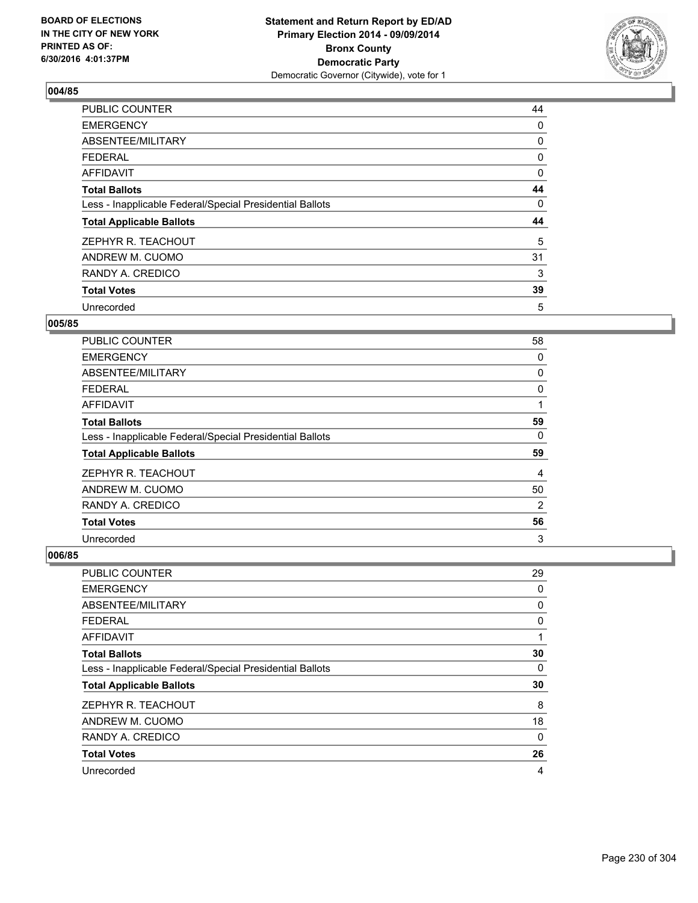BOARD OF ELECTIONS
IN THE CITY OF NEW YORK
PRINTED AS OF:
6/30/2016 4:01:37PM

**Statement and Return Report by ED/AD**
**Primary Election 2014 - 09/09/2014**
**Bronx County**
**Democratic Party**
Democratic Governor (Citywide), vote for 1

## 004/85

| | |
|---|---|
| PUBLIC COUNTER | 44 |
| EMERGENCY | 0 |
| ABSENTEE/MILITARY | 0 |
| FEDERAL | 0 |
| AFFIDAVIT | 0 |
| **Total Ballots** | **44** |
| Less - Inapplicable Federal/Special Presidential Ballots | 0 |
| **Total Applicable Ballots** | **44** |
| ZEPHYR R. TEACHOUT | 5 |
| ANDREW M. CUOMO | 31 |
| RANDY A. CREDICO | 3 |
| **Total Votes** | **39** |
| Unrecorded | 5 |

## 005/85

| | |
|---|---|
| PUBLIC COUNTER | 58 |
| EMERGENCY | 0 |
| ABSENTEE/MILITARY | 0 |
| FEDERAL | 0 |
| AFFIDAVIT | 1 |
| **Total Ballots** | **59** |
| Less - Inapplicable Federal/Special Presidential Ballots | 0 |
| **Total Applicable Ballots** | **59** |
| ZEPHYR R. TEACHOUT | 4 |
| ANDREW M. CUOMO | 50 |
| RANDY A. CREDICO | 2 |
| **Total Votes** | **56** |
| Unrecorded | 3 |

## 006/85

| | |
|---|---|
| PUBLIC COUNTER | 29 |
| EMERGENCY | 0 |
| ABSENTEE/MILITARY | 0 |
| FEDERAL | 0 |
| AFFIDAVIT | 1 |
| **Total Ballots** | **30** |
| Less - Inapplicable Federal/Special Presidential Ballots | 0 |
| **Total Applicable Ballots** | **30** |
| ZEPHYR R. TEACHOUT | 8 |
| ANDREW M. CUOMO | 18 |
| RANDY A. CREDICO | 0 |
| **Total Votes** | **26** |
| Unrecorded | 4 |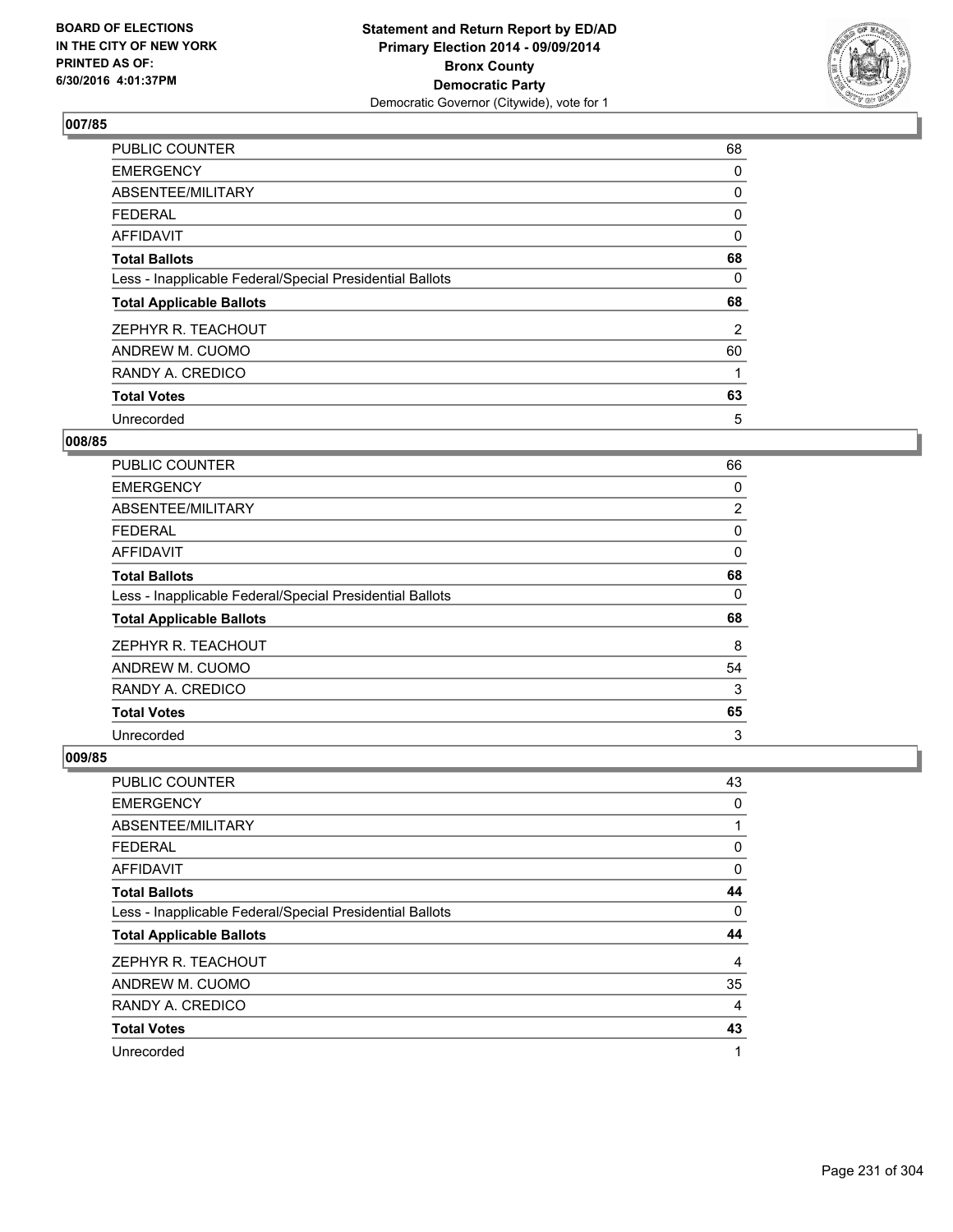**BOARD OF ELECTIONS IN THE CITY OF NEW YORK PRINTED AS OF: 6/30/2016 4:01:37PM**

**Statement and Return Report by ED/AD**
**Primary Election 2014 - 09/09/2014**
**Bronx County**
**Democratic Party**
Democratic Governor (Citywide), vote for 1

### 007/85

| | |
|---|---|
| PUBLIC COUNTER | 68 |
| EMERGENCY | 0 |
| ABSENTEE/MILITARY | 0 |
| FEDERAL | 0 |
| AFFIDAVIT | 0 |
| **Total Ballots** | **68** |
| Less - Inapplicable Federal/Special Presidential Ballots | 0 |
| **Total Applicable Ballots** | **68** |
| ZEPHYR R. TEACHOUT | 2 |
| ANDREW M. CUOMO | 60 |
| RANDY A. CREDICO | 1 |
| **Total Votes** | **63** |
| Unrecorded | 5 |

### 008/85

| | |
|---|---|
| PUBLIC COUNTER | 66 |
| EMERGENCY | 0 |
| ABSENTEE/MILITARY | 2 |
| FEDERAL | 0 |
| AFFIDAVIT | 0 |
| **Total Ballots** | **68** |
| Less - Inapplicable Federal/Special Presidential Ballots | 0 |
| **Total Applicable Ballots** | **68** |
| ZEPHYR R. TEACHOUT | 8 |
| ANDREW M. CUOMO | 54 |
| RANDY A. CREDICO | 3 |
| **Total Votes** | **65** |
| Unrecorded | 3 |

### 009/85

| | |
|---|---|
| PUBLIC COUNTER | 43 |
| EMERGENCY | 0 |
| ABSENTEE/MILITARY | 1 |
| FEDERAL | 0 |
| AFFIDAVIT | 0 |
| **Total Ballots** | **44** |
| Less - Inapplicable Federal/Special Presidential Ballots | 0 |
| **Total Applicable Ballots** | **44** |
| ZEPHYR R. TEACHOUT | 4 |
| ANDREW M. CUOMO | 35 |
| RANDY A. CREDICO | 4 |
| **Total Votes** | **43** |
| Unrecorded | 1 |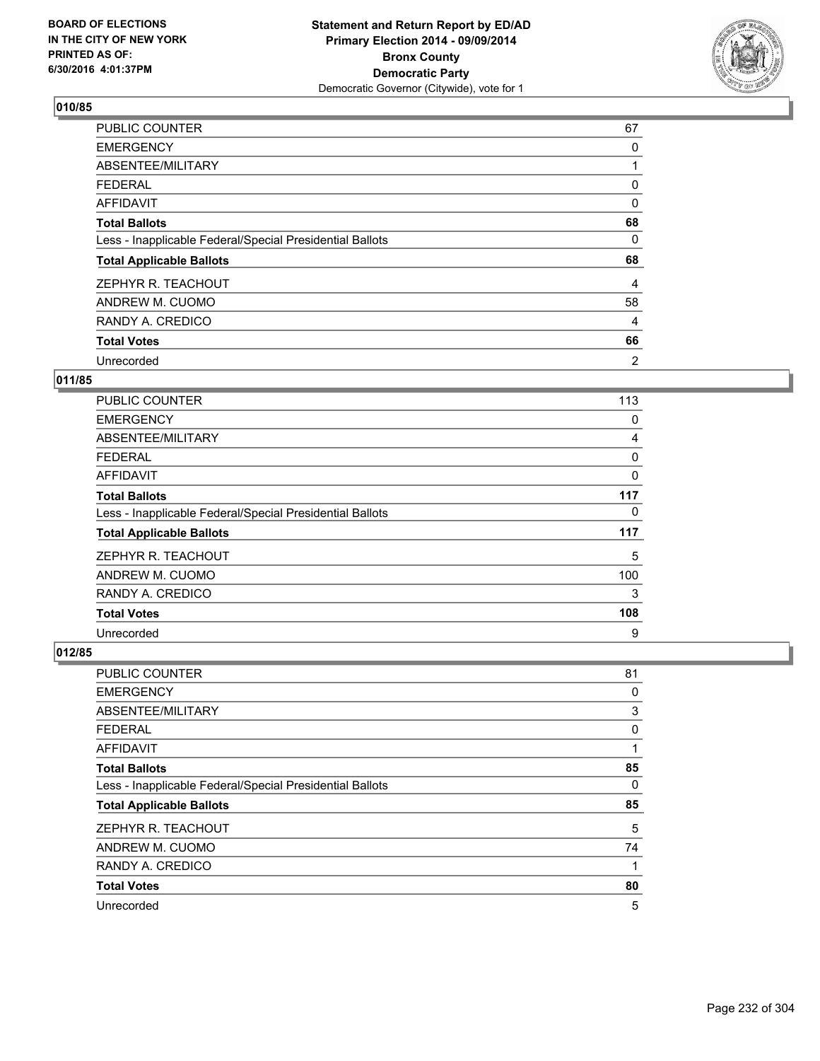**BOARD OF ELECTIONS IN THE CITY OF NEW YORK PRINTED AS OF: 6/30/2016 4:01:37PM**

**Statement and Return Report by ED/AD**
**Primary Election 2014 - 09/09/2014**
**Bronx County**
**Democratic Party**
Democratic Governor (Citywide), vote for 1

### 010/85

| | |
|---|---|
| PUBLIC COUNTER | 67 |
| EMERGENCY | 0 |
| ABSENTEE/MILITARY | 1 |
| FEDERAL | 0 |
| AFFIDAVIT | 0 |
| **Total Ballots** | **68** |
| Less - Inapplicable Federal/Special Presidential Ballots | 0 |
| **Total Applicable Ballots** | **68** |
| ZEPHYR R. TEACHOUT | 4 |
| ANDREW M. CUOMO | 58 |
| RANDY A. CREDICO | 4 |
| **Total Votes** | **66** |
| Unrecorded | 2 |

### 011/85

| | |
|---|---|
| PUBLIC COUNTER | 113 |
| EMERGENCY | 0 |
| ABSENTEE/MILITARY | 4 |
| FEDERAL | 0 |
| AFFIDAVIT | 0 |
| **Total Ballots** | **117** |
| Less - Inapplicable Federal/Special Presidential Ballots | 0 |
| **Total Applicable Ballots** | **117** |
| ZEPHYR R. TEACHOUT | 5 |
| ANDREW M. CUOMO | 100 |
| RANDY A. CREDICO | 3 |
| **Total Votes** | **108** |
| Unrecorded | 9 |

### 012/85

| | |
|---|---|
| PUBLIC COUNTER | 81 |
| EMERGENCY | 0 |
| ABSENTEE/MILITARY | 3 |
| FEDERAL | 0 |
| AFFIDAVIT | 1 |
| **Total Ballots** | **85** |
| Less - Inapplicable Federal/Special Presidential Ballots | 0 |
| **Total Applicable Ballots** | **85** |
| ZEPHYR R. TEACHOUT | 5 |
| ANDREW M. CUOMO | 74 |
| RANDY A. CREDICO | 1 |
| **Total Votes** | **80** |
| Unrecorded | 5 |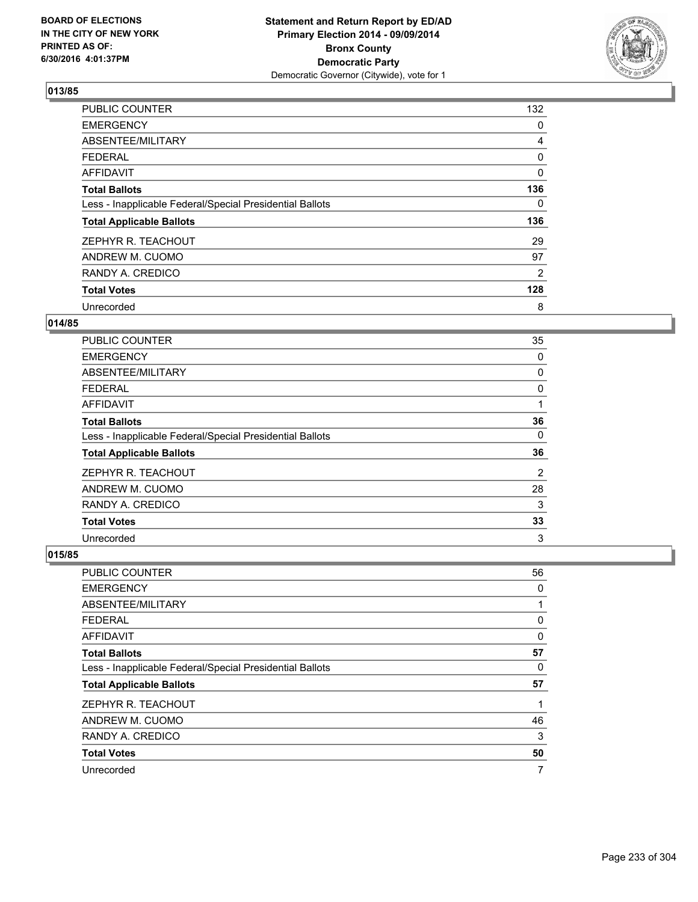**BOARD OF ELECTIONS IN THE CITY OF NEW YORK PRINTED AS OF: 6/30/2016 4:01:37PM**

**Statement and Return Report by ED/AD Primary Election 2014 - 09/09/2014 Bronx County Democratic Party**
Democratic Governor (Citywide), vote for 1

### 013/85

| | |
|---|---|
| PUBLIC COUNTER | 132 |
| EMERGENCY | 0 |
| ABSENTEE/MILITARY | 4 |
| FEDERAL | 0 |
| AFFIDAVIT | 0 |
| **Total Ballots** | **136** |
| Less - Inapplicable Federal/Special Presidential Ballots | 0 |
| **Total Applicable Ballots** | **136** |
| ZEPHYR R. TEACHOUT | 29 |
| ANDREW M. CUOMO | 97 |
| RANDY A. CREDICO | 2 |
| **Total Votes** | **128** |
| Unrecorded | 8 |

### 014/85

| | |
|---|---|
| PUBLIC COUNTER | 35 |
| EMERGENCY | 0 |
| ABSENTEE/MILITARY | 0 |
| FEDERAL | 0 |
| AFFIDAVIT | 1 |
| **Total Ballots** | **36** |
| Less - Inapplicable Federal/Special Presidential Ballots | 0 |
| **Total Applicable Ballots** | **36** |
| ZEPHYR R. TEACHOUT | 2 |
| ANDREW M. CUOMO | 28 |
| RANDY A. CREDICO | 3 |
| **Total Votes** | **33** |
| Unrecorded | 3 |

### 015/85

| | |
|---|---|
| PUBLIC COUNTER | 56 |
| EMERGENCY | 0 |
| ABSENTEE/MILITARY | 1 |
| FEDERAL | 0 |
| AFFIDAVIT | 0 |
| **Total Ballots** | **57** |
| Less - Inapplicable Federal/Special Presidential Ballots | 0 |
| **Total Applicable Ballots** | **57** |
| ZEPHYR R. TEACHOUT | 1 |
| ANDREW M. CUOMO | 46 |
| RANDY A. CREDICO | 3 |
| **Total Votes** | **50** |
| Unrecorded | 7 |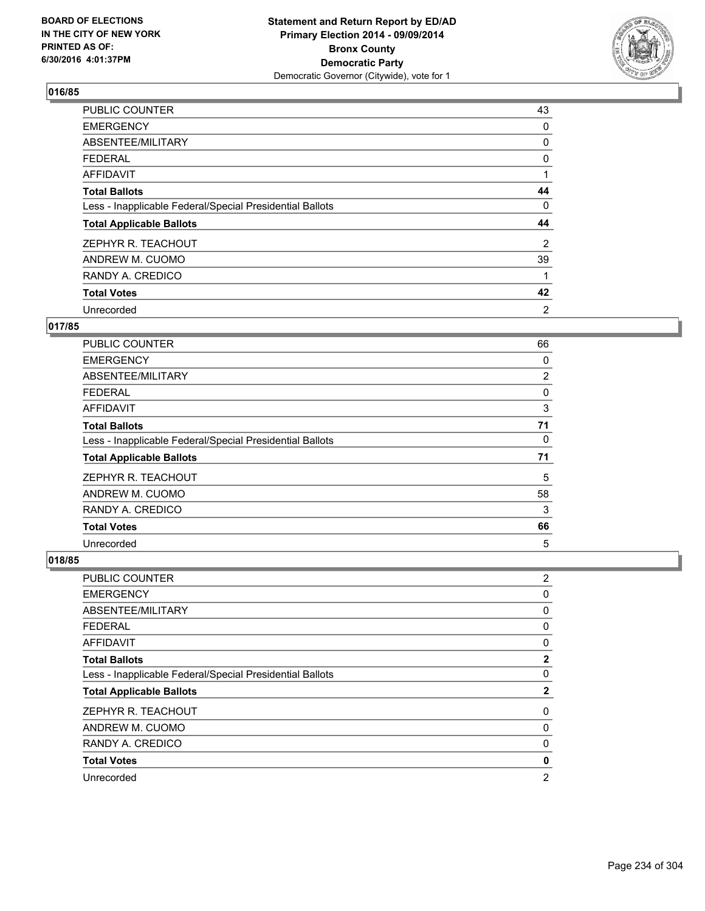**Statement and Return Report by ED/AD**
**Primary Election 2014 - 09/09/2014**
**Bronx County**
**Democratic Party**
Democratic Governor (Citywide), vote for 1

BOARD OF ELECTIONS
IN THE CITY OF NEW YORK
PRINTED AS OF:
6/30/2016 4:01:37PM

## 016/85

| | |
|---|---|
| PUBLIC COUNTER | 43 |
| EMERGENCY | 0 |
| ABSENTEE/MILITARY | 0 |
| FEDERAL | 0 |
| AFFIDAVIT | 1 |
| **Total Ballots** | **44** |
| Less - Inapplicable Federal/Special Presidential Ballots | 0 |
| **Total Applicable Ballots** | **44** |
| ZEPHYR R. TEACHOUT | 2 |
| ANDREW M. CUOMO | 39 |
| RANDY A. CREDICO | 1 |
| **Total Votes** | **42** |
| Unrecorded | 2 |

## 017/85

| | |
|---|---|
| PUBLIC COUNTER | 66 |
| EMERGENCY | 0 |
| ABSENTEE/MILITARY | 2 |
| FEDERAL | 0 |
| AFFIDAVIT | 3 |
| **Total Ballots** | **71** |
| Less - Inapplicable Federal/Special Presidential Ballots | 0 |
| **Total Applicable Ballots** | **71** |
| ZEPHYR R. TEACHOUT | 5 |
| ANDREW M. CUOMO | 58 |
| RANDY A. CREDICO | 3 |
| **Total Votes** | **66** |
| Unrecorded | 5 |

## 018/85

| | |
|---|---|
| PUBLIC COUNTER | 2 |
| EMERGENCY | 0 |
| ABSENTEE/MILITARY | 0 |
| FEDERAL | 0 |
| AFFIDAVIT | 0 |
| **Total Ballots** | **2** |
| Less - Inapplicable Federal/Special Presidential Ballots | 0 |
| **Total Applicable Ballots** | **2** |
| ZEPHYR R. TEACHOUT | 0 |
| ANDREW M. CUOMO | 0 |
| RANDY A. CREDICO | 0 |
| **Total Votes** | **0** |
| Unrecorded | 2 |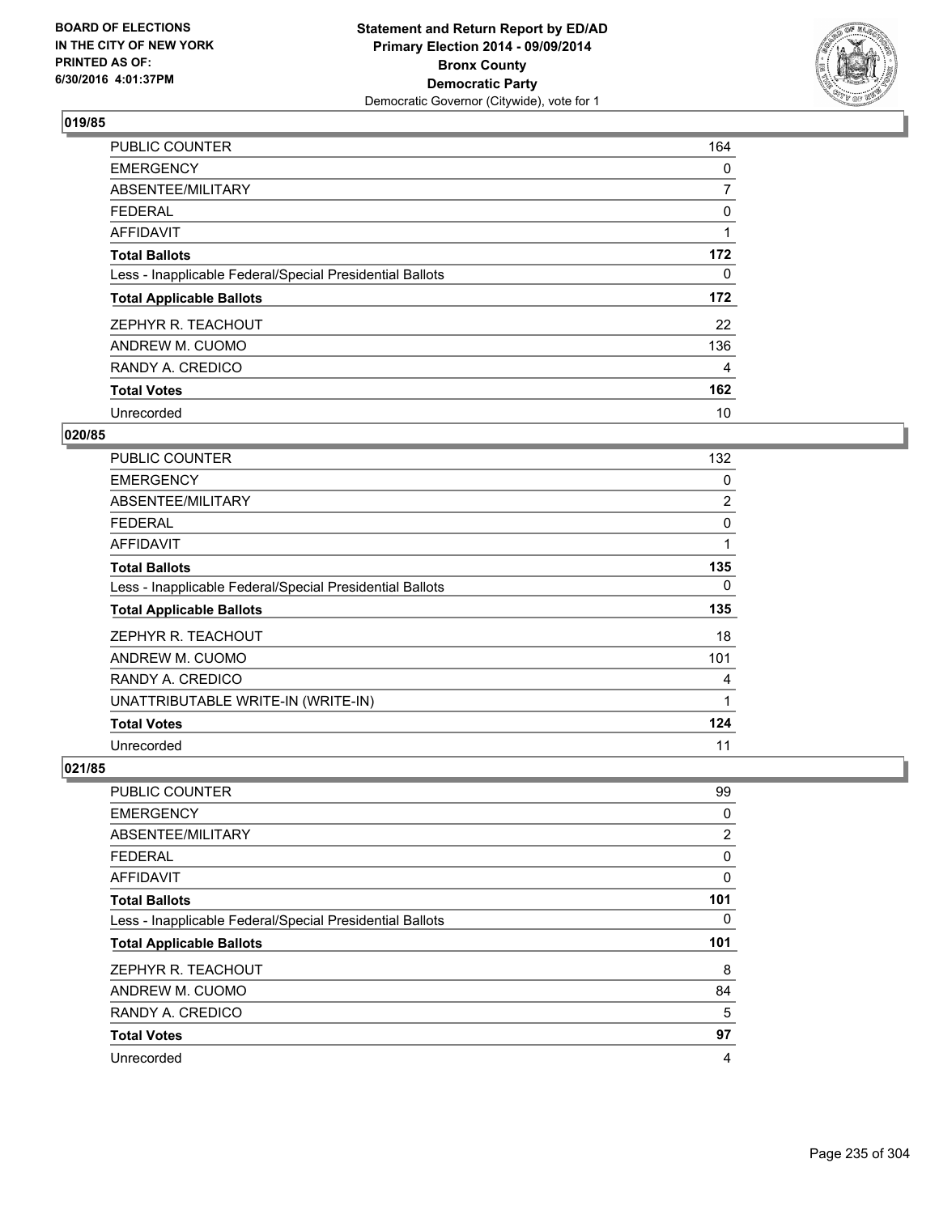**BOARD OF ELECTIONS IN THE CITY OF NEW YORK PRINTED AS OF: 6/30/2016 4:01:37PM**

**Statement and Return Report by ED/AD Primary Election 2014 - 09/09/2014 Bronx County Democratic Party**
Democratic Governor (Citywide), vote for 1

### 019/85

| | |
|---|---|
| PUBLIC COUNTER | 164 |
| EMERGENCY | 0 |
| ABSENTEE/MILITARY | 7 |
| FEDERAL | 0 |
| AFFIDAVIT | 1 |
| **Total Ballots** | **172** |
| Less - Inapplicable Federal/Special Presidential Ballots | 0 |
| **Total Applicable Ballots** | **172** |
| ZEPHYR R. TEACHOUT | 22 |
| ANDREW M. CUOMO | 136 |
| RANDY A. CREDICO | 4 |
| **Total Votes** | **162** |
| Unrecorded | 10 |

### 020/85

| | |
|---|---|
| PUBLIC COUNTER | 132 |
| EMERGENCY | 0 |
| ABSENTEE/MILITARY | 2 |
| FEDERAL | 0 |
| AFFIDAVIT | 1 |
| **Total Ballots** | **135** |
| Less - Inapplicable Federal/Special Presidential Ballots | 0 |
| **Total Applicable Ballots** | **135** |
| ZEPHYR R. TEACHOUT | 18 |
| ANDREW M. CUOMO | 101 |
| RANDY A. CREDICO | 4 |
| UNATTRIBUTABLE WRITE-IN (WRITE-IN) | 1 |
| **Total Votes** | **124** |
| Unrecorded | 11 |

### 021/85

| | |
|---|---|
| PUBLIC COUNTER | 99 |
| EMERGENCY | 0 |
| ABSENTEE/MILITARY | 2 |
| FEDERAL | 0 |
| AFFIDAVIT | 0 |
| **Total Ballots** | **101** |
| Less - Inapplicable Federal/Special Presidential Ballots | 0 |
| **Total Applicable Ballots** | **101** |
| ZEPHYR R. TEACHOUT | 8 |
| ANDREW M. CUOMO | 84 |
| RANDY A. CREDICO | 5 |
| **Total Votes** | **97** |
| Unrecorded | 4 |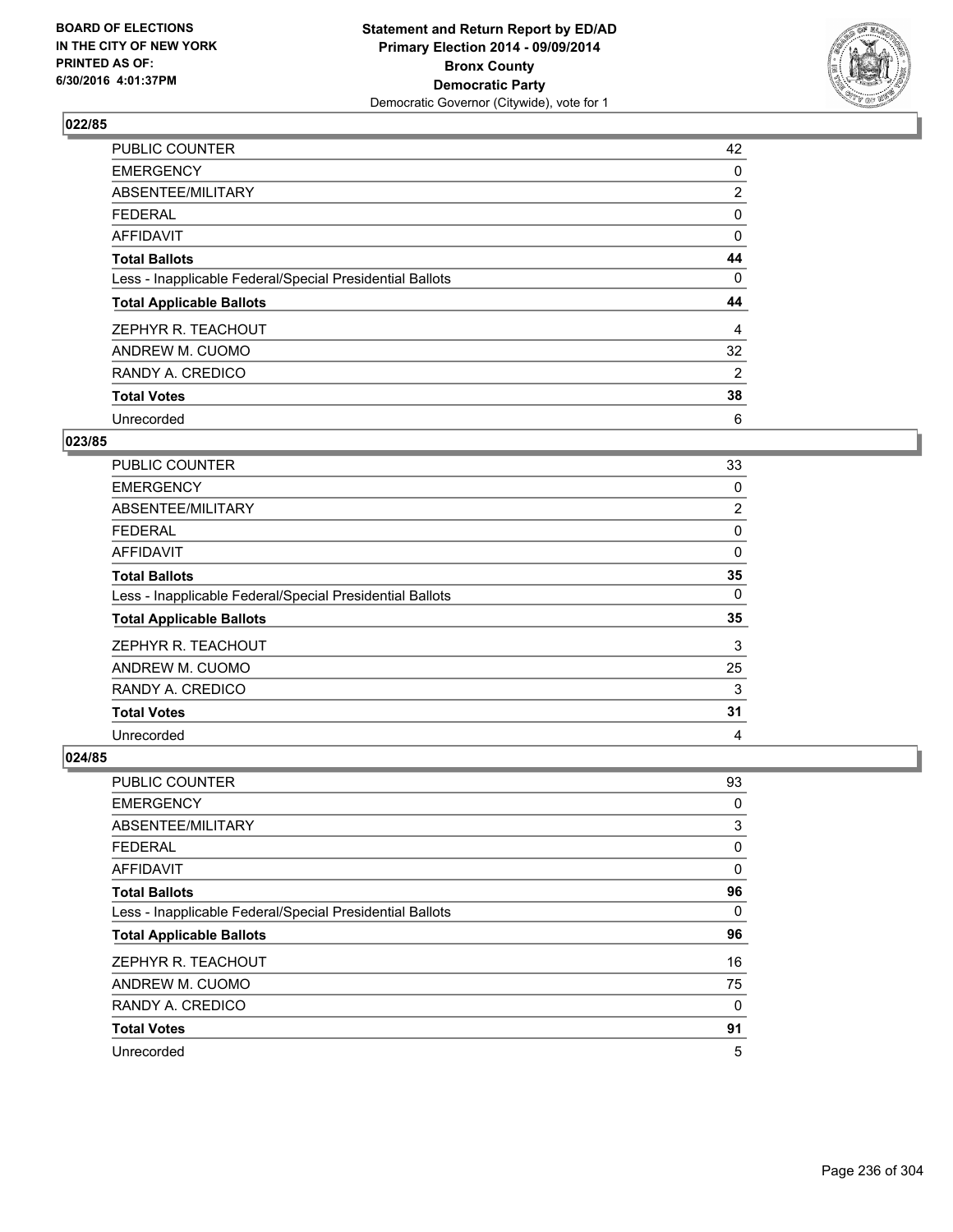**BOARD OF ELECTIONS IN THE CITY OF NEW YORK PRINTED AS OF: 6/30/2016 4:01:37PM**

**Statement and Return Report by ED/AD Primary Election 2014 - 09/09/2014 Bronx County Democratic Party**
Democratic Governor (Citywide), vote for 1

### 022/85

| | |
|---|---|
| PUBLIC COUNTER | 42 |
| EMERGENCY | 0 |
| ABSENTEE/MILITARY | 2 |
| FEDERAL | 0 |
| AFFIDAVIT | 0 |
| **Total Ballots** | **44** |
| Less - Inapplicable Federal/Special Presidential Ballots | 0 |
| **Total Applicable Ballots** | **44** |
| ZEPHYR R. TEACHOUT | 4 |
| ANDREW M. CUOMO | 32 |
| RANDY A. CREDICO | 2 |
| **Total Votes** | **38** |
| Unrecorded | 6 |

### 023/85

| | |
|---|---|
| PUBLIC COUNTER | 33 |
| EMERGENCY | 0 |
| ABSENTEE/MILITARY | 2 |
| FEDERAL | 0 |
| AFFIDAVIT | 0 |
| **Total Ballots** | **35** |
| Less - Inapplicable Federal/Special Presidential Ballots | 0 |
| **Total Applicable Ballots** | **35** |
| ZEPHYR R. TEACHOUT | 3 |
| ANDREW M. CUOMO | 25 |
| RANDY A. CREDICO | 3 |
| **Total Votes** | **31** |
| Unrecorded | 4 |

### 024/85

| | |
|---|---|
| PUBLIC COUNTER | 93 |
| EMERGENCY | 0 |
| ABSENTEE/MILITARY | 3 |
| FEDERAL | 0 |
| AFFIDAVIT | 0 |
| **Total Ballots** | **96** |
| Less - Inapplicable Federal/Special Presidential Ballots | 0 |
| **Total Applicable Ballots** | **96** |
| ZEPHYR R. TEACHOUT | 16 |
| ANDREW M. CUOMO | 75 |
| RANDY A. CREDICO | 0 |
| **Total Votes** | **91** |
| Unrecorded | 5 |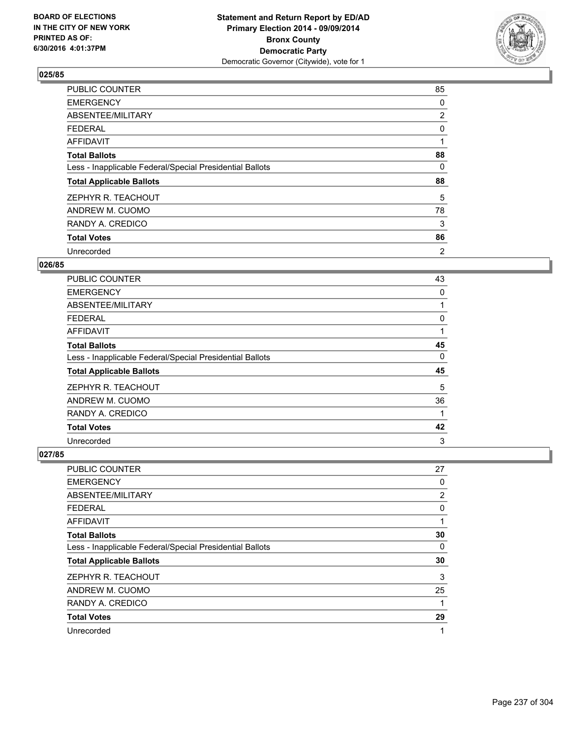**Statement and Return Report by ED/AD**
**Primary Election 2014 - 09/09/2014**
**Bronx County**
**Democratic Party**
Democratic Governor (Citywide), vote for 1

BOARD OF ELECTIONS
IN THE CITY OF NEW YORK
PRINTED AS OF:
6/30/2016 4:01:37PM

### 025/85

| | |
|---|---|
| PUBLIC COUNTER | 85 |
| EMERGENCY | 0 |
| ABSENTEE/MILITARY | 2 |
| FEDERAL | 0 |
| AFFIDAVIT | 1 |
| **Total Ballots** | **88** |
| Less - Inapplicable Federal/Special Presidential Ballots | 0 |
| **Total Applicable Ballots** | **88** |
| ZEPHYR R. TEACHOUT | 5 |
| ANDREW M. CUOMO | 78 |
| RANDY A. CREDICO | 3 |
| **Total Votes** | **86** |
| Unrecorded | 2 |

### 026/85

| | |
|---|---|
| PUBLIC COUNTER | 43 |
| EMERGENCY | 0 |
| ABSENTEE/MILITARY | 1 |
| FEDERAL | 0 |
| AFFIDAVIT | 1 |
| **Total Ballots** | **45** |
| Less - Inapplicable Federal/Special Presidential Ballots | 0 |
| **Total Applicable Ballots** | **45** |
| ZEPHYR R. TEACHOUT | 5 |
| ANDREW M. CUOMO | 36 |
| RANDY A. CREDICO | 1 |
| **Total Votes** | **42** |
| Unrecorded | 3 |

### 027/85

| | |
|---|---|
| PUBLIC COUNTER | 27 |
| EMERGENCY | 0 |
| ABSENTEE/MILITARY | 2 |
| FEDERAL | 0 |
| AFFIDAVIT | 1 |
| **Total Ballots** | **30** |
| Less - Inapplicable Federal/Special Presidential Ballots | 0 |
| **Total Applicable Ballots** | **30** |
| ZEPHYR R. TEACHOUT | 3 |
| ANDREW M. CUOMO | 25 |
| RANDY A. CREDICO | 1 |
| **Total Votes** | **29** |
| Unrecorded | 1 |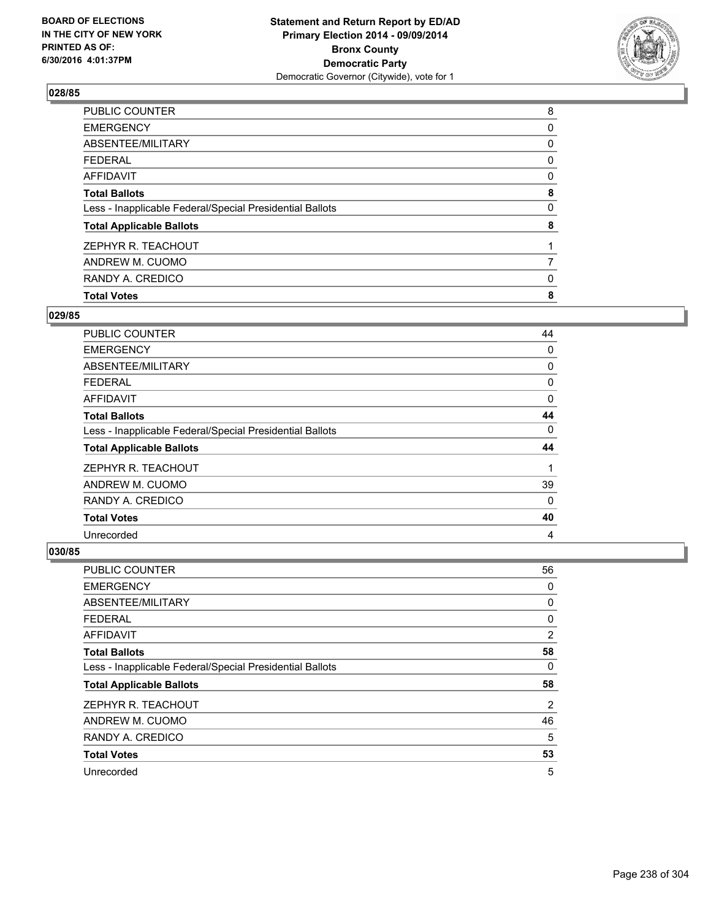## 028/85

| | |
|---|---|
| PUBLIC COUNTER | 8 |
| EMERGENCY | 0 |
| ABSENTEE/MILITARY | 0 |
| FEDERAL | 0 |
| AFFIDAVIT | 0 |
| **Total Ballots** | **8** |
| Less - Inapplicable Federal/Special Presidential Ballots | 0 |
| **Total Applicable Ballots** | **8** |
| ZEPHYR R. TEACHOUT | 1 |
| ANDREW M. CUOMO | 7 |
| RANDY A. CREDICO | 0 |
| **Total Votes** | **8** |

## 029/85

| | |
|---|---|
| PUBLIC COUNTER | 44 |
| EMERGENCY | 0 |
| ABSENTEE/MILITARY | 0 |
| FEDERAL | 0 |
| AFFIDAVIT | 0 |
| **Total Ballots** | **44** |
| Less - Inapplicable Federal/Special Presidential Ballots | 0 |
| **Total Applicable Ballots** | **44** |
| ZEPHYR R. TEACHOUT | 1 |
| ANDREW M. CUOMO | 39 |
| RANDY A. CREDICO | 0 |
| **Total Votes** | **40** |
| Unrecorded | 4 |

## 030/85

| | |
|---|---|
| PUBLIC COUNTER | 56 |
| EMERGENCY | 0 |
| ABSENTEE/MILITARY | 0 |
| FEDERAL | 0 |
| AFFIDAVIT | 2 |
| **Total Ballots** | **58** |
| Less - Inapplicable Federal/Special Presidential Ballots | 0 |
| **Total Applicable Ballots** | **58** |
| ZEPHYR R. TEACHOUT | 2 |
| ANDREW M. CUOMO | 46 |
| RANDY A. CREDICO | 5 |
| **Total Votes** | **53** |
| Unrecorded | 5 |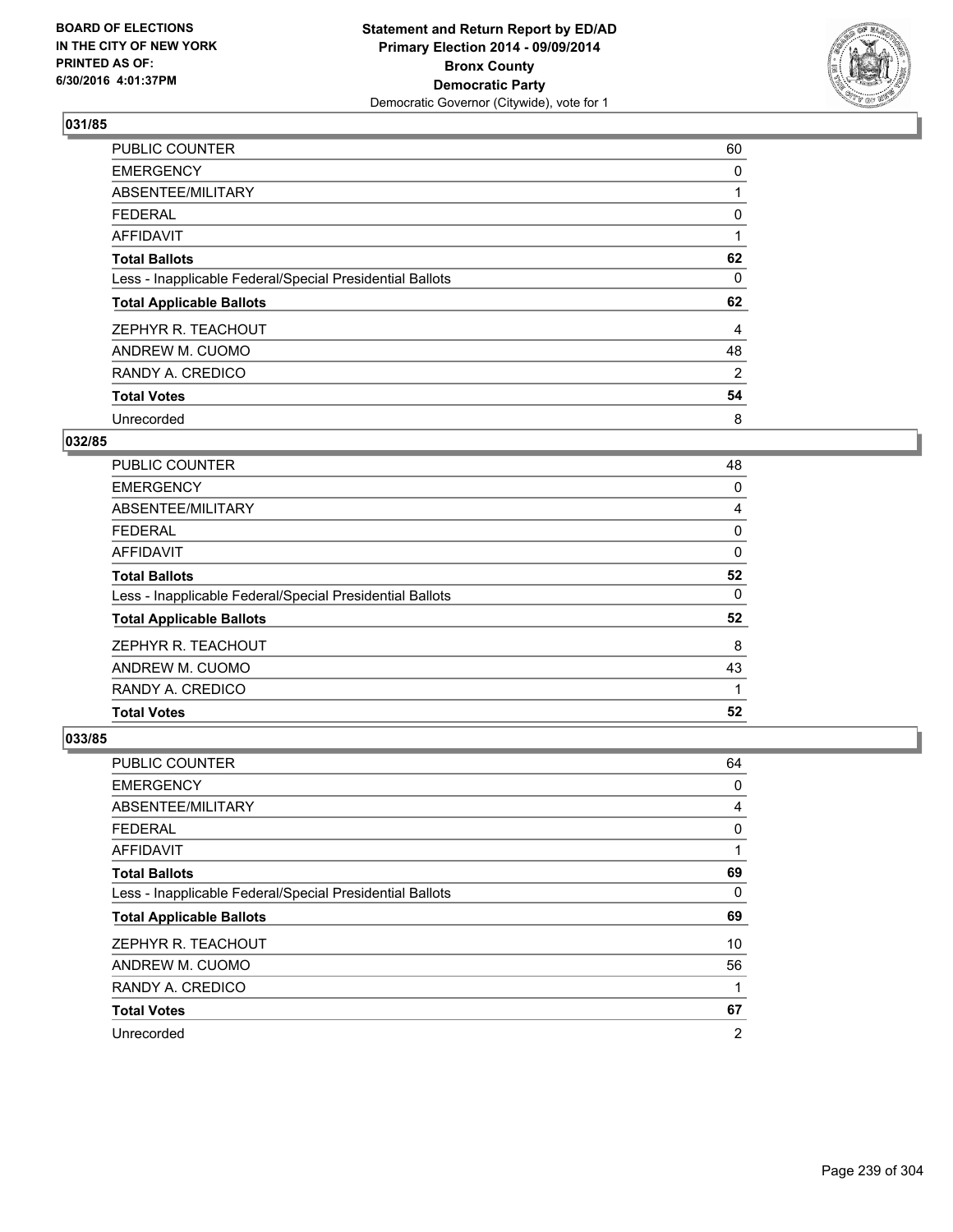**Statement and Return Report by ED/AD**
**Primary Election 2014 - 09/09/2014**
**Bronx County**
**Democratic Party**
Democratic Governor (Citywide), vote for 1

BOARD OF ELECTIONS
IN THE CITY OF NEW YORK
PRINTED AS OF:
6/30/2016 4:01:37PM

### 031/85

| | |
|---|---|
| PUBLIC COUNTER | 60 |
| EMERGENCY | 0 |
| ABSENTEE/MILITARY | 1 |
| FEDERAL | 0 |
| AFFIDAVIT | 1 |
| **Total Ballots** | **62** |
| Less - Inapplicable Federal/Special Presidential Ballots | 0 |
| **Total Applicable Ballots** | **62** |
| ZEPHYR R. TEACHOUT | 4 |
| ANDREW M. CUOMO | 48 |
| RANDY A. CREDICO | 2 |
| **Total Votes** | **54** |
| Unrecorded | 8 |

### 032/85

| | |
|---|---|
| PUBLIC COUNTER | 48 |
| EMERGENCY | 0 |
| ABSENTEE/MILITARY | 4 |
| FEDERAL | 0 |
| AFFIDAVIT | 0 |
| **Total Ballots** | **52** |
| Less - Inapplicable Federal/Special Presidential Ballots | 0 |
| **Total Applicable Ballots** | **52** |
| ZEPHYR R. TEACHOUT | 8 |
| ANDREW M. CUOMO | 43 |
| RANDY A. CREDICO | 1 |
| **Total Votes** | **52** |

### 033/85

| | |
|---|---|
| PUBLIC COUNTER | 64 |
| EMERGENCY | 0 |
| ABSENTEE/MILITARY | 4 |
| FEDERAL | 0 |
| AFFIDAVIT | 1 |
| **Total Ballots** | **69** |
| Less - Inapplicable Federal/Special Presidential Ballots | 0 |
| **Total Applicable Ballots** | **69** |
| ZEPHYR R. TEACHOUT | 10 |
| ANDREW M. CUOMO | 56 |
| RANDY A. CREDICO | 1 |
| **Total Votes** | **67** |
| Unrecorded | 2 |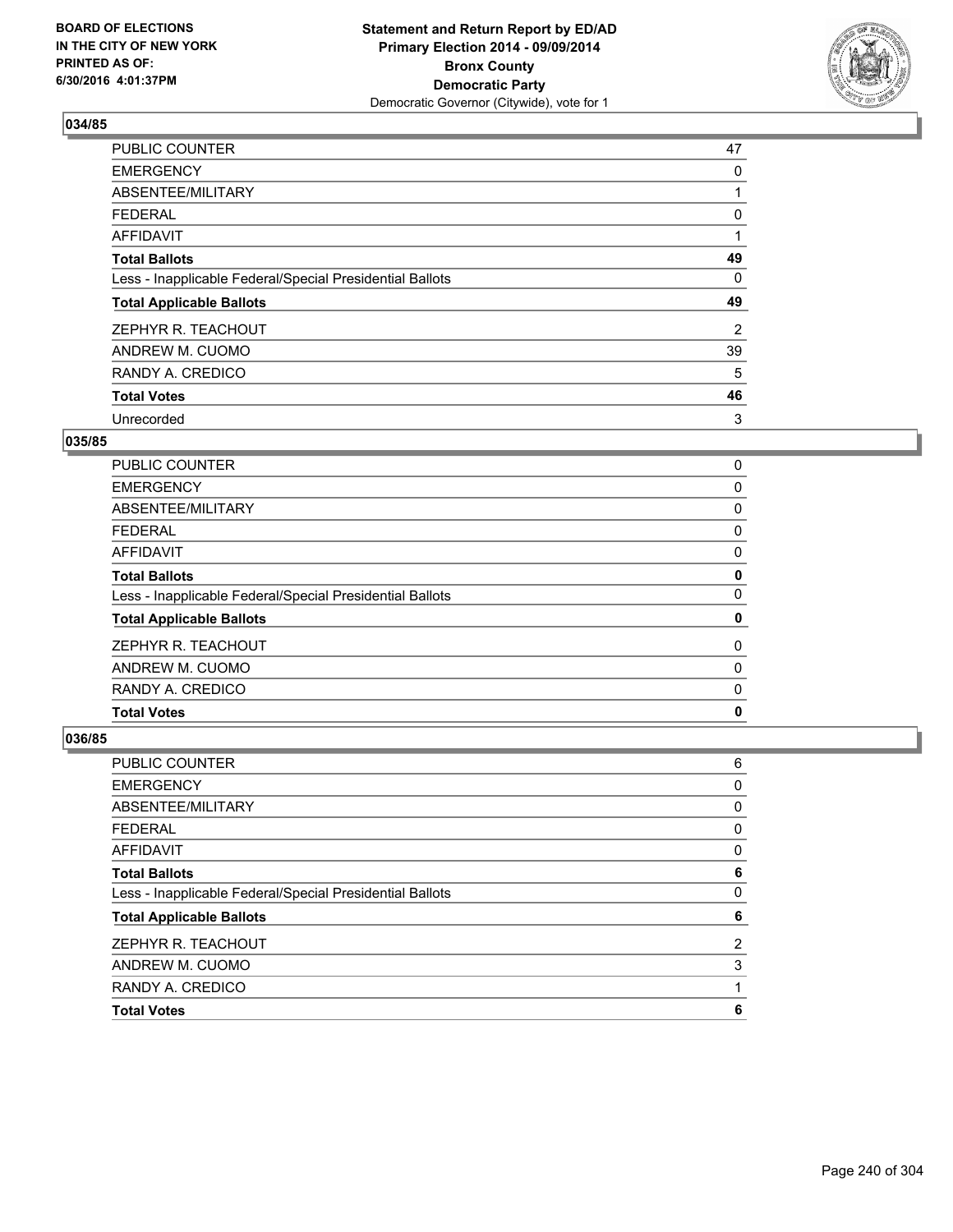Statement and Return Report by ED/AD
Primary Election 2014 - 09/09/2014
Bronx County
Democratic Party
Democratic Governor (Citywide), vote for 1

BOARD OF ELECTIONS
IN THE CITY OF NEW YORK
PRINTED AS OF:
6/30/2016 4:01:37PM

### 034/85

| | |
|---|---|
| PUBLIC COUNTER | 47 |
| EMERGENCY | 0 |
| ABSENTEE/MILITARY | 1 |
| FEDERAL | 0 |
| AFFIDAVIT | 1 |
| **Total Ballots** | **49** |
| Less - Inapplicable Federal/Special Presidential Ballots | 0 |
| **Total Applicable Ballots** | **49** |
| ZEPHYR R. TEACHOUT | 2 |
| ANDREW M. CUOMO | 39 |
| RANDY A. CREDICO | 5 |
| **Total Votes** | **46** |
| Unrecorded | 3 |

### 035/85

| | |
|---|---|
| PUBLIC COUNTER | 0 |
| EMERGENCY | 0 |
| ABSENTEE/MILITARY | 0 |
| FEDERAL | 0 |
| AFFIDAVIT | 0 |
| **Total Ballots** | **0** |
| Less - Inapplicable Federal/Special Presidential Ballots | 0 |
| **Total Applicable Ballots** | **0** |
| ZEPHYR R. TEACHOUT | 0 |
| ANDREW M. CUOMO | 0 |
| RANDY A. CREDICO | 0 |
| **Total Votes** | **0** |

### 036/85

| | |
|---|---|
| PUBLIC COUNTER | 6 |
| EMERGENCY | 0 |
| ABSENTEE/MILITARY | 0 |
| FEDERAL | 0 |
| AFFIDAVIT | 0 |
| **Total Ballots** | **6** |
| Less - Inapplicable Federal/Special Presidential Ballots | 0 |
| **Total Applicable Ballots** | **6** |
| ZEPHYR R. TEACHOUT | 2 |
| ANDREW M. CUOMO | 3 |
| RANDY A. CREDICO | 1 |
| **Total Votes** | **6** |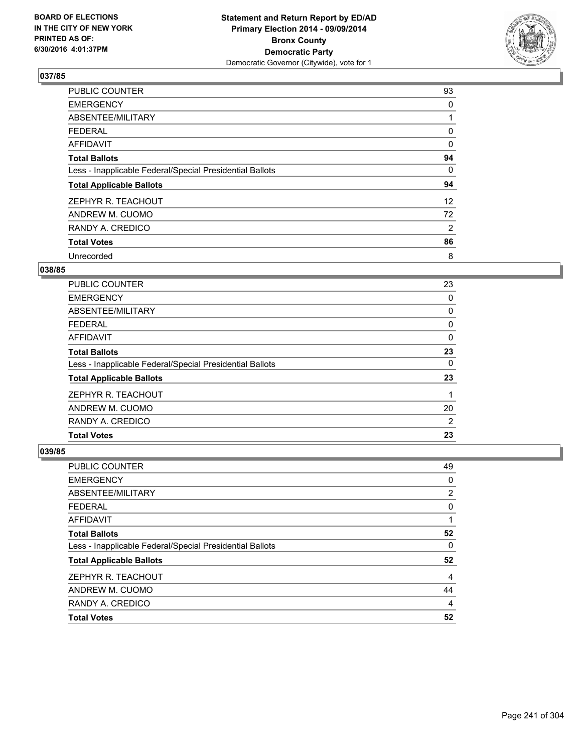**Statement and Return Report by ED/AD**
**Primary Election 2014 - 09/09/2014**
**Bronx County**
**Democratic Party**
Democratic Governor (Citywide), vote for 1

BOARD OF ELECTIONS
IN THE CITY OF NEW YORK
PRINTED AS OF:
6/30/2016 4:01:37PM

### 037/85

| | |
|---|---|
| PUBLIC COUNTER | 93 |
| EMERGENCY | 0 |
| ABSENTEE/MILITARY | 1 |
| FEDERAL | 0 |
| AFFIDAVIT | 0 |
| **Total Ballots** | **94** |
| Less - Inapplicable Federal/Special Presidential Ballots | 0 |
| **Total Applicable Ballots** | **94** |
| ZEPHYR R. TEACHOUT | 12 |
| ANDREW M. CUOMO | 72 |
| RANDY A. CREDICO | 2 |
| **Total Votes** | **86** |
| Unrecorded | 8 |

### 038/85

| | |
|---|---|
| PUBLIC COUNTER | 23 |
| EMERGENCY | 0 |
| ABSENTEE/MILITARY | 0 |
| FEDERAL | 0 |
| AFFIDAVIT | 0 |
| **Total Ballots** | **23** |
| Less - Inapplicable Federal/Special Presidential Ballots | 0 |
| **Total Applicable Ballots** | **23** |
| ZEPHYR R. TEACHOUT | 1 |
| ANDREW M. CUOMO | 20 |
| RANDY A. CREDICO | 2 |
| **Total Votes** | **23** |

### 039/85

| | |
|---|---|
| PUBLIC COUNTER | 49 |
| EMERGENCY | 0 |
| ABSENTEE/MILITARY | 2 |
| FEDERAL | 0 |
| AFFIDAVIT | 1 |
| **Total Ballots** | **52** |
| Less - Inapplicable Federal/Special Presidential Ballots | 0 |
| **Total Applicable Ballots** | **52** |
| ZEPHYR R. TEACHOUT | 4 |
| ANDREW M. CUOMO | 44 |
| RANDY A. CREDICO | 4 |
| **Total Votes** | **52** |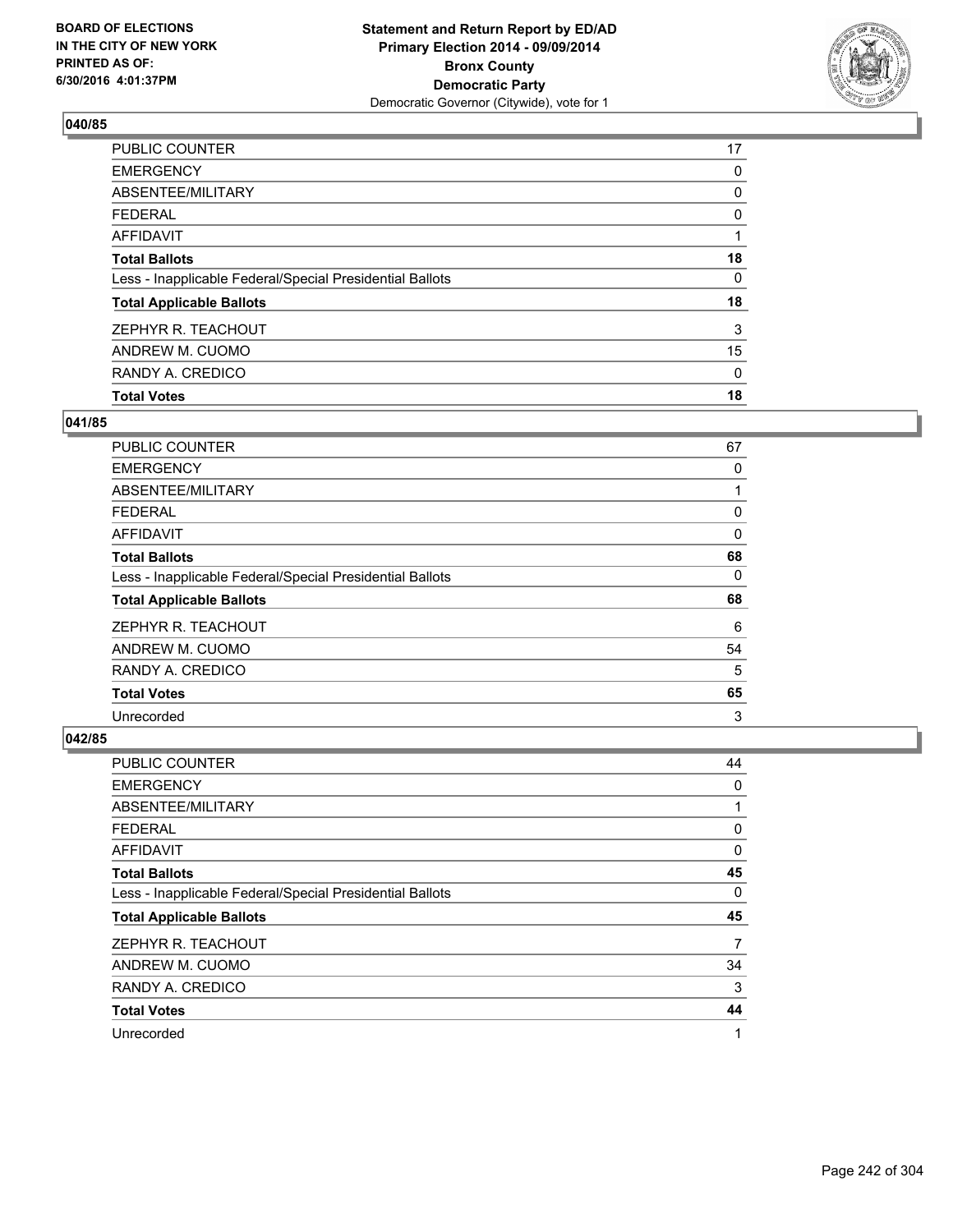**Statement and Return Report by ED/AD**
**Primary Election 2014 - 09/09/2014**
**Bronx County**
**Democratic Party**
Democratic Governor (Citywide), vote for 1

BOARD OF ELECTIONS
IN THE CITY OF NEW YORK
PRINTED AS OF:
6/30/2016 4:01:37PM

### 040/85

| | |
|---|---|
| PUBLIC COUNTER | 17 |
| EMERGENCY | 0 |
| ABSENTEE/MILITARY | 0 |
| FEDERAL | 0 |
| AFFIDAVIT | 1 |
| **Total Ballots** | **18** |
| Less - Inapplicable Federal/Special Presidential Ballots | 0 |
| **Total Applicable Ballots** | **18** |
| ZEPHYR R. TEACHOUT | 3 |
| ANDREW M. CUOMO | 15 |
| RANDY A. CREDICO | 0 |
| **Total Votes** | **18** |

### 041/85

| | |
|---|---|
| PUBLIC COUNTER | 67 |
| EMERGENCY | 0 |
| ABSENTEE/MILITARY | 1 |
| FEDERAL | 0 |
| AFFIDAVIT | 0 |
| **Total Ballots** | **68** |
| Less - Inapplicable Federal/Special Presidential Ballots | 0 |
| **Total Applicable Ballots** | **68** |
| ZEPHYR R. TEACHOUT | 6 |
| ANDREW M. CUOMO | 54 |
| RANDY A. CREDICO | 5 |
| **Total Votes** | **65** |
| Unrecorded | 3 |

### 042/85

| | |
|---|---|
| PUBLIC COUNTER | 44 |
| EMERGENCY | 0 |
| ABSENTEE/MILITARY | 1 |
| FEDERAL | 0 |
| AFFIDAVIT | 0 |
| **Total Ballots** | **45** |
| Less - Inapplicable Federal/Special Presidential Ballots | 0 |
| **Total Applicable Ballots** | **45** |
| ZEPHYR R. TEACHOUT | 7 |
| ANDREW M. CUOMO | 34 |
| RANDY A. CREDICO | 3 |
| **Total Votes** | **44** |
| Unrecorded | 1 |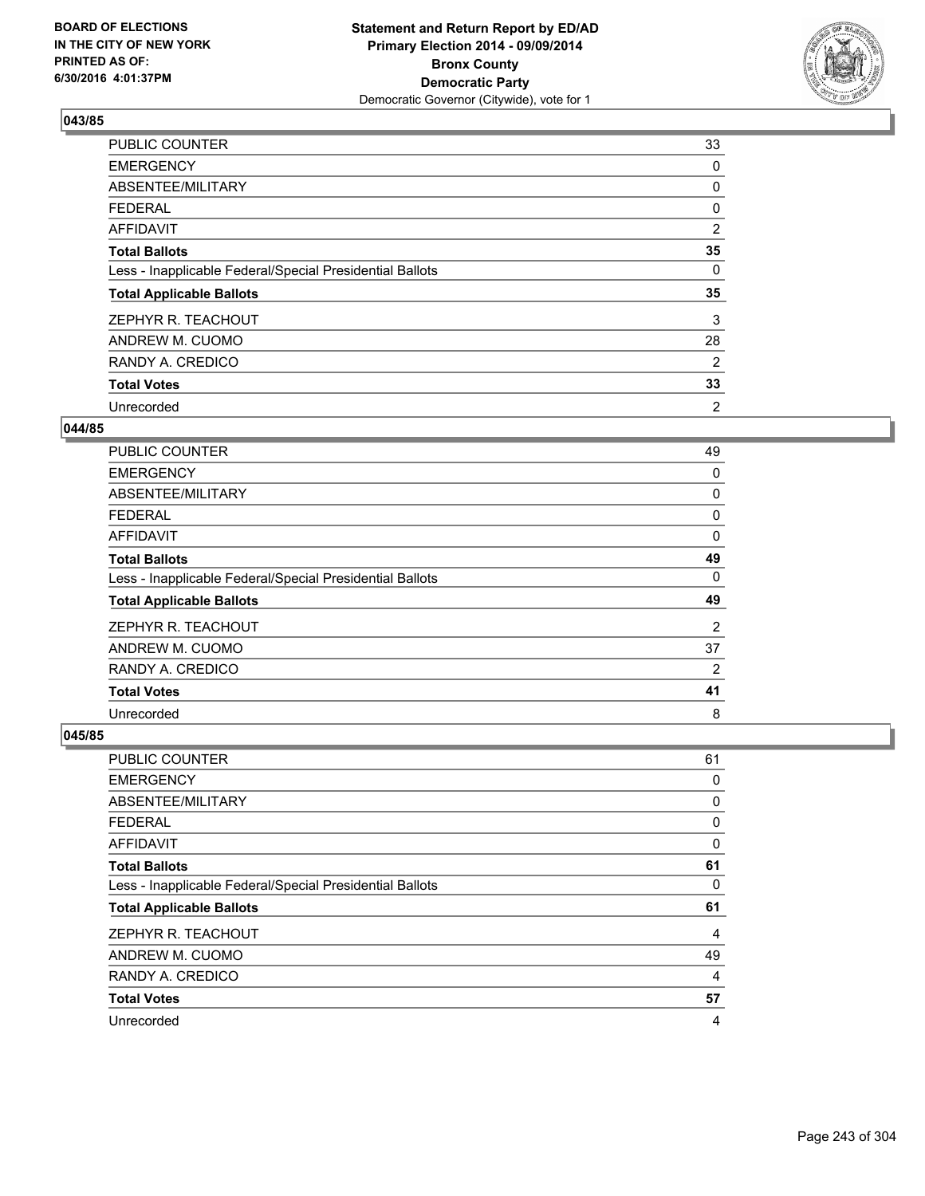BOARD OF ELECTIONS
IN THE CITY OF NEW YORK
PRINTED AS OF:
6/30/2016 4:01:37PM

**Statement and Return Report by ED/AD**
**Primary Election 2014 - 09/09/2014**
**Bronx County**
**Democratic Party**
Democratic Governor (Citywide), vote for 1

### 043/85

| | |
|---|---|
| PUBLIC COUNTER | 33 |
| EMERGENCY | 0 |
| ABSENTEE/MILITARY | 0 |
| FEDERAL | 0 |
| AFFIDAVIT | 2 |
| **Total Ballots** | **35** |
| Less - Inapplicable Federal/Special Presidential Ballots | 0 |
| **Total Applicable Ballots** | **35** |
| ZEPHYR R. TEACHOUT | 3 |
| ANDREW M. CUOMO | 28 |
| RANDY A. CREDICO | 2 |
| **Total Votes** | **33** |
| Unrecorded | 2 |

### 044/85

| | |
|---|---|
| PUBLIC COUNTER | 49 |
| EMERGENCY | 0 |
| ABSENTEE/MILITARY | 0 |
| FEDERAL | 0 |
| AFFIDAVIT | 0 |
| **Total Ballots** | **49** |
| Less - Inapplicable Federal/Special Presidential Ballots | 0 |
| **Total Applicable Ballots** | **49** |
| ZEPHYR R. TEACHOUT | 2 |
| ANDREW M. CUOMO | 37 |
| RANDY A. CREDICO | 2 |
| **Total Votes** | **41** |
| Unrecorded | 8 |

### 045/85

| | |
|---|---|
| PUBLIC COUNTER | 61 |
| EMERGENCY | 0 |
| ABSENTEE/MILITARY | 0 |
| FEDERAL | 0 |
| AFFIDAVIT | 0 |
| **Total Ballots** | **61** |
| Less - Inapplicable Federal/Special Presidential Ballots | 0 |
| **Total Applicable Ballots** | **61** |
| ZEPHYR R. TEACHOUT | 4 |
| ANDREW M. CUOMO | 49 |
| RANDY A. CREDICO | 4 |
| **Total Votes** | **57** |
| Unrecorded | 4 |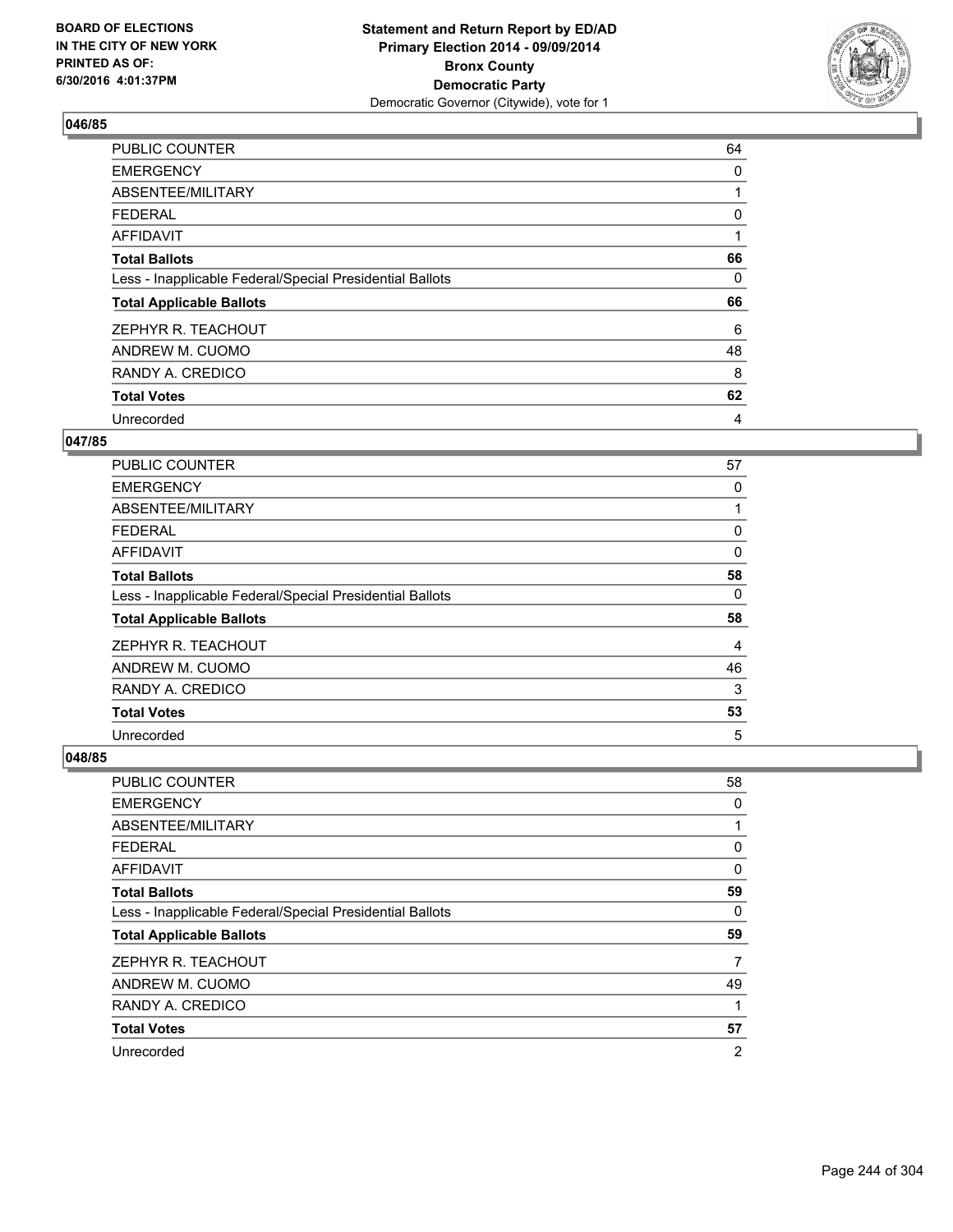**Statement and Return Report by ED/AD**
**Primary Election 2014 - 09/09/2014**
**Bronx County**
**Democratic Party**
Democratic Governor (Citywide), vote for 1

BOARD OF ELECTIONS
IN THE CITY OF NEW YORK
PRINTED AS OF:
6/30/2016 4:01:37PM

### 046/85

| | |
|---|---|
| PUBLIC COUNTER | 64 |
| EMERGENCY | 0 |
| ABSENTEE/MILITARY | 1 |
| FEDERAL | 0 |
| AFFIDAVIT | 1 |
| **Total Ballots** | **66** |
| Less - Inapplicable Federal/Special Presidential Ballots | 0 |
| **Total Applicable Ballots** | **66** |
| ZEPHYR R. TEACHOUT | 6 |
| ANDREW M. CUOMO | 48 |
| RANDY A. CREDICO | 8 |
| **Total Votes** | **62** |
| Unrecorded | 4 |

### 047/85

| | |
|---|---|
| PUBLIC COUNTER | 57 |
| EMERGENCY | 0 |
| ABSENTEE/MILITARY | 1 |
| FEDERAL | 0 |
| AFFIDAVIT | 0 |
| **Total Ballots** | **58** |
| Less - Inapplicable Federal/Special Presidential Ballots | 0 |
| **Total Applicable Ballots** | **58** |
| ZEPHYR R. TEACHOUT | 4 |
| ANDREW M. CUOMO | 46 |
| RANDY A. CREDICO | 3 |
| **Total Votes** | **53** |
| Unrecorded | 5 |

### 048/85

| | |
|---|---|
| PUBLIC COUNTER | 58 |
| EMERGENCY | 0 |
| ABSENTEE/MILITARY | 1 |
| FEDERAL | 0 |
| AFFIDAVIT | 0 |
| **Total Ballots** | **59** |
| Less - Inapplicable Federal/Special Presidential Ballots | 0 |
| **Total Applicable Ballots** | **59** |
| ZEPHYR R. TEACHOUT | 7 |
| ANDREW M. CUOMO | 49 |
| RANDY A. CREDICO | 1 |
| **Total Votes** | **57** |
| Unrecorded | 2 |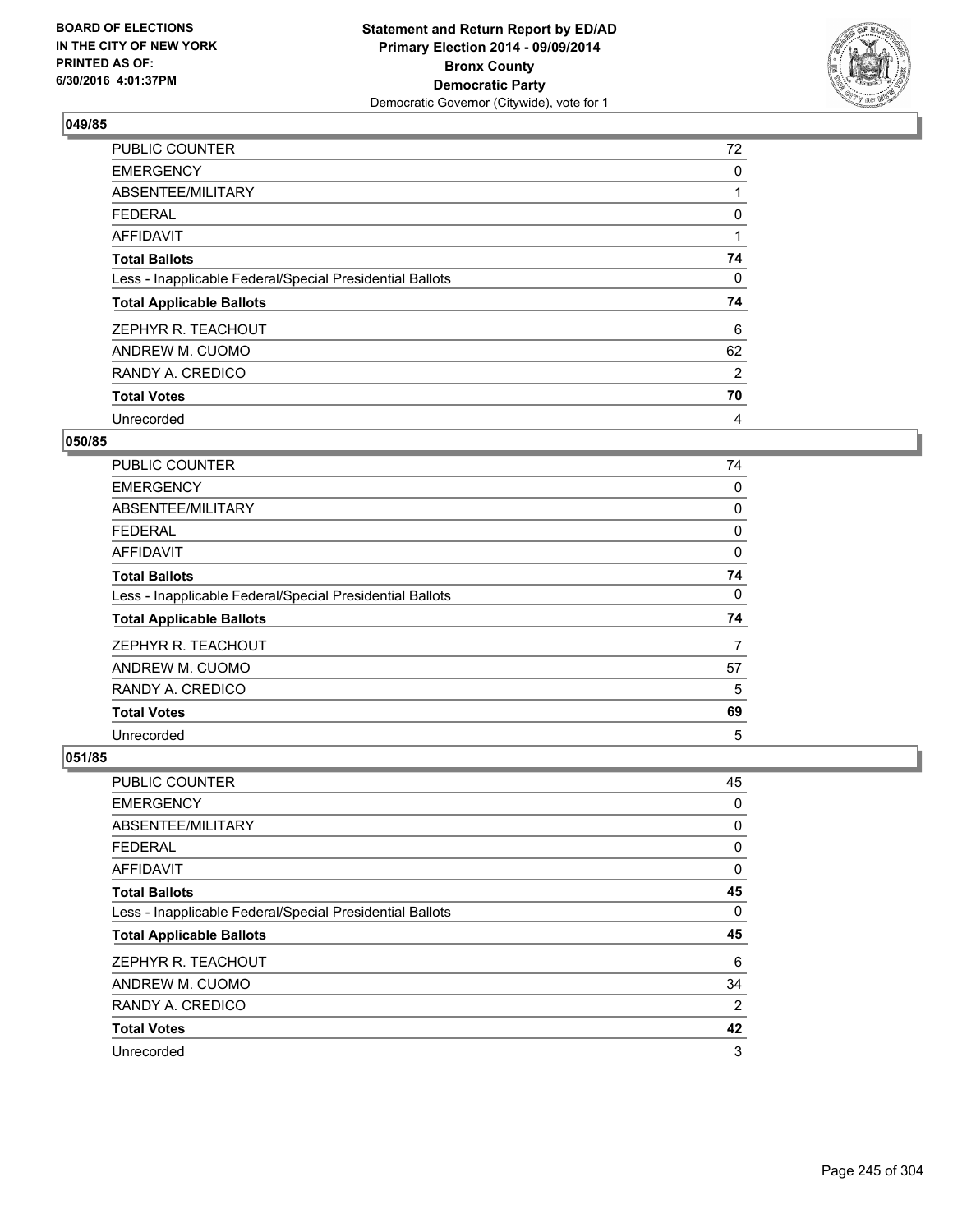BOARD OF ELECTIONS
IN THE CITY OF NEW YORK
PRINTED AS OF:
6/30/2016 4:01:37PM

**Statement and Return Report by ED/AD**
**Primary Election 2014 - 09/09/2014**
**Bronx County**
**Democratic Party**
Democratic Governor (Citywide), vote for 1

### 049/85

| | |
|---|---|
| PUBLIC COUNTER | 72 |
| EMERGENCY | 0 |
| ABSENTEE/MILITARY | 1 |
| FEDERAL | 0 |
| AFFIDAVIT | 1 |
| **Total Ballots** | **74** |
| Less - Inapplicable Federal/Special Presidential Ballots | 0 |
| **Total Applicable Ballots** | **74** |
| ZEPHYR R. TEACHOUT | 6 |
| ANDREW M. CUOMO | 62 |
| RANDY A. CREDICO | 2 |
| **Total Votes** | **70** |
| Unrecorded | 4 |

### 050/85

| | |
|---|---|
| PUBLIC COUNTER | 74 |
| EMERGENCY | 0 |
| ABSENTEE/MILITARY | 0 |
| FEDERAL | 0 |
| AFFIDAVIT | 0 |
| **Total Ballots** | **74** |
| Less - Inapplicable Federal/Special Presidential Ballots | 0 |
| **Total Applicable Ballots** | **74** |
| ZEPHYR R. TEACHOUT | 7 |
| ANDREW M. CUOMO | 57 |
| RANDY A. CREDICO | 5 |
| **Total Votes** | **69** |
| Unrecorded | 5 |

### 051/85

| | |
|---|---|
| PUBLIC COUNTER | 45 |
| EMERGENCY | 0 |
| ABSENTEE/MILITARY | 0 |
| FEDERAL | 0 |
| AFFIDAVIT | 0 |
| **Total Ballots** | **45** |
| Less - Inapplicable Federal/Special Presidential Ballots | 0 |
| **Total Applicable Ballots** | **45** |
| ZEPHYR R. TEACHOUT | 6 |
| ANDREW M. CUOMO | 34 |
| RANDY A. CREDICO | 2 |
| **Total Votes** | **42** |
| Unrecorded | 3 |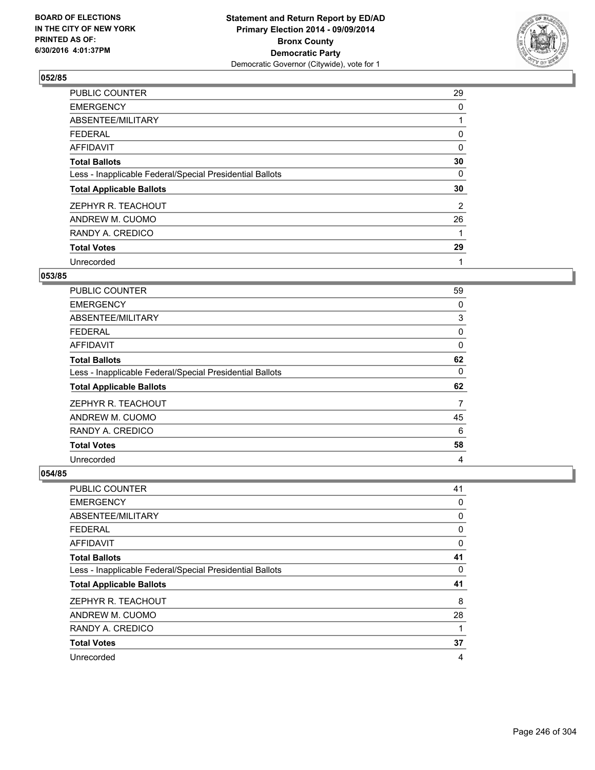## 052/85

| | |
|---|---|
| PUBLIC COUNTER | 29 |
| EMERGENCY | 0 |
| ABSENTEE/MILITARY | 1 |
| FEDERAL | 0 |
| AFFIDAVIT | 0 |
| **Total Ballots** | **30** |
| Less - Inapplicable Federal/Special Presidential Ballots | 0 |
| **Total Applicable Ballots** | **30** |
| ZEPHYR R. TEACHOUT | 2 |
| ANDREW M. CUOMO | 26 |
| RANDY A. CREDICO | 1 |
| **Total Votes** | **29** |
| Unrecorded | 1 |

## 053/85

| | |
|---|---|
| PUBLIC COUNTER | 59 |
| EMERGENCY | 0 |
| ABSENTEE/MILITARY | 3 |
| FEDERAL | 0 |
| AFFIDAVIT | 0 |
| **Total Ballots** | **62** |
| Less - Inapplicable Federal/Special Presidential Ballots | 0 |
| **Total Applicable Ballots** | **62** |
| ZEPHYR R. TEACHOUT | 7 |
| ANDREW M. CUOMO | 45 |
| RANDY A. CREDICO | 6 |
| **Total Votes** | **58** |
| Unrecorded | 4 |

## 054/85

| | |
|---|---|
| PUBLIC COUNTER | 41 |
| EMERGENCY | 0 |
| ABSENTEE/MILITARY | 0 |
| FEDERAL | 0 |
| AFFIDAVIT | 0 |
| **Total Ballots** | **41** |
| Less - Inapplicable Federal/Special Presidential Ballots | 0 |
| **Total Applicable Ballots** | **41** |
| ZEPHYR R. TEACHOUT | 8 |
| ANDREW M. CUOMO | 28 |
| RANDY A. CREDICO | 1 |
| **Total Votes** | **37** |
| Unrecorded | 4 |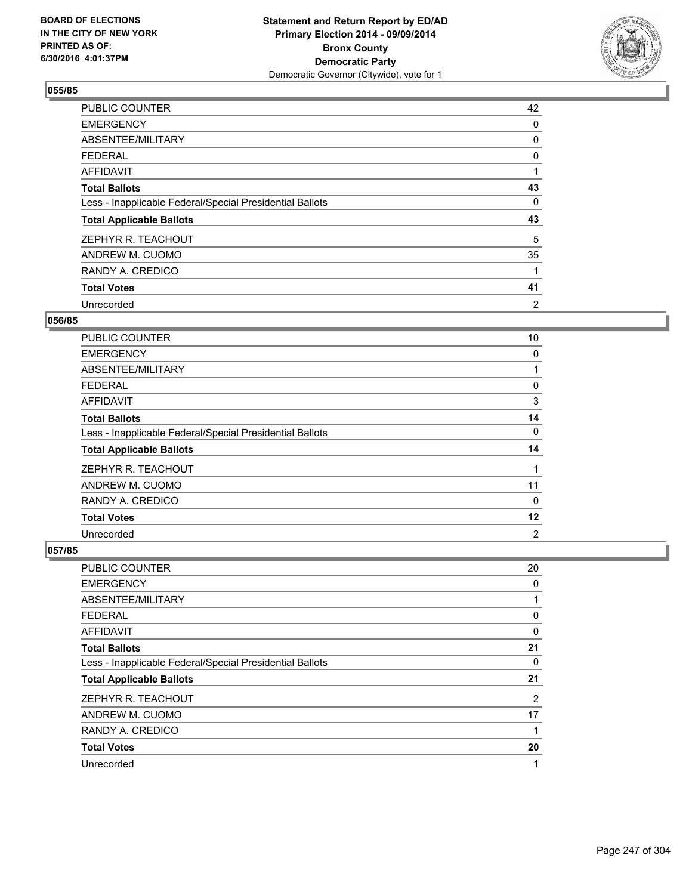BOARD OF ELECTIONS
IN THE CITY OF NEW YORK
PRINTED AS OF:
6/30/2016 4:01:37PM

**Statement and Return Report by ED/AD**
**Primary Election 2014 - 09/09/2014**
**Bronx County**
**Democratic Party**
Democratic Governor (Citywide), vote for 1

### 055/85

| | |
|---|---|
| PUBLIC COUNTER | 42 |
| EMERGENCY | 0 |
| ABSENTEE/MILITARY | 0 |
| FEDERAL | 0 |
| AFFIDAVIT | 1 |
| **Total Ballots** | **43** |
| Less - Inapplicable Federal/Special Presidential Ballots | 0 |
| **Total Applicable Ballots** | **43** |
| ZEPHYR R. TEACHOUT | 5 |
| ANDREW M. CUOMO | 35 |
| RANDY A. CREDICO | 1 |
| **Total Votes** | **41** |
| Unrecorded | 2 |

### 056/85

| | |
|---|---|
| PUBLIC COUNTER | 10 |
| EMERGENCY | 0 |
| ABSENTEE/MILITARY | 1 |
| FEDERAL | 0 |
| AFFIDAVIT | 3 |
| **Total Ballots** | **14** |
| Less - Inapplicable Federal/Special Presidential Ballots | 0 |
| **Total Applicable Ballots** | **14** |
| ZEPHYR R. TEACHOUT | 1 |
| ANDREW M. CUOMO | 11 |
| RANDY A. CREDICO | 0 |
| **Total Votes** | **12** |
| Unrecorded | 2 |

### 057/85

| | |
|---|---|
| PUBLIC COUNTER | 20 |
| EMERGENCY | 0 |
| ABSENTEE/MILITARY | 1 |
| FEDERAL | 0 |
| AFFIDAVIT | 0 |
| **Total Ballots** | **21** |
| Less - Inapplicable Federal/Special Presidential Ballots | 0 |
| **Total Applicable Ballots** | **21** |
| ZEPHYR R. TEACHOUT | 2 |
| ANDREW M. CUOMO | 17 |
| RANDY A. CREDICO | 1 |
| **Total Votes** | **20** |
| Unrecorded | 1 |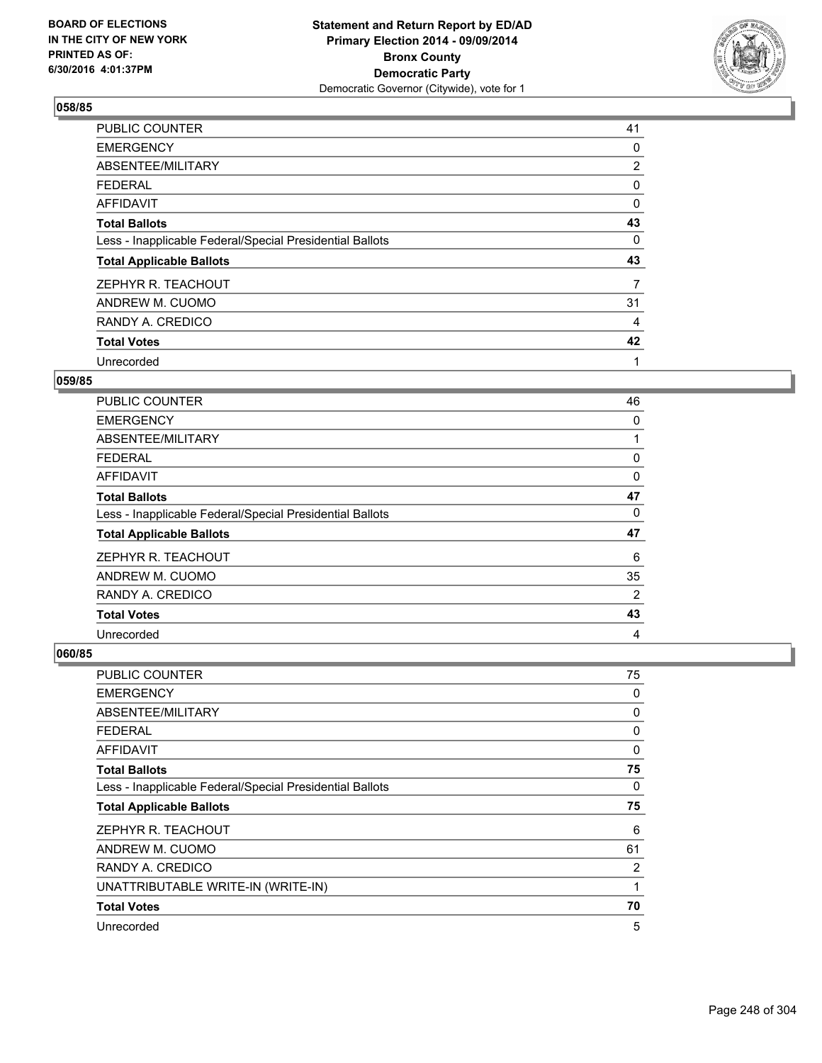BOARD OF ELECTIONS
IN THE CITY OF NEW YORK
PRINTED AS OF:
6/30/2016 4:01:37PM

**Statement and Return Report by ED/AD**
**Primary Election 2014 - 09/09/2014**
**Bronx County**
**Democratic Party**
Democratic Governor (Citywide), vote for 1

### 058/85

| | |
|---|---|
| PUBLIC COUNTER | 41 |
| EMERGENCY | 0 |
| ABSENTEE/MILITARY | 2 |
| FEDERAL | 0 |
| AFFIDAVIT | 0 |
| **Total Ballots** | **43** |
| Less - Inapplicable Federal/Special Presidential Ballots | 0 |
| **Total Applicable Ballots** | **43** |
| ZEPHYR R. TEACHOUT | 7 |
| ANDREW M. CUOMO | 31 |
| RANDY A. CREDICO | 4 |
| **Total Votes** | **42** |
| Unrecorded | 1 |

### 059/85

| | |
|---|---|
| PUBLIC COUNTER | 46 |
| EMERGENCY | 0 |
| ABSENTEE/MILITARY | 1 |
| FEDERAL | 0 |
| AFFIDAVIT | 0 |
| **Total Ballots** | **47** |
| Less - Inapplicable Federal/Special Presidential Ballots | 0 |
| **Total Applicable Ballots** | **47** |
| ZEPHYR R. TEACHOUT | 6 |
| ANDREW M. CUOMO | 35 |
| RANDY A. CREDICO | 2 |
| **Total Votes** | **43** |
| Unrecorded | 4 |

### 060/85

| | |
|---|---|
| PUBLIC COUNTER | 75 |
| EMERGENCY | 0 |
| ABSENTEE/MILITARY | 0 |
| FEDERAL | 0 |
| AFFIDAVIT | 0 |
| **Total Ballots** | **75** |
| Less - Inapplicable Federal/Special Presidential Ballots | 0 |
| **Total Applicable Ballots** | **75** |
| ZEPHYR R. TEACHOUT | 6 |
| ANDREW M. CUOMO | 61 |
| RANDY A. CREDICO | 2 |
| UNATTRIBUTABLE WRITE-IN (WRITE-IN) | 1 |
| **Total Votes** | **70** |
| Unrecorded | 5 |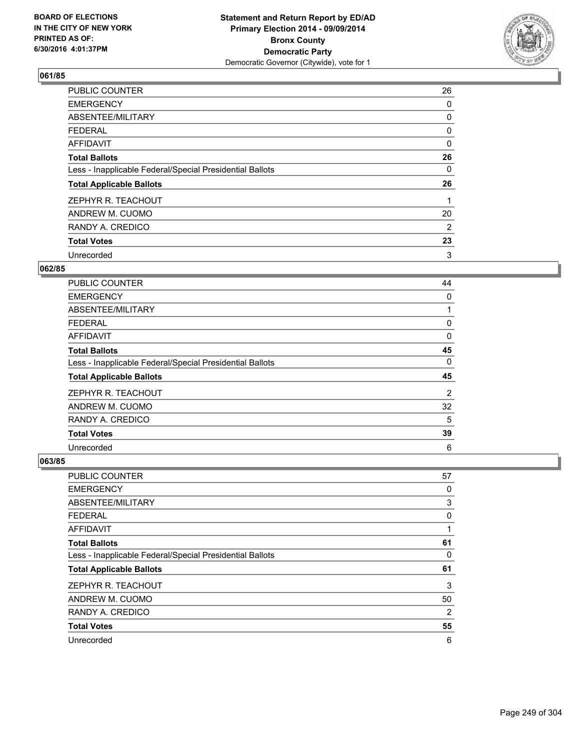## 061/85

| | |
|---|---|
| PUBLIC COUNTER | 26 |
| EMERGENCY | 0 |
| ABSENTEE/MILITARY | 0 |
| FEDERAL | 0 |
| AFFIDAVIT | 0 |
| **Total Ballots** | **26** |
| Less - Inapplicable Federal/Special Presidential Ballots | 0 |
| **Total Applicable Ballots** | **26** |
| ZEPHYR R. TEACHOUT | 1 |
| ANDREW M. CUOMO | 20 |
| RANDY A. CREDICO | 2 |
| **Total Votes** | **23** |
| Unrecorded | 3 |

## 062/85

| | |
|---|---|
| PUBLIC COUNTER | 44 |
| EMERGENCY | 0 |
| ABSENTEE/MILITARY | 1 |
| FEDERAL | 0 |
| AFFIDAVIT | 0 |
| **Total Ballots** | **45** |
| Less - Inapplicable Federal/Special Presidential Ballots | 0 |
| **Total Applicable Ballots** | **45** |
| ZEPHYR R. TEACHOUT | 2 |
| ANDREW M. CUOMO | 32 |
| RANDY A. CREDICO | 5 |
| **Total Votes** | **39** |
| Unrecorded | 6 |

## 063/85

| | |
|---|---|
| PUBLIC COUNTER | 57 |
| EMERGENCY | 0 |
| ABSENTEE/MILITARY | 3 |
| FEDERAL | 0 |
| AFFIDAVIT | 1 |
| **Total Ballots** | **61** |
| Less - Inapplicable Federal/Special Presidential Ballots | 0 |
| **Total Applicable Ballots** | **61** |
| ZEPHYR R. TEACHOUT | 3 |
| ANDREW M. CUOMO | 50 |
| RANDY A. CREDICO | 2 |
| **Total Votes** | **55** |
| Unrecorded | 6 |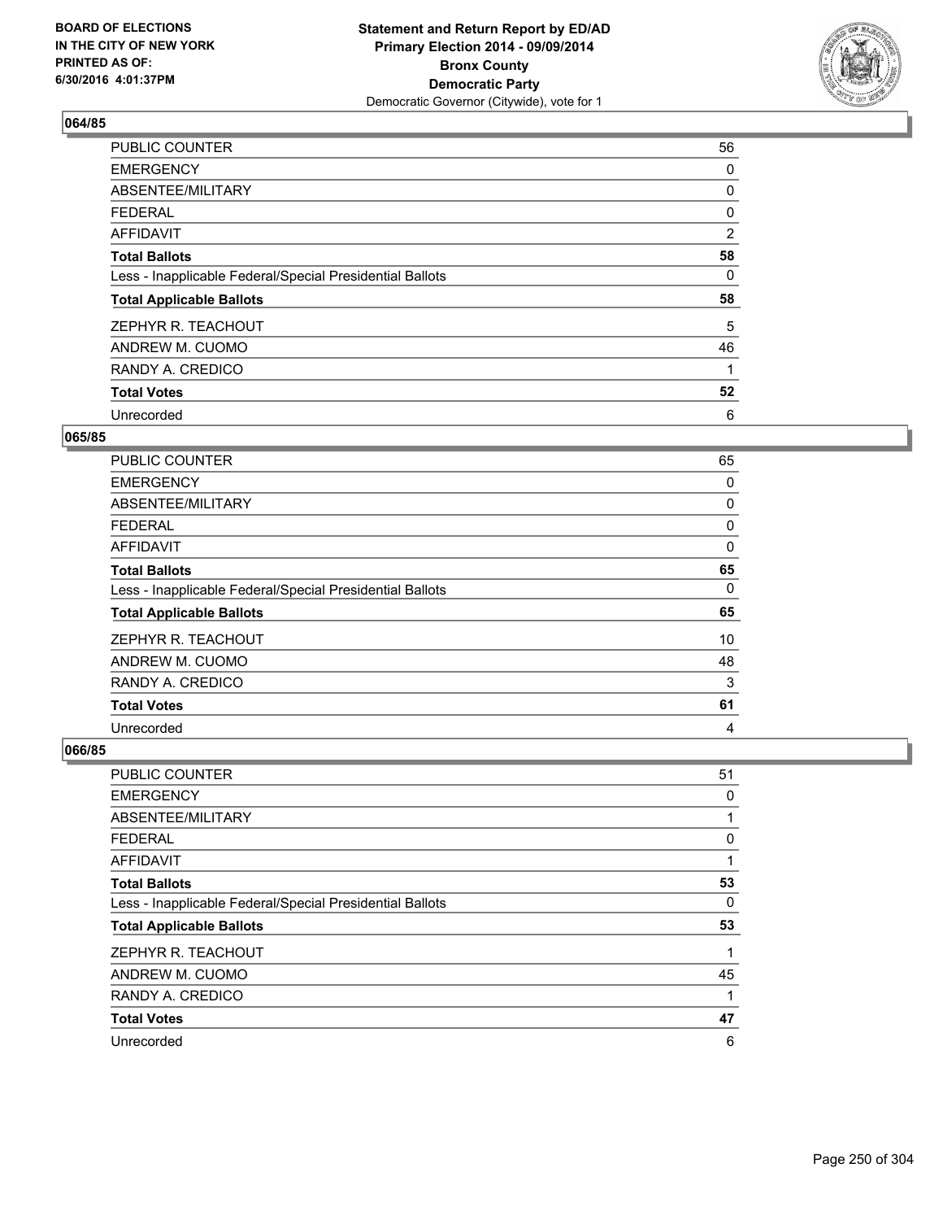BOARD OF ELECTIONS
IN THE CITY OF NEW YORK
PRINTED AS OF:
6/30/2016 4:01:37PM

**Statement and Return Report by ED/AD**
**Primary Election 2014 - 09/09/2014**
**Bronx County**
**Democratic Party**
Democratic Governor (Citywide), vote for 1

### 064/85

| | |
|---|---|
| PUBLIC COUNTER | 56 |
| EMERGENCY | 0 |
| ABSENTEE/MILITARY | 0 |
| FEDERAL | 0 |
| AFFIDAVIT | 2 |
| **Total Ballots** | **58** |
| Less - Inapplicable Federal/Special Presidential Ballots | 0 |
| **Total Applicable Ballots** | **58** |
| ZEPHYR R. TEACHOUT | 5 |
| ANDREW M. CUOMO | 46 |
| RANDY A. CREDICO | 1 |
| **Total Votes** | **52** |
| Unrecorded | 6 |

### 065/85

| | |
|---|---|
| PUBLIC COUNTER | 65 |
| EMERGENCY | 0 |
| ABSENTEE/MILITARY | 0 |
| FEDERAL | 0 |
| AFFIDAVIT | 0 |
| **Total Ballots** | **65** |
| Less - Inapplicable Federal/Special Presidential Ballots | 0 |
| **Total Applicable Ballots** | **65** |
| ZEPHYR R. TEACHOUT | 10 |
| ANDREW M. CUOMO | 48 |
| RANDY A. CREDICO | 3 |
| **Total Votes** | **61** |
| Unrecorded | 4 |

### 066/85

| | |
|---|---|
| PUBLIC COUNTER | 51 |
| EMERGENCY | 0 |
| ABSENTEE/MILITARY | 1 |
| FEDERAL | 0 |
| AFFIDAVIT | 1 |
| **Total Ballots** | **53** |
| Less - Inapplicable Federal/Special Presidential Ballots | 0 |
| **Total Applicable Ballots** | **53** |
| ZEPHYR R. TEACHOUT | 1 |
| ANDREW M. CUOMO | 45 |
| RANDY A. CREDICO | 1 |
| **Total Votes** | **47** |
| Unrecorded | 6 |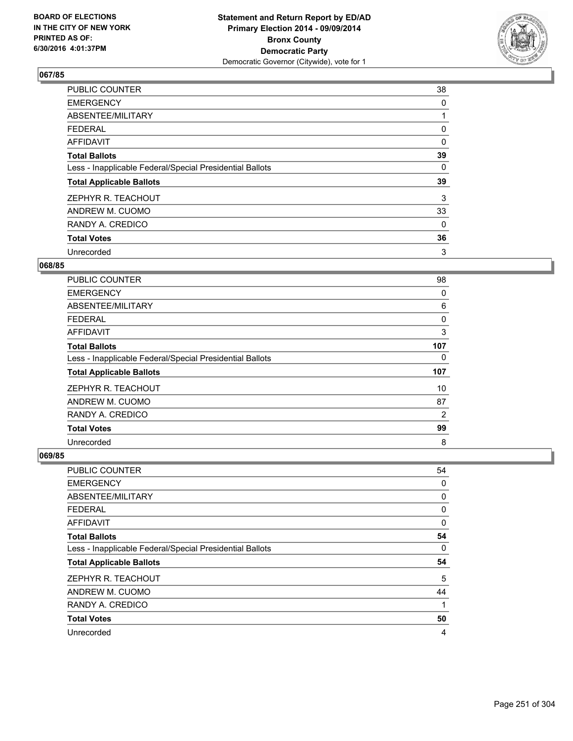BOARD OF ELECTIONS
IN THE CITY OF NEW YORK
PRINTED AS OF:
6/30/2016 4:01:37PM

**Statement and Return Report by ED/AD**
**Primary Election 2014 - 09/09/2014**
**Bronx County**
**Democratic Party**
Democratic Governor (Citywide), vote for 1

### 067/85

| | |
|---|---|
| PUBLIC COUNTER | 38 |
| EMERGENCY | 0 |
| ABSENTEE/MILITARY | 1 |
| FEDERAL | 0 |
| AFFIDAVIT | 0 |
| **Total Ballots** | **39** |
| Less - Inapplicable Federal/Special Presidential Ballots | 0 |
| **Total Applicable Ballots** | **39** |
| ZEPHYR R. TEACHOUT | 3 |
| ANDREW M. CUOMO | 33 |
| RANDY A. CREDICO | 0 |
| **Total Votes** | **36** |
| Unrecorded | 3 |

### 068/85

| | |
|---|---|
| PUBLIC COUNTER | 98 |
| EMERGENCY | 0 |
| ABSENTEE/MILITARY | 6 |
| FEDERAL | 0 |
| AFFIDAVIT | 3 |
| **Total Ballots** | **107** |
| Less - Inapplicable Federal/Special Presidential Ballots | 0 |
| **Total Applicable Ballots** | **107** |
| ZEPHYR R. TEACHOUT | 10 |
| ANDREW M. CUOMO | 87 |
| RANDY A. CREDICO | 2 |
| **Total Votes** | **99** |
| Unrecorded | 8 |

### 069/85

| | |
|---|---|
| PUBLIC COUNTER | 54 |
| EMERGENCY | 0 |
| ABSENTEE/MILITARY | 0 |
| FEDERAL | 0 |
| AFFIDAVIT | 0 |
| **Total Ballots** | **54** |
| Less - Inapplicable Federal/Special Presidential Ballots | 0 |
| **Total Applicable Ballots** | **54** |
| ZEPHYR R. TEACHOUT | 5 |
| ANDREW M. CUOMO | 44 |
| RANDY A. CREDICO | 1 |
| **Total Votes** | **50** |
| Unrecorded | 4 |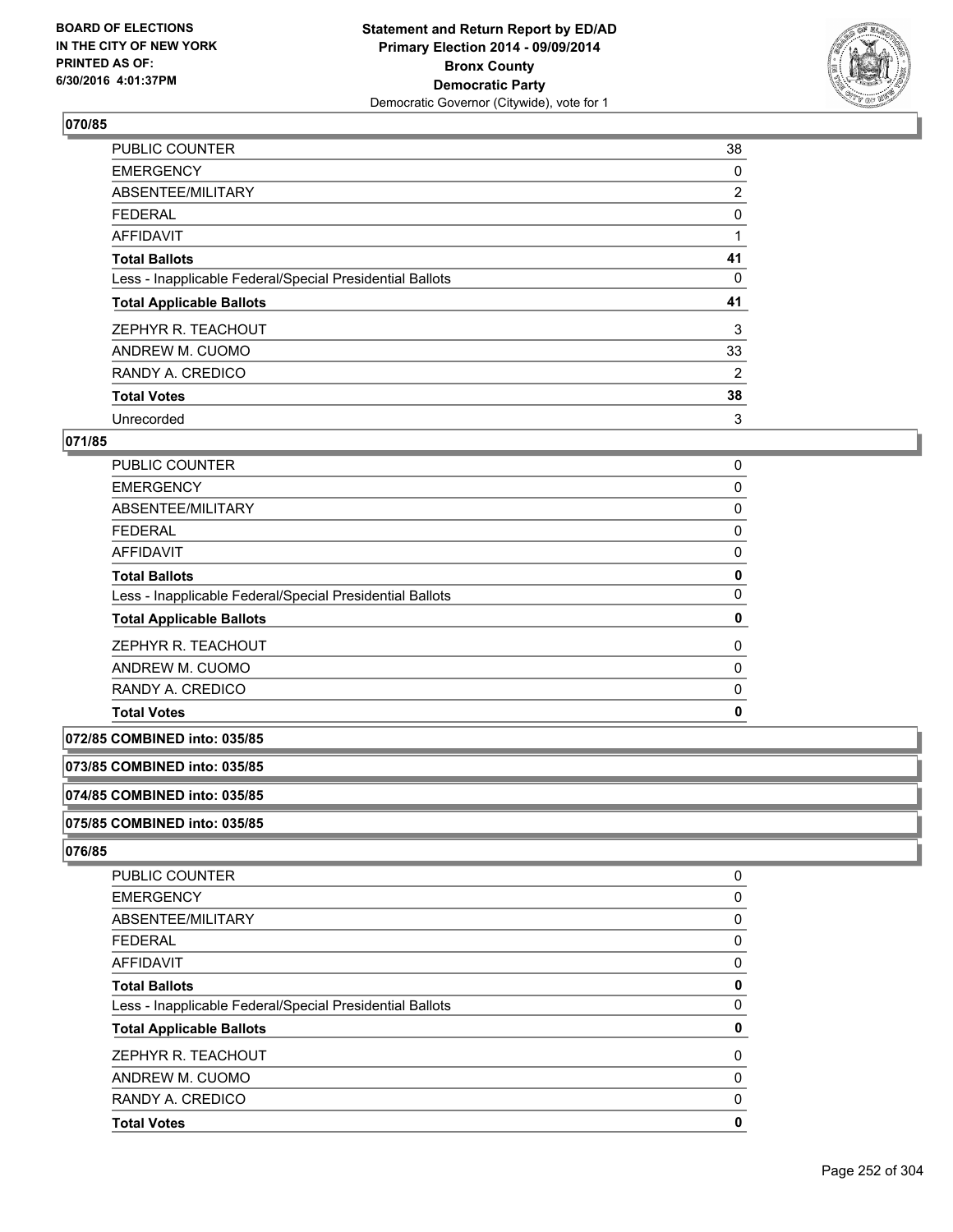**BOARD OF ELECTIONS IN THE CITY OF NEW YORK PRINTED AS OF: 6/30/2016 4:01:37PM**

**Statement and Return Report by ED/AD Primary Election 2014 - 09/09/2014 Bronx County Democratic Party**
Democratic Governor (Citywide), vote for 1

### 070/85

| | |
|---|---|
| PUBLIC COUNTER | 38 |
| EMERGENCY | 0 |
| ABSENTEE/MILITARY | 2 |
| FEDERAL | 0 |
| AFFIDAVIT | 1 |
| **Total Ballots** | **41** |
| Less - Inapplicable Federal/Special Presidential Ballots | 0 |
| **Total Applicable Ballots** | **41** |
| ZEPHYR R. TEACHOUT | 3 |
| ANDREW M. CUOMO | 33 |
| RANDY A. CREDICO | 2 |
| **Total Votes** | **38** |
| Unrecorded | 3 |

### 071/85

| | |
|---|---|
| PUBLIC COUNTER | 0 |
| EMERGENCY | 0 |
| ABSENTEE/MILITARY | 0 |
| FEDERAL | 0 |
| AFFIDAVIT | 0 |
| **Total Ballots** | **0** |
| Less - Inapplicable Federal/Special Presidential Ballots | 0 |
| **Total Applicable Ballots** | **0** |
| ZEPHYR R. TEACHOUT | 0 |
| ANDREW M. CUOMO | 0 |
| RANDY A. CREDICO | 0 |
| **Total Votes** | **0** |

### 072/85 COMBINED into: 035/85

### 073/85 COMBINED into: 035/85

### 074/85 COMBINED into: 035/85

### 075/85 COMBINED into: 035/85

### 076/85

| | |
|---|---|
| PUBLIC COUNTER | 0 |
| EMERGENCY | 0 |
| ABSENTEE/MILITARY | 0 |
| FEDERAL | 0 |
| AFFIDAVIT | 0 |
| **Total Ballots** | **0** |
| Less - Inapplicable Federal/Special Presidential Ballots | 0 |
| **Total Applicable Ballots** | **0** |
| ZEPHYR R. TEACHOUT | 0 |
| ANDREW M. CUOMO | 0 |
| RANDY A. CREDICO | 0 |
| **Total Votes** | **0** |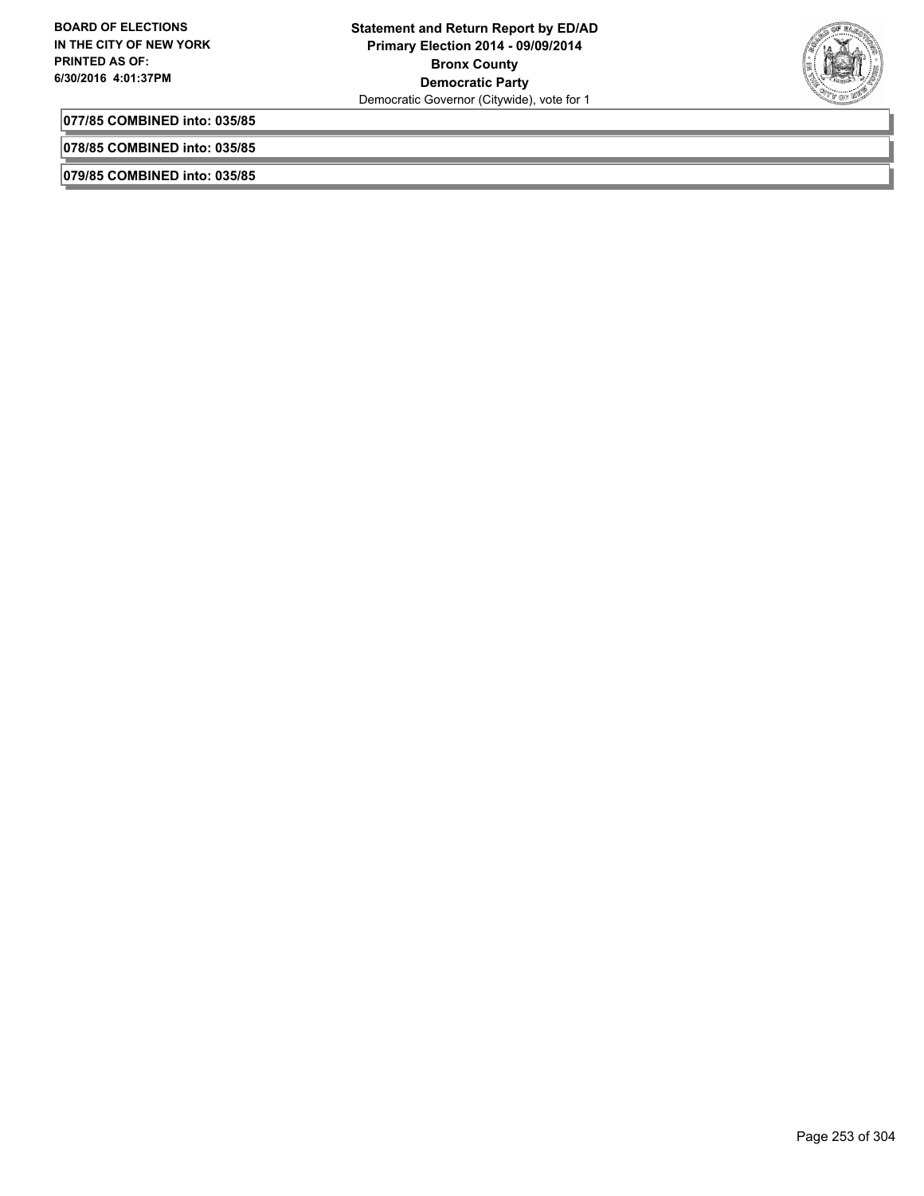**077/85 COMBINED into: 035/85**

**078/85 COMBINED into: 035/85**

**079/85 COMBINED into: 035/85**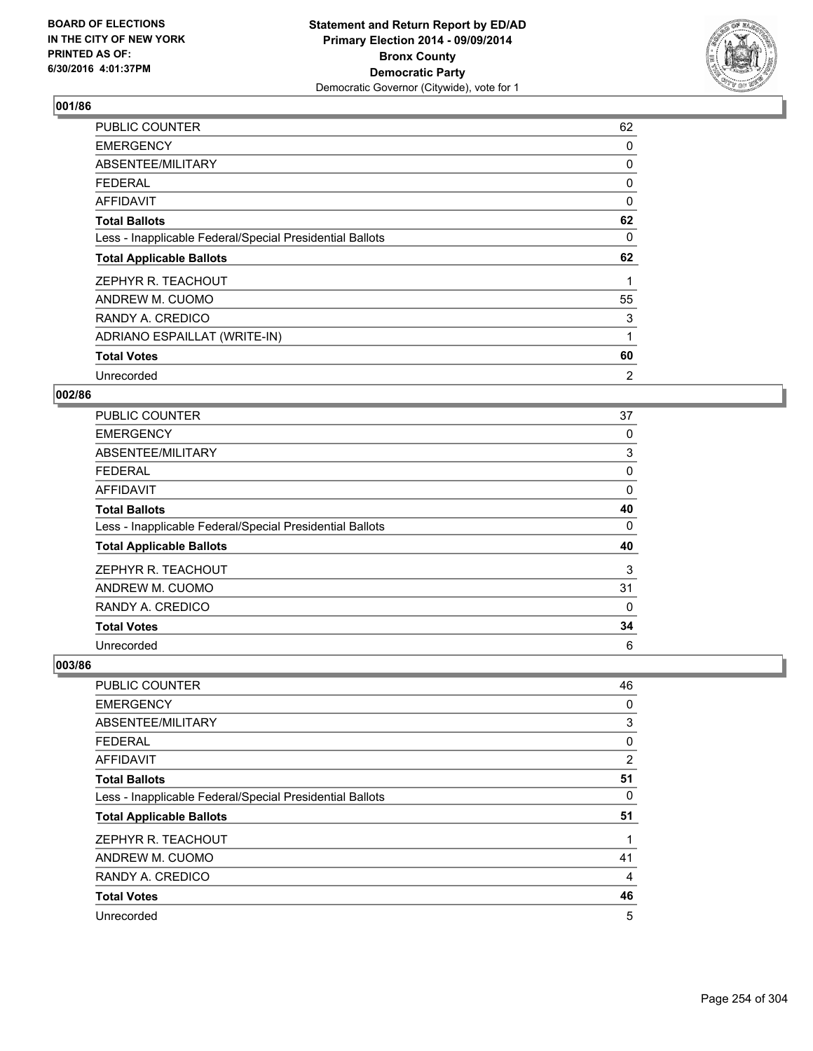BOARD OF ELECTIONS
IN THE CITY OF NEW YORK
PRINTED AS OF:
6/30/2016 4:01:37PM

**Statement and Return Report by ED/AD**
**Primary Election 2014 - 09/09/2014**
**Bronx County**
**Democratic Party**
Democratic Governor (Citywide), vote for 1

### 001/86

| | |
|---|---|
| PUBLIC COUNTER | 62 |
| EMERGENCY | 0 |
| ABSENTEE/MILITARY | 0 |
| FEDERAL | 0 |
| AFFIDAVIT | 0 |
| **Total Ballots** | **62** |
| Less - Inapplicable Federal/Special Presidential Ballots | 0 |
| **Total Applicable Ballots** | **62** |
| ZEPHYR R. TEACHOUT | 1 |
| ANDREW M. CUOMO | 55 |
| RANDY A. CREDICO | 3 |
| ADRIANO ESPAILLAT (WRITE-IN) | 1 |
| **Total Votes** | **60** |
| Unrecorded | 2 |

### 002/86

| | |
|---|---|
| PUBLIC COUNTER | 37 |
| EMERGENCY | 0 |
| ABSENTEE/MILITARY | 3 |
| FEDERAL | 0 |
| AFFIDAVIT | 0 |
| **Total Ballots** | **40** |
| Less - Inapplicable Federal/Special Presidential Ballots | 0 |
| **Total Applicable Ballots** | **40** |
| ZEPHYR R. TEACHOUT | 3 |
| ANDREW M. CUOMO | 31 |
| RANDY A. CREDICO | 0 |
| **Total Votes** | **34** |
| Unrecorded | 6 |

### 003/86

| | |
|---|---|
| PUBLIC COUNTER | 46 |
| EMERGENCY | 0 |
| ABSENTEE/MILITARY | 3 |
| FEDERAL | 0 |
| AFFIDAVIT | 2 |
| **Total Ballots** | **51** |
| Less - Inapplicable Federal/Special Presidential Ballots | 0 |
| **Total Applicable Ballots** | **51** |
| ZEPHYR R. TEACHOUT | 1 |
| ANDREW M. CUOMO | 41 |
| RANDY A. CREDICO | 4 |
| **Total Votes** | **46** |
| Unrecorded | 5 |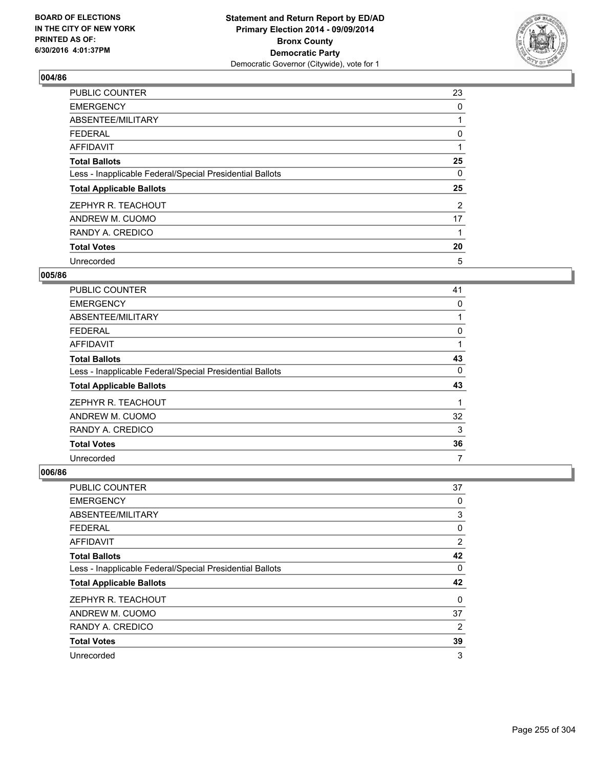**Statement and Return Report by ED/AD**
**Primary Election 2014 - 09/09/2014**
**Bronx County**
**Democratic Party**
Democratic Governor (Citywide), vote for 1

BOARD OF ELECTIONS
IN THE CITY OF NEW YORK
PRINTED AS OF:
6/30/2016 4:01:37PM

### 004/86

| | |
|---|---|
| PUBLIC COUNTER | 23 |
| EMERGENCY | 0 |
| ABSENTEE/MILITARY | 1 |
| FEDERAL | 0 |
| AFFIDAVIT | 1 |
| **Total Ballots** | **25** |
| Less - Inapplicable Federal/Special Presidential Ballots | 0 |
| **Total Applicable Ballots** | **25** |
| ZEPHYR R. TEACHOUT | 2 |
| ANDREW M. CUOMO | 17 |
| RANDY A. CREDICO | 1 |
| **Total Votes** | **20** |
| Unrecorded | 5 |

### 005/86

| | |
|---|---|
| PUBLIC COUNTER | 41 |
| EMERGENCY | 0 |
| ABSENTEE/MILITARY | 1 |
| FEDERAL | 0 |
| AFFIDAVIT | 1 |
| **Total Ballots** | **43** |
| Less - Inapplicable Federal/Special Presidential Ballots | 0 |
| **Total Applicable Ballots** | **43** |
| ZEPHYR R. TEACHOUT | 1 |
| ANDREW M. CUOMO | 32 |
| RANDY A. CREDICO | 3 |
| **Total Votes** | **36** |
| Unrecorded | 7 |

### 006/86

| | |
|---|---|
| PUBLIC COUNTER | 37 |
| EMERGENCY | 0 |
| ABSENTEE/MILITARY | 3 |
| FEDERAL | 0 |
| AFFIDAVIT | 2 |
| **Total Ballots** | **42** |
| Less - Inapplicable Federal/Special Presidential Ballots | 0 |
| **Total Applicable Ballots** | **42** |
| ZEPHYR R. TEACHOUT | 0 |
| ANDREW M. CUOMO | 37 |
| RANDY A. CREDICO | 2 |
| **Total Votes** | **39** |
| Unrecorded | 3 |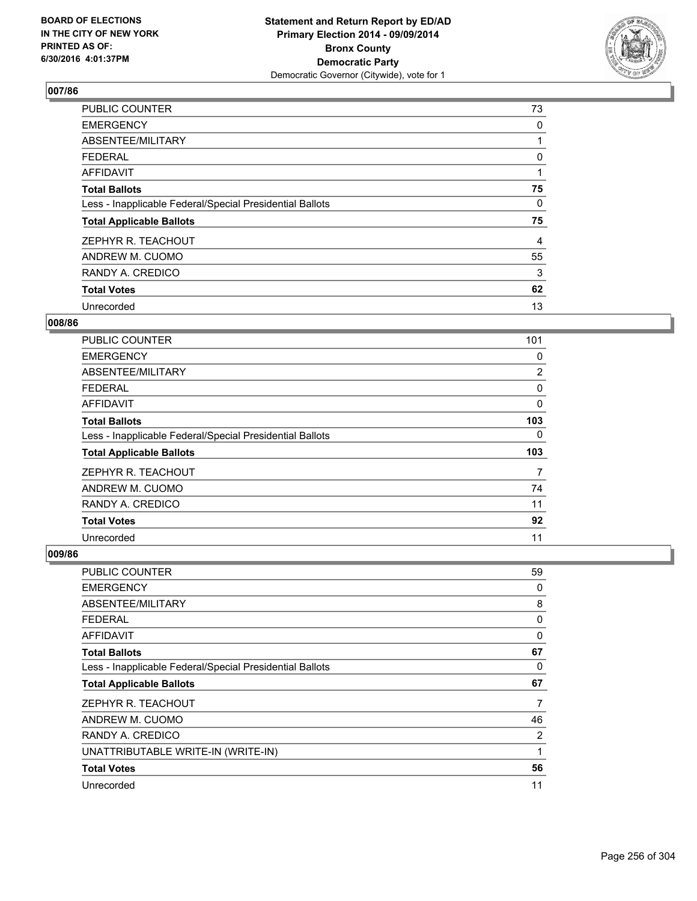BOARD OF ELECTIONS
IN THE CITY OF NEW YORK
PRINTED AS OF:
6/30/2016 4:01:37PM

**Statement and Return Report by ED/AD**
**Primary Election 2014 - 09/09/2014**
**Bronx County**
**Democratic Party**
Democratic Governor (Citywide), vote for 1

### 007/86

| | |
|---|---|
| PUBLIC COUNTER | 73 |
| EMERGENCY | 0 |
| ABSENTEE/MILITARY | 1 |
| FEDERAL | 0 |
| AFFIDAVIT | 1 |
| **Total Ballots** | **75** |
| Less - Inapplicable Federal/Special Presidential Ballots | 0 |
| **Total Applicable Ballots** | **75** |
| ZEPHYR R. TEACHOUT | 4 |
| ANDREW M. CUOMO | 55 |
| RANDY A. CREDICO | 3 |
| **Total Votes** | **62** |
| Unrecorded | 13 |

### 008/86

| | |
|---|---|
| PUBLIC COUNTER | 101 |
| EMERGENCY | 0 |
| ABSENTEE/MILITARY | 2 |
| FEDERAL | 0 |
| AFFIDAVIT | 0 |
| **Total Ballots** | **103** |
| Less - Inapplicable Federal/Special Presidential Ballots | 0 |
| **Total Applicable Ballots** | **103** |
| ZEPHYR R. TEACHOUT | 7 |
| ANDREW M. CUOMO | 74 |
| RANDY A. CREDICO | 11 |
| **Total Votes** | **92** |
| Unrecorded | 11 |

### 009/86

| | |
|---|---|
| PUBLIC COUNTER | 59 |
| EMERGENCY | 0 |
| ABSENTEE/MILITARY | 8 |
| FEDERAL | 0 |
| AFFIDAVIT | 0 |
| **Total Ballots** | **67** |
| Less - Inapplicable Federal/Special Presidential Ballots | 0 |
| **Total Applicable Ballots** | **67** |
| ZEPHYR R. TEACHOUT | 7 |
| ANDREW M. CUOMO | 46 |
| RANDY A. CREDICO | 2 |
| UNATTRIBUTABLE WRITE-IN (WRITE-IN) | 1 |
| **Total Votes** | **56** |
| Unrecorded | 11 |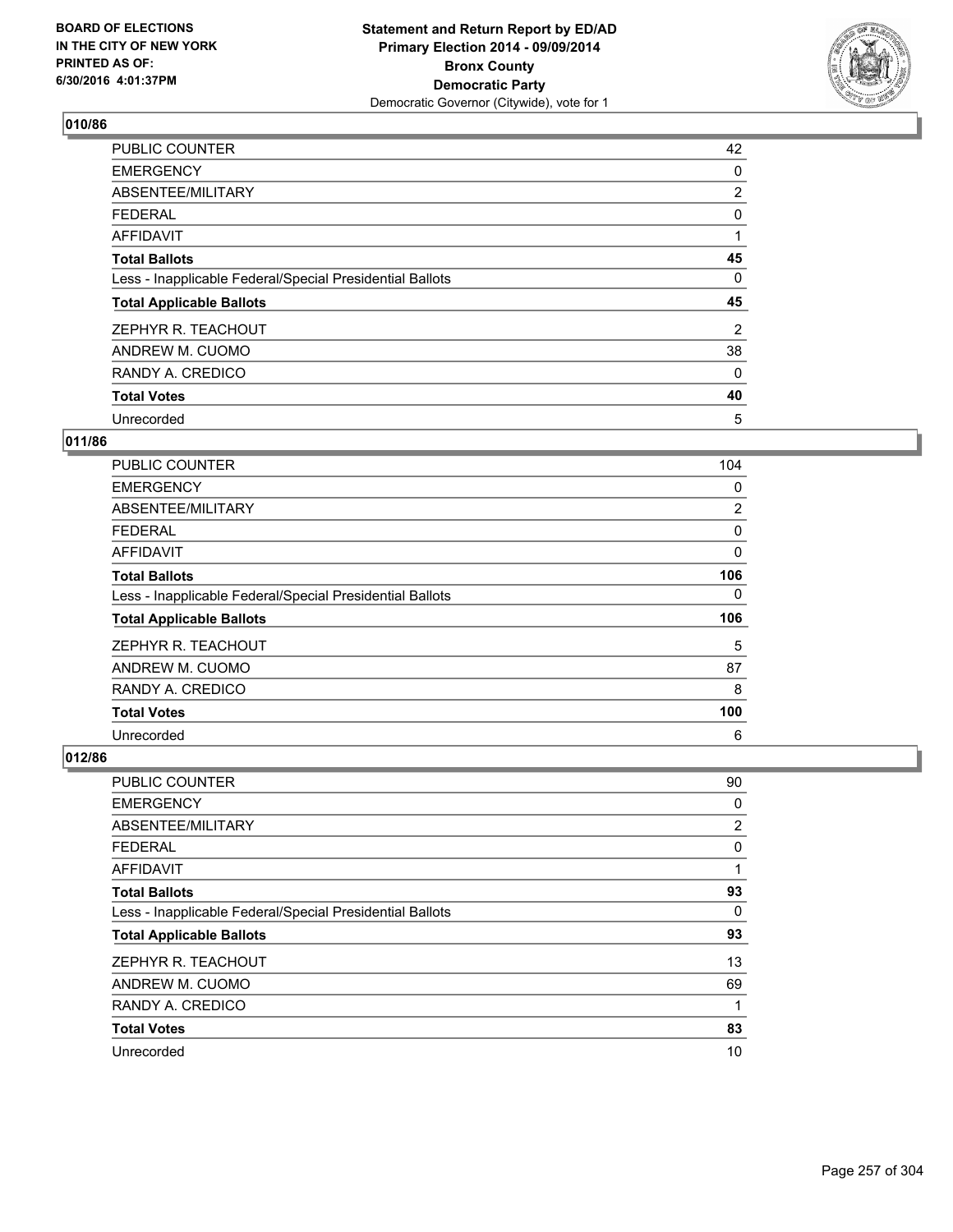## 010/86

| | |
|---|---|
| PUBLIC COUNTER | 42 |
| EMERGENCY | 0 |
| ABSENTEE/MILITARY | 2 |
| FEDERAL | 0 |
| AFFIDAVIT | 1 |
| **Total Ballots** | **45** |
| Less - Inapplicable Federal/Special Presidential Ballots | 0 |
| **Total Applicable Ballots** | **45** |
| ZEPHYR R. TEACHOUT | 2 |
| ANDREW M. CUOMO | 38 |
| RANDY A. CREDICO | 0 |
| **Total Votes** | **40** |
| Unrecorded | 5 |

## 011/86

| | |
|---|---|
| PUBLIC COUNTER | 104 |
| EMERGENCY | 0 |
| ABSENTEE/MILITARY | 2 |
| FEDERAL | 0 |
| AFFIDAVIT | 0 |
| **Total Ballots** | **106** |
| Less - Inapplicable Federal/Special Presidential Ballots | 0 |
| **Total Applicable Ballots** | **106** |
| ZEPHYR R. TEACHOUT | 5 |
| ANDREW M. CUOMO | 87 |
| RANDY A. CREDICO | 8 |
| **Total Votes** | **100** |
| Unrecorded | 6 |

## 012/86

| | |
|---|---|
| PUBLIC COUNTER | 90 |
| EMERGENCY | 0 |
| ABSENTEE/MILITARY | 2 |
| FEDERAL | 0 |
| AFFIDAVIT | 1 |
| **Total Ballots** | **93** |
| Less - Inapplicable Federal/Special Presidential Ballots | 0 |
| **Total Applicable Ballots** | **93** |
| ZEPHYR R. TEACHOUT | 13 |
| ANDREW M. CUOMO | 69 |
| RANDY A. CREDICO | 1 |
| **Total Votes** | **83** |
| Unrecorded | 10 |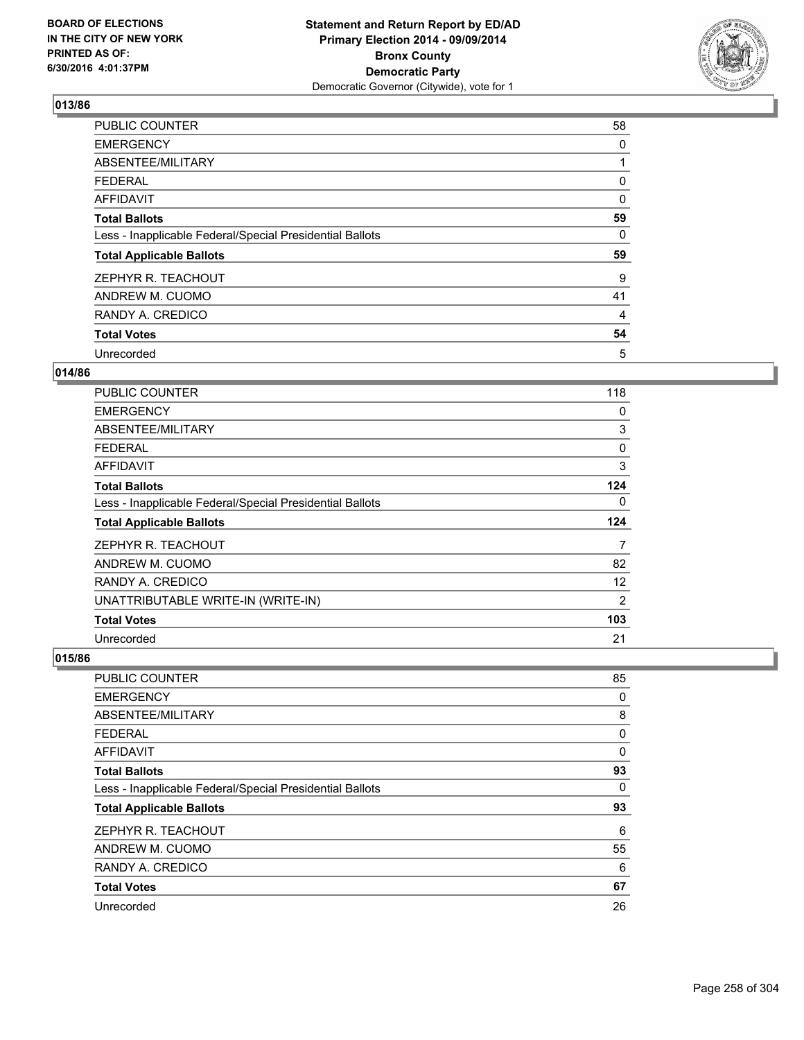BOARD OF ELECTIONS
IN THE CITY OF NEW YORK
PRINTED AS OF:
6/30/2016 4:01:37PM

**Statement and Return Report by ED/AD**
**Primary Election 2014 - 09/09/2014**
**Bronx County**
**Democratic Party**
Democratic Governor (Citywide), vote for 1

## 013/86

| | |
|---|---|
| PUBLIC COUNTER | 58 |
| EMERGENCY | 0 |
| ABSENTEE/MILITARY | 1 |
| FEDERAL | 0 |
| AFFIDAVIT | 0 |
| **Total Ballots** | **59** |
| Less - Inapplicable Federal/Special Presidential Ballots | 0 |
| **Total Applicable Ballots** | **59** |
| ZEPHYR R. TEACHOUT | 9 |
| ANDREW M. CUOMO | 41 |
| RANDY A. CREDICO | 4 |
| **Total Votes** | **54** |
| Unrecorded | 5 |

## 014/86

| | |
|---|---|
| PUBLIC COUNTER | 118 |
| EMERGENCY | 0 |
| ABSENTEE/MILITARY | 3 |
| FEDERAL | 0 |
| AFFIDAVIT | 3 |
| **Total Ballots** | **124** |
| Less - Inapplicable Federal/Special Presidential Ballots | 0 |
| **Total Applicable Ballots** | **124** |
| ZEPHYR R. TEACHOUT | 7 |
| ANDREW M. CUOMO | 82 |
| RANDY A. CREDICO | 12 |
| UNATTRIBUTABLE WRITE-IN (WRITE-IN) | 2 |
| **Total Votes** | **103** |
| Unrecorded | 21 |

## 015/86

| | |
|---|---|
| PUBLIC COUNTER | 85 |
| EMERGENCY | 0 |
| ABSENTEE/MILITARY | 8 |
| FEDERAL | 0 |
| AFFIDAVIT | 0 |
| **Total Ballots** | **93** |
| Less - Inapplicable Federal/Special Presidential Ballots | 0 |
| **Total Applicable Ballots** | **93** |
| ZEPHYR R. TEACHOUT | 6 |
| ANDREW M. CUOMO | 55 |
| RANDY A. CREDICO | 6 |
| **Total Votes** | **67** |
| Unrecorded | 26 |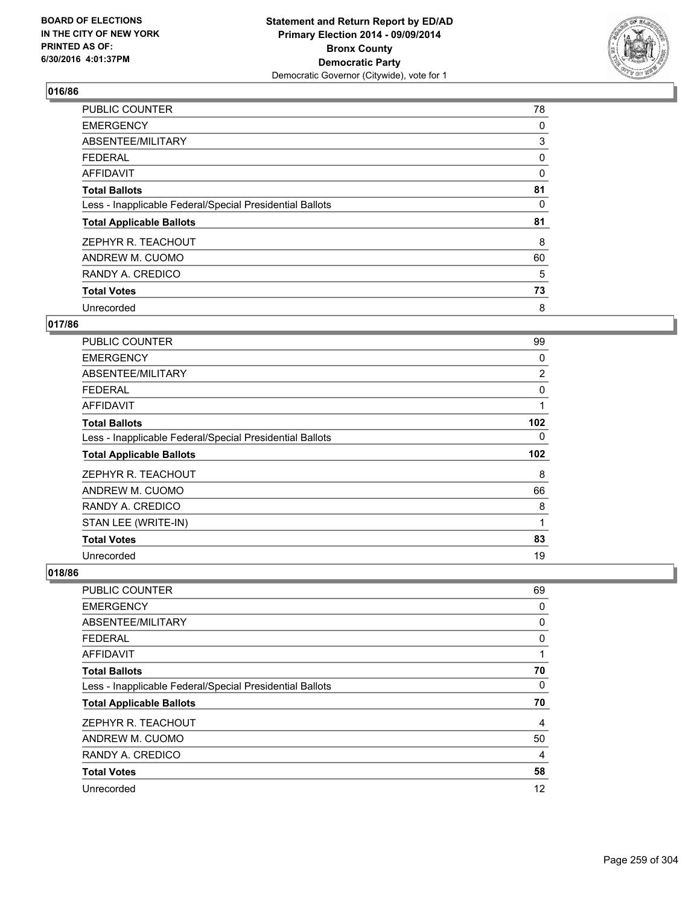BOARD OF ELECTIONS
IN THE CITY OF NEW YORK
PRINTED AS OF:
6/30/2016 4:01:37PM

**Statement and Return Report by ED/AD**
**Primary Election 2014 - 09/09/2014**
**Bronx County**
**Democratic Party**
Democratic Governor (Citywide), vote for 1

### 016/86

| | |
|---|---|
| PUBLIC COUNTER | 78 |
| EMERGENCY | 0 |
| ABSENTEE/MILITARY | 3 |
| FEDERAL | 0 |
| AFFIDAVIT | 0 |
| **Total Ballots** | **81** |
| Less - Inapplicable Federal/Special Presidential Ballots | 0 |
| **Total Applicable Ballots** | **81** |
| ZEPHYR R. TEACHOUT | 8 |
| ANDREW M. CUOMO | 60 |
| RANDY A. CREDICO | 5 |
| **Total Votes** | **73** |
| Unrecorded | 8 |

### 017/86

| | |
|---|---|
| PUBLIC COUNTER | 99 |
| EMERGENCY | 0 |
| ABSENTEE/MILITARY | 2 |
| FEDERAL | 0 |
| AFFIDAVIT | 1 |
| **Total Ballots** | **102** |
| Less - Inapplicable Federal/Special Presidential Ballots | 0 |
| **Total Applicable Ballots** | **102** |
| ZEPHYR R. TEACHOUT | 8 |
| ANDREW M. CUOMO | 66 |
| RANDY A. CREDICO | 8 |
| STAN LEE (WRITE-IN) | 1 |
| **Total Votes** | **83** |
| Unrecorded | 19 |

### 018/86

| | |
|---|---|
| PUBLIC COUNTER | 69 |
| EMERGENCY | 0 |
| ABSENTEE/MILITARY | 0 |
| FEDERAL | 0 |
| AFFIDAVIT | 1 |
| **Total Ballots** | **70** |
| Less - Inapplicable Federal/Special Presidential Ballots | 0 |
| **Total Applicable Ballots** | **70** |
| ZEPHYR R. TEACHOUT | 4 |
| ANDREW M. CUOMO | 50 |
| RANDY A. CREDICO | 4 |
| **Total Votes** | **58** |
| Unrecorded | 12 |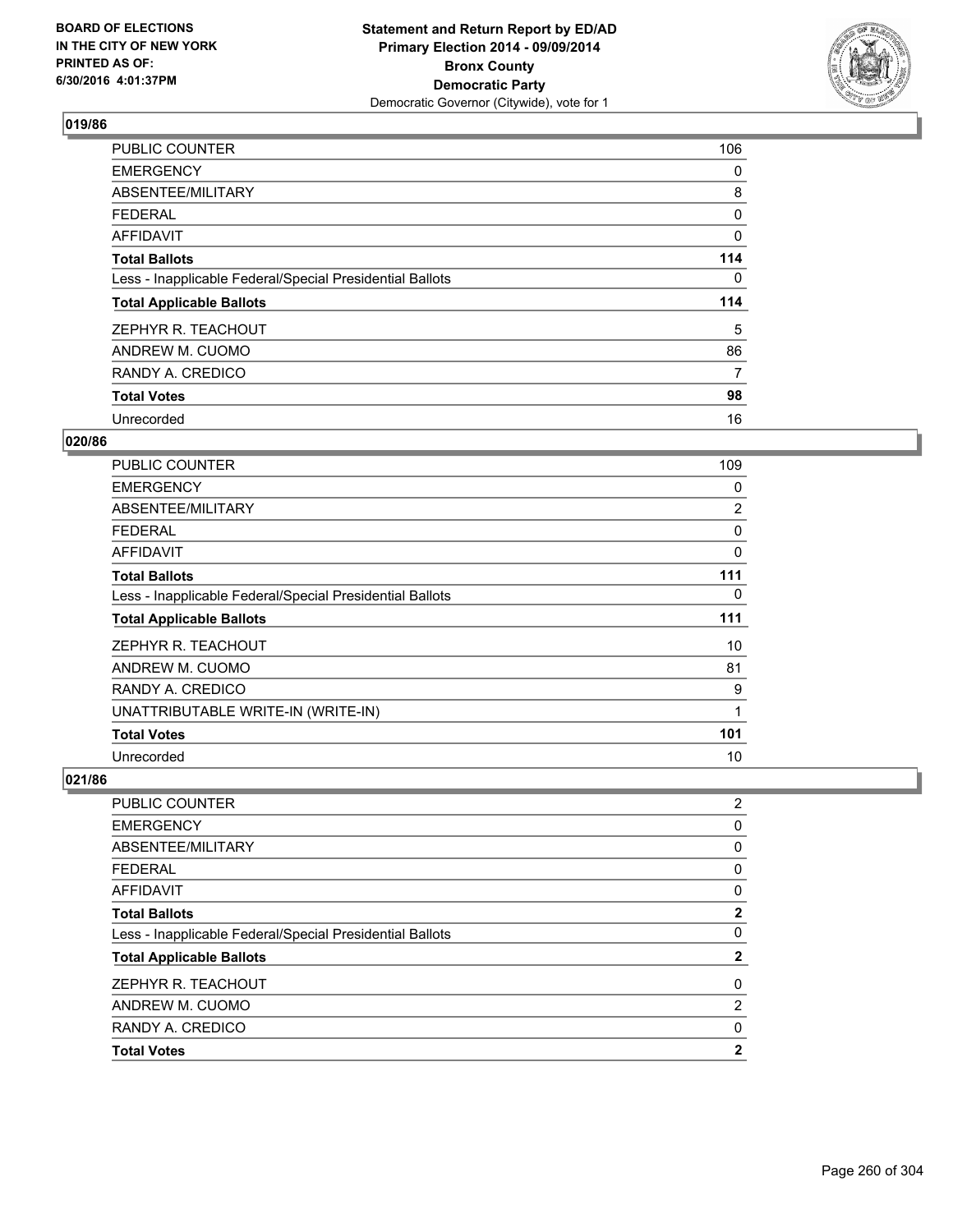BOARD OF ELECTIONS
IN THE CITY OF NEW YORK
PRINTED AS OF:
6/30/2016 4:01:37PM

**Statement and Return Report by ED/AD**
**Primary Election 2014 - 09/09/2014**
**Bronx County**
**Democratic Party**
Democratic Governor (Citywide), vote for 1

### 019/86

| | |
|---|---|
| PUBLIC COUNTER | 106 |
| EMERGENCY | 0 |
| ABSENTEE/MILITARY | 8 |
| FEDERAL | 0 |
| AFFIDAVIT | 0 |
| **Total Ballots** | **114** |
| Less - Inapplicable Federal/Special Presidential Ballots | 0 |
| **Total Applicable Ballots** | **114** |
| ZEPHYR R. TEACHOUT | 5 |
| ANDREW M. CUOMO | 86 |
| RANDY A. CREDICO | 7 |
| **Total Votes** | **98** |
| Unrecorded | 16 |

### 020/86

| | |
|---|---|
| PUBLIC COUNTER | 109 |
| EMERGENCY | 0 |
| ABSENTEE/MILITARY | 2 |
| FEDERAL | 0 |
| AFFIDAVIT | 0 |
| **Total Ballots** | **111** |
| Less - Inapplicable Federal/Special Presidential Ballots | 0 |
| **Total Applicable Ballots** | **111** |
| ZEPHYR R. TEACHOUT | 10 |
| ANDREW M. CUOMO | 81 |
| RANDY A. CREDICO | 9 |
| UNATTRIBUTABLE WRITE-IN (WRITE-IN) | 1 |
| **Total Votes** | **101** |
| Unrecorded | 10 |

### 021/86

| | |
|---|---|
| PUBLIC COUNTER | 2 |
| EMERGENCY | 0 |
| ABSENTEE/MILITARY | 0 |
| FEDERAL | 0 |
| AFFIDAVIT | 0 |
| **Total Ballots** | **2** |
| Less - Inapplicable Federal/Special Presidential Ballots | 0 |
| **Total Applicable Ballots** | **2** |
| ZEPHYR R. TEACHOUT | 0 |
| ANDREW M. CUOMO | 2 |
| RANDY A. CREDICO | 0 |
| **Total Votes** | **2** |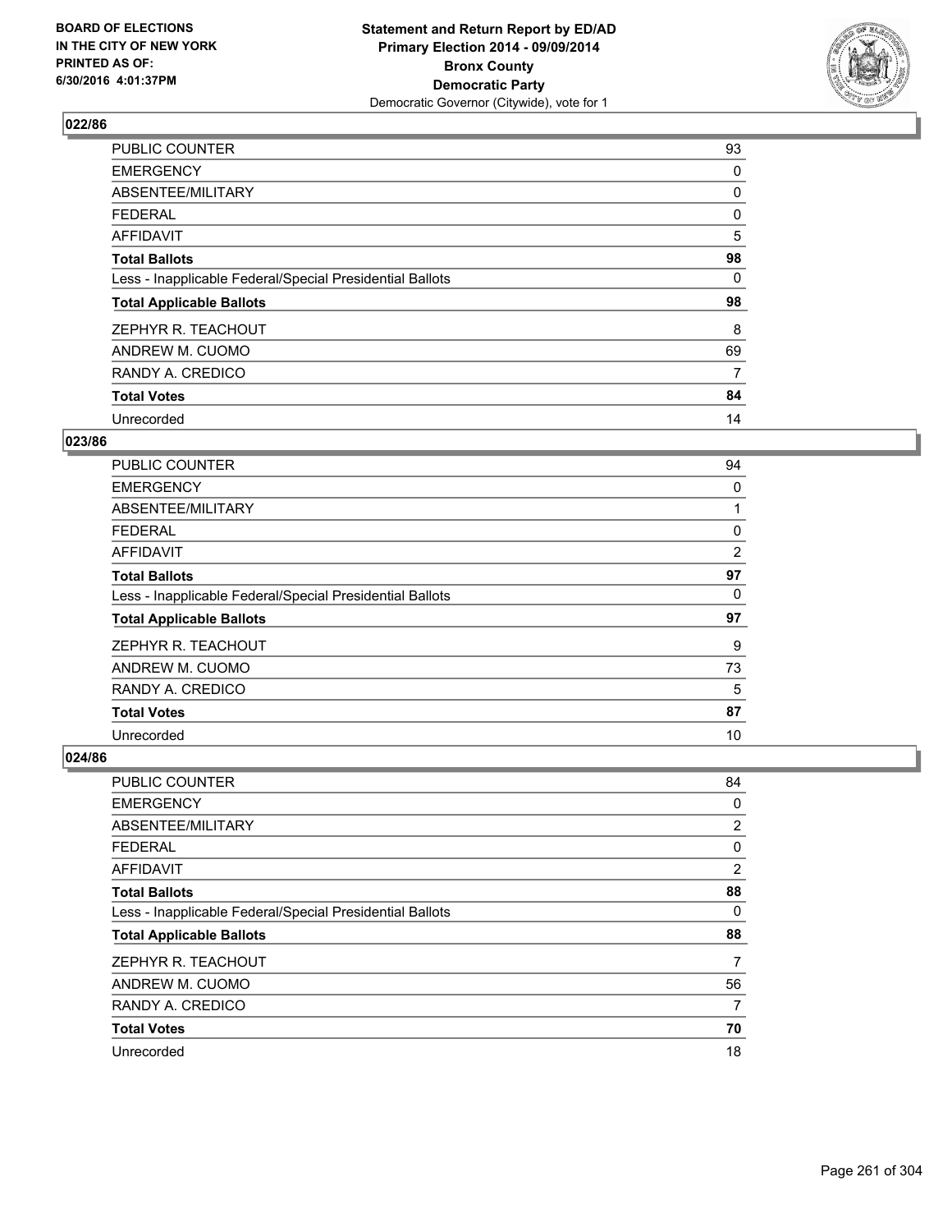**Statement and Return Report by ED/AD**
**Primary Election 2014 - 09/09/2014**
**Bronx County**
**Democratic Party**
Democratic Governor (Citywide), vote for 1

BOARD OF ELECTIONS
IN THE CITY OF NEW YORK
PRINTED AS OF:
6/30/2016 4:01:37PM

### 022/86

| | |
|---|---|
| PUBLIC COUNTER | 93 |
| EMERGENCY | 0 |
| ABSENTEE/MILITARY | 0 |
| FEDERAL | 0 |
| AFFIDAVIT | 5 |
| **Total Ballots** | **98** |
| Less - Inapplicable Federal/Special Presidential Ballots | 0 |
| **Total Applicable Ballots** | **98** |
| ZEPHYR R. TEACHOUT | 8 |
| ANDREW M. CUOMO | 69 |
| RANDY A. CREDICO | 7 |
| **Total Votes** | **84** |
| Unrecorded | 14 |

### 023/86

| | |
|---|---|
| PUBLIC COUNTER | 94 |
| EMERGENCY | 0 |
| ABSENTEE/MILITARY | 1 |
| FEDERAL | 0 |
| AFFIDAVIT | 2 |
| **Total Ballots** | **97** |
| Less - Inapplicable Federal/Special Presidential Ballots | 0 |
| **Total Applicable Ballots** | **97** |
| ZEPHYR R. TEACHOUT | 9 |
| ANDREW M. CUOMO | 73 |
| RANDY A. CREDICO | 5 |
| **Total Votes** | **87** |
| Unrecorded | 10 |

### 024/86

| | |
|---|---|
| PUBLIC COUNTER | 84 |
| EMERGENCY | 0 |
| ABSENTEE/MILITARY | 2 |
| FEDERAL | 0 |
| AFFIDAVIT | 2 |
| **Total Ballots** | **88** |
| Less - Inapplicable Federal/Special Presidential Ballots | 0 |
| **Total Applicable Ballots** | **88** |
| ZEPHYR R. TEACHOUT | 7 |
| ANDREW M. CUOMO | 56 |
| RANDY A. CREDICO | 7 |
| **Total Votes** | **70** |
| Unrecorded | 18 |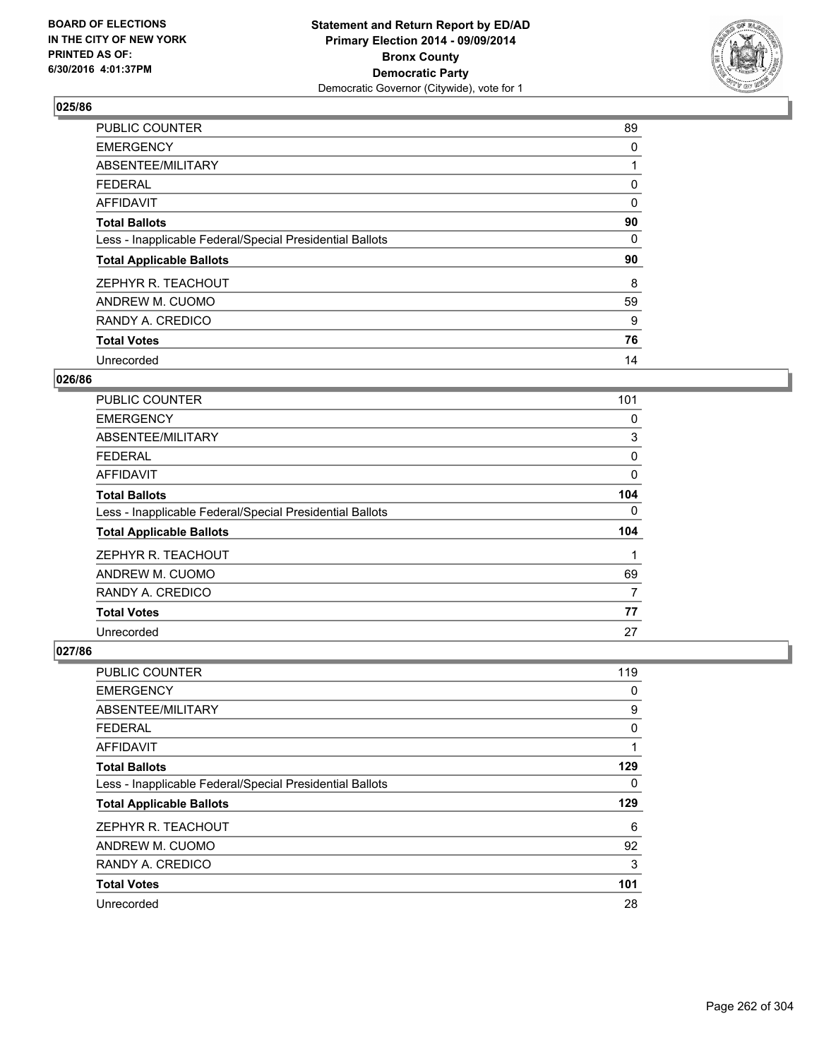**BOARD OF ELECTIONS IN THE CITY OF NEW YORK PRINTED AS OF: 6/30/2016 4:01:37PM**

**Statement and Return Report by ED/AD Primary Election 2014 - 09/09/2014 Bronx County Democratic Party**
Democratic Governor (Citywide), vote for 1

## 025/86

| | |
|---|---|
| PUBLIC COUNTER | 89 |
| EMERGENCY | 0 |
| ABSENTEE/MILITARY | 1 |
| FEDERAL | 0 |
| AFFIDAVIT | 0 |
| **Total Ballots** | **90** |
| Less - Inapplicable Federal/Special Presidential Ballots | 0 |
| **Total Applicable Ballots** | **90** |
| ZEPHYR R. TEACHOUT | 8 |
| ANDREW M. CUOMO | 59 |
| RANDY A. CREDICO | 9 |
| **Total Votes** | **76** |
| Unrecorded | 14 |

## 026/86

| | |
|---|---|
| PUBLIC COUNTER | 101 |
| EMERGENCY | 0 |
| ABSENTEE/MILITARY | 3 |
| FEDERAL | 0 |
| AFFIDAVIT | 0 |
| **Total Ballots** | **104** |
| Less - Inapplicable Federal/Special Presidential Ballots | 0 |
| **Total Applicable Ballots** | **104** |
| ZEPHYR R. TEACHOUT | 1 |
| ANDREW M. CUOMO | 69 |
| RANDY A. CREDICO | 7 |
| **Total Votes** | **77** |
| Unrecorded | 27 |

## 027/86

| | |
|---|---|
| PUBLIC COUNTER | 119 |
| EMERGENCY | 0 |
| ABSENTEE/MILITARY | 9 |
| FEDERAL | 0 |
| AFFIDAVIT | 1 |
| **Total Ballots** | **129** |
| Less - Inapplicable Federal/Special Presidential Ballots | 0 |
| **Total Applicable Ballots** | **129** |
| ZEPHYR R. TEACHOUT | 6 |
| ANDREW M. CUOMO | 92 |
| RANDY A. CREDICO | 3 |
| **Total Votes** | **101** |
| Unrecorded | 28 |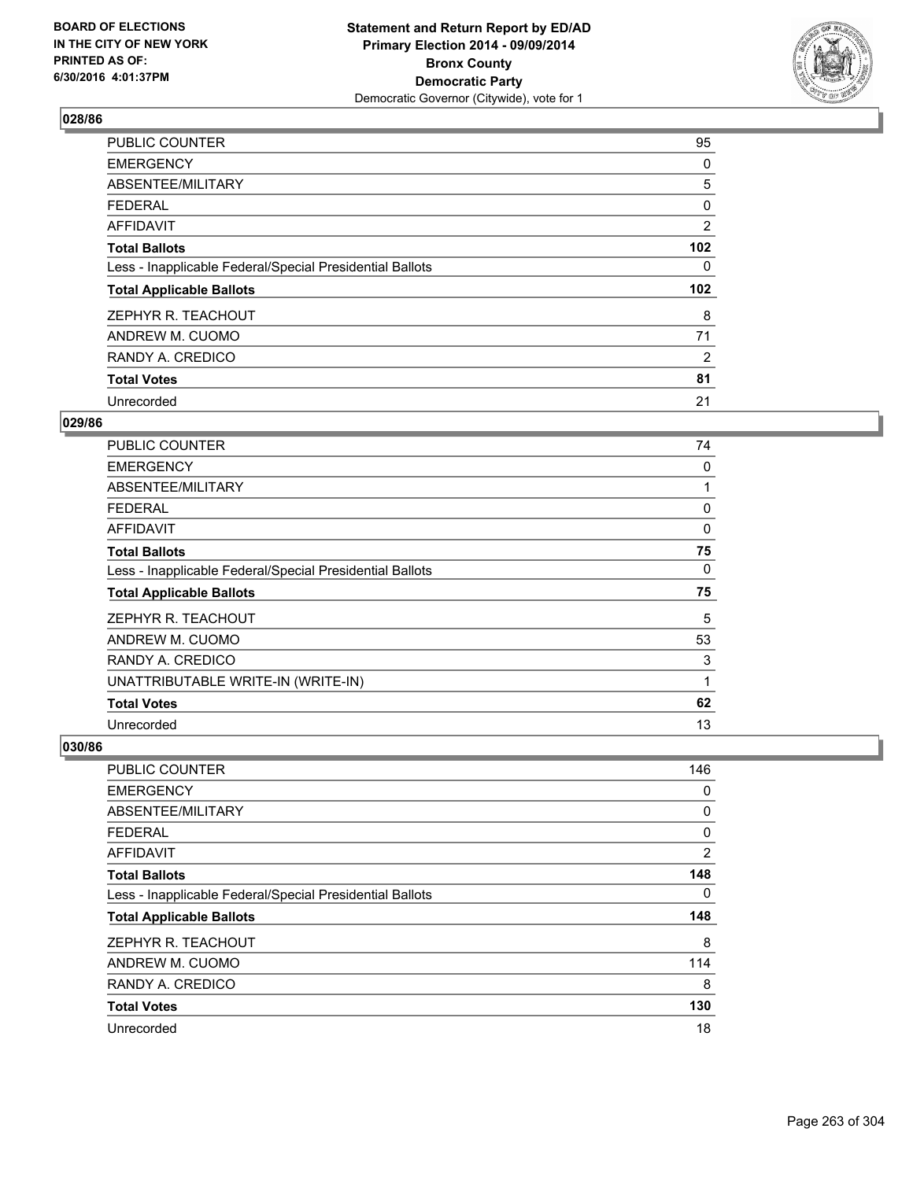**Statement and Return Report by ED/AD**
**Primary Election 2014 - 09/09/2014**
**Bronx County**
**Democratic Party**
Democratic Governor (Citywide), vote for 1

BOARD OF ELECTIONS
IN THE CITY OF NEW YORK
PRINTED AS OF:
6/30/2016 4:01:37PM

### 028/86

| | |
|---|---|
| PUBLIC COUNTER | 95 |
| EMERGENCY | 0 |
| ABSENTEE/MILITARY | 5 |
| FEDERAL | 0 |
| AFFIDAVIT | 2 |
| **Total Ballots** | **102** |
| Less - Inapplicable Federal/Special Presidential Ballots | 0 |
| **Total Applicable Ballots** | **102** |
| ZEPHYR R. TEACHOUT | 8 |
| ANDREW M. CUOMO | 71 |
| RANDY A. CREDICO | 2 |
| **Total Votes** | **81** |
| Unrecorded | 21 |

### 029/86

| | |
|---|---|
| PUBLIC COUNTER | 74 |
| EMERGENCY | 0 |
| ABSENTEE/MILITARY | 1 |
| FEDERAL | 0 |
| AFFIDAVIT | 0 |
| **Total Ballots** | **75** |
| Less - Inapplicable Federal/Special Presidential Ballots | 0 |
| **Total Applicable Ballots** | **75** |
| ZEPHYR R. TEACHOUT | 5 |
| ANDREW M. CUOMO | 53 |
| RANDY A. CREDICO | 3 |
| UNATTRIBUTABLE WRITE-IN (WRITE-IN) | 1 |
| **Total Votes** | **62** |
| Unrecorded | 13 |

### 030/86

| | |
|---|---|
| PUBLIC COUNTER | 146 |
| EMERGENCY | 0 |
| ABSENTEE/MILITARY | 0 |
| FEDERAL | 0 |
| AFFIDAVIT | 2 |
| **Total Ballots** | **148** |
| Less - Inapplicable Federal/Special Presidential Ballots | 0 |
| **Total Applicable Ballots** | **148** |
| ZEPHYR R. TEACHOUT | 8 |
| ANDREW M. CUOMO | 114 |
| RANDY A. CREDICO | 8 |
| **Total Votes** | **130** |
| Unrecorded | 18 |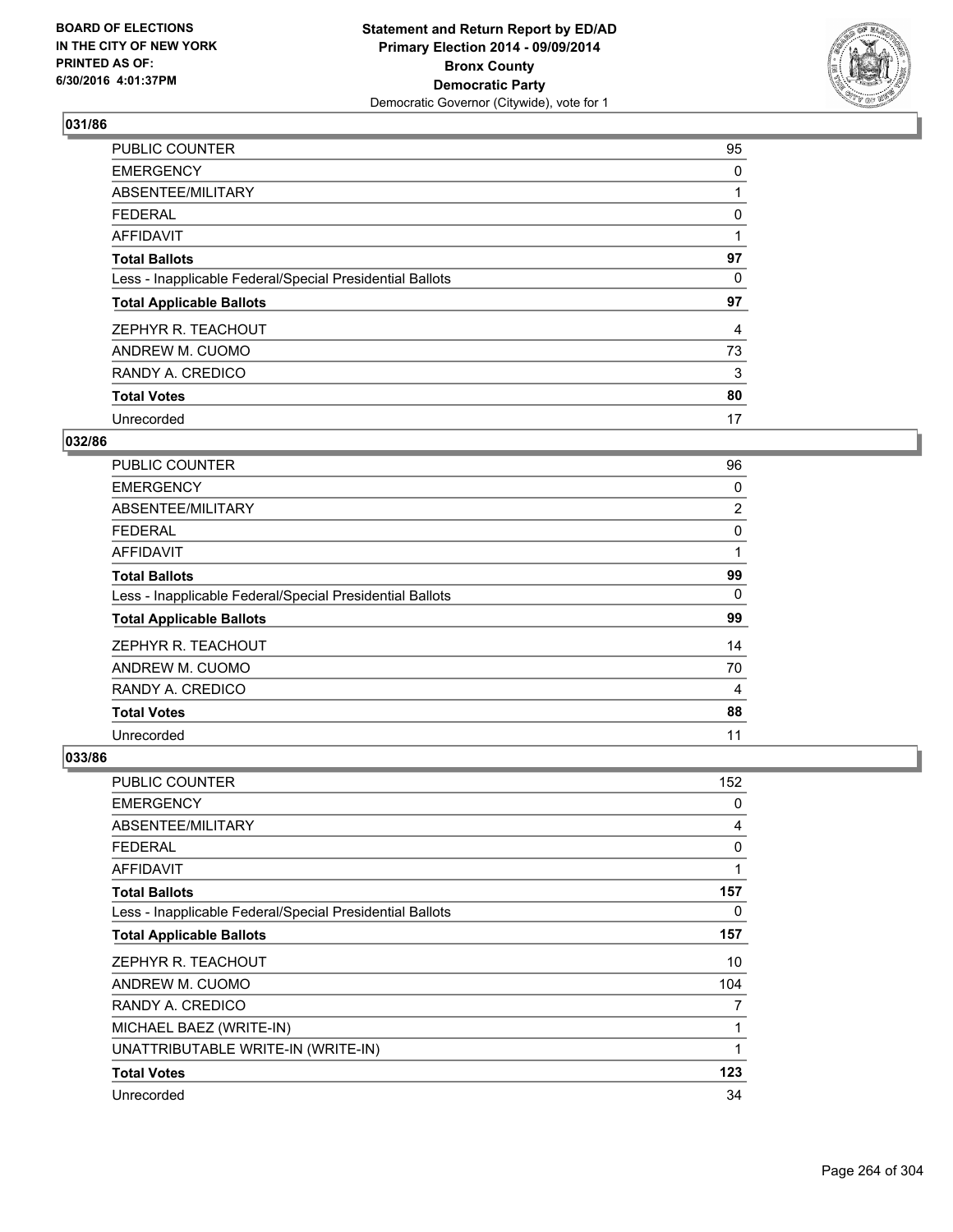BOARD OF ELECTIONS
IN THE CITY OF NEW YORK
PRINTED AS OF:
6/30/2016 4:01:37PM

**Statement and Return Report by ED/AD**
**Primary Election 2014 - 09/09/2014**
**Bronx County**
**Democratic Party**
Democratic Governor (Citywide), vote for 1

### 031/86

| | |
|---|---|
| PUBLIC COUNTER | 95 |
| EMERGENCY | 0 |
| ABSENTEE/MILITARY | 1 |
| FEDERAL | 0 |
| AFFIDAVIT | 1 |
| **Total Ballots** | **97** |
| Less - Inapplicable Federal/Special Presidential Ballots | 0 |
| **Total Applicable Ballots** | **97** |
| ZEPHYR R. TEACHOUT | 4 |
| ANDREW M. CUOMO | 73 |
| RANDY A. CREDICO | 3 |
| **Total Votes** | **80** |
| Unrecorded | 17 |

### 032/86

| | |
|---|---|
| PUBLIC COUNTER | 96 |
| EMERGENCY | 0 |
| ABSENTEE/MILITARY | 2 |
| FEDERAL | 0 |
| AFFIDAVIT | 1 |
| **Total Ballots** | **99** |
| Less - Inapplicable Federal/Special Presidential Ballots | 0 |
| **Total Applicable Ballots** | **99** |
| ZEPHYR R. TEACHOUT | 14 |
| ANDREW M. CUOMO | 70 |
| RANDY A. CREDICO | 4 |
| **Total Votes** | **88** |
| Unrecorded | 11 |

### 033/86

| | |
|---|---|
| PUBLIC COUNTER | 152 |
| EMERGENCY | 0 |
| ABSENTEE/MILITARY | 4 |
| FEDERAL | 0 |
| AFFIDAVIT | 1 |
| **Total Ballots** | **157** |
| Less - Inapplicable Federal/Special Presidential Ballots | 0 |
| **Total Applicable Ballots** | **157** |
| ZEPHYR R. TEACHOUT | 10 |
| ANDREW M. CUOMO | 104 |
| RANDY A. CREDICO | 7 |
| MICHAEL BAEZ (WRITE-IN) | 1 |
| UNATTRIBUTABLE WRITE-IN (WRITE-IN) | 1 |
| **Total Votes** | **123** |
| Unrecorded | 34 |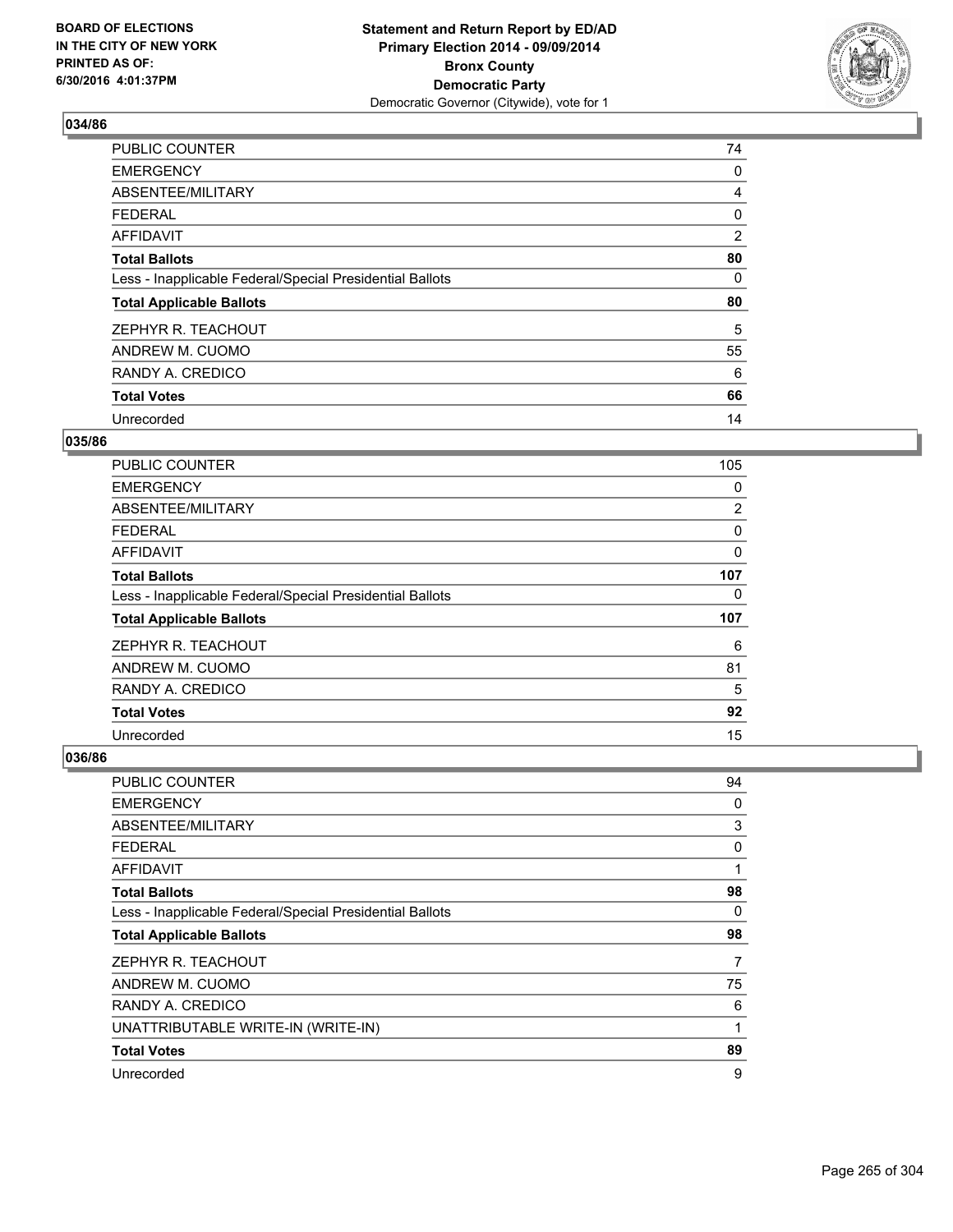**BOARD OF ELECTIONS IN THE CITY OF NEW YORK PRINTED AS OF: 6/30/2016 4:01:37PM**

**Statement and Return Report by ED/AD Primary Election 2014 - 09/09/2014 Bronx County Democratic Party**
Democratic Governor (Citywide), vote for 1

### 034/86

| | |
|---|---|
| PUBLIC COUNTER | 74 |
| EMERGENCY | 0 |
| ABSENTEE/MILITARY | 4 |
| FEDERAL | 0 |
| AFFIDAVIT | 2 |
| **Total Ballots** | **80** |
| Less - Inapplicable Federal/Special Presidential Ballots | 0 |
| **Total Applicable Ballots** | **80** |
| ZEPHYR R. TEACHOUT | 5 |
| ANDREW M. CUOMO | 55 |
| RANDY A. CREDICO | 6 |
| **Total Votes** | **66** |
| Unrecorded | 14 |

### 035/86

| | |
|---|---|
| PUBLIC COUNTER | 105 |
| EMERGENCY | 0 |
| ABSENTEE/MILITARY | 2 |
| FEDERAL | 0 |
| AFFIDAVIT | 0 |
| **Total Ballots** | **107** |
| Less - Inapplicable Federal/Special Presidential Ballots | 0 |
| **Total Applicable Ballots** | **107** |
| ZEPHYR R. TEACHOUT | 6 |
| ANDREW M. CUOMO | 81 |
| RANDY A. CREDICO | 5 |
| **Total Votes** | **92** |
| Unrecorded | 15 |

### 036/86

| | |
|---|---|
| PUBLIC COUNTER | 94 |
| EMERGENCY | 0 |
| ABSENTEE/MILITARY | 3 |
| FEDERAL | 0 |
| AFFIDAVIT | 1 |
| **Total Ballots** | **98** |
| Less - Inapplicable Federal/Special Presidential Ballots | 0 |
| **Total Applicable Ballots** | **98** |
| ZEPHYR R. TEACHOUT | 7 |
| ANDREW M. CUOMO | 75 |
| RANDY A. CREDICO | 6 |
| UNATTRIBUTABLE WRITE-IN (WRITE-IN) | 1 |
| **Total Votes** | **89** |
| Unrecorded | 9 |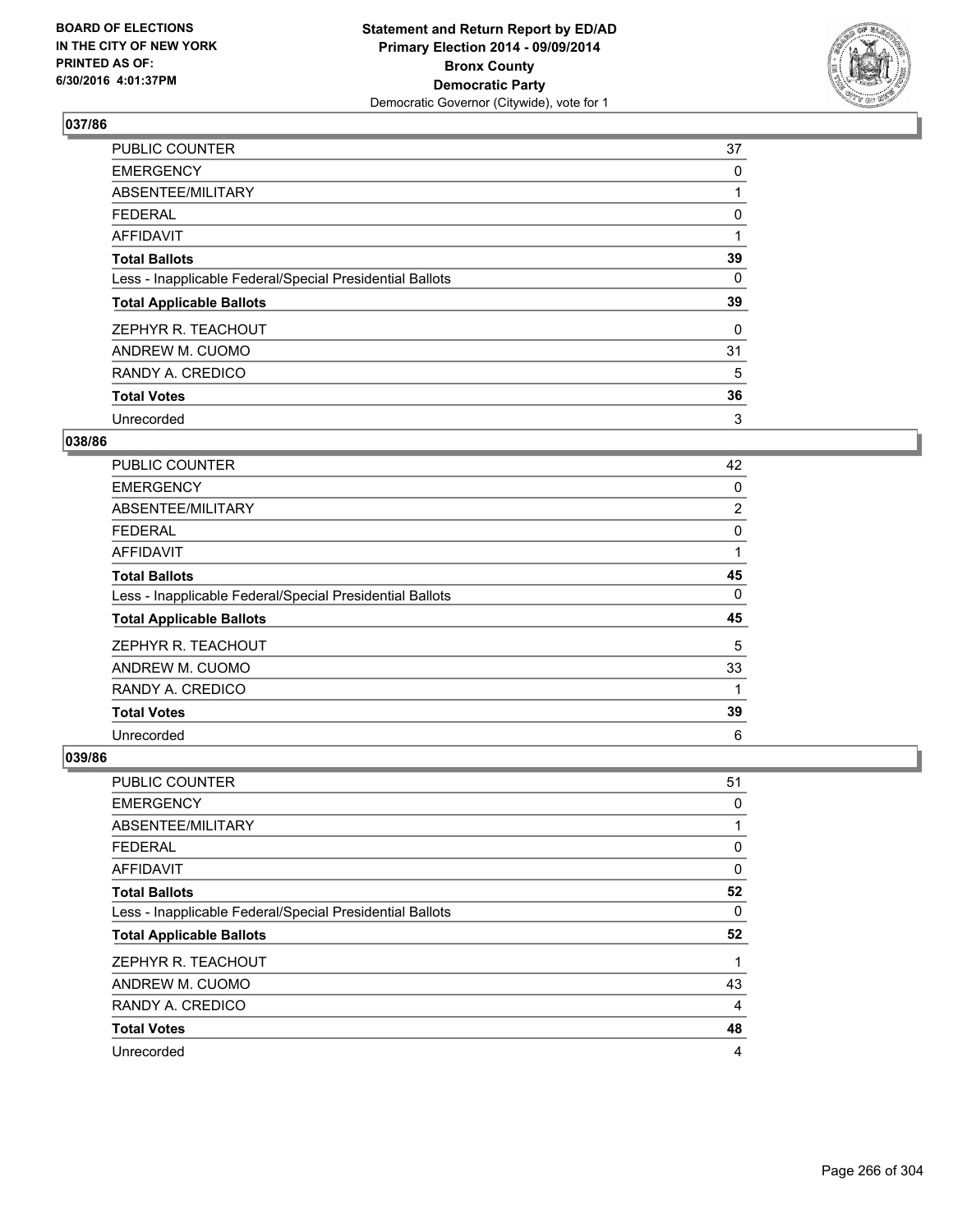Statement and Return Report by ED/AD
Primary Election 2014 - 09/09/2014
Bronx County
Democratic Party
Democratic Governor (Citywide), vote for 1

BOARD OF ELECTIONS
IN THE CITY OF NEW YORK
PRINTED AS OF:
6/30/2016 4:01:37PM

### 037/86

| | |
|---|---|
| PUBLIC COUNTER | 37 |
| EMERGENCY | 0 |
| ABSENTEE/MILITARY | 1 |
| FEDERAL | 0 |
| AFFIDAVIT | 1 |
| **Total Ballots** | **39** |
| Less - Inapplicable Federal/Special Presidential Ballots | 0 |
| **Total Applicable Ballots** | **39** |
| ZEPHYR R. TEACHOUT | 0 |
| ANDREW M. CUOMO | 31 |
| RANDY A. CREDICO | 5 |
| **Total Votes** | **36** |
| Unrecorded | 3 |

### 038/86

| | |
|---|---|
| PUBLIC COUNTER | 42 |
| EMERGENCY | 0 |
| ABSENTEE/MILITARY | 2 |
| FEDERAL | 0 |
| AFFIDAVIT | 1 |
| **Total Ballots** | **45** |
| Less - Inapplicable Federal/Special Presidential Ballots | 0 |
| **Total Applicable Ballots** | **45** |
| ZEPHYR R. TEACHOUT | 5 |
| ANDREW M. CUOMO | 33 |
| RANDY A. CREDICO | 1 |
| **Total Votes** | **39** |
| Unrecorded | 6 |

### 039/86

| | |
|---|---|
| PUBLIC COUNTER | 51 |
| EMERGENCY | 0 |
| ABSENTEE/MILITARY | 1 |
| FEDERAL | 0 |
| AFFIDAVIT | 0 |
| **Total Ballots** | **52** |
| Less - Inapplicable Federal/Special Presidential Ballots | 0 |
| **Total Applicable Ballots** | **52** |
| ZEPHYR R. TEACHOUT | 1 |
| ANDREW M. CUOMO | 43 |
| RANDY A. CREDICO | 4 |
| **Total Votes** | **48** |
| Unrecorded | 4 |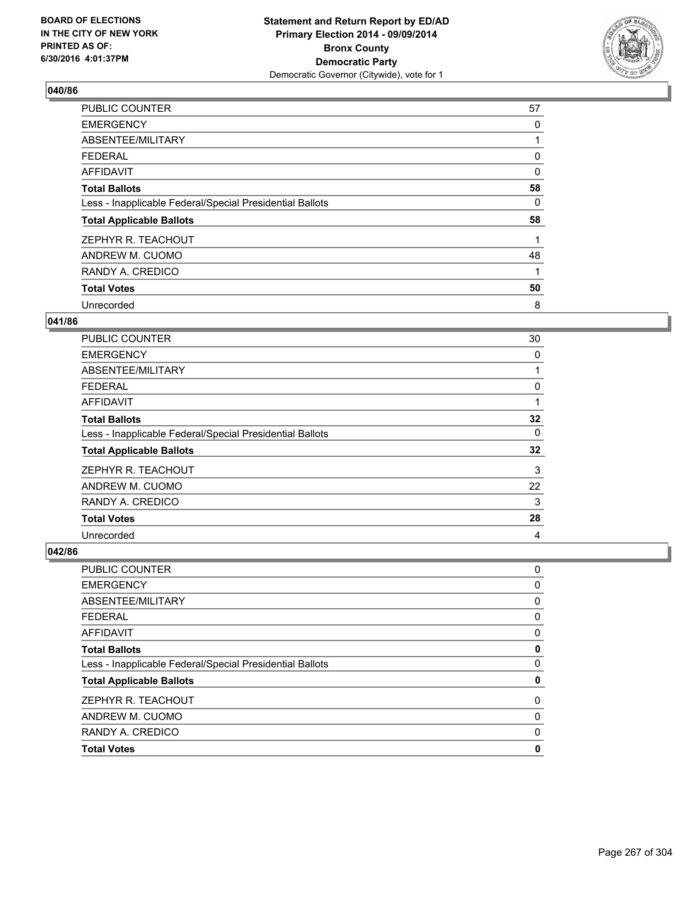BOARD OF ELECTIONS
IN THE CITY OF NEW YORK
PRINTED AS OF:
6/30/2016 4:01:37PM

**Statement and Return Report by ED/AD**
**Primary Election 2014 - 09/09/2014**
**Bronx County**
**Democratic Party**
Democratic Governor (Citywide), vote for 1

### 040/86

| | |
|---|---|
| PUBLIC COUNTER | 57 |
| EMERGENCY | 0 |
| ABSENTEE/MILITARY | 1 |
| FEDERAL | 0 |
| AFFIDAVIT | 0 |
| **Total Ballots** | **58** |
| Less - Inapplicable Federal/Special Presidential Ballots | 0 |
| **Total Applicable Ballots** | **58** |
| ZEPHYR R. TEACHOUT | 1 |
| ANDREW M. CUOMO | 48 |
| RANDY A. CREDICO | 1 |
| **Total Votes** | **50** |
| Unrecorded | 8 |

### 041/86

| | |
|---|---|
| PUBLIC COUNTER | 30 |
| EMERGENCY | 0 |
| ABSENTEE/MILITARY | 1 |
| FEDERAL | 0 |
| AFFIDAVIT | 1 |
| **Total Ballots** | **32** |
| Less - Inapplicable Federal/Special Presidential Ballots | 0 |
| **Total Applicable Ballots** | **32** |
| ZEPHYR R. TEACHOUT | 3 |
| ANDREW M. CUOMO | 22 |
| RANDY A. CREDICO | 3 |
| **Total Votes** | **28** |
| Unrecorded | 4 |

### 042/86

| | |
|---|---|
| PUBLIC COUNTER | 0 |
| EMERGENCY | 0 |
| ABSENTEE/MILITARY | 0 |
| FEDERAL | 0 |
| AFFIDAVIT | 0 |
| **Total Ballots** | **0** |
| Less - Inapplicable Federal/Special Presidential Ballots | 0 |
| **Total Applicable Ballots** | **0** |
| ZEPHYR R. TEACHOUT | 0 |
| ANDREW M. CUOMO | 0 |
| RANDY A. CREDICO | 0 |
| **Total Votes** | **0** |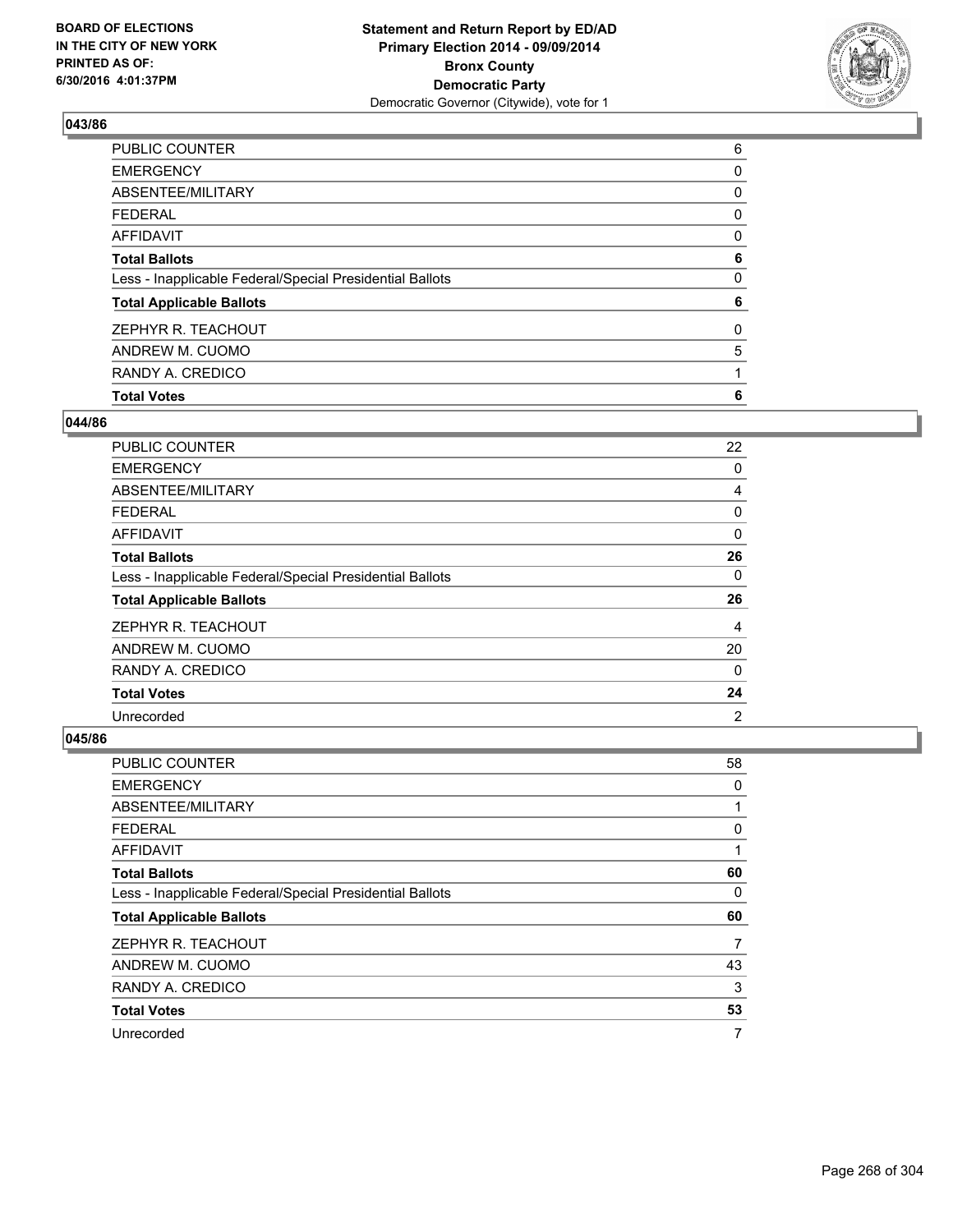BOARD OF ELECTIONS
IN THE CITY OF NEW YORK
PRINTED AS OF:
6/30/2016 4:01:37PM

**Statement and Return Report by ED/AD**
**Primary Election 2014 - 09/09/2014**
**Bronx County**
**Democratic Party**
Democratic Governor (Citywide), vote for 1

### 043/86

| | |
|---|---|
| PUBLIC COUNTER | 6 |
| EMERGENCY | 0 |
| ABSENTEE/MILITARY | 0 |
| FEDERAL | 0 |
| AFFIDAVIT | 0 |
| **Total Ballots** | **6** |
| Less - Inapplicable Federal/Special Presidential Ballots | 0 |
| **Total Applicable Ballots** | **6** |
| ZEPHYR R. TEACHOUT | 0 |
| ANDREW M. CUOMO | 5 |
| RANDY A. CREDICO | 1 |
| **Total Votes** | **6** |

### 044/86

| | |
|---|---|
| PUBLIC COUNTER | 22 |
| EMERGENCY | 0 |
| ABSENTEE/MILITARY | 4 |
| FEDERAL | 0 |
| AFFIDAVIT | 0 |
| **Total Ballots** | **26** |
| Less - Inapplicable Federal/Special Presidential Ballots | 0 |
| **Total Applicable Ballots** | **26** |
| ZEPHYR R. TEACHOUT | 4 |
| ANDREW M. CUOMO | 20 |
| RANDY A. CREDICO | 0 |
| **Total Votes** | **24** |
| Unrecorded | 2 |

### 045/86

| | |
|---|---|
| PUBLIC COUNTER | 58 |
| EMERGENCY | 0 |
| ABSENTEE/MILITARY | 1 |
| FEDERAL | 0 |
| AFFIDAVIT | 1 |
| **Total Ballots** | **60** |
| Less - Inapplicable Federal/Special Presidential Ballots | 0 |
| **Total Applicable Ballots** | **60** |
| ZEPHYR R. TEACHOUT | 7 |
| ANDREW M. CUOMO | 43 |
| RANDY A. CREDICO | 3 |
| **Total Votes** | **53** |
| Unrecorded | 7 |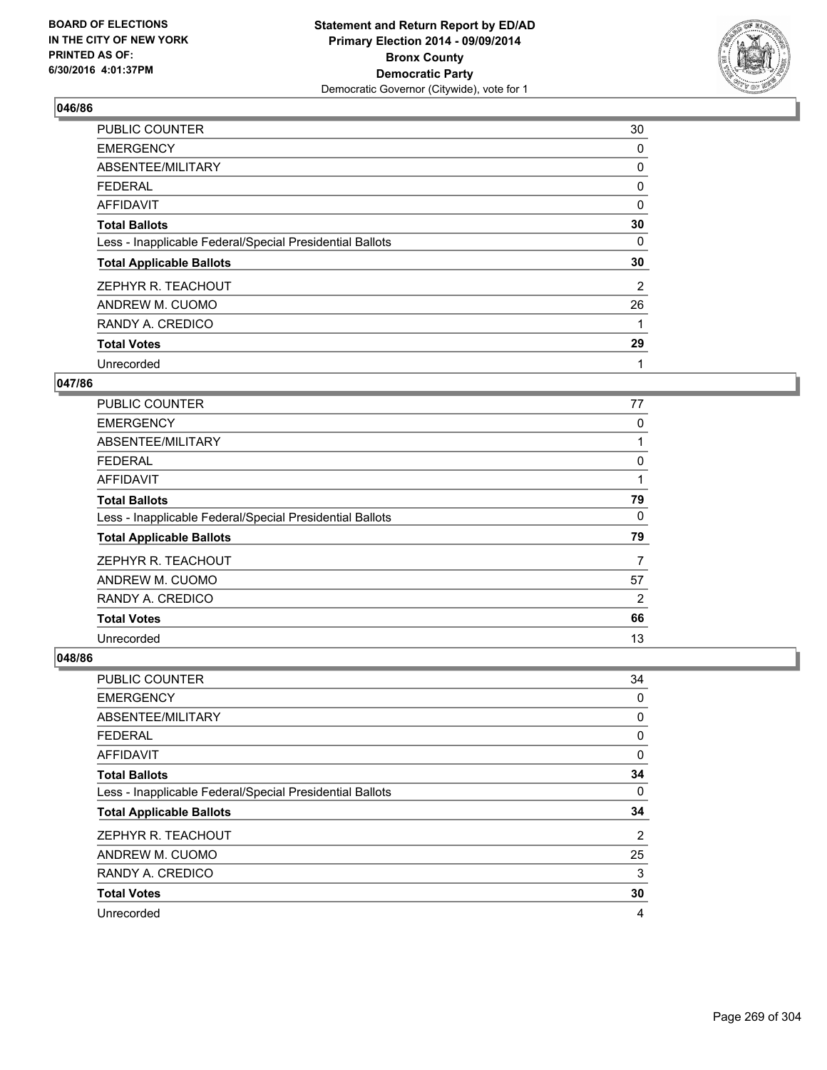BOARD OF ELECTIONS
IN THE CITY OF NEW YORK
PRINTED AS OF:
6/30/2016 4:01:37PM

**Statement and Return Report by ED/AD**
**Primary Election 2014 - 09/09/2014**
**Bronx County**
**Democratic Party**
Democratic Governor (Citywide), vote for 1

### 046/86

| | |
|---|---|
| PUBLIC COUNTER | 30 |
| EMERGENCY | 0 |
| ABSENTEE/MILITARY | 0 |
| FEDERAL | 0 |
| AFFIDAVIT | 0 |
| **Total Ballots** | **30** |
| Less - Inapplicable Federal/Special Presidential Ballots | 0 |
| **Total Applicable Ballots** | **30** |
| ZEPHYR R. TEACHOUT | 2 |
| ANDREW M. CUOMO | 26 |
| RANDY A. CREDICO | 1 |
| **Total Votes** | **29** |
| Unrecorded | 1 |

### 047/86

| | |
|---|---|
| PUBLIC COUNTER | 77 |
| EMERGENCY | 0 |
| ABSENTEE/MILITARY | 1 |
| FEDERAL | 0 |
| AFFIDAVIT | 1 |
| **Total Ballots** | **79** |
| Less - Inapplicable Federal/Special Presidential Ballots | 0 |
| **Total Applicable Ballots** | **79** |
| ZEPHYR R. TEACHOUT | 7 |
| ANDREW M. CUOMO | 57 |
| RANDY A. CREDICO | 2 |
| **Total Votes** | **66** |
| Unrecorded | 13 |

### 048/86

| | |
|---|---|
| PUBLIC COUNTER | 34 |
| EMERGENCY | 0 |
| ABSENTEE/MILITARY | 0 |
| FEDERAL | 0 |
| AFFIDAVIT | 0 |
| **Total Ballots** | **34** |
| Less - Inapplicable Federal/Special Presidential Ballots | 0 |
| **Total Applicable Ballots** | **34** |
| ZEPHYR R. TEACHOUT | 2 |
| ANDREW M. CUOMO | 25 |
| RANDY A. CREDICO | 3 |
| **Total Votes** | **30** |
| Unrecorded | 4 |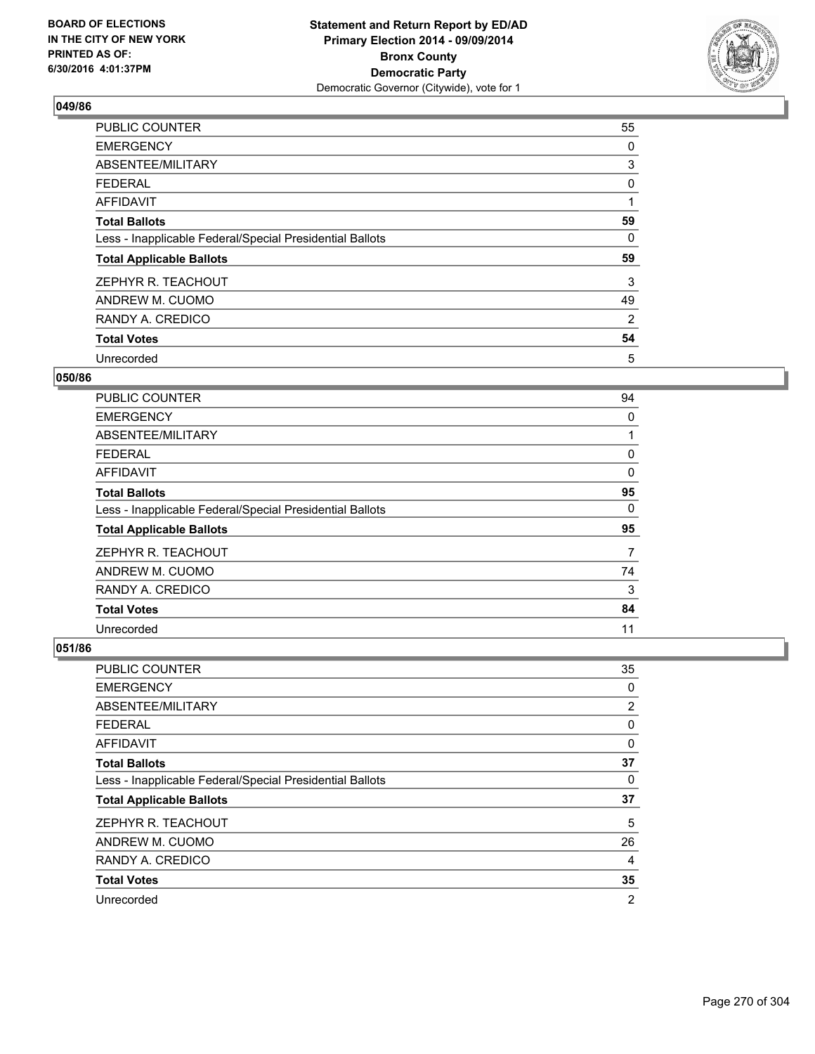**Statement and Return Report by ED/AD**
**Primary Election 2014 - 09/09/2014**
**Bronx County**
**Democratic Party**
Democratic Governor (Citywide), vote for 1

BOARD OF ELECTIONS
IN THE CITY OF NEW YORK
PRINTED AS OF:
6/30/2016 4:01:37PM

### 049/86

| | |
|---|---|
| PUBLIC COUNTER | 55 |
| EMERGENCY | 0 |
| ABSENTEE/MILITARY | 3 |
| FEDERAL | 0 |
| AFFIDAVIT | 1 |
| **Total Ballots** | **59** |
| Less - Inapplicable Federal/Special Presidential Ballots | 0 |
| **Total Applicable Ballots** | **59** |
| ZEPHYR R. TEACHOUT | 3 |
| ANDREW M. CUOMO | 49 |
| RANDY A. CREDICO | 2 |
| **Total Votes** | **54** |
| Unrecorded | 5 |

### 050/86

| | |
|---|---|
| PUBLIC COUNTER | 94 |
| EMERGENCY | 0 |
| ABSENTEE/MILITARY | 1 |
| FEDERAL | 0 |
| AFFIDAVIT | 0 |
| **Total Ballots** | **95** |
| Less - Inapplicable Federal/Special Presidential Ballots | 0 |
| **Total Applicable Ballots** | **95** |
| ZEPHYR R. TEACHOUT | 7 |
| ANDREW M. CUOMO | 74 |
| RANDY A. CREDICO | 3 |
| **Total Votes** | **84** |
| Unrecorded | 11 |

### 051/86

| | |
|---|---|
| PUBLIC COUNTER | 35 |
| EMERGENCY | 0 |
| ABSENTEE/MILITARY | 2 |
| FEDERAL | 0 |
| AFFIDAVIT | 0 |
| **Total Ballots** | **37** |
| Less - Inapplicable Federal/Special Presidential Ballots | 0 |
| **Total Applicable Ballots** | **37** |
| ZEPHYR R. TEACHOUT | 5 |
| ANDREW M. CUOMO | 26 |
| RANDY A. CREDICO | 4 |
| **Total Votes** | **35** |
| Unrecorded | 2 |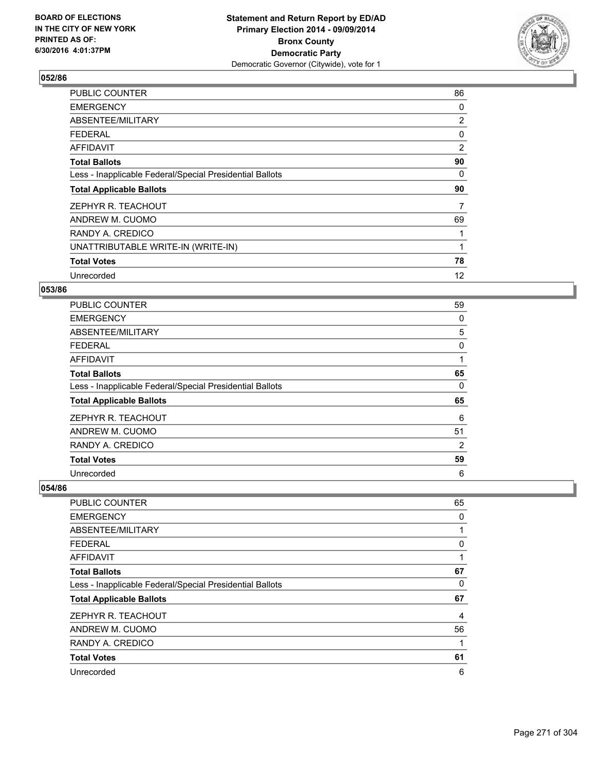**Statement and Return Report by ED/AD**
**Primary Election 2014 - 09/09/2014**
**Bronx County**
**Democratic Party**
Democratic Governor (Citywide), vote for 1

BOARD OF ELECTIONS
IN THE CITY OF NEW YORK
PRINTED AS OF:
6/30/2016 4:01:37PM

## 052/86

| | |
|---|---|
| PUBLIC COUNTER | 86 |
| EMERGENCY | 0 |
| ABSENTEE/MILITARY | 2 |
| FEDERAL | 0 |
| AFFIDAVIT | 2 |
| **Total Ballots** | **90** |
| Less - Inapplicable Federal/Special Presidential Ballots | 0 |
| **Total Applicable Ballots** | **90** |
| ZEPHYR R. TEACHOUT | 7 |
| ANDREW M. CUOMO | 69 |
| RANDY A. CREDICO | 1 |
| UNATTRIBUTABLE WRITE-IN (WRITE-IN) | 1 |
| **Total Votes** | **78** |
| Unrecorded | 12 |

## 053/86

| | |
|---|---|
| PUBLIC COUNTER | 59 |
| EMERGENCY | 0 |
| ABSENTEE/MILITARY | 5 |
| FEDERAL | 0 |
| AFFIDAVIT | 1 |
| **Total Ballots** | **65** |
| Less - Inapplicable Federal/Special Presidential Ballots | 0 |
| **Total Applicable Ballots** | **65** |
| ZEPHYR R. TEACHOUT | 6 |
| ANDREW M. CUOMO | 51 |
| RANDY A. CREDICO | 2 |
| **Total Votes** | **59** |
| Unrecorded | 6 |

## 054/86

| | |
|---|---|
| PUBLIC COUNTER | 65 |
| EMERGENCY | 0 |
| ABSENTEE/MILITARY | 1 |
| FEDERAL | 0 |
| AFFIDAVIT | 1 |
| **Total Ballots** | **67** |
| Less - Inapplicable Federal/Special Presidential Ballots | 0 |
| **Total Applicable Ballots** | **67** |
| ZEPHYR R. TEACHOUT | 4 |
| ANDREW M. CUOMO | 56 |
| RANDY A. CREDICO | 1 |
| **Total Votes** | **61** |
| Unrecorded | 6 |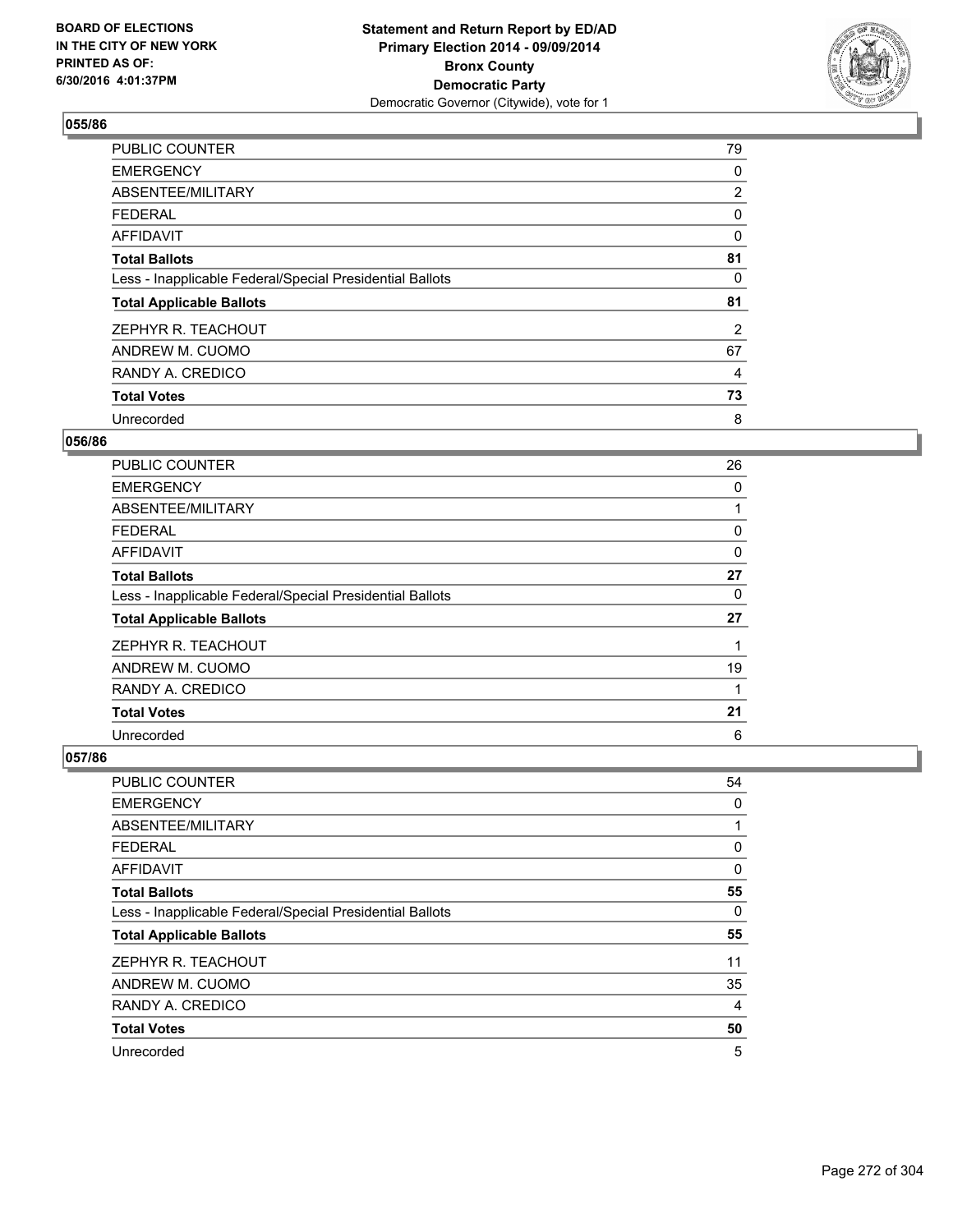**Statement and Return Report by ED/AD**
**Primary Election 2014 - 09/09/2014**
**Bronx County**
**Democratic Party**
Democratic Governor (Citywide), vote for 1

BOARD OF ELECTIONS
IN THE CITY OF NEW YORK
PRINTED AS OF:
6/30/2016 4:01:37PM

### 055/86

| | |
|---|---|
| PUBLIC COUNTER | 79 |
| EMERGENCY | 0 |
| ABSENTEE/MILITARY | 2 |
| FEDERAL | 0 |
| AFFIDAVIT | 0 |
| **Total Ballots** | **81** |
| Less - Inapplicable Federal/Special Presidential Ballots | 0 |
| **Total Applicable Ballots** | **81** |
| ZEPHYR R. TEACHOUT | 2 |
| ANDREW M. CUOMO | 67 |
| RANDY A. CREDICO | 4 |
| **Total Votes** | **73** |
| Unrecorded | 8 |

### 056/86

| | |
|---|---|
| PUBLIC COUNTER | 26 |
| EMERGENCY | 0 |
| ABSENTEE/MILITARY | 1 |
| FEDERAL | 0 |
| AFFIDAVIT | 0 |
| **Total Ballots** | **27** |
| Less - Inapplicable Federal/Special Presidential Ballots | 0 |
| **Total Applicable Ballots** | **27** |
| ZEPHYR R. TEACHOUT | 1 |
| ANDREW M. CUOMO | 19 |
| RANDY A. CREDICO | 1 |
| **Total Votes** | **21** |
| Unrecorded | 6 |

### 057/86

| | |
|---|---|
| PUBLIC COUNTER | 54 |
| EMERGENCY | 0 |
| ABSENTEE/MILITARY | 1 |
| FEDERAL | 0 |
| AFFIDAVIT | 0 |
| **Total Ballots** | **55** |
| Less - Inapplicable Federal/Special Presidential Ballots | 0 |
| **Total Applicable Ballots** | **55** |
| ZEPHYR R. TEACHOUT | 11 |
| ANDREW M. CUOMO | 35 |
| RANDY A. CREDICO | 4 |
| **Total Votes** | **50** |
| Unrecorded | 5 |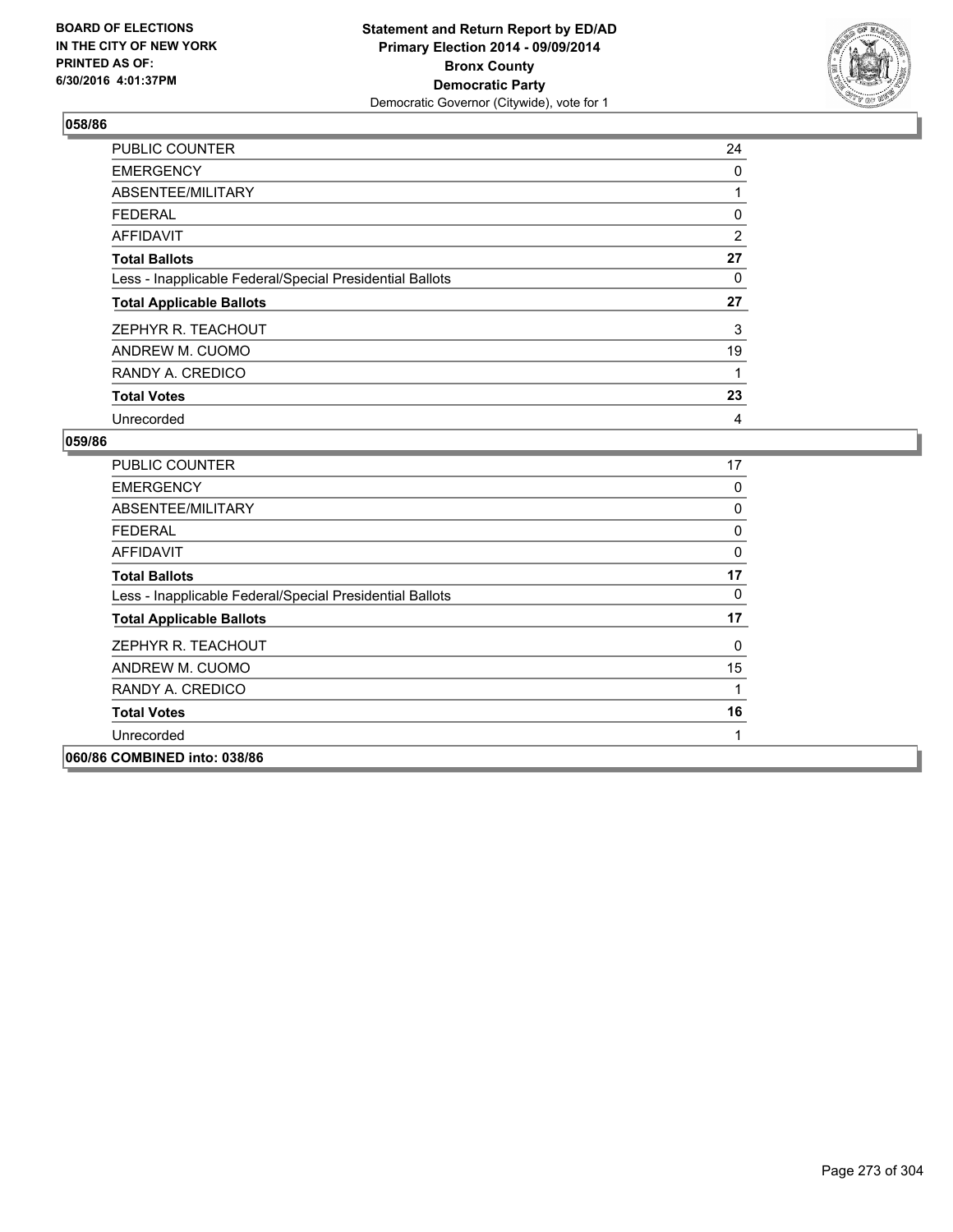**Statement and Return Report by ED/AD**
**Primary Election 2014 - 09/09/2014**
**Bronx County**
**Democratic Party**
Democratic Governor (Citywide), vote for 1

BOARD OF ELECTIONS
IN THE CITY OF NEW YORK
PRINTED AS OF:
6/30/2016 4:01:37PM

### 058/86

| | |
|---|---|
| PUBLIC COUNTER | 24 |
| EMERGENCY | 0 |
| ABSENTEE/MILITARY | 1 |
| FEDERAL | 0 |
| AFFIDAVIT | 2 |
| **Total Ballots** | **27** |
| Less - Inapplicable Federal/Special Presidential Ballots | 0 |
| **Total Applicable Ballots** | **27** |
| ZEPHYR R. TEACHOUT | 3 |
| ANDREW M. CUOMO | 19 |
| RANDY A. CREDICO | 1 |
| **Total Votes** | **23** |
| Unrecorded | 4 |

### 059/86

| | |
|---|---|
| PUBLIC COUNTER | 17 |
| EMERGENCY | 0 |
| ABSENTEE/MILITARY | 0 |
| FEDERAL | 0 |
| AFFIDAVIT | 0 |
| **Total Ballots** | **17** |
| Less - Inapplicable Federal/Special Presidential Ballots | 0 |
| **Total Applicable Ballots** | **17** |
| ZEPHYR R. TEACHOUT | 0 |
| ANDREW M. CUOMO | 15 |
| RANDY A. CREDICO | 1 |
| **Total Votes** | **16** |
| Unrecorded | 1 |

**060/86 COMBINED into: 038/86**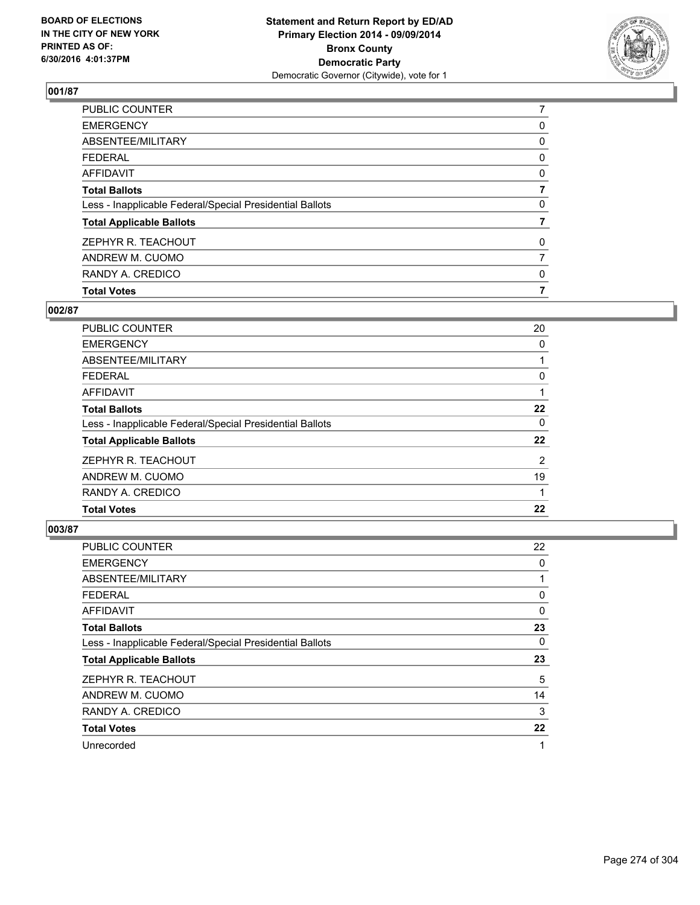BOARD OF ELECTIONS
IN THE CITY OF NEW YORK
PRINTED AS OF:
6/30/2016 4:01:37PM

**Statement and Return Report by ED/AD**
**Primary Election 2014 - 09/09/2014**
**Bronx County**
**Democratic Party**
Democratic Governor (Citywide), vote for 1

### 001/87

| | |
|---|---|
| PUBLIC COUNTER | 7 |
| EMERGENCY | 0 |
| ABSENTEE/MILITARY | 0 |
| FEDERAL | 0 |
| AFFIDAVIT | 0 |
| **Total Ballots** | **7** |
| Less - Inapplicable Federal/Special Presidential Ballots | 0 |
| **Total Applicable Ballots** | **7** |
| ZEPHYR R. TEACHOUT | 0 |
| ANDREW M. CUOMO | 7 |
| RANDY A. CREDICO | 0 |
| **Total Votes** | **7** |

### 002/87

| | |
|---|---|
| PUBLIC COUNTER | 20 |
| EMERGENCY | 0 |
| ABSENTEE/MILITARY | 1 |
| FEDERAL | 0 |
| AFFIDAVIT | 1 |
| **Total Ballots** | **22** |
| Less - Inapplicable Federal/Special Presidential Ballots | 0 |
| **Total Applicable Ballots** | **22** |
| ZEPHYR R. TEACHOUT | 2 |
| ANDREW M. CUOMO | 19 |
| RANDY A. CREDICO | 1 |
| **Total Votes** | **22** |

### 003/87

| | |
|---|---|
| PUBLIC COUNTER | 22 |
| EMERGENCY | 0 |
| ABSENTEE/MILITARY | 1 |
| FEDERAL | 0 |
| AFFIDAVIT | 0 |
| **Total Ballots** | **23** |
| Less - Inapplicable Federal/Special Presidential Ballots | 0 |
| **Total Applicable Ballots** | **23** |
| ZEPHYR R. TEACHOUT | 5 |
| ANDREW M. CUOMO | 14 |
| RANDY A. CREDICO | 3 |
| **Total Votes** | **22** |
| Unrecorded | 1 |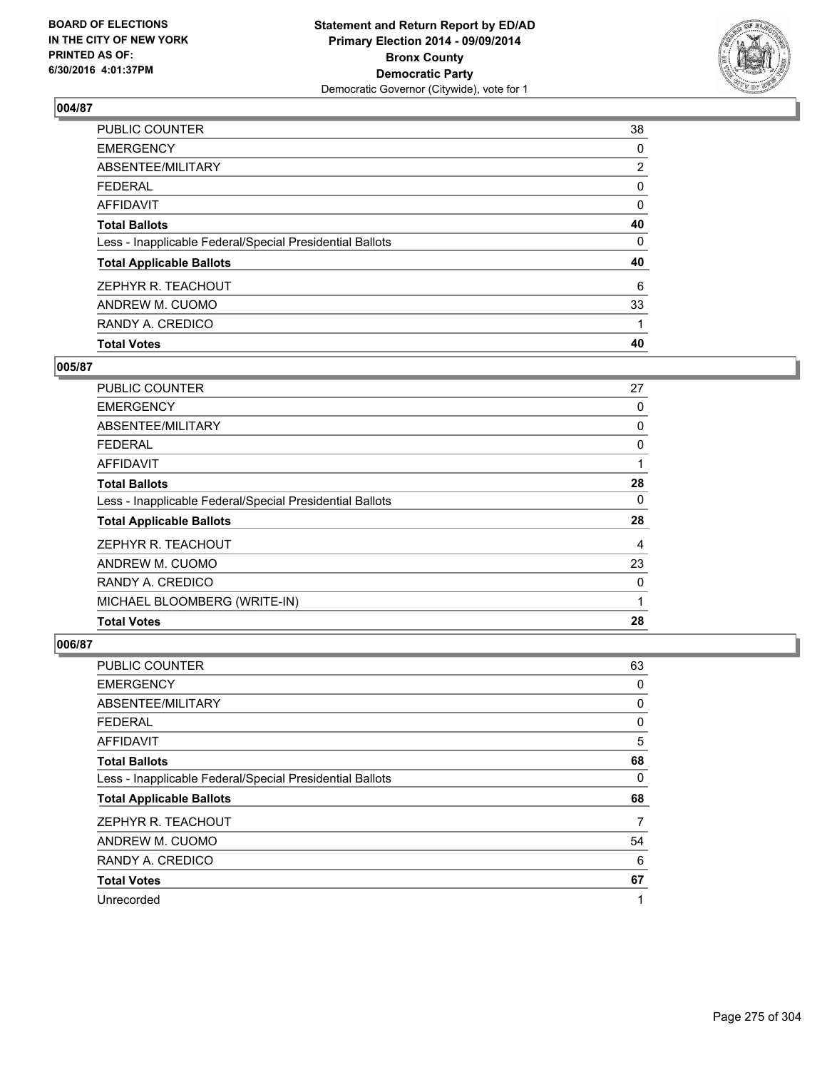**Statement and Return Report by ED/AD**
**Primary Election 2014 - 09/09/2014**
**Bronx County**
**Democratic Party**
Democratic Governor (Citywide), vote for 1

BOARD OF ELECTIONS
IN THE CITY OF NEW YORK
PRINTED AS OF:
6/30/2016 4:01:37PM

### 004/87

| | |
|---|---|
| PUBLIC COUNTER | 38 |
| EMERGENCY | 0 |
| ABSENTEE/MILITARY | 2 |
| FEDERAL | 0 |
| AFFIDAVIT | 0 |
| **Total Ballots** | **40** |
| Less - Inapplicable Federal/Special Presidential Ballots | 0 |
| **Total Applicable Ballots** | **40** |
| ZEPHYR R. TEACHOUT | 6 |
| ANDREW M. CUOMO | 33 |
| RANDY A. CREDICO | 1 |
| **Total Votes** | **40** |

### 005/87

| | |
|---|---|
| PUBLIC COUNTER | 27 |
| EMERGENCY | 0 |
| ABSENTEE/MILITARY | 0 |
| FEDERAL | 0 |
| AFFIDAVIT | 1 |
| **Total Ballots** | **28** |
| Less - Inapplicable Federal/Special Presidential Ballots | 0 |
| **Total Applicable Ballots** | **28** |
| ZEPHYR R. TEACHOUT | 4 |
| ANDREW M. CUOMO | 23 |
| RANDY A. CREDICO | 0 |
| MICHAEL BLOOMBERG (WRITE-IN) | 1 |
| **Total Votes** | **28** |

### 006/87

| | |
|---|---|
| PUBLIC COUNTER | 63 |
| EMERGENCY | 0 |
| ABSENTEE/MILITARY | 0 |
| FEDERAL | 0 |
| AFFIDAVIT | 5 |
| **Total Ballots** | **68** |
| Less - Inapplicable Federal/Special Presidential Ballots | 0 |
| **Total Applicable Ballots** | **68** |
| ZEPHYR R. TEACHOUT | 7 |
| ANDREW M. CUOMO | 54 |
| RANDY A. CREDICO | 6 |
| **Total Votes** | **67** |
| Unrecorded | 1 |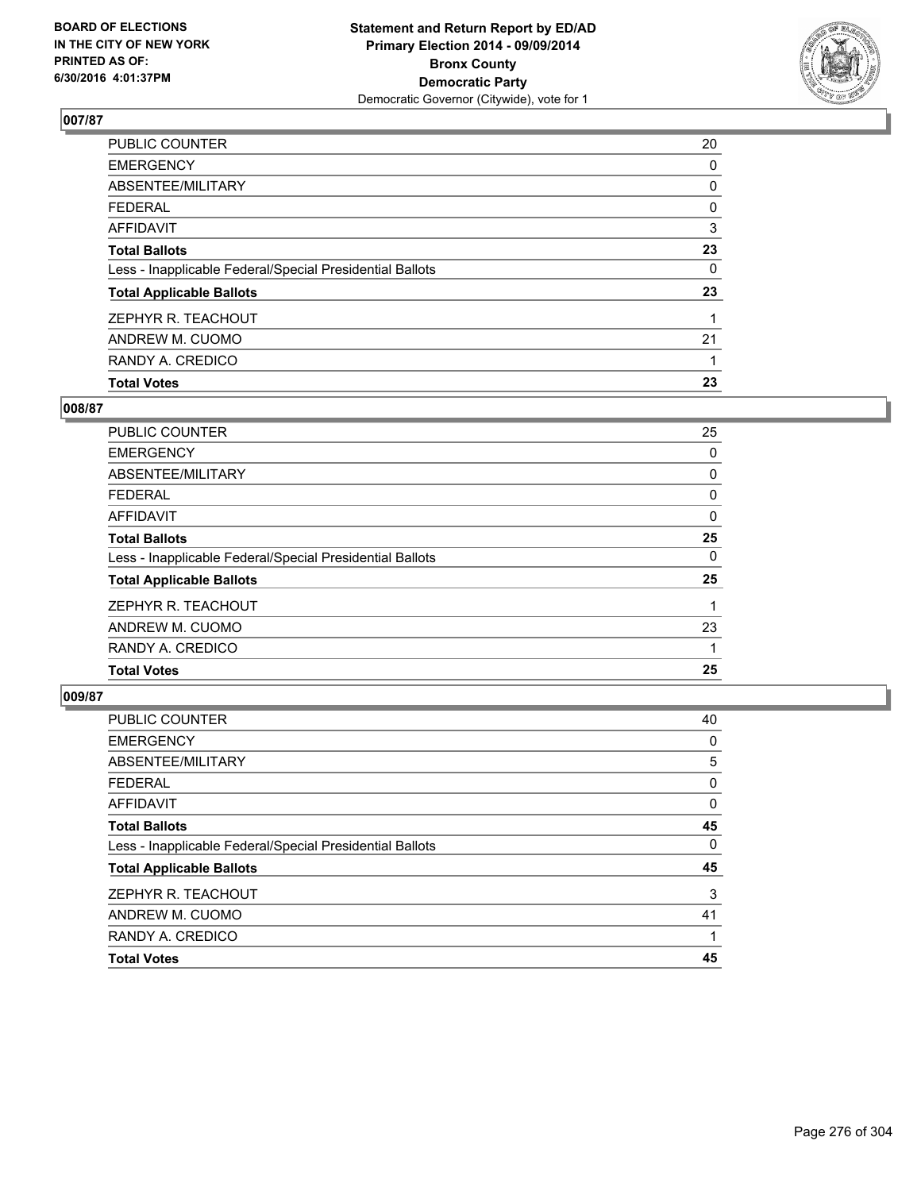BOARD OF ELECTIONS
IN THE CITY OF NEW YORK
PRINTED AS OF:
6/30/2016 4:01:37PM

**Statement and Return Report by ED/AD**
**Primary Election 2014 - 09/09/2014**
**Bronx County**
**Democratic Party**
Democratic Governor (Citywide), vote for 1

## 007/87

| | |
|---|---|
| PUBLIC COUNTER | 20 |
| EMERGENCY | 0 |
| ABSENTEE/MILITARY | 0 |
| FEDERAL | 0 |
| AFFIDAVIT | 3 |
| **Total Ballots** | **23** |
| Less - Inapplicable Federal/Special Presidential Ballots | 0 |
| **Total Applicable Ballots** | **23** |
| ZEPHYR R. TEACHOUT | 1 |
| ANDREW M. CUOMO | 21 |
| RANDY A. CREDICO | 1 |
| **Total Votes** | **23** |

## 008/87

| | |
|---|---|
| PUBLIC COUNTER | 25 |
| EMERGENCY | 0 |
| ABSENTEE/MILITARY | 0 |
| FEDERAL | 0 |
| AFFIDAVIT | 0 |
| **Total Ballots** | **25** |
| Less - Inapplicable Federal/Special Presidential Ballots | 0 |
| **Total Applicable Ballots** | **25** |
| ZEPHYR R. TEACHOUT | 1 |
| ANDREW M. CUOMO | 23 |
| RANDY A. CREDICO | 1 |
| **Total Votes** | **25** |

## 009/87

| | |
|---|---|
| PUBLIC COUNTER | 40 |
| EMERGENCY | 0 |
| ABSENTEE/MILITARY | 5 |
| FEDERAL | 0 |
| AFFIDAVIT | 0 |
| **Total Ballots** | **45** |
| Less - Inapplicable Federal/Special Presidential Ballots | 0 |
| **Total Applicable Ballots** | **45** |
| ZEPHYR R. TEACHOUT | 3 |
| ANDREW M. CUOMO | 41 |
| RANDY A. CREDICO | 1 |
| **Total Votes** | **45** |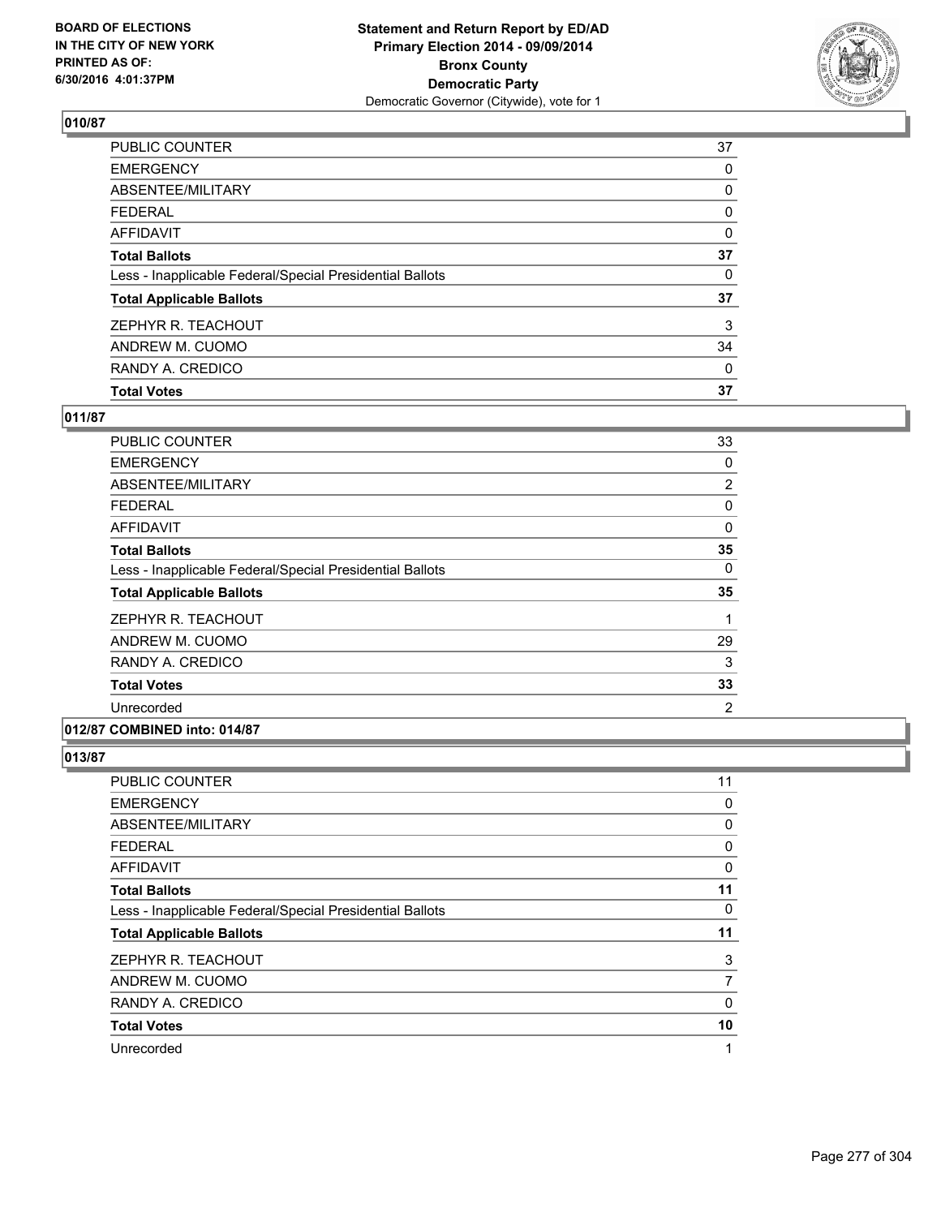**BOARD OF ELECTIONS IN THE CITY OF NEW YORK PRINTED AS OF: 6/30/2016 4:01:37PM**

**Statement and Return Report by ED/AD Primary Election 2014 - 09/09/2014 Bronx County Democratic Party**
Democratic Governor (Citywide), vote for 1

## 010/87

| | |
|---|---|
| PUBLIC COUNTER | 37 |
| EMERGENCY | 0 |
| ABSENTEE/MILITARY | 0 |
| FEDERAL | 0 |
| AFFIDAVIT | 0 |
| **Total Ballots** | **37** |
| Less - Inapplicable Federal/Special Presidential Ballots | 0 |
| **Total Applicable Ballots** | **37** |
| ZEPHYR R. TEACHOUT | 3 |
| ANDREW M. CUOMO | 34 |
| RANDY A. CREDICO | 0 |
| **Total Votes** | **37** |

## 011/87

| | |
|---|---|
| PUBLIC COUNTER | 33 |
| EMERGENCY | 0 |
| ABSENTEE/MILITARY | 2 |
| FEDERAL | 0 |
| AFFIDAVIT | 0 |
| **Total Ballots** | **35** |
| Less - Inapplicable Federal/Special Presidential Ballots | 0 |
| **Total Applicable Ballots** | **35** |
| ZEPHYR R. TEACHOUT | 1 |
| ANDREW M. CUOMO | 29 |
| RANDY A. CREDICO | 3 |
| **Total Votes** | **33** |
| Unrecorded | 2 |

## 012/87 COMBINED into: 014/87

## 013/87

| | |
|---|---|
| PUBLIC COUNTER | 11 |
| EMERGENCY | 0 |
| ABSENTEE/MILITARY | 0 |
| FEDERAL | 0 |
| AFFIDAVIT | 0 |
| **Total Ballots** | **11** |
| Less - Inapplicable Federal/Special Presidential Ballots | 0 |
| **Total Applicable Ballots** | **11** |
| ZEPHYR R. TEACHOUT | 3 |
| ANDREW M. CUOMO | 7 |
| RANDY A. CREDICO | 0 |
| **Total Votes** | **10** |
| Unrecorded | 1 |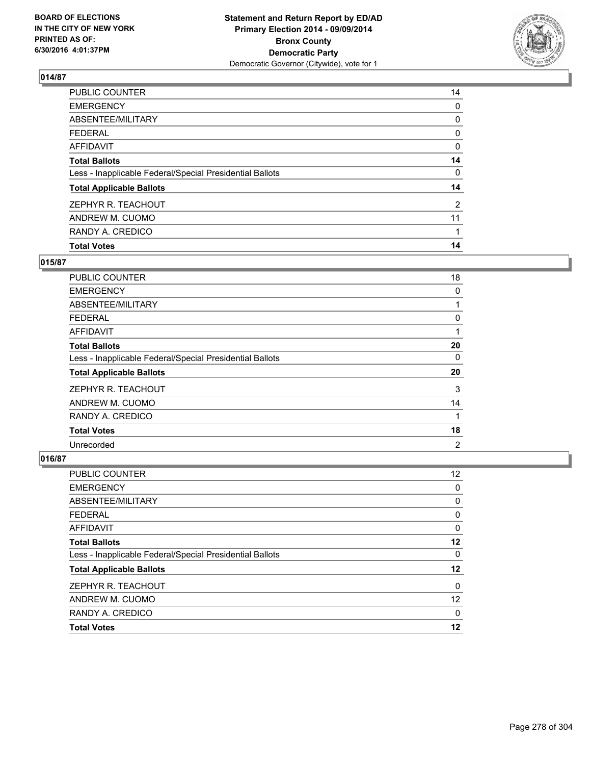BOARD OF ELECTIONS
IN THE CITY OF NEW YORK
PRINTED AS OF:
6/30/2016 4:01:37PM

**Statement and Return Report by ED/AD**
**Primary Election 2014 - 09/09/2014**
**Bronx County**
**Democratic Party**
Democratic Governor (Citywide), vote for 1

## 014/87

| | |
|---|---|
| PUBLIC COUNTER | 14 |
| EMERGENCY | 0 |
| ABSENTEE/MILITARY | 0 |
| FEDERAL | 0 |
| AFFIDAVIT | 0 |
| **Total Ballots** | **14** |
| Less - Inapplicable Federal/Special Presidential Ballots | 0 |
| **Total Applicable Ballots** | **14** |
| ZEPHYR R. TEACHOUT | 2 |
| ANDREW M. CUOMO | 11 |
| RANDY A. CREDICO | 1 |
| **Total Votes** | **14** |

## 015/87

| | |
|---|---|
| PUBLIC COUNTER | 18 |
| EMERGENCY | 0 |
| ABSENTEE/MILITARY | 1 |
| FEDERAL | 0 |
| AFFIDAVIT | 1 |
| **Total Ballots** | **20** |
| Less - Inapplicable Federal/Special Presidential Ballots | 0 |
| **Total Applicable Ballots** | **20** |
| ZEPHYR R. TEACHOUT | 3 |
| ANDREW M. CUOMO | 14 |
| RANDY A. CREDICO | 1 |
| **Total Votes** | **18** |
| Unrecorded | 2 |

## 016/87

| | |
|---|---|
| PUBLIC COUNTER | 12 |
| EMERGENCY | 0 |
| ABSENTEE/MILITARY | 0 |
| FEDERAL | 0 |
| AFFIDAVIT | 0 |
| **Total Ballots** | **12** |
| Less - Inapplicable Federal/Special Presidential Ballots | 0 |
| **Total Applicable Ballots** | **12** |
| ZEPHYR R. TEACHOUT | 0 |
| ANDREW M. CUOMO | 12 |
| RANDY A. CREDICO | 0 |
| **Total Votes** | **12** |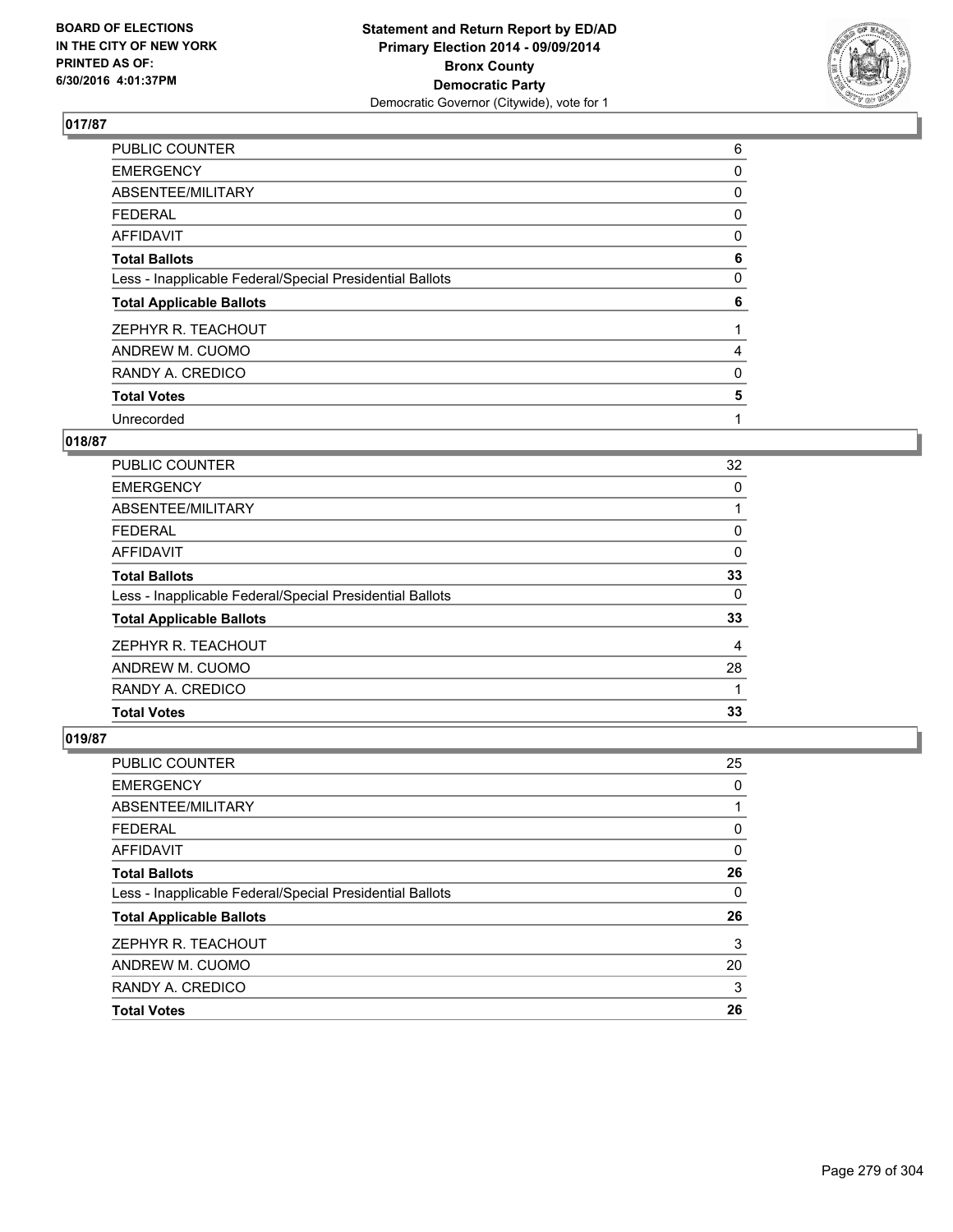BOARD OF ELECTIONS
IN THE CITY OF NEW YORK
PRINTED AS OF:
6/30/2016 4:01:37PM

**Statement and Return Report by ED/AD**
**Primary Election 2014 - 09/09/2014**
**Bronx County**
**Democratic Party**
Democratic Governor (Citywide), vote for 1

## 017/87

| | |
|---|---|
| PUBLIC COUNTER | 6 |
| EMERGENCY | 0 |
| ABSENTEE/MILITARY | 0 |
| FEDERAL | 0 |
| AFFIDAVIT | 0 |
| **Total Ballots** | **6** |
| Less - Inapplicable Federal/Special Presidential Ballots | 0 |
| **Total Applicable Ballots** | **6** |
| ZEPHYR R. TEACHOUT | 1 |
| ANDREW M. CUOMO | 4 |
| RANDY A. CREDICO | 0 |
| **Total Votes** | **5** |
| Unrecorded | 1 |

## 018/87

| | |
|---|---|
| PUBLIC COUNTER | 32 |
| EMERGENCY | 0 |
| ABSENTEE/MILITARY | 1 |
| FEDERAL | 0 |
| AFFIDAVIT | 0 |
| **Total Ballots** | **33** |
| Less - Inapplicable Federal/Special Presidential Ballots | 0 |
| **Total Applicable Ballots** | **33** |
| ZEPHYR R. TEACHOUT | 4 |
| ANDREW M. CUOMO | 28 |
| RANDY A. CREDICO | 1 |
| **Total Votes** | **33** |

## 019/87

| | |
|---|---|
| PUBLIC COUNTER | 25 |
| EMERGENCY | 0 |
| ABSENTEE/MILITARY | 1 |
| FEDERAL | 0 |
| AFFIDAVIT | 0 |
| **Total Ballots** | **26** |
| Less - Inapplicable Federal/Special Presidential Ballots | 0 |
| **Total Applicable Ballots** | **26** |
| ZEPHYR R. TEACHOUT | 3 |
| ANDREW M. CUOMO | 20 |
| RANDY A. CREDICO | 3 |
| **Total Votes** | **26** |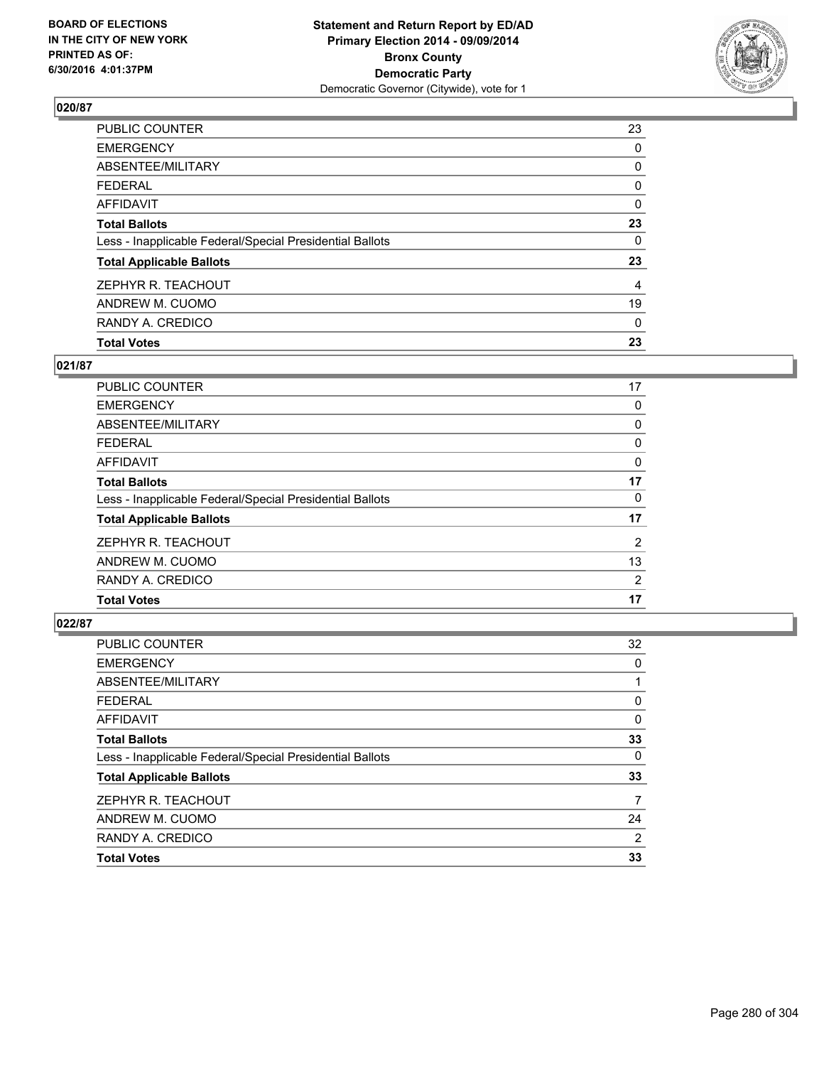**BOARD OF ELECTIONS IN THE CITY OF NEW YORK PRINTED AS OF: 6/30/2016 4:01:37PM**

**Statement and Return Report by ED/AD Primary Election 2014 - 09/09/2014 Bronx County Democratic Party**
Democratic Governor (Citywide), vote for 1

### 020/87

| | |
|---|---|
| PUBLIC COUNTER | 23 |
| EMERGENCY | 0 |
| ABSENTEE/MILITARY | 0 |
| FEDERAL | 0 |
| AFFIDAVIT | 0 |
| **Total Ballots** | **23** |
| Less - Inapplicable Federal/Special Presidential Ballots | 0 |
| **Total Applicable Ballots** | **23** |
| ZEPHYR R. TEACHOUT | 4 |
| ANDREW M. CUOMO | 19 |
| RANDY A. CREDICO | 0 |
| **Total Votes** | **23** |

### 021/87

| | |
|---|---|
| PUBLIC COUNTER | 17 |
| EMERGENCY | 0 |
| ABSENTEE/MILITARY | 0 |
| FEDERAL | 0 |
| AFFIDAVIT | 0 |
| **Total Ballots** | **17** |
| Less - Inapplicable Federal/Special Presidential Ballots | 0 |
| **Total Applicable Ballots** | **17** |
| ZEPHYR R. TEACHOUT | 2 |
| ANDREW M. CUOMO | 13 |
| RANDY A. CREDICO | 2 |
| **Total Votes** | **17** |

### 022/87

| | |
|---|---|
| PUBLIC COUNTER | 32 |
| EMERGENCY | 0 |
| ABSENTEE/MILITARY | 1 |
| FEDERAL | 0 |
| AFFIDAVIT | 0 |
| **Total Ballots** | **33** |
| Less - Inapplicable Federal/Special Presidential Ballots | 0 |
| **Total Applicable Ballots** | **33** |
| ZEPHYR R. TEACHOUT | 7 |
| ANDREW M. CUOMO | 24 |
| RANDY A. CREDICO | 2 |
| **Total Votes** | **33** |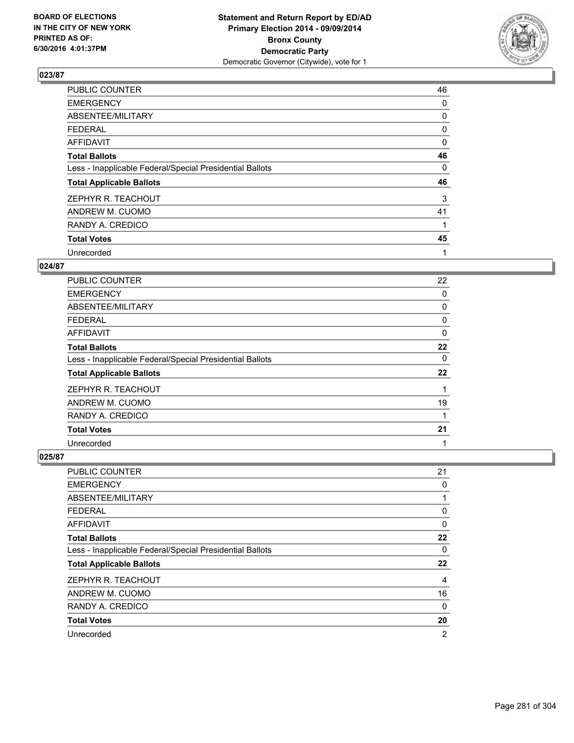**Statement and Return Report by ED/AD**
**Primary Election 2014 - 09/09/2014**
**Bronx County**
**Democratic Party**
Democratic Governor (Citywide), vote for 1

BOARD OF ELECTIONS
IN THE CITY OF NEW YORK
PRINTED AS OF:
6/30/2016 4:01:37PM

### 023/87

| | |
|---|---|
| PUBLIC COUNTER | 46 |
| EMERGENCY | 0 |
| ABSENTEE/MILITARY | 0 |
| FEDERAL | 0 |
| AFFIDAVIT | 0 |
| **Total Ballots** | **46** |
| Less - Inapplicable Federal/Special Presidential Ballots | 0 |
| **Total Applicable Ballots** | **46** |
| ZEPHYR R. TEACHOUT | 3 |
| ANDREW M. CUOMO | 41 |
| RANDY A. CREDICO | 1 |
| **Total Votes** | **45** |
| Unrecorded | 1 |

### 024/87

| | |
|---|---|
| PUBLIC COUNTER | 22 |
| EMERGENCY | 0 |
| ABSENTEE/MILITARY | 0 |
| FEDERAL | 0 |
| AFFIDAVIT | 0 |
| **Total Ballots** | **22** |
| Less - Inapplicable Federal/Special Presidential Ballots | 0 |
| **Total Applicable Ballots** | **22** |
| ZEPHYR R. TEACHOUT | 1 |
| ANDREW M. CUOMO | 19 |
| RANDY A. CREDICO | 1 |
| **Total Votes** | **21** |
| Unrecorded | 1 |

### 025/87

| | |
|---|---|
| PUBLIC COUNTER | 21 |
| EMERGENCY | 0 |
| ABSENTEE/MILITARY | 1 |
| FEDERAL | 0 |
| AFFIDAVIT | 0 |
| **Total Ballots** | **22** |
| Less - Inapplicable Federal/Special Presidential Ballots | 0 |
| **Total Applicable Ballots** | **22** |
| ZEPHYR R. TEACHOUT | 4 |
| ANDREW M. CUOMO | 16 |
| RANDY A. CREDICO | 0 |
| **Total Votes** | **20** |
| Unrecorded | 2 |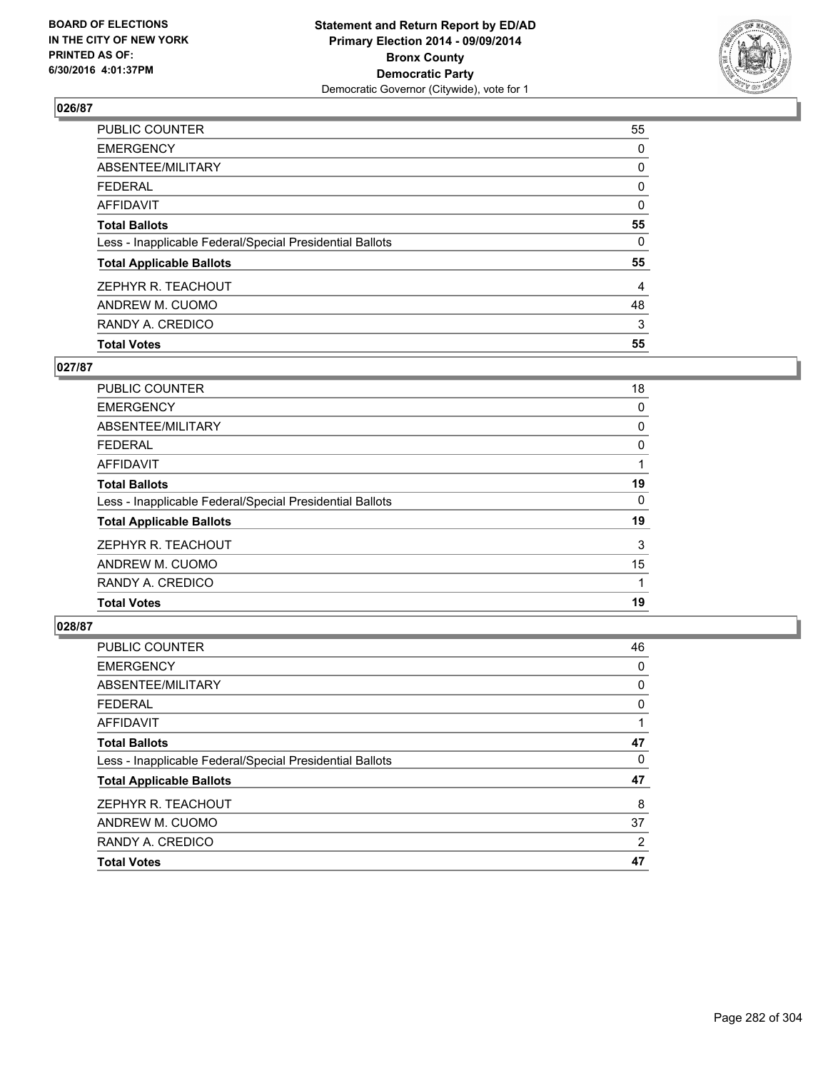BOARD OF ELECTIONS
IN THE CITY OF NEW YORK
PRINTED AS OF:
6/30/2016 4:01:37PM

**Statement and Return Report by ED/AD**
**Primary Election 2014 - 09/09/2014**
**Bronx County**
**Democratic Party**
Democratic Governor (Citywide), vote for 1

### 026/87

| | |
|---|---|
| PUBLIC COUNTER | 55 |
| EMERGENCY | 0 |
| ABSENTEE/MILITARY | 0 |
| FEDERAL | 0 |
| AFFIDAVIT | 0 |
| **Total Ballots** | **55** |
| Less - Inapplicable Federal/Special Presidential Ballots | 0 |
| **Total Applicable Ballots** | **55** |
| ZEPHYR R. TEACHOUT | 4 |
| ANDREW M. CUOMO | 48 |
| RANDY A. CREDICO | 3 |
| **Total Votes** | **55** |

### 027/87

| | |
|---|---|
| PUBLIC COUNTER | 18 |
| EMERGENCY | 0 |
| ABSENTEE/MILITARY | 0 |
| FEDERAL | 0 |
| AFFIDAVIT | 1 |
| **Total Ballots** | **19** |
| Less - Inapplicable Federal/Special Presidential Ballots | 0 |
| **Total Applicable Ballots** | **19** |
| ZEPHYR R. TEACHOUT | 3 |
| ANDREW M. CUOMO | 15 |
| RANDY A. CREDICO | 1 |
| **Total Votes** | **19** |

### 028/87

| | |
|---|---|
| PUBLIC COUNTER | 46 |
| EMERGENCY | 0 |
| ABSENTEE/MILITARY | 0 |
| FEDERAL | 0 |
| AFFIDAVIT | 1 |
| **Total Ballots** | **47** |
| Less - Inapplicable Federal/Special Presidential Ballots | 0 |
| **Total Applicable Ballots** | **47** |
| ZEPHYR R. TEACHOUT | 8 |
| ANDREW M. CUOMO | 37 |
| RANDY A. CREDICO | 2 |
| **Total Votes** | **47** |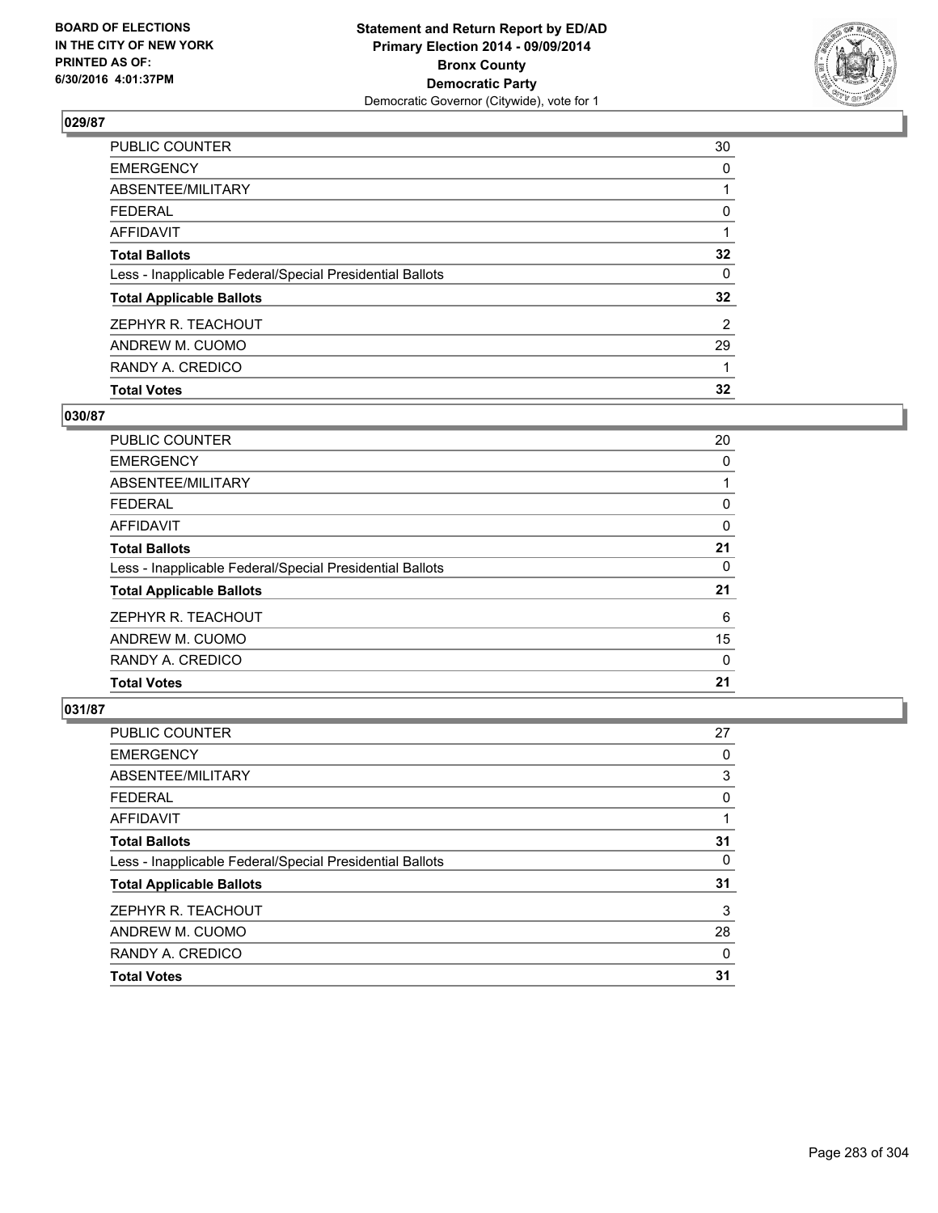**BOARD OF ELECTIONS IN THE CITY OF NEW YORK PRINTED AS OF: 6/30/2016 4:01:37PM**

**Statement and Return Report by ED/AD**
**Primary Election 2014 - 09/09/2014**
**Bronx County**
**Democratic Party**
Democratic Governor (Citywide), vote for 1

## 029/87

| | |
|---|---|
| PUBLIC COUNTER | 30 |
| EMERGENCY | 0 |
| ABSENTEE/MILITARY | 1 |
| FEDERAL | 0 |
| AFFIDAVIT | 1 |
| **Total Ballots** | **32** |
| Less - Inapplicable Federal/Special Presidential Ballots | 0 |
| **Total Applicable Ballots** | **32** |
| ZEPHYR R. TEACHOUT | 2 |
| ANDREW M. CUOMO | 29 |
| RANDY A. CREDICO | 1 |
| **Total Votes** | **32** |

## 030/87

| | |
|---|---|
| PUBLIC COUNTER | 20 |
| EMERGENCY | 0 |
| ABSENTEE/MILITARY | 1 |
| FEDERAL | 0 |
| AFFIDAVIT | 0 |
| **Total Ballots** | **21** |
| Less - Inapplicable Federal/Special Presidential Ballots | 0 |
| **Total Applicable Ballots** | **21** |
| ZEPHYR R. TEACHOUT | 6 |
| ANDREW M. CUOMO | 15 |
| RANDY A. CREDICO | 0 |
| **Total Votes** | **21** |

## 031/87

| | |
|---|---|
| PUBLIC COUNTER | 27 |
| EMERGENCY | 0 |
| ABSENTEE/MILITARY | 3 |
| FEDERAL | 0 |
| AFFIDAVIT | 1 |
| **Total Ballots** | **31** |
| Less - Inapplicable Federal/Special Presidential Ballots | 0 |
| **Total Applicable Ballots** | **31** |
| ZEPHYR R. TEACHOUT | 3 |
| ANDREW M. CUOMO | 28 |
| RANDY A. CREDICO | 0 |
| **Total Votes** | **31** |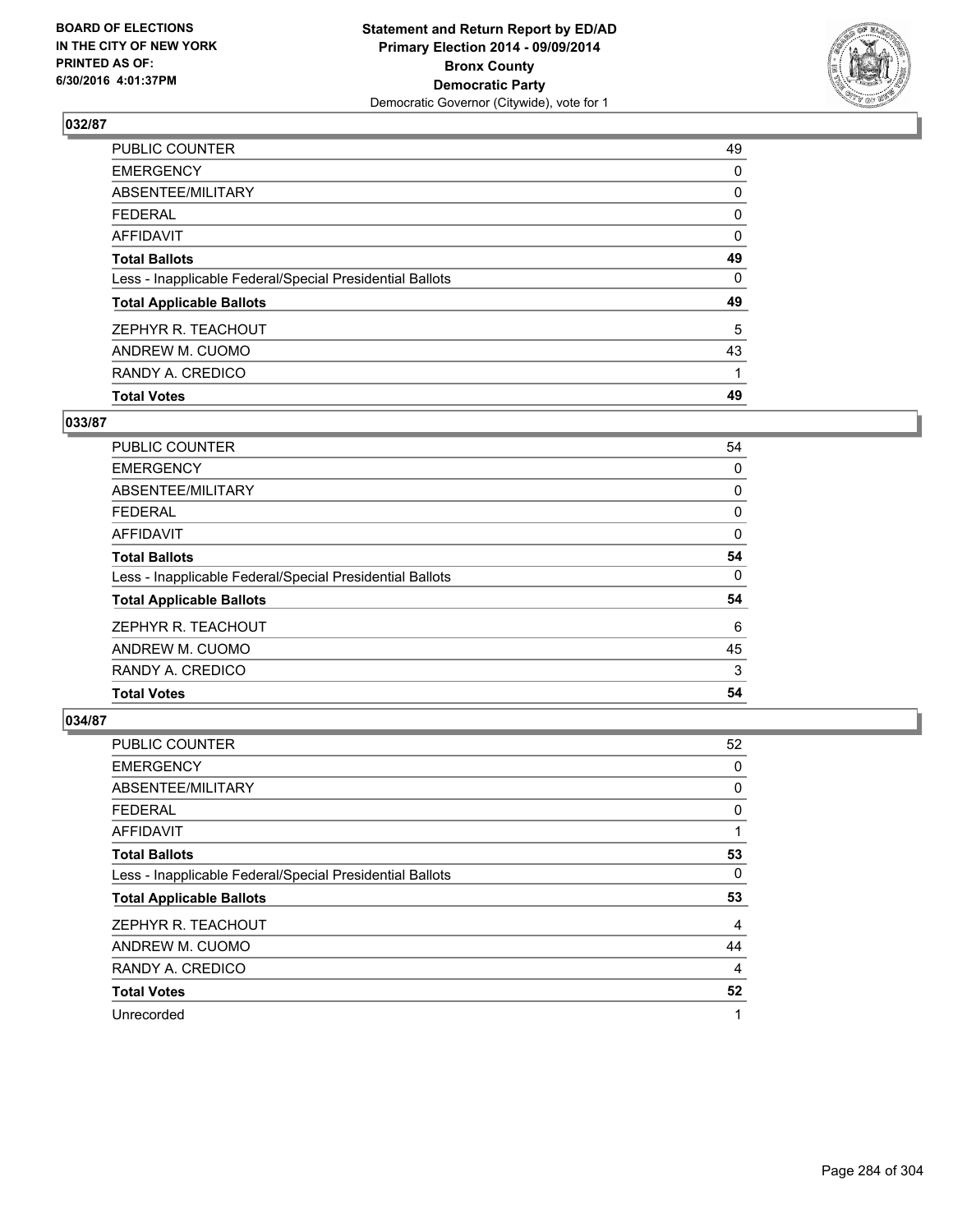**BOARD OF ELECTIONS IN THE CITY OF NEW YORK PRINTED AS OF: 6/30/2016 4:01:37PM**

**Statement and Return Report by ED/AD**
**Primary Election 2014 - 09/09/2014**
**Bronx County**
**Democratic Party**
Democratic Governor (Citywide), vote for 1

### 032/87

| | |
|---|---|
| PUBLIC COUNTER | 49 |
| EMERGENCY | 0 |
| ABSENTEE/MILITARY | 0 |
| FEDERAL | 0 |
| AFFIDAVIT | 0 |
| **Total Ballots** | **49** |
| Less - Inapplicable Federal/Special Presidential Ballots | 0 |
| **Total Applicable Ballots** | **49** |
| ZEPHYR R. TEACHOUT | 5 |
| ANDREW M. CUOMO | 43 |
| RANDY A. CREDICO | 1 |
| **Total Votes** | **49** |

### 033/87

| | |
|---|---|
| PUBLIC COUNTER | 54 |
| EMERGENCY | 0 |
| ABSENTEE/MILITARY | 0 |
| FEDERAL | 0 |
| AFFIDAVIT | 0 |
| **Total Ballots** | **54** |
| Less - Inapplicable Federal/Special Presidential Ballots | 0 |
| **Total Applicable Ballots** | **54** |
| ZEPHYR R. TEACHOUT | 6 |
| ANDREW M. CUOMO | 45 |
| RANDY A. CREDICO | 3 |
| **Total Votes** | **54** |

### 034/87

| | |
|---|---|
| PUBLIC COUNTER | 52 |
| EMERGENCY | 0 |
| ABSENTEE/MILITARY | 0 |
| FEDERAL | 0 |
| AFFIDAVIT | 1 |
| **Total Ballots** | **53** |
| Less - Inapplicable Federal/Special Presidential Ballots | 0 |
| **Total Applicable Ballots** | **53** |
| ZEPHYR R. TEACHOUT | 4 |
| ANDREW M. CUOMO | 44 |
| RANDY A. CREDICO | 4 |
| **Total Votes** | **52** |
| Unrecorded | 1 |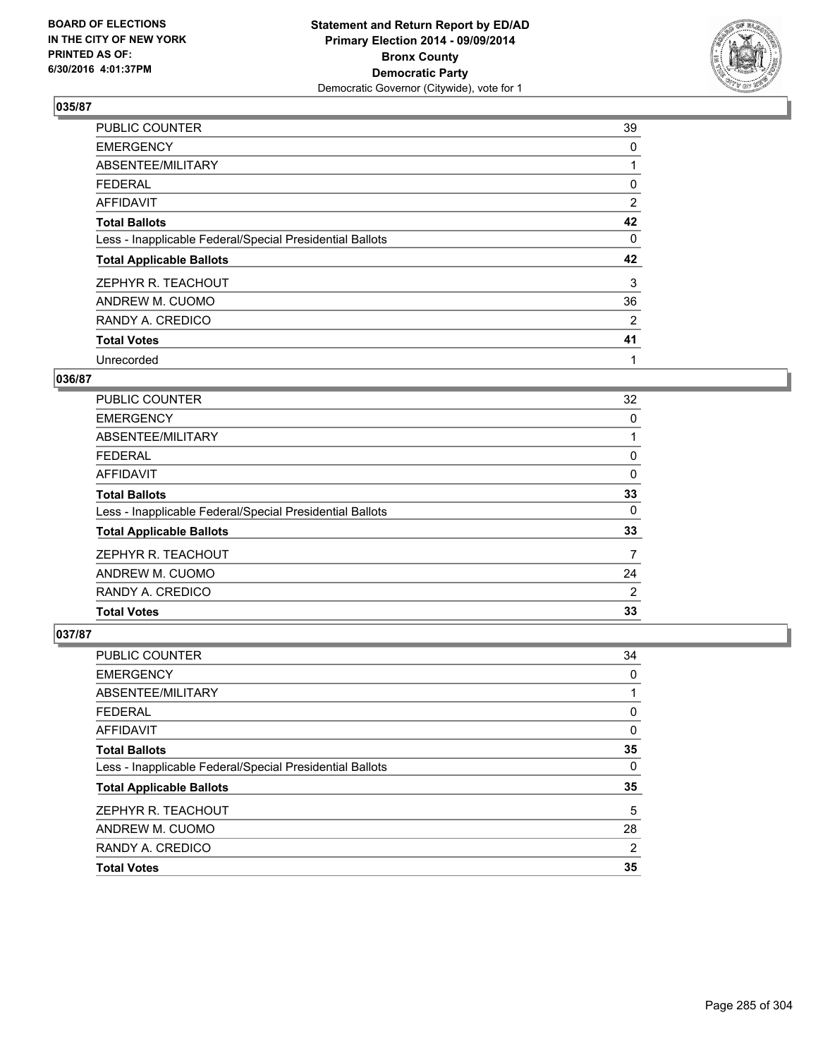**Statement and Return Report by ED/AD**
**Primary Election 2014 - 09/09/2014**
**Bronx County**
**Democratic Party**
Democratic Governor (Citywide), vote for 1

BOARD OF ELECTIONS
IN THE CITY OF NEW YORK
PRINTED AS OF:
6/30/2016 4:01:37PM

### 035/87

| | |
|---|---|
| PUBLIC COUNTER | 39 |
| EMERGENCY | 0 |
| ABSENTEE/MILITARY | 1 |
| FEDERAL | 0 |
| AFFIDAVIT | 2 |
| **Total Ballots** | **42** |
| Less - Inapplicable Federal/Special Presidential Ballots | 0 |
| **Total Applicable Ballots** | **42** |
| ZEPHYR R. TEACHOUT | 3 |
| ANDREW M. CUOMO | 36 |
| RANDY A. CREDICO | 2 |
| **Total Votes** | **41** |
| Unrecorded | 1 |

### 036/87

| | |
|---|---|
| PUBLIC COUNTER | 32 |
| EMERGENCY | 0 |
| ABSENTEE/MILITARY | 1 |
| FEDERAL | 0 |
| AFFIDAVIT | 0 |
| **Total Ballots** | **33** |
| Less - Inapplicable Federal/Special Presidential Ballots | 0 |
| **Total Applicable Ballots** | **33** |
| ZEPHYR R. TEACHOUT | 7 |
| ANDREW M. CUOMO | 24 |
| RANDY A. CREDICO | 2 |
| **Total Votes** | **33** |

### 037/87

| | |
|---|---|
| PUBLIC COUNTER | 34 |
| EMERGENCY | 0 |
| ABSENTEE/MILITARY | 1 |
| FEDERAL | 0 |
| AFFIDAVIT | 0 |
| **Total Ballots** | **35** |
| Less - Inapplicable Federal/Special Presidential Ballots | 0 |
| **Total Applicable Ballots** | **35** |
| ZEPHYR R. TEACHOUT | 5 |
| ANDREW M. CUOMO | 28 |
| RANDY A. CREDICO | 2 |
| **Total Votes** | **35** |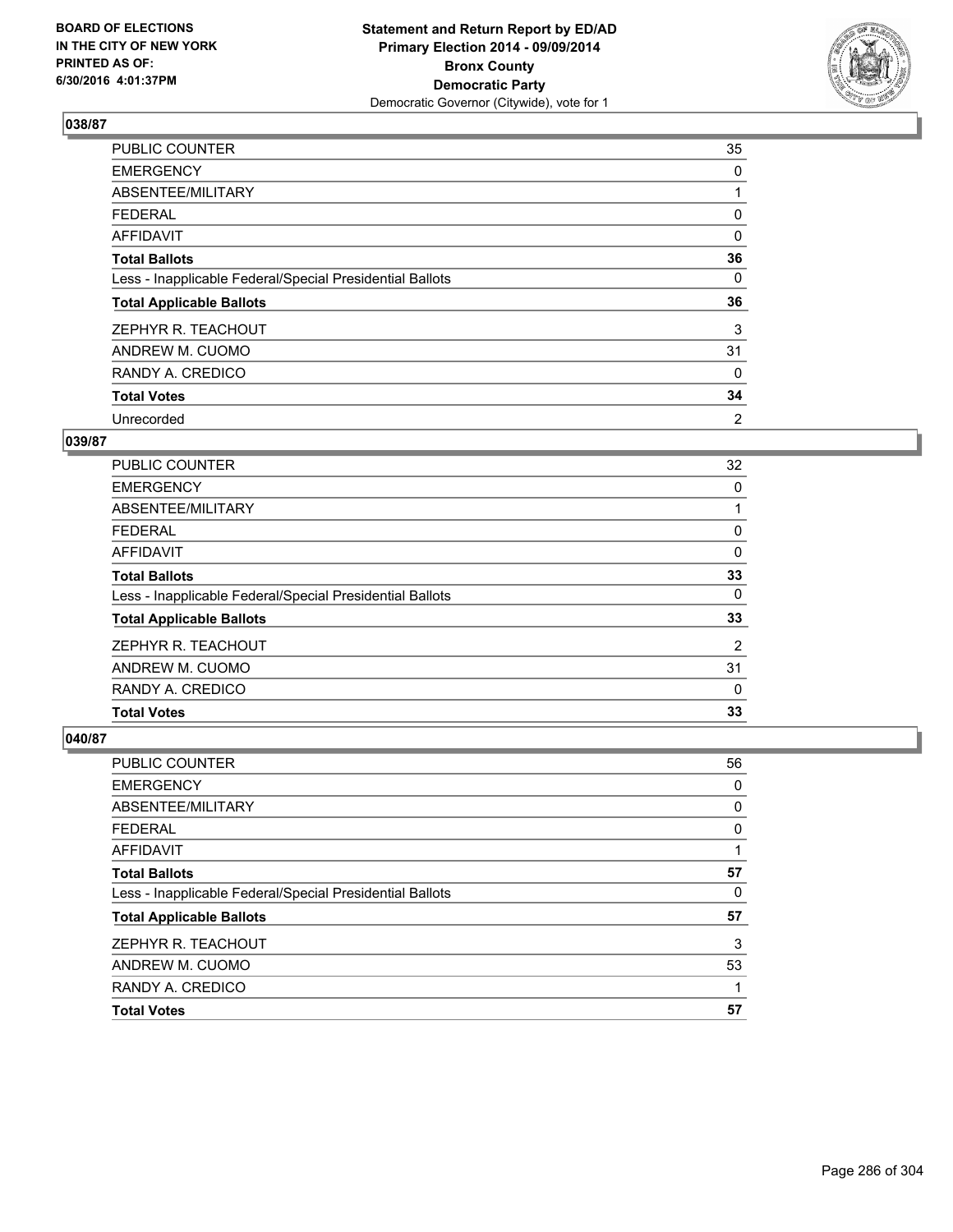**BOARD OF ELECTIONS IN THE CITY OF NEW YORK PRINTED AS OF: 6/30/2016 4:01:37PM**

**Statement and Return Report by ED/AD Primary Election 2014 - 09/09/2014 Bronx County Democratic Party**
Democratic Governor (Citywide), vote for 1

### 038/87

| | |
|---|---|
| PUBLIC COUNTER | 35 |
| EMERGENCY | 0 |
| ABSENTEE/MILITARY | 1 |
| FEDERAL | 0 |
| AFFIDAVIT | 0 |
| **Total Ballots** | **36** |
| Less - Inapplicable Federal/Special Presidential Ballots | 0 |
| **Total Applicable Ballots** | **36** |
| ZEPHYR R. TEACHOUT | 3 |
| ANDREW M. CUOMO | 31 |
| RANDY A. CREDICO | 0 |
| **Total Votes** | **34** |
| Unrecorded | 2 |

### 039/87

| | |
|---|---|
| PUBLIC COUNTER | 32 |
| EMERGENCY | 0 |
| ABSENTEE/MILITARY | 1 |
| FEDERAL | 0 |
| AFFIDAVIT | 0 |
| **Total Ballots** | **33** |
| Less - Inapplicable Federal/Special Presidential Ballots | 0 |
| **Total Applicable Ballots** | **33** |
| ZEPHYR R. TEACHOUT | 2 |
| ANDREW M. CUOMO | 31 |
| RANDY A. CREDICO | 0 |
| **Total Votes** | **33** |

### 040/87

| | |
|---|---|
| PUBLIC COUNTER | 56 |
| EMERGENCY | 0 |
| ABSENTEE/MILITARY | 0 |
| FEDERAL | 0 |
| AFFIDAVIT | 1 |
| **Total Ballots** | **57** |
| Less - Inapplicable Federal/Special Presidential Ballots | 0 |
| **Total Applicable Ballots** | **57** |
| ZEPHYR R. TEACHOUT | 3 |
| ANDREW M. CUOMO | 53 |
| RANDY A. CREDICO | 1 |
| **Total Votes** | **57** |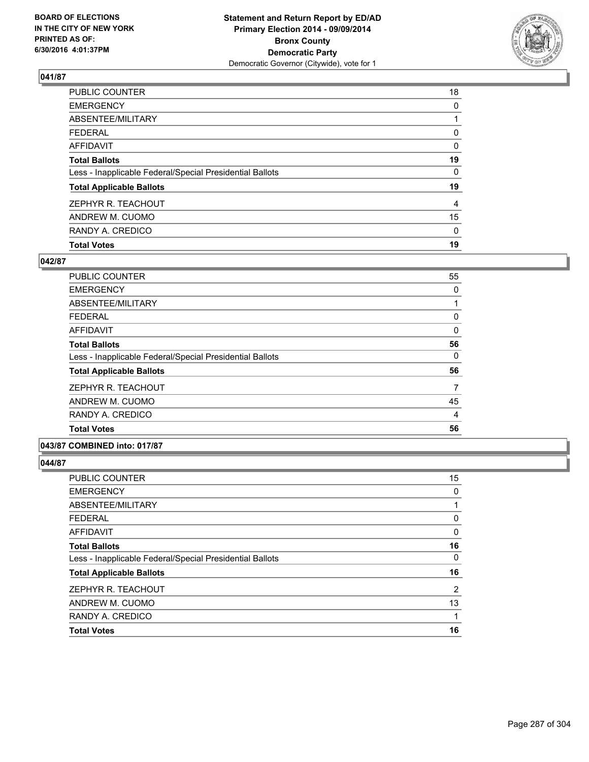BOARD OF ELECTIONS
IN THE CITY OF NEW YORK
PRINTED AS OF:
6/30/2016 4:01:37PM

**Statement and Return Report by ED/AD**
**Primary Election 2014 - 09/09/2014**
**Bronx County**
**Democratic Party**
Democratic Governor (Citywide), vote for 1

### 041/87

| | |
|---|---|
| PUBLIC COUNTER | 18 |
| EMERGENCY | 0 |
| ABSENTEE/MILITARY | 1 |
| FEDERAL | 0 |
| AFFIDAVIT | 0 |
| **Total Ballots** | **19** |
| Less - Inapplicable Federal/Special Presidential Ballots | 0 |
| **Total Applicable Ballots** | **19** |
| ZEPHYR R. TEACHOUT | 4 |
| ANDREW M. CUOMO | 15 |
| RANDY A. CREDICO | 0 |
| **Total Votes** | **19** |

### 042/87

| | |
|---|---|
| PUBLIC COUNTER | 55 |
| EMERGENCY | 0 |
| ABSENTEE/MILITARY | 1 |
| FEDERAL | 0 |
| AFFIDAVIT | 0 |
| **Total Ballots** | **56** |
| Less - Inapplicable Federal/Special Presidential Ballots | 0 |
| **Total Applicable Ballots** | **56** |
| ZEPHYR R. TEACHOUT | 7 |
| ANDREW M. CUOMO | 45 |
| RANDY A. CREDICO | 4 |
| **Total Votes** | **56** |

### 043/87 COMBINED into: 017/87

### 044/87

| | |
|---|---|
| PUBLIC COUNTER | 15 |
| EMERGENCY | 0 |
| ABSENTEE/MILITARY | 1 |
| FEDERAL | 0 |
| AFFIDAVIT | 0 |
| **Total Ballots** | **16** |
| Less - Inapplicable Federal/Special Presidential Ballots | 0 |
| **Total Applicable Ballots** | **16** |
| ZEPHYR R. TEACHOUT | 2 |
| ANDREW M. CUOMO | 13 |
| RANDY A. CREDICO | 1 |
| **Total Votes** | **16** |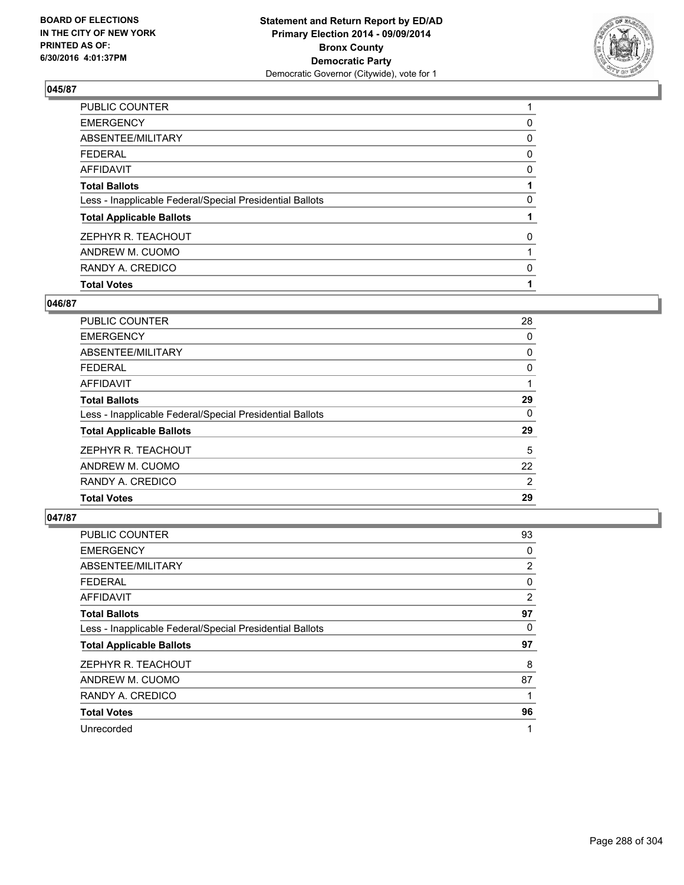BOARD OF ELECTIONS
IN THE CITY OF NEW YORK
PRINTED AS OF:
6/30/2016 4:01:37PM

**Statement and Return Report by ED/AD**
**Primary Election 2014 - 09/09/2014**
**Bronx County**
**Democratic Party**
Democratic Governor (Citywide), vote for 1

## 045/87

| | |
|---|---|
| PUBLIC COUNTER | 1 |
| EMERGENCY | 0 |
| ABSENTEE/MILITARY | 0 |
| FEDERAL | 0 |
| AFFIDAVIT | 0 |
| **Total Ballots** | **1** |
| Less - Inapplicable Federal/Special Presidential Ballots | 0 |
| **Total Applicable Ballots** | **1** |
| ZEPHYR R. TEACHOUT | 0 |
| ANDREW M. CUOMO | 1 |
| RANDY A. CREDICO | 0 |
| **Total Votes** | **1** |

## 046/87

| | |
|---|---|
| PUBLIC COUNTER | 28 |
| EMERGENCY | 0 |
| ABSENTEE/MILITARY | 0 |
| FEDERAL | 0 |
| AFFIDAVIT | 1 |
| **Total Ballots** | **29** |
| Less - Inapplicable Federal/Special Presidential Ballots | 0 |
| **Total Applicable Ballots** | **29** |
| ZEPHYR R. TEACHOUT | 5 |
| ANDREW M. CUOMO | 22 |
| RANDY A. CREDICO | 2 |
| **Total Votes** | **29** |

## 047/87

| | |
|---|---|
| PUBLIC COUNTER | 93 |
| EMERGENCY | 0 |
| ABSENTEE/MILITARY | 2 |
| FEDERAL | 0 |
| AFFIDAVIT | 2 |
| **Total Ballots** | **97** |
| Less - Inapplicable Federal/Special Presidential Ballots | 0 |
| **Total Applicable Ballots** | **97** |
| ZEPHYR R. TEACHOUT | 8 |
| ANDREW M. CUOMO | 87 |
| RANDY A. CREDICO | 1 |
| **Total Votes** | **96** |
| Unrecorded | 1 |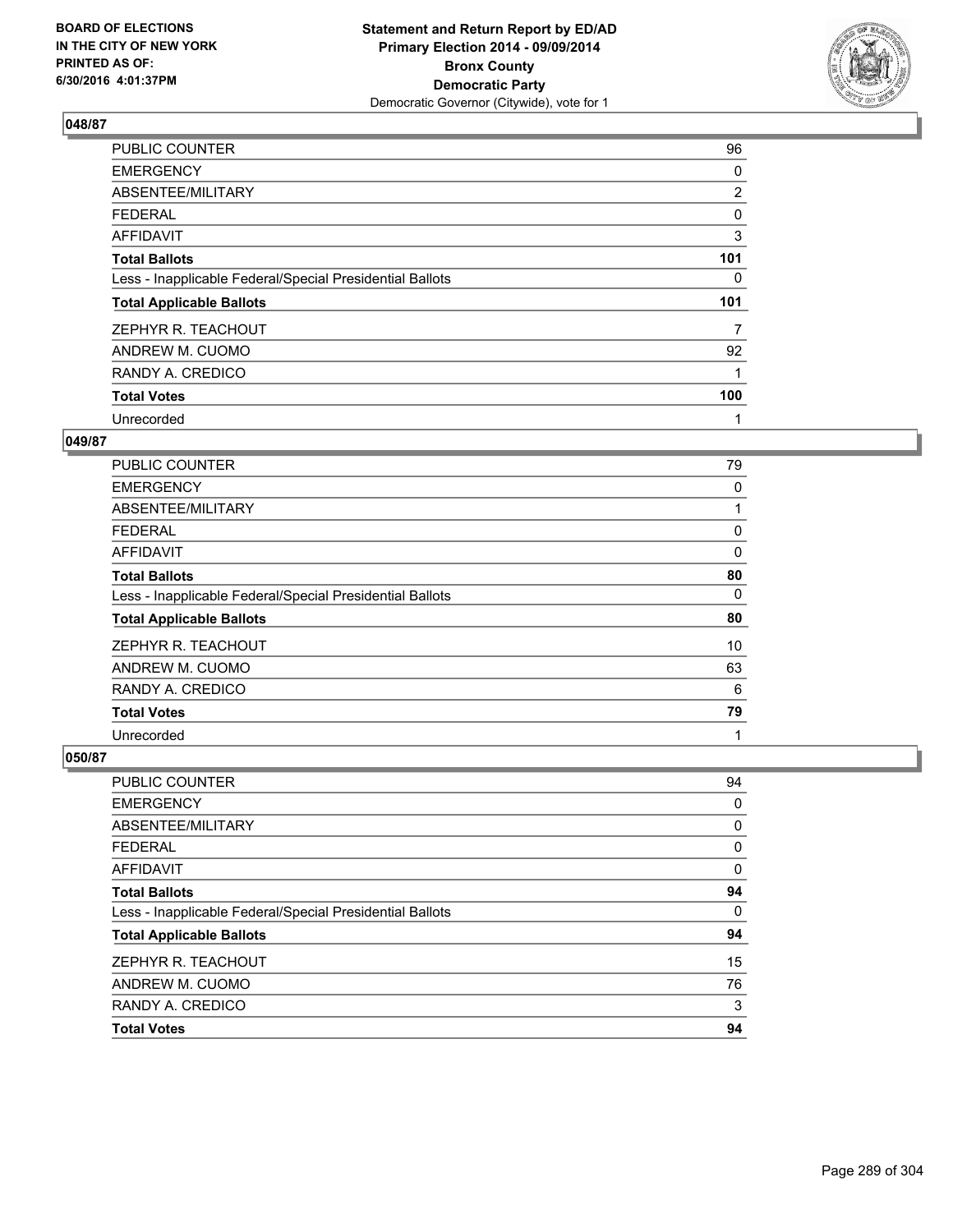BOARD OF ELECTIONS
IN THE CITY OF NEW YORK
PRINTED AS OF:
6/30/2016 4:01:37PM

**Statement and Return Report by ED/AD**
**Primary Election 2014 - 09/09/2014**
**Bronx County**
**Democratic Party**
Democratic Governor (Citywide), vote for 1

### 048/87

| | |
|---|---|
| PUBLIC COUNTER | 96 |
| EMERGENCY | 0 |
| ABSENTEE/MILITARY | 2 |
| FEDERAL | 0 |
| AFFIDAVIT | 3 |
| **Total Ballots** | **101** |
| Less - Inapplicable Federal/Special Presidential Ballots | 0 |
| **Total Applicable Ballots** | **101** |
| ZEPHYR R. TEACHOUT | 7 |
| ANDREW M. CUOMO | 92 |
| RANDY A. CREDICO | 1 |
| **Total Votes** | **100** |
| Unrecorded | 1 |

### 049/87

| | |
|---|---|
| PUBLIC COUNTER | 79 |
| EMERGENCY | 0 |
| ABSENTEE/MILITARY | 1 |
| FEDERAL | 0 |
| AFFIDAVIT | 0 |
| **Total Ballots** | **80** |
| Less - Inapplicable Federal/Special Presidential Ballots | 0 |
| **Total Applicable Ballots** | **80** |
| ZEPHYR R. TEACHOUT | 10 |
| ANDREW M. CUOMO | 63 |
| RANDY A. CREDICO | 6 |
| **Total Votes** | **79** |
| Unrecorded | 1 |

### 050/87

| | |
|---|---|
| PUBLIC COUNTER | 94 |
| EMERGENCY | 0 |
| ABSENTEE/MILITARY | 0 |
| FEDERAL | 0 |
| AFFIDAVIT | 0 |
| **Total Ballots** | **94** |
| Less - Inapplicable Federal/Special Presidential Ballots | 0 |
| **Total Applicable Ballots** | **94** |
| ZEPHYR R. TEACHOUT | 15 |
| ANDREW M. CUOMO | 76 |
| RANDY A. CREDICO | 3 |
| **Total Votes** | **94** |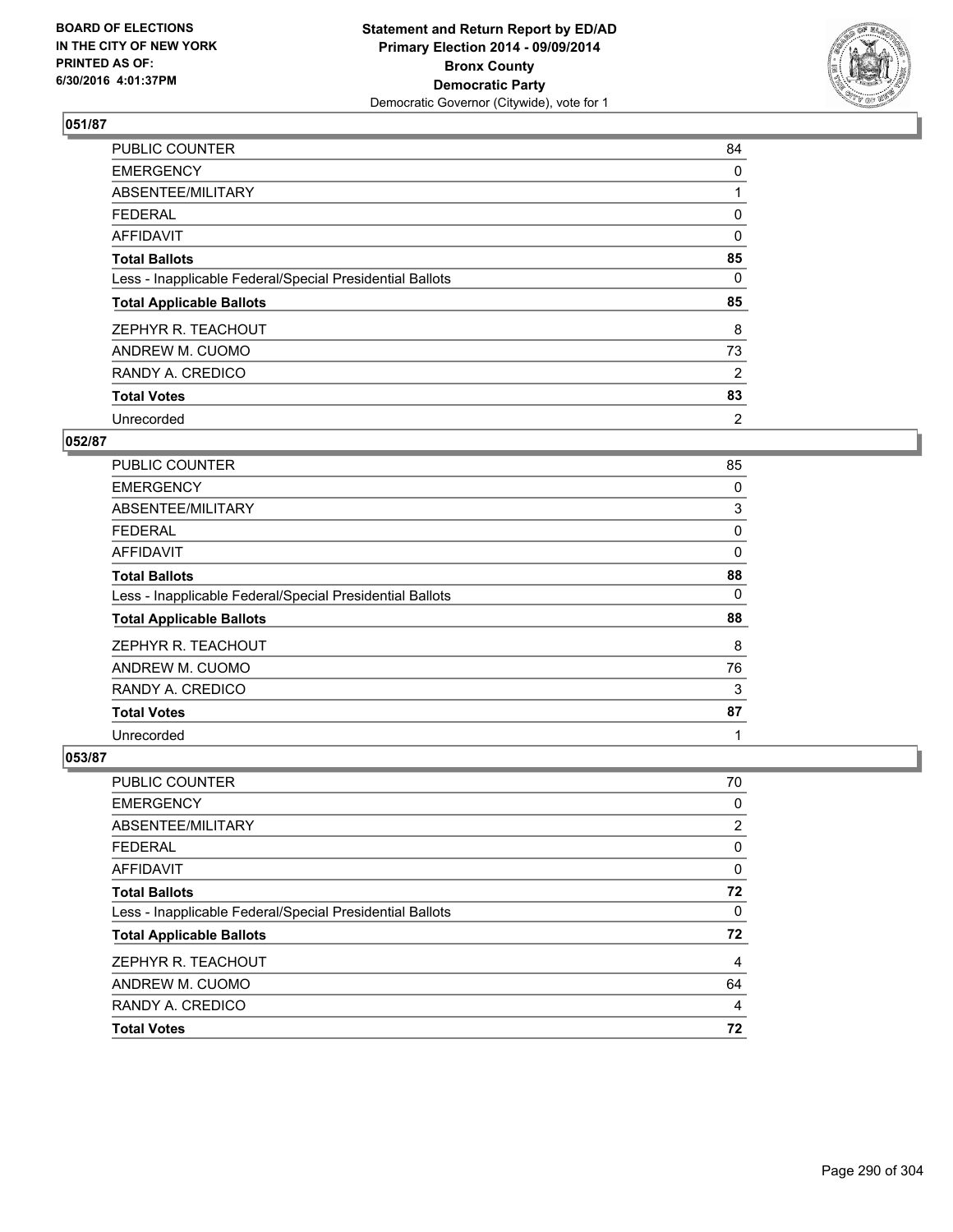**Statement and Return Report by ED/AD**
**Primary Election 2014 - 09/09/2014**
**Bronx County**
**Democratic Party**
Democratic Governor (Citywide), vote for 1

BOARD OF ELECTIONS
IN THE CITY OF NEW YORK
PRINTED AS OF:
6/30/2016 4:01:37PM

### 051/87

| | |
|---|---|
| PUBLIC COUNTER | 84 |
| EMERGENCY | 0 |
| ABSENTEE/MILITARY | 1 |
| FEDERAL | 0 |
| AFFIDAVIT | 0 |
| **Total Ballots** | **85** |
| Less - Inapplicable Federal/Special Presidential Ballots | 0 |
| **Total Applicable Ballots** | **85** |
| ZEPHYR R. TEACHOUT | 8 |
| ANDREW M. CUOMO | 73 |
| RANDY A. CREDICO | 2 |
| **Total Votes** | **83** |
| Unrecorded | 2 |

### 052/87

| | |
|---|---|
| PUBLIC COUNTER | 85 |
| EMERGENCY | 0 |
| ABSENTEE/MILITARY | 3 |
| FEDERAL | 0 |
| AFFIDAVIT | 0 |
| **Total Ballots** | **88** |
| Less - Inapplicable Federal/Special Presidential Ballots | 0 |
| **Total Applicable Ballots** | **88** |
| ZEPHYR R. TEACHOUT | 8 |
| ANDREW M. CUOMO | 76 |
| RANDY A. CREDICO | 3 |
| **Total Votes** | **87** |
| Unrecorded | 1 |

### 053/87

| | |
|---|---|
| PUBLIC COUNTER | 70 |
| EMERGENCY | 0 |
| ABSENTEE/MILITARY | 2 |
| FEDERAL | 0 |
| AFFIDAVIT | 0 |
| **Total Ballots** | **72** |
| Less - Inapplicable Federal/Special Presidential Ballots | 0 |
| **Total Applicable Ballots** | **72** |
| ZEPHYR R. TEACHOUT | 4 |
| ANDREW M. CUOMO | 64 |
| RANDY A. CREDICO | 4 |
| **Total Votes** | **72** |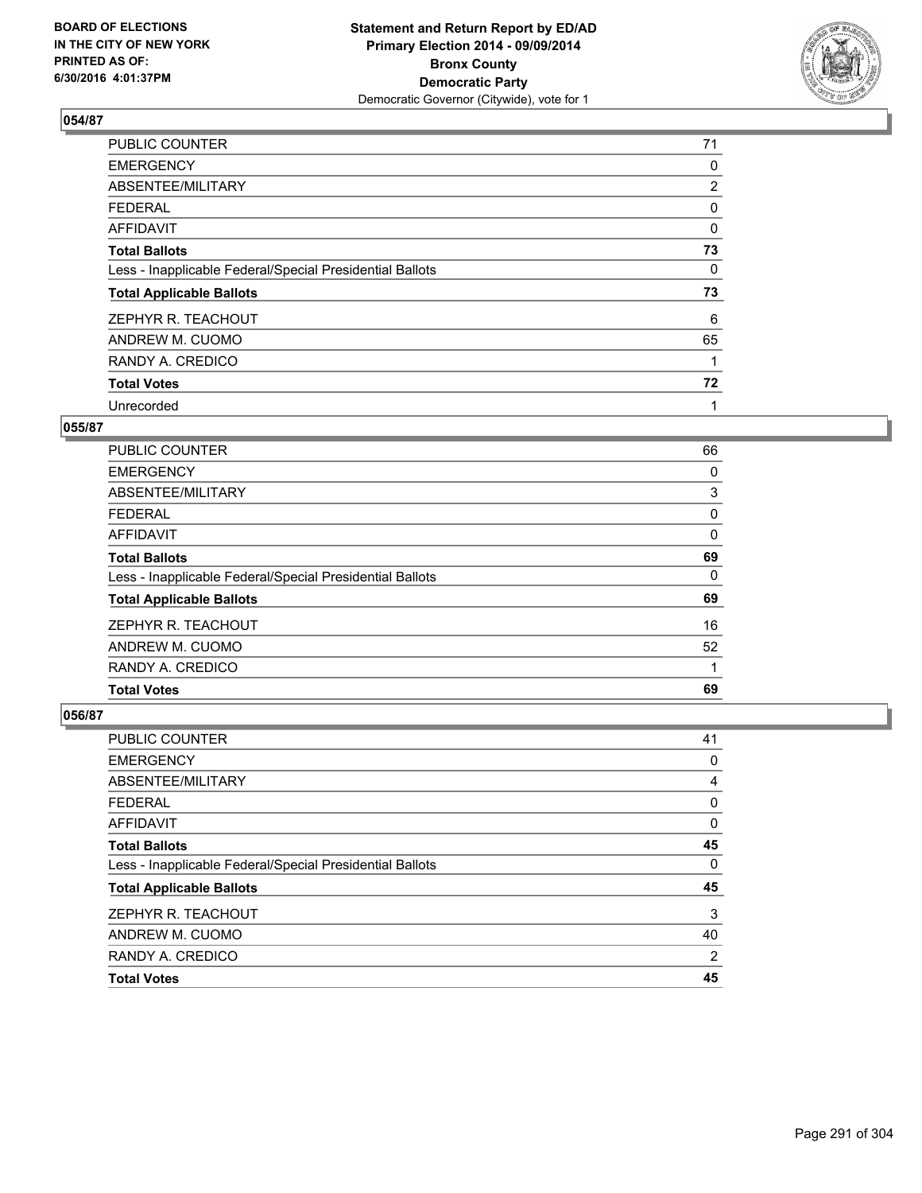**BOARD OF ELECTIONS IN THE CITY OF NEW YORK PRINTED AS OF: 6/30/2016 4:01:37PM**

**Statement and Return Report by ED/AD Primary Election 2014 - 09/09/2014 Bronx County Democratic Party**
Democratic Governor (Citywide), vote for 1

### 054/87

| | |
|---|---|
| PUBLIC COUNTER | 71 |
| EMERGENCY | 0 |
| ABSENTEE/MILITARY | 2 |
| FEDERAL | 0 |
| AFFIDAVIT | 0 |
| **Total Ballots** | **73** |
| Less - Inapplicable Federal/Special Presidential Ballots | 0 |
| **Total Applicable Ballots** | **73** |
| ZEPHYR R. TEACHOUT | 6 |
| ANDREW M. CUOMO | 65 |
| RANDY A. CREDICO | 1 |
| **Total Votes** | **72** |
| Unrecorded | 1 |

### 055/87

| | |
|---|---|
| PUBLIC COUNTER | 66 |
| EMERGENCY | 0 |
| ABSENTEE/MILITARY | 3 |
| FEDERAL | 0 |
| AFFIDAVIT | 0 |
| **Total Ballots** | **69** |
| Less - Inapplicable Federal/Special Presidential Ballots | 0 |
| **Total Applicable Ballots** | **69** |
| ZEPHYR R. TEACHOUT | 16 |
| ANDREW M. CUOMO | 52 |
| RANDY A. CREDICO | 1 |
| **Total Votes** | **69** |

### 056/87

| | |
|---|---|
| PUBLIC COUNTER | 41 |
| EMERGENCY | 0 |
| ABSENTEE/MILITARY | 4 |
| FEDERAL | 0 |
| AFFIDAVIT | 0 |
| **Total Ballots** | **45** |
| Less - Inapplicable Federal/Special Presidential Ballots | 0 |
| **Total Applicable Ballots** | **45** |
| ZEPHYR R. TEACHOUT | 3 |
| ANDREW M. CUOMO | 40 |
| RANDY A. CREDICO | 2 |
| **Total Votes** | **45** |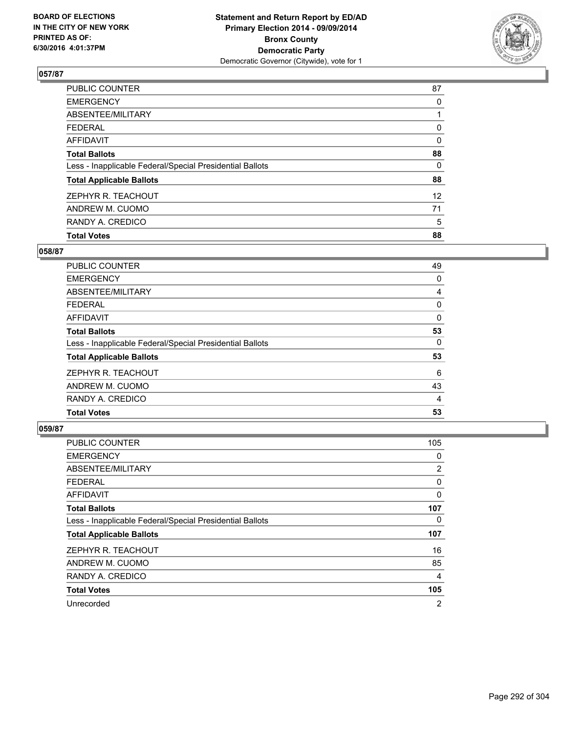**BOARD OF ELECTIONS IN THE CITY OF NEW YORK PRINTED AS OF: 6/30/2016 4:01:37PM**

**Statement and Return Report by ED/AD**
**Primary Election 2014 - 09/09/2014**
**Bronx County**
**Democratic Party**
Democratic Governor (Citywide), vote for 1

## 057/87

| | |
|---|---|
| PUBLIC COUNTER | 87 |
| EMERGENCY | 0 |
| ABSENTEE/MILITARY | 1 |
| FEDERAL | 0 |
| AFFIDAVIT | 0 |
| **Total Ballots** | **88** |
| Less - Inapplicable Federal/Special Presidential Ballots | 0 |
| **Total Applicable Ballots** | **88** |
| ZEPHYR R. TEACHOUT | 12 |
| ANDREW M. CUOMO | 71 |
| RANDY A. CREDICO | 5 |
| **Total Votes** | **88** |

## 058/87

| | |
|---|---|
| PUBLIC COUNTER | 49 |
| EMERGENCY | 0 |
| ABSENTEE/MILITARY | 4 |
| FEDERAL | 0 |
| AFFIDAVIT | 0 |
| **Total Ballots** | **53** |
| Less - Inapplicable Federal/Special Presidential Ballots | 0 |
| **Total Applicable Ballots** | **53** |
| ZEPHYR R. TEACHOUT | 6 |
| ANDREW M. CUOMO | 43 |
| RANDY A. CREDICO | 4 |
| **Total Votes** | **53** |

## 059/87

| | |
|---|---|
| PUBLIC COUNTER | 105 |
| EMERGENCY | 0 |
| ABSENTEE/MILITARY | 2 |
| FEDERAL | 0 |
| AFFIDAVIT | 0 |
| **Total Ballots** | **107** |
| Less - Inapplicable Federal/Special Presidential Ballots | 0 |
| **Total Applicable Ballots** | **107** |
| ZEPHYR R. TEACHOUT | 16 |
| ANDREW M. CUOMO | 85 |
| RANDY A. CREDICO | 4 |
| **Total Votes** | **105** |
| Unrecorded | 2 |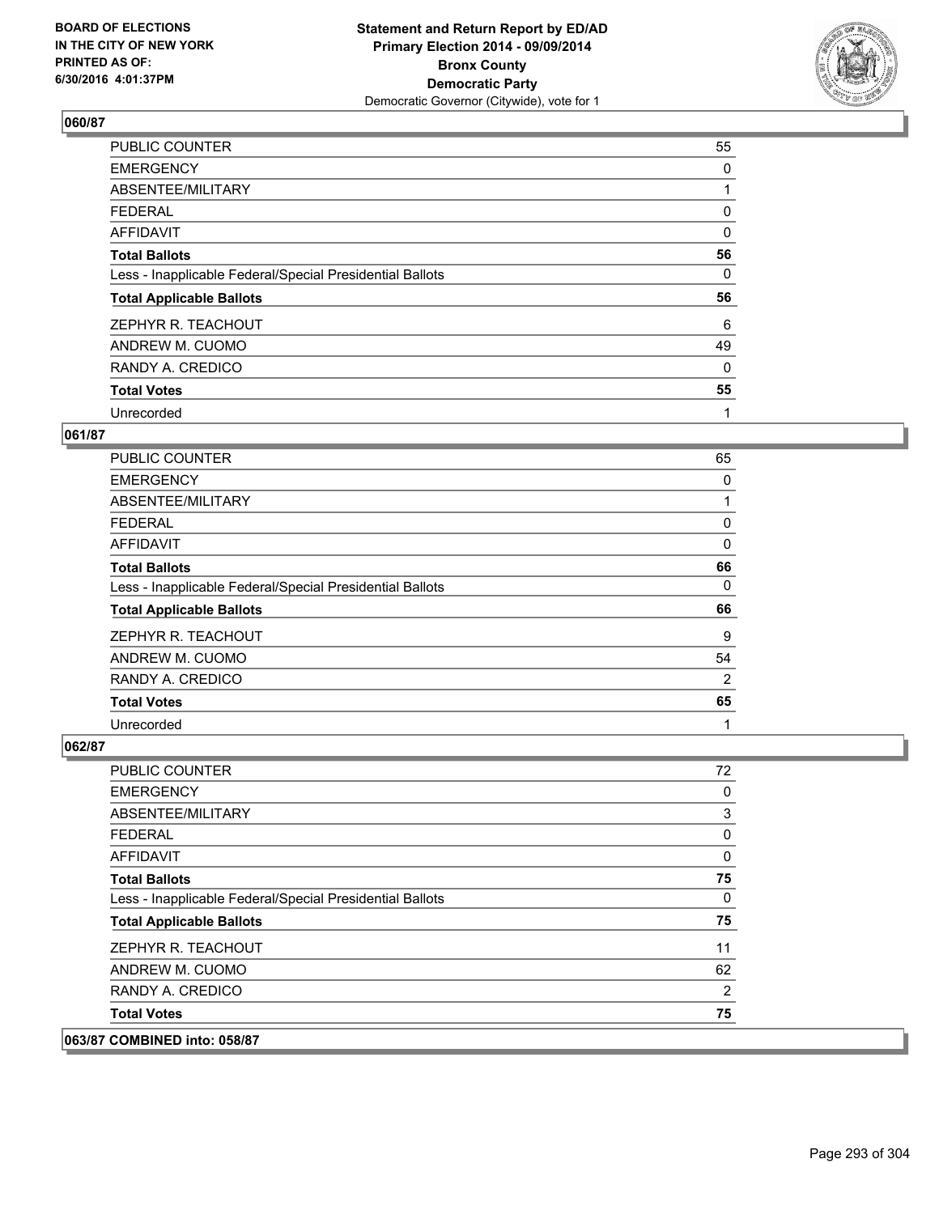BOARD OF ELECTIONS
IN THE CITY OF NEW YORK
PRINTED AS OF:
6/30/2016 4:01:37PM

**Statement and Return Report by ED/AD**
**Primary Election 2014 - 09/09/2014**
**Bronx County**
**Democratic Party**
Democratic Governor (Citywide), vote for 1

### 060/87

| | |
|---|---|
| PUBLIC COUNTER | 55 |
| EMERGENCY | 0 |
| ABSENTEE/MILITARY | 1 |
| FEDERAL | 0 |
| AFFIDAVIT | 0 |
| **Total Ballots** | **56** |
| Less - Inapplicable Federal/Special Presidential Ballots | 0 |
| **Total Applicable Ballots** | **56** |
| ZEPHYR R. TEACHOUT | 6 |
| ANDREW M. CUOMO | 49 |
| RANDY A. CREDICO | 0 |
| **Total Votes** | **55** |
| Unrecorded | 1 |

### 061/87

| | |
|---|---|
| PUBLIC COUNTER | 65 |
| EMERGENCY | 0 |
| ABSENTEE/MILITARY | 1 |
| FEDERAL | 0 |
| AFFIDAVIT | 0 |
| **Total Ballots** | **66** |
| Less - Inapplicable Federal/Special Presidential Ballots | 0 |
| **Total Applicable Ballots** | **66** |
| ZEPHYR R. TEACHOUT | 9 |
| ANDREW M. CUOMO | 54 |
| RANDY A. CREDICO | 2 |
| **Total Votes** | **65** |
| Unrecorded | 1 |

### 062/87

| | |
|---|---|
| PUBLIC COUNTER | 72 |
| EMERGENCY | 0 |
| ABSENTEE/MILITARY | 3 |
| FEDERAL | 0 |
| AFFIDAVIT | 0 |
| **Total Ballots** | **75** |
| Less - Inapplicable Federal/Special Presidential Ballots | 0 |
| **Total Applicable Ballots** | **75** |
| ZEPHYR R. TEACHOUT | 11 |
| ANDREW M. CUOMO | 62 |
| RANDY A. CREDICO | 2 |
| **Total Votes** | **75** |

### 063/87 COMBINED into: 058/87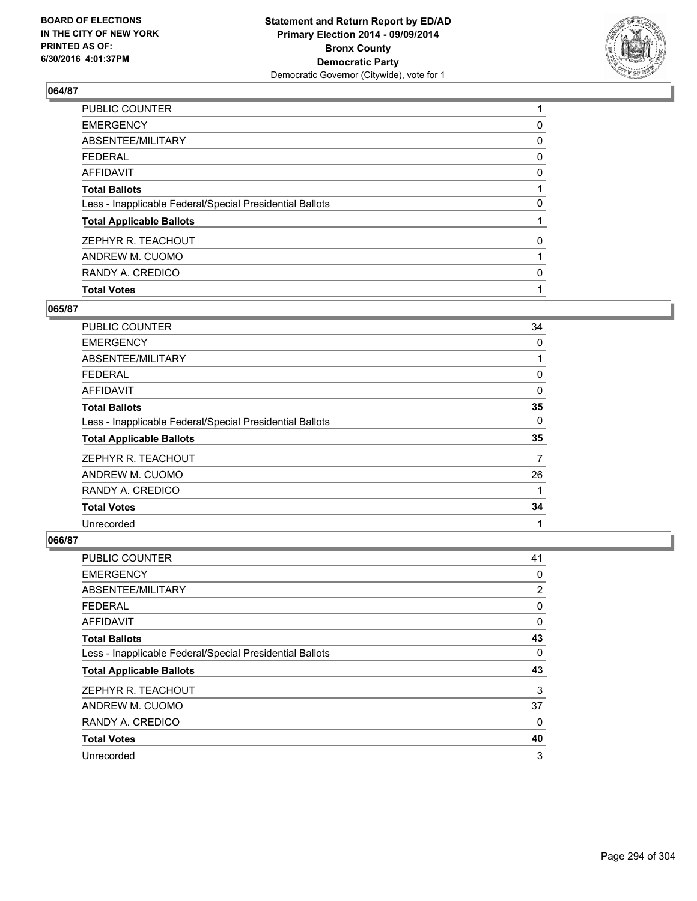# Statement and Return Report by ED/AD
## Primary Election 2014 - 09/09/2014
## Bronx County
## Democratic Party
### Democratic Governor (Citywide), vote for 1

BOARD OF ELECTIONS IN THE CITY OF NEW YORK PRINTED AS OF: 6/30/2016 4:01:37PM

**064/87**

| | |
|---|---|
| PUBLIC COUNTER | 1 |
| EMERGENCY | 0 |
| ABSENTEE/MILITARY | 0 |
| FEDERAL | 0 |
| AFFIDAVIT | 0 |
| **Total Ballots** | **1** |
| Less - Inapplicable Federal/Special Presidential Ballots | 0 |
| **Total Applicable Ballots** | **1** |
| ZEPHYR R. TEACHOUT | 0 |
| ANDREW M. CUOMO | 1 |
| RANDY A. CREDICO | 0 |
| **Total Votes** | **1** |

**065/87**

| | |
|---|---|
| PUBLIC COUNTER | 34 |
| EMERGENCY | 0 |
| ABSENTEE/MILITARY | 1 |
| FEDERAL | 0 |
| AFFIDAVIT | 0 |
| **Total Ballots** | **35** |
| Less - Inapplicable Federal/Special Presidential Ballots | 0 |
| **Total Applicable Ballots** | **35** |
| ZEPHYR R. TEACHOUT | 7 |
| ANDREW M. CUOMO | 26 |
| RANDY A. CREDICO | 1 |
| **Total Votes** | **34** |
| Unrecorded | 1 |

**066/87**

| | |
|---|---|
| PUBLIC COUNTER | 41 |
| EMERGENCY | 0 |
| ABSENTEE/MILITARY | 2 |
| FEDERAL | 0 |
| AFFIDAVIT | 0 |
| **Total Ballots** | **43** |
| Less - Inapplicable Federal/Special Presidential Ballots | 0 |
| **Total Applicable Ballots** | **43** |
| ZEPHYR R. TEACHOUT | 3 |
| ANDREW M. CUOMO | 37 |
| RANDY A. CREDICO | 0 |
| **Total Votes** | **40** |
| Unrecorded | 3 |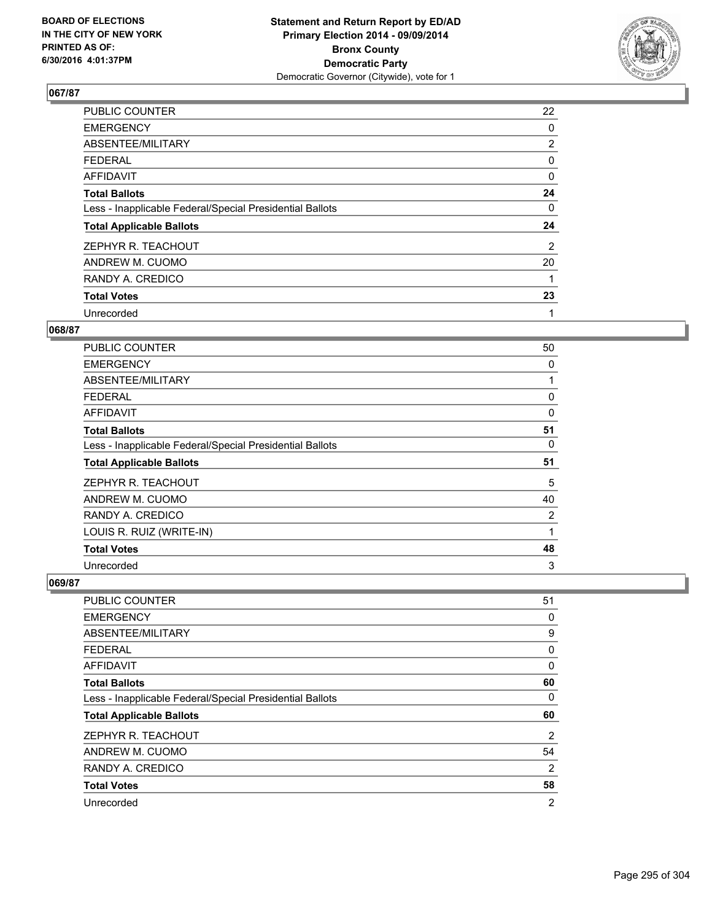**BOARD OF ELECTIONS IN THE CITY OF NEW YORK PRINTED AS OF: 6/30/2016 4:01:37PM**

**Statement and Return Report by ED/AD Primary Election 2014 - 09/09/2014 Bronx County Democratic Party**
Democratic Governor (Citywide), vote for 1

### 067/87

| | |
|---|---|
| PUBLIC COUNTER | 22 |
| EMERGENCY | 0 |
| ABSENTEE/MILITARY | 2 |
| FEDERAL | 0 |
| AFFIDAVIT | 0 |
| **Total Ballots** | **24** |
| Less - Inapplicable Federal/Special Presidential Ballots | 0 |
| **Total Applicable Ballots** | **24** |
| ZEPHYR R. TEACHOUT | 2 |
| ANDREW M. CUOMO | 20 |
| RANDY A. CREDICO | 1 |
| **Total Votes** | **23** |
| Unrecorded | 1 |

### 068/87

| | |
|---|---|
| PUBLIC COUNTER | 50 |
| EMERGENCY | 0 |
| ABSENTEE/MILITARY | 1 |
| FEDERAL | 0 |
| AFFIDAVIT | 0 |
| **Total Ballots** | **51** |
| Less - Inapplicable Federal/Special Presidential Ballots | 0 |
| **Total Applicable Ballots** | **51** |
| ZEPHYR R. TEACHOUT | 5 |
| ANDREW M. CUOMO | 40 |
| RANDY A. CREDICO | 2 |
| LOUIS R. RUIZ (WRITE-IN) | 1 |
| **Total Votes** | **48** |
| Unrecorded | 3 |

### 069/87

| | |
|---|---|
| PUBLIC COUNTER | 51 |
| EMERGENCY | 0 |
| ABSENTEE/MILITARY | 9 |
| FEDERAL | 0 |
| AFFIDAVIT | 0 |
| **Total Ballots** | **60** |
| Less - Inapplicable Federal/Special Presidential Ballots | 0 |
| **Total Applicable Ballots** | **60** |
| ZEPHYR R. TEACHOUT | 2 |
| ANDREW M. CUOMO | 54 |
| RANDY A. CREDICO | 2 |
| **Total Votes** | **58** |
| Unrecorded | 2 |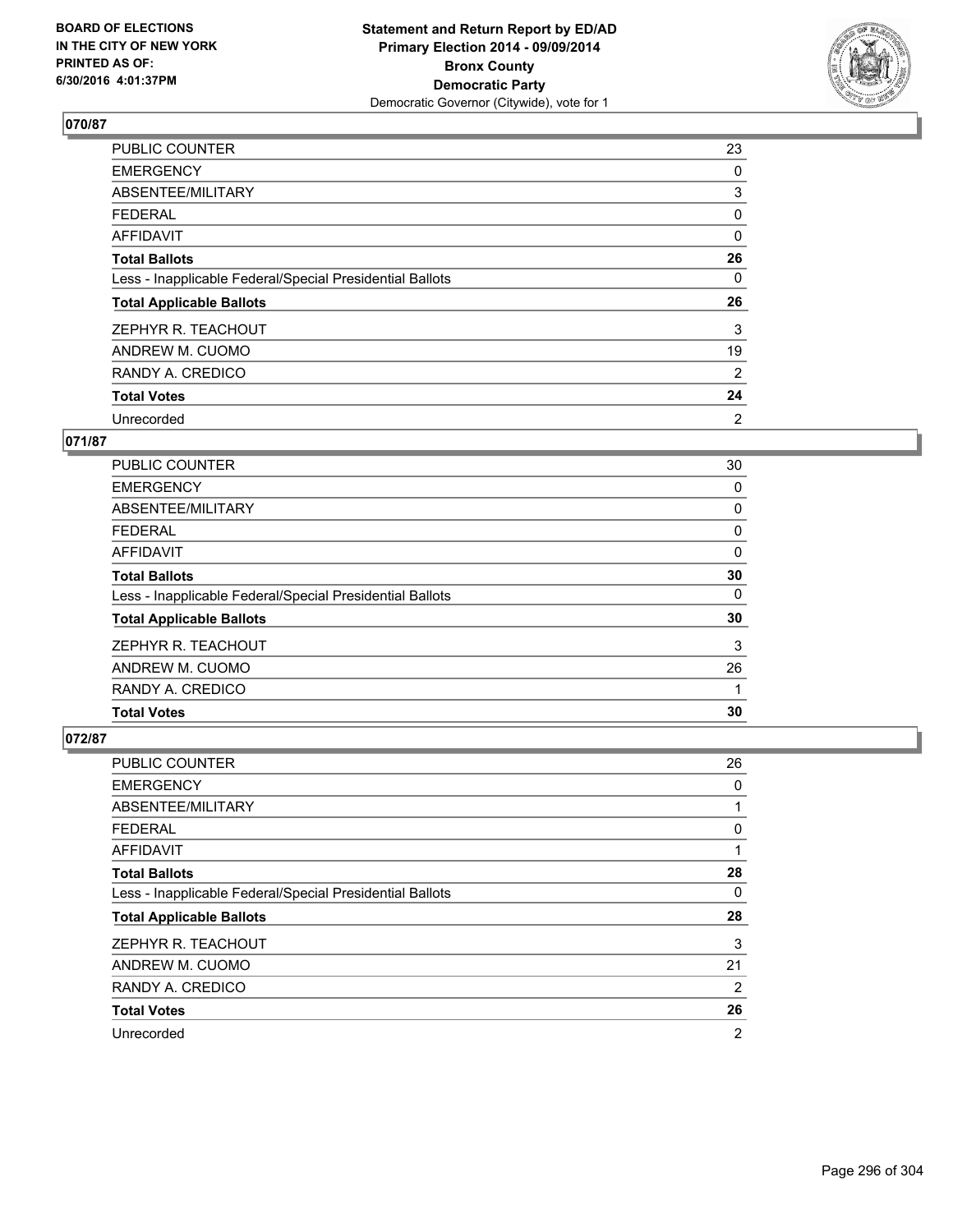### 070/87

| | |
|---|---|
| PUBLIC COUNTER | 23 |
| EMERGENCY | 0 |
| ABSENTEE/MILITARY | 3 |
| FEDERAL | 0 |
| AFFIDAVIT | 0 |
| **Total Ballots** | **26** |
| Less - Inapplicable Federal/Special Presidential Ballots | 0 |
| **Total Applicable Ballots** | **26** |
| ZEPHYR R. TEACHOUT | 3 |
| ANDREW M. CUOMO | 19 |
| RANDY A. CREDICO | 2 |
| **Total Votes** | **24** |
| Unrecorded | 2 |

### 071/87

| | |
|---|---|
| PUBLIC COUNTER | 30 |
| EMERGENCY | 0 |
| ABSENTEE/MILITARY | 0 |
| FEDERAL | 0 |
| AFFIDAVIT | 0 |
| **Total Ballots** | **30** |
| Less - Inapplicable Federal/Special Presidential Ballots | 0 |
| **Total Applicable Ballots** | **30** |
| ZEPHYR R. TEACHOUT | 3 |
| ANDREW M. CUOMO | 26 |
| RANDY A. CREDICO | 1 |
| **Total Votes** | **30** |

### 072/87

| | |
|---|---|
| PUBLIC COUNTER | 26 |
| EMERGENCY | 0 |
| ABSENTEE/MILITARY | 1 |
| FEDERAL | 0 |
| AFFIDAVIT | 1 |
| **Total Ballots** | **28** |
| Less - Inapplicable Federal/Special Presidential Ballots | 0 |
| **Total Applicable Ballots** | **28** |
| ZEPHYR R. TEACHOUT | 3 |
| ANDREW M. CUOMO | 21 |
| RANDY A. CREDICO | 2 |
| **Total Votes** | **26** |
| Unrecorded | 2 |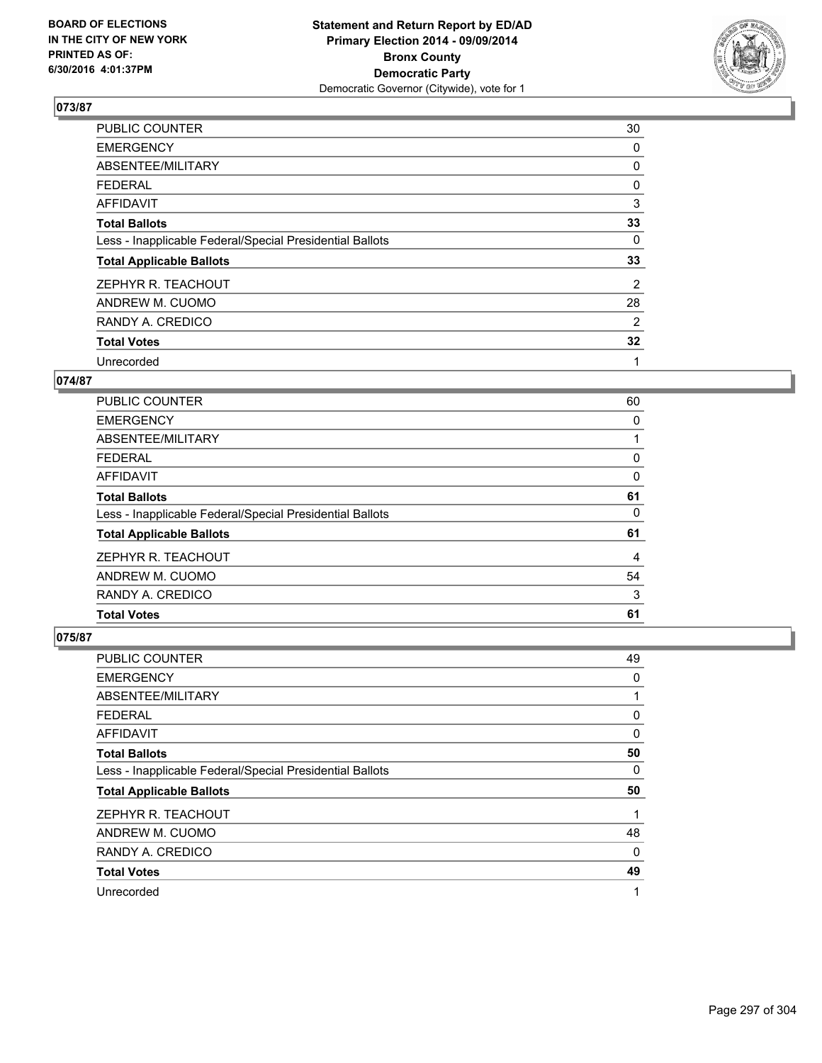**Statement and Return Report by ED/AD**
**Primary Election 2014 - 09/09/2014**
**Bronx County**
**Democratic Party**
Democratic Governor (Citywide), vote for 1

BOARD OF ELECTIONS
IN THE CITY OF NEW YORK
PRINTED AS OF:
6/30/2016 4:01:37PM

### 073/87

| | |
|---|---|
| PUBLIC COUNTER | 30 |
| EMERGENCY | 0 |
| ABSENTEE/MILITARY | 0 |
| FEDERAL | 0 |
| AFFIDAVIT | 3 |
| **Total Ballots** | **33** |
| Less - Inapplicable Federal/Special Presidential Ballots | 0 |
| **Total Applicable Ballots** | **33** |
| ZEPHYR R. TEACHOUT | 2 |
| ANDREW M. CUOMO | 28 |
| RANDY A. CREDICO | 2 |
| **Total Votes** | **32** |
| Unrecorded | 1 |

### 074/87

| | |
|---|---|
| PUBLIC COUNTER | 60 |
| EMERGENCY | 0 |
| ABSENTEE/MILITARY | 1 |
| FEDERAL | 0 |
| AFFIDAVIT | 0 |
| **Total Ballots** | **61** |
| Less - Inapplicable Federal/Special Presidential Ballots | 0 |
| **Total Applicable Ballots** | **61** |
| ZEPHYR R. TEACHOUT | 4 |
| ANDREW M. CUOMO | 54 |
| RANDY A. CREDICO | 3 |
| **Total Votes** | **61** |

### 075/87

| | |
|---|---|
| PUBLIC COUNTER | 49 |
| EMERGENCY | 0 |
| ABSENTEE/MILITARY | 1 |
| FEDERAL | 0 |
| AFFIDAVIT | 0 |
| **Total Ballots** | **50** |
| Less - Inapplicable Federal/Special Presidential Ballots | 0 |
| **Total Applicable Ballots** | **50** |
| ZEPHYR R. TEACHOUT | 1 |
| ANDREW M. CUOMO | 48 |
| RANDY A. CREDICO | 0 |
| **Total Votes** | **49** |
| Unrecorded | 1 |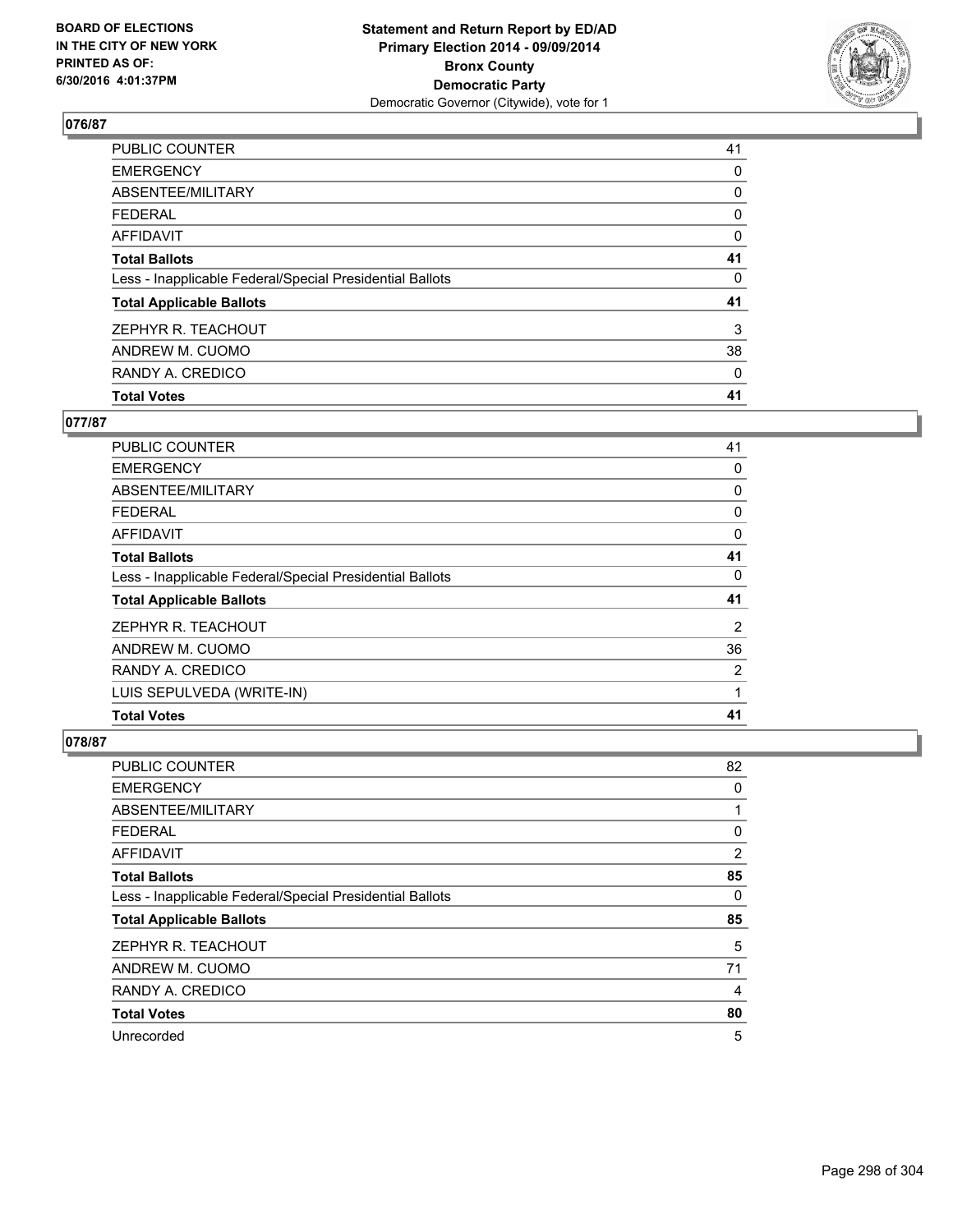BOARD OF ELECTIONS
IN THE CITY OF NEW YORK
PRINTED AS OF:
6/30/2016 4:01:37PM

**Statement and Return Report by ED/AD**
**Primary Election 2014 - 09/09/2014**
**Bronx County**
**Democratic Party**
Democratic Governor (Citywide), vote for 1

### 076/87

| | |
|---|---|
| PUBLIC COUNTER | 41 |
| EMERGENCY | 0 |
| ABSENTEE/MILITARY | 0 |
| FEDERAL | 0 |
| AFFIDAVIT | 0 |
| **Total Ballots** | **41** |
| Less - Inapplicable Federal/Special Presidential Ballots | 0 |
| **Total Applicable Ballots** | **41** |
| ZEPHYR R. TEACHOUT | 3 |
| ANDREW M. CUOMO | 38 |
| RANDY A. CREDICO | 0 |
| **Total Votes** | **41** |

### 077/87

| | |
|---|---|
| PUBLIC COUNTER | 41 |
| EMERGENCY | 0 |
| ABSENTEE/MILITARY | 0 |
| FEDERAL | 0 |
| AFFIDAVIT | 0 |
| **Total Ballots** | **41** |
| Less - Inapplicable Federal/Special Presidential Ballots | 0 |
| **Total Applicable Ballots** | **41** |
| ZEPHYR R. TEACHOUT | 2 |
| ANDREW M. CUOMO | 36 |
| RANDY A. CREDICO | 2 |
| LUIS SEPULVEDA (WRITE-IN) | 1 |
| **Total Votes** | **41** |

### 078/87

| | |
|---|---|
| PUBLIC COUNTER | 82 |
| EMERGENCY | 0 |
| ABSENTEE/MILITARY | 1 |
| FEDERAL | 0 |
| AFFIDAVIT | 2 |
| **Total Ballots** | **85** |
| Less - Inapplicable Federal/Special Presidential Ballots | 0 |
| **Total Applicable Ballots** | **85** |
| ZEPHYR R. TEACHOUT | 5 |
| ANDREW M. CUOMO | 71 |
| RANDY A. CREDICO | 4 |
| **Total Votes** | **80** |
| Unrecorded | 5 |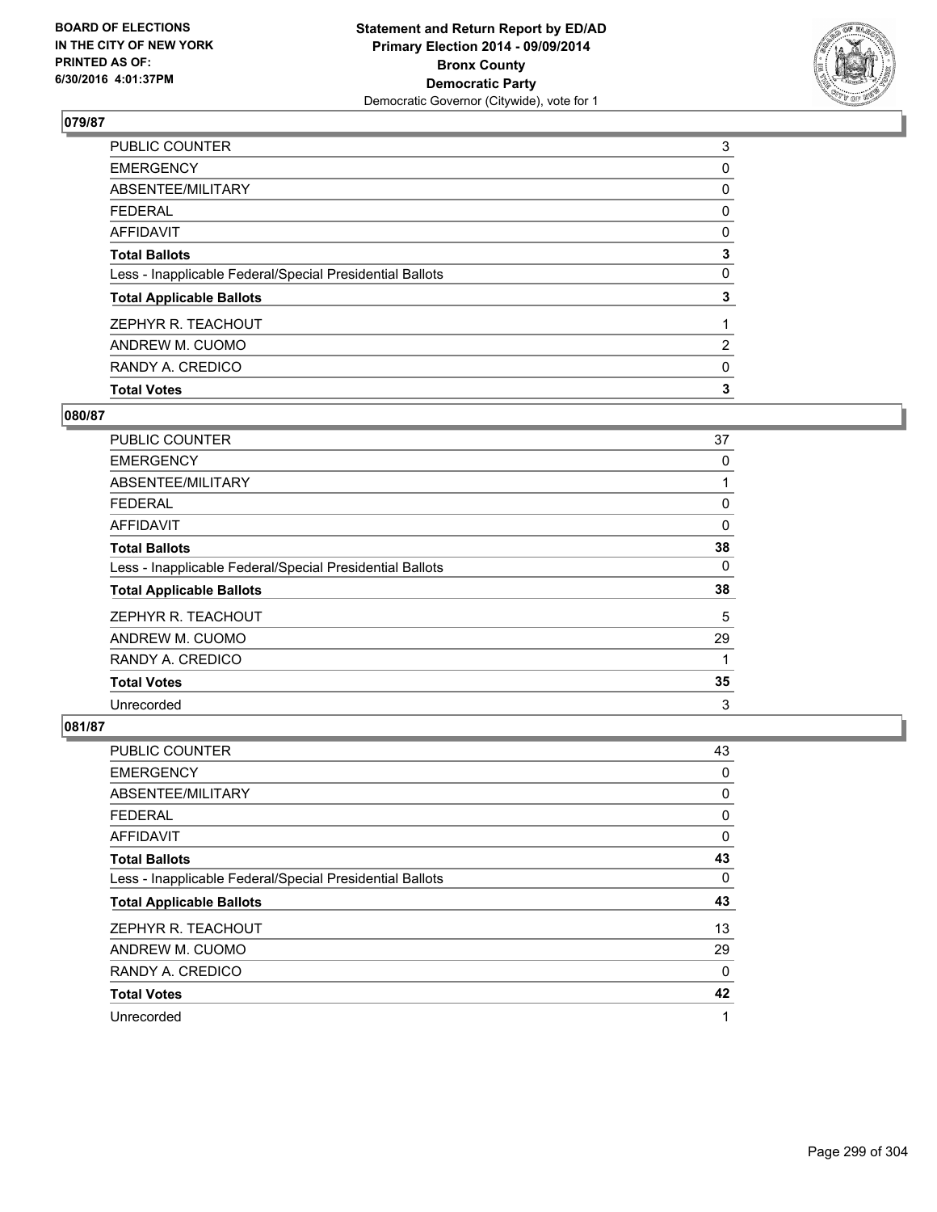**BOARD OF ELECTIONS IN THE CITY OF NEW YORK PRINTED AS OF: 6/30/2016 4:01:37PM**

**Statement and Return Report by ED/AD Primary Election 2014 - 09/09/2014 Bronx County Democratic Party**
Democratic Governor (Citywide), vote for 1

### 079/87

| | |
|---|---|
| PUBLIC COUNTER | 3 |
| EMERGENCY | 0 |
| ABSENTEE/MILITARY | 0 |
| FEDERAL | 0 |
| AFFIDAVIT | 0 |
| **Total Ballots** | **3** |
| Less - Inapplicable Federal/Special Presidential Ballots | 0 |
| **Total Applicable Ballots** | **3** |
| ZEPHYR R. TEACHOUT | 1 |
| ANDREW M. CUOMO | 2 |
| RANDY A. CREDICO | 0 |
| **Total Votes** | **3** |

### 080/87

| | |
|---|---|
| PUBLIC COUNTER | 37 |
| EMERGENCY | 0 |
| ABSENTEE/MILITARY | 1 |
| FEDERAL | 0 |
| AFFIDAVIT | 0 |
| **Total Ballots** | **38** |
| Less - Inapplicable Federal/Special Presidential Ballots | 0 |
| **Total Applicable Ballots** | **38** |
| ZEPHYR R. TEACHOUT | 5 |
| ANDREW M. CUOMO | 29 |
| RANDY A. CREDICO | 1 |
| **Total Votes** | **35** |
| Unrecorded | 3 |

### 081/87

| | |
|---|---|
| PUBLIC COUNTER | 43 |
| EMERGENCY | 0 |
| ABSENTEE/MILITARY | 0 |
| FEDERAL | 0 |
| AFFIDAVIT | 0 |
| **Total Ballots** | **43** |
| Less - Inapplicable Federal/Special Presidential Ballots | 0 |
| **Total Applicable Ballots** | **43** |
| ZEPHYR R. TEACHOUT | 13 |
| ANDREW M. CUOMO | 29 |
| RANDY A. CREDICO | 0 |
| **Total Votes** | **42** |
| Unrecorded | 1 |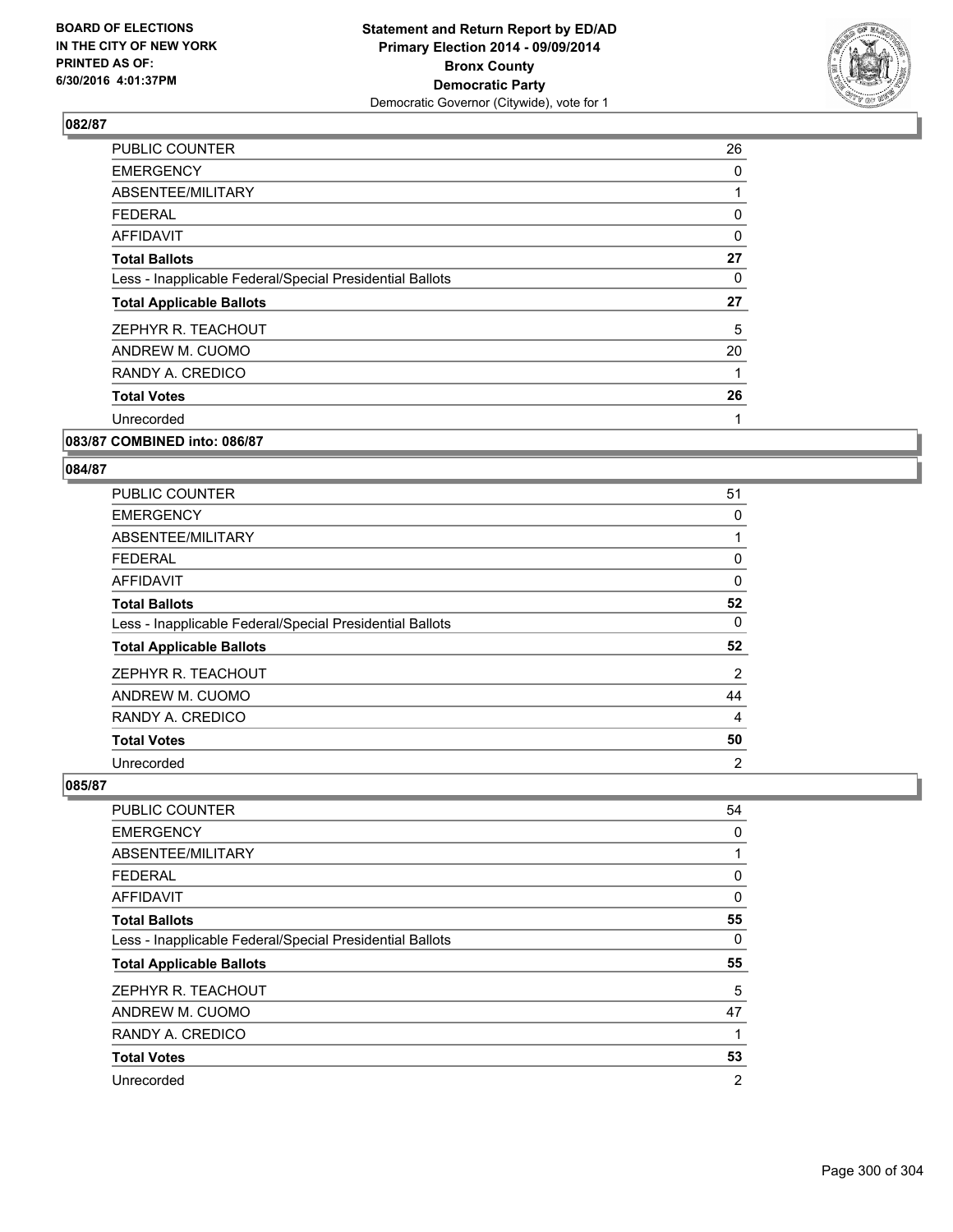**Statement and Return Report by ED/AD**
**Primary Election 2014 - 09/09/2014**
**Bronx County**
**Democratic Party**
Democratic Governor (Citywide), vote for 1

BOARD OF ELECTIONS
IN THE CITY OF NEW YORK
PRINTED AS OF:
6/30/2016 4:01:37PM

### 082/87

| | |
|---|---|
| PUBLIC COUNTER | 26 |
| EMERGENCY | 0 |
| ABSENTEE/MILITARY | 1 |
| FEDERAL | 0 |
| AFFIDAVIT | 0 |
| **Total Ballots** | **27** |
| Less - Inapplicable Federal/Special Presidential Ballots | 0 |
| **Total Applicable Ballots** | **27** |
| ZEPHYR R. TEACHOUT | 5 |
| ANDREW M. CUOMO | 20 |
| RANDY A. CREDICO | 1 |
| **Total Votes** | **26** |
| Unrecorded | 1 |

### 083/87 COMBINED into: 086/87

### 084/87

| | |
|---|---|
| PUBLIC COUNTER | 51 |
| EMERGENCY | 0 |
| ABSENTEE/MILITARY | 1 |
| FEDERAL | 0 |
| AFFIDAVIT | 0 |
| **Total Ballots** | **52** |
| Less - Inapplicable Federal/Special Presidential Ballots | 0 |
| **Total Applicable Ballots** | **52** |
| ZEPHYR R. TEACHOUT | 2 |
| ANDREW M. CUOMO | 44 |
| RANDY A. CREDICO | 4 |
| **Total Votes** | **50** |
| Unrecorded | 2 |

### 085/87

| | |
|---|---|
| PUBLIC COUNTER | 54 |
| EMERGENCY | 0 |
| ABSENTEE/MILITARY | 1 |
| FEDERAL | 0 |
| AFFIDAVIT | 0 |
| **Total Ballots** | **55** |
| Less - Inapplicable Federal/Special Presidential Ballots | 0 |
| **Total Applicable Ballots** | **55** |
| ZEPHYR R. TEACHOUT | 5 |
| ANDREW M. CUOMO | 47 |
| RANDY A. CREDICO | 1 |
| **Total Votes** | **53** |
| Unrecorded | 2 |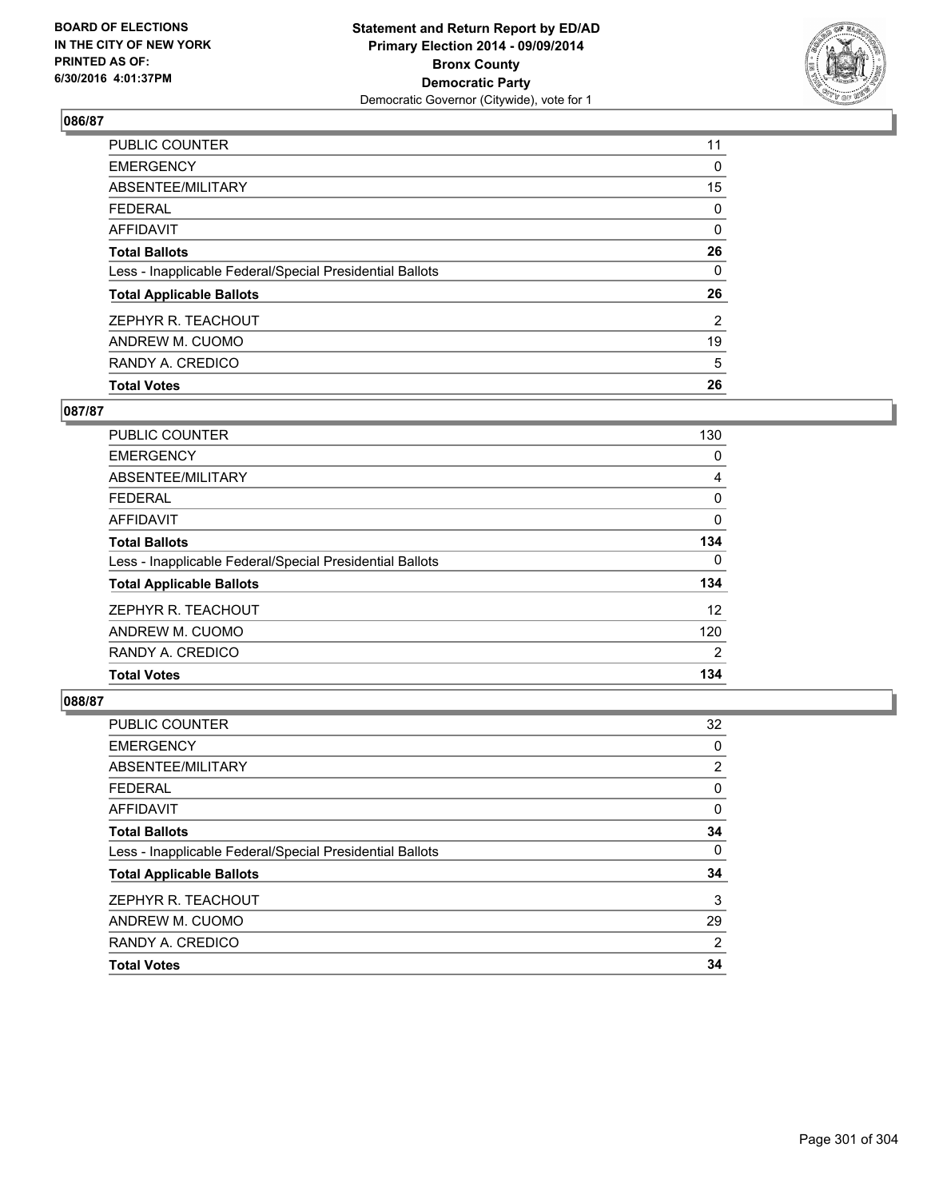**Statement and Return Report by ED/AD**
**Primary Election 2014 - 09/09/2014**
**Bronx County**
**Democratic Party**
Democratic Governor (Citywide), vote for 1

BOARD OF ELECTIONS
IN THE CITY OF NEW YORK
PRINTED AS OF:
6/30/2016 4:01:37PM

## 086/87

| | |
|---|---|
| PUBLIC COUNTER | 11 |
| EMERGENCY | 0 |
| ABSENTEE/MILITARY | 15 |
| FEDERAL | 0 |
| AFFIDAVIT | 0 |
| **Total Ballots** | **26** |
| Less - Inapplicable Federal/Special Presidential Ballots | 0 |
| **Total Applicable Ballots** | **26** |
| ZEPHYR R. TEACHOUT | 2 |
| ANDREW M. CUOMO | 19 |
| RANDY A. CREDICO | 5 |
| **Total Votes** | **26** |

## 087/87

| | |
|---|---|
| PUBLIC COUNTER | 130 |
| EMERGENCY | 0 |
| ABSENTEE/MILITARY | 4 |
| FEDERAL | 0 |
| AFFIDAVIT | 0 |
| **Total Ballots** | **134** |
| Less - Inapplicable Federal/Special Presidential Ballots | 0 |
| **Total Applicable Ballots** | **134** |
| ZEPHYR R. TEACHOUT | 12 |
| ANDREW M. CUOMO | 120 |
| RANDY A. CREDICO | 2 |
| **Total Votes** | **134** |

## 088/87

| | |
|---|---|
| PUBLIC COUNTER | 32 |
| EMERGENCY | 0 |
| ABSENTEE/MILITARY | 2 |
| FEDERAL | 0 |
| AFFIDAVIT | 0 |
| **Total Ballots** | **34** |
| Less - Inapplicable Federal/Special Presidential Ballots | 0 |
| **Total Applicable Ballots** | **34** |
| ZEPHYR R. TEACHOUT | 3 |
| ANDREW M. CUOMO | 29 |
| RANDY A. CREDICO | 2 |
| **Total Votes** | **34** |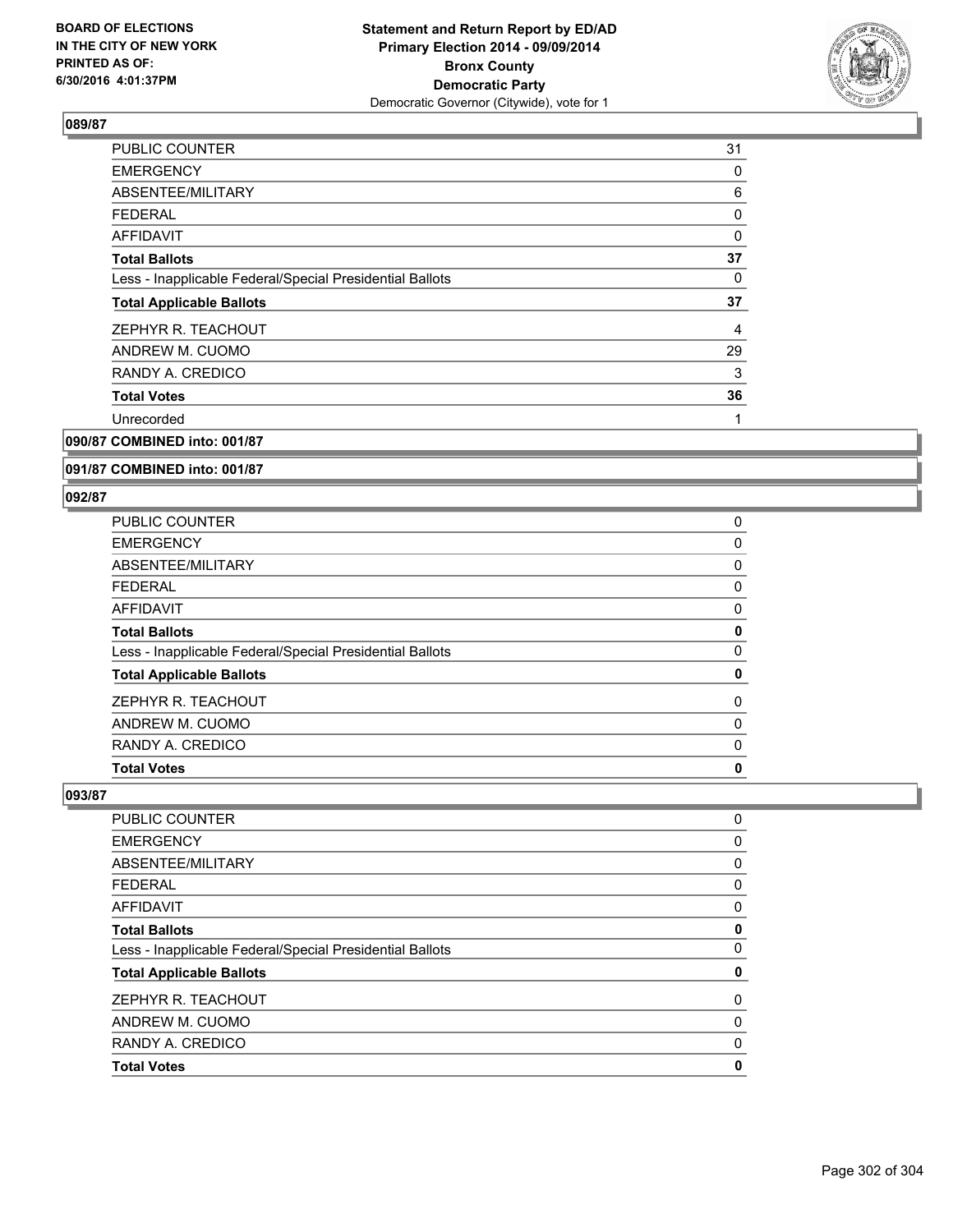## 089/87

| | |
|---|---|
| PUBLIC COUNTER | 31 |
| EMERGENCY | 0 |
| ABSENTEE/MILITARY | 6 |
| FEDERAL | 0 |
| AFFIDAVIT | 0 |
| **Total Ballots** | **37** |
| Less - Inapplicable Federal/Special Presidential Ballots | 0 |
| **Total Applicable Ballots** | **37** |
| ZEPHYR R. TEACHOUT | 4 |
| ANDREW M. CUOMO | 29 |
| RANDY A. CREDICO | 3 |
| **Total Votes** | **36** |
| Unrecorded | 1 |

## 090/87 COMBINED into: 001/87

## 091/87 COMBINED into: 001/87

## 092/87

| | |
|---|---|
| PUBLIC COUNTER | 0 |
| EMERGENCY | 0 |
| ABSENTEE/MILITARY | 0 |
| FEDERAL | 0 |
| AFFIDAVIT | 0 |
| **Total Ballots** | **0** |
| Less - Inapplicable Federal/Special Presidential Ballots | 0 |
| **Total Applicable Ballots** | **0** |
| ZEPHYR R. TEACHOUT | 0 |
| ANDREW M. CUOMO | 0 |
| RANDY A. CREDICO | 0 |
| **Total Votes** | **0** |

## 093/87

| | |
|---|---|
| PUBLIC COUNTER | 0 |
| EMERGENCY | 0 |
| ABSENTEE/MILITARY | 0 |
| FEDERAL | 0 |
| AFFIDAVIT | 0 |
| **Total Ballots** | **0** |
| Less - Inapplicable Federal/Special Presidential Ballots | 0 |
| **Total Applicable Ballots** | **0** |
| ZEPHYR R. TEACHOUT | 0 |
| ANDREW M. CUOMO | 0 |
| RANDY A. CREDICO | 0 |
| **Total Votes** | **0** |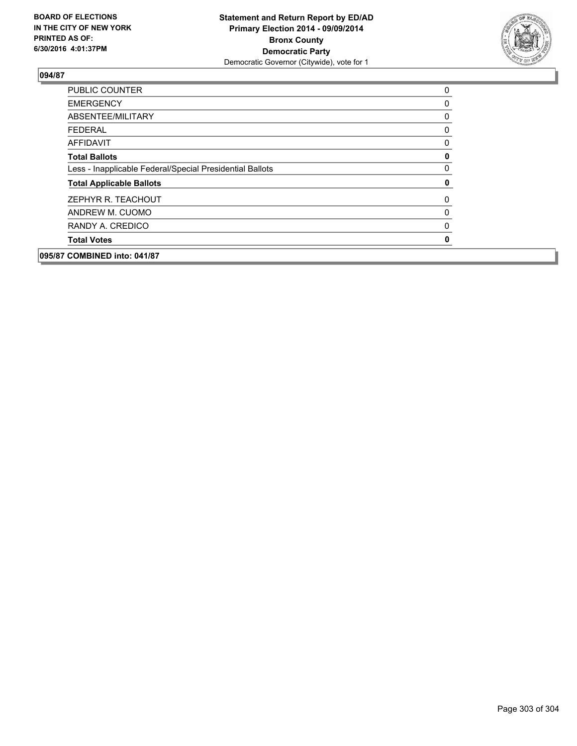**094/87**

| | |
|---|---|
| PUBLIC COUNTER | 0 |
| EMERGENCY | 0 |
| ABSENTEE/MILITARY | 0 |
| FEDERAL | 0 |
| AFFIDAVIT | 0 |
| **Total Ballots** | **0** |
| Less - Inapplicable Federal/Special Presidential Ballots | 0 |
| **Total Applicable Ballots** | **0** |
| ZEPHYR R. TEACHOUT | 0 |
| ANDREW M. CUOMO | 0 |
| RANDY A. CREDICO | 0 |
| **Total Votes** | **0** |

**095/87 COMBINED into: 041/87**